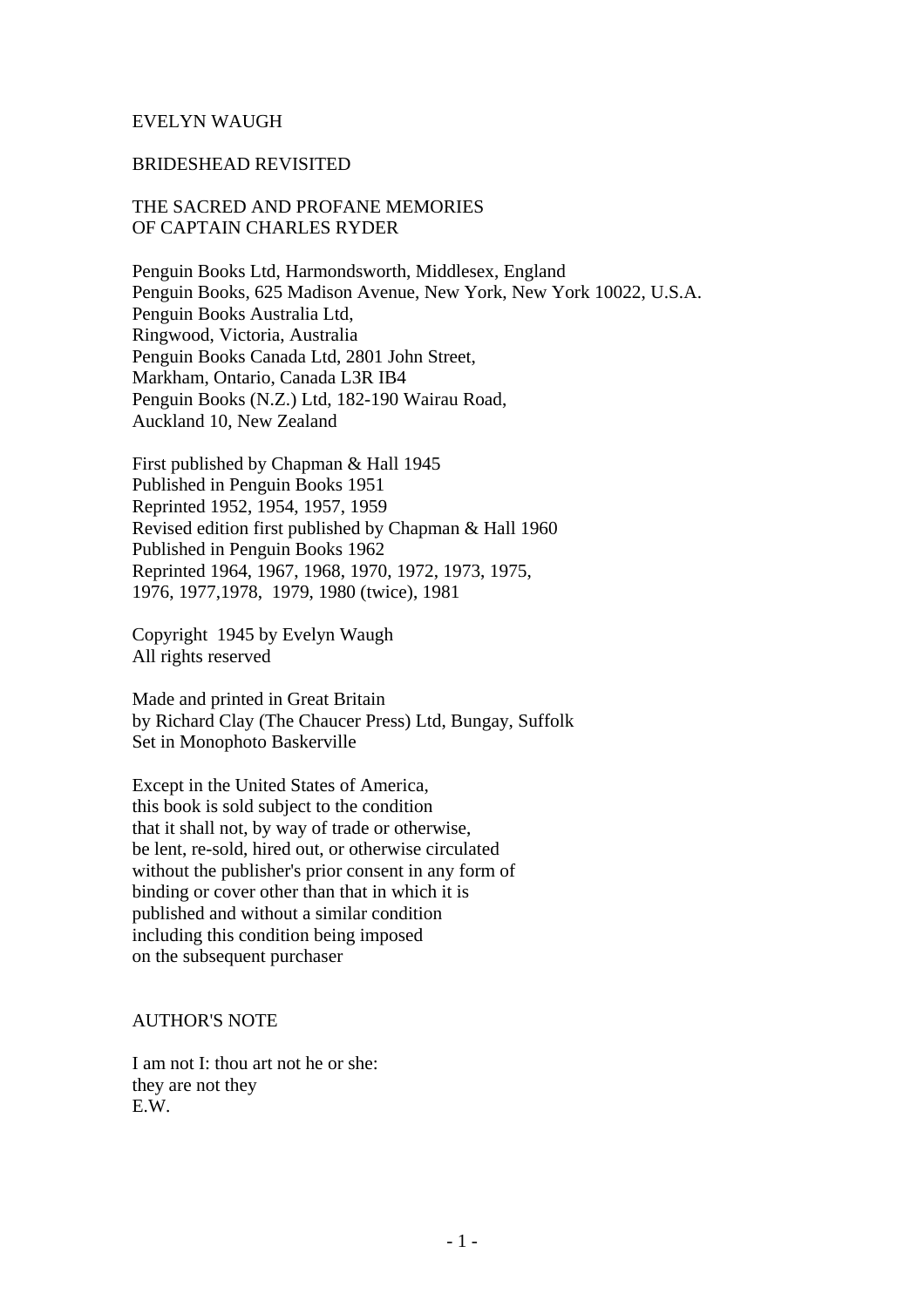EVELYN WAUGH

# BRIDESHEAD REVISITED

## THE SACRED AND PROFANE MEMORIES OF CAPTAIN CHARLES RYDER

Penguin Books Ltd, Harmondsworth, Middlesex, England
Penguin Books, 625 Madison Avenue, New York, New York 10022, U.S.A.
Penguin Books Australia Ltd,
Ringwood, Victoria, Australia
Penguin Books Canada Ltd, 2801 John Street,
Markham, Ontario, Canada L3R IB4
Penguin Books (N.Z.) Ltd, 182-190 Wairau Road,
Auckland 10, New Zealand

First published by Chapman & Hall 1945
Published in Penguin Books 1951
Reprinted 1952, 1954, 1957, 1959
Revised edition first published by Chapman & Hall 1960
Published in Penguin Books 1962
Reprinted 1964, 1967, 1968, 1970, 1972, 1973, 1975,
1976, 1977,1978, 1979, 1980 (twice), 1981

Copyright 1945 by Evelyn Waugh
All rights reserved

Made and printed in Great Britain
by Richard Clay (The Chaucer Press) Ltd, Bungay, Suffolk
Set in Monophoto Baskerville

Except in the United States of America,
this book is sold subject to the condition
that it shall not, by way of trade or otherwise,
be lent, re-sold, hired out, or otherwise circulated
without the publisher's prior consent in any form of
binding or cover other than that in which it is
published and without a similar condition
including this condition being imposed
on the subsequent purchaser

## AUTHOR'S NOTE

I am not I: thou art not he or she:
they are not they
E.W.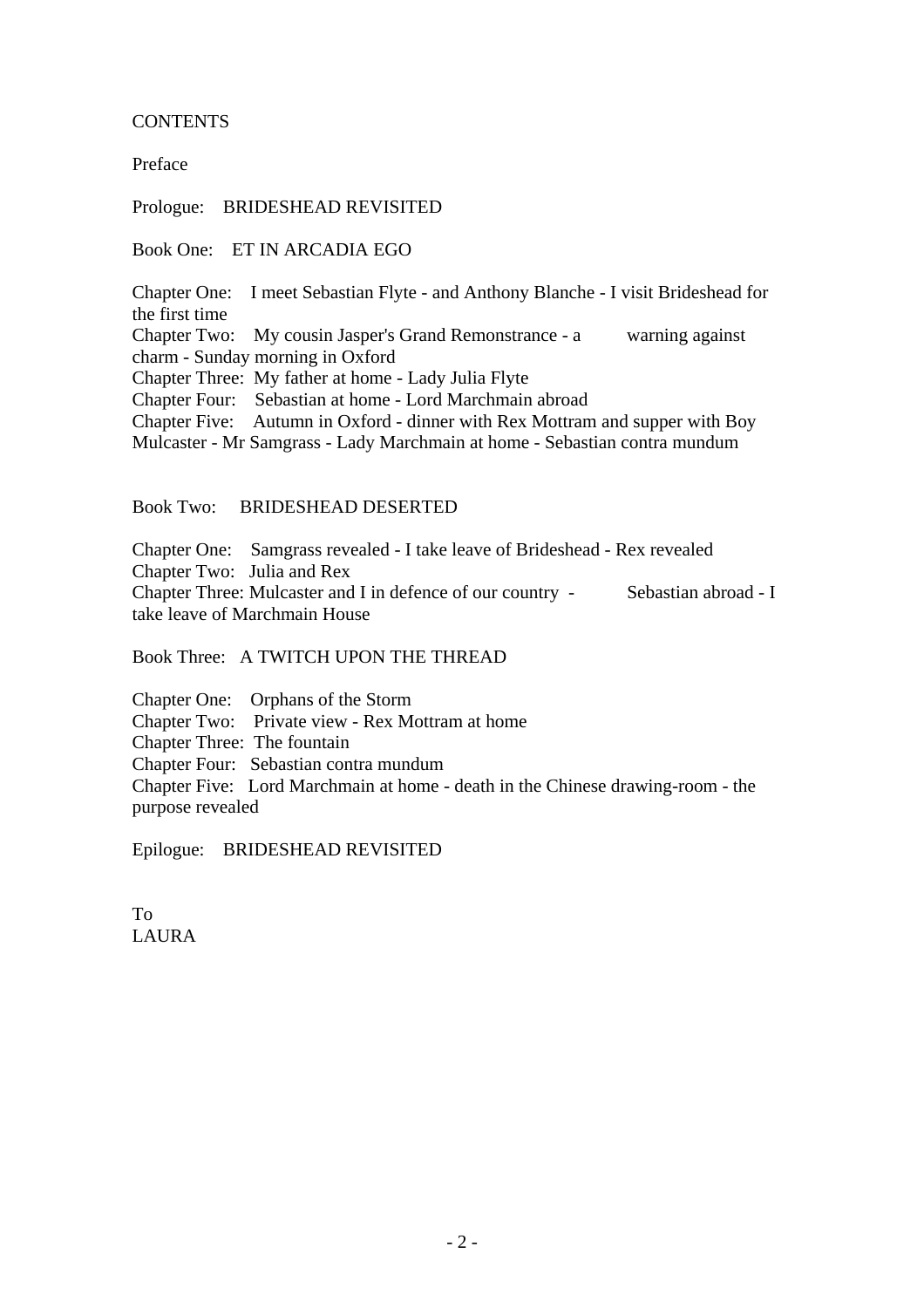CONTENTS

Preface

Prologue: BRIDESHEAD REVISITED

Book One: ET IN ARCADIA EGO

Chapter One: I meet Sebastian Flyte - and Anthony Blanche - I visit Brideshead for the first time
Chapter Two: My cousin Jasper's Grand Remonstrance - a warning against charm - Sunday morning in Oxford
Chapter Three: My father at home - Lady Julia Flyte
Chapter Four: Sebastian at home - Lord Marchmain abroad
Chapter Five: Autumn in Oxford - dinner with Rex Mottram and supper with Boy Mulcaster - Mr Samgrass - Lady Marchmain at home - Sebastian contra mundum

Book Two: BRIDESHEAD DESERTED

Chapter One: Samgrass revealed - I take leave of Brideshead - Rex revealed
Chapter Two: Julia and Rex
Chapter Three: Mulcaster and I in defence of our country - Sebastian abroad - I take leave of Marchmain House

Book Three: A TWITCH UPON THE THREAD

Chapter One: Orphans of the Storm
Chapter Two: Private view - Rex Mottram at home
Chapter Three: The fountain
Chapter Four: Sebastian contra mundum
Chapter Five: Lord Marchmain at home - death in the Chinese drawing-room - the purpose revealed

Epilogue: BRIDESHEAD REVISITED

To
LAURA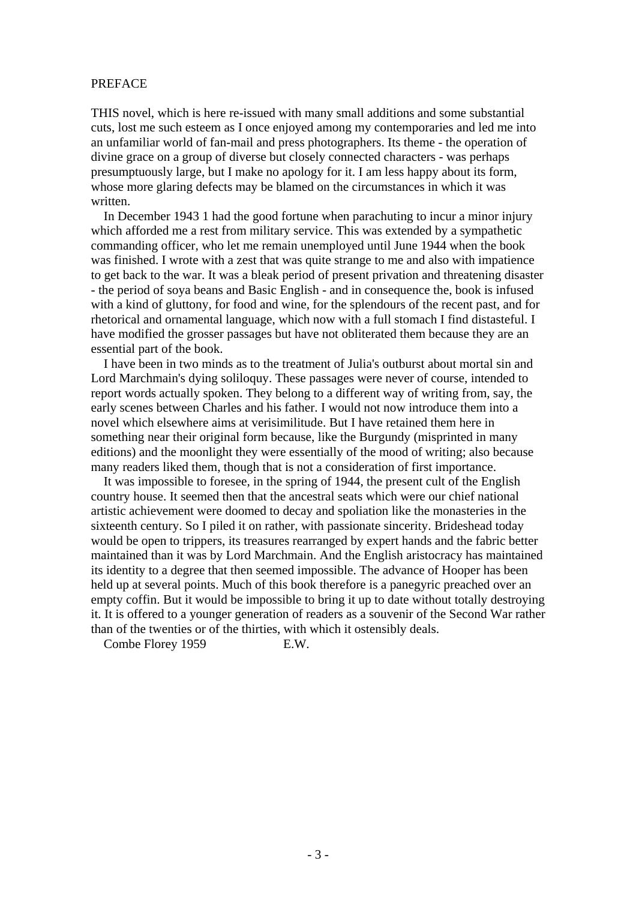## PREFACE

THIS novel, which is here re-issued with many small additions and some substantial cuts, lost me such esteem as I once enjoyed among my contemporaries and led me into an unfamiliar world of fan-mail and press photographers. Its theme - the operation of divine grace on a group of diverse but closely connected characters - was perhaps presumptuously large, but I make no apology for it. I am less happy about its form, whose more glaring defects may be blamed on the circumstances in which it was written.

In December 1943 1 had the good fortune when parachuting to incur a minor injury which afforded me a rest from military service. This was extended by a sympathetic commanding officer, who let me remain unemployed until June 1944 when the book was finished. I wrote with a zest that was quite strange to me and also with impatience to get back to the war. It was a bleak period of present privation and threatening disaster - the period of soya beans and Basic English - and in consequence the, book is infused with a kind of gluttony, for food and wine, for the splendours of the recent past, and for rhetorical and ornamental language, which now with a full stomach I find distasteful. I have modified the grosser passages but have not obliterated them because they are an essential part of the book.

I have been in two minds as to the treatment of Julia's outburst about mortal sin and Lord Marchmain's dying soliloquy. These passages were never of course, intended to report words actually spoken. They belong to a different way of writing from, say, the early scenes between Charles and his father. I would not now introduce them into a novel which elsewhere aims at verisimilitude. But I have retained them here in something near their original form because, like the Burgundy (misprinted in many editions) and the moonlight they were essentially of the mood of writing; also because many readers liked them, though that is not a consideration of first importance.

It was impossible to foresee, in the spring of 1944, the present cult of the English country house. It seemed then that the ancestral seats which were our chief national artistic achievement were doomed to decay and spoliation like the monasteries in the sixteenth century. So I piled it on rather, with passionate sincerity. Brideshead today would be open to trippers, its treasures rearranged by expert hands and the fabric better maintained than it was by Lord Marchmain. And the English aristocracy has maintained its identity to a degree that then seemed impossible. The advance of Hooper has been held up at several points. Much of this book therefore is a panegyric preached over an empty coffin. But it would be impossible to bring it up to date without totally destroying it. It is offered to a younger generation of readers as a souvenir of the Second War rather than of the twenties or of the thirties, with which it ostensibly deals.

Combe Florey 1959 E.W.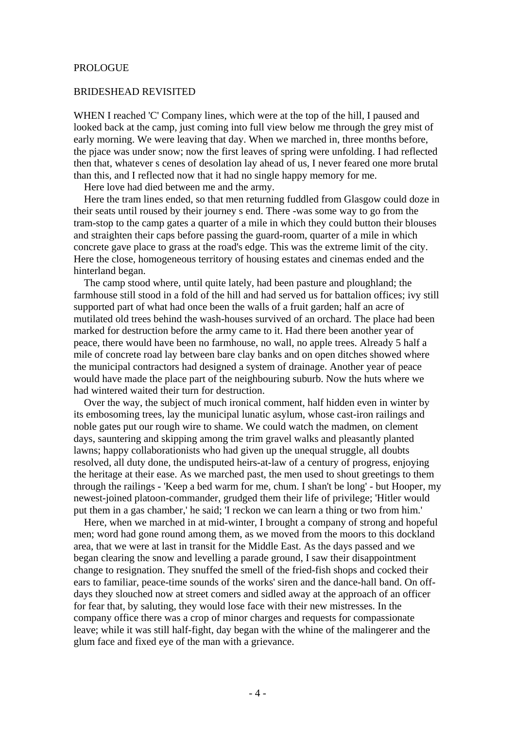PROLOGUE

BRIDESHEAD REVISITED

WHEN I reached 'C' Company lines, which were at the top of the hill, I paused and looked back at the camp, just coming into full view below me through the grey mist of early morning. We were leaving that day. When we marched in, three months before, the pjace was under snow; now the first leaves of spring were unfolding. I had reflected then that, whatever s cenes of desolation lay ahead of us, I never feared one more brutal than this, and I reflected now that it had no single happy memory for me.

Here love had died between me and the army.

Here the tram lines ended, so that men returning fuddled from Glasgow could doze in their seats until roused by their journey s end. There -was some way to go from the tram-stop to the camp gates a quarter of a mile in which they could button their blouses and straighten their caps before passing the guard-room, quarter of a mile in which concrete gave place to grass at the road's edge. This was the extreme limit of the city. Here the close, homogeneous territory of housing estates and cinemas ended and the hinterland began.

The camp stood where, until quite lately, had been pasture and ploughland; the farmhouse still stood in a fold of the hill and had served us for battalion offices; ivy still supported part of what had once been the walls of a fruit garden; half an acre of mutilated old trees behind the wash-houses survived of an orchard. The place had been marked for destruction before the army came to it. Had there been another year of peace, there would have been no farmhouse, no wall, no apple trees. Already 5 half a mile of concrete road lay between bare clay banks and on open ditches showed where the municipal contractors had designed a system of drainage. Another year of peace would have made the place part of the neighbouring suburb. Now the huts where we had wintered waited their turn for destruction.

Over the way, the subject of much ironical comment, half hidden even in winter by its embosoming trees, lay the municipal lunatic asylum, whose cast-iron railings and noble gates put our rough wire to shame. We could watch the madmen, on clement days, sauntering and skipping among the trim gravel walks and pleasantly planted lawns; happy collaborationists who had given up the unequal struggle, all doubts resolved, all duty done, the undisputed heirs-at-law of a century of progress, enjoying the heritage at their ease. As we marched past, the men used to shout greetings to them through the railings - 'Keep a bed warm for me, chum. I shan't be long' - but Hooper, my newest-joined platoon-commander, grudged them their life of privilege; 'Hitler would put them in a gas chamber,' he said; 'I reckon we can learn a thing or two from him.'

Here, when we marched in at mid-winter, I brought a company of strong and hopeful men; word had gone round among them, as we moved from the moors to this dockland area, that we were at last in transit for the Middle East. As the days passed and we began clearing the snow and levelling a parade ground, I saw their disappointment change to resignation. They snuffed the smell of the fried-fish shops and cocked their ears to familiar, peace-time sounds of the works' siren and the dance-hall band. On off-days they slouched now at street comers and sidled away at the approach of an officer for fear that, by saluting, they would lose face with their new mistresses. In the company office there was a crop of minor charges and requests for compassionate leave; while it was still half-fight, day began with the whine of the malingerer and the glum face and fixed eye of the man with a grievance.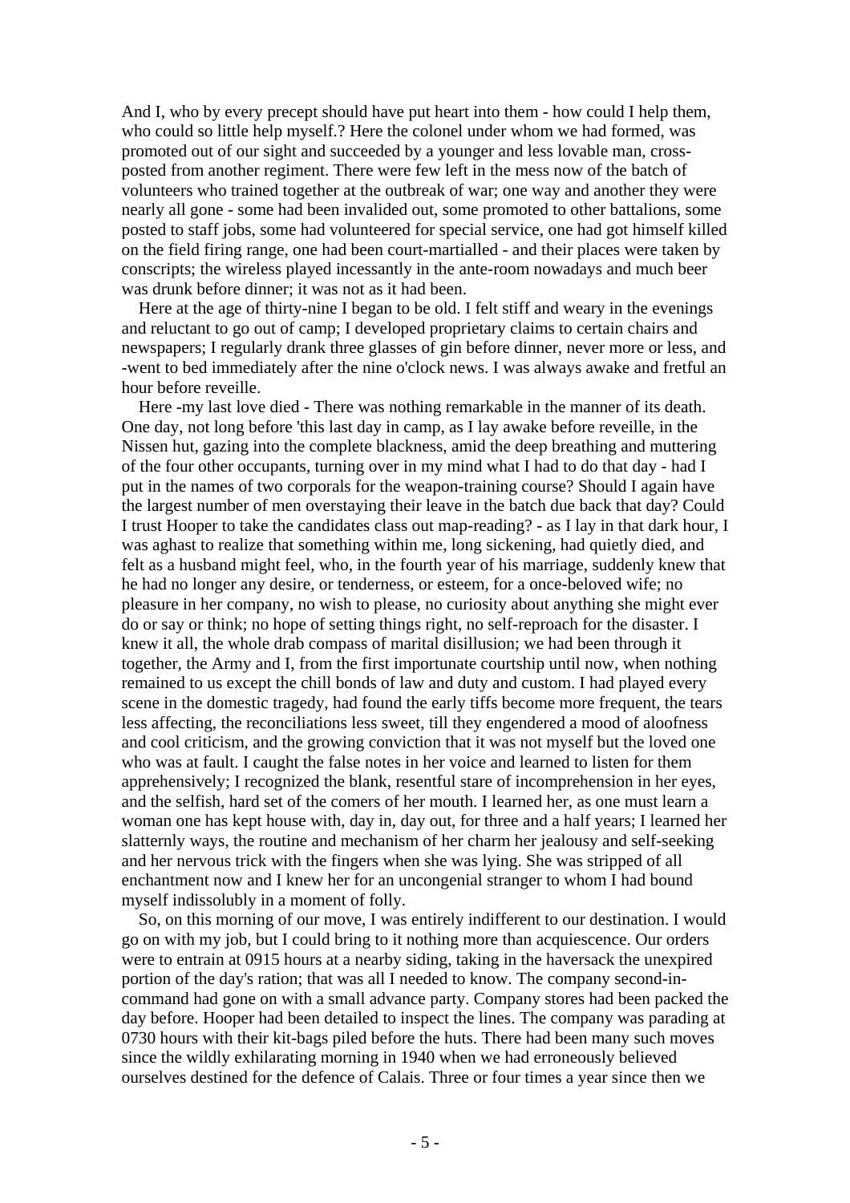And I, who by every precept should have put heart into them - how could I help them, who could so little help myself.? Here the colonel under whom we had formed, was promoted out of our sight and succeeded by a younger and less lovable man, cross-posted from another regiment. There were few left in the mess now of the batch of volunteers who trained together at the outbreak of war; one way and another they were nearly all gone - some had been invalided out, some promoted to other battalions, some posted to staff jobs, some had volunteered for special service, one had got himself killed on the field firing range, one had been court-martialled - and their places were taken by conscripts; the wireless played incessantly in the ante-room nowadays and much beer was drunk before dinner; it was not as it had been.

Here at the age of thirty-nine I began to be old. I felt stiff and weary in the evenings and reluctant to go out of camp; I developed proprietary claims to certain chairs and newspapers; I regularly drank three glasses of gin before dinner, never more or less, and -went to bed immediately after the nine o'clock news. I was always awake and fretful an hour before reveille.

Here -my last love died - There was nothing remarkable in the manner of its death. One day, not long before 'this last day in camp, as I lay awake before reveille, in the Nissen hut, gazing into the complete blackness, amid the deep breathing and muttering of the four other occupants, turning over in my mind what I had to do that day - had I put in the names of two corporals for the weapon-training course? Should I again have the largest number of men overstaying their leave in the batch due back that day? Could I trust Hooper to take the candidates class out map-reading? - as I lay in that dark hour, I was aghast to realize that something within me, long sickening, had quietly died, and felt as a husband might feel, who, in the fourth year of his marriage, suddenly knew that he had no longer any desire, or tenderness, or esteem, for a once-beloved wife; no pleasure in her company, no wish to please, no curiosity about anything she might ever do or say or think; no hope of setting things right, no self-reproach for the disaster. I knew it all, the whole drab compass of marital disillusion; we had been through it together, the Army and I, from the first importunate courtship until now, when nothing remained to us except the chill bonds of law and duty and custom. I had played every scene in the domestic tragedy, had found the early tiffs become more frequent, the tears less affecting, the reconciliations less sweet, till they engendered a mood of aloofness and cool criticism, and the growing conviction that it was not myself but the loved one who was at fault. I caught the false notes in her voice and learned to listen for them apprehensively; I recognized the blank, resentful stare of incomprehension in her eyes, and the selfish, hard set of the comers of her mouth. I learned her, as one must learn a woman one has kept house with, day in, day out, for three and a half years; I learned her slatternly ways, the routine and mechanism of her charm her jealousy and self-seeking and her nervous trick with the fingers when she was lying. She was stripped of all enchantment now and I knew her for an uncongenial stranger to whom I had bound myself indissolubly in a moment of folly.

So, on this morning of our move, I was entirely indifferent to our destination. I would go on with my job, but I could bring to it nothing more than acquiescence. Our orders were to entrain at 0915 hours at a nearby siding, taking in the haversack the unexpired portion of the day's ration; that was all I needed to know. The company second-in-command had gone on with a small advance party. Company stores had been packed the day before. Hooper had been detailed to inspect the lines. The company was parading at 0730 hours with their kit-bags piled before the huts. There had been many such moves since the wildly exhilarating morning in 1940 when we had erroneously believed ourselves destined for the defence of Calais. Three or four times a year since then we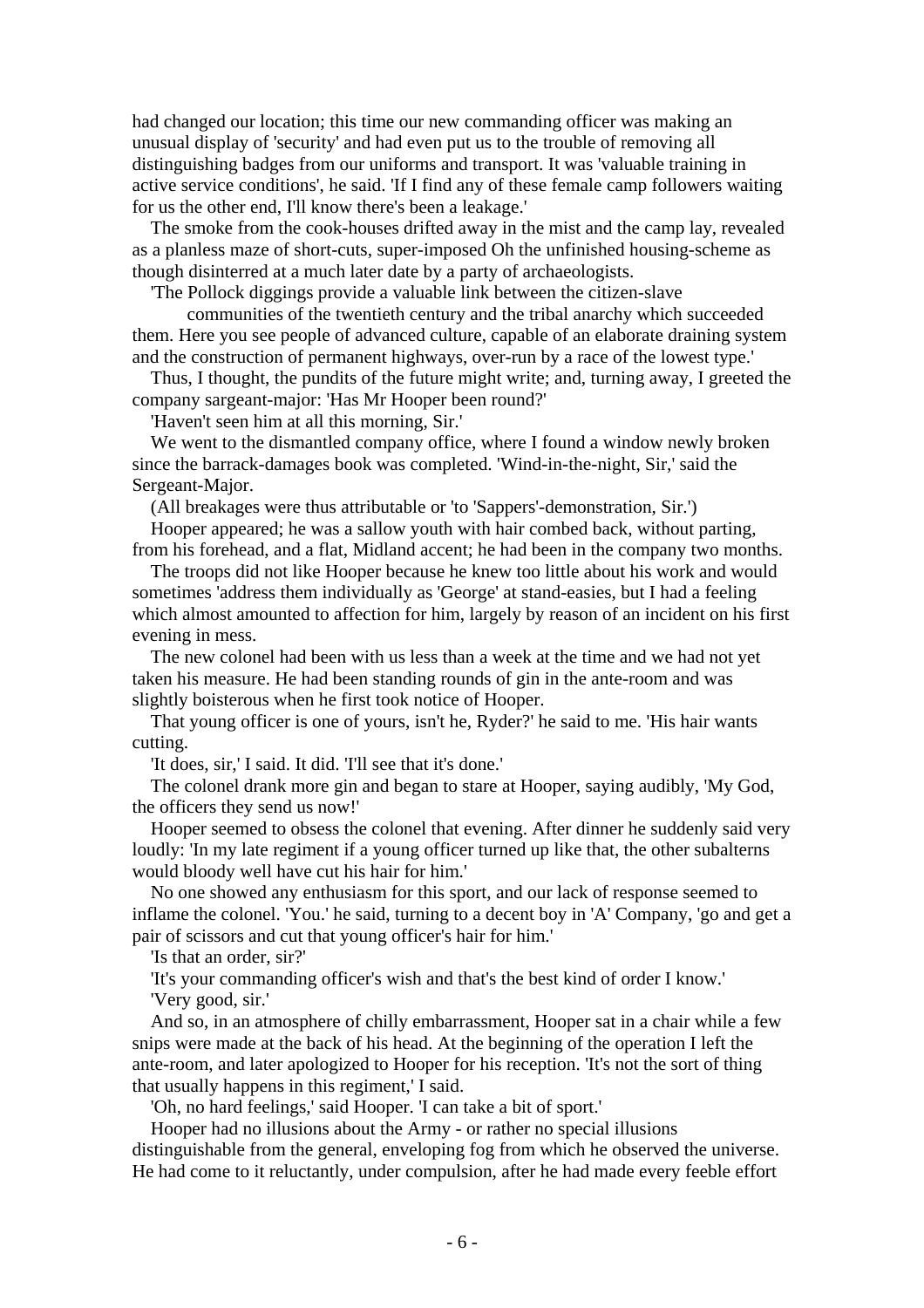had changed our location; this time our new commanding officer was making an unusual display of 'security' and had even put us to the trouble of removing all distinguishing badges from our uniforms and transport. It was 'valuable training in active service conditions', he said. 'If I find any of these female camp followers waiting for us the other end, I'll know there's been a leakage.'

The smoke from the cook-houses drifted away in the mist and the camp lay, revealed as a planless maze of short-cuts, super-imposed Oh the unfinished housing-scheme as though disinterred at a much later date by a party of archaeologists.

'The Pollock diggings provide a valuable link between the citizen-slave communities of the twentieth century and the tribal anarchy which succeeded them. Here you see people of advanced culture, capable of an elaborate draining system and the construction of permanent highways, over-run by a race of the lowest type.'

Thus, I thought, the pundits of the future might write; and, turning away, I greeted the company sargeant-major: 'Has Mr Hooper been round?'

'Haven't seen him at all this morning, Sir.'

We went to the dismantled company office, where I found a window newly broken since the barrack-damages book was completed. 'Wind-in-the-night, Sir,' said the Sergeant-Major.

(All breakages were thus attributable or 'to 'Sappers'-demonstration, Sir.')

Hooper appeared; he was a sallow youth with hair combed back, without parting, from his forehead, and a flat, Midland accent; he had been in the company two months.

The troops did not like Hooper because he knew too little about his work and would sometimes 'address them individually as 'George' at stand-easies, but I had a feeling which almost amounted to affection for him, largely by reason of an incident on his first evening in mess.

The new colonel had been with us less than a week at the time and we had not yet taken his measure. He had been standing rounds of gin in the ante-room and was slightly boisterous when he first took notice of Hooper.

That young officer is one of yours, isn't he, Ryder?' he said to me. 'His hair wants cutting.

'It does, sir,' I said. It did. 'I'll see that it's done.'

The colonel drank more gin and began to stare at Hooper, saying audibly, 'My God, the officers they send us now!'

Hooper seemed to obsess the colonel that evening. After dinner he suddenly said very loudly: 'In my late regiment if a young officer turned up like that, the other subalterns would bloody well have cut his hair for him.'

No one showed any enthusiasm for this sport, and our lack of response seemed to inflame the colonel. 'You.' he said, turning to a decent boy in 'A' Company, 'go and get a pair of scissors and cut that young officer's hair for him.'

'Is that an order, sir?'

'It's your commanding officer's wish and that's the best kind of order I know.'

'Very good, sir.'

And so, in an atmosphere of chilly embarrassment, Hooper sat in a chair while a few snips were made at the back of his head. At the beginning of the operation I left the ante-room, and later apologized to Hooper for his reception. 'It's not the sort of thing that usually happens in this regiment,' I said.

'Oh, no hard feelings,' said Hooper. 'I can take a bit of sport.'

Hooper had no illusions about the Army - or rather no special illusions distinguishable from the general, enveloping fog from which he observed the universe. He had come to it reluctantly, under compulsion, after he had made every feeble effort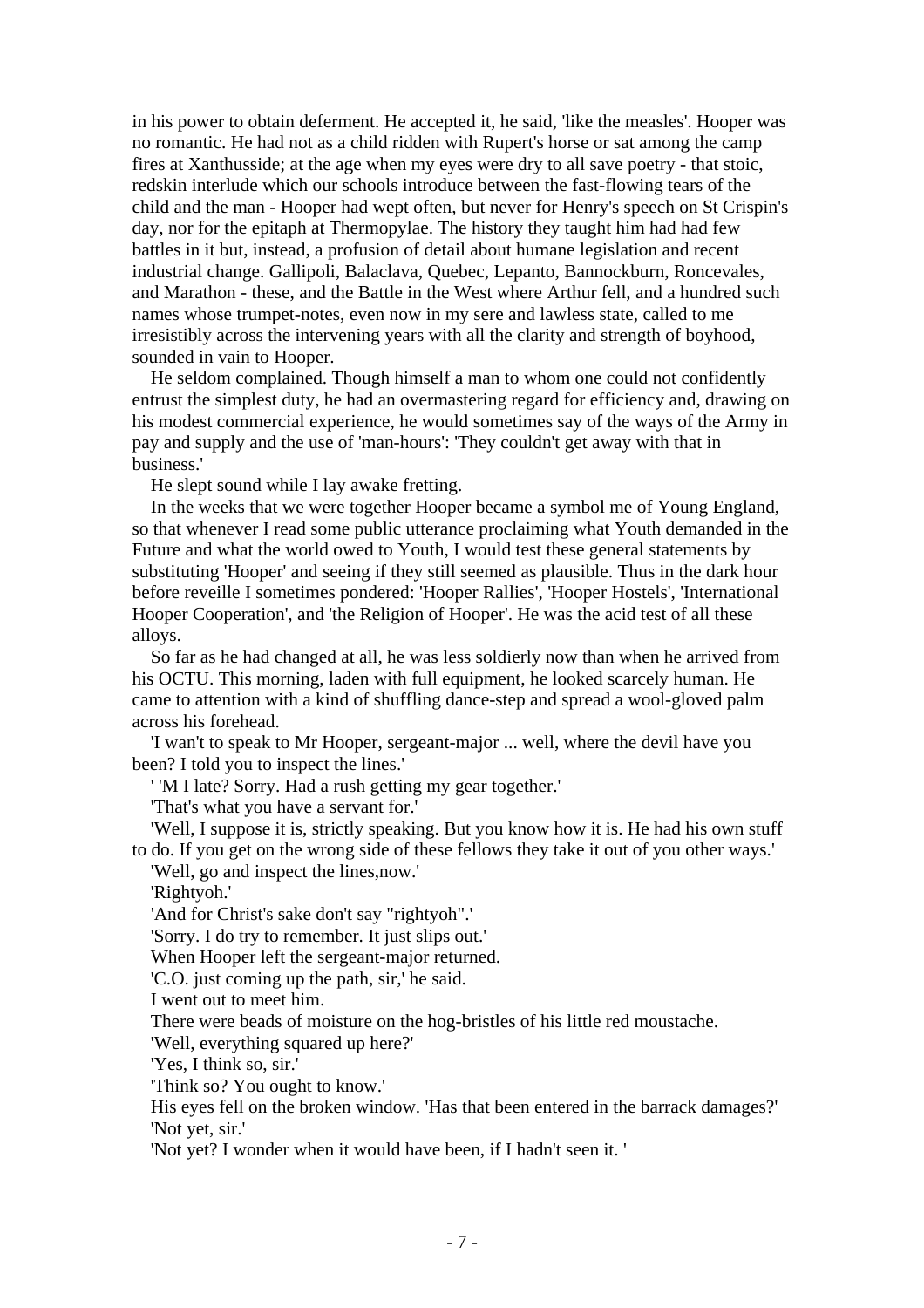in his power to obtain deferment. He accepted it, he said, 'like the measles'. Hooper was no romantic. He had not as a child ridden with Rupert's horse or sat among the camp fires at Xanthusside; at the age when my eyes were dry to all save poetry - that stoic, redskin interlude which our schools introduce between the fast-flowing tears of the child and the man - Hooper had wept often, but never for Henry's speech on St Crispin's day, nor for the epitaph at Thermopylae. The history they taught him had had few battles in it but, instead, a profusion of detail about humane legislation and recent industrial change. Gallipoli, Balaclava, Quebec, Lepanto, Bannockburn, Roncevales, and Marathon - these, and the Battle in the West where Arthur fell, and a hundred such names whose trumpet-notes, even now in my sere and lawless state, called to me irresistibly across the intervening years with all the clarity and strength of boyhood, sounded in vain to Hooper.

He seldom complained. Though himself a man to whom one could not confidently entrust the simplest duty, he had an overmastering regard for efficiency and, drawing on his modest commercial experience, he would sometimes say of the ways of the Army in pay and supply and the use of 'man-hours': 'They couldn't get away with that in business.'

He slept sound while I lay awake fretting.

In the weeks that we were together Hooper became a symbol me of Young England, so that whenever I read some public utterance proclaiming what Youth demanded in the Future and what the world owed to Youth, I would test these general statements by substituting 'Hooper' and seeing if they still seemed as plausible. Thus in the dark hour before reveille I sometimes pondered: 'Hooper Rallies', 'Hooper Hostels', 'International Hooper Cooperation', and 'the Religion of Hooper'. He was the acid test of all these alloys.

So far as he had changed at all, he was less soldierly now than when he arrived from his OCTU. This morning, laden with full equipment, he looked scarcely human. He came to attention with a kind of shuffling dance-step and spread a wool-gloved palm across his forehead.

'I wan't to speak to Mr Hooper, sergeant-major ... well, where the devil have you been? I told you to inspect the lines.'

' 'M I late? Sorry. Had a rush getting my gear together.'

'That's what you have a servant for.'

'Well, I suppose it is, strictly speaking. But you know how it is. He had his own stuff to do. If you get on the wrong side of these fellows they take it out of you other ways.'

'Well, go and inspect the lines,now.'

'Rightyoh.'

'And for Christ's sake don't say "rightyoh".'

'Sorry. I do try to remember. It just slips out.'

When Hooper left the sergeant-major returned.

'C.O. just coming up the path, sir,' he said.

I went out to meet him.

There were beads of moisture on the hog-bristles of his little red moustache.

'Well, everything squared up here?'

'Yes, I think so, sir.'

'Think so? You ought to know.'

His eyes fell on the broken window. 'Has that been entered in the barrack damages?'

'Not yet, sir.'

'Not yet? I wonder when it would have been, if I hadn't seen it. '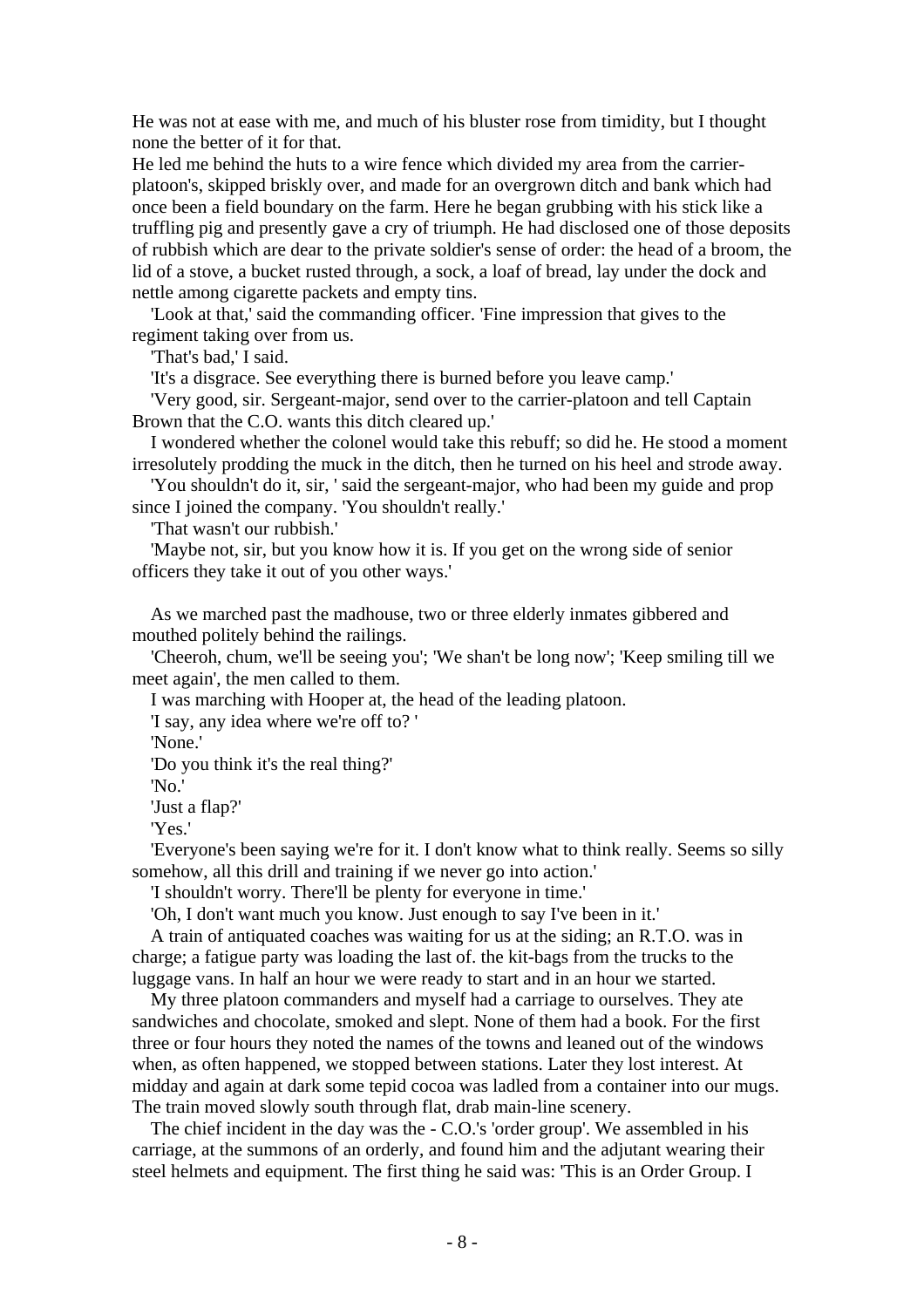He was not at ease with me, and much of his bluster rose from timidity, but I thought none the better of it for that.

He led me behind the huts to a wire fence which divided my area from the carrier-platoon's, skipped briskly over, and made for an overgrown ditch and bank which had once been a field boundary on the farm. Here he began grubbing with his stick like a truffling pig and presently gave a cry of triumph. He had disclosed one of those deposits of rubbish which are dear to the private soldier's sense of order: the head of a broom, the lid of a stove, a bucket rusted through, a sock, a loaf of bread, lay under the dock and nettle among cigarette packets and empty tins.

'Look at that,' said the commanding officer. 'Fine impression that gives to the regiment taking over from us.

'That's bad,' I said.

'It's a disgrace. See everything there is burned before you leave camp.'

'Very good, sir. Sergeant-major, send over to the carrier-platoon and tell Captain Brown that the C.O. wants this ditch cleared up.'

I wondered whether the colonel would take this rebuff; so did he. He stood a moment irresolutely prodding the muck in the ditch, then he turned on his heel and strode away.

'You shouldn't do it, sir, ' said the sergeant-major, who had been my guide and prop since I joined the company. 'You shouldn't really.'

'That wasn't our rubbish.'

'Maybe not, sir, but you know how it is. If you get on the wrong side of senior officers they take it out of you other ways.'

As we marched past the madhouse, two or three elderly inmates gibbered and mouthed politely behind the railings.

'Cheeroh, chum, we'll be seeing you'; 'We shan't be long now'; 'Keep smiling till we meet again', the men called to them.

I was marching with Hooper at, the head of the leading platoon.

'I say, any idea where we're off to? '

'None.'

'Do you think it's the real thing?'

'No.'

'Just a flap?'

'Yes.'

'Everyone's been saying we're for it. I don't know what to think really. Seems so silly somehow, all this drill and training if we never go into action.'

'I shouldn't worry. There'll be plenty for everyone in time.'

'Oh, I don't want much you know. Just enough to say I've been in it.'

A train of antiquated coaches was waiting for us at the siding; an R.T.O. was in charge; a fatigue party was loading the last of. the kit-bags from the trucks to the luggage vans. In half an hour we were ready to start and in an hour we started.

My three platoon commanders and myself had a carriage to ourselves. They ate sandwiches and chocolate, smoked and slept. None of them had a book. For the first three or four hours they noted the names of the towns and leaned out of the windows when, as often happened, we stopped between stations. Later they lost interest. At midday and again at dark some tepid cocoa was ladled from a container into our mugs. The train moved slowly south through flat, drab main-line scenery.

The chief incident in the day was the - C.O.'s 'order group'. We assembled in his carriage, at the summons of an orderly, and found him and the adjutant wearing their steel helmets and equipment. The first thing he said was: 'This is an Order Group. I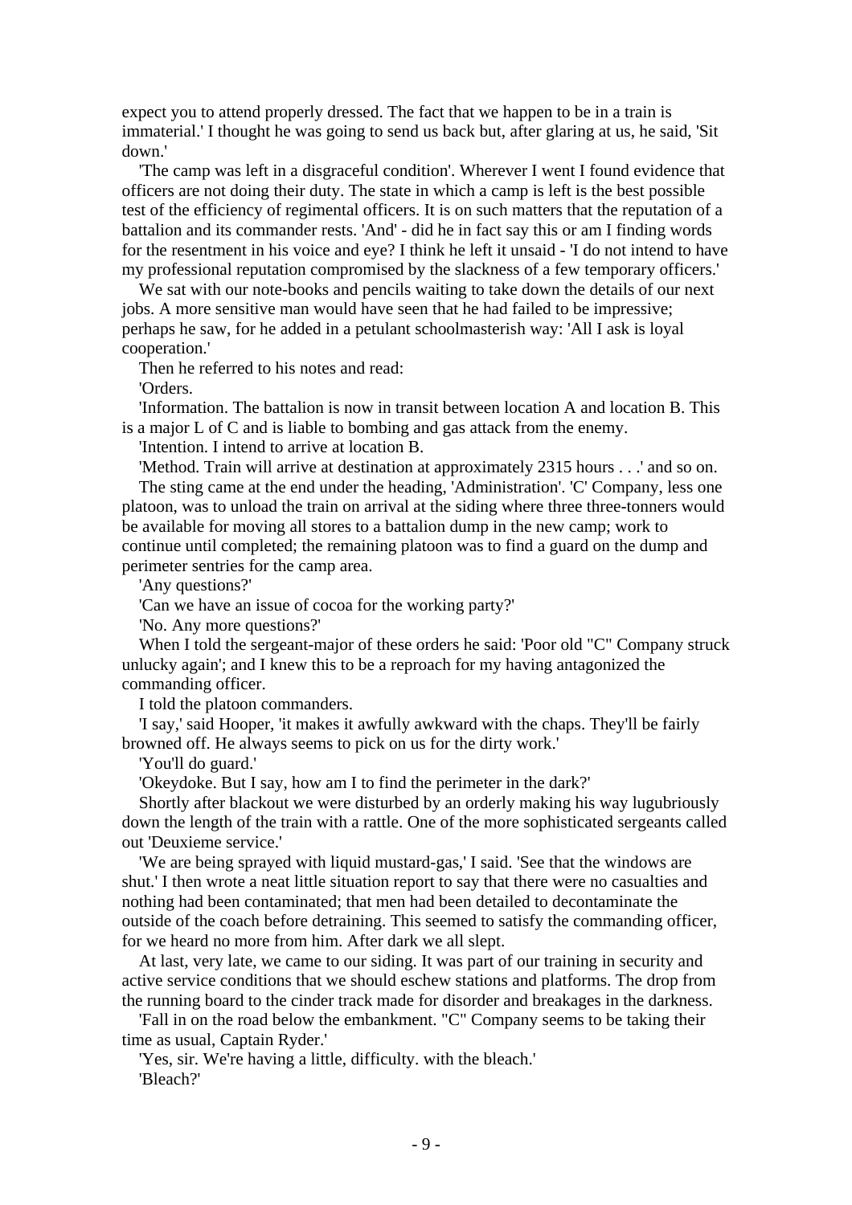expect you to attend properly dressed. The fact that we happen to be in a train is immaterial.' I thought he was going to send us back but, after glaring at us, he said, 'Sit down.'

'The camp was left in a disgraceful condition'. Wherever I went I found evidence that officers are not doing their duty. The state in which a camp is left is the best possible test of the efficiency of regimental officers. It is on such matters that the reputation of a battalion and its commander rests. 'And' - did he in fact say this or am I finding words for the resentment in his voice and eye? I think he left it unsaid - 'I do not intend to have my professional reputation compromised by the slackness of a few temporary officers.'

We sat with our note-books and pencils waiting to take down the details of our next jobs. A more sensitive man would have seen that he had failed to be impressive; perhaps he saw, for he added in a petulant schoolmasterish way: 'All I ask is loyal cooperation.'

Then he referred to his notes and read:

'Orders.

'Information. The battalion is now in transit between location A and location B. This is a major L of C and is liable to bombing and gas attack from the enemy.

'Intention. I intend to arrive at location B.

'Method. Train will arrive at destination at approximately 2315 hours . . .' and so on.

The sting came at the end under the heading, 'Administration'. 'C' Company, less one platoon, was to unload the train on arrival at the siding where three three-tonners would be available for moving all stores to a battalion dump in the new camp; work to continue until completed; the remaining platoon was to find a guard on the dump and perimeter sentries for the camp area.

'Any questions?'

'Can we have an issue of cocoa for the working party?'

'No. Any more questions?'

When I told the sergeant-major of these orders he said: 'Poor old "C" Company struck unlucky again'; and I knew this to be a reproach for my having antagonized the commanding officer.

I told the platoon commanders.

'I say,' said Hooper, 'it makes it awfully awkward with the chaps. They'll be fairly browned off. He always seems to pick on us for the dirty work.'

'You'll do guard.'

'Okeydoke. But I say, how am I to find the perimeter in the dark?'

Shortly after blackout we were disturbed by an orderly making his way lugubriously down the length of the train with a rattle. One of the more sophisticated sergeants called out 'Deuxieme service.'

'We are being sprayed with liquid mustard-gas,' I said. 'See that the windows are shut.' I then wrote a neat little situation report to say that there were no casualties and nothing had been contaminated; that men had been detailed to decontaminate the outside of the coach before detraining. This seemed to satisfy the commanding officer, for we heard no more from him. After dark we all slept.

At last, very late, we came to our siding. It was part of our training in security and active service conditions that we should eschew stations and platforms. The drop from the running board to the cinder track made for disorder and breakages in the darkness.

'Fall in on the road below the embankment. "C" Company seems to be taking their time as usual, Captain Ryder.'

'Yes, sir. We're having a little, difficulty. with the bleach.'

'Bleach?'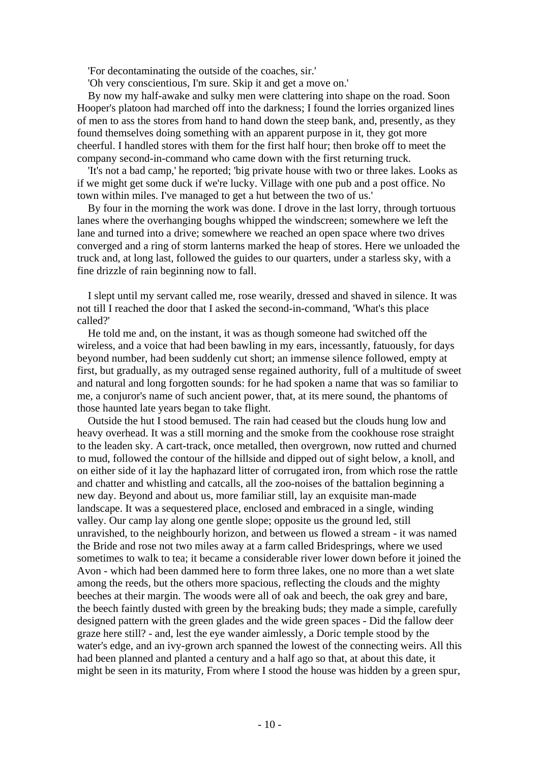'For decontaminating the outside of the coaches, sir.'

'Oh very conscientious, I'm sure. Skip it and get a move on.'

By now my half-awake and sulky men were clattering into shape on the road. Soon Hooper's platoon had marched off into the darkness; I found the lorries organized lines of men to ass the stores from hand to hand down the steep bank, and, presently, as they found themselves doing something with an apparent purpose in it, they got more cheerful. I handled stores with them for the first half hour; then broke off to meet the company second-in-command who came down with the first returning truck.

'It's not a bad camp,' he reported; 'big private house with two or three lakes. Looks as if we might get some duck if we're lucky. Village with one pub and a post office. No town within miles. I've managed to get a hut between the two of us.'

By four in the morning the work was done. I drove in the last lorry, through tortuous lanes where the overhanging boughs whipped the windscreen; somewhere we left the lane and turned into a drive; somewhere we reached an open space where two drives converged and a ring of storm lanterns marked the heap of stores. Here we unloaded the truck and, at long last, followed the guides to our quarters, under a starless sky, with a fine drizzle of rain beginning now to fall.

I slept until my servant called me, rose wearily, dressed and shaved in silence. It was not till I reached the door that I asked the second-in-command, 'What's this place called?'

He told me and, on the instant, it was as though someone had switched off the wireless, and a voice that had been bawling in my ears, incessantly, fatuously, for days beyond number, had been suddenly cut short; an immense silence followed, empty at first, but gradually, as my outraged sense regained authority, full of a multitude of sweet and natural and long forgotten sounds: for he had spoken a name that was so familiar to me, a conjuror's name of such ancient power, that, at its mere sound, the phantoms of those haunted late years began to take flight.

Outside the hut I stood bemused. The rain had ceased but the clouds hung low and heavy overhead. It was a still morning and the smoke from the cookhouse rose straight to the leaden sky. A cart-track, once metalled, then overgrown, now rutted and churned to mud, followed the contour of the hillside and dipped out of sight below, a knoll, and on either side of it lay the haphazard litter of corrugated iron, from which rose the rattle and chatter and whistling and catcalls, all the zoo-noises of the battalion beginning a new day. Beyond and about us, more familiar still, lay an exquisite man-made landscape. It was a sequestered place, enclosed and embraced in a single, winding valley. Our camp lay along one gentle slope; opposite us the ground led, still unravished, to the neighbourly horizon, and between us flowed a stream - it was named the Bride and rose not two miles away at a farm called Bridesprings, where we used sometimes to walk to tea; it became a considerable river lower down before it joined the Avon - which had been dammed here to form three lakes, one no more than a wet slate among the reeds, but the others more spacious, reflecting the clouds and the mighty beeches at their margin. The woods were all of oak and beech, the oak grey and bare, the beech faintly dusted with green by the breaking buds; they made a simple, carefully designed pattern with the green glades and the wide green spaces - Did the fallow deer graze here still? - and, lest the eye wander aimlessly, a Doric temple stood by the water's edge, and an ivy-grown arch spanned the lowest of the connecting weirs. All this had been planned and planted a century and a half ago so that, at about this date, it might be seen in its maturity, From where I stood the house was hidden by a green spur,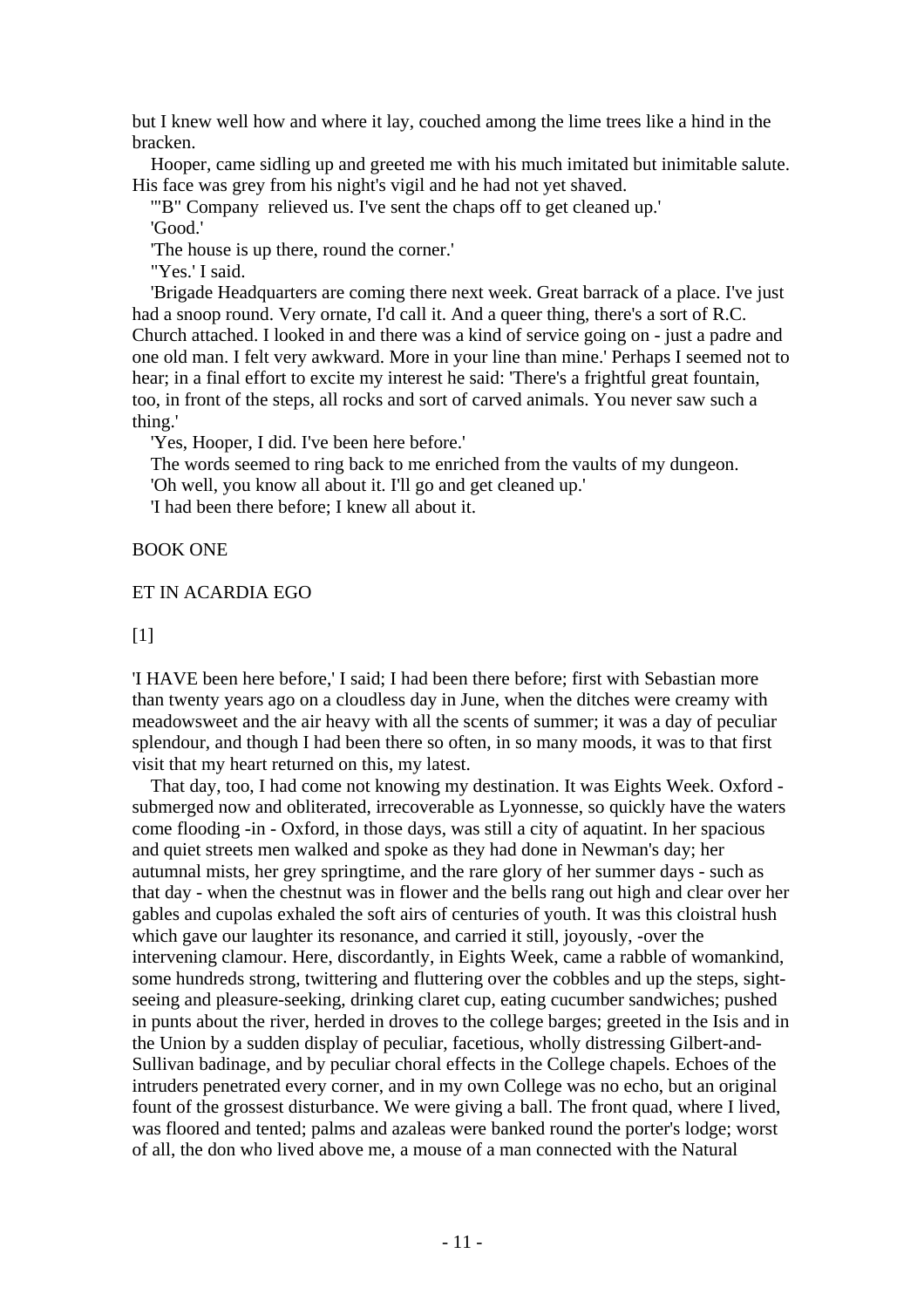but I knew well how and where it lay, couched among the lime trees like a hind in the bracken.

Hooper, came sidling up and greeted me with his much imitated but inimitable salute. His face was grey from his night's vigil and he had not yet shaved.

'"B" Company relieved us. I've sent the chaps off to get cleaned up.'

'Good.'

'The house is up there, round the corner.'

"Yes.' I said.

'Brigade Headquarters are coming there next week. Great barrack of a place. I've just had a snoop round. Very ornate, I'd call it. And a queer thing, there's a sort of R.C. Church attached. I looked in and there was a kind of service going on - just a padre and one old man. I felt very awkward. More in your line than mine.' Perhaps I seemed not to hear; in a final effort to excite my interest he said: 'There's a frightful great fountain, too, in front of the steps, all rocks and sort of carved animals. You never saw such a thing.'

'Yes, Hooper, I did. I've been here before.'

The words seemed to ring back to me enriched from the vaults of my dungeon.

'Oh well, you know all about it. I'll go and get cleaned up.'

'I had been there before; I knew all about it.

# BOOK ONE

## ET IN ACARDIA EGO

### [1]

'I HAVE been here before,' I said; I had been there before; first with Sebastian more than twenty years ago on a cloudless day in June, when the ditches were creamy with meadowsweet and the air heavy with all the scents of summer; it was a day of peculiar splendour, and though I had been there so often, in so many moods, it was to that first visit that my heart returned on this, my latest.

That day, too, I had come not knowing my destination. It was Eights Week. Oxford - submerged now and obliterated, irrecoverable as Lyonnesse, so quickly have the waters come flooding -in - Oxford, in those days, was still a city of aquatint. In her spacious and quiet streets men walked and spoke as they had done in Newman's day; her autumnal mists, her grey springtime, and the rare glory of her summer days - such as that day - when the chestnut was in flower and the bells rang out high and clear over her gables and cupolas exhaled the soft airs of centuries of youth. It was this cloistral hush which gave our laughter its resonance, and carried it still, joyously, -over the intervening clamour. Here, discordantly, in Eights Week, came a rabble of womankind, some hundreds strong, twittering and fluttering over the cobbles and up the steps, sight-seeing and pleasure-seeking, drinking claret cup, eating cucumber sandwiches; pushed in punts about the river, herded in droves to the college barges; greeted in the Isis and in the Union by a sudden display of peculiar, facetious, wholly distressing Gilbert-and-Sullivan badinage, and by peculiar choral effects in the College chapels. Echoes of the intruders penetrated every corner, and in my own College was no echo, but an original fount of the grossest disturbance. We were giving a ball. The front quad, where I lived, was floored and tented; palms and azaleas were banked round the porter's lodge; worst of all, the don who lived above me, a mouse of a man connected with the Natural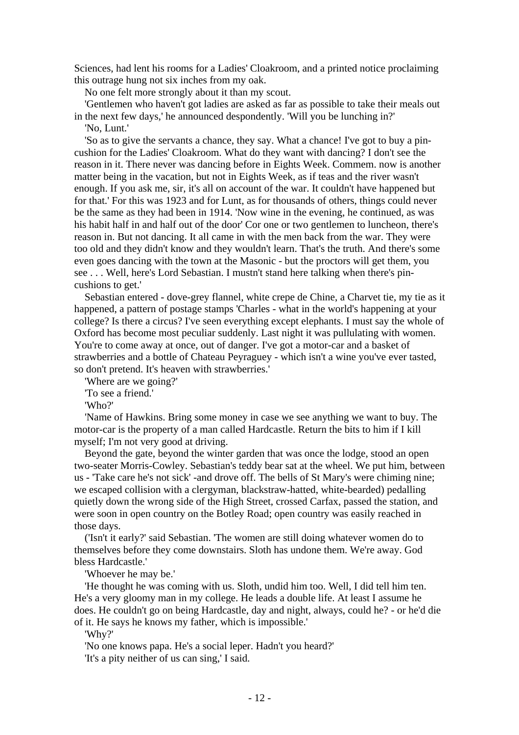Sciences, had lent his rooms for a Ladies' Cloakroom, and a printed notice proclaiming this outrage hung not six inches from my oak.

No one felt more strongly about it than my scout.

'Gentlemen who haven't got ladies are asked as far as possible to take their meals out in the next few days,' he announced despondently. 'Will you be lunching in?'

'No, Lunt.'

'So as to give the servants a chance, they say. What a chance! I've got to buy a pin-cushion for the Ladies' Cloakroom. What do they want with dancing? I don't see the reason in it. There never was dancing before in Eights Week. Commem. now is another matter being in the vacation, but not in Eights Week, as if teas and the river wasn't enough. If you ask me, sir, it's all on account of the war. It couldn't have happened but for that.' For this was 1923 and for Lunt, as for thousands of others, things could never be the same as they had been in 1914. 'Now wine in the evening, he continued, as was his habit half in and half out of the door' Cor one or two gentlemen to luncheon, there's reason in. But not dancing. It all came in with the men back from the war. They were too old and they didn't know and they wouldn't learn. That's the truth. And there's some even goes dancing with the town at the Masonic - but the proctors will get them, you see . . . Well, here's Lord Sebastian. I mustn't stand here talking when there's pin-cushions to get.'

Sebastian entered - dove-grey flannel, white crepe de Chine, a Charvet tie, my tie as it happened, a pattern of postage stamps 'Charles - what in the world's happening at your college? Is there a circus? I've seen everything except elephants. I must say the whole of Oxford has become most peculiar suddenly. Last night it was pullulating with women. You're to come away at once, out of danger. I've got a motor-car and a basket of strawberries and a bottle of Chateau Peyraguey - which isn't a wine you've ever tasted, so don't pretend. It's heaven with strawberries.'

'Where are we going?'

'To see a friend.'

'Who?'

'Name of Hawkins. Bring some money in case we see anything we want to buy. The motor-car is the property of a man called Hardcastle. Return the bits to him if I kill myself; I'm not very good at driving.

Beyond the gate, beyond the winter garden that was once the lodge, stood an open two-seater Morris-Cowley. Sebastian's teddy bear sat at the wheel. We put him, between us - 'Take care he's not sick' -and drove off. The bells of St Mary's were chiming nine; we escaped collision with a clergyman, blackstraw-hatted, white-bearded) pedalling quietly down the wrong side of the High Street, crossed Carfax, passed the station, and were soon in open country on the Botley Road; open country was easily reached in those days.

('Isn't it early?' said Sebastian. 'The women are still doing whatever women do to themselves before they come downstairs. Sloth has undone them. We're away. God bless Hardcastle.'

'Whoever he may be.'

'He thought he was coming with us. Sloth, undid him too. Well, I did tell him ten. He's a very gloomy man in my college. He leads a double life. At least I assume he does. He couldn't go on being Hardcastle, day and night, always, could he? - or he'd die of it. He says he knows my father, which is impossible.'

'Why?'

'No one knows papa. He's a social leper. Hadn't you heard?'

'It's a pity neither of us can sing,' I said.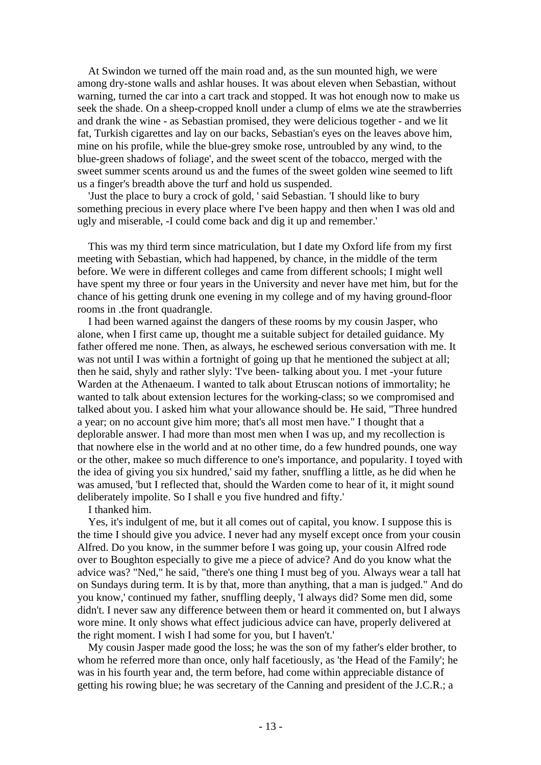At Swindon we turned off the main road and, as the sun mounted high, we were among dry-stone walls and ashlar houses. It was about eleven when Sebastian, without warning, turned the car into a cart track and stopped. It was hot enough now to make us seek the shade. On a sheep-cropped knoll under a clump of elms we ate the strawberries and drank the wine - as Sebastian promised, they were delicious together - and we lit fat, Turkish cigarettes and lay on our backs, Sebastian's eyes on the leaves above him, mine on his profile, while the blue-grey smoke rose, untroubled by any wind, to the blue-green shadows of foliage', and the sweet scent of the tobacco, merged with the sweet summer scents around us and the fumes of the sweet golden wine seemed to lift us a finger's breadth above the turf and hold us suspended.

'Just the place to bury a crock of gold, ' said Sebastian. 'I should like to bury something precious in every place where I've been happy and then when I was old and ugly and miserable, -I could come back and dig it up and remember.'

This was my third term since matriculation, but I date my Oxford life from my first meeting with Sebastian, which had happened, by chance, in the middle of the term before. We were in different colleges and came from different schools; I might well have spent my three or four years in the University and never have met him, but for the chance of his getting drunk one evening in my college and of my having ground-floor rooms in .the front quadrangle.

I had been warned against the dangers of these rooms by my cousin Jasper, who alone, when I first came up, thought me a suitable subject for detailed guidance. My father offered me none. Then, as always, he eschewed serious conversation with me. It was not until I was within a fortnight of going up that he mentioned the subject at all; then he said, shyly and rather slyly: 'I've been- talking about you. I met -your future Warden at the Athenaeum. I wanted to talk about Etruscan notions of immortality; he wanted to talk about extension lectures for the working-class; so we compromised and talked about you. I asked him what your allowance should be. He said, "Three hundred a year; on no account give him more; that's all most men have." I thought that a deplorable answer. I had more than most men when I was up, and my recollection is that nowhere else in the world and at no other time, do a few hundred pounds, one way or the other, makee so much difference to one's importance, and popularity. I toyed with the idea of giving you six hundred,' said my father, snuffling a little, as he did when he was amused, 'but I reflected that, should the Warden come to hear of it, it might sound deliberately impolite. So I shall e you five hundred and fifty.'

I thanked him.

Yes, it's indulgent of me, but it all comes out of capital, you know. I suppose this is the time I should give you advice. I never had any myself except once from your cousin Alfred. Do you know, in the summer before I was going up, your cousin Alfred rode over to Boughton especially to give me a piece of advice? And do you know what the advice was? "Ned," he said, "there's one thing I must beg of you. Always wear a tall hat on Sundays during term. It is by that, more than anything, that a man is judged." And do you know,' continued my father, snuffling deeply, 'I always did? Some men did, some didn't. I never saw any difference between them or heard it commented on, but I always wore mine. It only shows what effect judicious advice can have, properly delivered at the right moment. I wish I had some for you, but I haven't.'

My cousin Jasper made good the loss; he was the son of my father's elder brother, to whom he referred more than once, only half facetiously, as 'the Head of the Family'; he was in his fourth year and, the term before, had come within appreciable distance of getting his rowing blue; he was secretary of the Canning and president of the J.C.R.; a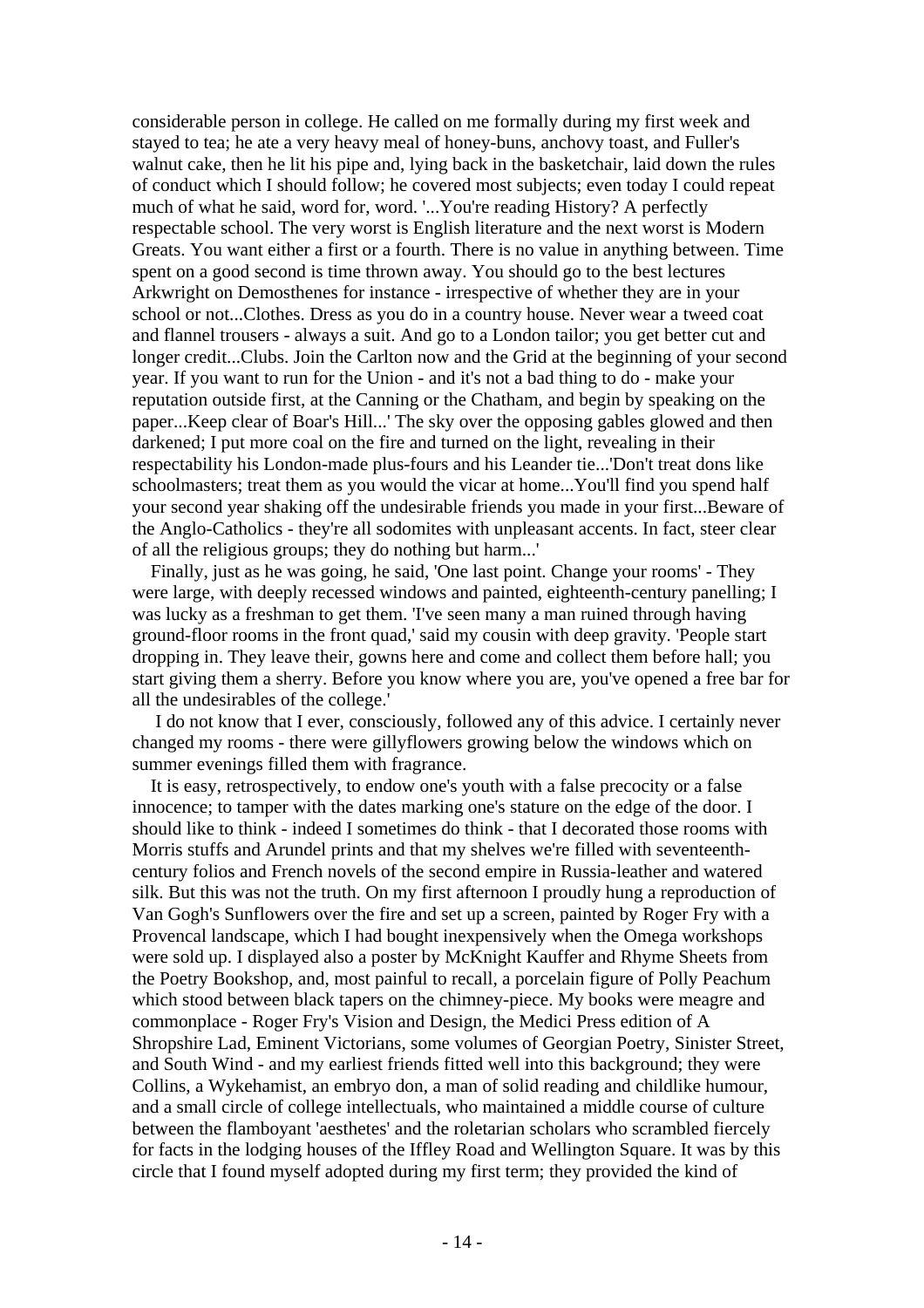considerable person in college. He called on me formally during my first week and stayed to tea; he ate a very heavy meal of honey-buns, anchovy toast, and Fuller's walnut cake, then he lit his pipe and, lying back in the basketchair, laid down the rules of conduct which I should follow; he covered most subjects; even today I could repeat much of what he said, word for, word. '...You're reading History? A perfectly respectable school. The very worst is English literature and the next worst is Modern Greats. You want either a first or a fourth. There is no value in anything between. Time spent on a good second is time thrown away. You should go to the best lectures Arkwright on Demosthenes for instance - irrespective of whether they are in your school or not...Clothes. Dress as you do in a country house. Never wear a tweed coat and flannel trousers - always a suit. And go to a London tailor; you get better cut and longer credit...Clubs. Join the Carlton now and the Grid at the beginning of your second year. If you want to run for the Union - and it's not a bad thing to do - make your reputation outside first, at the Canning or the Chatham, and begin by speaking on the paper...Keep clear of Boar's Hill...' The sky over the opposing gables glowed and then darkened; I put more coal on the fire and turned on the light, revealing in their respectability his London-made plus-fours and his Leander tie...'Don't treat dons like schoolmasters; treat them as you would the vicar at home...You'll find you spend half your second year shaking off the undesirable friends you made in your first...Beware of the Anglo-Catholics - they're all sodomites with unpleasant accents. In fact, steer clear of all the religious groups; they do nothing but harm...'

Finally, just as he was going, he said, 'One last point. Change your rooms' - They were large, with deeply recessed windows and painted, eighteenth-century panelling; I was lucky as a freshman to get them. 'I've seen many a man ruined through having ground-floor rooms in the front quad,' said my cousin with deep gravity. 'People start dropping in. They leave their, gowns here and come and collect them before hall; you start giving them a sherry. Before you know where you are, you've opened a free bar for all the undesirables of the college.'

I do not know that I ever, consciously, followed any of this advice. I certainly never changed my rooms - there were gillyflowers growing below the windows which on summer evenings filled them with fragrance.

It is easy, retrospectively, to endow one's youth with a false precocity or a false innocence; to tamper with the dates marking one's stature on the edge of the door. I should like to think - indeed I sometimes do think - that I decorated those rooms with Morris stuffs and Arundel prints and that my shelves we're filled with seventeenth-century folios and French novels of the second empire in Russia-leather and watered silk. But this was not the truth. On my first afternoon I proudly hung a reproduction of Van Gogh's Sunflowers over the fire and set up a screen, painted by Roger Fry with a Provencal landscape, which I had bought inexpensively when the Omega workshops were sold up. I displayed also a poster by McKnight Kauffer and Rhyme Sheets from the Poetry Bookshop, and, most painful to recall, a porcelain figure of Polly Peachum which stood between black tapers on the chimney-piece. My books were meagre and commonplace - Roger Fry's Vision and Design, the Medici Press edition of A Shropshire Lad, Eminent Victorians, some volumes of Georgian Poetry, Sinister Street, and South Wind - and my earliest friends fitted well into this background; they were Collins, a Wykehamist, an embryo don, a man of solid reading and childlike humour, and a small circle of college intellectuals, who maintained a middle course of culture between the flamboyant 'aesthetes' and the roletarian scholars who scrambled fiercely for facts in the lodging houses of the Iffley Road and Wellington Square. It was by this circle that I found myself adopted during my first term; they provided the kind of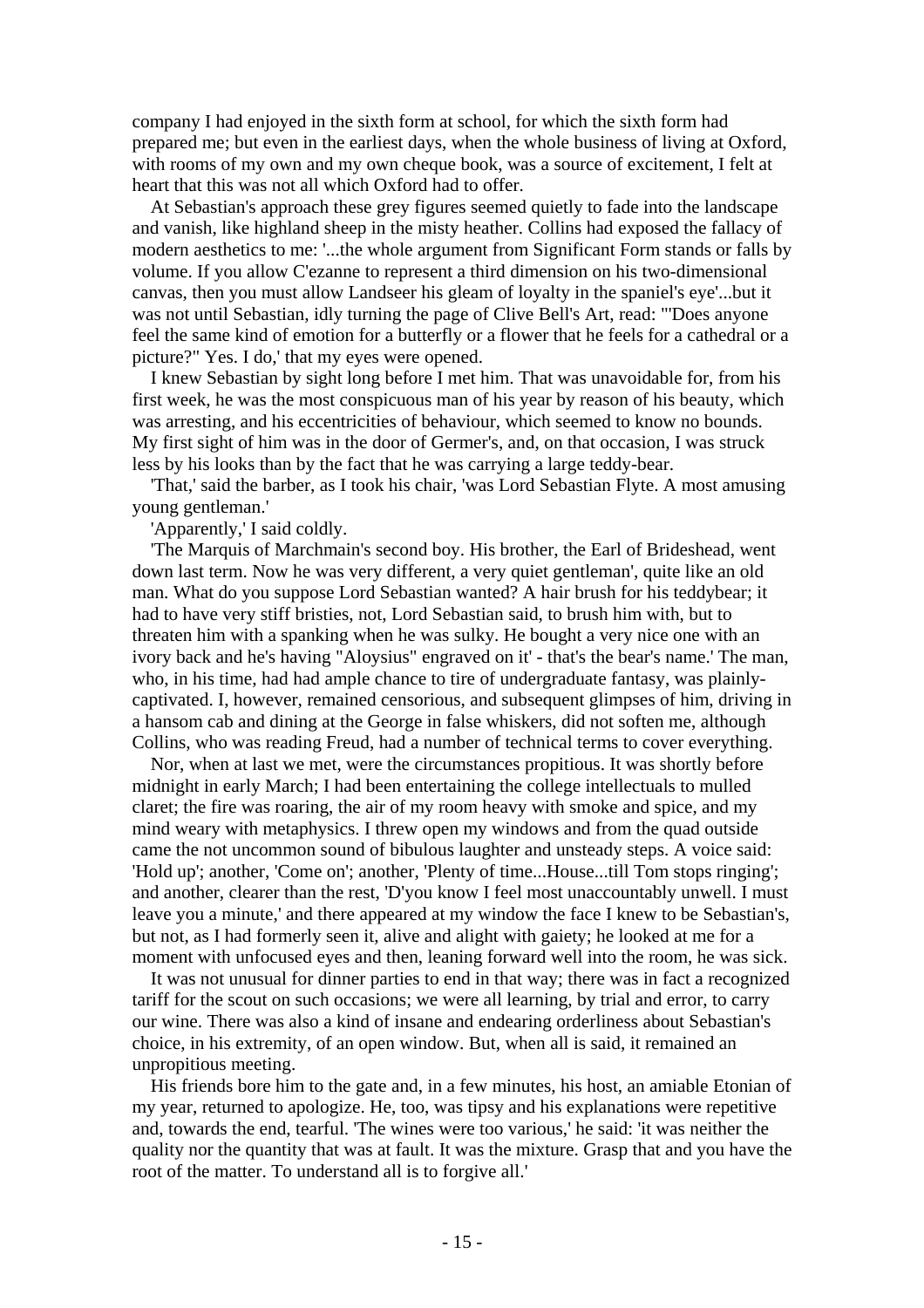company I had enjoyed in the sixth form at school, for which the sixth form had prepared me; but even in the earliest days, when the whole business of living at Oxford, with rooms of my own and my own cheque book, was a source of excitement, I felt at heart that this was not all which Oxford had to offer.

At Sebastian's approach these grey figures seemed quietly to fade into the landscape and vanish, like highland sheep in the misty heather. Collins had exposed the fallacy of modern aesthetics to me: '...the whole argument from Significant Form stands or falls by volume. If you allow C'ezanne to represent a third dimension on his two-dimensional canvas, then you must allow Landseer his gleam of loyalty in the spaniel's eye'...but it was not until Sebastian, idly turning the page of Clive Bell's Art, read: '"Does anyone feel the same kind of emotion for a butterfly or a flower that he feels for a cathedral or a picture?" Yes. I do,' that my eyes were opened.

I knew Sebastian by sight long before I met him. That was unavoidable for, from his first week, he was the most conspicuous man of his year by reason of his beauty, which was arresting, and his eccentricities of behaviour, which seemed to know no bounds. My first sight of him was in the door of Germer's, and, on that occasion, I was struck less by his looks than by the fact that he was carrying a large teddy-bear.

'That,' said the barber, as I took his chair, 'was Lord Sebastian Flyte. A most amusing young gentleman.'

'Apparently,' I said coldly.

'The Marquis of Marchmain's second boy. His brother, the Earl of Brideshead, went down last term. Now he was very different, a very quiet gentleman', quite like an old man. What do you suppose Lord Sebastian wanted? A hair brush for his teddybear; it had to have very stiff bristles, not, Lord Sebastian said, to brush him with, but to threaten him with a spanking when he was sulky. He bought a very nice one with an ivory back and he's having "Aloysius" engraved on it' - that's the bear's name.' The man, who, in his time, had had ample chance to tire of undergraduate fantasy, was plainly-captivated. I, however, remained censorious, and subsequent glimpses of him, driving in a hansom cab and dining at the George in false whiskers, did not soften me, although Collins, who was reading Freud, had a number of technical terms to cover everything.

Nor, when at last we met, were the circumstances propitious. It was shortly before midnight in early March; I had been entertaining the college intellectuals to mulled claret; the fire was roaring, the air of my room heavy with smoke and spice, and my mind weary with metaphysics. I threw open my windows and from the quad outside came the not uncommon sound of bibulous laughter and unsteady steps. A voice said: 'Hold up'; another, 'Come on'; another, 'Plenty of time...House...till Tom stops ringing'; and another, clearer than the rest, 'D'you know I feel most unaccountably unwell. I must leave you a minute,' and there appeared at my window the face I knew to be Sebastian's, but not, as I had formerly seen it, alive and alight with gaiety; he looked at me for a moment with unfocused eyes and then, leaning forward well into the room, he was sick.

It was not unusual for dinner parties to end in that way; there was in fact a recognized tariff for the scout on such occasions; we were all learning, by trial and error, to carry our wine. There was also a kind of insane and endearing orderliness about Sebastian's choice, in his extremity, of an open window. But, when all is said, it remained an unpropitious meeting.

His friends bore him to the gate and, in a few minutes, his host, an amiable Etonian of my year, returned to apologize. He, too, was tipsy and his explanations were repetitive and, towards the end, tearful. 'The wines were too various,' he said: 'it was neither the quality nor the quantity that was at fault. It was the mixture. Grasp that and you have the root of the matter. To understand all is to forgive all.'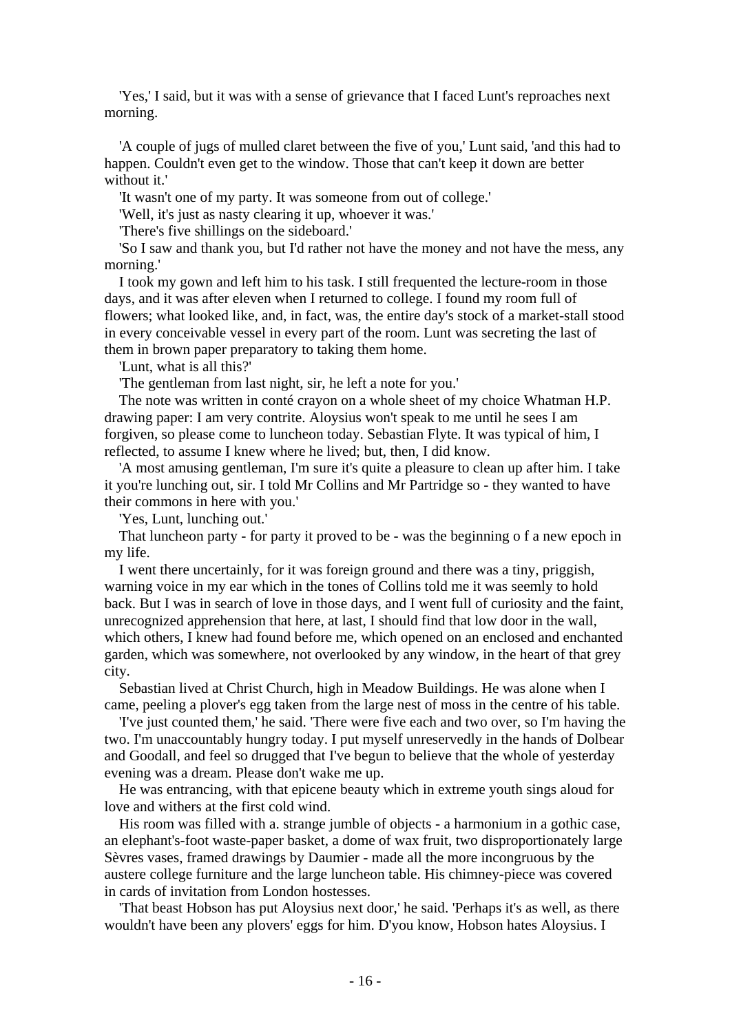'Yes,' I said, but it was with a sense of grievance that I faced Lunt's reproaches next morning.

'A couple of jugs of mulled claret between the five of you,' Lunt said, 'and this had to happen. Couldn't even get to the window. Those that can't keep it down are better without it.'

'It wasn't one of my party. It was someone from out of college.'

'Well, it's just as nasty clearing it up, whoever it was.'

'There's five shillings on the sideboard.'

'So I saw and thank you, but I'd rather not have the money and not have the mess, any morning.'

I took my gown and left him to his task. I still frequented the lecture-room in those days, and it was after eleven when I returned to college. I found my room full of flowers; what looked like, and, in fact, was, the entire day's stock of a market-stall stood in every conceivable vessel in every part of the room. Lunt was secreting the last of them in brown paper preparatory to taking them home.

'Lunt, what is all this?'

'The gentleman from last night, sir, he left a note for you.'

The note was written in conté crayon on a whole sheet of my choice Whatman H.P. drawing paper: I am very contrite. Aloysius won't speak to me until he sees I am forgiven, so please come to luncheon today. Sebastian Flyte. It was typical of him, I reflected, to assume I knew where he lived; but, then, I did know.

'A most amusing gentleman, I'm sure it's quite a pleasure to clean up after him. I take it you're lunching out, sir. I told Mr Collins and Mr Partridge so - they wanted to have their commons in here with you.'

'Yes, Lunt, lunching out.'

That luncheon party - for party it proved to be - was the beginning o f a new epoch in my life.

I went there uncertainly, for it was foreign ground and there was a tiny, priggish, warning voice in my ear which in the tones of Collins told me it was seemly to hold back. But I was in search of love in those days, and I went full of curiosity and the faint, unrecognized apprehension that here, at last, I should find that low door in the wall, which others, I knew had found before me, which opened on an enclosed and enchanted garden, which was somewhere, not overlooked by any window, in the heart of that grey city.

Sebastian lived at Christ Church, high in Meadow Buildings. He was alone when I came, peeling a plover's egg taken from the large nest of moss in the centre of his table.

'I've just counted them,' he said. 'There were five each and two over, so I'm having the two. I'm unaccountably hungry today. I put myself unreservedly in the hands of Dolbear and Goodall, and feel so drugged that I've begun to believe that the whole of yesterday evening was a dream. Please don't wake me up.

He was entrancing, with that epicene beauty which in extreme youth sings aloud for love and withers at the first cold wind.

His room was filled with a. strange jumble of objects - a harmonium in a gothic case, an elephant's-foot waste-paper basket, a dome of wax fruit, two disproportionately large Sèvres vases, framed drawings by Daumier - made all the more incongruous by the austere college furniture and the large luncheon table. His chimney-piece was covered in cards of invitation from London hostesses.

'That beast Hobson has put Aloysius next door,' he said. 'Perhaps it's as well, as there wouldn't have been any plovers' eggs for him. D'you know, Hobson hates Aloysius. I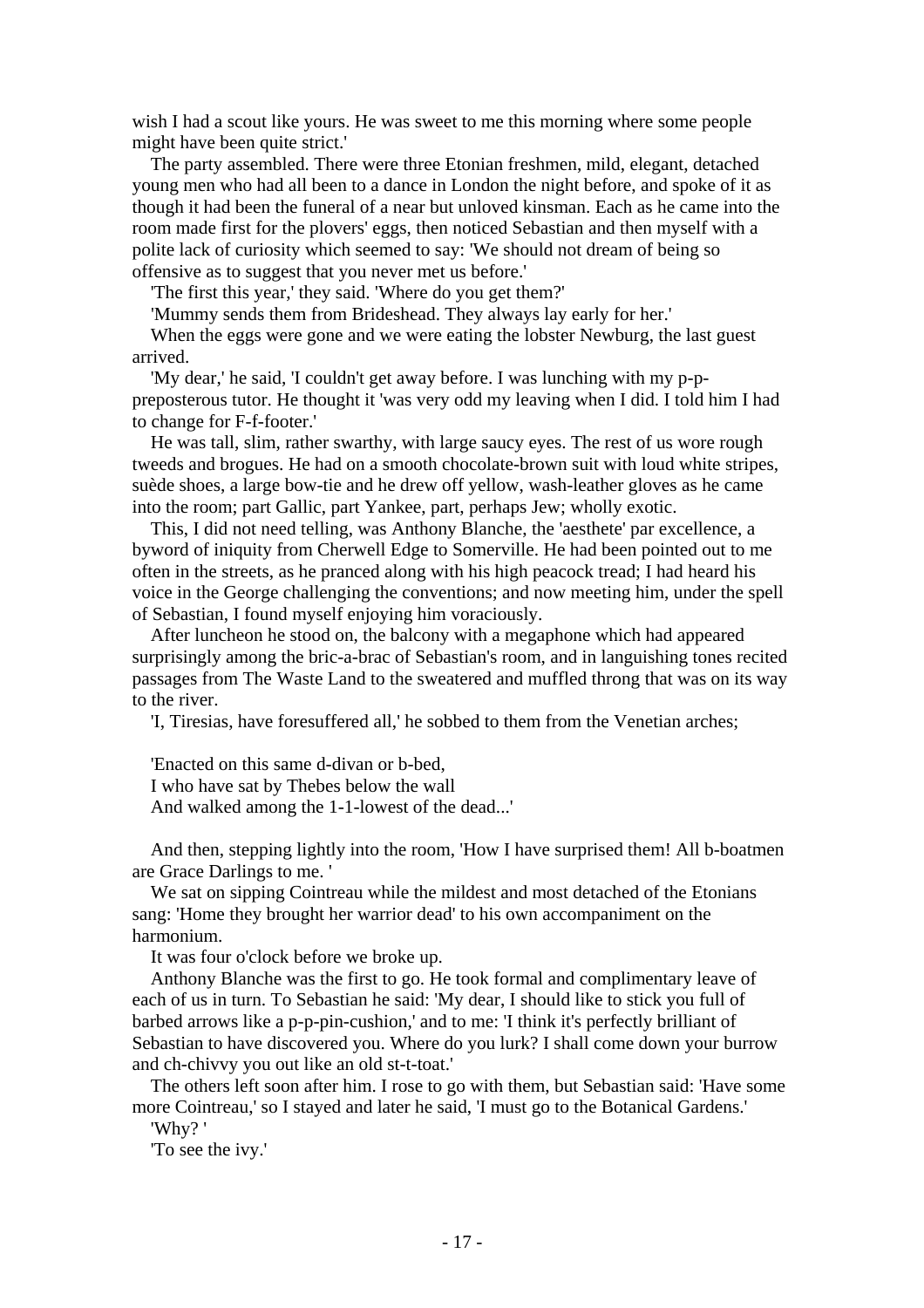wish I had a scout like yours. He was sweet to me this morning where some people might have been quite strict.'

The party assembled. There were three Etonian freshmen, mild, elegant, detached young men who had all been to a dance in London the night before, and spoke of it as though it had been the funeral of a near but unloved kinsman. Each as he came into the room made first for the plovers' eggs, then noticed Sebastian and then myself with a polite lack of curiosity which seemed to say: 'We should not dream of being so offensive as to suggest that you never met us before.'

'The first this year,' they said. 'Where do you get them?'

'Mummy sends them from Brideshead. They always lay early for her.'

When the eggs were gone and we were eating the lobster Newburg, the last guest arrived.

'My dear,' he said, 'I couldn't get away before. I was lunching with my p-p-preposterous tutor. He thought it 'was very odd my leaving when I did. I told him I had to change for F-f-footer.'

He was tall, slim, rather swarthy, with large saucy eyes. The rest of us wore rough tweeds and brogues. He had on a smooth chocolate-brown suit with loud white stripes, suède shoes, a large bow-tie and he drew off yellow, wash-leather gloves as he came into the room; part Gallic, part Yankee, part, perhaps Jew; wholly exotic.

This, I did not need telling, was Anthony Blanche, the 'aesthete' par excellence, a byword of iniquity from Cherwell Edge to Somerville. He had been pointed out to me often in the streets, as he pranced along with his high peacock tread; I had heard his voice in the George challenging the conventions; and now meeting him, under the spell of Sebastian, I found myself enjoying him voraciously.

After luncheon he stood on, the balcony with a megaphone which had appeared surprisingly among the bric-a-brac of Sebastian's room, and in languishing tones recited passages from The Waste Land to the sweatered and muffled throng that was on its way to the river.

'I, Tiresias, have foresuffered all,' he sobbed to them from the Venetian arches;

'Enacted on this same d-divan or b-bed,
I who have sat by Thebes below the wall
And walked among the 1-1-lowest of the dead...'

And then, stepping lightly into the room, 'How I have surprised them! All b-boatmen are Grace Darlings to me. '

We sat on sipping Cointreau while the mildest and most detached of the Etonians sang: 'Home they brought her warrior dead' to his own accompaniment on the harmonium.

It was four o'clock before we broke up.

Anthony Blanche was the first to go. He took formal and complimentary leave of each of us in turn. To Sebastian he said: 'My dear, I should like to stick you full of barbed arrows like a p-p-pin-cushion,' and to me: 'I think it's perfectly brilliant of Sebastian to have discovered you. Where do you lurk? I shall come down your burrow and ch-chivvy you out like an old st-t-toat.'

The others left soon after him. I rose to go with them, but Sebastian said: 'Have some more Cointreau,' so I stayed and later he said, 'I must go to the Botanical Gardens.'

'Why? '

'To see the ivy.'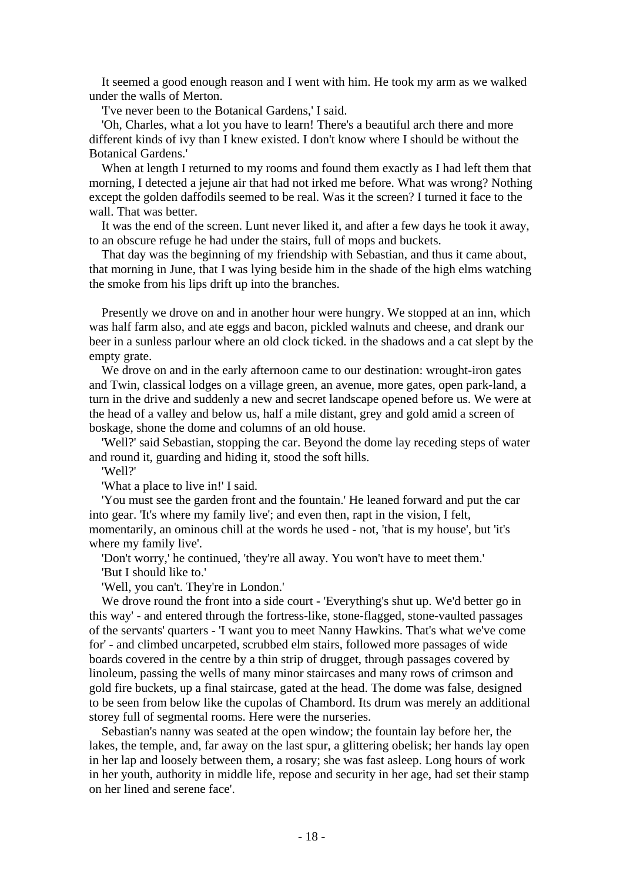It seemed a good enough reason and I went with him. He took my arm as we walked under the walls of Merton.

'I've never been to the Botanical Gardens,' I said.

'Oh, Charles, what a lot you have to learn! There's a beautiful arch there and more different kinds of ivy than I knew existed. I don't know where I should be without the Botanical Gardens.'

When at length I returned to my rooms and found them exactly as I had left them that morning, I detected a jejune air that had not irked me before. What was wrong? Nothing except the golden daffodils seemed to be real. Was it the screen? I turned it face to the wall. That was better.

It was the end of the screen. Lunt never liked it, and after a few days he took it away, to an obscure refuge he had under the stairs, full of mops and buckets.

That day was the beginning of my friendship with Sebastian, and thus it came about, that morning in June, that I was lying beside him in the shade of the high elms watching the smoke from his lips drift up into the branches.

Presently we drove on and in another hour were hungry. We stopped at an inn, which was half farm also, and ate eggs and bacon, pickled walnuts and cheese, and drank our beer in a sunless parlour where an old clock ticked. in the shadows and a cat slept by the empty grate.

We drove on and in the early afternoon came to our destination: wrought-iron gates and Twin, classical lodges on a village green, an avenue, more gates, open park-land, a turn in the drive and suddenly a new and secret landscape opened before us. We were at the head of a valley and below us, half a mile distant, grey and gold amid a screen of boskage, shone the dome and columns of an old house.

'Well?' said Sebastian, stopping the car. Beyond the dome lay receding steps of water and round it, guarding and hiding it, stood the soft hills.

'Well?'

'What a place to live in!' I said.

'You must see the garden front and the fountain.' He leaned forward and put the car into gear. 'It's where my family live'; and even then, rapt in the vision, I felt, momentarily, an ominous chill at the words he used - not, 'that is my house', but 'it's where my family live'.

'Don't worry,' he continued, 'they're all away. You won't have to meet them.'

'But I should like to.'

'Well, you can't. They're in London.'

We drove round the front into a side court - 'Everything's shut up. We'd better go in this way' - and entered through the fortress-like, stone-flagged, stone-vaulted passages of the servants' quarters - 'I want you to meet Nanny Hawkins. That's what we've come for' - and climbed uncarpeted, scrubbed elm stairs, followed more passages of wide boards covered in the centre by a thin strip of drugget, through passages covered by linoleum, passing the wells of many minor staircases and many rows of crimson and gold fire buckets, up a final staircase, gated at the head. The dome was false, designed to be seen from below like the cupolas of Chambord. Its drum was merely an additional storey full of segmental rooms. Here were the nurseries.

Sebastian's nanny was seated at the open window; the fountain lay before her, the lakes, the temple, and, far away on the last spur, a glittering obelisk; her hands lay open in her lap and loosely between them, a rosary; she was fast asleep. Long hours of work in her youth, authority in middle life, repose and security in her age, had set their stamp on her lined and serene face'.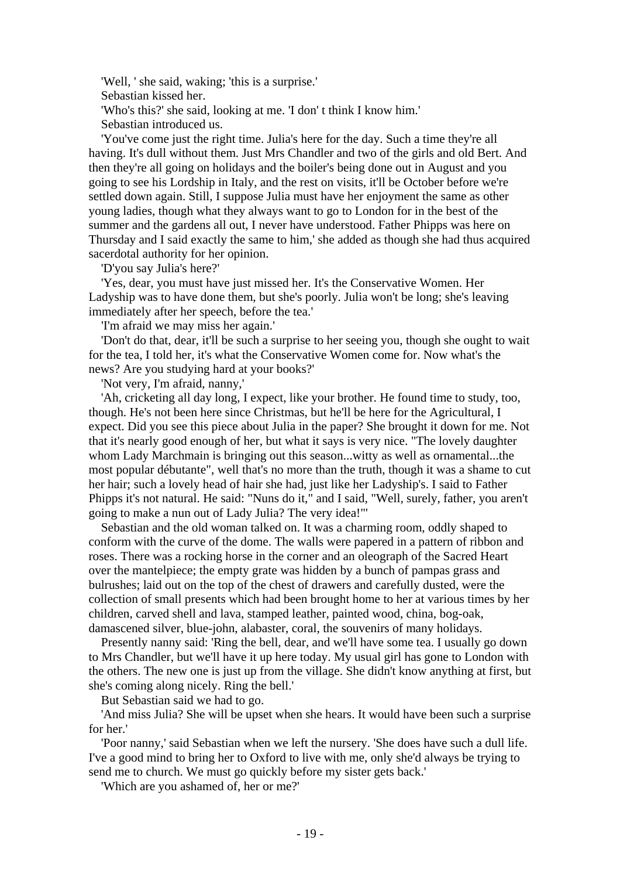'Well, ' she said, waking; 'this is a surprise.'

Sebastian kissed her.

'Who's this?' she said, looking at me. 'I don' t think I know him.'

Sebastian introduced us.

'You've come just the right time. Julia's here for the day. Such a time they're all having. It's dull without them. Just Mrs Chandler and two of the girls and old Bert. And then they're all going on holidays and the boiler's being done out in August and you going to see his Lordship in Italy, and the rest on visits, it'll be October before we're settled down again. Still, I suppose Julia must have her enjoyment the same as other young ladies, though what they always want to go to London for in the best of the summer and the gardens all out, I never have understood. Father Phipps was here on Thursday and I said exactly the same to him,' she added as though she had thus acquired sacerdotal authority for her opinion.

'D'you say Julia's here?'

'Yes, dear, you must have just missed her. It's the Conservative Women. Her Ladyship was to have done them, but she's poorly. Julia won't be long; she's leaving immediately after her speech, before the tea.'

'I'm afraid we may miss her again.'

'Don't do that, dear, it'll be such a surprise to her seeing you, though she ought to wait for the tea, I told her, it's what the Conservative Women come for. Now what's the news? Are you studying hard at your books?'

'Not very, I'm afraid, nanny,'

'Ah, cricketing all day long, I expect, like your brother. He found time to study, too, though. He's not been here since Christmas, but he'll be here for the Agricultural, I expect. Did you see this piece about Julia in the paper? She brought it down for me. Not that it's nearly good enough of her, but what it says is very nice. "The lovely daughter whom Lady Marchmain is bringing out this season...witty as well as ornamental...the most popular débutante", well that's no more than the truth, though it was a shame to cut her hair; such a lovely head of hair she had, just like her Ladyship's. I said to Father Phipps it's not natural. He said: "Nuns do it," and I said, "Well, surely, father, you aren't going to make a nun out of Lady Julia? The very idea!"'

Sebastian and the old woman talked on. It was a charming room, oddly shaped to conform with the curve of the dome. The walls were papered in a pattern of ribbon and roses. There was a rocking horse in the corner and an oleograph of the Sacred Heart over the mantelpiece; the empty grate was hidden by a bunch of pampas grass and bulrushes; laid out on the top of the chest of drawers and carefully dusted, were the collection of small presents which had been brought home to her at various times by her children, carved shell and lava, stamped leather, painted wood, china, bog-oak, damascened silver, blue-john, alabaster, coral, the souvenirs of many holidays.

Presently nanny said: 'Ring the bell, dear, and we'll have some tea. I usually go down to Mrs Chandler, but we'll have it up here today. My usual girl has gone to London with the others. The new one is just up from the village. She didn't know anything at first, but she's coming along nicely. Ring the bell.'

But Sebastian said we had to go.

'And miss Julia? She will be upset when she hears. It would have been such a surprise for her.'

'Poor nanny,' said Sebastian when we left the nursery. 'She does have such a dull life. I've a good mind to bring her to Oxford to live with me, only she'd always be trying to send me to church. We must go quickly before my sister gets back.'

'Which are you ashamed of, her or me?'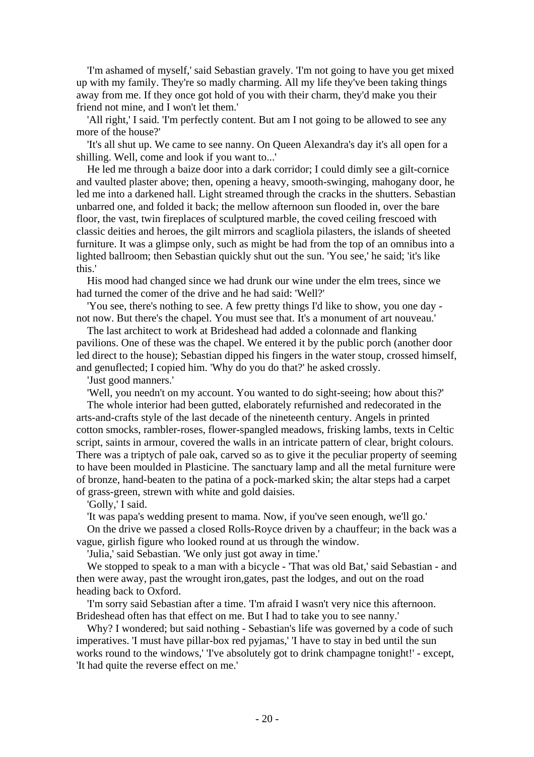'I'm ashamed of myself,' said Sebastian gravely. 'I'm not going to have you get mixed up with my family. They're so madly charming. All my life they've been taking things away from me. If they once got hold of you with their charm, they'd make you their friend not mine, and I won't let them.'

'All right,' I said. 'I'm perfectly content. But am I not going to be allowed to see any more of the house?'

'It's all shut up. We came to see nanny. On Queen Alexandra's day it's all open for a shilling. Well, come and look if you want to...'

He led me through a baize door into a dark corridor; I could dimly see a gilt-cornice and vaulted plaster above; then, opening a heavy, smooth-swinging, mahogany door, he led me into a darkened hall. Light streamed through the cracks in the shutters. Sebastian unbarred one, and folded it back; the mellow afternoon sun flooded in, over the bare floor, the vast, twin fireplaces of sculptured marble, the coved ceiling frescoed with classic deities and heroes, the gilt mirrors and scagliola pilasters, the islands of sheeted furniture. It was a glimpse only, such as might be had from the top of an omnibus into a lighted ballroom; then Sebastian quickly shut out the sun. 'You see,' he said; 'it's like this.'

His mood had changed since we had drunk our wine under the elm trees, since we had turned the comer of the drive and he had said: 'Well?'

'You see, there's nothing to see. A few pretty things I'd like to show, you one day - not now. But there's the chapel. You must see that. It's a monument of art nouveau.'

The last architect to work at Brideshead had added a colonnade and flanking pavilions. One of these was the chapel. We entered it by the public porch (another door led direct to the house); Sebastian dipped his fingers in the water stoup, crossed himself, and genuflected; I copied him. 'Why do you do that?' he asked crossly.

'Just good manners.'

'Well, you needn't on my account. You wanted to do sight-seeing; how about this?'

The whole interior had been gutted, elaborately refurnished and redecorated in the arts-and-crafts style of the last decade of the nineteenth century. Angels in printed cotton smocks, rambler-roses, flower-spangled meadows, frisking lambs, texts in Celtic script, saints in armour, covered the walls in an intricate pattern of clear, bright colours. There was a triptych of pale oak, carved so as to give it the peculiar property of seeming to have been moulded in Plasticine. The sanctuary lamp and all the metal furniture were of bronze, hand-beaten to the patina of a pock-marked skin; the altar steps had a carpet of grass-green, strewn with white and gold daisies.

'Golly,' I said.

'It was papa's wedding present to mama. Now, if you've seen enough, we'll go.'

On the drive we passed a closed Rolls-Royce driven by a chauffeur; in the back was a vague, girlish figure who looked round at us through the window.

'Julia,' said Sebastian. 'We only just got away in time.'

We stopped to speak to a man with a bicycle - 'That was old Bat,' said Sebastian - and then were away, past the wrought iron,gates, past the lodges, and out on the road heading back to Oxford.

'I'm sorry said Sebastian after a time. 'I'm afraid I wasn't very nice this afternoon. Brideshead often has that effect on me. But I had to take you to see nanny.'

Why? I wondered; but said nothing - Sebastian's life was governed by a code of such imperatives. 'I must have pillar-box red pyjamas,' 'I have to stay in bed until the sun works round to the windows,' 'I've absolutely got to drink champagne tonight!' - except, 'It had quite the reverse effect on me.'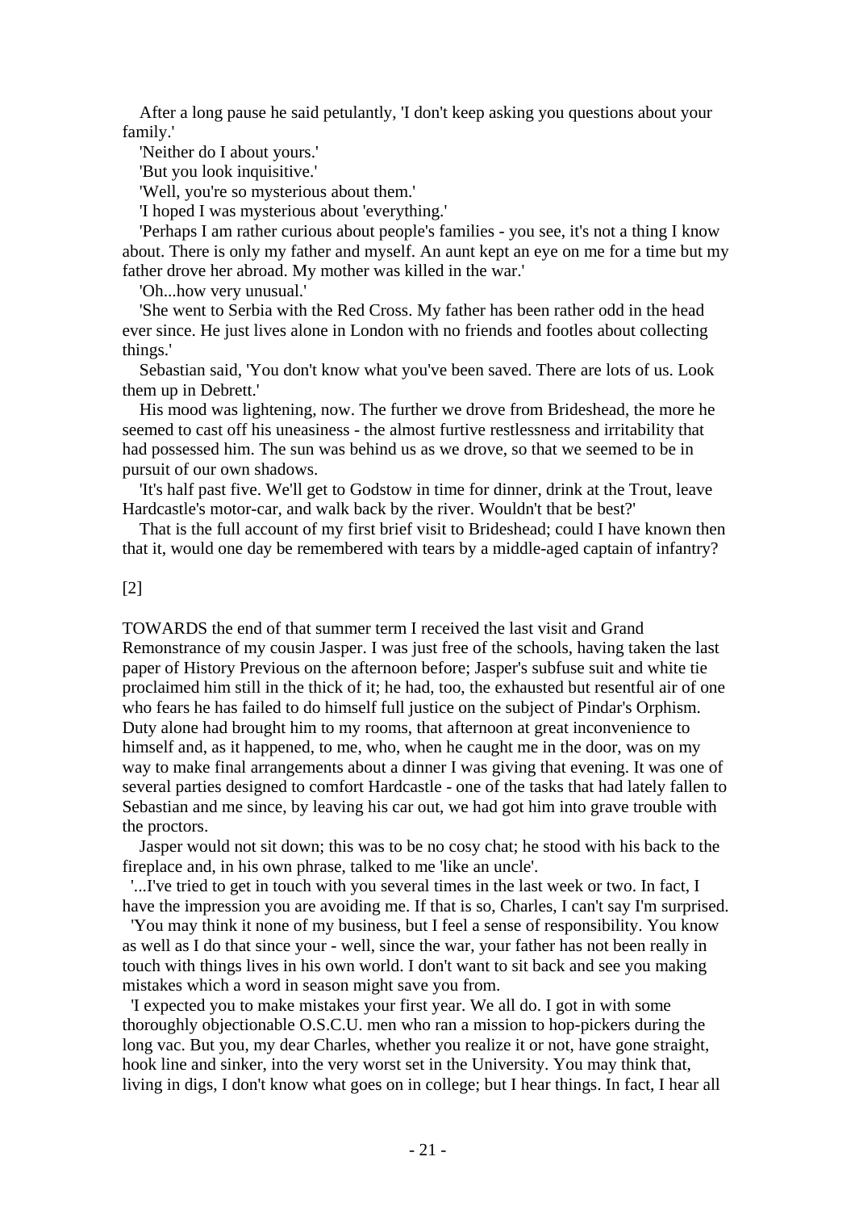After a long pause he said petulantly, 'I don't keep asking you questions about your family.'

'Neither do I about yours.'

'But you look inquisitive.'

'Well, you're so mysterious about them.'

'I hoped I was mysterious about 'everything.'

'Perhaps I am rather curious about people's families - you see, it's not a thing I know about. There is only my father and myself. An aunt kept an eye on me for a time but my father drove her abroad. My mother was killed in the war.'

'Oh...how very unusual.'

'She went to Serbia with the Red Cross. My father has been rather odd in the head ever since. He just lives alone in London with no friends and footles about collecting things.'

Sebastian said, 'You don't know what you've been saved. There are lots of us. Look them up in Debrett.'

His mood was lightening, now. The further we drove from Brideshead, the more he seemed to cast off his uneasiness - the almost furtive restlessness and irritability that had possessed him. The sun was behind us as we drove, so that we seemed to be in pursuit of our own shadows.

'It's half past five. We'll get to Godstow in time for dinner, drink at the Trout, leave Hardcastle's motor-car, and walk back by the river. Wouldn't that be best?'

That is the full account of my first brief visit to Brideshead; could I have known then that it, would one day be remembered with tears by a middle-aged captain of infantry?

[2]

TOWARDS the end of that summer term I received the last visit and Grand Remonstrance of my cousin Jasper. I was just free of the schools, having taken the last paper of History Previous on the afternoon before; Jasper's subfuse suit and white tie proclaimed him still in the thick of it; he had, too, the exhausted but resentful air of one who fears he has failed to do himself full justice on the subject of Pindar's Orphism. Duty alone had brought him to my rooms, that afternoon at great inconvenience to himself and, as it happened, to me, who, when he caught me in the door, was on my way to make final arrangements about a dinner I was giving that evening. It was one of several parties designed to comfort Hardcastle - one of the tasks that had lately fallen to Sebastian and me since, by leaving his car out, we had got him into grave trouble with the proctors.

Jasper would not sit down; this was to be no cosy chat; he stood with his back to the fireplace and, in his own phrase, talked to me 'like an uncle'.

'...I've tried to get in touch with you several times in the last week or two. In fact, I have the impression you are avoiding me. If that is so, Charles, I can't say I'm surprised.

'You may think it none of my business, but I feel a sense of responsibility. You know as well as I do that since your - well, since the war, your father has not been really in touch with things lives in his own world. I don't want to sit back and see you making mistakes which a word in season might save you from.

'I expected you to make mistakes your first year. We all do. I got in with some thoroughly objectionable O.S.C.U. men who ran a mission to hop-pickers during the long vac. But you, my dear Charles, whether you realize it or not, have gone straight, hook line and sinker, into the very worst set in the University. You may think that, living in digs, I don't know what goes on in college; but I hear things. In fact, I hear all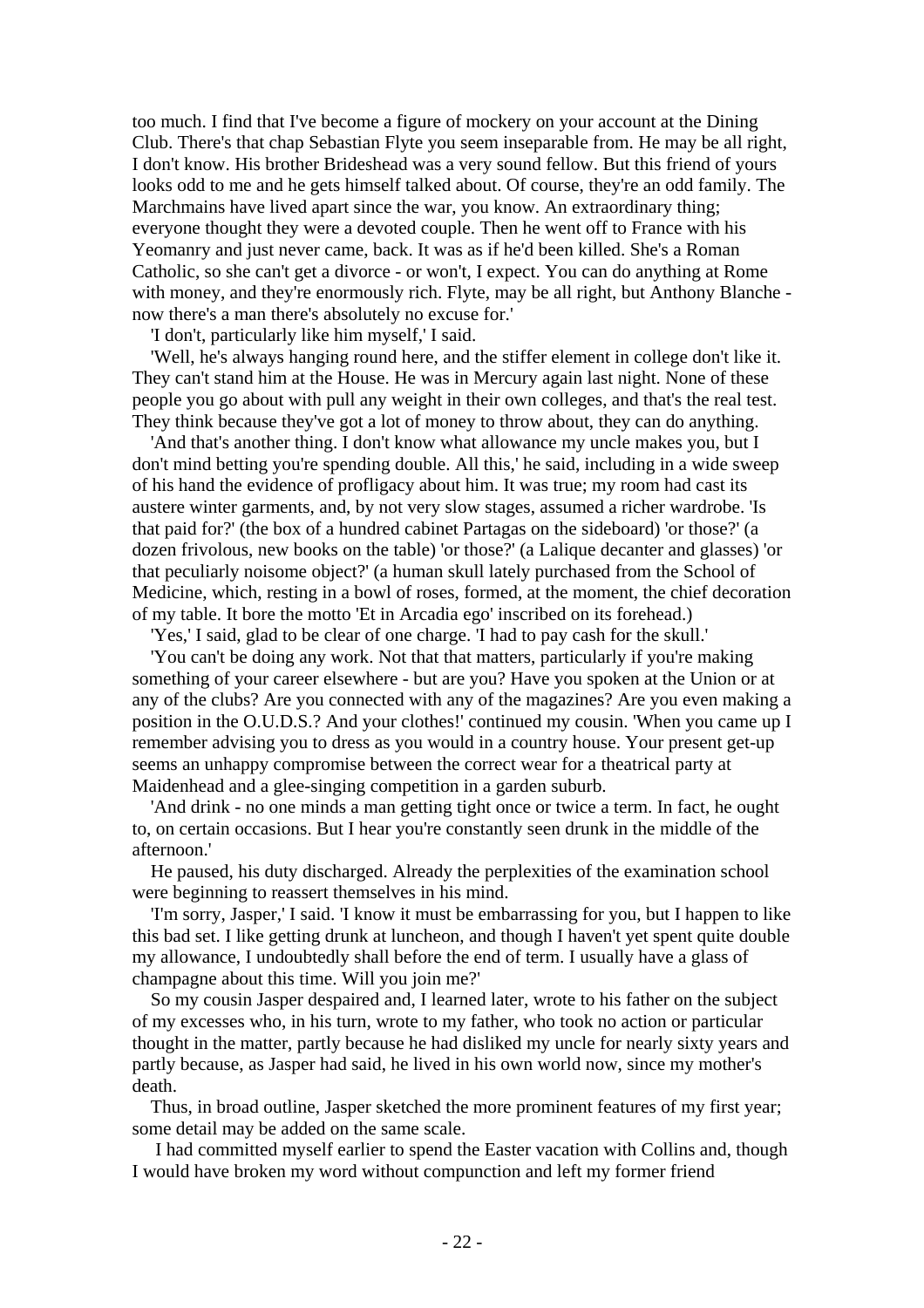too much. I find that I've become a figure of mockery on your account at the Dining Club. There's that chap Sebastian Flyte you seem inseparable from. He may be all right, I don't know. His brother Brideshead was a very sound fellow. But this friend of yours looks odd to me and he gets himself talked about. Of course, they're an odd family. The Marchmains have lived apart since the war, you know. An extraordinary thing; everyone thought they were a devoted couple. Then he went off to France with his Yeomanry and just never came, back. It was as if he'd been killed. She's a Roman Catholic, so she can't get a divorce - or won't, I expect. You can do anything at Rome with money, and they're enormously rich. Flyte, may be all right, but Anthony Blanche - now there's a man there's absolutely no excuse for.'

'I don't, particularly like him myself,' I said.

'Well, he's always hanging round here, and the stiffer element in college don't like it. They can't stand him at the House. He was in Mercury again last night. None of these people you go about with pull any weight in their own colleges, and that's the real test. They think because they've got a lot of money to throw about, they can do anything.

'And that's another thing. I don't know what allowance my uncle makes you, but I don't mind betting you're spending double. All this,' he said, including in a wide sweep of his hand the evidence of profligacy about him. It was true; my room had cast its austere winter garments, and, by not very slow stages, assumed a richer wardrobe. 'Is that paid for?' (the box of a hundred cabinet Partagas on the sideboard) 'or those?' (a dozen frivolous, new books on the table) 'or those?' (a Lalique decanter and glasses) 'or that peculiarly noisome object?' (a human skull lately purchased from the School of Medicine, which, resting in a bowl of roses, formed, at the moment, the chief decoration of my table. It bore the motto 'Et in Arcadia ego' inscribed on its forehead.)

'Yes,' I said, glad to be clear of one charge. 'I had to pay cash for the skull.'

'You can't be doing any work. Not that that matters, particularly if you're making something of your career elsewhere - but are you? Have you spoken at the Union or at any of the clubs? Are you connected with any of the magazines? Are you even making a position in the O.U.D.S.? And your clothes!' continued my cousin. 'When you came up I remember advising you to dress as you would in a country house. Your present get-up seems an unhappy compromise between the correct wear for a theatrical party at Maidenhead and a glee-singing competition in a garden suburb.

'And drink - no one minds a man getting tight once or twice a term. In fact, he ought to, on certain occasions. But I hear you're constantly seen drunk in the middle of the afternoon.'

He paused, his duty discharged. Already the perplexities of the examination school were beginning to reassert themselves in his mind.

'I'm sorry, Jasper,' I said. 'I know it must be embarrassing for you, but I happen to like this bad set. I like getting drunk at luncheon, and though I haven't yet spent quite double my allowance, I undoubtedly shall before the end of term. I usually have a glass of champagne about this time. Will you join me?'

So my cousin Jasper despaired and, I learned later, wrote to his father on the subject of my excesses who, in his turn, wrote to my father, who took no action or particular thought in the matter, partly because he had disliked my uncle for nearly sixty years and partly because, as Jasper had said, he lived in his own world now, since my mother's death.

Thus, in broad outline, Jasper sketched the more prominent features of my first year; some detail may be added on the same scale.

I had committed myself earlier to spend the Easter vacation with Collins and, though I would have broken my word without compunction and left my former friend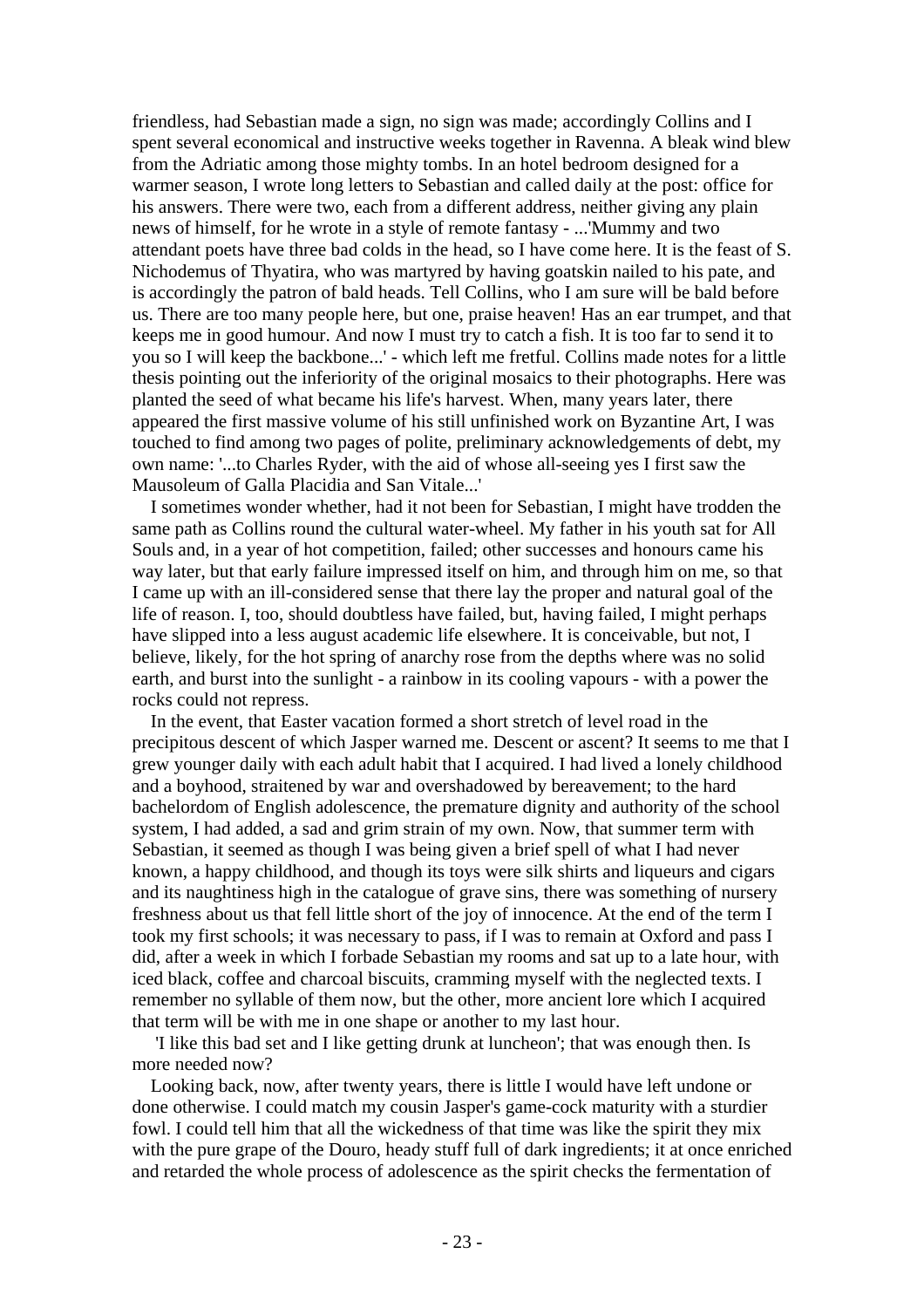friendless, had Sebastian made a sign, no sign was made; accordingly Collins and I spent several economical and instructive weeks together in Ravenna. A bleak wind blew from the Adriatic among those mighty tombs. In an hotel bedroom designed for a warmer season, I wrote long letters to Sebastian and called daily at the post: office for his answers. There were two, each from a different address, neither giving any plain news of himself, for he wrote in a style of remote fantasy - ...'Mummy and two attendant poets have three bad colds in the head, so I have come here. It is the feast of S. Nichodemus of Thyatira, who was martyred by having goatskin nailed to his pate, and is accordingly the patron of bald heads. Tell Collins, who I am sure will be bald before us. There are too many people here, but one, praise heaven! Has an ear trumpet, and that keeps me in good humour. And now I must try to catch a fish. It is too far to send it to you so I will keep the backbone...' - which left me fretful. Collins made notes for a little thesis pointing out the inferiority of the original mosaics to their photographs. Here was planted the seed of what became his life's harvest. When, many years later, there appeared the first massive volume of his still unfinished work on Byzantine Art, I was touched to find among two pages of polite, preliminary acknowledgements of debt, my own name: '...to Charles Ryder, with the aid of whose all-seeing yes I first saw the Mausoleum of Galla Placidia and San Vitale...'

I sometimes wonder whether, had it not been for Sebastian, I might have trodden the same path as Collins round the cultural water-wheel. My father in his youth sat for All Souls and, in a year of hot competition, failed; other successes and honours came his way later, but that early failure impressed itself on him, and through him on me, so that I came up with an ill-considered sense that there lay the proper and natural goal of the life of reason. I, too, should doubtless have failed, but, having failed, I might perhaps have slipped into a less august academic life elsewhere. It is conceivable, but not, I believe, likely, for the hot spring of anarchy rose from the depths where was no solid earth, and burst into the sunlight - a rainbow in its cooling vapours - with a power the rocks could not repress.

In the event, that Easter vacation formed a short stretch of level road in the precipitous descent of which Jasper warned me. Descent or ascent? It seems to me that I grew younger daily with each adult habit that I acquired. I had lived a lonely childhood and a boyhood, straitened by war and overshadowed by bereavement; to the hard bachelordom of English adolescence, the premature dignity and authority of the school system, I had added, a sad and grim strain of my own. Now, that summer term with Sebastian, it seemed as though I was being given a brief spell of what I had never known, a happy childhood, and though its toys were silk shirts and liqueurs and cigars and its naughtiness high in the catalogue of grave sins, there was something of nursery freshness about us that fell little short of the joy of innocence. At the end of the term I took my first schools; it was necessary to pass, if I was to remain at Oxford and pass I did, after a week in which I forbade Sebastian my rooms and sat up to a late hour, with iced black, coffee and charcoal biscuits, cramming myself with the neglected texts. I remember no syllable of them now, but the other, more ancient lore which I acquired that term will be with me in one shape or another to my last hour.

'I like this bad set and I like getting drunk at luncheon'; that was enough then. Is more needed now?

Looking back, now, after twenty years, there is little I would have left undone or done otherwise. I could match my cousin Jasper's game-cock maturity with a sturdier fowl. I could tell him that all the wickedness of that time was like the spirit they mix with the pure grape of the Douro, heady stuff full of dark ingredients; it at once enriched and retarded the whole process of adolescence as the spirit checks the fermentation of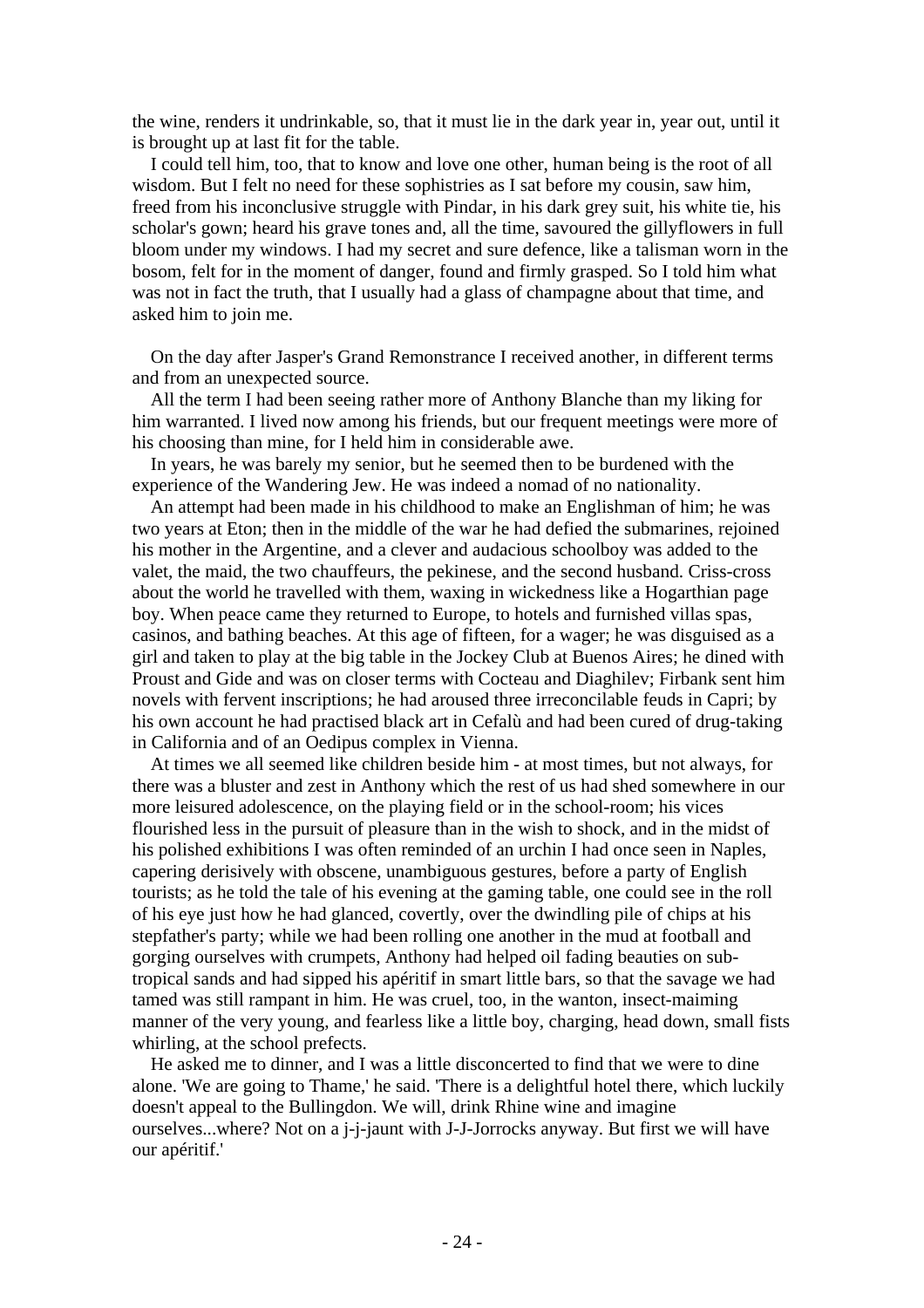the wine, renders it undrinkable, so, that it must lie in the dark year in, year out, until it is brought up at last fit for the table.

I could tell him, too, that to know and love one other, human being is the root of all wisdom. But I felt no need for these sophistries as I sat before my cousin, saw him, freed from his inconclusive struggle with Pindar, in his dark grey suit, his white tie, his scholar's gown; heard his grave tones and, all the time, savoured the gillyflowers in full bloom under my windows. I had my secret and sure defence, like a talisman worn in the bosom, felt for in the moment of danger, found and firmly grasped. So I told him what was not in fact the truth, that I usually had a glass of champagne about that time, and asked him to join me.

On the day after Jasper's Grand Remonstrance I received another, in different terms and from an unexpected source.

All the term I had been seeing rather more of Anthony Blanche than my liking for him warranted. I lived now among his friends, but our frequent meetings were more of his choosing than mine, for I held him in considerable awe.

In years, he was barely my senior, but he seemed then to be burdened with the experience of the Wandering Jew. He was indeed a nomad of no nationality.

An attempt had been made in his childhood to make an Englishman of him; he was two years at Eton; then in the middle of the war he had defied the submarines, rejoined his mother in the Argentine, and a clever and audacious schoolboy was added to the valet, the maid, the two chauffeurs, the pekinese, and the second husband. Criss-cross about the world he travelled with them, waxing in wickedness like a Hogarthian page boy. When peace came they returned to Europe, to hotels and furnished villas spas, casinos, and bathing beaches. At this age of fifteen, for a wager; he was disguised as a girl and taken to play at the big table in the Jockey Club at Buenos Aires; he dined with Proust and Gide and was on closer terms with Cocteau and Diaghilev; Firbank sent him novels with fervent inscriptions; he had aroused three irreconcilable feuds in Capri; by his own account he had practised black art in Cefalù and had been cured of drug-taking in California and of an Oedipus complex in Vienna.

At times we all seemed like children beside him - at most times, but not always, for there was a bluster and zest in Anthony which the rest of us had shed somewhere in our more leisured adolescence, on the playing field or in the school-room; his vices flourished less in the pursuit of pleasure than in the wish to shock, and in the midst of his polished exhibitions I was often reminded of an urchin I had once seen in Naples, capering derisively with obscene, unambiguous gestures, before a party of English tourists; as he told the tale of his evening at the gaming table, one could see in the roll of his eye just how he had glanced, covertly, over the dwindling pile of chips at his stepfather's party; while we had been rolling one another in the mud at football and gorging ourselves with crumpets, Anthony had helped oil fading beauties on sub-tropical sands and had sipped his apéritif in smart little bars, so that the savage we had tamed was still rampant in him. He was cruel, too, in the wanton, insect-maiming manner of the very young, and fearless like a little boy, charging, head down, small fists whirling, at the school prefects.

He asked me to dinner, and I was a little disconcerted to find that we were to dine alone. 'We are going to Thame,' he said. 'There is a delightful hotel there, which luckily doesn't appeal to the Bullingdon. We will, drink Rhine wine and imagine ourselves...where? Not on a j-j-jaunt with J-J-Jorrocks anyway. But first we will have our apéritif.'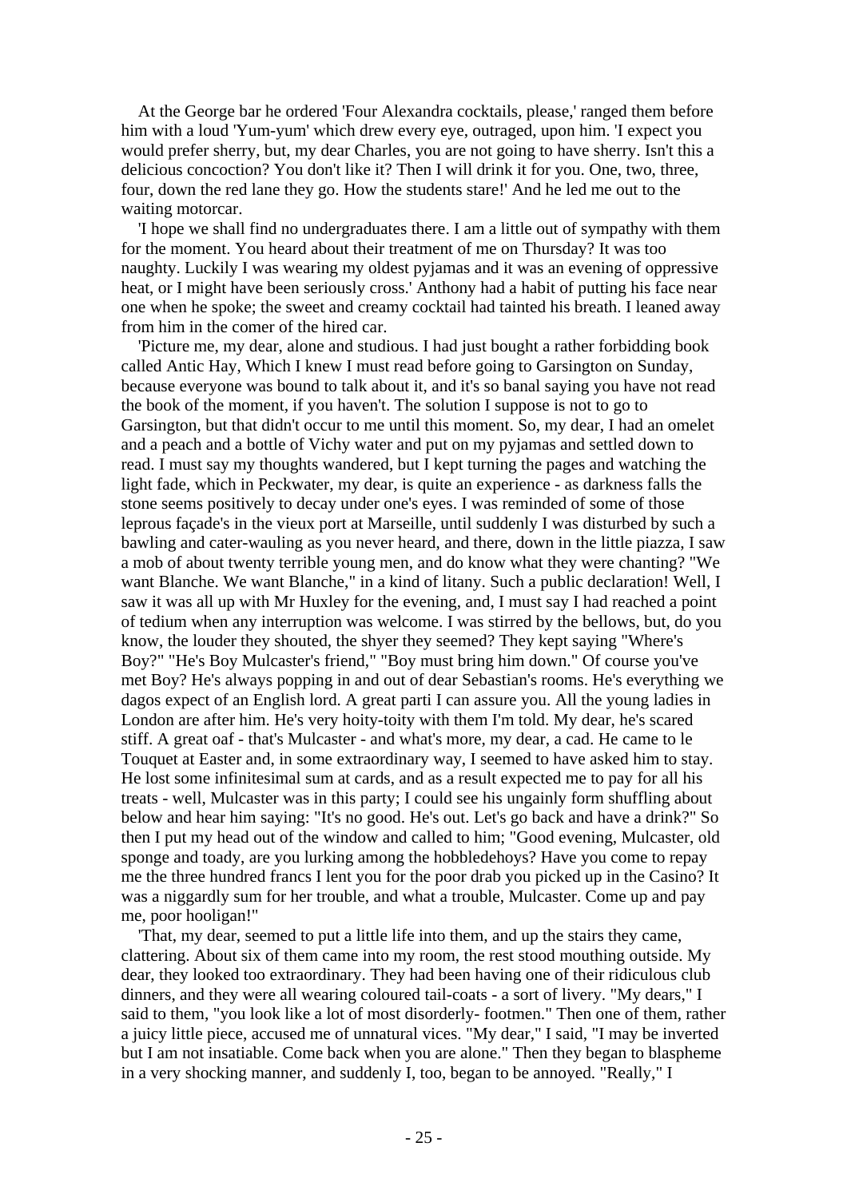At the George bar he ordered 'Four Alexandra cocktails, please,' ranged them before him with a loud 'Yum-yum' which drew every eye, outraged, upon him. 'I expect you would prefer sherry, but, my dear Charles, you are not going to have sherry. Isn't this a delicious concoction? You don't like it? Then I will drink it for you. One, two, three, four, down the red lane they go. How the students stare!' And he led me out to the waiting motorcar.

'I hope we shall find no undergraduates there. I am a little out of sympathy with them for the moment. You heard about their treatment of me on Thursday? It was too naughty. Luckily I was wearing my oldest pyjamas and it was an evening of oppressive heat, or I might have been seriously cross.' Anthony had a habit of putting his face near one when he spoke; the sweet and creamy cocktail had tainted his breath. I leaned away from him in the comer of the hired car.

'Picture me, my dear, alone and studious. I had just bought a rather forbidding book called Antic Hay, Which I knew I must read before going to Garsington on Sunday, because everyone was bound to talk about it, and it's so banal saying you have not read the book of the moment, if you haven't. The solution I suppose is not to go to Garsington, but that didn't occur to me until this moment. So, my dear, I had an omelet and a peach and a bottle of Vichy water and put on my pyjamas and settled down to read. I must say my thoughts wandered, but I kept turning the pages and watching the light fade, which in Peckwater, my dear, is quite an experience - as darkness falls the stone seems positively to decay under one's eyes. I was reminded of some of those leprous façade's in the vieux port at Marseille, until suddenly I was disturbed by such a bawling and cater-wauling as you never heard, and there, down in the little piazza, I saw a mob of about twenty terrible young men, and do know what they were chanting? "We want Blanche. We want Blanche," in a kind of litany. Such a public declaration! Well, I saw it was all up with Mr Huxley for the evening, and, I must say I had reached a point of tedium when any interruption was welcome. I was stirred by the bellows, but, do you know, the louder they shouted, the shyer they seemed? They kept saying "Where's Boy?" "He's Boy Mulcaster's friend," "Boy must bring him down." Of course you've met Boy? He's always popping in and out of dear Sebastian's rooms. He's everything we dagos expect of an English lord. A great parti I can assure you. All the young ladies in London are after him. He's very hoity-toity with them I'm told. My dear, he's scared stiff. A great oaf - that's Mulcaster - and what's more, my dear, a cad. He came to le Touquet at Easter and, in some extraordinary way, I seemed to have asked him to stay. He lost some infinitesimal sum at cards, and as a result expected me to pay for all his treats - well, Mulcaster was in this party; I could see his ungainly form shuffling about below and hear him saying: "It's no good. He's out. Let's go back and have a drink?" So then I put my head out of the window and called to him; "Good evening, Mulcaster, old sponge and toady, are you lurking among the hobbledehoys? Have you come to repay me the three hundred francs I lent you for the poor drab you picked up in the Casino? It was a niggardly sum for her trouble, and what a trouble, Mulcaster. Come up and pay me, poor hooligan!"

'That, my dear, seemed to put a little life into them, and up the stairs they came, clattering. About six of them came into my room, the rest stood mouthing outside. My dear, they looked too extraordinary. They had been having one of their ridiculous club dinners, and they were all wearing coloured tail-coats - a sort of livery. "My dears," I said to them, "you look like a lot of most disorderly- footmen." Then one of them, rather a juicy little piece, accused me of unnatural vices. "My dear," I said, "I may be inverted but I am not insatiable. Come back when you are alone." Then they began to blaspheme in a very shocking manner, and suddenly I, too, began to be annoyed. "Really," I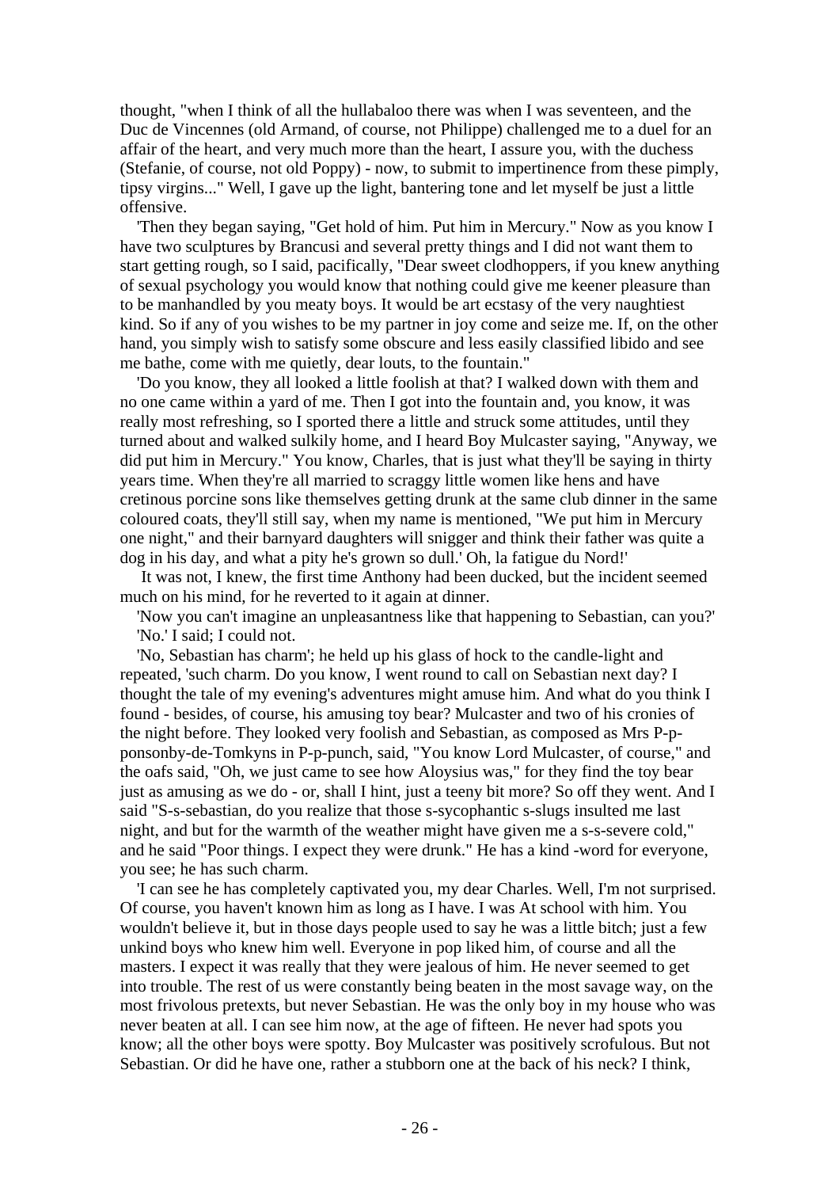thought, "when I think of all the hullabaloo there was when I was seventeen, and the Duc de Vincennes (old Armand, of course, not Philippe) challenged me to a duel for an affair of the heart, and very much more than the heart, I assure you, with the duchess (Stefanie, of course, not old Poppy) - now, to submit to impertinence from these pimply, tipsy virgins..." Well, I gave up the light, bantering tone and let myself be just a little offensive.

'Then they began saying, "Get hold of him. Put him in Mercury." Now as you know I have two sculptures by Brancusi and several pretty things and I did not want them to start getting rough, so I said, pacifically, "Dear sweet clodhoppers, if you knew anything of sexual psychology you would know that nothing could give me keener pleasure than to be manhandled by you meaty boys. It would be art ecstasy of the very naughtiest kind. So if any of you wishes to be my partner in joy come and seize me. If, on the other hand, you simply wish to satisfy some obscure and less easily classified libido and see me bathe, come with me quietly, dear louts, to the fountain."

'Do you know, they all looked a little foolish at that? I walked down with them and no one came within a yard of me. Then I got into the fountain and, you know, it was really most refreshing, so I sported there a little and struck some attitudes, until they turned about and walked sulkily home, and I heard Boy Mulcaster saying, "Anyway, we did put him in Mercury." You know, Charles, that is just what they'll be saying in thirty years time. When they're all married to scraggy little women like hens and have cretinous porcine sons like themselves getting drunk at the same club dinner in the same coloured coats, they'll still say, when my name is mentioned, "We put him in Mercury one night," and their barnyard daughters will snigger and think their father was quite a dog in his day, and what a pity he's grown so dull.' Oh, la fatigue du Nord!'

It was not, I knew, the first time Anthony had been ducked, but the incident seemed much on his mind, for he reverted to it again at dinner.

'Now you can't imagine an unpleasantness like that happening to Sebastian, can you?'

'No.' I said; I could not.

'No, Sebastian has charm'; he held up his glass of hock to the candle-light and repeated, 'such charm. Do you know, I went round to call on Sebastian next day? I thought the tale of my evening's adventures might amuse him. And what do you think I found - besides, of course, his amusing toy bear? Mulcaster and two of his cronies of the night before. They looked very foolish and Sebastian, as composed as Mrs P-p-ponsonby-de-Tomkyns in P-p-punch, said, "You know Lord Mulcaster, of course," and the oafs said, "Oh, we just came to see how Aloysius was," for they find the toy bear just as amusing as we do - or, shall I hint, just a teeny bit more? So off they went. And I said "S-s-sebastian, do you realize that those s-sycophantic s-slugs insulted me last night, and but for the warmth of the weather might have given me a s-s-severe cold," and he said "Poor things. I expect they were drunk." He has a kind -word for everyone, you see; he has such charm.

'I can see he has completely captivated you, my dear Charles. Well, I'm not surprised. Of course, you haven't known him as long as I have. I was At school with him. You wouldn't believe it, but in those days people used to say he was a little bitch; just a few unkind boys who knew him well. Everyone in pop liked him, of course and all the masters. I expect it was really that they were jealous of him. He never seemed to get into trouble. The rest of us were constantly being beaten in the most savage way, on the most frivolous pretexts, but never Sebastian. He was the only boy in my house who was never beaten at all. I can see him now, at the age of fifteen. He never had spots you know; all the other boys were spotty. Boy Mulcaster was positively scrofulous. But not Sebastian. Or did he have one, rather a stubborn one at the back of his neck? I think,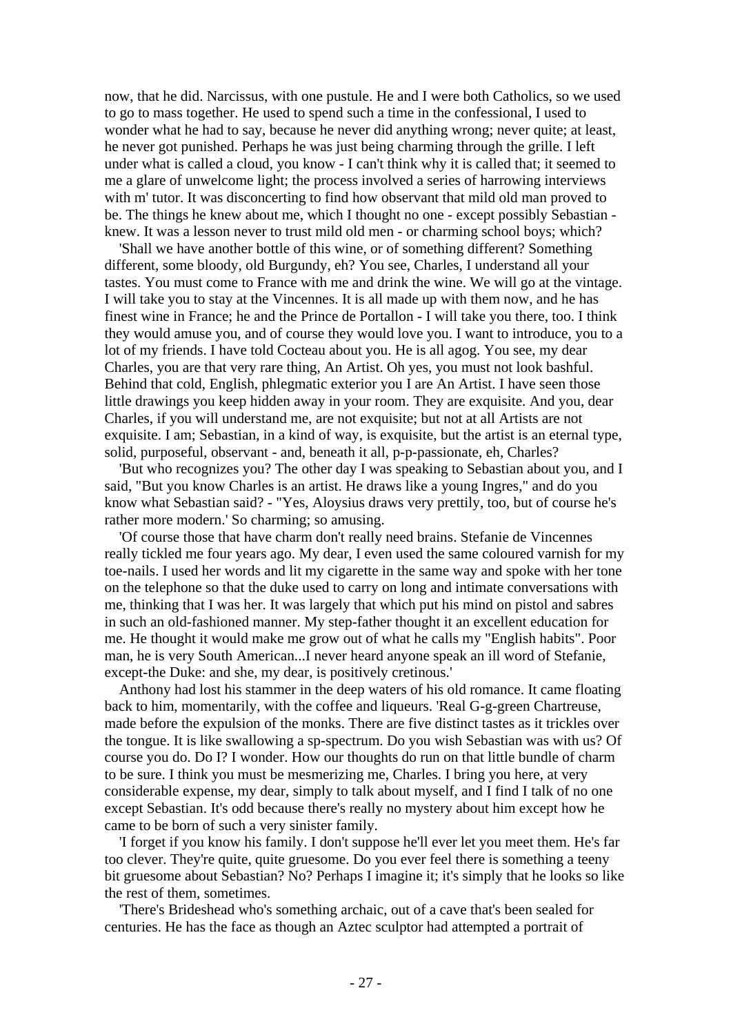now, that he did. Narcissus, with one pustule. He and I were both Catholics, so we used to go to mass together. He used to spend such a time in the confessional, I used to wonder what he had to say, because he never did anything wrong; never quite; at least, he never got punished. Perhaps he was just being charming through the grille. I left under what is called a cloud, you know - I can't think why it is called that; it seemed to me a glare of unwelcome light; the process involved a series of harrowing interviews with m' tutor. It was disconcerting to find how observant that mild old man proved to be. The things he knew about me, which I thought no one - except possibly Sebastian - knew. It was a lesson never to trust mild old men - or charming school boys; which?

'Shall we have another bottle of this wine, or of something different? Something different, some bloody, old Burgundy, eh? You see, Charles, I understand all your tastes. You must come to France with me and drink the wine. We will go at the vintage. I will take you to stay at the Vincennes. It is all made up with them now, and he has finest wine in France; he and the Prince de Portallon - I will take you there, too. I think they would amuse you, and of course they would love you. I want to introduce, you to a lot of my friends. I have told Cocteau about you. He is all agog. You see, my dear Charles, you are that very rare thing, An Artist. Oh yes, you must not look bashful. Behind that cold, English, phlegmatic exterior you I are An Artist. I have seen those little drawings you keep hidden away in your room. They are exquisite. And you, dear Charles, if you will understand me, are not exquisite; but not at all Artists are not exquisite. I am; Sebastian, in a kind of way, is exquisite, but the artist is an eternal type, solid, purposeful, observant - and, beneath it all, p-p-passionate, eh, Charles?

'But who recognizes you? The other day I was speaking to Sebastian about you, and I said, "But you know Charles is an artist. He draws like a young Ingres," and do you know what Sebastian said? - "Yes, Aloysius draws very prettily, too, but of course he's rather more modern.' So charming; so amusing.

'Of course those that have charm don't really need brains. Stefanie de Vincennes really tickled me four years ago. My dear, I even used the same coloured varnish for my toe-nails. I used her words and lit my cigarette in the same way and spoke with her tone on the telephone so that the duke used to carry on long and intimate conversations with me, thinking that I was her. It was largely that which put his mind on pistol and sabres in such an old-fashioned manner. My step-father thought it an excellent education for me. He thought it would make me grow out of what he calls my "English habits". Poor man, he is very South American...I never heard anyone speak an ill word of Stefanie, except-the Duke: and she, my dear, is positively cretinous.'

Anthony had lost his stammer in the deep waters of his old romance. It came floating back to him, momentarily, with the coffee and liqueurs. 'Real G-g-green Chartreuse, made before the expulsion of the monks. There are five distinct tastes as it trickles over the tongue. It is like swallowing a sp-spectrum. Do you wish Sebastian was with us? Of course you do. Do I? I wonder. How our thoughts do run on that little bundle of charm to be sure. I think you must be mesmerizing me, Charles. I bring you here, at very considerable expense, my dear, simply to talk about myself, and I find I talk of no one except Sebastian. It's odd because there's really no mystery about him except how he came to be born of such a very sinister family.

'I forget if you know his family. I don't suppose he'll ever let you meet them. He's far too clever. They're quite, quite gruesome. Do you ever feel there is something a teeny bit gruesome about Sebastian? No? Perhaps I imagine it; it's simply that he looks so like the rest of them, sometimes.

'There's Brideshead who's something archaic, out of a cave that's been sealed for centuries. He has the face as though an Aztec sculptor had attempted a portrait of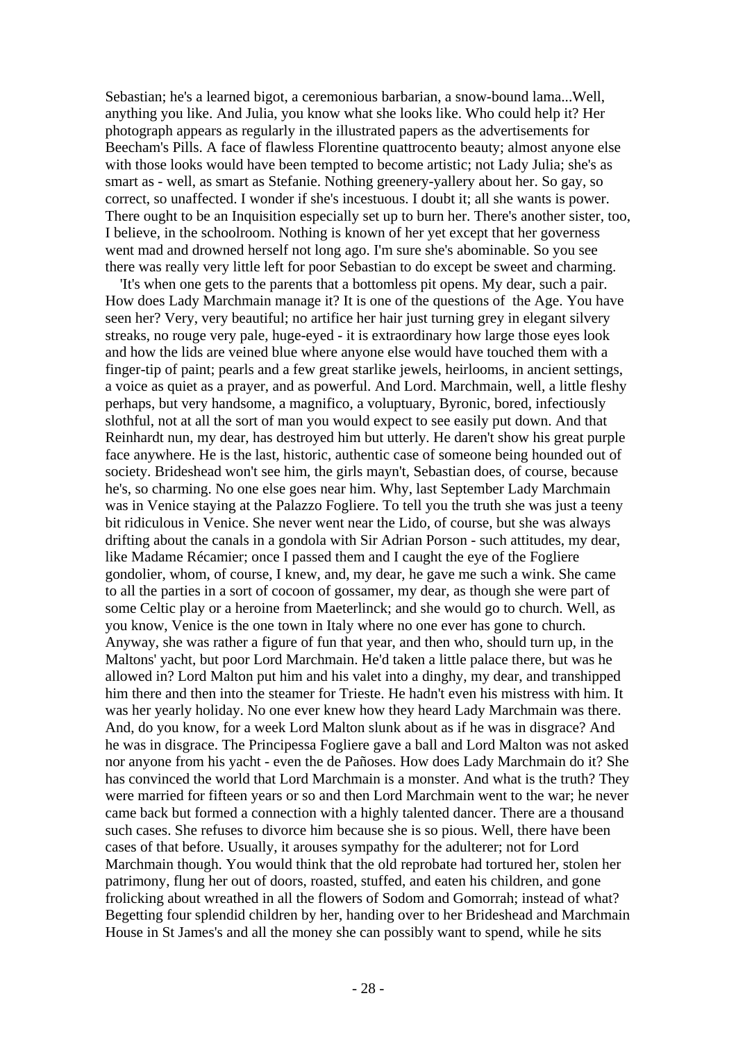Sebastian; he's a learned bigot, a ceremonious barbarian, a snow-bound lama...Well, anything you like. And Julia, you know what she looks like. Who could help it? Her photograph appears as regularly in the illustrated papers as the advertisements for Beecham's Pills. A face of flawless Florentine quattrocento beauty; almost anyone else with those looks would have been tempted to become artistic; not Lady Julia; she's as smart as - well, as smart as Stefanie. Nothing greenery-yallery about her. So gay, so correct, so unaffected. I wonder if she's incestuous. I doubt it; all she wants is power. There ought to be an Inquisition especially set up to burn her. There's another sister, too, I believe, in the schoolroom. Nothing is known of her yet except that her governess went mad and drowned herself not long ago. I'm sure she's abominable. So you see there was really very little left for poor Sebastian to do except be sweet and charming.

'It's when one gets to the parents that a bottomless pit opens. My dear, such a pair. How does Lady Marchmain manage it? It is one of the questions of the Age. You have seen her? Very, very beautiful; no artifice her hair just turning grey in elegant silvery streaks, no rouge very pale, huge-eyed - it is extraordinary how large those eyes look and how the lids are veined blue where anyone else would have touched them with a finger-tip of paint; pearls and a few great starlike jewels, heirlooms, in ancient settings, a voice as quiet as a prayer, and as powerful. And Lord. Marchmain, well, a little fleshy perhaps, but very handsome, a magnifico, a voluptuary, Byronic, bored, infectiously slothful, not at all the sort of man you would expect to see easily put down. And that Reinhardt nun, my dear, has destroyed him but utterly. He daren't show his great purple face anywhere. He is the last, historic, authentic case of someone being hounded out of society. Brideshead won't see him, the girls mayn't, Sebastian does, of course, because he's, so charming. No one else goes near him. Why, last September Lady Marchmain was in Venice staying at the Palazzo Fogliere. To tell you the truth she was just a teeny bit ridiculous in Venice. She never went near the Lido, of course, but she was always drifting about the canals in a gondola with Sir Adrian Porson - such attitudes, my dear, like Madame Récamier; once I passed them and I caught the eye of the Fogliere gondolier, whom, of course, I knew, and, my dear, he gave me such a wink. She came to all the parties in a sort of cocoon of gossamer, my dear, as though she were part of some Celtic play or a heroine from Maeterlinck; and she would go to church. Well, as you know, Venice is the one town in Italy where no one ever has gone to church. Anyway, she was rather a figure of fun that year, and then who, should turn up, in the Maltons' yacht, but poor Lord Marchmain. He'd taken a little palace there, but was he allowed in? Lord Malton put him and his valet into a dinghy, my dear, and transhipped him there and then into the steamer for Trieste. He hadn't even his mistress with him. It was her yearly holiday. No one ever knew how they heard Lady Marchmain was there. And, do you know, for a week Lord Malton slunk about as if he was in disgrace? And he was in disgrace. The Principessa Fogliere gave a ball and Lord Malton was not asked nor anyone from his yacht - even the de Pañoses. How does Lady Marchmain do it? She has convinced the world that Lord Marchmain is a monster. And what is the truth? They were married for fifteen years or so and then Lord Marchmain went to the war; he never came back but formed a connection with a highly talented dancer. There are a thousand such cases. She refuses to divorce him because she is so pious. Well, there have been cases of that before. Usually, it arouses sympathy for the adulterer; not for Lord Marchmain though. You would think that the old reprobate had tortured her, stolen her patrimony, flung her out of doors, roasted, stuffed, and eaten his children, and gone frolicking about wreathed in all the flowers of Sodom and Gomorrah; instead of what? Begetting four splendid children by her, handing over to her Brideshead and Marchmain House in St James's and all the money she can possibly want to spend, while he sits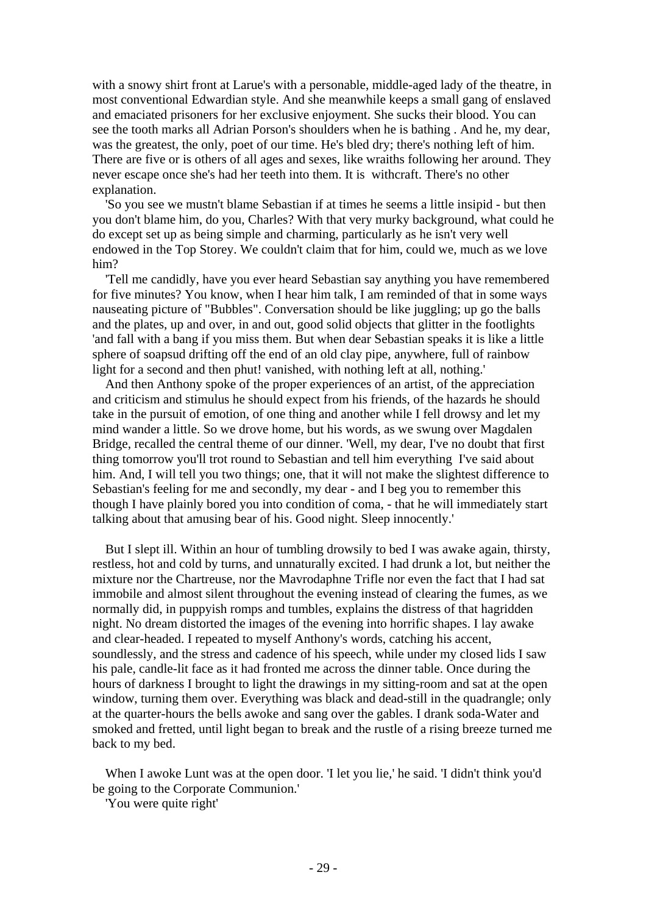with a snowy shirt front at Larue's with a personable, middle-aged lady of the theatre, in most conventional Edwardian style. And she meanwhile keeps a small gang of enslaved and emaciated prisoners for her exclusive enjoyment. She sucks their blood. You can see the tooth marks all Adrian Porson's shoulders when he is bathing . And he, my dear, was the greatest, the only, poet of our time. He's bled dry; there's nothing left of him. There are five or is others of all ages and sexes, like wraiths following her around. They never escape once she's had her teeth into them. It is  witchcraft. There's no other explanation.

'So you see we mustn't blame Sebastian if at times he seems a little insipid - but then you don't blame him, do you, Charles? With that very murky background, what could he do except set up as being simple and charming, particularly as he isn't very well endowed in the Top Storey. We couldn't claim that for him, could we, much as we love him?

'Tell me candidly, have you ever heard Sebastian say anything you have remembered for five minutes? You know, when I hear him talk, I am reminded of that in some ways nauseating picture of "Bubbles". Conversation should be like juggling; up go the balls and the plates, up and over, in and out, good solid objects that glitter in the footlights 'and fall with a bang if you miss them. But when dear Sebastian speaks it is like a little sphere of soapsud drifting off the end of an old clay pipe, anywhere, full of rainbow light for a second and then phut! vanished, with nothing left at all, nothing.'

And then Anthony spoke of the proper experiences of an artist, of the appreciation and criticism and stimulus he should expect from his friends, of the hazards he should take in the pursuit of emotion, of one thing and another while I fell drowsy and let my mind wander a little. So we drove home, but his words, as we swung over Magdalen Bridge, recalled the central theme of our dinner. 'Well, my dear, I've no doubt that first thing tomorrow you'll trot round to Sebastian and tell him everything  I've said about him. And, I will tell you two things; one, that it will not make the slightest difference to Sebastian's feeling for me and secondly, my dear - and I beg you to remember this though I have plainly bored you into condition of coma, - that he will immediately start talking about that amusing bear of his. Good night. Sleep innocently.'

But I slept ill. Within an hour of tumbling drowsily to bed I was awake again, thirsty, restless, hot and cold by turns, and unnaturally excited. I had drunk a lot, but neither the mixture nor the Chartreuse, nor the Mavrodaphne Trifle nor even the fact that I had sat immobile and almost silent throughout the evening instead of clearing the fumes, as we normally did, in puppyish romps and tumbles, explains the distress of that hagridden night. No dream distorted the images of the evening into horrific shapes. I lay awake and clear-headed. I repeated to myself Anthony's words, catching his accent, soundlessly, and the stress and cadence of his speech, while under my closed lids I saw his pale, candle-lit face as it had fronted me across the dinner table. Once during the hours of darkness I brought to light the drawings in my sitting-room and sat at the open window, turning them over. Everything was black and dead-still in the quadrangle; only at the quarter-hours the bells awoke and sang over the gables. I drank soda-Water and smoked and fretted, until light began to break and the rustle of a rising breeze turned me back to my bed.

When I awoke Lunt was at the open door. 'I let you lie,' he said. 'I didn't think you'd be going to the Corporate Communion.'

'You were quite right'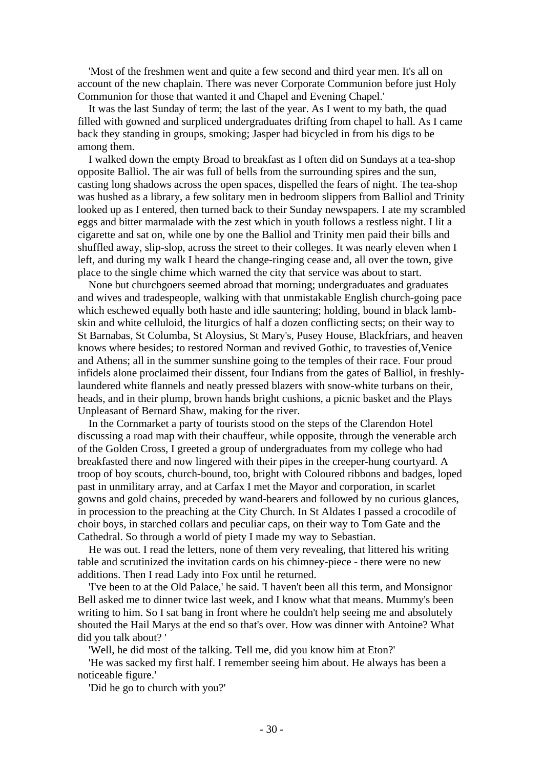'Most of the freshmen went and quite a few second and third year men. It's all on account of the new chaplain. There was never Corporate Communion before just Holy Communion for those that wanted it and Chapel and Evening Chapel.'

It was the last Sunday of term; the last of the year. As I went to my bath, the quad filled with gowned and surpliced undergraduates drifting from chapel to hall. As I came back they standing in groups, smoking; Jasper had bicycled in from his digs to be among them.

I walked down the empty Broad to breakfast as I often did on Sundays at a tea-shop opposite Balliol. The air was full of bells from the surrounding spires and the sun, casting long shadows across the open spaces, dispelled the fears of night. The tea-shop was hushed as a library, a few solitary men in bedroom slippers from Balliol and Trinity looked up as I entered, then turned back to their Sunday newspapers. I ate my scrambled eggs and bitter marmalade with the zest which in youth follows a restless night. I lit a cigarette and sat on, while one by one the Balliol and Trinity men paid their bills and shuffled away, slip-slop, across the street to their colleges. It was nearly eleven when I left, and during my walk I heard the change-ringing cease and, all over the town, give place to the single chime which warned the city that service was about to start.

None but churchgoers seemed abroad that morning; undergraduates and graduates and wives and tradespeople, walking with that unmistakable English church-going pace which eschewed equally both haste and idle sauntering; holding, bound in black lamb-skin and white celluloid, the liturgics of half a dozen conflicting sects; on their way to St Barnabas, St Columba, St Aloysius, St Mary's, Pusey House, Blackfriars, and heaven knows where besides; to restored Norman and revived Gothic, to travesties of,Venice and Athens; all in the summer sunshine going to the temples of their race. Four proud infidels alone proclaimed their dissent, four Indians from the gates of Balliol, in freshly-laundered white flannels and neatly pressed blazers with snow-white turbans on their, heads, and in their plump, brown hands bright cushions, a picnic basket and the Plays Unpleasant of Bernard Shaw, making for the river.

In the Cornmarket a party of tourists stood on the steps of the Clarendon Hotel discussing a road map with their chauffeur, while opposite, through the venerable arch of the Golden Cross, I greeted a group of undergraduates from my college who had breakfasted there and now lingered with their pipes in the creeper-hung courtyard. A troop of boy scouts, church-bound, too, bright with Coloured ribbons and badges, loped past in unmilitary array, and at Carfax I met the Mayor and corporation, in scarlet gowns and gold chains, preceded by wand-bearers and followed by no curious glances, in procession to the preaching at the City Church. In St Aldates I passed a crocodile of choir boys, in starched collars and peculiar caps, on their way to Tom Gate and the Cathedral. So through a world of piety I made my way to Sebastian.

He was out. I read the letters, none of them very revealing, that littered his writing table and scrutinized the invitation cards on his chimney-piece - there were no new additions. Then I read Lady into Fox until he returned.

'I've been to at the Old Palace,' he said. 'I haven't been all this term, and Monsignor Bell asked me to dinner twice last week, and I know what that means. Mummy's been writing to him. So I sat bang in front where he couldn't help seeing me and absolutely shouted the Hail Marys at the end so that's over. How was dinner with Antoine? What did you talk about? '

'Well, he did most of the talking. Tell me, did you know him at Eton?'

'He was sacked my first half. I remember seeing him about. He always has been a noticeable figure.'

'Did he go to church with you?'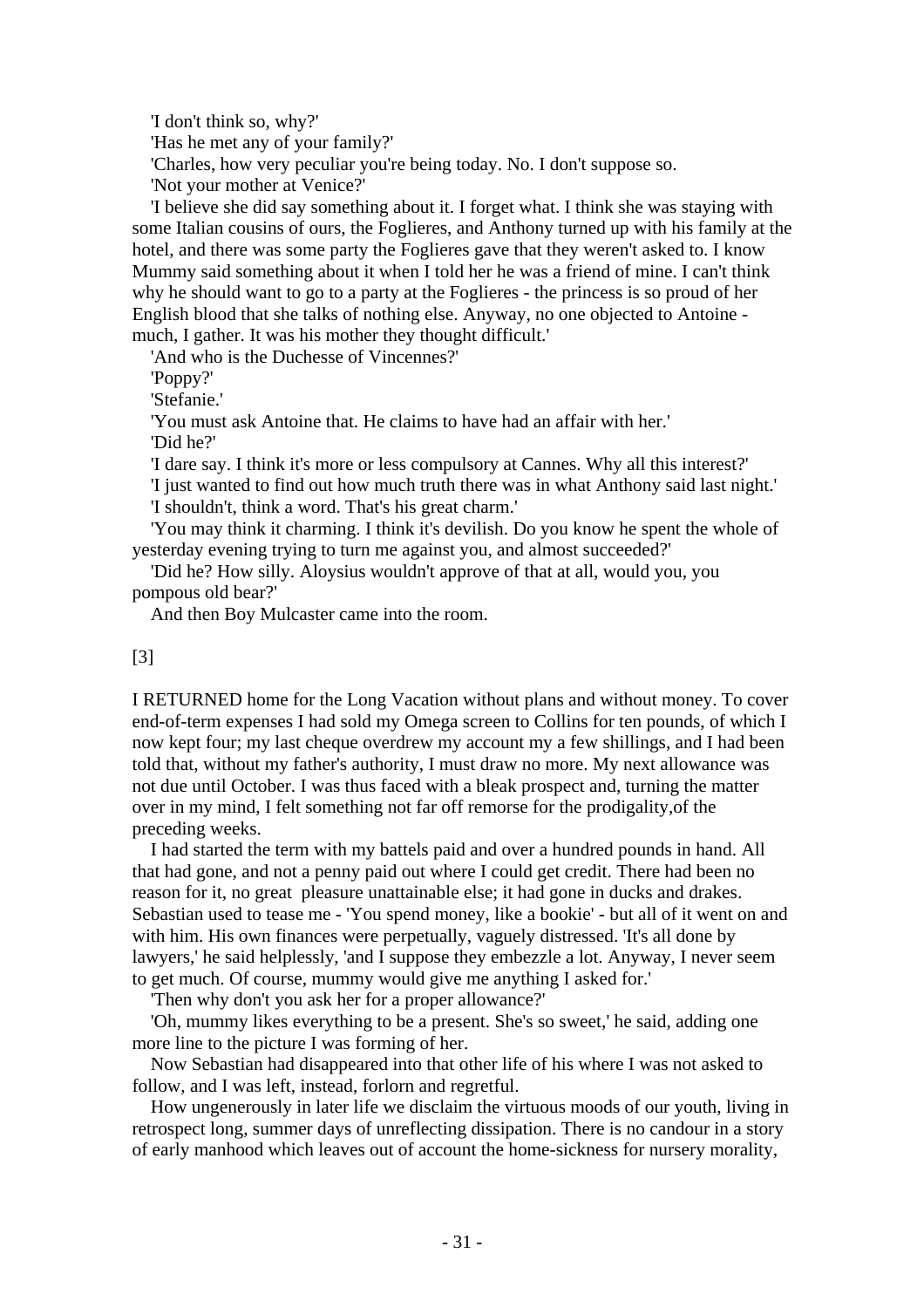'I don't think so, why?'

'Has he met any of your family?'

'Charles, how very peculiar you're being today. No. I don't suppose so.

'Not your mother at Venice?'

'I believe she did say something about it. I forget what. I think she was staying with some Italian cousins of ours, the Foglieres, and Anthony turned up with his family at the hotel, and there was some party the Foglieres gave that they weren't asked to. I know Mummy said something about it when I told her he was a friend of mine. I can't think why he should want to go to a party at the Foglieres - the princess is so proud of her English blood that she talks of nothing else. Anyway, no one objected to Antoine - much, I gather. It was his mother they thought difficult.'

'And who is the Duchesse of Vincennes?'

'Poppy?'

'Stefanie.'

'You must ask Antoine that. He claims to have had an affair with her.'

'Did he?'

'I dare say. I think it's more or less compulsory at Cannes. Why all this interest?'

'I just wanted to find out how much truth there was in what Anthony said last night.'

'I shouldn't, think a word. That's his great charm.'

'You may think it charming. I think it's devilish. Do you know he spent the whole of yesterday evening trying to turn me against you, and almost succeeded?'

'Did he? How silly. Aloysius wouldn't approve of that at all, would you, you pompous old bear?'

And then Boy Mulcaster came into the room.

[3]

I RETURNED home for the Long Vacation without plans and without money. To cover end-of-term expenses I had sold my Omega screen to Collins for ten pounds, of which I now kept four; my last cheque overdrew my account my a few shillings, and I had been told that, without my father's authority, I must draw no more. My next allowance was not due until October. I was thus faced with a bleak prospect and, turning the matter over in my mind, I felt something not far off remorse for the prodigality,of the preceding weeks.

I had started the term with my battels paid and over a hundred pounds in hand. All that had gone, and not a penny paid out where I could get credit. There had been no reason for it, no great pleasure unattainable else; it had gone in ducks and drakes. Sebastian used to tease me - 'You spend money, like a bookie' - but all of it went on and with him. His own finances were perpetually, vaguely distressed. 'It's all done by lawyers,' he said helplessly, 'and I suppose they embezzle a lot. Anyway, I never seem to get much. Of course, mummy would give me anything I asked for.'

'Then why don't you ask her for a proper allowance?'

'Oh, mummy likes everything to be a present. She's so sweet,' he said, adding one more line to the picture I was forming of her.

Now Sebastian had disappeared into that other life of his where I was not asked to follow, and I was left, instead, forlorn and regretful.

How ungenerously in later life we disclaim the virtuous moods of our youth, living in retrospect long, summer days of unreflecting dissipation. There is no candour in a story of early manhood which leaves out of account the home-sickness for nursery morality,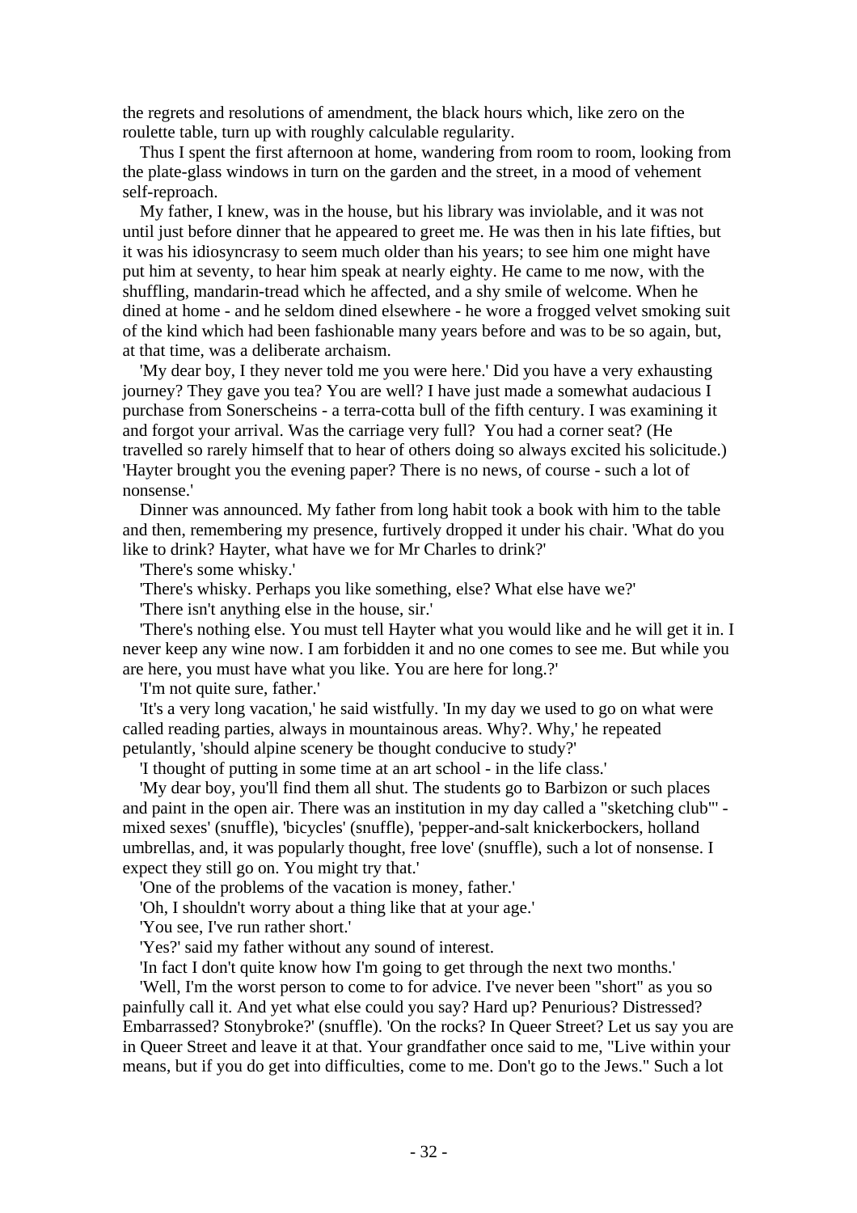the regrets and resolutions of amendment, the black hours which, like zero on the roulette table, turn up with roughly calculable regularity.

Thus I spent the first afternoon at home, wandering from room to room, looking from the plate-glass windows in turn on the garden and the street, in a mood of vehement self-reproach.

My father, I knew, was in the house, but his library was inviolable, and it was not until just before dinner that he appeared to greet me. He was then in his late fifties, but it was his idiosyncrasy to seem much older than his years; to see him one might have put him at seventy, to hear him speak at nearly eighty. He came to me now, with the shuffling, mandarin-tread which he affected, and a shy smile of welcome. When he dined at home - and he seldom dined elsewhere - he wore a frogged velvet smoking suit of the kind which had been fashionable many years before and was to be so again, but, at that time, was a deliberate archaism.

'My dear boy, I they never told me you were here.' Did you have a very exhausting journey? They gave you tea? You are well? I have just made a somewhat audacious I purchase from Sonerscheins - a terra-cotta bull of the fifth century. I was examining it and forgot your arrival. Was the carriage very full? You had a corner seat? (He travelled so rarely himself that to hear of others doing so always excited his solicitude.) 'Hayter brought you the evening paper? There is no news, of course - such a lot of nonsense.'

Dinner was announced. My father from long habit took a book with him to the table and then, remembering my presence, furtively dropped it under his chair. 'What do you like to drink? Hayter, what have we for Mr Charles to drink?'

'There's some whisky.'

'There's whisky. Perhaps you like something, else? What else have we?'

'There isn't anything else in the house, sir.'

'There's nothing else. You must tell Hayter what you would like and he will get it in. I never keep any wine now. I am forbidden it and no one comes to see me. But while you are here, you must have what you like. You are here for long.?'

'I'm not quite sure, father.'

'It's a very long vacation,' he said wistfully. 'In my day we used to go on what were called reading parties, always in mountainous areas. Why?. Why,' he repeated petulantly, 'should alpine scenery be thought conducive to study?'

'I thought of putting in some time at an art school - in the life class.'

'My dear boy, you'll find them all shut. The students go to Barbizon or such places and paint in the open air. There was an institution in my day called a "sketching club"' - mixed sexes' (snuffle), 'bicycles' (snuffle), 'pepper-and-salt knickerbockers, holland umbrellas, and, it was popularly thought, free love' (snuffle), such a lot of nonsense. I expect they still go on. You might try that.'

'One of the problems of the vacation is money, father.'

'Oh, I shouldn't worry about a thing like that at your age.'

'You see, I've run rather short.'

'Yes?' said my father without any sound of interest.

'In fact I don't quite know how I'm going to get through the next two months.'

'Well, I'm the worst person to come to for advice. I've never been "short" as you so painfully call it. And yet what else could you say? Hard up? Penurious? Distressed? Embarrassed? Stonybroke?' (snuffle). 'On the rocks? In Queer Street? Let us say you are in Queer Street and leave it at that. Your grandfather once said to me, "Live within your means, but if you do get into difficulties, come to me. Don't go to the Jews." Such a lot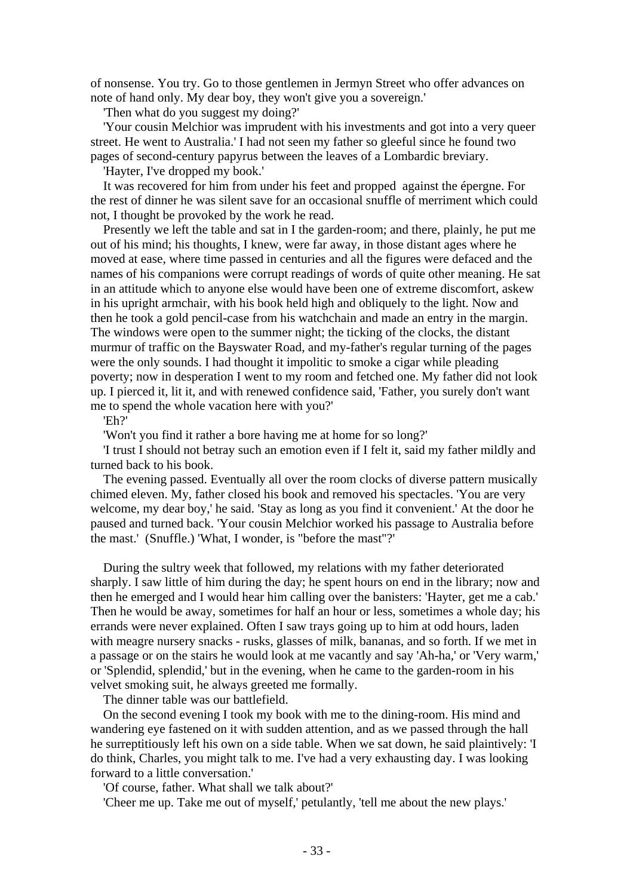of nonsense. You try. Go to those gentlemen in Jermyn Street who offer advances on note of hand only. My dear boy, they won't give you a sovereign.'

'Then what do you suggest my doing?'

'Your cousin Melchior was imprudent with his investments and got into a very queer street. He went to Australia.' I had not seen my father so gleeful since he found two pages of second-century papyrus between the leaves of a Lombardic breviary.

'Hayter, I've dropped my book.'

It was recovered for him from under his feet and propped against the épergne. For the rest of dinner he was silent save for an occasional snuffle of merriment which could not, I thought be provoked by the work he read.

Presently we left the table and sat in I the garden-room; and there, plainly, he put me out of his mind; his thoughts, I knew, were far away, in those distant ages where he moved at ease, where time passed in centuries and all the figures were defaced and the names of his companions were corrupt readings of words of quite other meaning. He sat in an attitude which to anyone else would have been one of extreme discomfort, askew in his upright armchair, with his book held high and obliquely to the light. Now and then he took a gold pencil-case from his watchchain and made an entry in the margin. The windows were open to the summer night; the ticking of the clocks, the distant murmur of traffic on the Bayswater Road, and my-father's regular turning of the pages were the only sounds. I had thought it impolitic to smoke a cigar while pleading poverty; now in desperation I went to my room and fetched one. My father did not look up. I pierced it, lit it, and with renewed confidence said, 'Father, you surely don't want me to spend the whole vacation here with you?'

'Eh?'

'Won't you find it rather a bore having me at home for so long?'

'I trust I should not betray such an emotion even if I felt it, said my father mildly and turned back to his book.

The evening passed. Eventually all over the room clocks of diverse pattern musically chimed eleven. My, father closed his book and removed his spectacles. 'You are very welcome, my dear boy,' he said. 'Stay as long as you find it convenient.' At the door he paused and turned back. 'Your cousin Melchior worked his passage to Australia before the mast.' (Snuffle.) 'What, I wonder, is "before the mast"?'

During the sultry week that followed, my relations with my father deteriorated sharply. I saw little of him during the day; he spent hours on end in the library; now and then he emerged and I would hear him calling over the banisters: 'Hayter, get me a cab.' Then he would be away, sometimes for half an hour or less, sometimes a whole day; his errands were never explained. Often I saw trays going up to him at odd hours, laden with meagre nursery snacks - rusks, glasses of milk, bananas, and so forth. If we met in a passage or on the stairs he would look at me vacantly and say 'Ah-ha,' or 'Very warm,' or 'Splendid, splendid,' but in the evening, when he came to the garden-room in his velvet smoking suit, he always greeted me formally.

The dinner table was our battlefield.

On the second evening I took my book with me to the dining-room. His mind and wandering eye fastened on it with sudden attention, and as we passed through the hall he surreptitiously left his own on a side table. When we sat down, he said plaintively: 'I do think, Charles, you might talk to me. I've had a very exhausting day. I was looking forward to a little conversation.'

'Of course, father. What shall we talk about?'

'Cheer me up. Take me out of myself,' petulantly, 'tell me about the new plays.'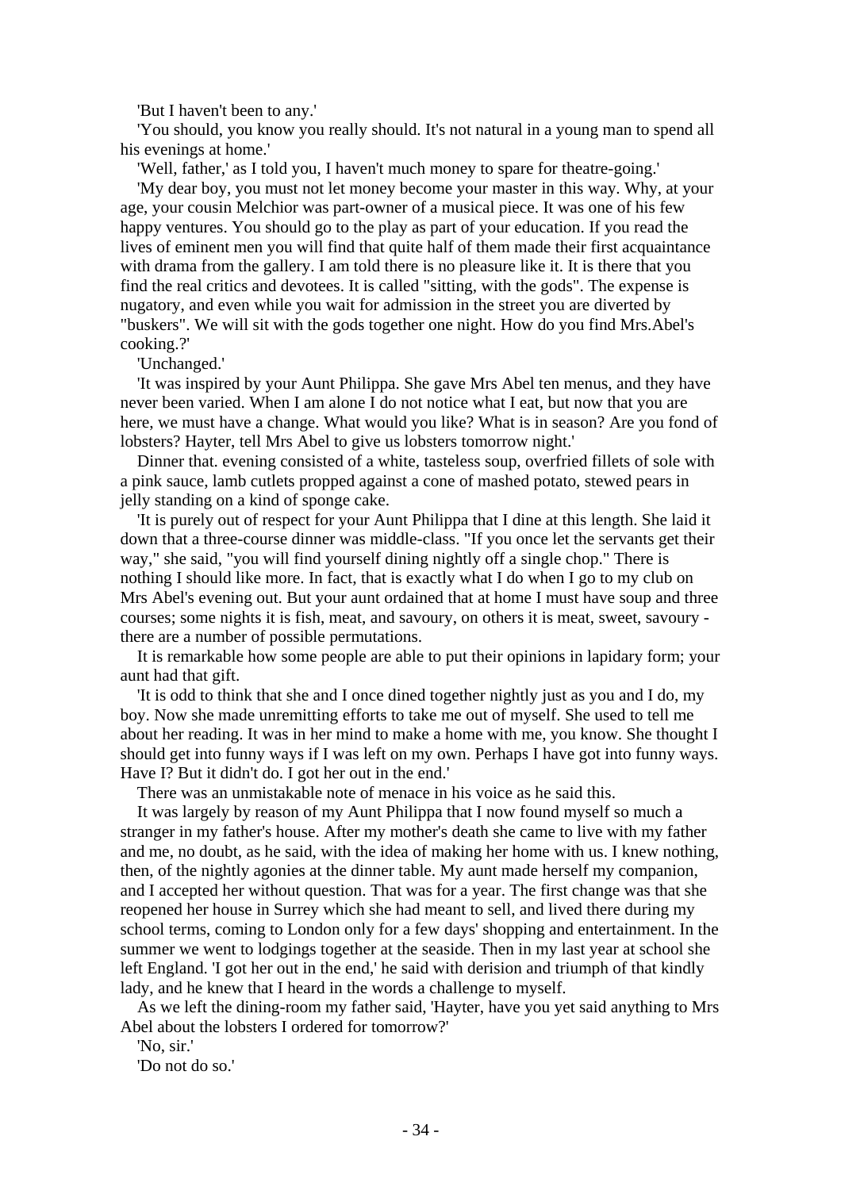'But I haven't been to any.'

'You should, you know you really should. It's not natural in a young man to spend all his evenings at home.'

'Well, father,' as I told you, I haven't much money to spare for theatre-going.'

'My dear boy, you must not let money become your master in this way. Why, at your age, your cousin Melchior was part-owner of a musical piece. It was one of his few happy ventures. You should go to the play as part of your education. If you read the lives of eminent men you will find that quite half of them made their first acquaintance with drama from the gallery. I am told there is no pleasure like it. It is there that you find the real critics and devotees. It is called "sitting, with the gods". The expense is nugatory, and even while you wait for admission in the street you are diverted by "buskers". We will sit with the gods together one night. How do you find Mrs.Abel's cooking.?'

'Unchanged.'

'It was inspired by your Aunt Philippa. She gave Mrs Abel ten menus, and they have never been varied. When I am alone I do not notice what I eat, but now that you are here, we must have a change. What would you like? What is in season? Are you fond of lobsters? Hayter, tell Mrs Abel to give us lobsters tomorrow night.'

Dinner that. evening consisted of a white, tasteless soup, overfried fillets of sole with a pink sauce, lamb cutlets propped against a cone of mashed potato, stewed pears in jelly standing on a kind of sponge cake.

'It is purely out of respect for your Aunt Philippa that I dine at this length. She laid it down that a three-course dinner was middle-class. "If you once let the servants get their way," she said, "you will find yourself dining nightly off a single chop." There is nothing I should like more. In fact, that is exactly what I do when I go to my club on Mrs Abel's evening out. But your aunt ordained that at home I must have soup and three courses; some nights it is fish, meat, and savoury, on others it is meat, sweet, savoury - there are a number of possible permutations.

It is remarkable how some people are able to put their opinions in lapidary form; your aunt had that gift.

'It is odd to think that she and I once dined together nightly just as you and I do, my boy. Now she made unremitting efforts to take me out of myself. She used to tell me about her reading. It was in her mind to make a home with me, you know. She thought I should get into funny ways if I was left on my own. Perhaps I have got into funny ways. Have I? But it didn't do. I got her out in the end.'

There was an unmistakable note of menace in his voice as he said this.

It was largely by reason of my Aunt Philippa that I now found myself so much a stranger in my father's house. After my mother's death she came to live with my father and me, no doubt, as he said, with the idea of making her home with us. I knew nothing, then, of the nightly agonies at the dinner table. My aunt made herself my companion, and I accepted her without question. That was for a year. The first change was that she reopened her house in Surrey which she had meant to sell, and lived there during my school terms, coming to London only for a few days' shopping and entertainment. In the summer we went to lodgings together at the seaside. Then in my last year at school she left England. 'I got her out in the end,' he said with derision and triumph of that kindly lady, and he knew that I heard in the words a challenge to myself.

As we left the dining-room my father said, 'Hayter, have you yet said anything to Mrs Abel about the lobsters I ordered for tomorrow?'

'No, sir.'

'Do not do so.'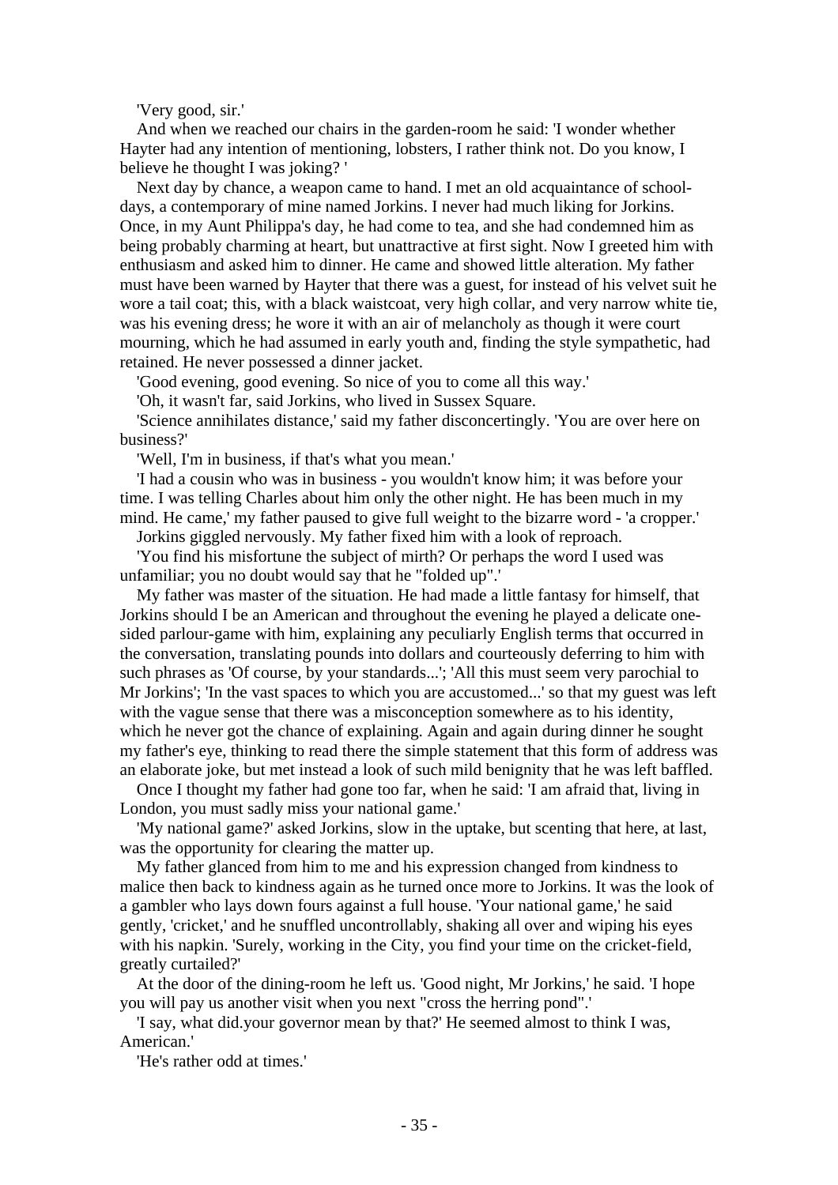'Very good, sir.'

And when we reached our chairs in the garden-room he said: 'I wonder whether Hayter had any intention of mentioning, lobsters, I rather think not. Do you know, I believe he thought I was joking? '

Next day by chance, a weapon came to hand. I met an old acquaintance of school-days, a contemporary of mine named Jorkins. I never had much liking for Jorkins. Once, in my Aunt Philippa's day, he had come to tea, and she had condemned him as being probably charming at heart, but unattractive at first sight. Now I greeted him with enthusiasm and asked him to dinner. He came and showed little alteration. My father must have been warned by Hayter that there was a guest, for instead of his velvet suit he wore a tail coat; this, with a black waistcoat, very high collar, and very narrow white tie, was his evening dress; he wore it with an air of melancholy as though it were court mourning, which he had assumed in early youth and, finding the style sympathetic, had retained. He never possessed a dinner jacket.

'Good evening, good evening. So nice of you to come all this way.'

'Oh, it wasn't far, said Jorkins, who lived in Sussex Square.

'Science annihilates distance,' said my father disconcertingly. 'You are over here on business?'

'Well, I'm in business, if that's what you mean.'

'I had a cousin who was in business - you wouldn't know him; it was before your time. I was telling Charles about him only the other night. He has been much in my mind. He came,' my father paused to give full weight to the bizarre word - 'a cropper.'

Jorkins giggled nervously. My father fixed him with a look of reproach.

'You find his misfortune the subject of mirth? Or perhaps the word I used was unfamiliar; you no doubt would say that he "folded up".'

My father was master of the situation. He had made a little fantasy for himself, that Jorkins should I be an American and throughout the evening he played a delicate one-sided parlour-game with him, explaining any peculiarly English terms that occurred in the conversation, translating pounds into dollars and courteously deferring to him with such phrases as 'Of course, by your standards...'; 'All this must seem very parochial to Mr Jorkins'; 'In the vast spaces to which you are accustomed...' so that my guest was left with the vague sense that there was a misconception somewhere as to his identity, which he never got the chance of explaining. Again and again during dinner he sought my father's eye, thinking to read there the simple statement that this form of address was an elaborate joke, but met instead a look of such mild benignity that he was left baffled.

Once I thought my father had gone too far, when he said: 'I am afraid that, living in London, you must sadly miss your national game.'

'My national game?' asked Jorkins, slow in the uptake, but scenting that here, at last, was the opportunity for clearing the matter up.

My father glanced from him to me and his expression changed from kindness to malice then back to kindness again as he turned once more to Jorkins. It was the look of a gambler who lays down fours against a full house. 'Your national game,' he said gently, 'cricket,' and he snuffled uncontrollably, shaking all over and wiping his eyes with his napkin. 'Surely, working in the City, you find your time on the cricket-field, greatly curtailed?'

At the door of the dining-room he left us. 'Good night, Mr Jorkins,' he said. 'I hope you will pay us another visit when you next "cross the herring pond".'

'I say, what did.your governor mean by that?' He seemed almost to think I was, American.'

'He's rather odd at times.'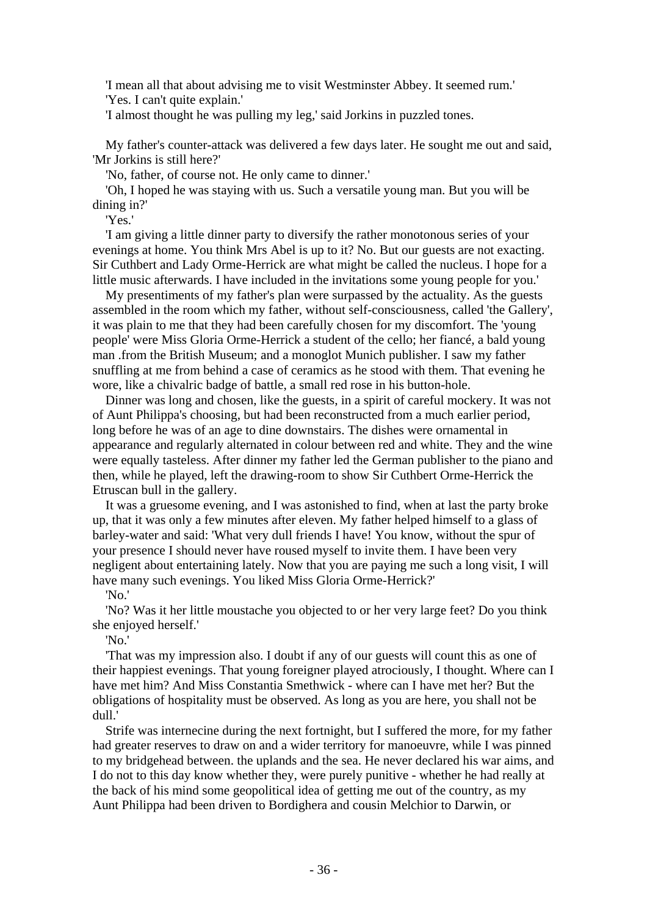'I mean all that about advising me to visit Westminster Abbey. It seemed rum.'

'Yes. I can't quite explain.'

'I almost thought he was pulling my leg,' said Jorkins in puzzled tones.

My father's counter-attack was delivered a few days later. He sought me out and said, 'Mr Jorkins is still here?'

'No, father, of course not. He only came to dinner.'

'Oh, I hoped he was staying with us. Such a versatile young man. But you will be dining in?'

'Yes.'

'I am giving a little dinner party to diversify the rather monotonous series of your evenings at home. You think Mrs Abel is up to it? No. But our guests are not exacting. Sir Cuthbert and Lady Orme-Herrick are what might be called the nucleus. I hope for a little music afterwards. I have included in the invitations some young people for you.'

My presentiments of my father's plan were surpassed by the actuality. As the guests assembled in the room which my father, without self-consciousness, called 'the Gallery', it was plain to me that they had been carefully chosen for my discomfort. The 'young people' were Miss Gloria Orme-Herrick a student of the cello; her fiancé, a bald young man .from the British Museum; and a monoglot Munich publisher. I saw my father snuffling at me from behind a case of ceramics as he stood with them. That evening he wore, like a chivalric badge of battle, a small red rose in his button-hole.

Dinner was long and chosen, like the guests, in a spirit of careful mockery. It was not of Aunt Philippa's choosing, but had been reconstructed from a much earlier period, long before he was of an age to dine downstairs. The dishes were ornamental in appearance and regularly alternated in colour between red and white. They and the wine were equally tasteless. After dinner my father led the German publisher to the piano and then, while he played, left the drawing-room to show Sir Cuthbert Orme-Herrick the Etruscan bull in the gallery.

It was a gruesome evening, and I was astonished to find, when at last the party broke up, that it was only a few minutes after eleven. My father helped himself to a glass of barley-water and said: 'What very dull friends I have! You know, without the spur of your presence I should never have roused myself to invite them. I have been very negligent about entertaining lately. Now that you are paying me such a long visit, I will have many such evenings. You liked Miss Gloria Orme-Herrick?'

'No.'

'No? Was it her little moustache you objected to or her very large feet? Do you think she enjoyed herself.'

'No.'

'That was my impression also. I doubt if any of our guests will count this as one of their happiest evenings. That young foreigner played atrociously, I thought. Where can I have met him? And Miss Constantia Smethwick - where can I have met her? But the obligations of hospitality must be observed. As long as you are here, you shall not be dull.'

Strife was internecine during the next fortnight, but I suffered the more, for my father had greater reserves to draw on and a wider territory for manoeuvre, while I was pinned to my bridgehead between. the uplands and the sea. He never declared his war aims, and I do not to this day know whether they, were purely punitive - whether he had really at the back of his mind some geopolitical idea of getting me out of the country, as my Aunt Philippa had been driven to Bordighera and cousin Melchior to Darwin, or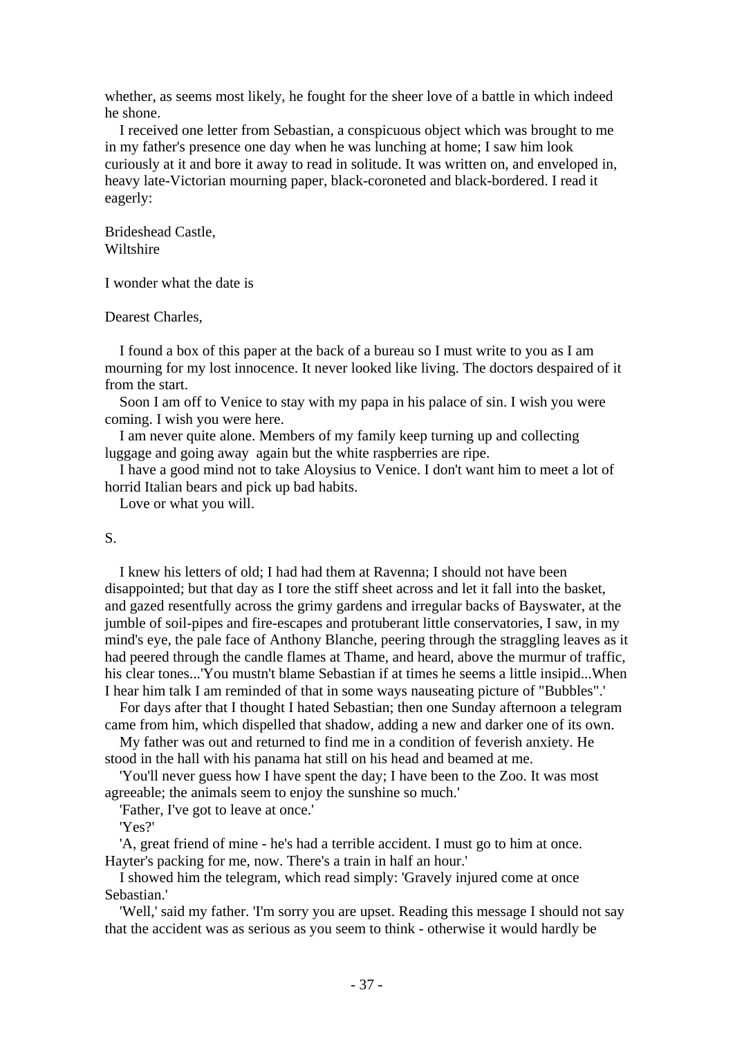whether, as seems most likely, he fought for the sheer love of a battle in which indeed he shone.

I received one letter from Sebastian, a conspicuous object which was brought to me in my father's presence one day when he was lunching at home; I saw him look curiously at it and bore it away to read in solitude. It was written on, and enveloped in, heavy late-Victorian mourning paper, black-coroneted and black-bordered. I read it eagerly:

Brideshead Castle,
Wiltshire

I wonder what the date is

Dearest Charles,

I found a box of this paper at the back of a bureau so I must write to you as I am mourning for my lost innocence. It never looked like living. The doctors despaired of it from the start.

Soon I am off to Venice to stay with my papa in his palace of sin. I wish you were coming. I wish you were here.

I am never quite alone. Members of my family keep turning up and collecting luggage and going away again but the white raspberries are ripe.

I have a good mind not to take Aloysius to Venice. I don't want him to meet a lot of horrid Italian bears and pick up bad habits.

Love or what you will.

S.

I knew his letters of old; I had had them at Ravenna; I should not have been disappointed; but that day as I tore the stiff sheet across and let it fall into the basket, and gazed resentfully across the grimy gardens and irregular backs of Bayswater, at the jumble of soil-pipes and fire-escapes and protuberant little conservatories, I saw, in my mind's eye, the pale face of Anthony Blanche, peering through the straggling leaves as it had peered through the candle flames at Thame, and heard, above the murmur of traffic, his clear tones...'You mustn't blame Sebastian if at times he seems a little insipid...When I hear him talk I am reminded of that in some ways nauseating picture of "Bubbles".'

For days after that I thought I hated Sebastian; then one Sunday afternoon a telegram came from him, which dispelled that shadow, adding a new and darker one of its own.

My father was out and returned to find me in a condition of feverish anxiety. He stood in the hall with his panama hat still on his head and beamed at me.

'You'll never guess how I have spent the day; I have been to the Zoo. It was most agreeable; the animals seem to enjoy the sunshine so much.'

'Father, I've got to leave at once.'

'Yes?'

'A, great friend of mine - he's had a terrible accident. I must go to him at once. Hayter's packing for me, now. There's a train in half an hour.'

I showed him the telegram, which read simply: 'Gravely injured come at once Sebastian.'

'Well,' said my father. 'I'm sorry you are upset. Reading this message I should not say that the accident was as serious as you seem to think - otherwise it would hardly be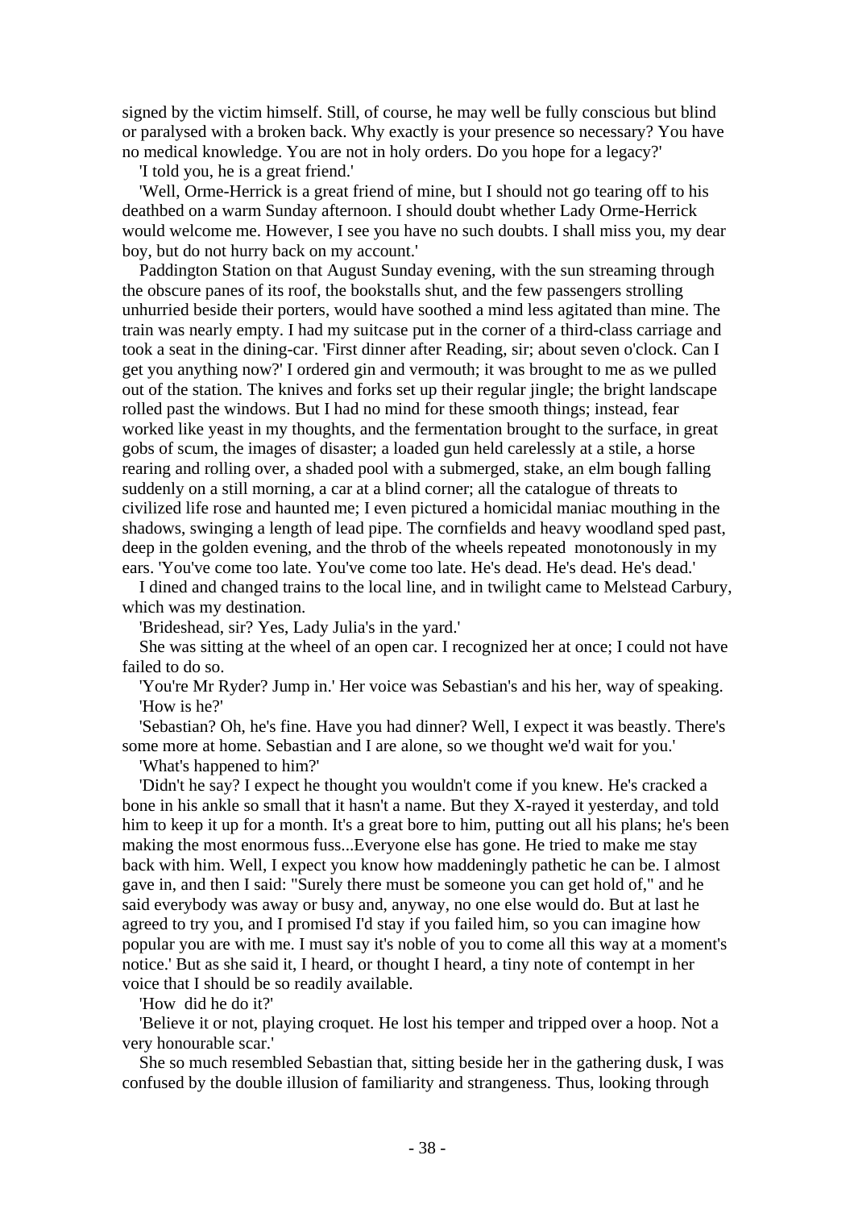signed by the victim himself. Still, of course, he may well be fully conscious but blind or paralysed with a broken back. Why exactly is your presence so necessary? You have no medical knowledge. You are not in holy orders. Do you hope for a legacy?'

'I told you, he is a great friend.'

'Well, Orme-Herrick is a great friend of mine, but I should not go tearing off to his deathbed on a warm Sunday afternoon. I should doubt whether Lady Orme-Herrick would welcome me. However, I see you have no such doubts. I shall miss you, my dear boy, but do not hurry back on my account.'

Paddington Station on that August Sunday evening, with the sun streaming through the obscure panes of its roof, the bookstalls shut, and the few passengers strolling unhurried beside their porters, would have soothed a mind less agitated than mine. The train was nearly empty. I had my suitcase put in the corner of a third-class carriage and took a seat in the dining-car. 'First dinner after Reading, sir; about seven o'clock. Can I get you anything now?' I ordered gin and vermouth; it was brought to me as we pulled out of the station. The knives and forks set up their regular jingle; the bright landscape rolled past the windows. But I had no mind for these smooth things; instead, fear worked like yeast in my thoughts, and the fermentation brought to the surface, in great gobs of scum, the images of disaster; a loaded gun held carelessly at a stile, a horse rearing and rolling over, a shaded pool with a submerged, stake, an elm bough falling suddenly on a still morning, a car at a blind corner; all the catalogue of threats to civilized life rose and haunted me; I even pictured a homicidal maniac mouthing in the shadows, swinging a length of lead pipe. The cornfields and heavy woodland sped past, deep in the golden evening, and the throb of the wheels repeated monotonously in my ears. 'You've come too late. You've come too late. He's dead. He's dead. He's dead.'

I dined and changed trains to the local line, and in twilight came to Melstead Carbury, which was my destination.

'Brideshead, sir? Yes, Lady Julia's in the yard.'

She was sitting at the wheel of an open car. I recognized her at once; I could not have failed to do so.

'You're Mr Ryder? Jump in.' Her voice was Sebastian's and his her, way of speaking.

'How is he?'

'Sebastian? Oh, he's fine. Have you had dinner? Well, I expect it was beastly. There's some more at home. Sebastian and I are alone, so we thought we'd wait for you.'

'What's happened to him?'

'Didn't he say? I expect he thought you wouldn't come if you knew. He's cracked a bone in his ankle so small that it hasn't a name. But they X-rayed it yesterday, and told him to keep it up for a month. It's a great bore to him, putting out all his plans; he's been making the most enormous fuss...Everyone else has gone. He tried to make me stay back with him. Well, I expect you know how maddeningly pathetic he can be. I almost gave in, and then I said: "Surely there must be someone you can get hold of," and he said everybody was away or busy and, anyway, no one else would do. But at last he agreed to try you, and I promised I'd stay if you failed him, so you can imagine how popular you are with me. I must say it's noble of you to come all this way at a moment's notice.' But as she said it, I heard, or thought I heard, a tiny note of contempt in her voice that I should be so readily available.

'How did he do it?'

'Believe it or not, playing croquet. He lost his temper and tripped over a hoop. Not a very honourable scar.'

She so much resembled Sebastian that, sitting beside her in the gathering dusk, I was confused by the double illusion of familiarity and strangeness. Thus, looking through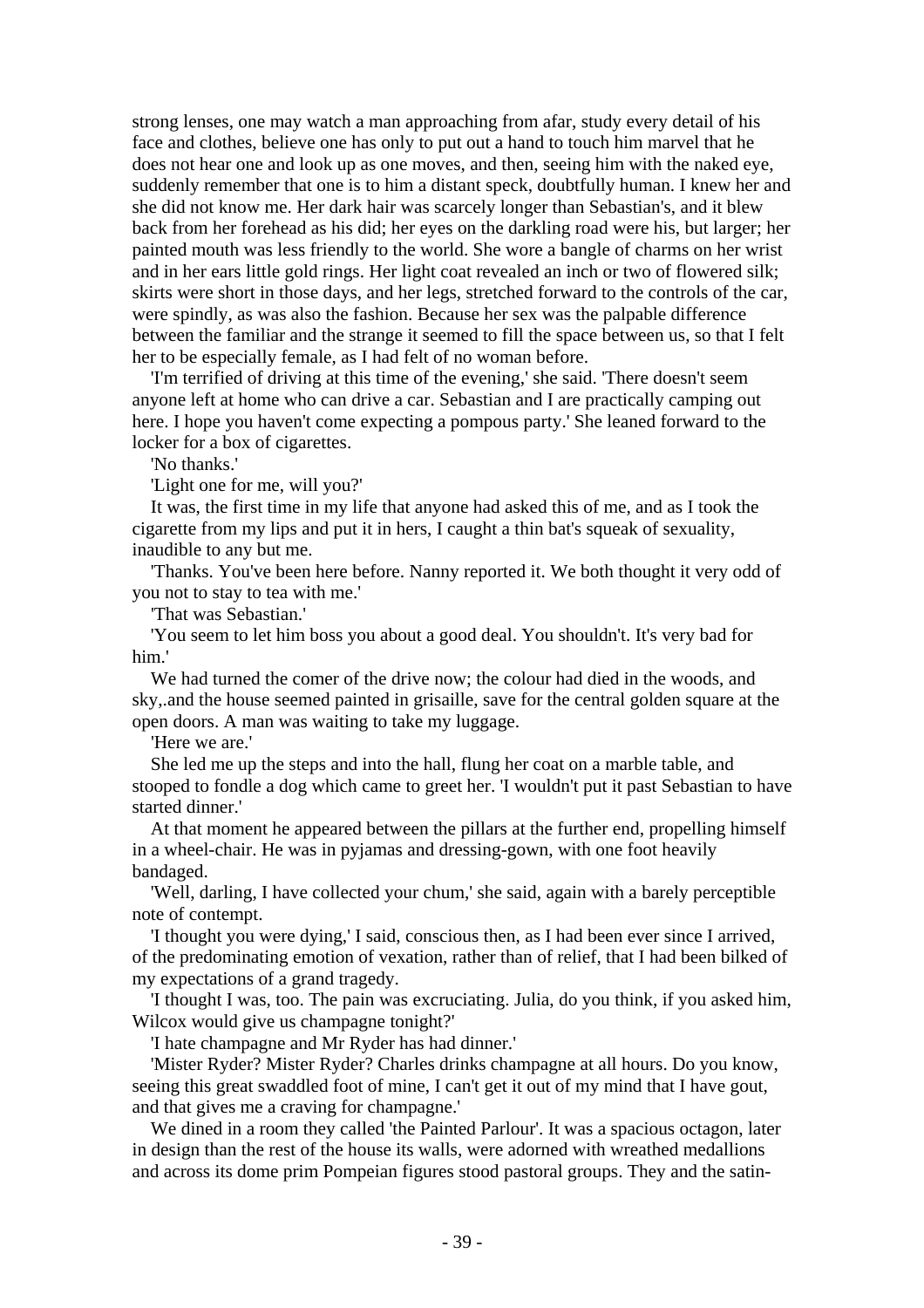strong lenses, one may watch a man approaching from afar, study every detail of his face and clothes, believe one has only to put out a hand to touch him marvel that he does not hear one and look up as one moves, and then, seeing him with the naked eye, suddenly remember that one is to him a distant speck, doubtfully human. I knew her and she did not know me. Her dark hair was scarcely longer than Sebastian's, and it blew back from her forehead as his did; her eyes on the darkling road were his, but larger; her painted mouth was less friendly to the world. She wore a bangle of charms on her wrist and in her ears little gold rings. Her light coat revealed an inch or two of flowered silk; skirts were short in those days, and her legs, stretched forward to the controls of the car, were spindly, as was also the fashion. Because her sex was the palpable difference between the familiar and the strange it seemed to fill the space between us, so that I felt her to be especially female, as I had felt of no woman before.

'I'm terrified of driving at this time of the evening,' she said. 'There doesn't seem anyone left at home who can drive a car. Sebastian and I are practically camping out here. I hope you haven't come expecting a pompous party.' She leaned forward to the locker for a box of cigarettes.

'No thanks.'

'Light one for me, will you?'

It was, the first time in my life that anyone had asked this of me, and as I took the cigarette from my lips and put it in hers, I caught a thin bat's squeak of sexuality, inaudible to any but me.

'Thanks. You've been here before. Nanny reported it. We both thought it very odd of you not to stay to tea with me.'

'That was Sebastian.'

'You seem to let him boss you about a good deal. You shouldn't. It's very bad for him.'

We had turned the comer of the drive now; the colour had died in the woods, and sky,.and the house seemed painted in grisaille, save for the central golden square at the open doors. A man was waiting to take my luggage.

'Here we are.'

She led me up the steps and into the hall, flung her coat on a marble table, and stooped to fondle a dog which came to greet her. 'I wouldn't put it past Sebastian to have started dinner.'

At that moment he appeared between the pillars at the further end, propelling himself in a wheel-chair. He was in pyjamas and dressing-gown, with one foot heavily bandaged.

'Well, darling, I have collected your chum,' she said, again with a barely perceptible note of contempt.

'I thought you were dying,' I said, conscious then, as I had been ever since I arrived, of the predominating emotion of vexation, rather than of relief, that I had been bilked of my expectations of a grand tragedy.

'I thought I was, too. The pain was excruciating. Julia, do you think, if you asked him, Wilcox would give us champagne tonight?'

'I hate champagne and Mr Ryder has had dinner.'

'Mister Ryder? Mister Ryder? Charles drinks champagne at all hours. Do you know, seeing this great swaddled foot of mine, I can't get it out of my mind that I have gout, and that gives me a craving for champagne.'

We dined in a room they called 'the Painted Parlour'. It was a spacious octagon, later in design than the rest of the house its walls, were adorned with wreathed medallions and across its dome prim Pompeian figures stood pastoral groups. They and the satin-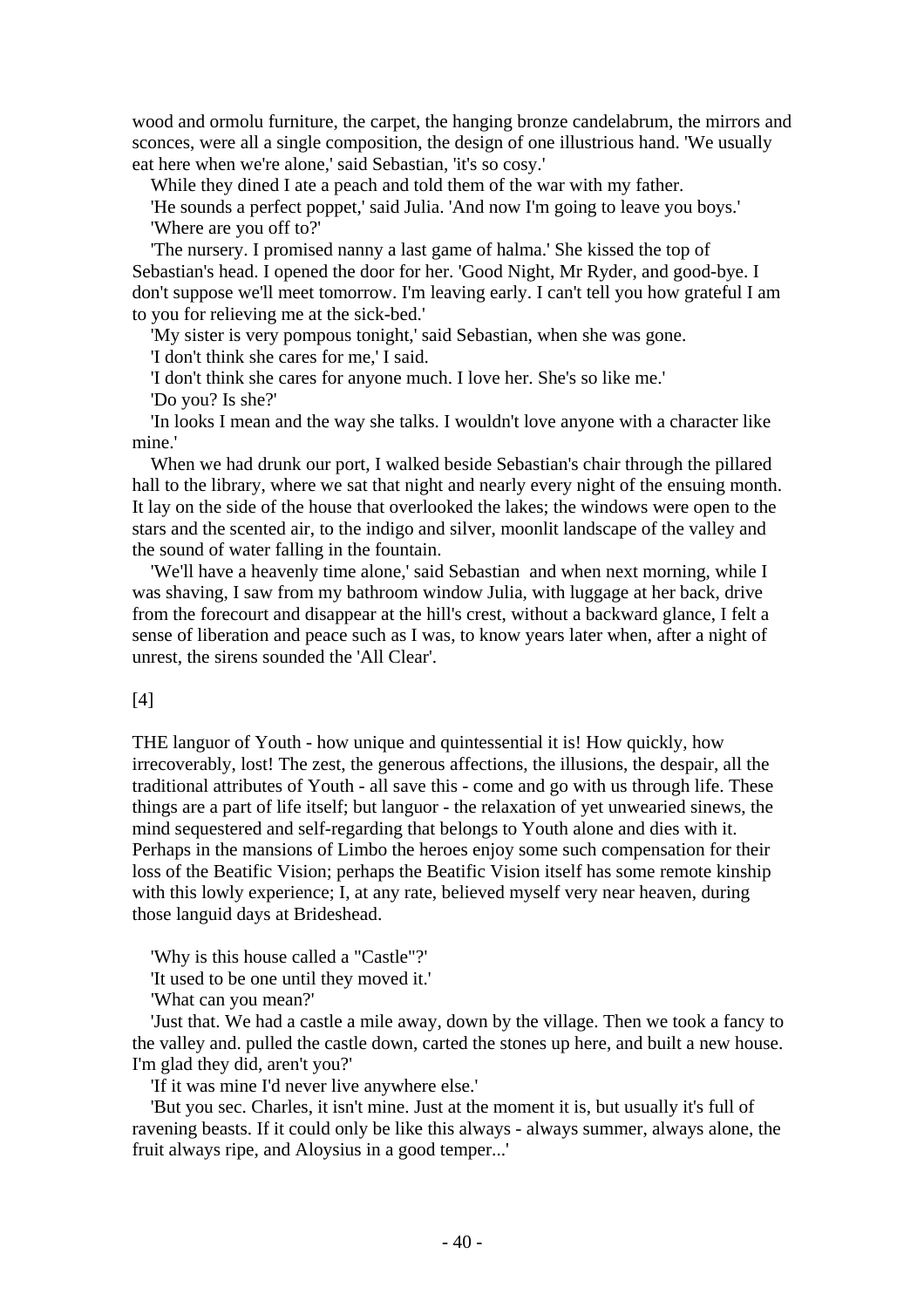wood and ormolu furniture, the carpet, the hanging bronze candelabrum, the mirrors and sconces, were all a single composition, the design of one illustrious hand. 'We usually eat here when we're alone,' said Sebastian, 'it's so cosy.'

While they dined I ate a peach and told them of the war with my father.

'He sounds a perfect poppet,' said Julia. 'And now I'm going to leave you boys.'

'Where are you off to?'

'The nursery. I promised nanny a last game of halma.' She kissed the top of Sebastian's head. I opened the door for her. 'Good Night, Mr Ryder, and good-bye. I don't suppose we'll meet tomorrow. I'm leaving early. I can't tell you how grateful I am to you for relieving me at the sick-bed.'

'My sister is very pompous tonight,' said Sebastian, when she was gone.

'I don't think she cares for me,' I said.

'I don't think she cares for anyone much. I love her. She's so like me.'

'Do you? Is she?'

'In looks I mean and the way she talks. I wouldn't love anyone with a character like mine.'

When we had drunk our port, I walked beside Sebastian's chair through the pillared hall to the library, where we sat that night and nearly every night of the ensuing month. It lay on the side of the house that overlooked the lakes; the windows were open to the stars and the scented air, to the indigo and silver, moonlit landscape of the valley and the sound of water falling in the fountain.

'We'll have a heavenly time alone,' said Sebastian  and when next morning, while I was shaving, I saw from my bathroom window Julia, with luggage at her back, drive from the forecourt and disappear at the hill's crest, without a backward glance, I felt a sense of liberation and peace such as I was, to know years later when, after a night of unrest, the sirens sounded the 'All Clear'.

[4]

THE languor of Youth - how unique and quintessential it is! How quickly, how irrecoverably, lost! The zest, the generous affections, the illusions, the despair, all the traditional attributes of Youth - all save this - come and go with us through life. These things are a part of life itself; but languor - the relaxation of yet unwearied sinews, the mind sequestered and self-regarding that belongs to Youth alone and dies with it. Perhaps in the mansions of Limbo the heroes enjoy some such compensation for their loss of the Beatific Vision; perhaps the Beatific Vision itself has some remote kinship with this lowly experience; I, at any rate, believed myself very near heaven, during those languid days at Brideshead.

'Why is this house called a "Castle"?'

'It used to be one until they moved it.'

'What can you mean?'

'Just that. We had a castle a mile away, down by the village. Then we took a fancy to the valley and. pulled the castle down, carted the stones up here, and built a new house. I'm glad they did, aren't you?'

'If it was mine I'd never live anywhere else.'

'But you sec. Charles, it isn't mine. Just at the moment it is, but usually it's full of ravening beasts. If it could only be like this always - always summer, always alone, the fruit always ripe, and Aloysius in a good temper...'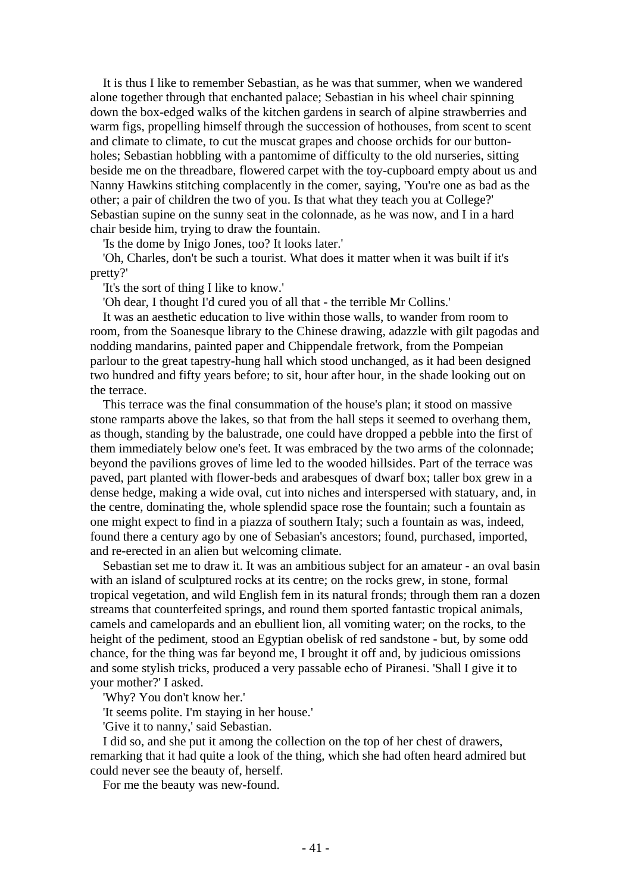It is thus I like to remember Sebastian, as he was that summer, when we wandered alone together through that enchanted palace; Sebastian in his wheel chair spinning down the box-edged walks of the kitchen gardens in search of alpine strawberries and warm figs, propelling himself through the succession of hothouses, from scent to scent and climate to climate, to cut the muscat grapes and choose orchids for our button-holes; Sebastian hobbling with a pantomime of difficulty to the old nurseries, sitting beside me on the threadbare, flowered carpet with the toy-cupboard empty about us and Nanny Hawkins stitching complacently in the comer, saying, 'You're one as bad as the other; a pair of children the two of you. Is that what they teach you at College?' Sebastian supine on the sunny seat in the colonnade, as he was now, and I in a hard chair beside him, trying to draw the fountain.

'Is the dome by Inigo Jones, too? It looks later.'

'Oh, Charles, don't be such a tourist. What does it matter when it was built if it's pretty?'

'It's the sort of thing I like to know.'

'Oh dear, I thought I'd cured you of all that - the terrible Mr Collins.'

It was an aesthetic education to live within those walls, to wander from room to room, from the Soanesque library to the Chinese drawing, adazzle with gilt pagodas and nodding mandarins, painted paper and Chippendale fretwork, from the Pompeian parlour to the great tapestry-hung hall which stood unchanged, as it had been designed two hundred and fifty years before; to sit, hour after hour, in the shade looking out on the terrace.

This terrace was the final consummation of the house's plan; it stood on massive stone ramparts above the lakes, so that from the hall steps it seemed to overhang them, as though, standing by the balustrade, one could have dropped a pebble into the first of them immediately below one's feet. It was embraced by the two arms of the colonnade; beyond the pavilions groves of lime led to the wooded hillsides. Part of the terrace was paved, part planted with flower-beds and arabesques of dwarf box; taller box grew in a dense hedge, making a wide oval, cut into niches and interspersed with statuary, and, in the centre, dominating the, whole splendid space rose the fountain; such a fountain as one might expect to find in a piazza of southern Italy; such a fountain as was, indeed, found there a century ago by one of Sebasian's ancestors; found, purchased, imported, and re-erected in an alien but welcoming climate.

Sebastian set me to draw it. It was an ambitious subject for an amateur - an oval basin with an island of sculptured rocks at its centre; on the rocks grew, in stone, formal tropical vegetation, and wild English fem in its natural fronds; through them ran a dozen streams that counterfeited springs, and round them sported fantastic tropical animals, camels and camelopards and an ebullient lion, all vomiting water; on the rocks, to the height of the pediment, stood an Egyptian obelisk of red sandstone - but, by some odd chance, for the thing was far beyond me, I brought it off and, by judicious omissions and some stylish tricks, produced a very passable echo of Piranesi. 'Shall I give it to your mother?' I asked.

'Why? You don't know her.'

'It seems polite. I'm staying in her house.'

'Give it to nanny,' said Sebastian.

I did so, and she put it among the collection on the top of her chest of drawers, remarking that it had quite a look of the thing, which she had often heard admired but could never see the beauty of, herself.

For me the beauty was new-found.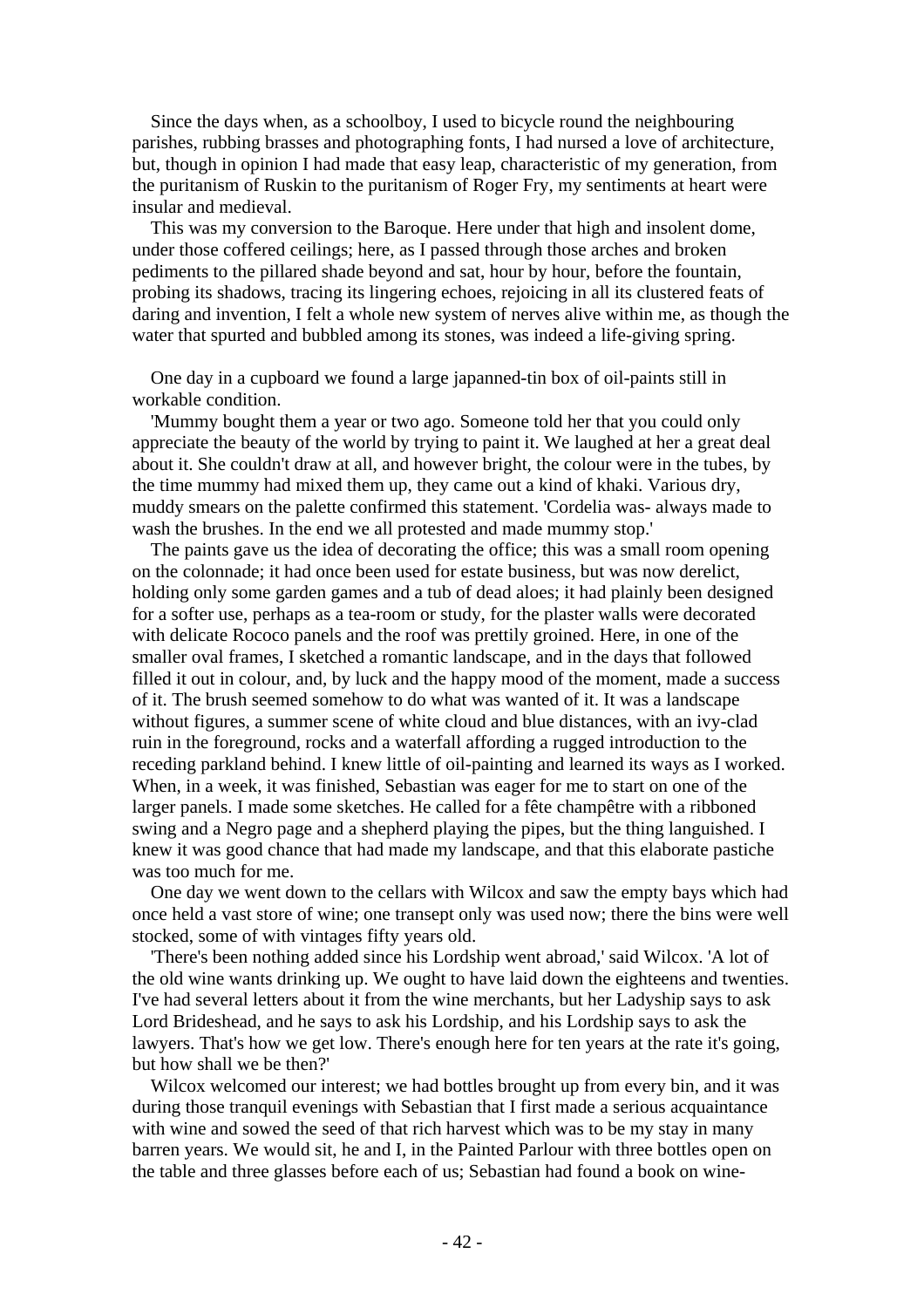Since the days when, as a schoolboy, I used to bicycle round the neighbouring parishes, rubbing brasses and photographing fonts, I had nursed a love of architecture, but, though in opinion I had made that easy leap, characteristic of my generation, from the puritanism of Ruskin to the puritanism of Roger Fry, my sentiments at heart were insular and medieval.

This was my conversion to the Baroque. Here under that high and insolent dome, under those coffered ceilings; here, as I passed through those arches and broken pediments to the pillared shade beyond and sat, hour by hour, before the fountain, probing its shadows, tracing its lingering echoes, rejoicing in all its clustered feats of daring and invention, I felt a whole new system of nerves alive within me, as though the water that spurted and bubbled among its stones, was indeed a life-giving spring.

One day in a cupboard we found a large japanned-tin box of oil-paints still in workable condition.

'Mummy bought them a year or two ago. Someone told her that you could only appreciate the beauty of the world by trying to paint it. We laughed at her a great deal about it. She couldn't draw at all, and however bright, the colour were in the tubes, by the time mummy had mixed them up, they came out a kind of khaki. Various dry, muddy smears on the palette confirmed this statement. 'Cordelia was- always made to wash the brushes. In the end we all protested and made mummy stop.'

The paints gave us the idea of decorating the office; this was a small room opening on the colonnade; it had once been used for estate business, but was now derelict, holding only some garden games and a tub of dead aloes; it had plainly been designed for a softer use, perhaps as a tea-room or study, for the plaster walls were decorated with delicate Rococo panels and the roof was prettily groined. Here, in one of the smaller oval frames, I sketched a romantic landscape, and in the days that followed filled it out in colour, and, by luck and the happy mood of the moment, made a success of it. The brush seemed somehow to do what was wanted of it. It was a landscape without figures, a summer scene of white cloud and blue distances, with an ivy-clad ruin in the foreground, rocks and a waterfall affording a rugged introduction to the receding parkland behind. I knew little of oil-painting and learned its ways as I worked. When, in a week, it was finished, Sebastian was eager for me to start on one of the larger panels. I made some sketches. He called for a fête champêtre with a ribboned swing and a Negro page and a shepherd playing the pipes, but the thing languished. I knew it was good chance that had made my landscape, and that this elaborate pastiche was too much for me.

One day we went down to the cellars with Wilcox and saw the empty bays which had once held a vast store of wine; one transept only was used now; there the bins were well stocked, some of with vintages fifty years old.

'There's been nothing added since his Lordship went abroad,' said Wilcox. 'A lot of the old wine wants drinking up. We ought to have laid down the eighteens and twenties. I've had several letters about it from the wine merchants, but her Ladyship says to ask Lord Brideshead, and he says to ask his Lordship, and his Lordship says to ask the lawyers. That's how we get low. There's enough here for ten years at the rate it's going, but how shall we be then?'

Wilcox welcomed our interest; we had bottles brought up from every bin, and it was during those tranquil evenings with Sebastian that I first made a serious acquaintance with wine and sowed the seed of that rich harvest which was to be my stay in many barren years. We would sit, he and I, in the Painted Parlour with three bottles open on the table and three glasses before each of us; Sebastian had found a book on wine-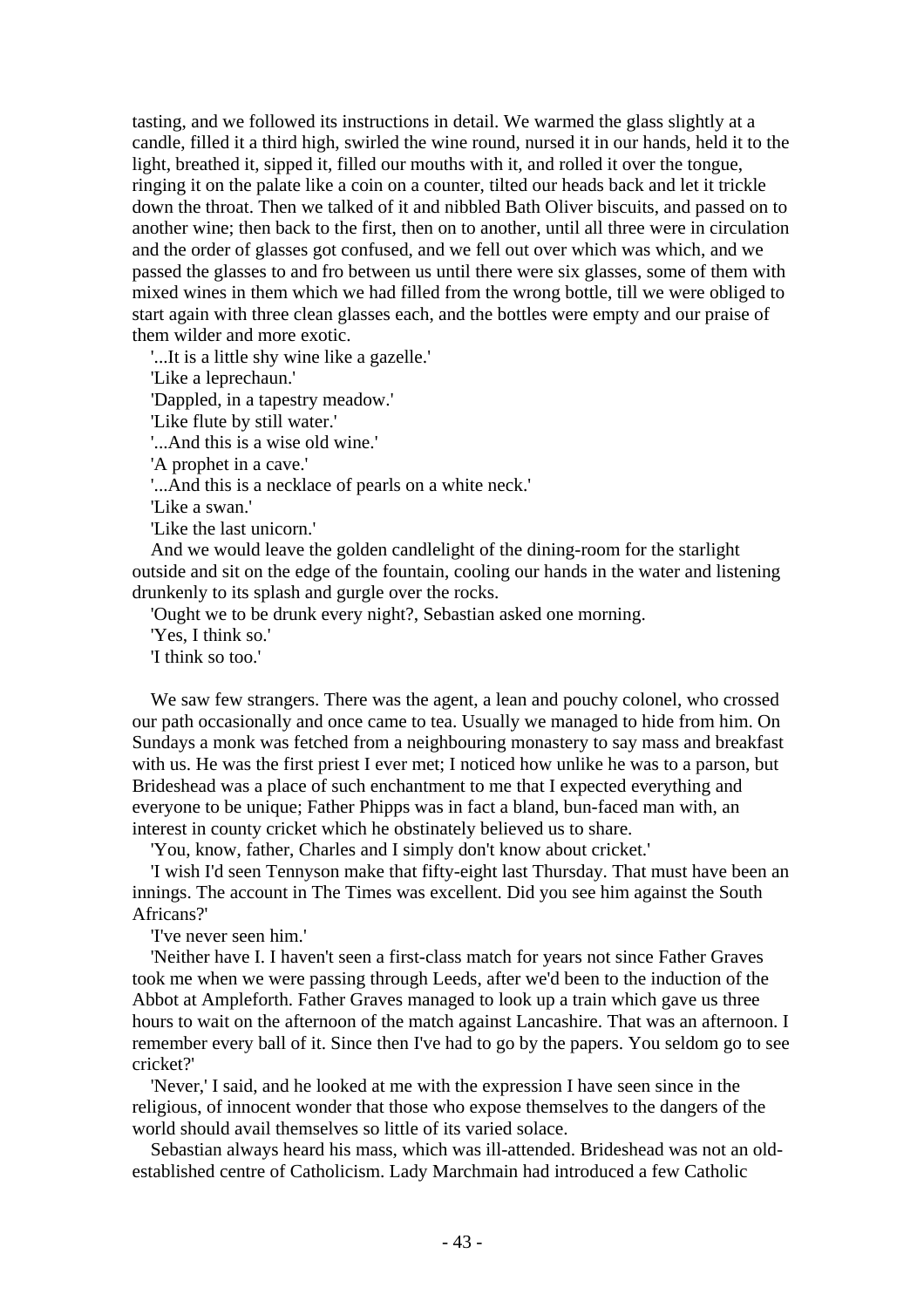tasting, and we followed its instructions in detail. We warmed the glass slightly at a candle, filled it a third high, swirled the wine round, nursed it in our hands, held it to the light, breathed it, sipped it, filled our mouths with it, and rolled it over the tongue, ringing it on the palate like a coin on a counter, tilted our heads back and let it trickle down the throat. Then we talked of it and nibbled Bath Oliver biscuits, and passed on to another wine; then back to the first, then on to another, until all three were in circulation and the order of glasses got confused, and we fell out over which was which, and we passed the glasses to and fro between us until there were six glasses, some of them with mixed wines in them which we had filled from the wrong bottle, till we were obliged to start again with three clean glasses each, and the bottles were empty and our praise of them wilder and more exotic.

'...It is a little shy wine like a gazelle.'

'Like a leprechaun.'

'Dappled, in a tapestry meadow.'

'Like flute by still water.'

'...And this is a wise old wine.'

'A prophet in a cave.'

'...And this is a necklace of pearls on a white neck.'

'Like a swan.'

'Like the last unicorn.'

And we would leave the golden candlelight of the dining-room for the starlight outside and sit on the edge of the fountain, cooling our hands in the water and listening drunkenly to its splash and gurgle over the rocks.

'Ought we to be drunk every night?, Sebastian asked one morning.

'Yes, I think so.'

'I think so too.'

We saw few strangers. There was the agent, a lean and pouchy colonel, who crossed our path occasionally and once came to tea. Usually we managed to hide from him. On Sundays a monk was fetched from a neighbouring monastery to say mass and breakfast with us. He was the first priest I ever met; I noticed how unlike he was to a parson, but Brideshead was a place of such enchantment to me that I expected everything and everyone to be unique; Father Phipps was in fact a bland, bun-faced man with, an interest in county cricket which he obstinately believed us to share.

'You, know, father, Charles and I simply don't know about cricket.'

'I wish I'd seen Tennyson make that fifty-eight last Thursday. That must have been an innings. The account in The Times was excellent. Did you see him against the South Africans?'

'I've never seen him.'

'Neither have I. I haven't seen a first-class match for years not since Father Graves took me when we were passing through Leeds, after we'd been to the induction of the Abbot at Ampleforth. Father Graves managed to look up a train which gave us three hours to wait on the afternoon of the match against Lancashire. That was an afternoon. I remember every ball of it. Since then I've had to go by the papers. You seldom go to see cricket?'

'Never,' I said, and he looked at me with the expression I have seen since in the religious, of innocent wonder that those who expose themselves to the dangers of the world should avail themselves so little of its varied solace.

Sebastian always heard his mass, which was ill-attended. Brideshead was not an old-established centre of Catholicism. Lady Marchmain had introduced a few Catholic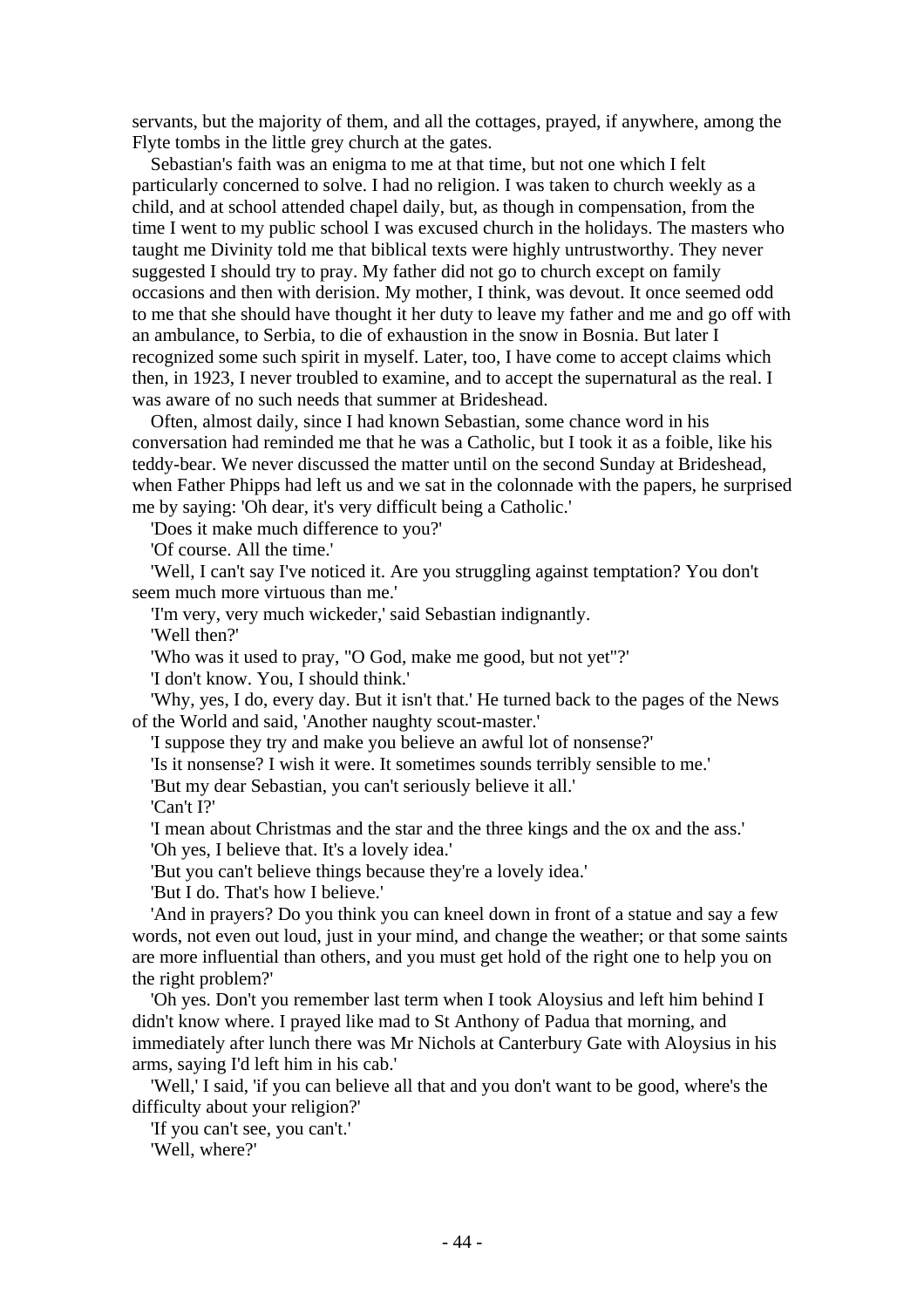servants, but the majority of them, and all the cottages, prayed, if anywhere, among the Flyte tombs in the little grey church at the gates.

Sebastian's faith was an enigma to me at that time, but not one which I felt particularly concerned to solve. I had no religion. I was taken to church weekly as a child, and at school attended chapel daily, but, as though in compensation, from the time I went to my public school I was excused church in the holidays. The masters who taught me Divinity told me that biblical texts were highly untrustworthy. They never suggested I should try to pray. My father did not go to church except on family occasions and then with derision. My mother, I think, was devout. It once seemed odd to me that she should have thought it her duty to leave my father and me and go off with an ambulance, to Serbia, to die of exhaustion in the snow in Bosnia. But later I recognized some such spirit in myself. Later, too, I have come to accept claims which then, in 1923, I never troubled to examine, and to accept the supernatural as the real. I was aware of no such needs that summer at Brideshead.

Often, almost daily, since I had known Sebastian, some chance word in his conversation had reminded me that he was a Catholic, but I took it as a foible, like his teddy-bear. We never discussed the matter until on the second Sunday at Brideshead, when Father Phipps had left us and we sat in the colonnade with the papers, he surprised me by saying: 'Oh dear, it's very difficult being a Catholic.'

'Does it make much difference to you?'

'Of course. All the time.'

'Well, I can't say I've noticed it. Are you struggling against temptation? You don't seem much more virtuous than me.'

'I'm very, very much wickeder,' said Sebastian indignantly.

'Well then?'

'Who was it used to pray, "O God, make me good, but not yet"?'

'I don't know. You, I should think.'

'Why, yes, I do, every day. But it isn't that.' He turned back to the pages of the News of the World and said, 'Another naughty scout-master.'

'I suppose they try and make you believe an awful lot of nonsense?'

'Is it nonsense? I wish it were. It sometimes sounds terribly sensible to me.'

'But my dear Sebastian, you can't seriously believe it all.'

'Can't I?'

'I mean about Christmas and the star and the three kings and the ox and the ass.'

'Oh yes, I believe that. It's a lovely idea.'

'But you can't believe things because they're a lovely idea.'

'But I do. That's how I believe.'

'And in prayers? Do you think you can kneel down in front of a statue and say a few words, not even out loud, just in your mind, and change the weather; or that some saints are more influential than others, and you must get hold of the right one to help you on the right problem?'

'Oh yes. Don't you remember last term when I took Aloysius and left him behind I didn't know where. I prayed like mad to St Anthony of Padua that morning, and immediately after lunch there was Mr Nichols at Canterbury Gate with Aloysius in his arms, saying I'd left him in his cab.'

'Well,' I said, 'if you can believe all that and you don't want to be good, where's the difficulty about your religion?'

'If you can't see, you can't.'

'Well, where?'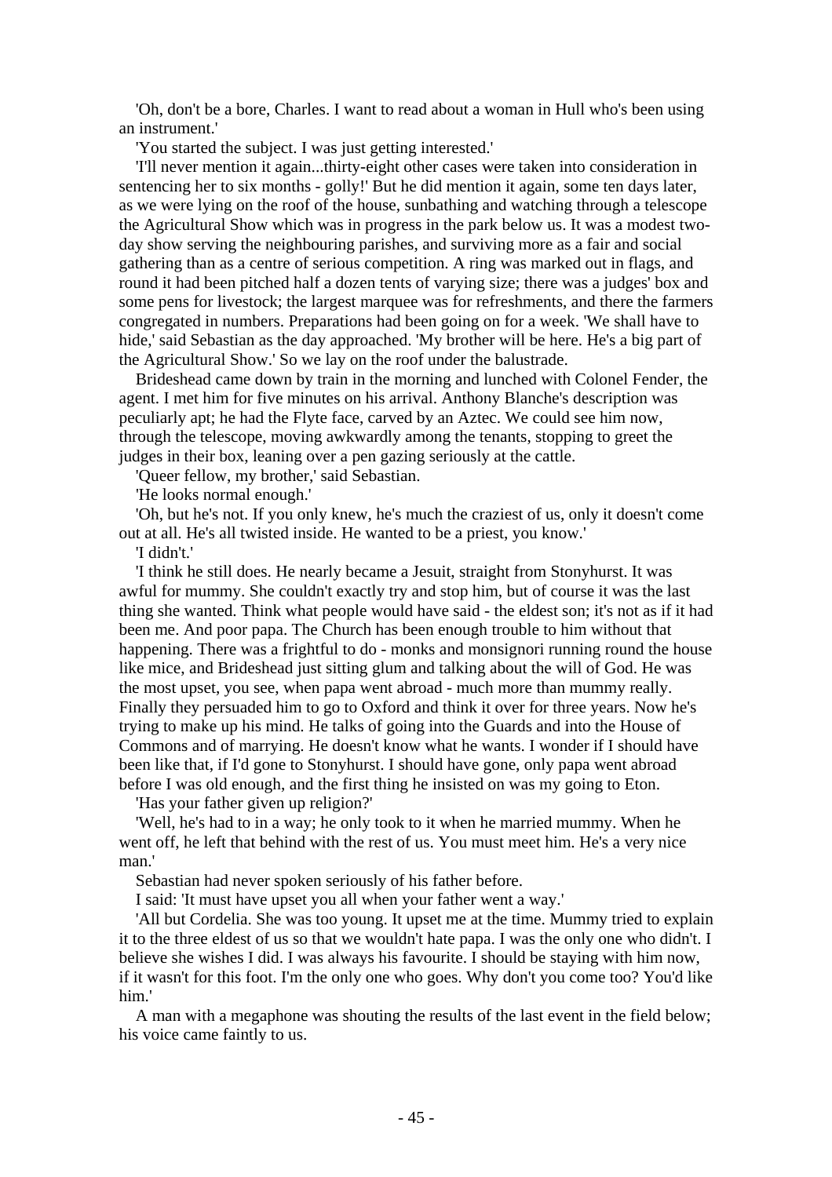'Oh, don't be a bore, Charles. I want to read about a woman in Hull who's been using an instrument.'

'You started the subject. I was just getting interested.'

'I'll never mention it again...thirty-eight other cases were taken into consideration in sentencing her to six months - golly!' But he did mention it again, some ten days later, as we were lying on the roof of the house, sunbathing and watching through a telescope the Agricultural Show which was in progress in the park below us. It was a modest two-day show serving the neighbouring parishes, and surviving more as a fair and social gathering than as a centre of serious competition. A ring was marked out in flags, and round it had been pitched half a dozen tents of varying size; there was a judges' box and some pens for livestock; the largest marquee was for refreshments, and there the farmers congregated in numbers. Preparations had been going on for a week. 'We shall have to hide,' said Sebastian as the day approached. 'My brother will be here. He's a big part of the Agricultural Show.' So we lay on the roof under the balustrade.

Brideshead came down by train in the morning and lunched with Colonel Fender, the agent. I met him for five minutes on his arrival. Anthony Blanche's description was peculiarly apt; he had the Flyte face, carved by an Aztec. We could see him now, through the telescope, moving awkwardly among the tenants, stopping to greet the judges in their box, leaning over a pen gazing seriously at the cattle.

'Queer fellow, my brother,' said Sebastian.

'He looks normal enough.'

'Oh, but he's not. If you only knew, he's much the craziest of us, only it doesn't come out at all. He's all twisted inside. He wanted to be a priest, you know.'

'I didn't.'

'I think he still does. He nearly became a Jesuit, straight from Stonyhurst. It was awful for mummy. She couldn't exactly try and stop him, but of course it was the last thing she wanted. Think what people would have said - the eldest son; it's not as if it had been me. And poor papa. The Church has been enough trouble to him without that happening. There was a frightful to do - monks and monsignori running round the house like mice, and Brideshead just sitting glum and talking about the will of God. He was the most upset, you see, when papa went abroad - much more than mummy really. Finally they persuaded him to go to Oxford and think it over for three years. Now he's trying to make up his mind. He talks of going into the Guards and into the House of Commons and of marrying. He doesn't know what he wants. I wonder if I should have been like that, if I'd gone to Stonyhurst. I should have gone, only papa went abroad before I was old enough, and the first thing he insisted on was my going to Eton.

'Has your father given up religion?'

'Well, he's had to in a way; he only took to it when he married mummy. When he went off, he left that behind with the rest of us. You must meet him. He's a very nice man.'

Sebastian had never spoken seriously of his father before.

I said: 'It must have upset you all when your father went a way.'

'All but Cordelia. She was too young. It upset me at the time. Mummy tried to explain it to the three eldest of us so that we wouldn't hate papa. I was the only one who didn't. I believe she wishes I did. I was always his favourite. I should be staying with him now, if it wasn't for this foot. I'm the only one who goes. Why don't you come too? You'd like him.'

A man with a megaphone was shouting the results of the last event in the field below; his voice came faintly to us.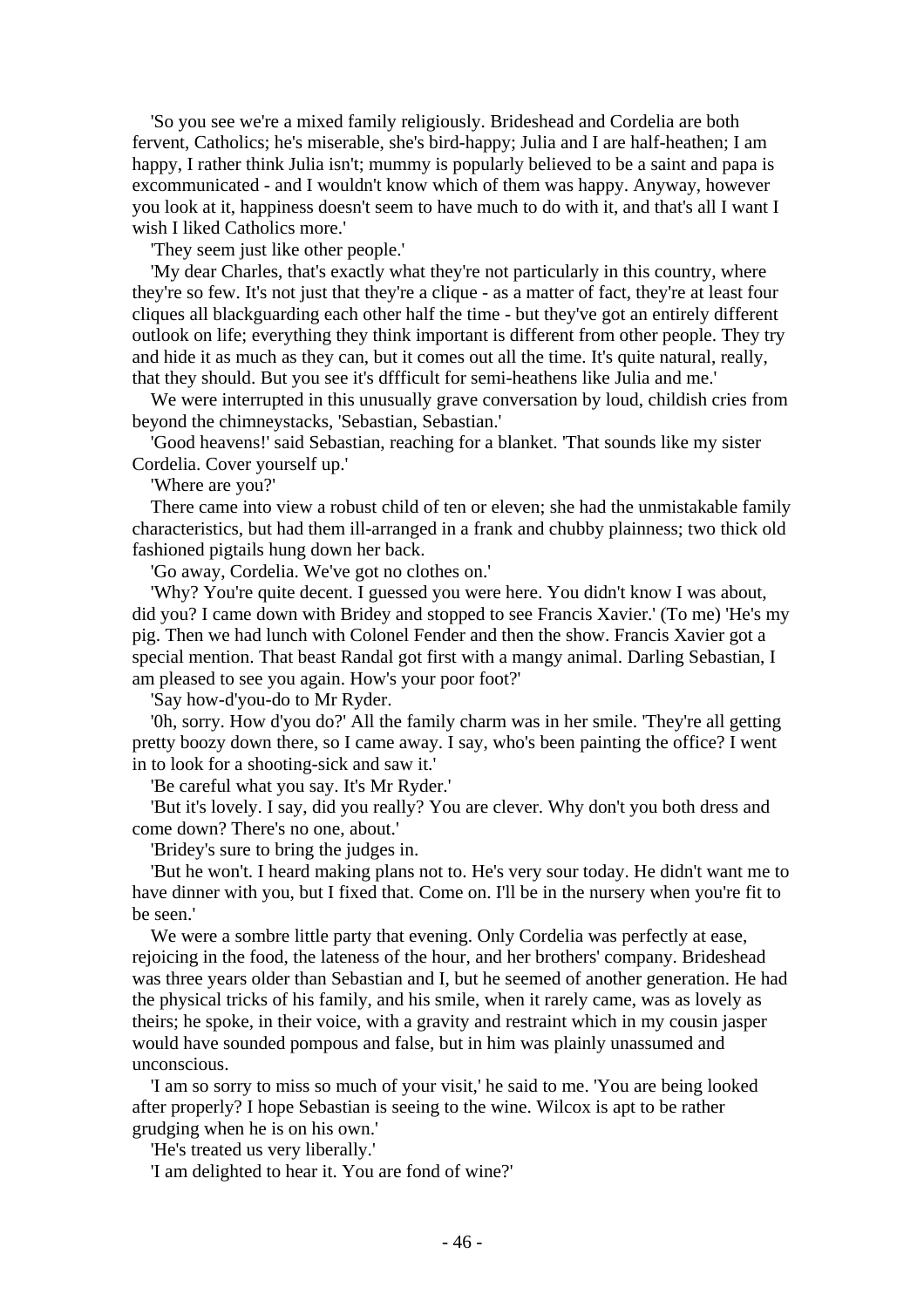'So you see we're a mixed family religiously. Brideshead and Cordelia are both fervent, Catholics; he's miserable, she's bird-happy; Julia and I are half-heathen; I am happy, I rather think Julia isn't; mummy is popularly believed to be a saint and papa is excommunicated - and I wouldn't know which of them was happy. Anyway, however you look at it, happiness doesn't seem to have much to do with it, and that's all I want I wish I liked Catholics more.'

'They seem just like other people.'

'My dear Charles, that's exactly what they're not particularly in this country, where they're so few. It's not just that they're a clique - as a matter of fact, they're at least four cliques all blackguarding each other half the time - but they've got an entirely different outlook on life; everything they think important is different from other people. They try and hide it as much as they can, but it comes out all the time. It's quite natural, really, that they should. But you see it's dfficult for semi-heathens like Julia and me.'

We were interrupted in this unusually grave conversation by loud, childish cries from beyond the chimneystacks, 'Sebastian, Sebastian.'

'Good heavens!' said Sebastian, reaching for a blanket. 'That sounds like my sister Cordelia. Cover yourself up.'

'Where are you?'

There came into view a robust child of ten or eleven; she had the unmistakable family characteristics, but had them ill-arranged in a frank and chubby plainness; two thick old fashioned pigtails hung down her back.

'Go away, Cordelia. We've got no clothes on.'

'Why? You're quite decent. I guessed you were here. You didn't know I was about, did you? I came down with Bridey and stopped to see Francis Xavier.' (To me) 'He's my pig. Then we had lunch with Colonel Fender and then the show. Francis Xavier got a special mention. That beast Randal got first with a mangy animal. Darling Sebastian, I am pleased to see you again. How's your poor foot?'

'Say how-d'you-do to Mr Ryder.

'0h, sorry. How d'you do?' All the family charm was in her smile. 'They're all getting pretty boozy down there, so I came away. I say, who's been painting the office? I went in to look for a shooting-sick and saw it.'

'Be careful what you say. It's Mr Ryder.'

'But it's lovely. I say, did you really? You are clever. Why don't you both dress and come down? There's no one, about.'

'Bridey's sure to bring the judges in.

'But he won't. I heard making plans not to. He's very sour today. He didn't want me to have dinner with you, but I fixed that. Come on. I'll be in the nursery when you're fit to be seen.'

We were a sombre little party that evening. Only Cordelia was perfectly at ease, rejoicing in the food, the lateness of the hour, and her brothers' company. Brideshead was three years older than Sebastian and I, but he seemed of another generation. He had the physical tricks of his family, and his smile, when it rarely came, was as lovely as theirs; he spoke, in their voice, with a gravity and restraint which in my cousin jasper would have sounded pompous and false, but in him was plainly unassumed and unconscious.

'I am so sorry to miss so much of your visit,' he said to me. 'You are being looked after properly? I hope Sebastian is seeing to the wine. Wilcox is apt to be rather grudging when he is on his own.'

'He's treated us very liberally.'

'I am delighted to hear it. You are fond of wine?'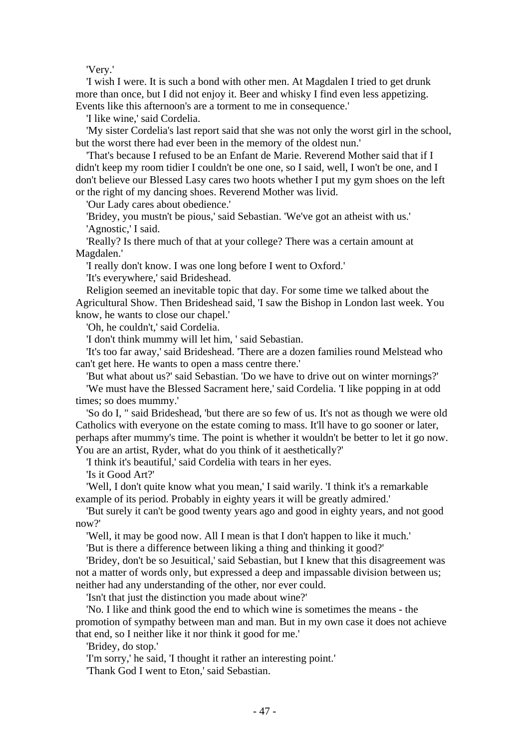'Very.'

'I wish I were. It is such a bond with other men. At Magdalen I tried to get drunk more than once, but I did not enjoy it. Beer and whisky I find even less appetizing. Events like this afternoon's are a torment to me in consequence.'

'I like wine,' said Cordelia.

'My sister Cordelia's last report said that she was not only the worst girl in the school, but the worst there had ever been in the memory of the oldest nun.'

'That's because I refused to be an Enfant de Marie. Reverend Mother said that if I didn't keep my room tidier I couldn't be one one, so I said, well, I won't be one, and I don't believe our Blessed Lasy cares two hoots whether I put my gym shoes on the left or the right of my dancing shoes. Reverend Mother was livid.

'Our Lady cares about obedience.'

'Bridey, you mustn't be pious,' said Sebastian. 'We've got an atheist with us.'

'Agnostic,' I said.

'Really? Is there much of that at your college? There was a certain amount at Magdalen.'

'I really don't know. I was one long before I went to Oxford.'

'It's everywhere,' said Brideshead.

Religion seemed an inevitable topic that day. For some time we talked about the Agricultural Show. Then Brideshead said, 'I saw the Bishop in London last week. You know, he wants to close our chapel.'

'Oh, he couldn't,' said Cordelia.

'I don't think mummy will let him, ' said Sebastian.

'It's too far away,' said Brideshead. 'There are a dozen families round Melstead who can't get here. He wants to open a mass centre there.'

'But what about us?' said Sebastian. 'Do we have to drive out on winter mornings?'

'We must have the Blessed Sacrament here,' said Cordelia. 'I like popping in at odd times; so does mummy.'

'So do I, '' said Brideshead, 'but there are so few of us. It's not as though we were old Catholics with everyone on the estate coming to mass. It'll have to go sooner or later, perhaps after mummy's time. The point is whether it wouldn't be better to let it go now. You are an artist, Ryder, what do you think of it aesthetically?'

'I think it's beautiful,' said Cordelia with tears in her eyes.

'Is it Good Art?'

'Well, I don't quite know what you mean,' I said warily. 'I think it's a remarkable example of its period. Probably in eighty years it will be greatly admired.'

'But surely it can't be good twenty years ago and good in eighty years, and not good now?'

'Well, it may be good now. All I mean is that I don't happen to like it much.'

'But is there a difference between liking a thing and thinking it good?'

'Bridey, don't be so Jesuitical,' said Sebastian, but I knew that this disagreement was not a matter of words only, but expressed a deep and impassable division between us; neither had any understanding of the other, nor ever could.

'Isn't that just the distinction you made about wine?'

'No. I like and think good the end to which wine is sometimes the means - the promotion of sympathy between man and man. But in my own case it does not achieve that end, so I neither like it nor think it good for me.'

'Bridey, do stop.'

'I'm sorry,' he said, 'I thought it rather an interesting point.'

'Thank God I went to Eton,' said Sebastian.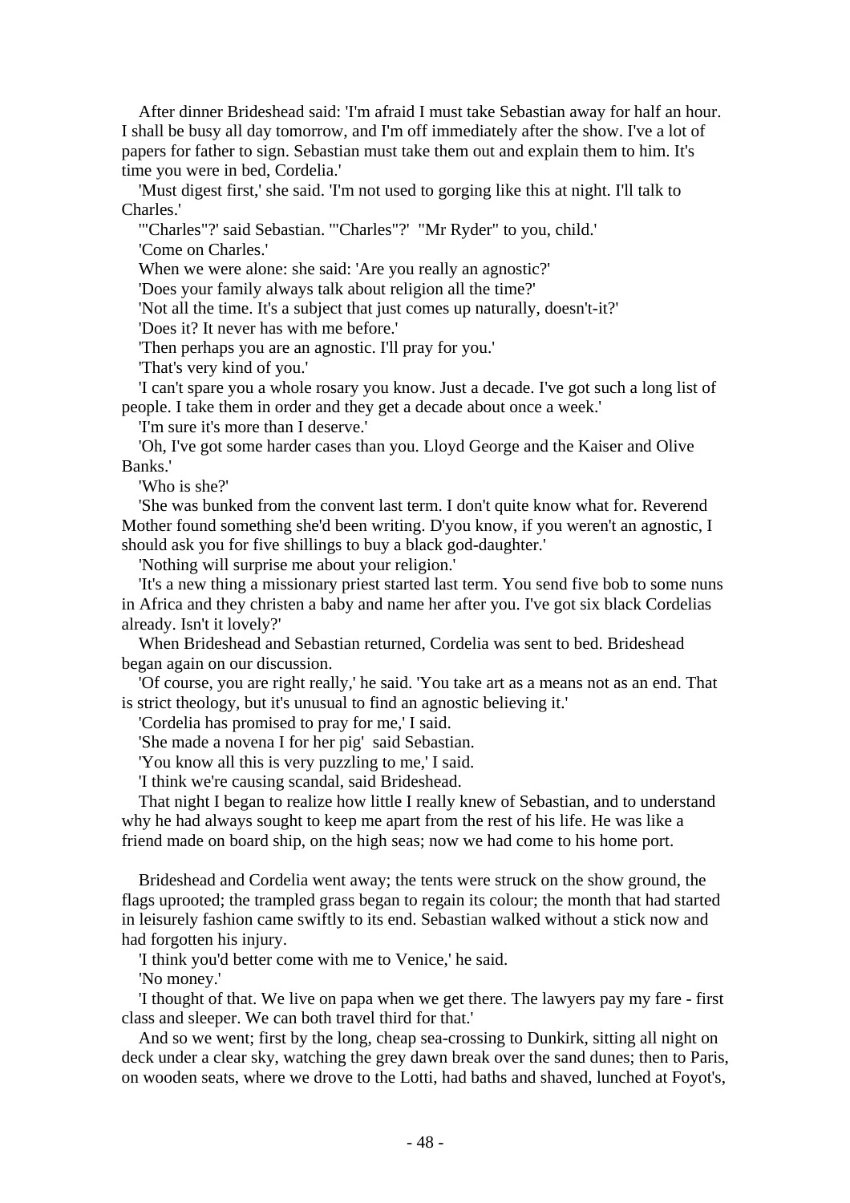After dinner Brideshead said: 'I'm afraid I must take Sebastian away for half an hour. I shall be busy all day tomorrow, and I'm off immediately after the show. I've a lot of papers for father to sign. Sebastian must take them out and explain them to him. It's time you were in bed, Cordelia.'

'Must digest first,' she said. 'I'm not used to gorging like this at night. I'll talk to Charles.'

'"Charles"?' said Sebastian. '"Charles"? "Mr Ryder" to you, child.'

'Come on Charles.'

When we were alone: she said: 'Are you really an agnostic?'

'Does your family always talk about religion all the time?'

'Not all the time. It's a subject that just comes up naturally, doesn't-it?'

'Does it? It never has with me before.'

'Then perhaps you are an agnostic. I'll pray for you.'

'That's very kind of you.'

'I can't spare you a whole rosary you know. Just a decade. I've got such a long list of people. I take them in order and they get a decade about once a week.'

'I'm sure it's more than I deserve.'

'Oh, I've got some harder cases than you. Lloyd George and the Kaiser and Olive Banks.'

'Who is she?'

'She was bunked from the convent last term. I don't quite know what for. Reverend Mother found something she'd been writing. D'you know, if you weren't an agnostic, I should ask you for five shillings to buy a black god-daughter.'

'Nothing will surprise me about your religion.'

'It's a new thing a missionary priest started last term. You send five bob to some nuns in Africa and they christen a baby and name her after you. I've got six black Cordelias already. Isn't it lovely?'

When Brideshead and Sebastian returned, Cordelia was sent to bed. Brideshead began again on our discussion.

'Of course, you are right really,' he said. 'You take art as a means not as an end. That is strict theology, but it's unusual to find an agnostic believing it.'

'Cordelia has promised to pray for me,' I said.

'She made a novena I for her pig' said Sebastian.

'You know all this is very puzzling to me,' I said.

'I think we're causing scandal, said Brideshead.

That night I began to realize how little I really knew of Sebastian, and to understand why he had always sought to keep me apart from the rest of his life. He was like a friend made on board ship, on the high seas; now we had come to his home port.

Brideshead and Cordelia went away; the tents were struck on the show ground, the flags uprooted; the trampled grass began to regain its colour; the month that had started in leisurely fashion came swiftly to its end. Sebastian walked without a stick now and had forgotten his injury.

'I think you'd better come with me to Venice,' he said.

'No money.'

'I thought of that. We live on papa when we get there. The lawyers pay my fare - first class and sleeper. We can both travel third for that.'

And so we went; first by the long, cheap sea-crossing to Dunkirk, sitting all night on deck under a clear sky, watching the grey dawn break over the sand dunes; then to Paris, on wooden seats, where we drove to the Lotti, had baths and shaved, lunched at Foyot's,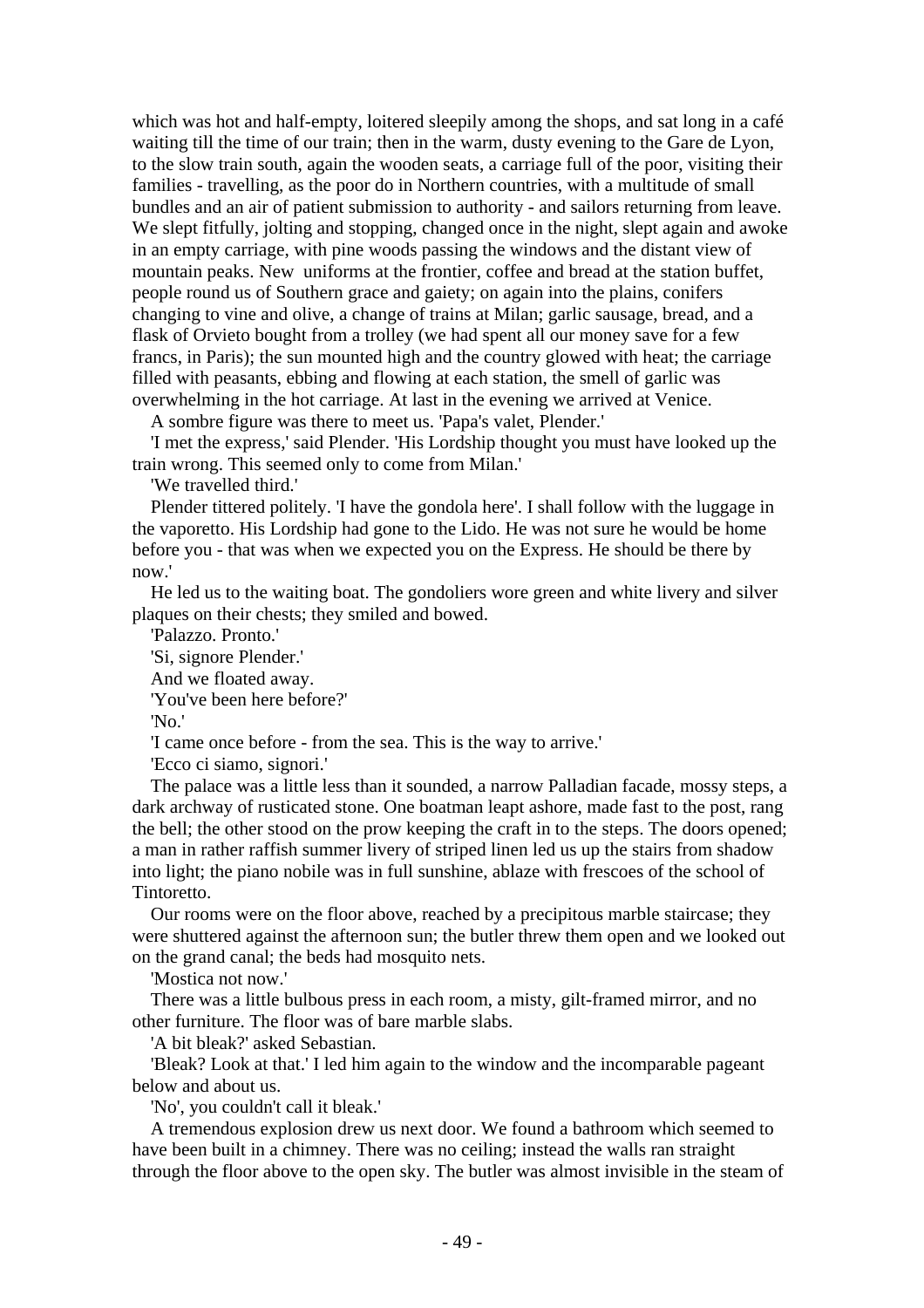which was hot and half-empty, loitered sleepily among the shops, and sat long in a café waiting till the time of our train; then in the warm, dusty evening to the Gare de Lyon, to the slow train south, again the wooden seats, a carriage full of the poor, visiting their families - travelling, as the poor do in Northern countries, with a multitude of small bundles and an air of patient submission to authority - and sailors returning from leave. We slept fitfully, jolting and stopping, changed once in the night, slept again and awoke in an empty carriage, with pine woods passing the windows and the distant view of mountain peaks. New uniforms at the frontier, coffee and bread at the station buffet, people round us of Southern grace and gaiety; on again into the plains, conifers changing to vine and olive, a change of trains at Milan; garlic sausage, bread, and a flask of Orvieto bought from a trolley (we had spent all our money save for a few francs, in Paris); the sun mounted high and the country glowed with heat; the carriage filled with peasants, ebbing and flowing at each station, the smell of garlic was overwhelming in the hot carriage. At last in the evening we arrived at Venice.

A sombre figure was there to meet us. 'Papa's valet, Plender.'

'I met the express,' said Plender. 'His Lordship thought you must have looked up the train wrong. This seemed only to come from Milan.'

'We travelled third.'

Plender tittered politely. 'I have the gondola here'. I shall follow with the luggage in the vaporetto. His Lordship had gone to the Lido. He was not sure he would be home before you - that was when we expected you on the Express. He should be there by now.'

He led us to the waiting boat. The gondoliers wore green and white livery and silver plaques on their chests; they smiled and bowed.

'Palazzo. Pronto.'

'Si, signore Plender.'

And we floated away.

'You've been here before?'

'No.'

'I came once before - from the sea. This is the way to arrive.'

'Ecco ci siamo, signori.'

The palace was a little less than it sounded, a narrow Palladian facade, mossy steps, a dark archway of rusticated stone. One boatman leapt ashore, made fast to the post, rang the bell; the other stood on the prow keeping the craft in to the steps. The doors opened; a man in rather raffish summer livery of striped linen led us up the stairs from shadow into light; the piano nobile was in full sunshine, ablaze with frescoes of the school of Tintoretto.

Our rooms were on the floor above, reached by a precipitous marble staircase; they were shuttered against the afternoon sun; the butler threw them open and we looked out on the grand canal; the beds had mosquito nets.

'Mostica not now.'

There was a little bulbous press in each room, a misty, gilt-framed mirror, and no other furniture. The floor was of bare marble slabs.

'A bit bleak?' asked Sebastian.

'Bleak? Look at that.' I led him again to the window and the incomparable pageant below and about us.

'No', you couldn't call it bleak.'

A tremendous explosion drew us next door. We found a bathroom which seemed to have been built in a chimney. There was no ceiling; instead the walls ran straight through the floor above to the open sky. The butler was almost invisible in the steam of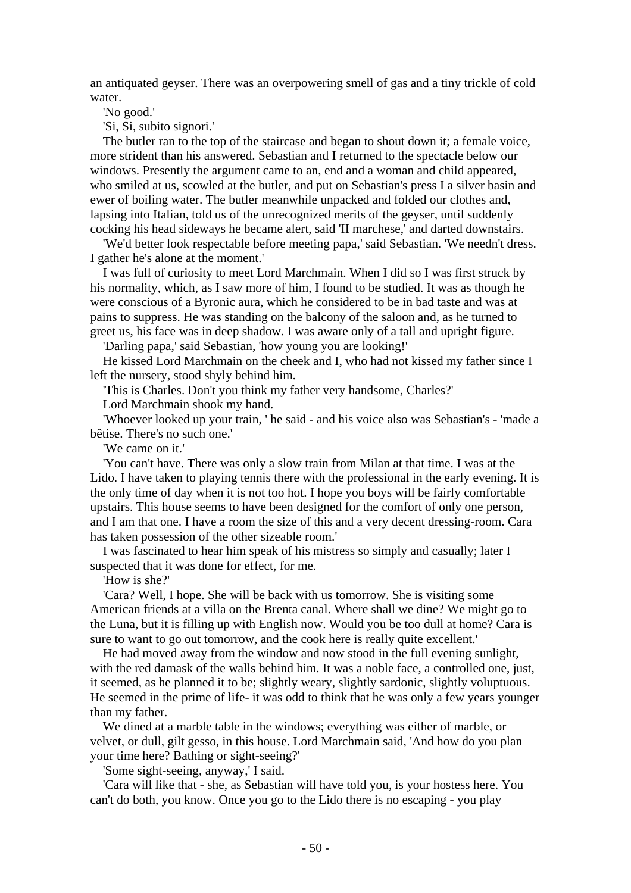an antiquated geyser. There was an overpowering smell of gas and a tiny trickle of cold water.

'No good.'

'Si, Si, subito signori.'

The butler ran to the top of the staircase and began to shout down it; a female voice, more strident than his answered. Sebastian and I returned to the spectacle below our windows. Presently the argument came to an, end and a woman and child appeared, who smiled at us, scowled at the butler, and put on Sebastian's press I a silver basin and ewer of boiling water. The butler meanwhile unpacked and folded our clothes and, lapsing into Italian, told us of the unrecognized merits of the geyser, until suddenly cocking his head sideways he became alert, said 'II marchese,' and darted downstairs.

'We'd better look respectable before meeting papa,' said Sebastian. 'We needn't dress. I gather he's alone at the moment.'

I was full of curiosity to meet Lord Marchmain. When I did so I was first struck by his normality, which, as I saw more of him, I found to be studied. It was as though he were conscious of a Byronic aura, which he considered to be in bad taste and was at pains to suppress. He was standing on the balcony of the saloon and, as he turned to greet us, his face was in deep shadow. I was aware only of a tall and upright figure.

'Darling papa,' said Sebastian, 'how young you are looking!'

He kissed Lord Marchmain on the cheek and I, who had not kissed my father since I left the nursery, stood shyly behind him.

'This is Charles. Don't you think my father very handsome, Charles?'

Lord Marchmain shook my hand.

'Whoever looked up your train, ' he said - and his voice also was Sebastian's - 'made a bêtise. There's no such one.'

'We came on it.'

'You can't have. There was only a slow train from Milan at that time. I was at the Lido. I have taken to playing tennis there with the professional in the early evening. It is the only time of day when it is not too hot. I hope you boys will be fairly comfortable upstairs. This house seems to have been designed for the comfort of only one person, and I am that one. I have a room the size of this and a very decent dressing-room. Cara has taken possession of the other sizeable room.'

I was fascinated to hear him speak of his mistress so simply and casually; later I suspected that it was done for effect, for me.

'How is she?'

'Cara? Well, I hope. She will be back with us tomorrow. She is visiting some American friends at a villa on the Brenta canal. Where shall we dine? We might go to the Luna, but it is filling up with English now. Would you be too dull at home? Cara is sure to want to go out tomorrow, and the cook here is really quite excellent.'

He had moved away from the window and now stood in the full evening sunlight, with the red damask of the walls behind him. It was a noble face, a controlled one, just, it seemed, as he planned it to be; slightly weary, slightly sardonic, slightly voluptuous. He seemed in the prime of life- it was odd to think that he was only a few years younger than my father.

We dined at a marble table in the windows; everything was either of marble, or velvet, or dull, gilt gesso, in this house. Lord Marchmain said, 'And how do you plan your time here? Bathing or sight-seeing?'

'Some sight-seeing, anyway,' I said.

'Cara will like that - she, as Sebastian will have told you, is your hostess here. You can't do both, you know. Once you go to the Lido there is no escaping - you play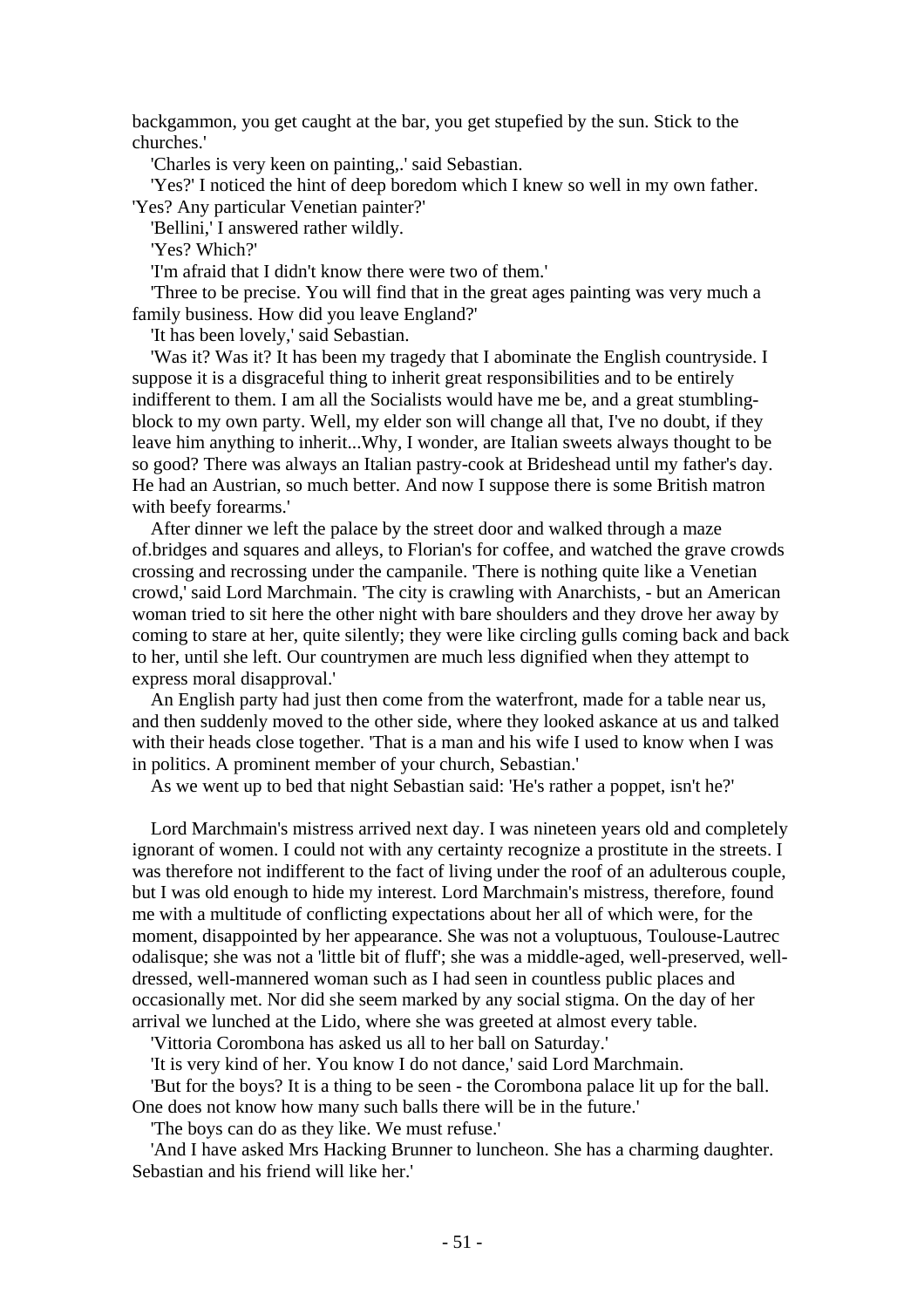backgammon, you get caught at the bar, you get stupefied by the sun. Stick to the churches.'

'Charles is very keen on painting,.' said Sebastian.

'Yes?' I noticed the hint of deep boredom which I knew so well in my own father. 'Yes? Any particular Venetian painter?'

'Bellini,' I answered rather wildly.

'Yes? Which?'

'I'm afraid that I didn't know there were two of them.'

'Three to be precise. You will find that in the great ages painting was very much a family business. How did you leave England?'

'It has been lovely,' said Sebastian.

'Was it? Was it? It has been my tragedy that I abominate the English countryside. I suppose it is a disgraceful thing to inherit great responsibilities and to be entirely indifferent to them. I am all the Socialists would have me be, and a great stumbling-block to my own party. Well, my elder son will change all that, I've no doubt, if they leave him anything to inherit...Why, I wonder, are Italian sweets always thought to be so good? There was always an Italian pastry-cook at Brideshead until my father's day. He had an Austrian, so much better. And now I suppose there is some British matron with beefy forearms.'

After dinner we left the palace by the street door and walked through a maze of.bridges and squares and alleys, to Florian's for coffee, and watched the grave crowds crossing and recrossing under the campanile. 'There is nothing quite like a Venetian crowd,' said Lord Marchmain. 'The city is crawling with Anarchists, - but an American woman tried to sit here the other night with bare shoulders and they drove her away by coming to stare at her, quite silently; they were like circling gulls coming back and back to her, until she left. Our countrymen are much less dignified when they attempt to express moral disapproval.'

An English party had just then come from the waterfront, made for a table near us, and then suddenly moved to the other side, where they looked askance at us and talked with their heads close together. 'That is a man and his wife I used to know when I was in politics. A prominent member of your church, Sebastian.'

As we went up to bed that night Sebastian said: 'He's rather a poppet, isn't he?'

Lord Marchmain's mistress arrived next day. I was nineteen years old and completely ignorant of women. I could not with any certainty recognize a prostitute in the streets. I was therefore not indifferent to the fact of living under the roof of an adulterous couple, but I was old enough to hide my interest. Lord Marchmain's mistress, therefore, found me with a multitude of conflicting expectations about her all of which were, for the moment, disappointed by her appearance. She was not a voluptuous, Toulouse-Lautrec odalisque; she was not a 'little bit of fluff'; she was a middle-aged, well-preserved, well-dressed, well-mannered woman such as I had seen in countless public places and occasionally met. Nor did she seem marked by any social stigma. On the day of her arrival we lunched at the Lido, where she was greeted at almost every table.

'Vittoria Corombona has asked us all to her ball on Saturday.'

'It is very kind of her. You know I do not dance,' said Lord Marchmain.

'But for the boys? It is a thing to be seen - the Corombona palace lit up for the ball. One does not know how many such balls there will be in the future.'

'The boys can do as they like. We must refuse.'

'And I have asked Mrs Hacking Brunner to luncheon. She has a charming daughter. Sebastian and his friend will like her.'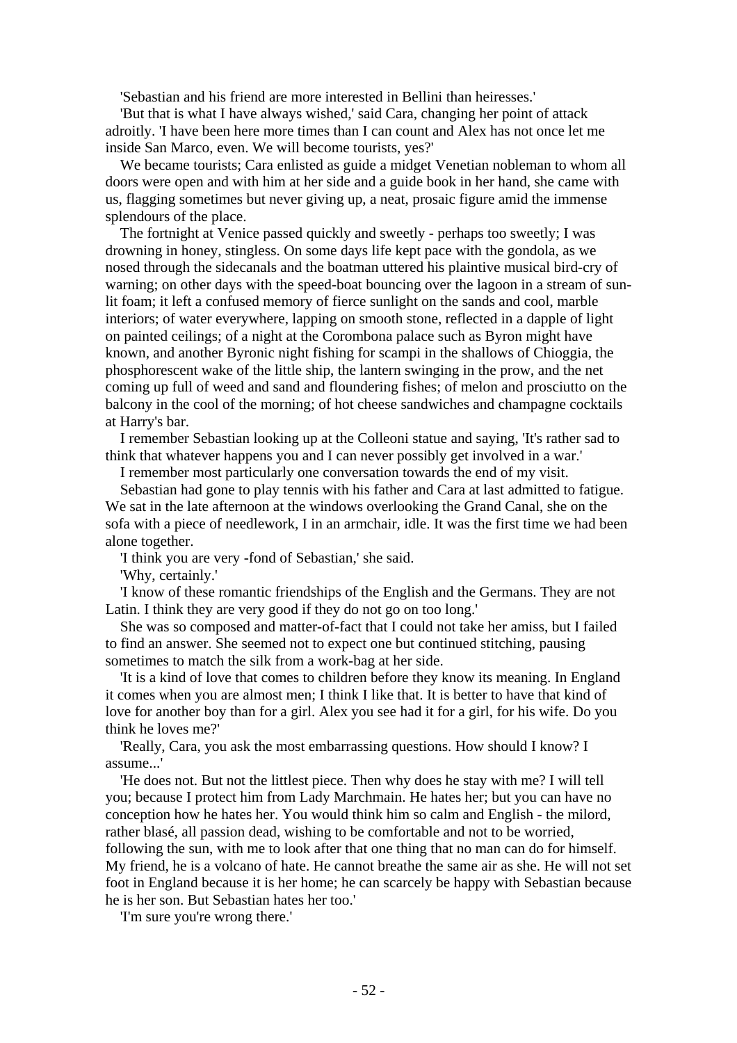'Sebastian and his friend are more interested in Bellini than heiresses.'

'But that is what I have always wished,' said Cara, changing her point of attack adroitly. 'I have been here more times than I can count and Alex has not once let me inside San Marco, even. We will become tourists, yes?'

We became tourists; Cara enlisted as guide a midget Venetian nobleman to whom all doors were open and with him at her side and a guide book in her hand, she came with us, flagging sometimes but never giving up, a neat, prosaic figure amid the immense splendours of the place.

The fortnight at Venice passed quickly and sweetly - perhaps too sweetly; I was drowning in honey, stingless. On some days life kept pace with the gondola, as we nosed through the sidecanals and the boatman uttered his plaintive musical bird-cry of warning; on other days with the speed-boat bouncing over the lagoon in a stream of sun-lit foam; it left a confused memory of fierce sunlight on the sands and cool, marble interiors; of water everywhere, lapping on smooth stone, reflected in a dapple of light on painted ceilings; of a night at the Corombona palace such as Byron might have known, and another Byronic night fishing for scampi in the shallows of Chioggia, the phosphorescent wake of the little ship, the lantern swinging in the prow, and the net coming up full of weed and sand and floundering fishes; of melon and prosciutto on the balcony in the cool of the morning; of hot cheese sandwiches and champagne cocktails at Harry's bar.

I remember Sebastian looking up at the Colleoni statue and saying, 'It's rather sad to think that whatever happens you and I can never possibly get involved in a war.'

I remember most particularly one conversation towards the end of my visit.

Sebastian had gone to play tennis with his father and Cara at last admitted to fatigue. We sat in the late afternoon at the windows overlooking the Grand Canal, she on the sofa with a piece of needlework, I in an armchair, idle. It was the first time we had been alone together.

'I think you are very -fond of Sebastian,' she said.

'Why, certainly.'

'I know of these romantic friendships of the English and the Germans. They are not Latin. I think they are very good if they do not go on too long.'

She was so composed and matter-of-fact that I could not take her amiss, but I failed to find an answer. She seemed not to expect one but continued stitching, pausing sometimes to match the silk from a work-bag at her side.

'It is a kind of love that comes to children before they know its meaning. In England it comes when you are almost men; I think I like that. It is better to have that kind of love for another boy than for a girl. Alex you see had it for a girl, for his wife. Do you think he loves me?'

'Really, Cara, you ask the most embarrassing questions. How should I know? I assume...'

'He does not. But not the littlest piece. Then why does he stay with me? I will tell you; because I protect him from Lady Marchmain. He hates her; but you can have no conception how he hates her. You would think him so calm and English - the milord, rather blasé, all passion dead, wishing to be comfortable and not to be worried, following the sun, with me to look after that one thing that no man can do for himself. My friend, he is a volcano of hate. He cannot breathe the same air as she. He will not set foot in England because it is her home; he can scarcely be happy with Sebastian because he is her son. But Sebastian hates her too.'

'I'm sure you're wrong there.'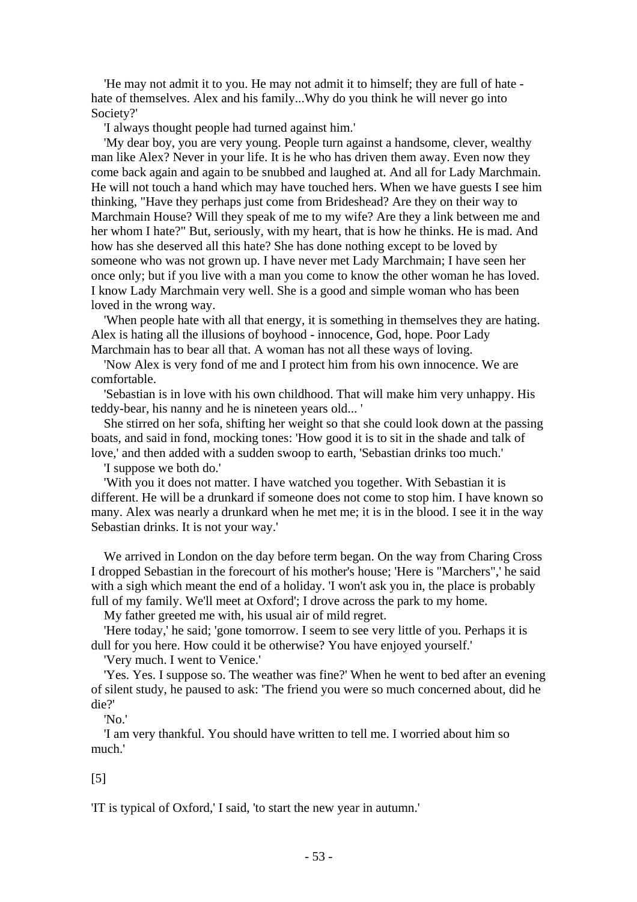'He may not admit it to you. He may not admit it to himself; they are full of hate - hate of themselves. Alex and his family...Why do you think he will never go into Society?'

'I always thought people had turned against him.'

'My dear boy, you are very young. People turn against a handsome, clever, wealthy man like Alex? Never in your life. It is he who has driven them away. Even now they come back again and again to be snubbed and laughed at. And all for Lady Marchmain. He will not touch a hand which may have touched hers. When we have guests I see him thinking, "Have they perhaps just come from Brideshead? Are they on their way to Marchmain House? Will they speak of me to my wife? Are they a link between me and her whom I hate?" But, seriously, with my heart, that is how he thinks. He is mad. And how has she deserved all this hate? She has done nothing except to be loved by someone who was not grown up. I have never met Lady Marchmain; I have seen her once only; but if you live with a man you come to know the other woman he has loved. I know Lady Marchmain very well. She is a good and simple woman who has been loved in the wrong way.

'When people hate with all that energy, it is something in themselves they are hating. Alex is hating all the illusions of boyhood - innocence, God, hope. Poor Lady Marchmain has to bear all that. A woman has not all these ways of loving.

'Now Alex is very fond of me and I protect him from his own innocence. We are comfortable.

'Sebastian is in love with his own childhood. That will make him very unhappy. His teddy-bear, his nanny and he is nineteen years old... '

She stirred on her sofa, shifting her weight so that she could look down at the passing boats, and said in fond, mocking tones: 'How good it is to sit in the shade and talk of love,' and then added with a sudden swoop to earth, 'Sebastian drinks too much.'

'I suppose we both do.'

'With you it does not matter. I have watched you together. With Sebastian it is different. He will be a drunkard if someone does not come to stop him. I have known so many. Alex was nearly a drunkard when he met me; it is in the blood. I see it in the way Sebastian drinks. It is not your way.'

We arrived in London on the day before term began. On the way from Charing Cross I dropped Sebastian in the forecourt of his mother's house; 'Here is "Marchers",' he said with a sigh which meant the end of a holiday. 'I won't ask you in, the place is probably full of my family. We'll meet at Oxford'; I drove across the park to my home.

My father greeted me with, his usual air of mild regret.

'Here today,' he said; 'gone tomorrow. I seem to see very little of you. Perhaps it is dull for you here. How could it be otherwise? You have enjoyed yourself.'

'Very much. I went to Venice.'

'Yes. Yes. I suppose so. The weather was fine?' When he went to bed after an evening of silent study, he paused to ask: 'The friend you were so much concerned about, did he die?'

'No.'

'I am very thankful. You should have written to tell me. I worried about him so much.'

## [5]

'IT is typical of Oxford,' I said, 'to start the new year in autumn.'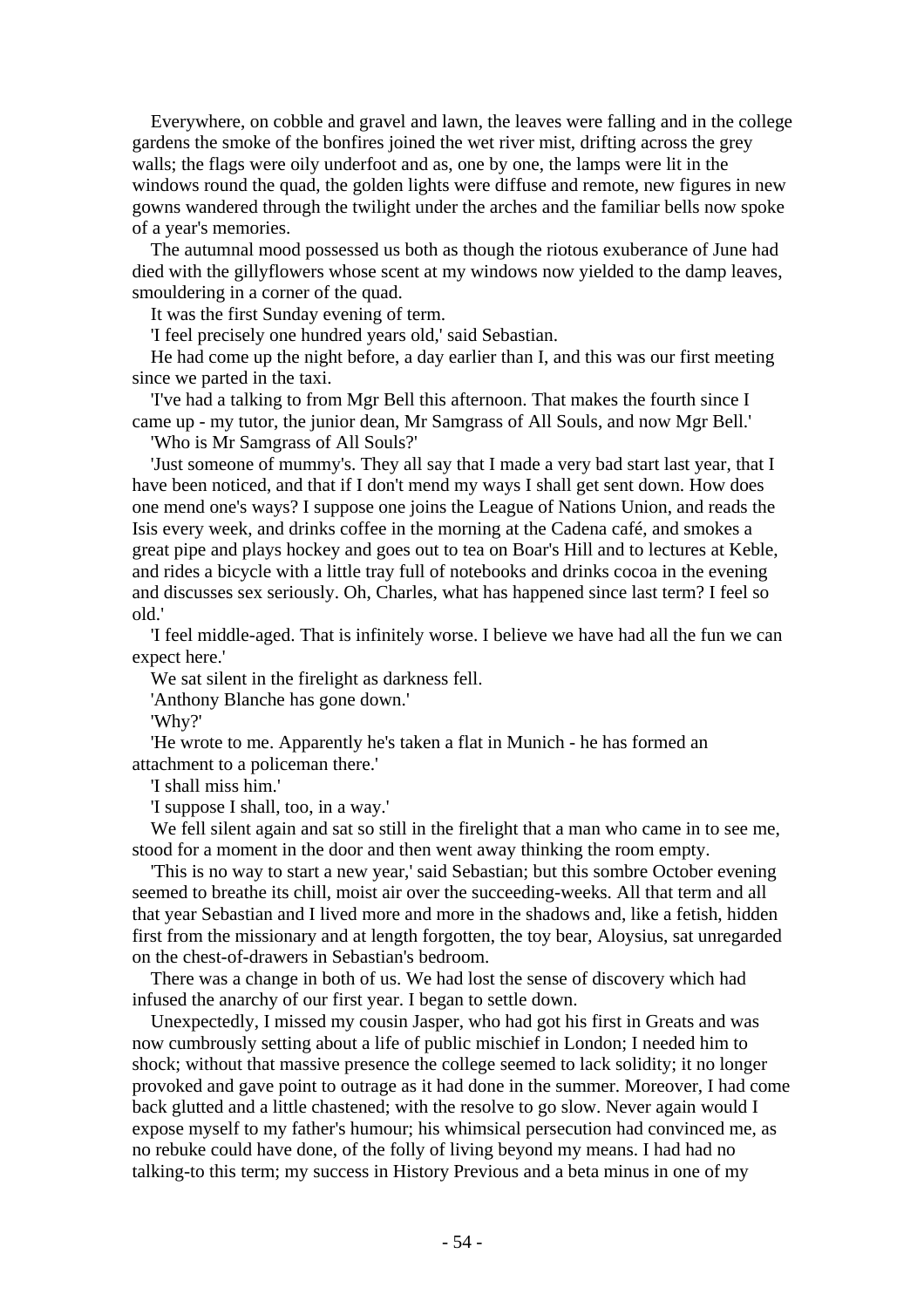Everywhere, on cobble and gravel and lawn, the leaves were falling and in the college gardens the smoke of the bonfires joined the wet river mist, drifting across the grey walls; the flags were oily underfoot and as, one by one, the lamps were lit in the windows round the quad, the golden lights were diffuse and remote, new figures in new gowns wandered through the twilight under the arches and the familiar bells now spoke of a year's memories.

The autumnal mood possessed us both as though the riotous exuberance of June had died with the gillyflowers whose scent at my windows now yielded to the damp leaves, smouldering in a corner of the quad.

It was the first Sunday evening of term.

'I feel precisely one hundred years old,' said Sebastian.

He had come up the night before, a day earlier than I, and this was our first meeting since we parted in the taxi.

'I've had a talking to from Mgr Bell this afternoon. That makes the fourth since I came up - my tutor, the junior dean, Mr Samgrass of All Souls, and now Mgr Bell.'

'Who is Mr Samgrass of All Souls?'

'Just someone of mummy's. They all say that I made a very bad start last year, that I have been noticed, and that if I don't mend my ways I shall get sent down. How does one mend one's ways? I suppose one joins the League of Nations Union, and reads the Isis every week, and drinks coffee in the morning at the Cadena café, and smokes a great pipe and plays hockey and goes out to tea on Boar's Hill and to lectures at Keble, and rides a bicycle with a little tray full of notebooks and drinks cocoa in the evening and discusses sex seriously. Oh, Charles, what has happened since last term? I feel so old.'

'I feel middle-aged. That is infinitely worse. I believe we have had all the fun we can expect here.'

We sat silent in the firelight as darkness fell.

'Anthony Blanche has gone down.'

'Why?'

'He wrote to me. Apparently he's taken a flat in Munich - he has formed an attachment to a policeman there.'

'I shall miss him.'

'I suppose I shall, too, in a way.'

We fell silent again and sat so still in the firelight that a man who came in to see me, stood for a moment in the door and then went away thinking the room empty.

'This is no way to start a new year,' said Sebastian; but this sombre October evening seemed to breathe its chill, moist air over the succeeding-weeks. All that term and all that year Sebastian and I lived more and more in the shadows and, like a fetish, hidden first from the missionary and at length forgotten, the toy bear, Aloysius, sat unregarded on the chest-of-drawers in Sebastian's bedroom.

There was a change in both of us. We had lost the sense of discovery which had infused the anarchy of our first year. I began to settle down.

Unexpectedly, I missed my cousin Jasper, who had got his first in Greats and was now cumbrously setting about a life of public mischief in London; I needed him to shock; without that massive presence the college seemed to lack solidity; it no longer provoked and gave point to outrage as it had done in the summer. Moreover, I had come back glutted and a little chastened; with the resolve to go slow. Never again would I expose myself to my father's humour; his whimsical persecution had convinced me, as no rebuke could have done, of the folly of living beyond my means. I had had no talking-to this term; my success in History Previous and a beta minus in one of my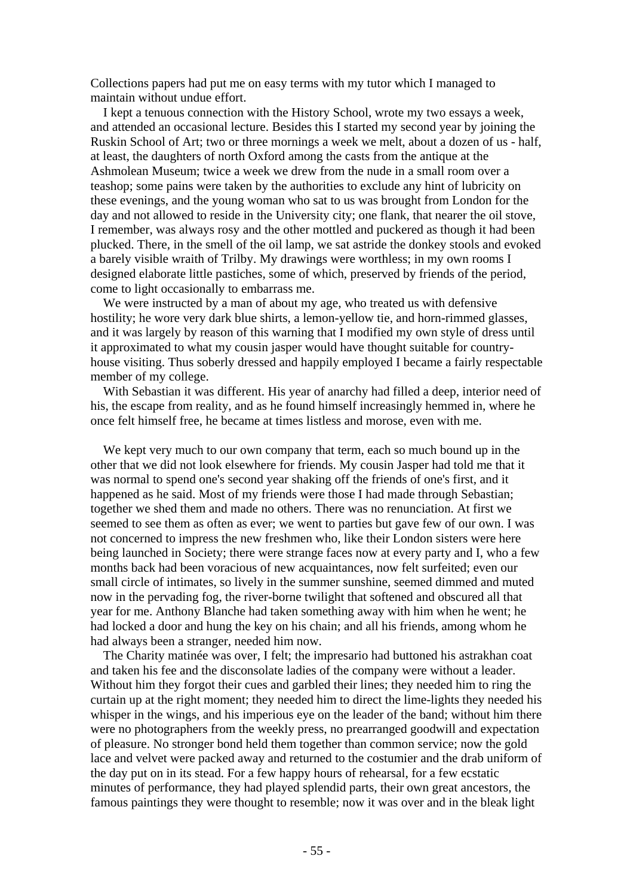Collections papers had put me on easy terms with my tutor which I managed to maintain without undue effort.

I kept a tenuous connection with the History School, wrote my two essays a week, and attended an occasional lecture. Besides this I started my second year by joining the Ruskin School of Art; two or three mornings a week we melt, about a dozen of us - half, at least, the daughters of north Oxford among the casts from the antique at the Ashmolean Museum; twice a week we drew from the nude in a small room over a teashop; some pains were taken by the authorities to exclude any hint of lubricity on these evenings, and the young woman who sat to us was brought from London for the day and not allowed to reside in the University city; one flank, that nearer the oil stove, I remember, was always rosy and the other mottled and puckered as though it had been plucked. There, in the smell of the oil lamp, we sat astride the donkey stools and evoked a barely visible wraith of Trilby. My drawings were worthless; in my own rooms I designed elaborate little pastiches, some of which, preserved by friends of the period, come to light occasionally to embarrass me.

We were instructed by a man of about my age, who treated us with defensive hostility; he wore very dark blue shirts, a lemon-yellow tie, and horn-rimmed glasses, and it was largely by reason of this warning that I modified my own style of dress until it approximated to what my cousin jasper would have thought suitable for country-house visiting. Thus soberly dressed and happily employed I became a fairly respectable member of my college.

With Sebastian it was different. His year of anarchy had filled a deep, interior need of his, the escape from reality, and as he found himself increasingly hemmed in, where he once felt himself free, he became at times listless and morose, even with me.

We kept very much to our own company that term, each so much bound up in the other that we did not look elsewhere for friends. My cousin Jasper had told me that it was normal to spend one's second year shaking off the friends of one's first, and it happened as he said. Most of my friends were those I had made through Sebastian; together we shed them and made no others. There was no renunciation. At first we seemed to see them as often as ever; we went to parties but gave few of our own. I was not concerned to impress the new freshmen who, like their London sisters were here being launched in Society; there were strange faces now at every party and I, who a few months back had been voracious of new acquaintances, now felt surfeited; even our small circle of intimates, so lively in the summer sunshine, seemed dimmed and muted now in the pervading fog, the river-borne twilight that softened and obscured all that year for me. Anthony Blanche had taken something away with him when he went; he had locked a door and hung the key on his chain; and all his friends, among whom he had always been a stranger, needed him now.

The Charity matinée was over, I felt; the impresario had buttoned his astrakhan coat and taken his fee and the disconsolate ladies of the company were without a leader. Without him they forgot their cues and garbled their lines; they needed him to ring the curtain up at the right moment; they needed him to direct the lime-lights they needed his whisper in the wings, and his imperious eye on the leader of the band; without him there were no photographers from the weekly press, no prearranged goodwill and expectation of pleasure. No stronger bond held them together than common service; now the gold lace and velvet were packed away and returned to the costumier and the drab uniform of the day put on in its stead. For a few happy hours of rehearsal, for a few ecstatic minutes of performance, they had played splendid parts, their own great ancestors, the famous paintings they were thought to resemble; now it was over and in the bleak light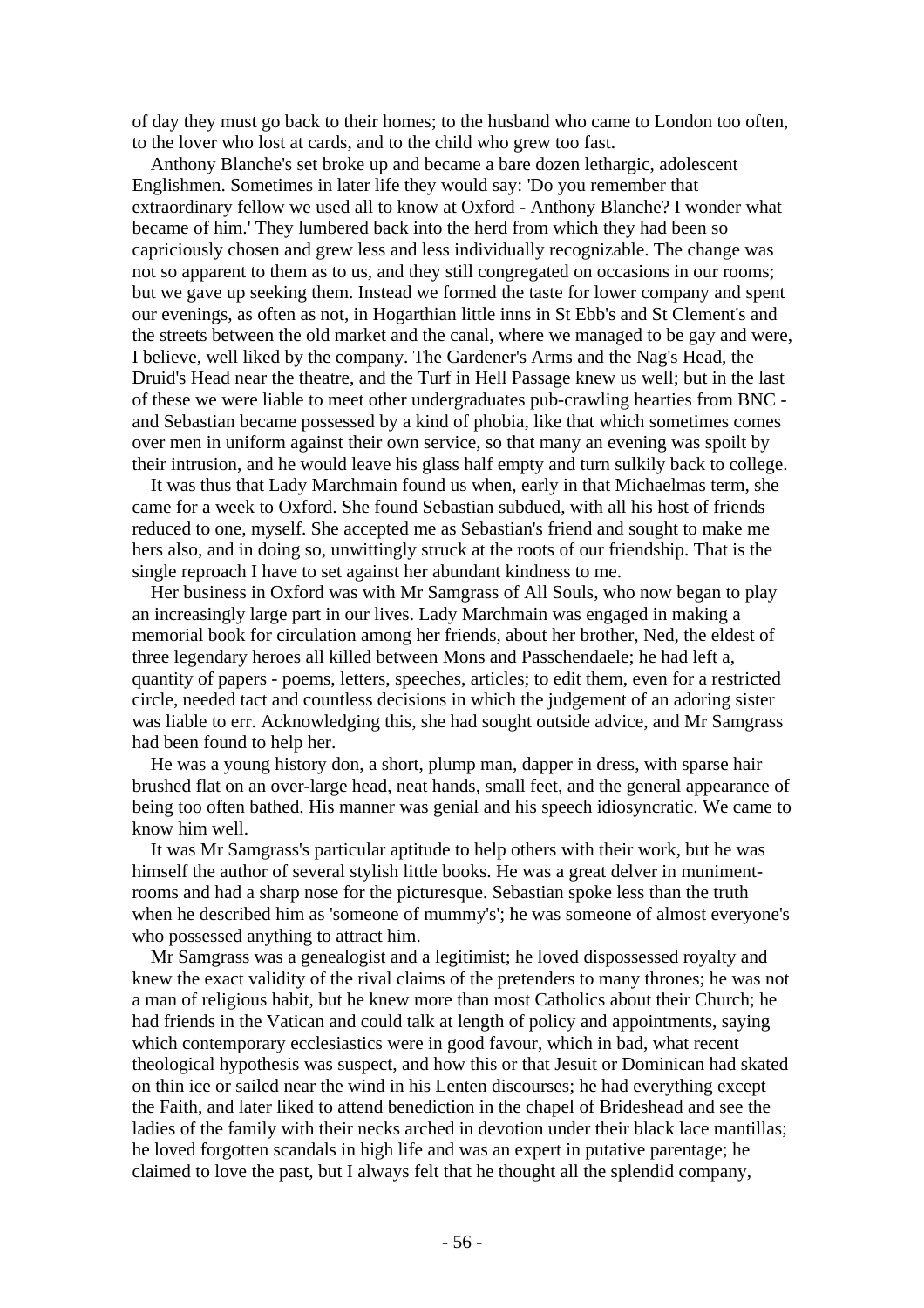of day they must go back to their homes; to the husband who came to London too often, to the lover who lost at cards, and to the child who grew too fast.

Anthony Blanche's set broke up and became a bare dozen lethargic, adolescent Englishmen. Sometimes in later life they would say: 'Do you remember that extraordinary fellow we used all to know at Oxford - Anthony Blanche? I wonder what became of him.' They lumbered back into the herd from which they had been so capriciously chosen and grew less and less individually recognizable. The change was not so apparent to them as to us, and they still congregated on occasions in our rooms; but we gave up seeking them. Instead we formed the taste for lower company and spent our evenings, as often as not, in Hogarthian little inns in St Ebb's and St Clement's and the streets between the old market and the canal, where we managed to be gay and were, I believe, well liked by the company. The Gardener's Arms and the Nag's Head, the Druid's Head near the theatre, and the Turf in Hell Passage knew us well; but in the last of these we were liable to meet other undergraduates pub-crawling hearties from BNC - and Sebastian became possessed by a kind of phobia, like that which sometimes comes over men in uniform against their own service, so that many an evening was spoilt by their intrusion, and he would leave his glass half empty and turn sulkily back to college.

It was thus that Lady Marchmain found us when, early in that Michaelmas term, she came for a week to Oxford. She found Sebastian subdued, with all his host of friends reduced to one, myself. She accepted me as Sebastian's friend and sought to make me hers also, and in doing so, unwittingly struck at the roots of our friendship. That is the single reproach I have to set against her abundant kindness to me.

Her business in Oxford was with Mr Samgrass of All Souls, who now began to play an increasingly large part in our lives. Lady Marchmain was engaged in making a memorial book for circulation among her friends, about her brother, Ned, the eldest of three legendary heroes all killed between Mons and Passchendaele; he had left a, quantity of papers - poems, letters, speeches, articles; to edit them, even for a restricted circle, needed tact and countless decisions in which the judgement of an adoring sister was liable to err. Acknowledging this, she had sought outside advice, and Mr Samgrass had been found to help her.

He was a young history don, a short, plump man, dapper in dress, with sparse hair brushed flat on an over-large head, neat hands, small feet, and the general appearance of being too often bathed. His manner was genial and his speech idiosyncratic. We came to know him well.

It was Mr Samgrass's particular aptitude to help others with their work, but he was himself the author of several stylish little books. He was a great delver in muniment-rooms and had a sharp nose for the picturesque. Sebastian spoke less than the truth when he described him as 'someone of mummy's'; he was someone of almost everyone's who possessed anything to attract him.

Mr Samgrass was a genealogist and a legitimist; he loved dispossessed royalty and knew the exact validity of the rival claims of the pretenders to many thrones; he was not a man of religious habit, but he knew more than most Catholics about their Church; he had friends in the Vatican and could talk at length of policy and appointments, saying which contemporary ecclesiastics were in good favour, which in bad, what recent theological hypothesis was suspect, and how this or that Jesuit or Dominican had skated on thin ice or sailed near the wind in his Lenten discourses; he had everything except the Faith, and later liked to attend benediction in the chapel of Brideshead and see the ladies of the family with their necks arched in devotion under their black lace mantillas; he loved forgotten scandals in high life and was an expert in putative parentage; he claimed to love the past, but I always felt that he thought all the splendid company,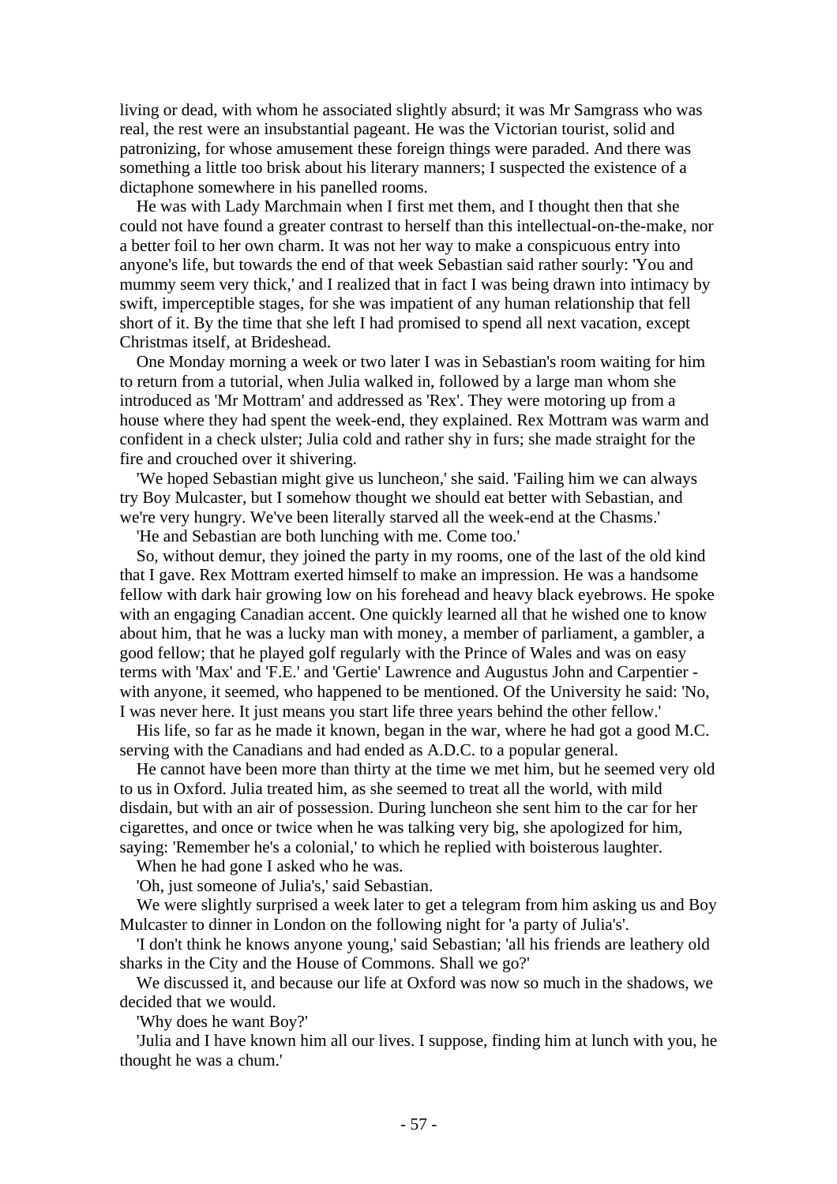living or dead, with whom he associated slightly absurd; it was Mr Samgrass who was real, the rest were an insubstantial pageant. He was the Victorian tourist, solid and patronizing, for whose amusement these foreign things were paraded. And there was something a little too brisk about his literary manners; I suspected the existence of a dictaphone somewhere in his panelled rooms.

He was with Lady Marchmain when I first met them, and I thought then that she could not have found a greater contrast to herself than this intellectual-on-the-make, nor a better foil to her own charm. It was not her way to make a conspicuous entry into anyone's life, but towards the end of that week Sebastian said rather sourly: 'You and mummy seem very thick,' and I realized that in fact I was being drawn into intimacy by swift, imperceptible stages, for she was impatient of any human relationship that fell short of it. By the time that she left I had promised to spend all next vacation, except Christmas itself, at Brideshead.

One Monday morning a week or two later I was in Sebastian's room waiting for him to return from a tutorial, when Julia walked in, followed by a large man whom she introduced as 'Mr Mottram' and addressed as 'Rex'. They were motoring up from a house where they had spent the week-end, they explained. Rex Mottram was warm and confident in a check ulster; Julia cold and rather shy in furs; she made straight for the fire and crouched over it shivering.

'We hoped Sebastian might give us luncheon,' she said. 'Failing him we can always try Boy Mulcaster, but I somehow thought we should eat better with Sebastian, and we're very hungry. We've been literally starved all the week-end at the Chasms.'

'He and Sebastian are both lunching with me. Come too.'

So, without demur, they joined the party in my rooms, one of the last of the old kind that I gave. Rex Mottram exerted himself to make an impression. He was a handsome fellow with dark hair growing low on his forehead and heavy black eyebrows. He spoke with an engaging Canadian accent. One quickly learned all that he wished one to know about him, that he was a lucky man with money, a member of parliament, a gambler, a good fellow; that he played golf regularly with the Prince of Wales and was on easy terms with 'Max' and 'F.E.' and 'Gertie' Lawrence and Augustus John and Carpentier - with anyone, it seemed, who happened to be mentioned. Of the University he said: 'No, I was never here. It just means you start life three years behind the other fellow.'

His life, so far as he made it known, began in the war, where he had got a good M.C. serving with the Canadians and had ended as A.D.C. to a popular general.

He cannot have been more than thirty at the time we met him, but he seemed very old to us in Oxford. Julia treated him, as she seemed to treat all the world, with mild disdain, but with an air of possession. During luncheon she sent him to the car for her cigarettes, and once or twice when he was talking very big, she apologized for him, saying: 'Remember he's a colonial,' to which he replied with boisterous laughter.

When he had gone I asked who he was.

'Oh, just someone of Julia's,' said Sebastian.

We were slightly surprised a week later to get a telegram from him asking us and Boy Mulcaster to dinner in London on the following night for 'a party of Julia's'.

'I don't think he knows anyone young,' said Sebastian; 'all his friends are leathery old sharks in the City and the House of Commons. Shall we go?'

We discussed it, and because our life at Oxford was now so much in the shadows, we decided that we would.

'Why does he want Boy?'

'Julia and I have known him all our lives. I suppose, finding him at lunch with you, he thought he was a chum.'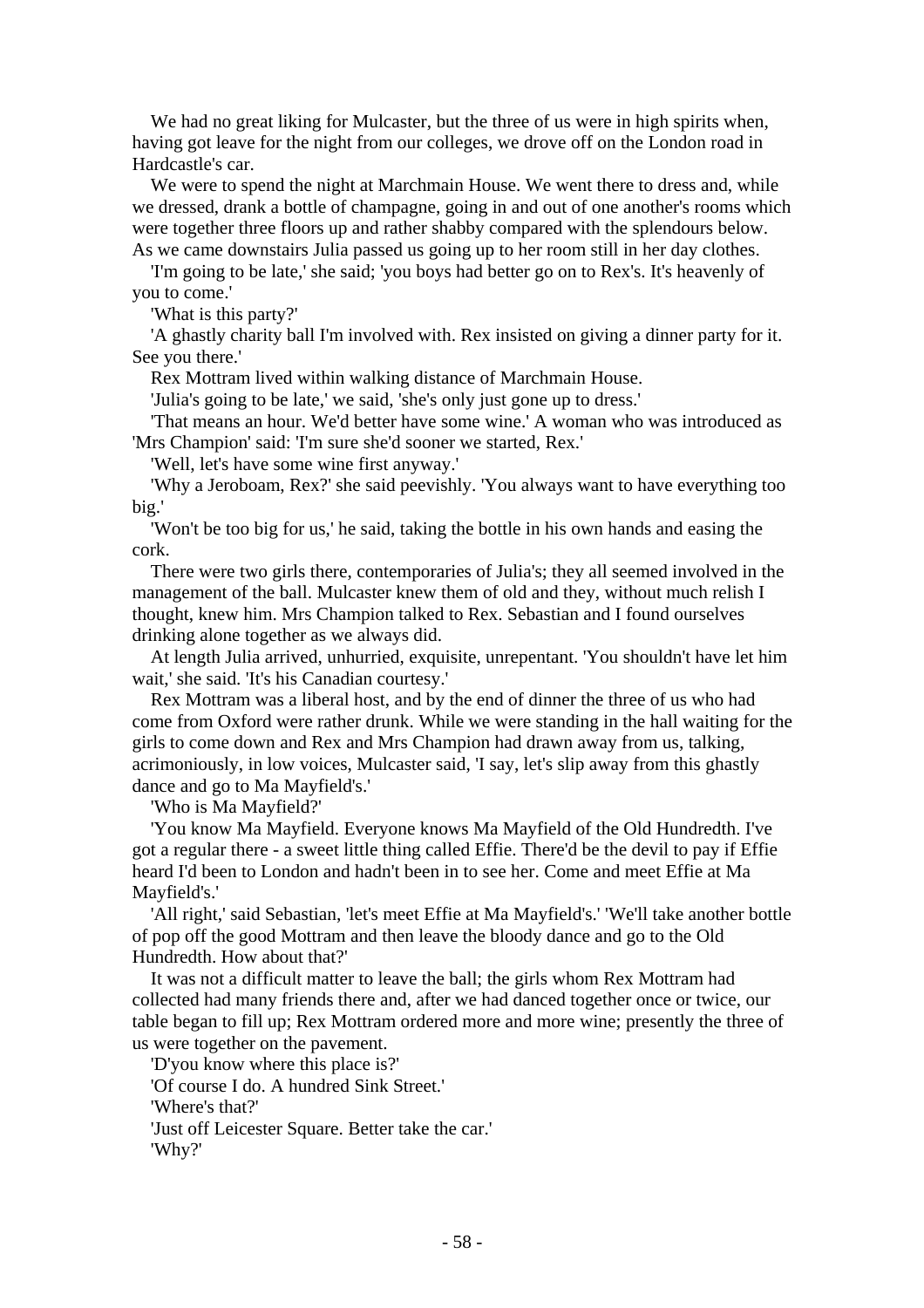We had no great liking for Mulcaster, but the three of us were in high spirits when, having got leave for the night from our colleges, we drove off on the London road in Hardcastle's car.

We were to spend the night at Marchmain House. We went there to dress and, while we dressed, drank a bottle of champagne, going in and out of one another's rooms which were together three floors up and rather shabby compared with the splendours below. As we came downstairs Julia passed us going up to her room still in her day clothes.

'I'm going to be late,' she said; 'you boys had better go on to Rex's. It's heavenly of you to come.'

'What is this party?'

'A ghastly charity ball I'm involved with. Rex insisted on giving a dinner party for it. See you there.'

Rex Mottram lived within walking distance of Marchmain House.

'Julia's going to be late,' we said, 'she's only just gone up to dress.'

'That means an hour. We'd better have some wine.' A woman who was introduced as 'Mrs Champion' said: 'I'm sure she'd sooner we started, Rex.'

'Well, let's have some wine first anyway.'

'Why a Jeroboam, Rex?' she said peevishly. 'You always want to have everything too big.'

'Won't be too big for us,' he said, taking the bottle in his own hands and easing the cork.

There were two girls there, contemporaries of Julia's; they all seemed involved in the management of the ball. Mulcaster knew them of old and they, without much relish I thought, knew him. Mrs Champion talked to Rex. Sebastian and I found ourselves drinking alone together as we always did.

At length Julia arrived, unhurried, exquisite, unrepentant. 'You shouldn't have let him wait,' she said. 'It's his Canadian courtesy.'

Rex Mottram was a liberal host, and by the end of dinner the three of us who had come from Oxford were rather drunk. While we were standing in the hall waiting for the girls to come down and Rex and Mrs Champion had drawn away from us, talking, acrimoniously, in low voices, Mulcaster said, 'I say, let's slip away from this ghastly dance and go to Ma Mayfield's.'

'Who is Ma Mayfield?'

'You know Ma Mayfield. Everyone knows Ma Mayfield of the Old Hundredth. I've got a regular there - a sweet little thing called Effie. There'd be the devil to pay if Effie heard I'd been to London and hadn't been in to see her. Come and meet Effie at Ma Mayfield's.'

'All right,' said Sebastian, 'let's meet Effie at Ma Mayfield's.' 'We'll take another bottle of pop off the good Mottram and then leave the bloody dance and go to the Old Hundredth. How about that?'

It was not a difficult matter to leave the ball; the girls whom Rex Mottram had collected had many friends there and, after we had danced together once or twice, our table began to fill up; Rex Mottram ordered more and more wine; presently the three of us were together on the pavement.

'D'you know where this place is?'

'Of course I do. A hundred Sink Street.'

'Where's that?'

'Just off Leicester Square. Better take the car.'

'Why?'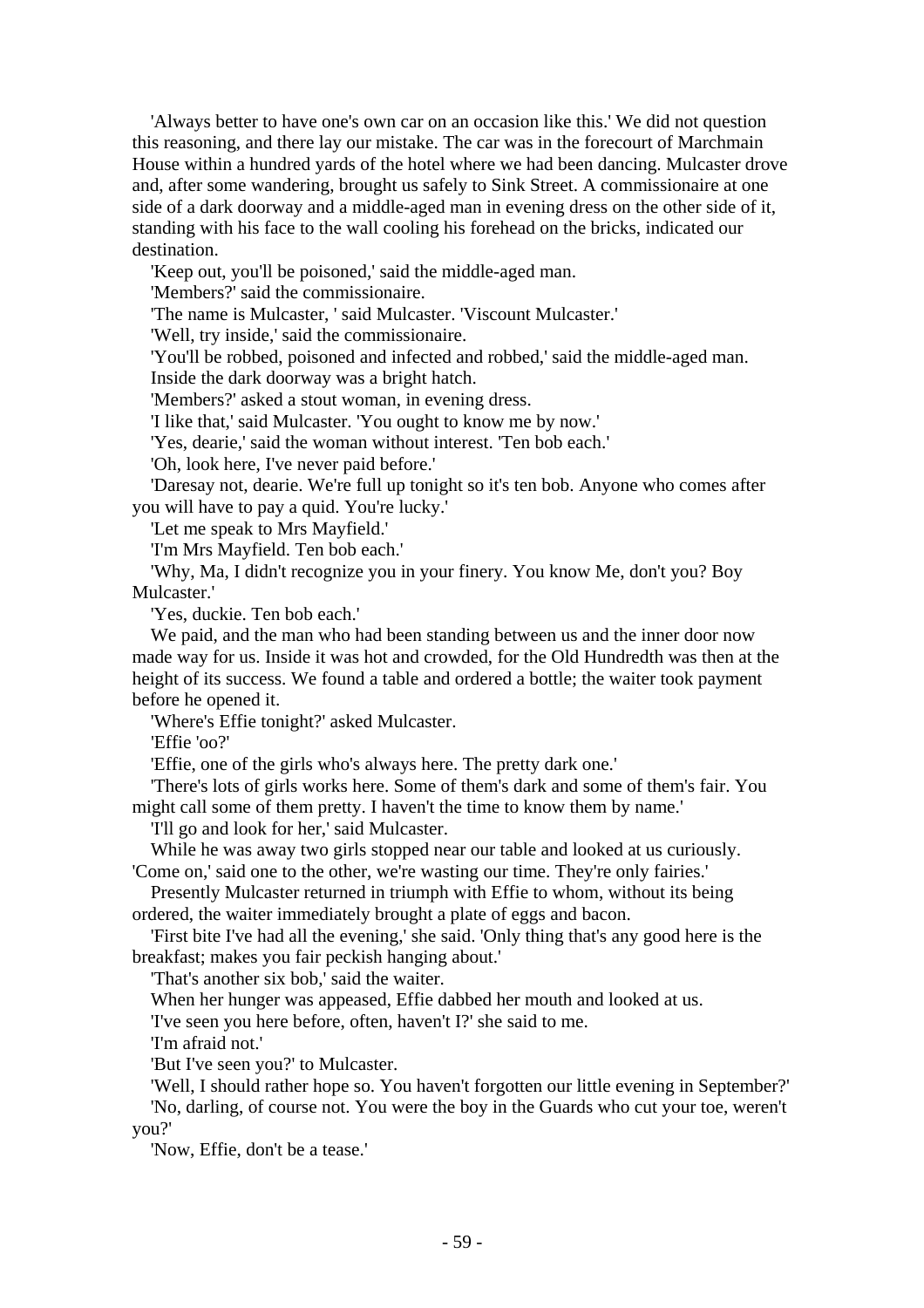'Always better to have one's own car on an occasion like this.' We did not question this reasoning, and there lay our mistake. The car was in the forecourt of Marchmain House within a hundred yards of the hotel where we had been dancing. Mulcaster drove and, after some wandering, brought us safely to Sink Street. A commissionaire at one side of a dark doorway and a middle-aged man in evening dress on the other side of it, standing with his face to the wall cooling his forehead on the bricks, indicated our destination.

'Keep out, you'll be poisoned,' said the middle-aged man.

'Members?' said the commissionaire.

'The name is Mulcaster, ' said Mulcaster. 'Viscount Mulcaster.'

'Well, try inside,' said the commissionaire.

'You'll be robbed, poisoned and infected and robbed,' said the middle-aged man.

Inside the dark doorway was a bright hatch.

'Members?' asked a stout woman, in evening dress.

'I like that,' said Mulcaster. 'You ought to know me by now.'

'Yes, dearie,' said the woman without interest. 'Ten bob each.'

'Oh, look here, I've never paid before.'

'Daresay not, dearie. We're full up tonight so it's ten bob. Anyone who comes after you will have to pay a quid. You're lucky.'

'Let me speak to Mrs Mayfield.'

'I'm Mrs Mayfield. Ten bob each.'

'Why, Ma, I didn't recognize you in your finery. You know Me, don't you? Boy Mulcaster.'

'Yes, duckie. Ten bob each.'

We paid, and the man who had been standing between us and the inner door now made way for us. Inside it was hot and crowded, for the Old Hundredth was then at the height of its success. We found a table and ordered a bottle; the waiter took payment before he opened it.

'Where's Effie tonight?' asked Mulcaster.

'Effie 'oo?'

'Effie, one of the girls who's always here. The pretty dark one.'

'There's lots of girls works here. Some of them's dark and some of them's fair. You might call some of them pretty. I haven't the time to know them by name.'

'I'll go and look for her,' said Mulcaster.

While he was away two girls stopped near our table and looked at us curiously. 'Come on,' said one to the other, we're wasting our time. They're only fairies.'

Presently Mulcaster returned in triumph with Effie to whom, without its being ordered, the waiter immediately brought a plate of eggs and bacon.

'First bite I've had all the evening,' she said. 'Only thing that's any good here is the breakfast; makes you fair peckish hanging about.'

'That's another six bob,' said the waiter.

When her hunger was appeased, Effie dabbed her mouth and looked at us.

'I've seen you here before, often, haven't I?' she said to me.

'I'm afraid not.'

'But I've seen you?' to Mulcaster.

'Well, I should rather hope so. You haven't forgotten our little evening in September?'

'No, darling, of course not. You were the boy in the Guards who cut your toe, weren't you?'

'Now, Effie, don't be a tease.'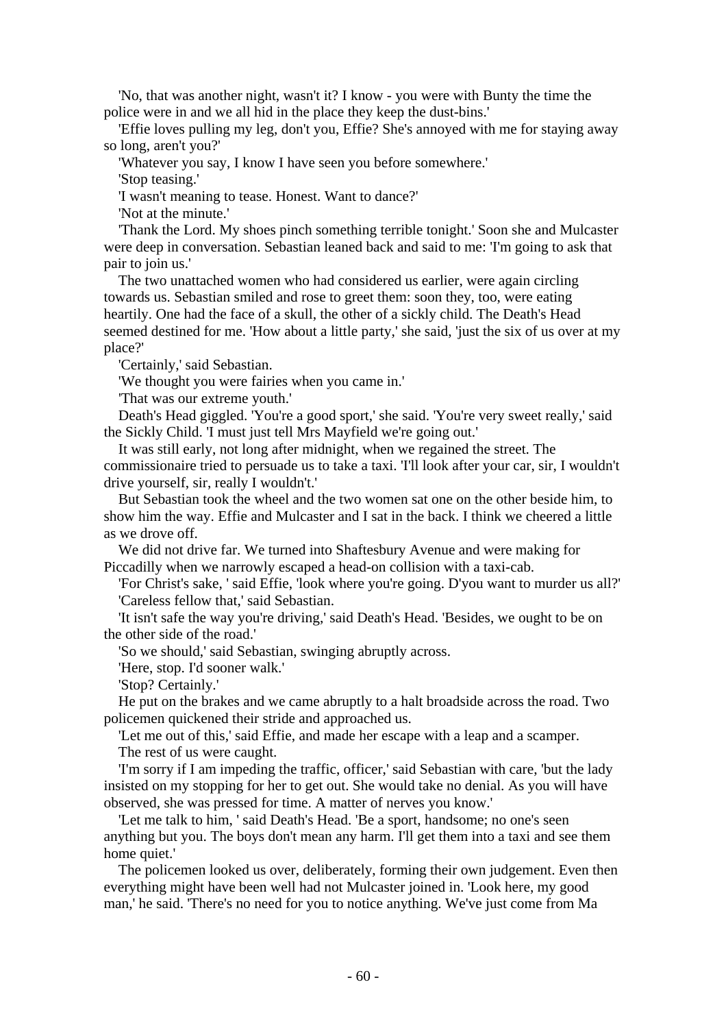'No, that was another night, wasn't it? I know - you were with Bunty the time the police were in and we all hid in the place they keep the dust-bins.'

'Effie loves pulling my leg, don't you, Effie? She's annoyed with me for staying away so long, aren't you?'

'Whatever you say, I know I have seen you before somewhere.'

'Stop teasing.'

'I wasn't meaning to tease. Honest. Want to dance?'

'Not at the minute.'

'Thank the Lord. My shoes pinch something terrible tonight.' Soon she and Mulcaster were deep in conversation. Sebastian leaned back and said to me: 'I'm going to ask that pair to join us.'

The two unattached women who had considered us earlier, were again circling towards us. Sebastian smiled and rose to greet them: soon they, too, were eating heartily. One had the face of a skull, the other of a sickly child. The Death's Head seemed destined for me. 'How about a little party,' she said, 'just the six of us over at my place?'

'Certainly,' said Sebastian.

'We thought you were fairies when you came in.'

'That was our extreme youth.'

Death's Head giggled. 'You're a good sport,' she said. 'You're very sweet really,' said the Sickly Child. 'I must just tell Mrs Mayfield we're going out.'

It was still early, not long after midnight, when we regained the street. The commissionaire tried to persuade us to take a taxi. 'I'll look after your car, sir, I wouldn't drive yourself, sir, really I wouldn't.'

But Sebastian took the wheel and the two women sat one on the other beside him, to show him the way. Effie and Mulcaster and I sat in the back. I think we cheered a little as we drove off.

We did not drive far. We turned into Shaftesbury Avenue and were making for Piccadilly when we narrowly escaped a head-on collision with a taxi-cab.

'For Christ's sake, ' said Effie, 'look where you're going. D'you want to murder us all?'

'Careless fellow that,' said Sebastian.

'It isn't safe the way you're driving,' said Death's Head. 'Besides, we ought to be on the other side of the road.'

'So we should,' said Sebastian, swinging abruptly across.

'Here, stop. I'd sooner walk.'

'Stop? Certainly.'

He put on the brakes and we came abruptly to a halt broadside across the road. Two policemen quickened their stride and approached us.

'Let me out of this,' said Effie, and made her escape with a leap and a scamper.

The rest of us were caught.

'I'm sorry if I am impeding the traffic, officer,' said Sebastian with care, 'but the lady insisted on my stopping for her to get out. She would take no denial. As you will have observed, she was pressed for time. A matter of nerves you know.'

'Let me talk to him, ' said Death's Head. 'Be a sport, handsome; no one's seen anything but you. The boys don't mean any harm. I'll get them into a taxi and see them home quiet.'

The policemen looked us over, deliberately, forming their own judgement. Even then everything might have been well had not Mulcaster joined in. 'Look here, my good man,' he said. 'There's no need for you to notice anything. We've just come from Ma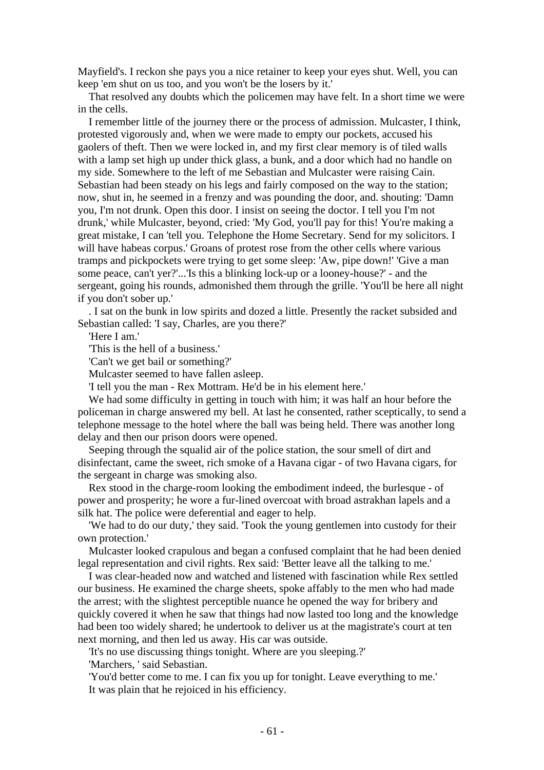Mayfield's. I reckon she pays you a nice retainer to keep your eyes shut. Well, you can keep 'em shut on us too, and you won't be the losers by it.'

That resolved any doubts which the policemen may have felt. In a short time we were in the cells.

I remember little of the journey there or the process of admission. Mulcaster, I think, protested vigorously and, when we were made to empty our pockets, accused his gaolers of theft. Then we were locked in, and my first clear memory is of tiled walls with a lamp set high up under thick glass, a bunk, and a door which had no handle on my side. Somewhere to the left of me Sebastian and Mulcaster were raising Cain. Sebastian had been steady on his legs and fairly composed on the way to the station; now, shut in, he seemed in a frenzy and was pounding the door, and. shouting: 'Damn you, I'm not drunk. Open this door. I insist on seeing the doctor. I tell you I'm not drunk,' while Mulcaster, beyond, cried: 'My God, you'll pay for this! You're making a great mistake, I can 'tell you. Telephone the Home Secretary. Send for my solicitors. I will have habeas corpus.' Groans of protest rose from the other cells where various tramps and pickpockets were trying to get some sleep: 'Aw, pipe down!' 'Give a man some peace, can't yer?'...'Is this a blinking lock-up or a looney-house?' - and the sergeant, going his rounds, admonished them through the grille. 'You'll be here all night if you don't sober up.'

. I sat on the bunk in low spirits and dozed a little. Presently the racket subsided and Sebastian called: 'I say, Charles, are you there?'

'Here I am.'

'This is the hell of a business.'

'Can't we get bail or something?'

Mulcaster seemed to have fallen asleep.

'I tell you the man - Rex Mottram. He'd be in his element here.'

We had some difficulty in getting in touch with him; it was half an hour before the policeman in charge answered my bell. At last he consented, rather sceptically, to send a telephone message to the hotel where the ball was being held. There was another long delay and then our prison doors were opened.

Seeping through the squalid air of the police station, the sour smell of dirt and disinfectant, came the sweet, rich smoke of a Havana cigar - of two Havana cigars, for the sergeant in charge was smoking also.

Rex stood in the charge-room looking the embodiment indeed, the burlesque - of power and prosperity; he wore a fur-lined overcoat with broad astrakhan lapels and a silk hat. The police were deferential and eager to help.

'We had to do our duty,' they said. 'Took the young gentlemen into custody for their own protection.'

Mulcaster looked crapulous and began a confused complaint that he had been denied legal representation and civil rights. Rex said: 'Better leave all the talking to me.'

I was clear-headed now and watched and listened with fascination while Rex settled our business. He examined the charge sheets, spoke affably to the men who had made the arrest; with the slightest perceptible nuance he opened the way for bribery and quickly covered it when he saw that things had now lasted too long and the knowledge had been too widely shared; he undertook to deliver us at the magistrate's court at ten next morning, and then led us away. His car was outside.

'It's no use discussing things tonight. Where are you sleeping.?'

'Marchers, ' said Sebastian.

'You'd better come to me. I can fix you up for tonight. Leave everything to me.'

It was plain that he rejoiced in his efficiency.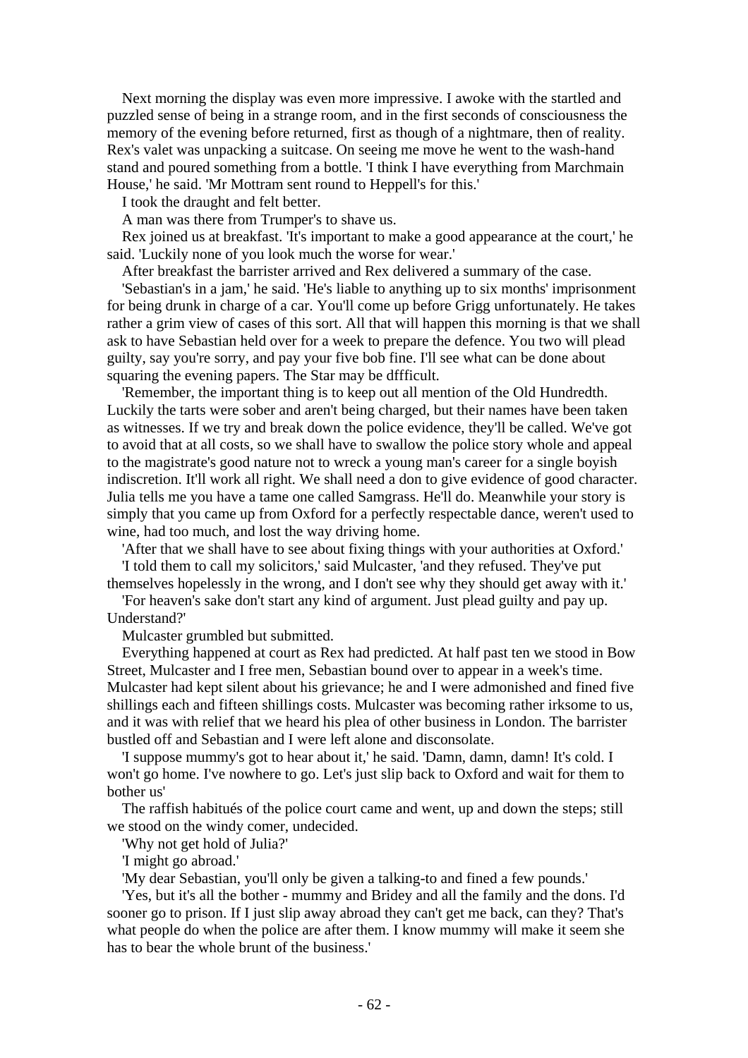Next morning the display was even more impressive. I awoke with the startled and puzzled sense of being in a strange room, and in the first seconds of consciousness the memory of the evening before returned, first as though of a nightmare, then of reality. Rex's valet was unpacking a suitcase. On seeing me move he went to the wash-hand stand and poured something from a bottle. 'I think I have everything from Marchmain House,' he said. 'Mr Mottram sent round to Heppell's for this.'

I took the draught and felt better.

A man was there from Trumper's to shave us.

Rex joined us at breakfast. 'It's important to make a good appearance at the court,' he said. 'Luckily none of you look much the worse for wear.'

After breakfast the barrister arrived and Rex delivered a summary of the case.

'Sebastian's in a jam,' he said. 'He's liable to anything up to six months' imprisonment for being drunk in charge of a car. You'll come up before Grigg unfortunately. He takes rather a grim view of cases of this sort. All that will happen this morning is that we shall ask to have Sebastian held over for a week to prepare the defence. You two will plead guilty, say you're sorry, and pay your five bob fine. I'll see what can be done about squaring the evening papers. The Star may be dffficult.

'Remember, the important thing is to keep out all mention of the Old Hundredth. Luckily the tarts were sober and aren't being charged, but their names have been taken as witnesses. If we try and break down the police evidence, they'll be called. We've got to avoid that at all costs, so we shall have to swallow the police story whole and appeal to the magistrate's good nature not to wreck a young man's career for a single boyish indiscretion. It'll work all right. We shall need a don to give evidence of good character. Julia tells me you have a tame one called Samgrass. He'll do. Meanwhile your story is simply that you came up from Oxford for a perfectly respectable dance, weren't used to wine, had too much, and lost the way driving home.

'After that we shall have to see about fixing things with your authorities at Oxford.'

'I told them to call my solicitors,' said Mulcaster, 'and they refused. They've put themselves hopelessly in the wrong, and I don't see why they should get away with it.'

'For heaven's sake don't start any kind of argument. Just plead guilty and pay up. Understand?'

Mulcaster grumbled but submitted.

Everything happened at court as Rex had predicted. At half past ten we stood in Bow Street, Mulcaster and I free men, Sebastian bound over to appear in a week's time. Mulcaster had kept silent about his grievance; he and I were admonished and fined five shillings each and fifteen shillings costs. Mulcaster was becoming rather irksome to us, and it was with relief that we heard his plea of other business in London. The barrister bustled off and Sebastian and I were left alone and disconsolate.

'I suppose mummy's got to hear about it,' he said. 'Damn, damn, damn! It's cold. I won't go home. I've nowhere to go. Let's just slip back to Oxford and wait for them to bother us'

The raffish habitués of the police court came and went, up and down the steps; still we stood on the windy comer, undecided.

'Why not get hold of Julia?'

'I might go abroad.'

'My dear Sebastian, you'll only be given a talking-to and fined a few pounds.'

'Yes, but it's all the bother - mummy and Bridey and all the family and the dons. I'd sooner go to prison. If I just slip away abroad they can't get me back, can they? That's what people do when the police are after them. I know mummy will make it seem she has to bear the whole brunt of the business.'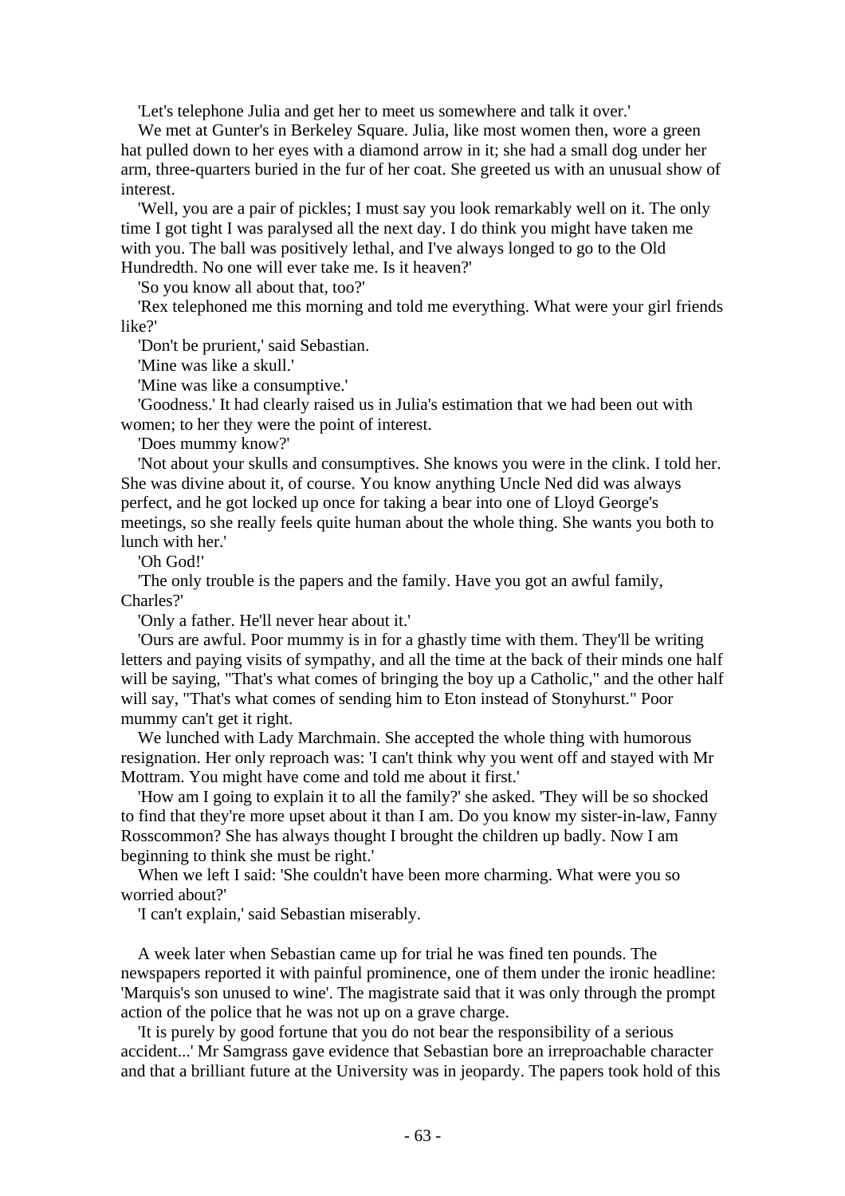'Let's telephone Julia and get her to meet us somewhere and talk it over.'

We met at Gunter's in Berkeley Square. Julia, like most women then, wore a green hat pulled down to her eyes with a diamond arrow in it; she had a small dog under her arm, three-quarters buried in the fur of her coat. She greeted us with an unusual show of interest.

'Well, you are a pair of pickles; I must say you look remarkably well on it. The only time I got tight I was paralysed all the next day. I do think you might have taken me with you. The ball was positively lethal, and I've always longed to go to the Old Hundredth. No one will ever take me. Is it heaven?'

'So you know all about that, too?'

'Rex telephoned me this morning and told me everything. What were your girl friends like?'

'Don't be prurient,' said Sebastian.

'Mine was like a skull.'

'Mine was like a consumptive.'

'Goodness.' It had clearly raised us in Julia's estimation that we had been out with women; to her they were the point of interest.

'Does mummy know?'

'Not about your skulls and consumptives. She knows you were in the clink. I told her. She was divine about it, of course. You know anything Uncle Ned did was always perfect, and he got locked up once for taking a bear into one of Lloyd George's meetings, so she really feels quite human about the whole thing. She wants you both to lunch with her.'

'Oh God!'

'The only trouble is the papers and the family. Have you got an awful family, Charles?'

'Only a father. He'll never hear about it.'

'Ours are awful. Poor mummy is in for a ghastly time with them. They'll be writing letters and paying visits of sympathy, and all the time at the back of their minds one half will be saying, "That's what comes of bringing the boy up a Catholic," and the other half will say, "That's what comes of sending him to Eton instead of Stonyhurst." Poor mummy can't get it right.

We lunched with Lady Marchmain. She accepted the whole thing with humorous resignation. Her only reproach was: 'I can't think why you went off and stayed with Mr Mottram. You might have come and told me about it first.'

'How am I going to explain it to all the family?' she asked. 'They will be so shocked to find that they're more upset about it than I am. Do you know my sister-in-law, Fanny Rosscommon? She has always thought I brought the children up badly. Now I am beginning to think she must be right.'

When we left I said: 'She couldn't have been more charming. What were you so worried about?'

'I can't explain,' said Sebastian miserably.

A week later when Sebastian came up for trial he was fined ten pounds. The newspapers reported it with painful prominence, one of them under the ironic headline: 'Marquis's son unused to wine'. The magistrate said that it was only through the prompt action of the police that he was not up on a grave charge.

'It is purely by good fortune that you do not bear the responsibility of a serious accident...' Mr Samgrass gave evidence that Sebastian bore an irreproachable character and that a brilliant future at the University was in jeopardy. The papers took hold of this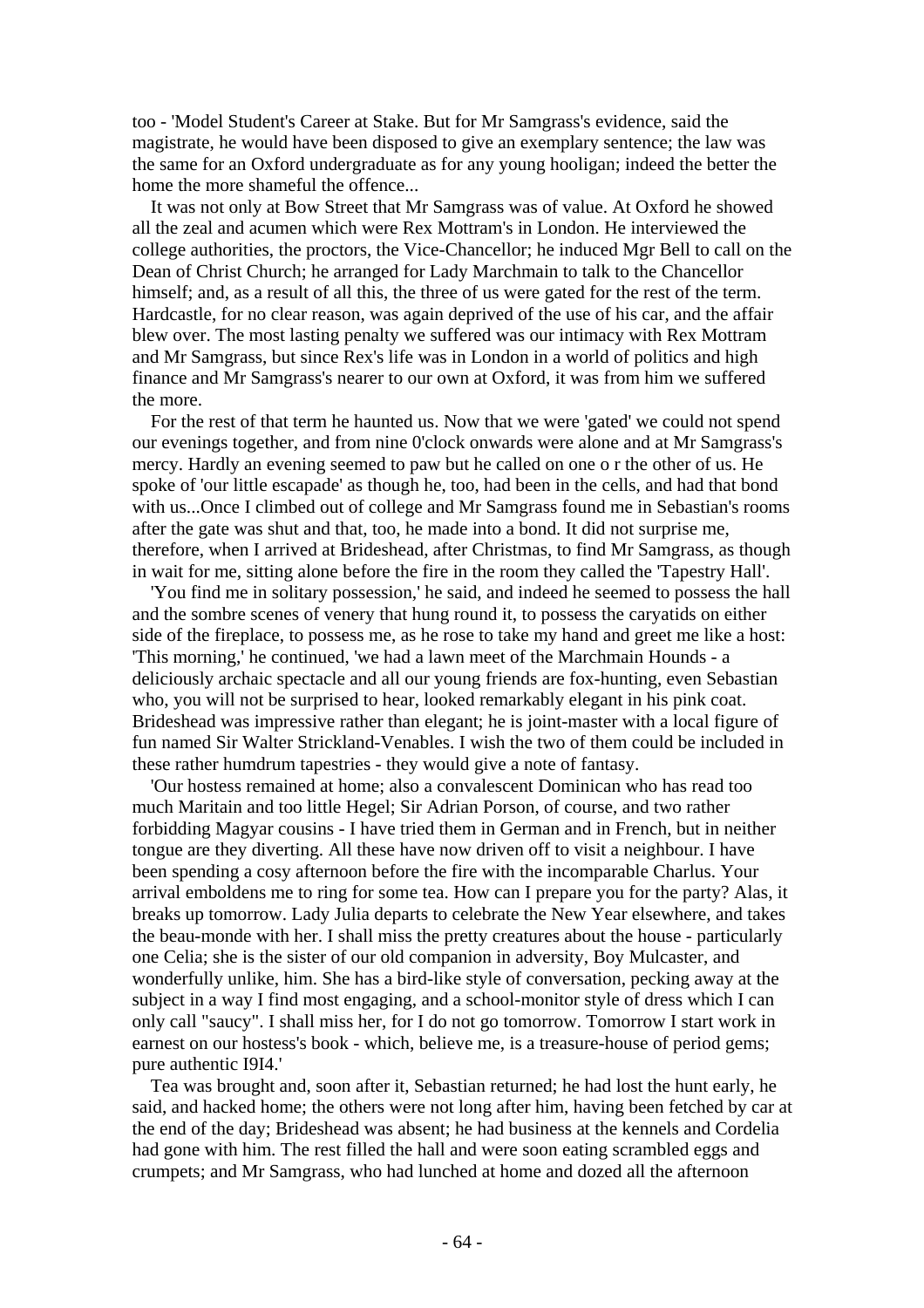too - 'Model Student's Career at Stake. But for Mr Samgrass's evidence, said the magistrate, he would have been disposed to give an exemplary sentence; the law was the same for an Oxford undergraduate as for any young hooligan; indeed the better the home the more shameful the offence...

It was not only at Bow Street that Mr Samgrass was of value. At Oxford he showed all the zeal and acumen which were Rex Mottram's in London. He interviewed the college authorities, the proctors, the Vice-Chancellor; he induced Mgr Bell to call on the Dean of Christ Church; he arranged for Lady Marchmain to talk to the Chancellor himself; and, as a result of all this, the three of us were gated for the rest of the term. Hardcastle, for no clear reason, was again deprived of the use of his car, and the affair blew over. The most lasting penalty we suffered was our intimacy with Rex Mottram and Mr Samgrass, but since Rex's life was in London in a world of politics and high finance and Mr Samgrass's nearer to our own at Oxford, it was from him we suffered the more.

For the rest of that term he haunted us. Now that we were 'gated' we could not spend our evenings together, and from nine 0'clock onwards were alone and at Mr Samgrass's mercy. Hardly an evening seemed to paw but he called on one o r the other of us. He spoke of 'our little escapade' as though he, too, had been in the cells, and had that bond with us...Once I climbed out of college and Mr Samgrass found me in Sebastian's rooms after the gate was shut and that, too, he made into a bond. It did not surprise me, therefore, when I arrived at Brideshead, after Christmas, to find Mr Samgrass, as though in wait for me, sitting alone before the fire in the room they called the 'Tapestry Hall'.

'You find me in solitary possession,' he said, and indeed he seemed to possess the hall and the sombre scenes of venery that hung round it, to possess the caryatids on either side of the fireplace, to possess me, as he rose to take my hand and greet me like a host: 'This morning,' he continued, 'we had a lawn meet of the Marchmain Hounds - a deliciously archaic spectacle and all our young friends are fox-hunting, even Sebastian who, you will not be surprised to hear, looked remarkably elegant in his pink coat. Brideshead was impressive rather than elegant; he is joint-master with a local figure of fun named Sir Walter Strickland-Venables. I wish the two of them could be included in these rather humdrum tapestries - they would give a note of fantasy.

'Our hostess remained at home; also a convalescent Dominican who has read too much Maritain and too little Hegel; Sir Adrian Porson, of course, and two rather forbidding Magyar cousins - I have tried them in German and in French, but in neither tongue are they diverting. All these have now driven off to visit a neighbour. I have been spending a cosy afternoon before the fire with the incomparable Charlus. Your arrival emboldens me to ring for some tea. How can I prepare you for the party? Alas, it breaks up tomorrow. Lady Julia departs to celebrate the New Year elsewhere, and takes the beau-monde with her. I shall miss the pretty creatures about the house - particularly one Celia; she is the sister of our old companion in adversity, Boy Mulcaster, and wonderfully unlike, him. She has a bird-like style of conversation, pecking away at the subject in a way I find most engaging, and a school-monitor style of dress which I can only call "saucy". I shall miss her, for I do not go tomorrow. Tomorrow I start work in earnest on our hostess's book - which, believe me, is a treasure-house of period gems; pure authentic I9I4.'

Tea was brought and, soon after it, Sebastian returned; he had lost the hunt early, he said, and hacked home; the others were not long after him, having been fetched by car at the end of the day; Brideshead was absent; he had business at the kennels and Cordelia had gone with him. The rest filled the hall and were soon eating scrambled eggs and crumpets; and Mr Samgrass, who had lunched at home and dozed all the afternoon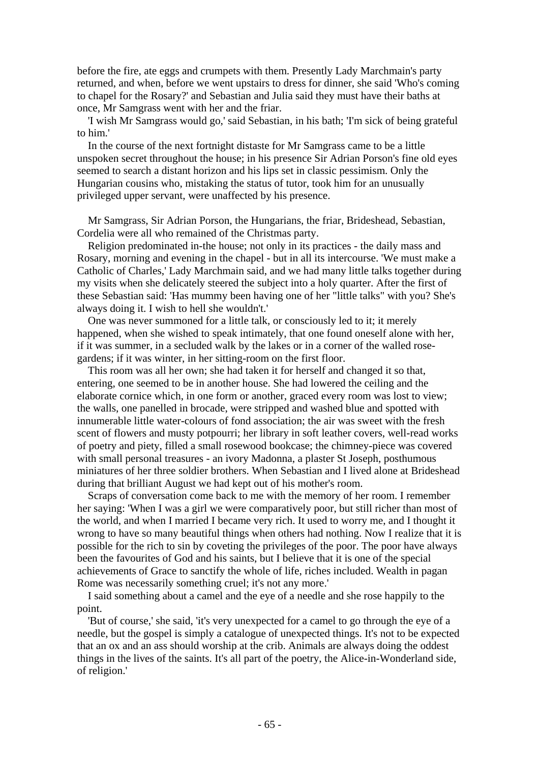before the fire, ate eggs and crumpets with them. Presently Lady Marchmain's party returned, and when, before we went upstairs to dress for dinner, she said 'Who's coming to chapel for the Rosary?' and Sebastian and Julia said they must have their baths at once, Mr Samgrass went with her and the friar.

'I wish Mr Samgrass would go,' said Sebastian, in his bath; 'I'm sick of being grateful to him.'

In the course of the next fortnight distaste for Mr Samgrass came to be a little unspoken secret throughout the house; in his presence Sir Adrian Porson's fine old eyes seemed to search a distant horizon and his lips set in classic pessimism. Only the Hungarian cousins who, mistaking the status of tutor, took him for an unusually privileged upper servant, were unaffected by his presence.

Mr Samgrass, Sir Adrian Porson, the Hungarians, the friar, Brideshead, Sebastian, Cordelia were all who remained of the Christmas party.

Religion predominated in-the house; not only in its practices - the daily mass and Rosary, morning and evening in the chapel - but in all its intercourse. 'We must make a Catholic of Charles,' Lady Marchmain said, and we had many little talks together during my visits when she delicately steered the subject into a holy quarter. After the first of these Sebastian said: 'Has mummy been having one of her "little talks" with you? She's always doing it. I wish to hell she wouldn't.'

One was never summoned for a little talk, or consciously led to it; it merely happened, when she wished to speak intimately, that one found oneself alone with her, if it was summer, in a secluded walk by the lakes or in a corner of the walled rose-gardens; if it was winter, in her sitting-room on the first floor.

This room was all her own; she had taken it for herself and changed it so that, entering, one seemed to be in another house. She had lowered the ceiling and the elaborate cornice which, in one form or another, graced every room was lost to view; the walls, one panelled in brocade, were stripped and washed blue and spotted with innumerable little water-colours of fond association; the air was sweet with the fresh scent of flowers and musty potpourri; her library in soft leather covers, well-read works of poetry and piety, filled a small rosewood bookcase; the chimney-piece was covered with small personal treasures - an ivory Madonna, a plaster St Joseph, posthumous miniatures of her three soldier brothers. When Sebastian and I lived alone at Brideshead during that brilliant August we had kept out of his mother's room.

Scraps of conversation come back to me with the memory of her room. I remember her saying: 'When I was a girl we were comparatively poor, but still richer than most of the world, and when I married I became very rich. It used to worry me, and I thought it wrong to have so many beautiful things when others had nothing. Now I realize that it is possible for the rich to sin by coveting the privileges of the poor. The poor have always been the favourites of God and his saints, but I believe that it is one of the special achievements of Grace to sanctify the whole of life, riches included. Wealth in pagan Rome was necessarily something cruel; it's not any more.'

I said something about a camel and the eye of a needle and she rose happily to the point.

'But of course,' she said, 'it's very unexpected for a camel to go through the eye of a needle, but the gospel is simply a catalogue of unexpected things. It's not to be expected that an ox and an ass should worship at the crib. Animals are always doing the oddest things in the lives of the saints. It's all part of the poetry, the Alice-in-Wonderland side, of religion.'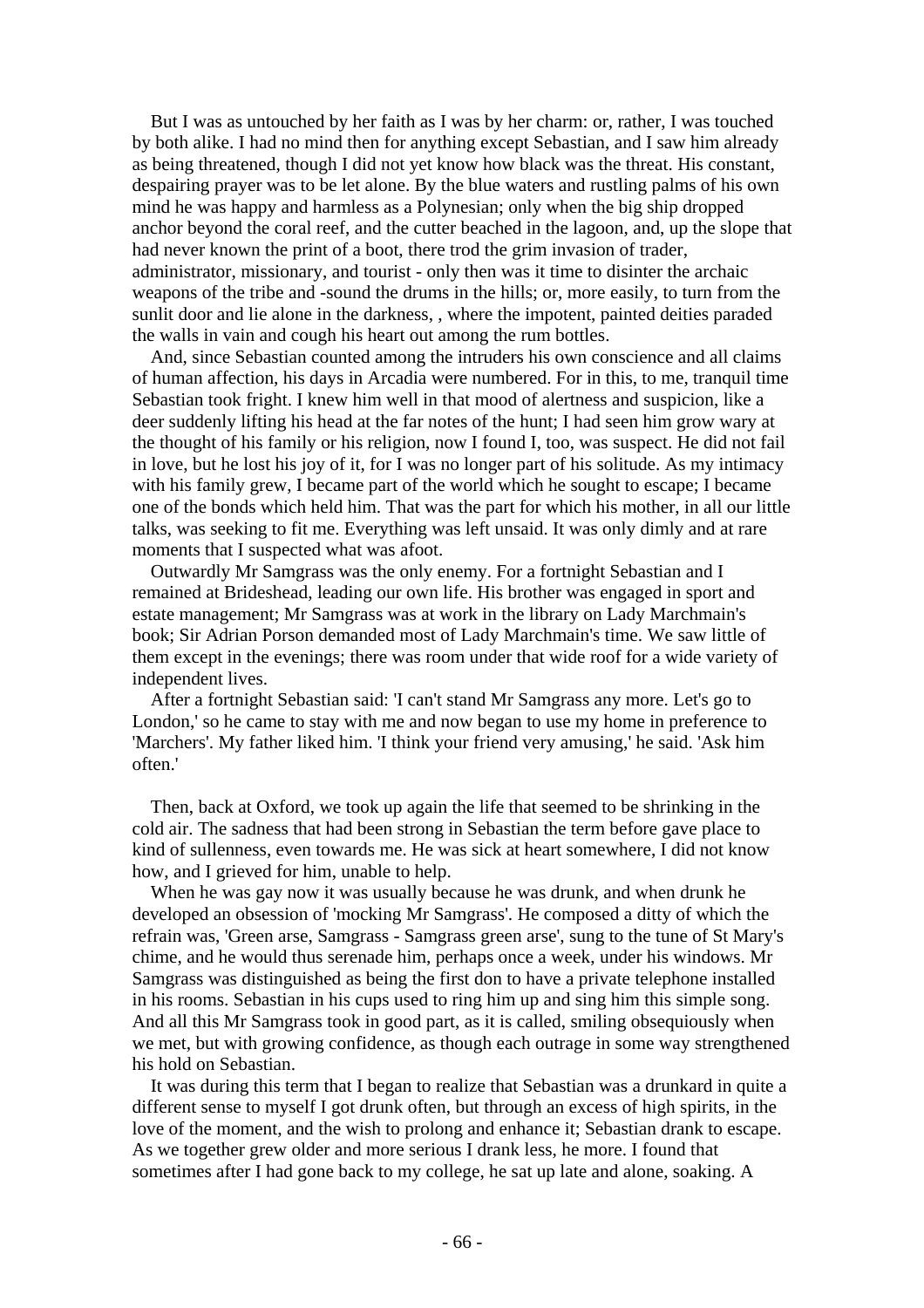But I was as untouched by her faith as I was by her charm: or, rather, I was touched by both alike. I had no mind then for anything except Sebastian, and I saw him already as being threatened, though I did not yet know how black was the threat. His constant, despairing prayer was to be let alone. By the blue waters and rustling palms of his own mind he was happy and harmless as a Polynesian; only when the big ship dropped anchor beyond the coral reef, and the cutter beached in the lagoon, and, up the slope that had never known the print of a boot, there trod the grim invasion of trader, administrator, missionary, and tourist - only then was it time to disinter the archaic weapons of the tribe and -sound the drums in the hills; or, more easily, to turn from the sunlit door and lie alone in the darkness, , where the impotent, painted deities paraded the walls in vain and cough his heart out among the rum bottles.

And, since Sebastian counted among the intruders his own conscience and all claims of human affection, his days in Arcadia were numbered. For in this, to me, tranquil time Sebastian took fright. I knew him well in that mood of alertness and suspicion, like a deer suddenly lifting his head at the far notes of the hunt; I had seen him grow wary at the thought of his family or his religion, now I found I, too, was suspect. He did not fail in love, but he lost his joy of it, for I was no longer part of his solitude. As my intimacy with his family grew, I became part of the world which he sought to escape; I became one of the bonds which held him. That was the part for which his mother, in all our little talks, was seeking to fit me. Everything was left unsaid. It was only dimly and at rare moments that I suspected what was afoot.

Outwardly Mr Samgrass was the only enemy. For a fortnight Sebastian and I remained at Brideshead, leading our own life. His brother was engaged in sport and estate management; Mr Samgrass was at work in the library on Lady Marchmain's book; Sir Adrian Porson demanded most of Lady Marchmain's time. We saw little of them except in the evenings; there was room under that wide roof for a wide variety of independent lives.

After a fortnight Sebastian said: 'I can't stand Mr Samgrass any more. Let's go to London,' so he came to stay with me and now began to use my home in preference to 'Marchers'. My father liked him. 'I think your friend very amusing,' he said. 'Ask him often.'

Then, back at Oxford, we took up again the life that seemed to be shrinking in the cold air. The sadness that had been strong in Sebastian the term before gave place to kind of sullenness, even towards me. He was sick at heart somewhere, I did not know how, and I grieved for him, unable to help.

When he was gay now it was usually because he was drunk, and when drunk he developed an obsession of 'mocking Mr Samgrass'. He composed a ditty of which the refrain was, 'Green arse, Samgrass - Samgrass green arse', sung to the tune of St Mary's chime, and he would thus serenade him, perhaps once a week, under his windows. Mr Samgrass was distinguished as being the first don to have a private telephone installed in his rooms. Sebastian in his cups used to ring him up and sing him this simple song. And all this Mr Samgrass took in good part, as it is called, smiling obsequiously when we met, but with growing confidence, as though each outrage in some way strengthened his hold on Sebastian.

It was during this term that I began to realize that Sebastian was a drunkard in quite a different sense to myself I got drunk often, but through an excess of high spirits, in the love of the moment, and the wish to prolong and enhance it; Sebastian drank to escape. As we together grew older and more serious I drank less, he more. I found that sometimes after I had gone back to my college, he sat up late and alone, soaking. A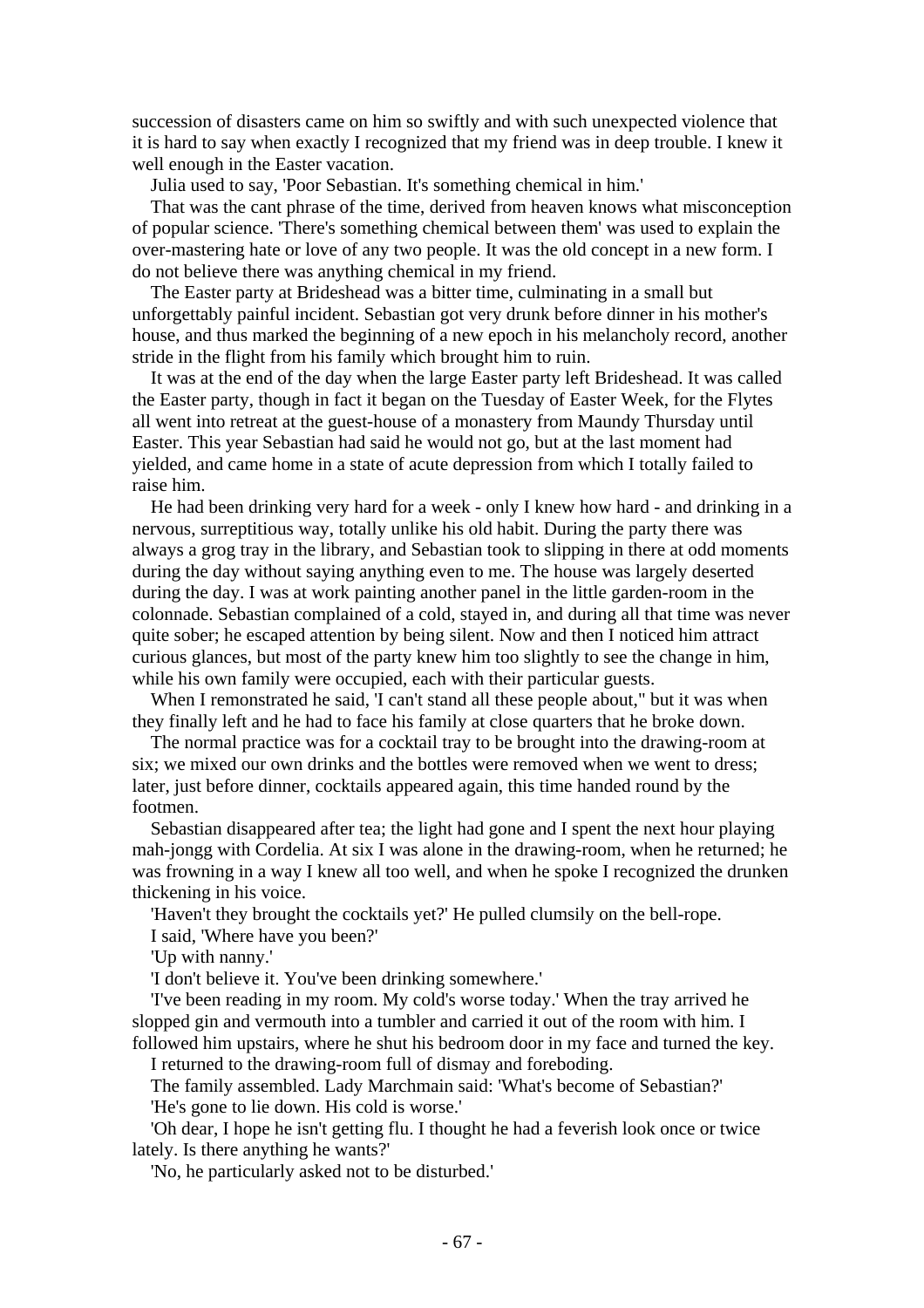succession of disasters came on him so swiftly and with such unexpected violence that it is hard to say when exactly I recognized that my friend was in deep trouble. I knew it well enough in the Easter vacation.

Julia used to say, 'Poor Sebastian. It's something chemical in him.'

That was the cant phrase of the time, derived from heaven knows what misconception of popular science. 'There's something chemical between them' was used to explain the over-mastering hate or love of any two people. It was the old concept in a new form. I do not believe there was anything chemical in my friend.

The Easter party at Brideshead was a bitter time, culminating in a small but unforgettably painful incident. Sebastian got very drunk before dinner in his mother's house, and thus marked the beginning of a new epoch in his melancholy record, another stride in the flight from his family which brought him to ruin.

It was at the end of the day when the large Easter party left Brideshead. It was called the Easter party, though in fact it began on the Tuesday of Easter Week, for the Flytes all went into retreat at the guest-house of a monastery from Maundy Thursday until Easter. This year Sebastian had said he would not go, but at the last moment had yielded, and came home in a state of acute depression from which I totally failed to raise him.

He had been drinking very hard for a week - only I knew how hard - and drinking in a nervous, surreptitious way, totally unlike his old habit. During the party there was always a grog tray in the library, and Sebastian took to slipping in there at odd moments during the day without saying anything even to me. The house was largely deserted during the day. I was at work painting another panel in the little garden-room in the colonnade. Sebastian complained of a cold, stayed in, and during all that time was never quite sober; he escaped attention by being silent. Now and then I noticed him attract curious glances, but most of the party knew him too slightly to see the change in him, while his own family were occupied, each with their particular guests.

When I remonstrated he said, 'I can't stand all these people about," but it was when they finally left and he had to face his family at close quarters that he broke down.

The normal practice was for a cocktail tray to be brought into the drawing-room at six; we mixed our own drinks and the bottles were removed when we went to dress; later, just before dinner, cocktails appeared again, this time handed round by the footmen.

Sebastian disappeared after tea; the light had gone and I spent the next hour playing mah-jongg with Cordelia. At six I was alone in the drawing-room, when he returned; he was frowning in a way I knew all too well, and when he spoke I recognized the drunken thickening in his voice.

'Haven't they brought the cocktails yet?' He pulled clumsily on the bell-rope.

I said, 'Where have you been?'

'Up with nanny.'

'I don't believe it. You've been drinking somewhere.'

'I've been reading in my room. My cold's worse today.' When the tray arrived he slopped gin and vermouth into a tumbler and carried it out of the room with him. I followed him upstairs, where he shut his bedroom door in my face and turned the key.

I returned to the drawing-room full of dismay and foreboding.

The family assembled. Lady Marchmain said: 'What's become of Sebastian?'

'He's gone to lie down. His cold is worse.'

'Oh dear, I hope he isn't getting flu. I thought he had a feverish look once or twice lately. Is there anything he wants?'

'No, he particularly asked not to be disturbed.'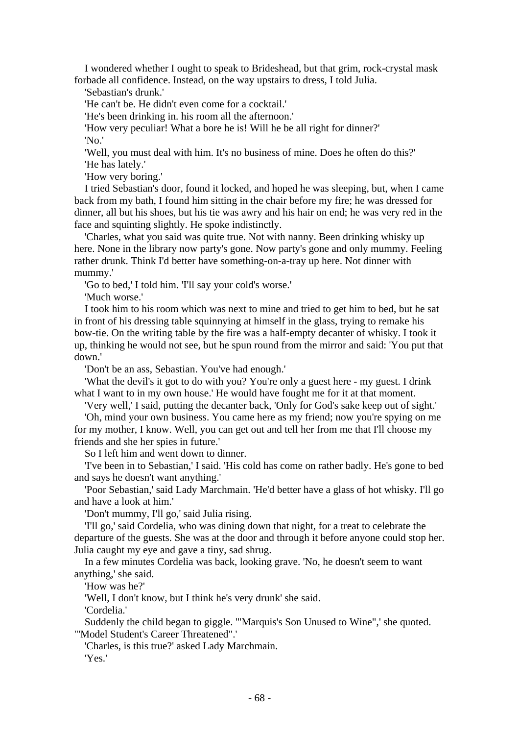I wondered whether I ought to speak to Brideshead, but that grim, rock-crystal mask forbade all confidence. Instead, on the way upstairs to dress, I told Julia.

'Sebastian's drunk.'

'He can't be. He didn't even come for a cocktail.'

'He's been drinking in. his room all the afternoon.'

'How very peculiar! What a bore he is! Will he be all right for dinner?'

'No.'

'Well, you must deal with him. It's no business of mine. Does he often do this?'

'He has lately.'

'How very boring.'

I tried Sebastian's door, found it locked, and hoped he was sleeping, but, when I came back from my bath, I found him sitting in the chair before my fire; he was dressed for dinner, all but his shoes, but his tie was awry and his hair on end; he was very red in the face and squinting slightly. He spoke indistinctly.

'Charles, what you said was quite true. Not with nanny. Been drinking whisky up here. None in the library now party's gone. Now party's gone and only mummy. Feeling rather drunk. Think I'd better have something-on-a-tray up here. Not dinner with mummy.'

'Go to bed,' I told him. 'I'll say your cold's worse.'

'Much worse.'

I took him to his room which was next to mine and tried to get him to bed, but he sat in front of his dressing table squinnying at himself in the glass, trying to remake his bow-tie. On the writing table by the fire was a half-empty decanter of whisky. I took it up, thinking he would not see, but he spun round from the mirror and said: 'You put that down.'

'Don't be an ass, Sebastian. You've had enough.'

'What the devil's it got to do with you? You're only a guest here - my guest. I drink what I want to in my own house.' He would have fought me for it at that moment.

'Very well,' I said, putting the decanter back, 'Only for God's sake keep out of sight.'

'Oh, mind your own business. You came here as my friend; now you're spying on me for my mother, I know. Well, you can get out and tell her from me that I'll choose my friends and she her spies in future.'

So I left him and went down to dinner.

'I've been in to Sebastian,' I said. 'His cold has come on rather badly. He's gone to bed and says he doesn't want anything.'

'Poor Sebastian,' said Lady Marchmain. 'He'd better have a glass of hot whisky. I'll go and have a look at him.'

'Don't mummy, I'll go,' said Julia rising.

'I'll go,' said Cordelia, who was dining down that night, for a treat to celebrate the departure of the guests. She was at the door and through it before anyone could stop her. Julia caught my eye and gave a tiny, sad shrug.

In a few minutes Cordelia was back, looking grave. 'No, he doesn't seem to want anything,' she said.

'How was he?'

'Well, I don't know, but I think he's very drunk' she said.

'Cordelia.'

Suddenly the child began to giggle. '"Marquis's Son Unused to Wine",' she quoted. '"Model Student's Career Threatened".'

'Charles, is this true?' asked Lady Marchmain.

'Yes.'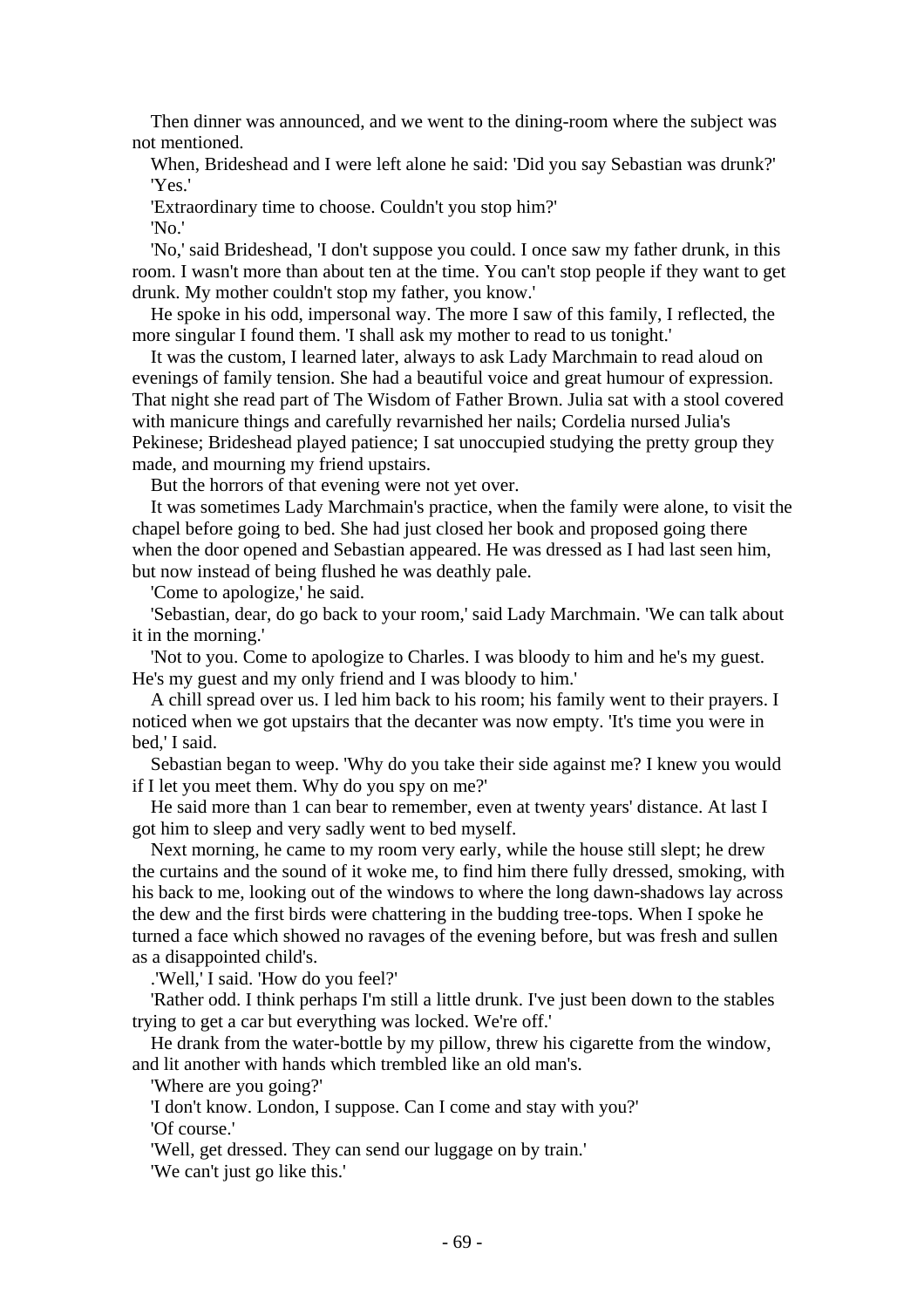Then dinner was announced, and we went to the dining-room where the subject was not mentioned.

When, Brideshead and I were left alone he said: 'Did you say Sebastian was drunk?'

'Yes.'

'Extraordinary time to choose. Couldn't you stop him?'

'No.'

'No,' said Brideshead, 'I don't suppose you could. I once saw my father drunk, in this room. I wasn't more than about ten at the time. You can't stop people if they want to get drunk. My mother couldn't stop my father, you know.'

He spoke in his odd, impersonal way. The more I saw of this family, I reflected, the more singular I found them. 'I shall ask my mother to read to us tonight.'

It was the custom, I learned later, always to ask Lady Marchmain to read aloud on evenings of family tension. She had a beautiful voice and great humour of expression. That night she read part of The Wisdom of Father Brown. Julia sat with a stool covered with manicure things and carefully revarnished her nails; Cordelia nursed Julia's Pekinese; Brideshead played patience; I sat unoccupied studying the pretty group they made, and mourning my friend upstairs.

But the horrors of that evening were not yet over.

It was sometimes Lady Marchmain's practice, when the family were alone, to visit the chapel before going to bed. She had just closed her book and proposed going there when the door opened and Sebastian appeared. He was dressed as I had last seen him, but now instead of being flushed he was deathly pale.

'Come to apologize,' he said.

'Sebastian, dear, do go back to your room,' said Lady Marchmain. 'We can talk about it in the morning.'

'Not to you. Come to apologize to Charles. I was bloody to him and he's my guest. He's my guest and my only friend and I was bloody to him.'

A chill spread over us. I led him back to his room; his family went to their prayers. I noticed when we got upstairs that the decanter was now empty. 'It's time you were in bed,' I said.

Sebastian began to weep. 'Why do you take their side against me? I knew you would if I let you meet them. Why do you spy on me?'

He said more than 1 can bear to remember, even at twenty years' distance. At last I got him to sleep and very sadly went to bed myself.

Next morning, he came to my room very early, while the house still slept; he drew the curtains and the sound of it woke me, to find him there fully dressed, smoking, with his back to me, looking out of the windows to where the long dawn-shadows lay across the dew and the first birds were chattering in the budding tree-tops. When I spoke he turned a face which showed no ravages of the evening before, but was fresh and sullen as a disappointed child's.

.'Well,' I said. 'How do you feel?'

'Rather odd. I think perhaps I'm still a little drunk. I've just been down to the stables trying to get a car but everything was locked. We're off.'

He drank from the water-bottle by my pillow, threw his cigarette from the window, and lit another with hands which trembled like an old man's.

'Where are you going?'

'I don't know. London, I suppose. Can I come and stay with you?'

'Of course.'

'Well, get dressed. They can send our luggage on by train.'

'We can't just go like this.'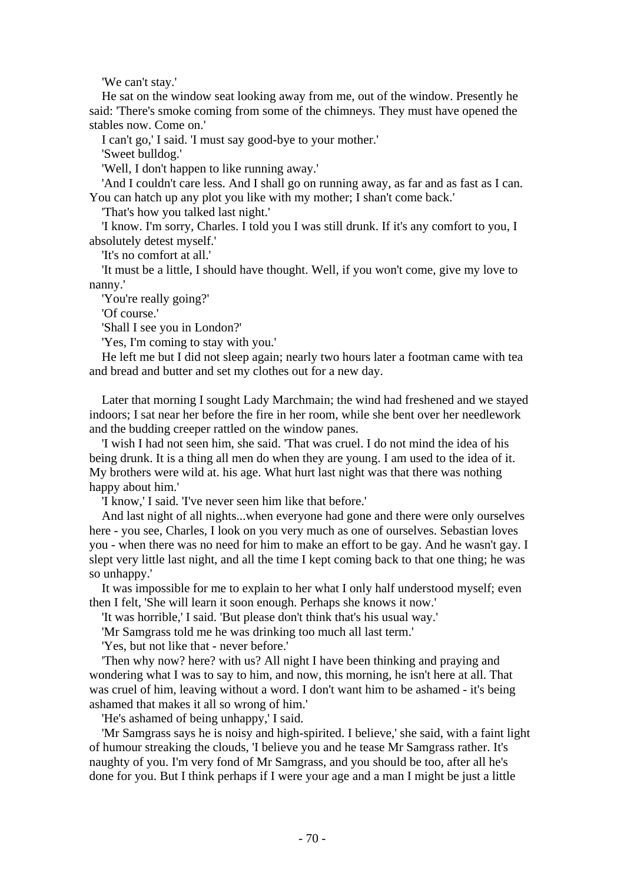'We can't stay.'

He sat on the window seat looking away from me, out of the window. Presently he said: 'There's smoke coming from some of the chimneys. They must have opened the stables now. Come on.'

I can't go,' I said. 'I must say good-bye to your mother.'

'Sweet bulldog.'

'Well, I don't happen to like running away.'

'And I couldn't care less. And I shall go on running away, as far and as fast as I can. You can hatch up any plot you like with my mother; I shan't come back.'

'That's how you talked last night.'

'I know. I'm sorry, Charles. I told you I was still drunk. If it's any comfort to you, I absolutely detest myself.'

'It's no comfort at all.'

'It must be a little, I should have thought. Well, if you won't come, give my love to nanny.'

'You're really going?'

'Of course.'

'Shall I see you in London?'

'Yes, I'm coming to stay with you.'

He left me but I did not sleep again; nearly two hours later a footman came with tea and bread and butter and set my clothes out for a new day.

Later that morning I sought Lady Marchmain; the wind had freshened and we stayed indoors; I sat near her before the fire in her room, while she bent over her needlework and the budding creeper rattled on the window panes.

'I wish I had not seen him, she said. 'That was cruel. I do not mind the idea of his being drunk. It is a thing all men do when they are young. I am used to the idea of it. My brothers were wild at. his age. What hurt last night was that there was nothing happy about him.'

'I know,' I said. 'I've never seen him like that before.'

And last night of all nights...when everyone had gone and there were only ourselves here - you see, Charles, I look on you very much as one of ourselves. Sebastian loves you - when there was no need for him to make an effort to be gay. And he wasn't gay. I slept very little last night, and all the time I kept coming back to that one thing; he was so unhappy.'

It was impossible for me to explain to her what I only half understood myself; even then I felt, 'She will learn it soon enough. Perhaps she knows it now.'

'It was horrible,' I said. 'But please don't think that's his usual way.'

'Mr Samgrass told me he was drinking too much all last term.'

'Yes, but not like that - never before.'

'Then why now? here? with us? All night I have been thinking and praying and wondering what I was to say to him, and now, this morning, he isn't here at all. That was cruel of him, leaving without a word. I don't want him to be ashamed - it's being ashamed that makes it all so wrong of him.'

'He's ashamed of being unhappy,' I said.

'Mr Samgrass says he is noisy and high-spirited. I believe,' she said, with a faint light of humour streaking the clouds, 'I believe you and he tease Mr Samgrass rather. It's naughty of you. I'm very fond of Mr Samgrass, and you should be too, after all he's done for you. But I think perhaps if I were your age and a man I might be just a little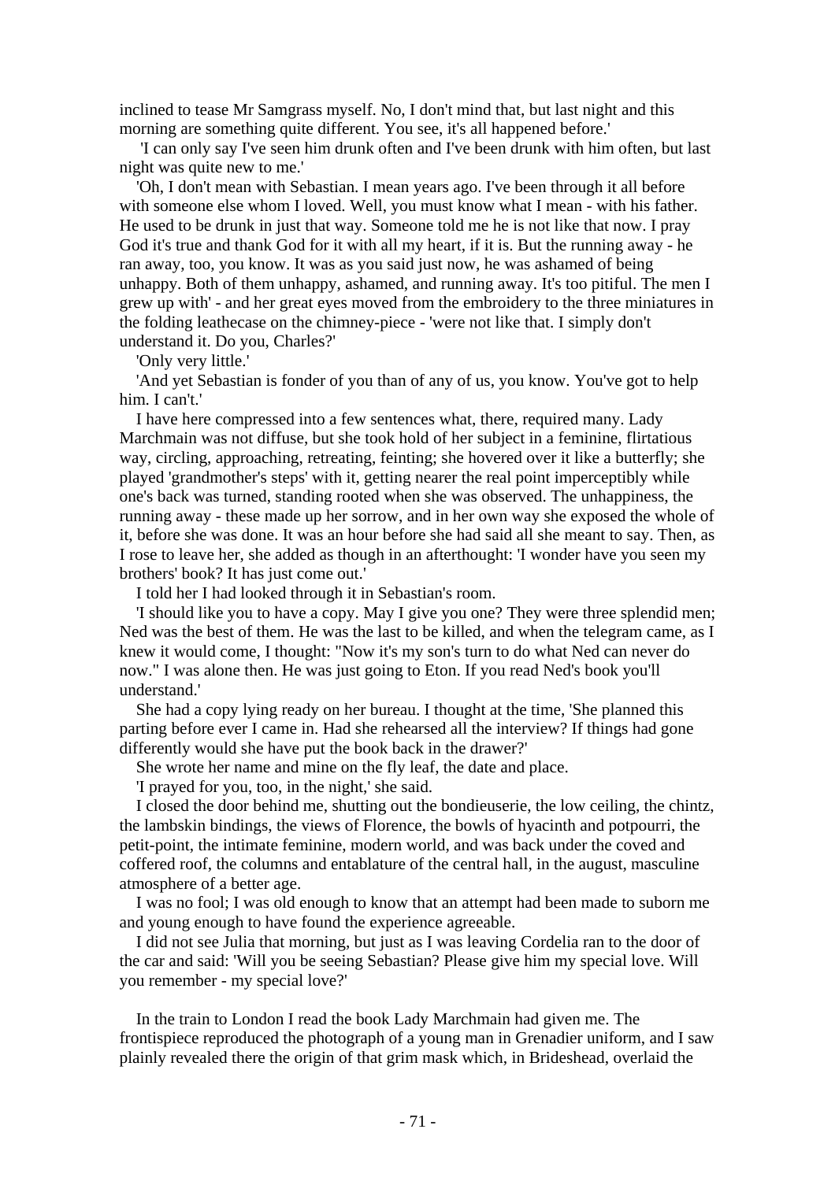inclined to tease Mr Samgrass myself. No, I don't mind that, but last night and this morning are something quite different. You see, it's all happened before.'

'I can only say I've seen him drunk often and I've been drunk with him often, but last night was quite new to me.'

'Oh, I don't mean with Sebastian. I mean years ago. I've been through it all before with someone else whom I loved. Well, you must know what I mean - with his father. He used to be drunk in just that way. Someone told me he is not like that now. I pray God it's true and thank God for it with all my heart, if it is. But the running away - he ran away, too, you know. It was as you said just now, he was ashamed of being unhappy. Both of them unhappy, ashamed, and running away. It's too pitiful. The men I grew up with' - and her great eyes moved from the embroidery to the three miniatures in the folding leathecase on the chimney-piece - 'were not like that. I simply don't understand it. Do you, Charles?'

'Only very little.'

'And yet Sebastian is fonder of you than of any of us, you know. You've got to help him. I can't.'

I have here compressed into a few sentences what, there, required many. Lady Marchmain was not diffuse, but she took hold of her subject in a feminine, flirtatious way, circling, approaching, retreating, feinting; she hovered over it like a butterfly; she played 'grandmother's steps' with it, getting nearer the real point imperceptibly while one's back was turned, standing rooted when she was observed. The unhappiness, the running away - these made up her sorrow, and in her own way she exposed the whole of it, before she was done. It was an hour before she had said all she meant to say. Then, as I rose to leave her, she added as though in an afterthought: 'I wonder have you seen my brothers' book? It has just come out.'

I told her I had looked through it in Sebastian's room.

'I should like you to have a copy. May I give you one? They were three splendid men; Ned was the best of them. He was the last to be killed, and when the telegram came, as I knew it would come, I thought: "Now it's my son's turn to do what Ned can never do now." I was alone then. He was just going to Eton. If you read Ned's book you'll understand.'

She had a copy lying ready on her bureau. I thought at the time, 'She planned this parting before ever I came in. Had she rehearsed all the interview? If things had gone differently would she have put the book back in the drawer?'

She wrote her name and mine on the fly leaf, the date and place.

'I prayed for you, too, in the night,' she said.

I closed the door behind me, shutting out the bondieuserie, the low ceiling, the chintz, the lambskin bindings, the views of Florence, the bowls of hyacinth and potpourri, the petit-point, the intimate feminine, modern world, and was back under the coved and coffered roof, the columns and entablature of the central hall, in the august, masculine atmosphere of a better age.

I was no fool; I was old enough to know that an attempt had been made to suborn me and young enough to have found the experience agreeable.

I did not see Julia that morning, but just as I was leaving Cordelia ran to the door of the car and said: 'Will you be seeing Sebastian? Please give him my special love. Will you remember - my special love?'

In the train to London I read the book Lady Marchmain had given me. The frontispiece reproduced the photograph of a young man in Grenadier uniform, and I saw plainly revealed there the origin of that grim mask which, in Brideshead, overlaid the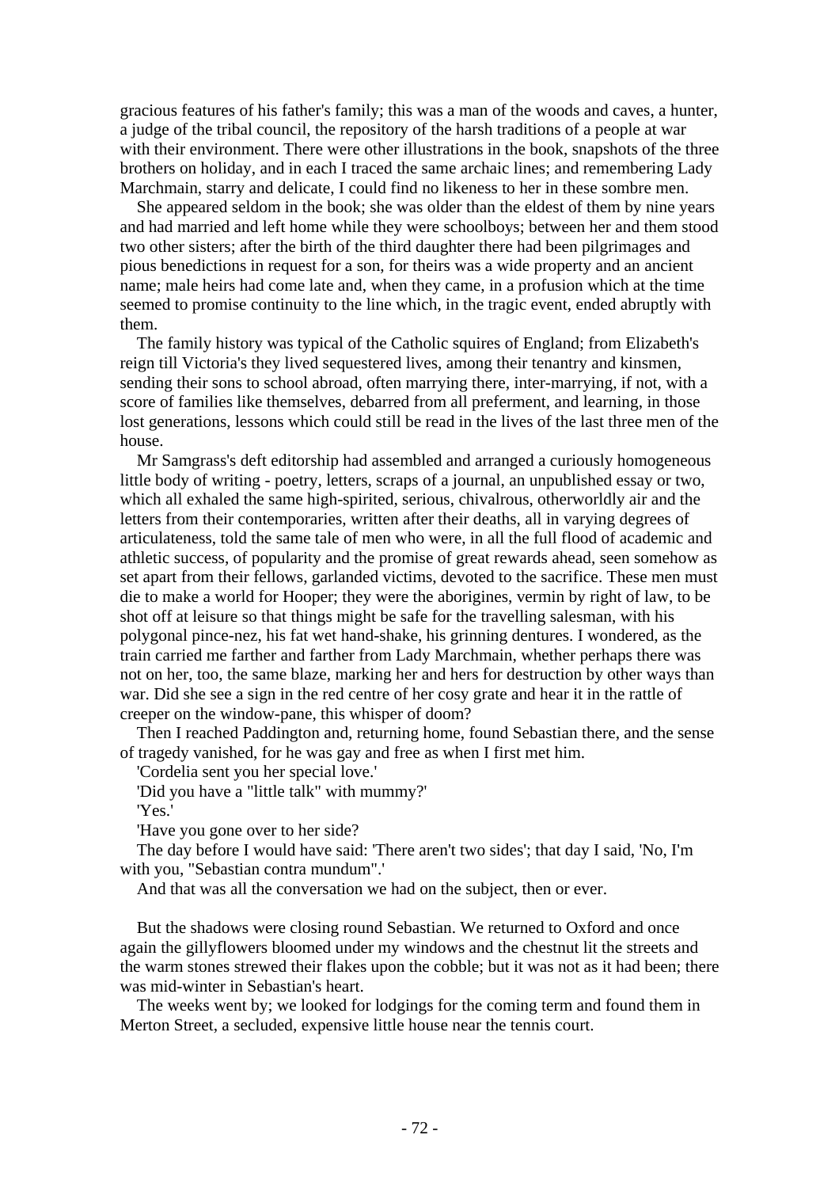gracious features of his father's family; this was a man of the woods and caves, a hunter, a judge of the tribal council, the repository of the harsh traditions of a people at war with their environment. There were other illustrations in the book, snapshots of the three brothers on holiday, and in each I traced the same archaic lines; and remembering Lady Marchmain, starry and delicate, I could find no likeness to her in these sombre men.

She appeared seldom in the book; she was older than the eldest of them by nine years and had married and left home while they were schoolboys; between her and them stood two other sisters; after the birth of the third daughter there had been pilgrimages and pious benedictions in request for a son, for theirs was a wide property and an ancient name; male heirs had come late and, when they came, in a profusion which at the time seemed to promise continuity to the line which, in the tragic event, ended abruptly with them.

The family history was typical of the Catholic squires of England; from Elizabeth's reign till Victoria's they lived sequestered lives, among their tenantry and kinsmen, sending their sons to school abroad, often marrying there, inter-marrying, if not, with a score of families like themselves, debarred from all preferment, and learning, in those lost generations, lessons which could still be read in the lives of the last three men of the house.

Mr Samgrass's deft editorship had assembled and arranged a curiously homogeneous little body of writing - poetry, letters, scraps of a journal, an unpublished essay or two, which all exhaled the same high-spirited, serious, chivalrous, otherworldly air and the letters from their contemporaries, written after their deaths, all in varying degrees of articulateness, told the same tale of men who were, in all the full flood of academic and athletic success, of popularity and the promise of great rewards ahead, seen somehow as set apart from their fellows, garlanded victims, devoted to the sacrifice. These men must die to make a world for Hooper; they were the aborigines, vermin by right of law, to be shot off at leisure so that things might be safe for the travelling salesman, with his polygonal pince-nez, his fat wet hand-shake, his grinning dentures. I wondered, as the train carried me farther and farther from Lady Marchmain, whether perhaps there was not on her, too, the same blaze, marking her and hers for destruction by other ways than war. Did she see a sign in the red centre of her cosy grate and hear it in the rattle of creeper on the window-pane, this whisper of doom?

Then I reached Paddington and, returning home, found Sebastian there, and the sense of tragedy vanished, for he was gay and free as when I first met him.

'Cordelia sent you her special love.'

'Did you have a "little talk" with mummy?'

'Yes.'

'Have you gone over to her side?

The day before I would have said: 'There aren't two sides'; that day I said, 'No, I'm with you, "Sebastian contra mundum".'

And that was all the conversation we had on the subject, then or ever.

But the shadows were closing round Sebastian. We returned to Oxford and once again the gillyflowers bloomed under my windows and the chestnut lit the streets and the warm stones strewed their flakes upon the cobble; but it was not as it had been; there was mid-winter in Sebastian's heart.

The weeks went by; we looked for lodgings for the coming term and found them in Merton Street, a secluded, expensive little house near the tennis court.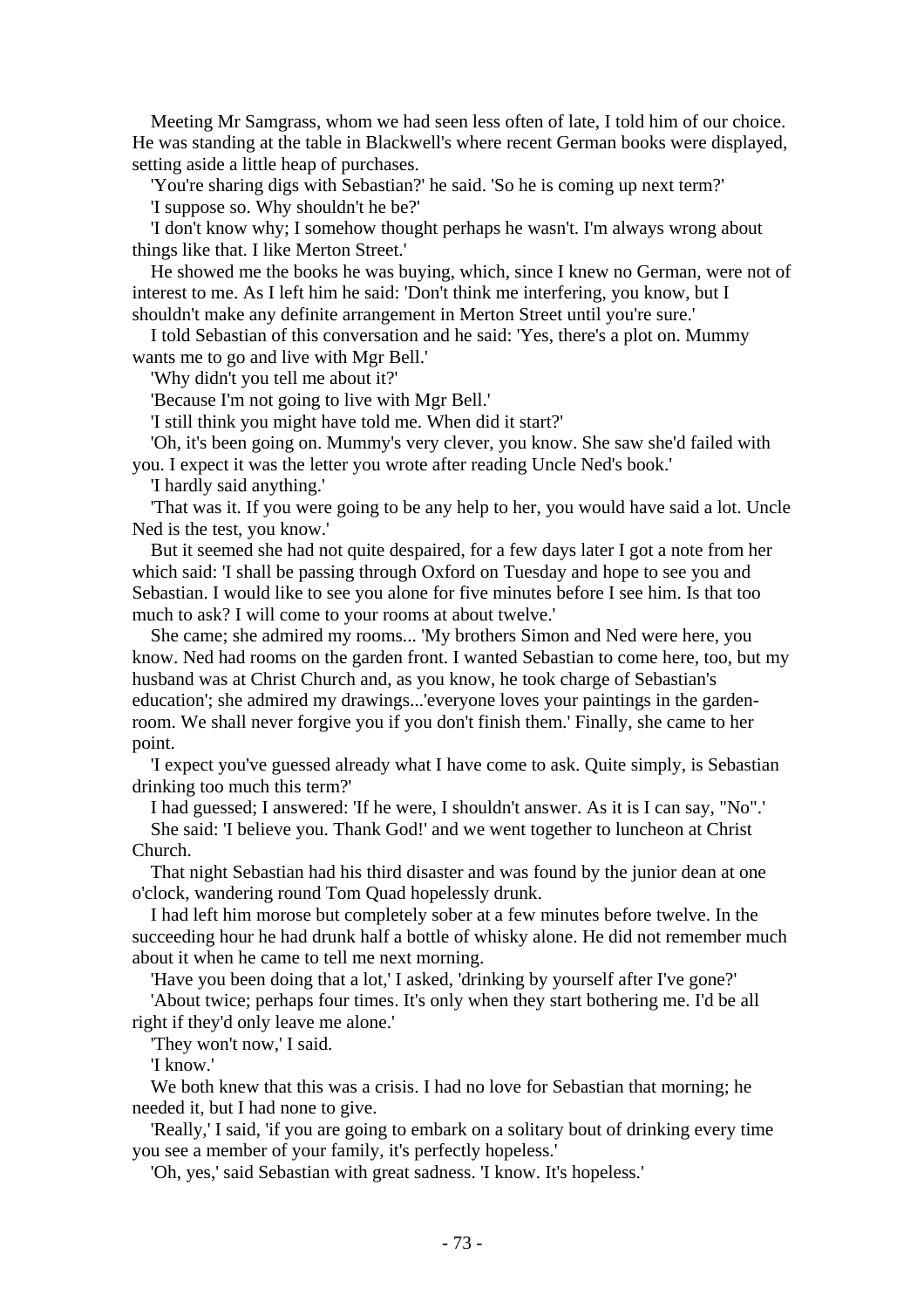Meeting Mr Samgrass, whom we had seen less often of late, I told him of our choice. He was standing at the table in Blackwell's where recent German books were displayed, setting aside a little heap of purchases.

'You're sharing digs with Sebastian?' he said. 'So he is coming up next term?'

'I suppose so. Why shouldn't he be?'

'I don't know why; I somehow thought perhaps he wasn't. I'm always wrong about things like that. I like Merton Street.'

He showed me the books he was buying, which, since I knew no German, were not of interest to me. As I left him he said: 'Don't think me interfering, you know, but I shouldn't make any definite arrangement in Merton Street until you're sure.'

I told Sebastian of this conversation and he said: 'Yes, there's a plot on. Mummy wants me to go and live with Mgr Bell.'

'Why didn't you tell me about it?'

'Because I'm not going to live with Mgr Bell.'

'I still think you might have told me. When did it start?'

'Oh, it's been going on. Mummy's very clever, you know. She saw she'd failed with you. I expect it was the letter you wrote after reading Uncle Ned's book.'

'I hardly said anything.'

'That was it. If you were going to be any help to her, you would have said a lot. Uncle Ned is the test, you know.'

But it seemed she had not quite despaired, for a few days later I got a note from her which said: 'I shall be passing through Oxford on Tuesday and hope to see you and Sebastian. I would like to see you alone for five minutes before I see him. Is that too much to ask? I will come to your rooms at about twelve.'

She came; she admired my rooms... 'My brothers Simon and Ned were here, you know. Ned had rooms on the garden front. I wanted Sebastian to come here, too, but my husband was at Christ Church and, as you know, he took charge of Sebastian's education'; she admired my drawings...'everyone loves your paintings in the garden-room. We shall never forgive you if you don't finish them.' Finally, she came to her point.

'I expect you've guessed already what I have come to ask. Quite simply, is Sebastian drinking too much this term?'

I had guessed; I answered: 'If he were, I shouldn't answer. As it is I can say, "No".'

She said: 'I believe you. Thank God!' and we went together to luncheon at Christ Church.

That night Sebastian had his third disaster and was found by the junior dean at one o'clock, wandering round Tom Quad hopelessly drunk.

I had left him morose but completely sober at a few minutes before twelve. In the succeeding hour he had drunk half a bottle of whisky alone. He did not remember much about it when he came to tell me next morning.

'Have you been doing that a lot,' I asked, 'drinking by yourself after I've gone?'

'About twice; perhaps four times. It's only when they start bothering me. I'd be all right if they'd only leave me alone.'

'They won't now,' I said.

'I know.'

We both knew that this was a crisis. I had no love for Sebastian that morning; he needed it, but I had none to give.

'Really,' I said, 'if you are going to embark on a solitary bout of drinking every time you see a member of your family, it's perfectly hopeless.'

'Oh, yes,' said Sebastian with great sadness. 'I know. It's hopeless.'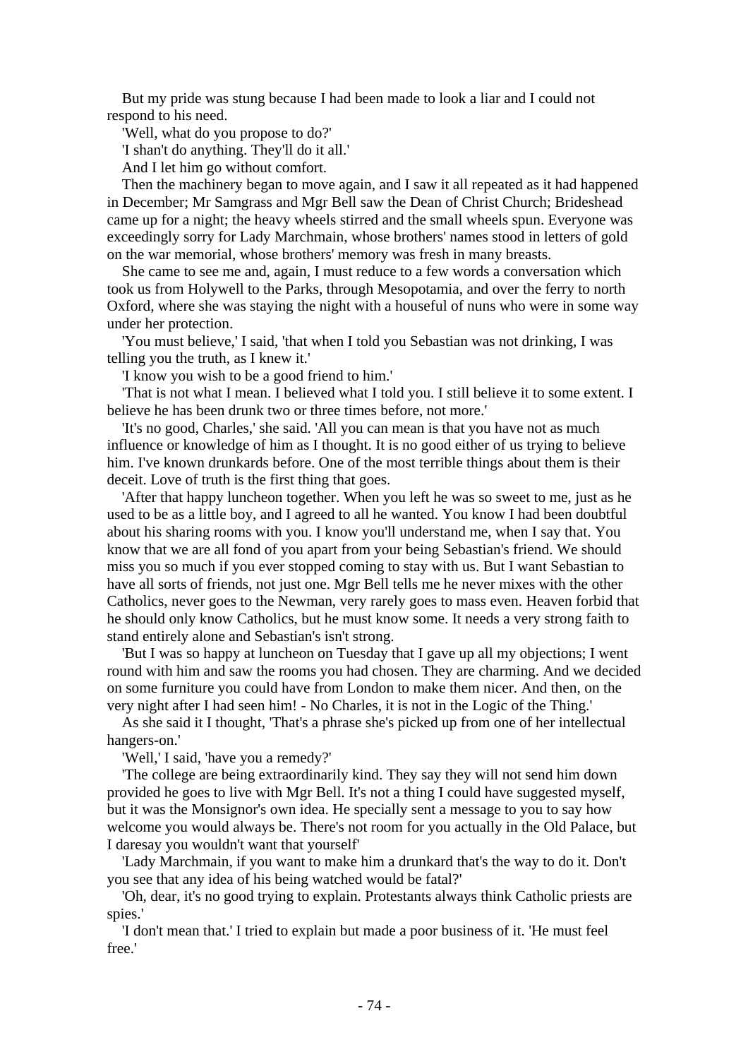But my pride was stung because I had been made to look a liar and I could not respond to his need.

'Well, what do you propose to do?'

'I shan't do anything. They'll do it all.'

And I let him go without comfort.

Then the machinery began to move again, and I saw it all repeated as it had happened in December; Mr Samgrass and Mgr Bell saw the Dean of Christ Church; Brideshead came up for a night; the heavy wheels stirred and the small wheels spun. Everyone was exceedingly sorry for Lady Marchmain, whose brothers' names stood in letters of gold on the war memorial, whose brothers' memory was fresh in many breasts.

She came to see me and, again, I must reduce to a few words a conversation which took us from Holywell to the Parks, through Mesopotamia, and over the ferry to north Oxford, where she was staying the night with a houseful of nuns who were in some way under her protection.

'You must believe,' I said, 'that when I told you Sebastian was not drinking, I was telling you the truth, as I knew it.'

'I know you wish to be a good friend to him.'

'That is not what I mean. I believed what I told you. I still believe it to some extent. I believe he has been drunk two or three times before, not more.'

'It's no good, Charles,' she said. 'All you can mean is that you have not as much influence or knowledge of him as I thought. It is no good either of us trying to believe him. I've known drunkards before. One of the most terrible things about them is their deceit. Love of truth is the first thing that goes.

'After that happy luncheon together. When you left he was so sweet to me, just as he used to be as a little boy, and I agreed to all he wanted. You know I had been doubtful about his sharing rooms with you. I know you'll understand me, when I say that. You know that we are all fond of you apart from your being Sebastian's friend. We should miss you so much if you ever stopped coming to stay with us. But I want Sebastian to have all sorts of friends, not just one. Mgr Bell tells me he never mixes with the other Catholics, never goes to the Newman, very rarely goes to mass even. Heaven forbid that he should only know Catholics, but he must know some. It needs a very strong faith to stand entirely alone and Sebastian's isn't strong.

'But I was so happy at luncheon on Tuesday that I gave up all my objections; I went round with him and saw the rooms you had chosen. They are charming. And we decided on some furniture you could have from London to make them nicer. And then, on the very night after I had seen him! - No Charles, it is not in the Logic of the Thing.'

As she said it I thought, 'That's a phrase she's picked up from one of her intellectual hangers-on.'

'Well,' I said, 'have you a remedy?'

'The college are being extraordinarily kind. They say they will not send him down provided he goes to live with Mgr Bell. It's not a thing I could have suggested myself, but it was the Monsignor's own idea. He specially sent a message to you to say how welcome you would always be. There's not room for you actually in the Old Palace, but I daresay you wouldn't want that yourself'

'Lady Marchmain, if you want to make him a drunkard that's the way to do it. Don't you see that any idea of his being watched would be fatal?'

'Oh, dear, it's no good trying to explain. Protestants always think Catholic priests are spies.'

'I don't mean that.' I tried to explain but made a poor business of it. 'He must feel free.'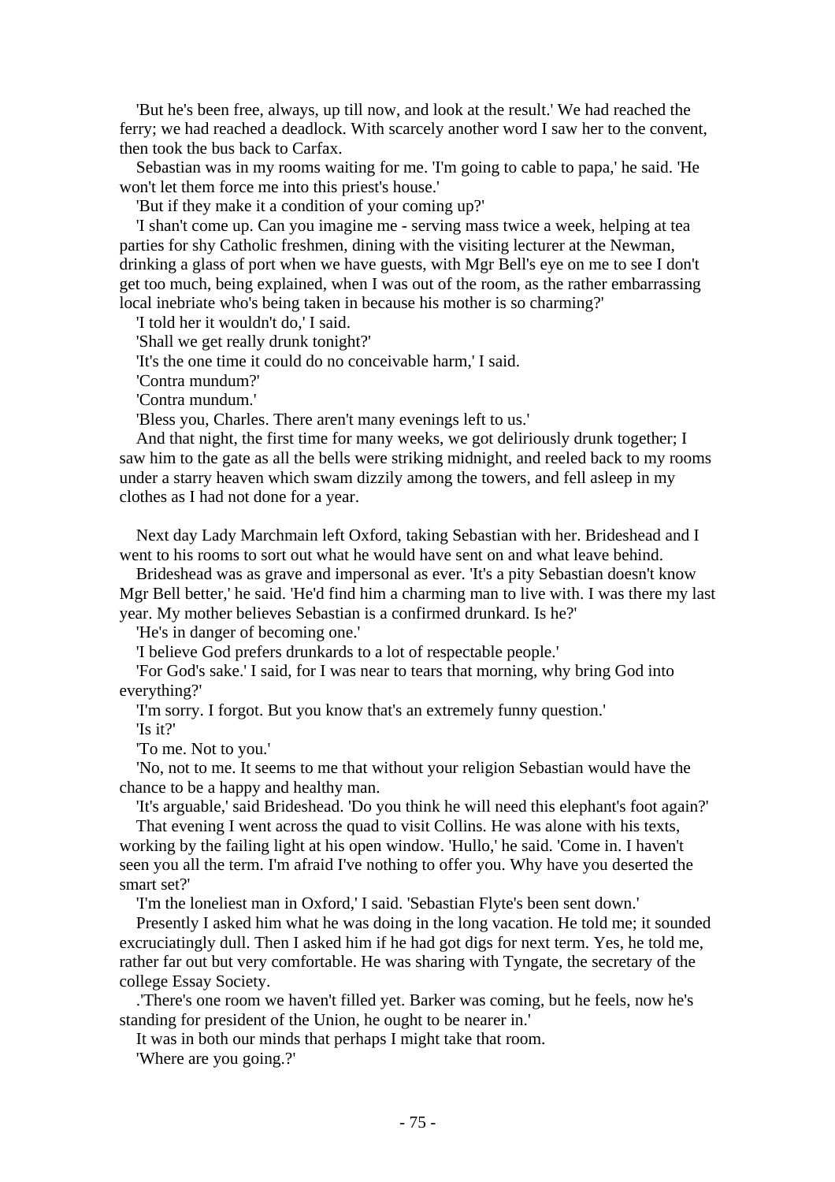'But he's been free, always, up till now, and look at the result.' We had reached the ferry; we had reached a deadlock. With scarcely another word I saw her to the convent, then took the bus back to Carfax.

Sebastian was in my rooms waiting for me. 'I'm going to cable to papa,' he said. 'He won't let them force me into this priest's house.'

'But if they make it a condition of your coming up?'

'I shan't come up. Can you imagine me - serving mass twice a week, helping at tea parties for shy Catholic freshmen, dining with the visiting lecturer at the Newman, drinking a glass of port when we have guests, with Mgr Bell's eye on me to see I don't get too much, being explained, when I was out of the room, as the rather embarrassing local inebriate who's being taken in because his mother is so charming?'

'I told her it wouldn't do,' I said.

'Shall we get really drunk tonight?'

'It's the one time it could do no conceivable harm,' I said.

'Contra mundum?'

'Contra mundum.'

'Bless you, Charles. There aren't many evenings left to us.'

And that night, the first time for many weeks, we got deliriously drunk together; I saw him to the gate as all the bells were striking midnight, and reeled back to my rooms under a starry heaven which swam dizzily among the towers, and fell asleep in my clothes as I had not done for a year.

Next day Lady Marchmain left Oxford, taking Sebastian with her. Brideshead and I went to his rooms to sort out what he would have sent on and what leave behind.

Brideshead was as grave and impersonal as ever. 'It's a pity Sebastian doesn't know Mgr Bell better,' he said. 'He'd find him a charming man to live with. I was there my last year. My mother believes Sebastian is a confirmed drunkard. Is he?'

'He's in danger of becoming one.'

'I believe God prefers drunkards to a lot of respectable people.'

'For God's sake.' I said, for I was near to tears that morning, why bring God into everything?'

'I'm sorry. I forgot. But you know that's an extremely funny question.'

'Is it?'

'To me. Not to you.'

'No, not to me. It seems to me that without your religion Sebastian would have the chance to be a happy and healthy man.

'It's arguable,' said Brideshead. 'Do you think he will need this elephant's foot again?'

That evening I went across the quad to visit Collins. He was alone with his texts, working by the failing light at his open window. 'Hullo,' he said. 'Come in. I haven't seen you all the term. I'm afraid I've nothing to offer you. Why have you deserted the smart set?'

'I'm the loneliest man in Oxford,' I said. 'Sebastian Flyte's been sent down.'

Presently I asked him what he was doing in the long vacation. He told me; it sounded excruciatingly dull. Then I asked him if he had got digs for next term. Yes, he told me, rather far out but very comfortable. He was sharing with Tyngate, the secretary of the college Essay Society.

.'There's one room we haven't filled yet. Barker was coming, but he feels, now he's standing for president of the Union, he ought to be nearer in.'

It was in both our minds that perhaps I might take that room.

'Where are you going.?'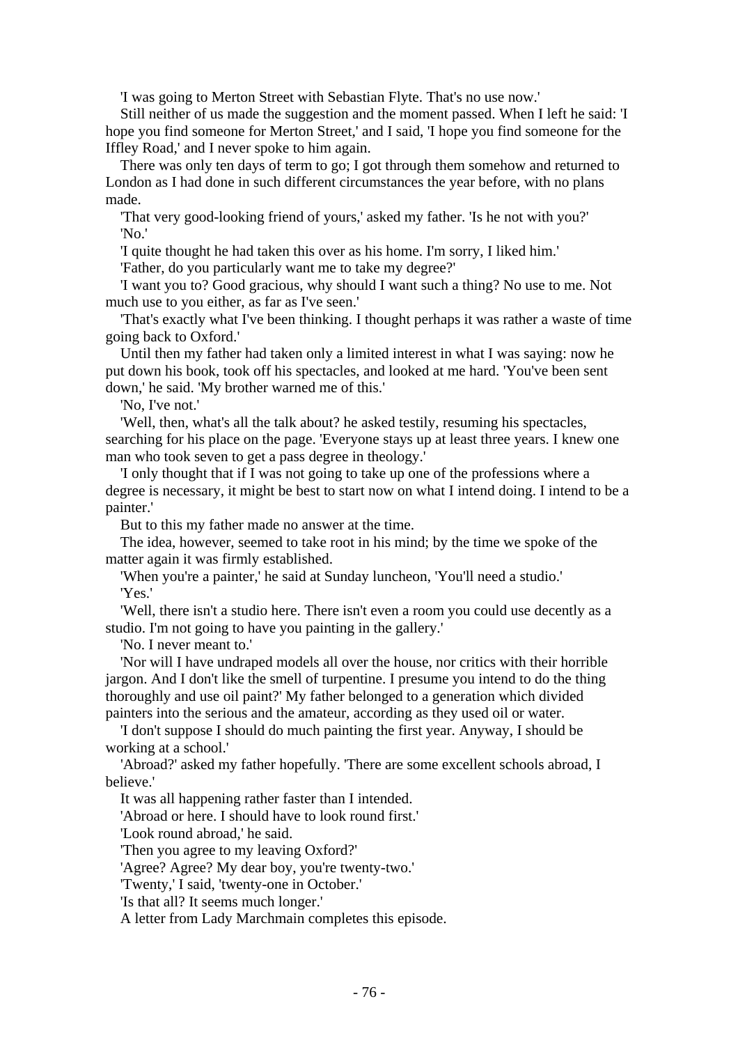'I was going to Merton Street with Sebastian Flyte. That's no use now.'

Still neither of us made the suggestion and the moment passed. When I left he said: 'I hope you find someone for Merton Street,' and I said, 'I hope you find someone for the Iffley Road,' and I never spoke to him again.

There was only ten days of term to go; I got through them somehow and returned to London as I had done in such different circumstances the year before, with no plans made.

'That very good-looking friend of yours,' asked my father. 'Is he not with you?'

'No.'

'I quite thought he had taken this over as his home. I'm sorry, I liked him.'

'Father, do you particularly want me to take my degree?'

'I want you to? Good gracious, why should I want such a thing? No use to me. Not much use to you either, as far as I've seen.'

'That's exactly what I've been thinking. I thought perhaps it was rather a waste of time going back to Oxford.'

Until then my father had taken only a limited interest in what I was saying: now he put down his book, took off his spectacles, and looked at me hard. 'You've been sent down,' he said. 'My brother warned me of this.'

'No, I've not.'

'Well, then, what's all the talk about? he asked testily, resuming his spectacles, searching for his place on the page. 'Everyone stays up at least three years. I knew one man who took seven to get a pass degree in theology.'

'I only thought that if I was not going to take up one of the professions where a degree is necessary, it might be best to start now on what I intend doing. I intend to be a painter.'

But to this my father made no answer at the time.

The idea, however, seemed to take root in his mind; by the time we spoke of the matter again it was firmly established.

'When you're a painter,' he said at Sunday luncheon, 'You'll need a studio.'

'Yes.'

'Well, there isn't a studio here. There isn't even a room you could use decently as a studio. I'm not going to have you painting in the gallery.'

'No. I never meant to.'

'Nor will I have undraped models all over the house, nor critics with their horrible jargon. And I don't like the smell of turpentine. I presume you intend to do the thing thoroughly and use oil paint?' My father belonged to a generation which divided painters into the serious and the amateur, according as they used oil or water.

'I don't suppose I should do much painting the first year. Anyway, I should be working at a school.'

'Abroad?' asked my father hopefully. 'There are some excellent schools abroad, I believe.'

It was all happening rather faster than I intended.

'Abroad or here. I should have to look round first.'

'Look round abroad,' he said.

'Then you agree to my leaving Oxford?'

'Agree? Agree? My dear boy, you're twenty-two.'

'Twenty,' I said, 'twenty-one in October.'

'Is that all? It seems much longer.'

A letter from Lady Marchmain completes this episode.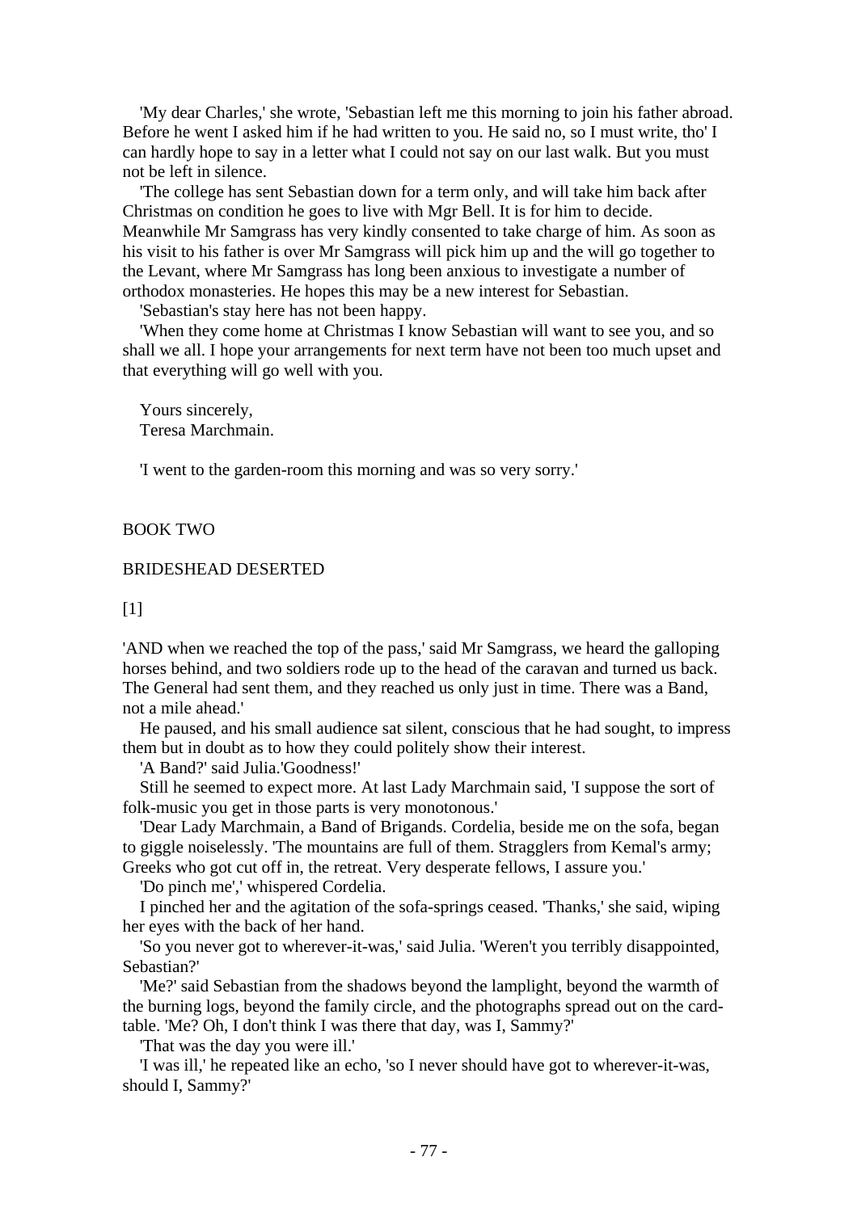'My dear Charles,' she wrote, 'Sebastian left me this morning to join his father abroad. Before he went I asked him if he had written to you. He said no, so I must write, tho' I can hardly hope to say in a letter what I could not say on our last walk. But you must not be left in silence.

'The college has sent Sebastian down for a term only, and will take him back after Christmas on condition he goes to live with Mgr Bell. It is for him to decide. Meanwhile Mr Samgrass has very kindly consented to take charge of him. As soon as his visit to his father is over Mr Samgrass will pick him up and the will go together to the Levant, where Mr Samgrass has long been anxious to investigate a number of orthodox monasteries. He hopes this may be a new interest for Sebastian.

'Sebastian's stay here has not been happy.

'When they come home at Christmas I know Sebastian will want to see you, and so shall we all. I hope your arrangements for next term have not been too much upset and that everything will go well with you.

Yours sincerely,
Teresa Marchmain.

'I went to the garden-room this morning and was so very sorry.'

# BOOK TWO

## BRIDESHEAD DESERTED

### [1]

'AND when we reached the top of the pass,' said Mr Samgrass, we heard the galloping horses behind, and two soldiers rode up to the head of the caravan and turned us back. The General had sent them, and they reached us only just in time. There was a Band, not a mile ahead.'

He paused, and his small audience sat silent, conscious that he had sought, to impress them but in doubt as to how they could politely show their interest.

'A Band?' said Julia.'Goodness!'

Still he seemed to expect more. At last Lady Marchmain said, 'I suppose the sort of folk-music you get in those parts is very monotonous.'

'Dear Lady Marchmain, a Band of Brigands. Cordelia, beside me on the sofa, began to giggle noiselessly. 'The mountains are full of them. Stragglers from Kemal's army; Greeks who got cut off in, the retreat. Very desperate fellows, I assure you.'

'Do pinch me',' whispered Cordelia.

I pinched her and the agitation of the sofa-springs ceased. 'Thanks,' she said, wiping her eyes with the back of her hand.

'So you never got to wherever-it-was,' said Julia. 'Weren't you terribly disappointed, Sebastian?'

'Me?' said Sebastian from the shadows beyond the lamplight, beyond the warmth of the burning logs, beyond the family circle, and the photographs spread out on the card-table. 'Me? Oh, I don't think I was there that day, was I, Sammy?'

'That was the day you were ill.'

'I was ill,' he repeated like an echo, 'so I never should have got to wherever-it-was, should I, Sammy?'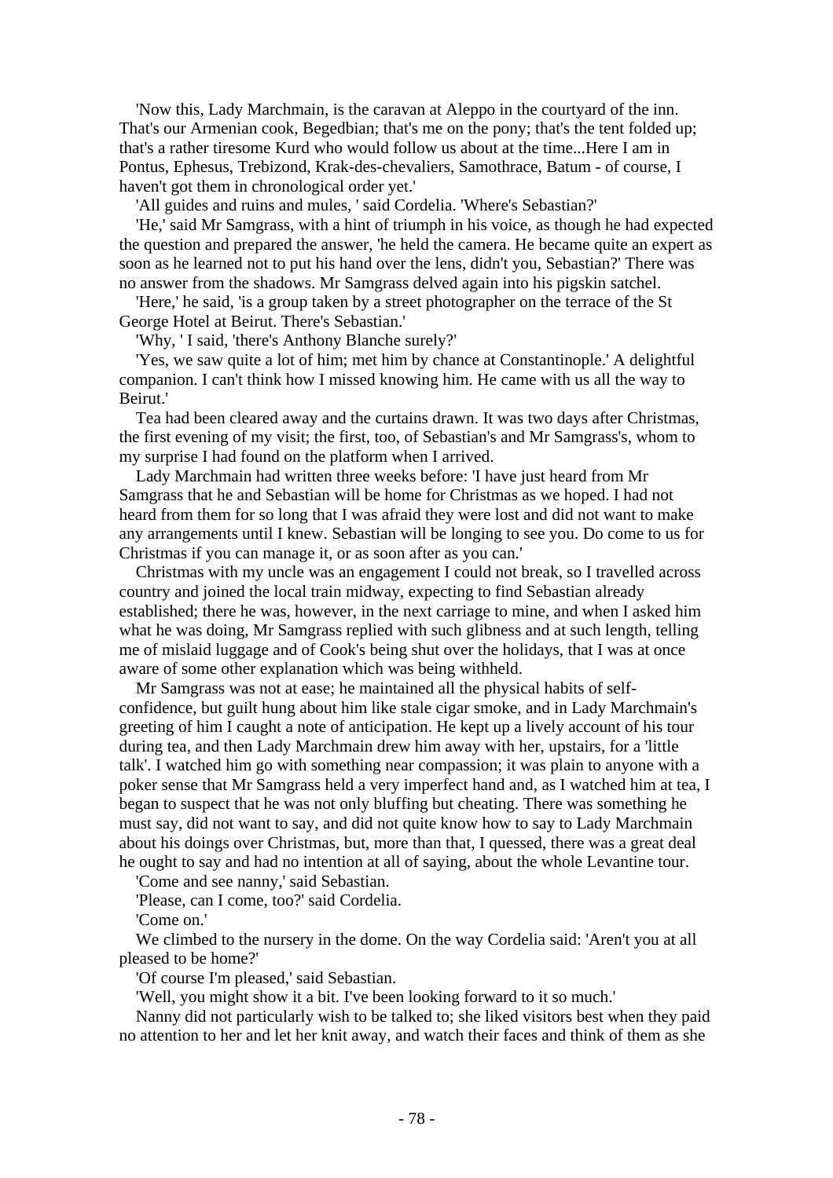'Now this, Lady Marchmain, is the caravan at Aleppo in the courtyard of the inn. That's our Armenian cook, Begedbian; that's me on the pony; that's the tent folded up; that's a rather tiresome Kurd who would follow us about at the time...Here I am in Pontus, Ephesus, Trebizond, Krak-des-chevaliers, Samothrace, Batum - of course, I haven't got them in chronological order yet.'

'All guides and ruins and mules, ' said Cordelia. 'Where's Sebastian?'

'He,' said Mr Samgrass, with a hint of triumph in his voice, as though he had expected the question and prepared the answer, 'he held the camera. He became quite an expert as soon as he learned not to put his hand over the lens, didn't you, Sebastian?' There was no answer from the shadows. Mr Samgrass delved again into his pigskin satchel.

'Here,' he said, 'is a group taken by a street photographer on the terrace of the St George Hotel at Beirut. There's Sebastian.'

'Why, ' I said, 'there's Anthony Blanche surely?'

'Yes, we saw quite a lot of him; met him by chance at Constantinople.' A delightful companion. I can't think how I missed knowing him. He came with us all the way to Beirut.'

Tea had been cleared away and the curtains drawn. It was two days after Christmas, the first evening of my visit; the first, too, of Sebastian's and Mr Samgrass's, whom to my surprise I had found on the platform when I arrived.

Lady Marchmain had written three weeks before: 'I have just heard from Mr Samgrass that he and Sebastian will be home for Christmas as we hoped. I had not heard from them for so long that I was afraid they were lost and did not want to make any arrangements until I knew. Sebastian will be longing to see you. Do come to us for Christmas if you can manage it, or as soon after as you can.'

Christmas with my uncle was an engagement I could not break, so I travelled across country and joined the local train midway, expecting to find Sebastian already established; there he was, however, in the next carriage to mine, and when I asked him what he was doing, Mr Samgrass replied with such glibness and at such length, telling me of mislaid luggage and of Cook's being shut over the holidays, that I was at once aware of some other explanation which was being withheld.

Mr Samgrass was not at ease; he maintained all the physical habits of self-confidence, but guilt hung about him like stale cigar smoke, and in Lady Marchmain's greeting of him I caught a note of anticipation. He kept up a lively account of his tour during tea, and then Lady Marchmain drew him away with her, upstairs, for a 'little talk'. I watched him go with something near compassion; it was plain to anyone with a poker sense that Mr Samgrass held a very imperfect hand and, as I watched him at tea, I began to suspect that he was not only bluffing but cheating. There was something he must say, did not want to say, and did not quite know how to say to Lady Marchmain about his doings over Christmas, but, more than that, I quessed, there was a great deal he ought to say and had no intention at all of saying, about the whole Levantine tour.

'Come and see nanny,' said Sebastian.

'Please, can I come, too?' said Cordelia.

'Come on.'

We climbed to the nursery in the dome. On the way Cordelia said: 'Aren't you at all pleased to be home?'

'Of course I'm pleased,' said Sebastian.

'Well, you might show it a bit. I've been looking forward to it so much.'

Nanny did not particularly wish to be talked to; she liked visitors best when they paid no attention to her and let her knit away, and watch their faces and think of them as she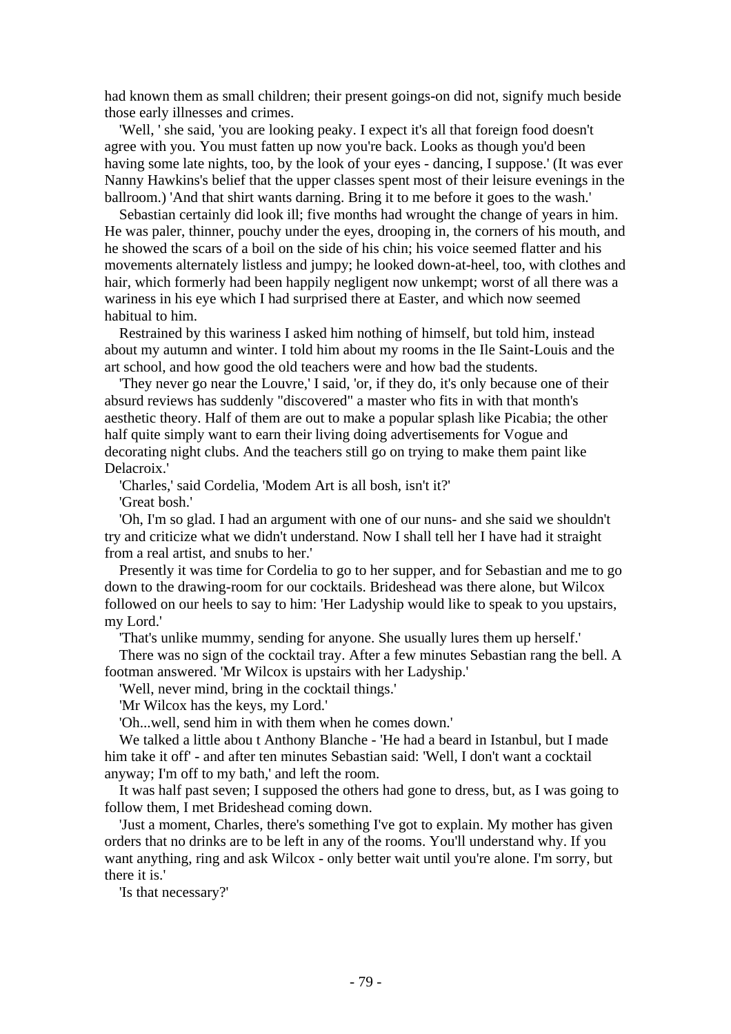had known them as small children; their present goings-on did not, signify much beside those early illnesses and crimes.

'Well, ' she said, 'you are looking peaky. I expect it's all that foreign food doesn't agree with you. You must fatten up now you're back. Looks as though you'd been having some late nights, too, by the look of your eyes - dancing, I suppose.' (It was ever Nanny Hawkins's belief that the upper classes spent most of their leisure evenings in the ballroom.) 'And that shirt wants darning. Bring it to me before it goes to the wash.'

Sebastian certainly did look ill; five months had wrought the change of years in him. He was paler, thinner, pouchy under the eyes, drooping in, the corners of his mouth, and he showed the scars of a boil on the side of his chin; his voice seemed flatter and his movements alternately listless and jumpy; he looked down-at-heel, too, with clothes and hair, which formerly had been happily negligent now unkempt; worst of all there was a wariness in his eye which I had surprised there at Easter, and which now seemed habitual to him.

Restrained by this wariness I asked him nothing of himself, but told him, instead about my autumn and winter. I told him about my rooms in the Ile Saint-Louis and the art school, and how good the old teachers were and how bad the students.

'They never go near the Louvre,' I said, 'or, if they do, it's only because one of their absurd reviews has suddenly "discovered" a master who fits in with that month's aesthetic theory. Half of them are out to make a popular splash like Picabia; the other half quite simply want to earn their living doing advertisements for Vogue and decorating night clubs. And the teachers still go on trying to make them paint like Delacroix.'

'Charles,' said Cordelia, 'Modem Art is all bosh, isn't it?'

'Great bosh.'

'Oh, I'm so glad. I had an argument with one of our nuns- and she said we shouldn't try and criticize what we didn't understand. Now I shall tell her I have had it straight from a real artist, and snubs to her.'

Presently it was time for Cordelia to go to her supper, and for Sebastian and me to go down to the drawing-room for our cocktails. Brideshead was there alone, but Wilcox followed on our heels to say to him: 'Her Ladyship would like to speak to you upstairs, my Lord.'

'That's unlike mummy, sending for anyone. She usually lures them up herself.'

There was no sign of the cocktail tray. After a few minutes Sebastian rang the bell. A footman answered. 'Mr Wilcox is upstairs with her Ladyship.'

'Well, never mind, bring in the cocktail things.'

'Mr Wilcox has the keys, my Lord.'

'Oh...well, send him in with them when he comes down.'

We talked a little abou t Anthony Blanche - 'He had a beard in Istanbul, but I made him take it off' - and after ten minutes Sebastian said: 'Well, I don't want a cocktail anyway; I'm off to my bath,' and left the room.

It was half past seven; I supposed the others had gone to dress, but, as I was going to follow them, I met Brideshead coming down.

'Just a moment, Charles, there's something I've got to explain. My mother has given orders that no drinks are to be left in any of the rooms. You'll understand why. If you want anything, ring and ask Wilcox - only better wait until you're alone. I'm sorry, but there it is.'

'Is that necessary?'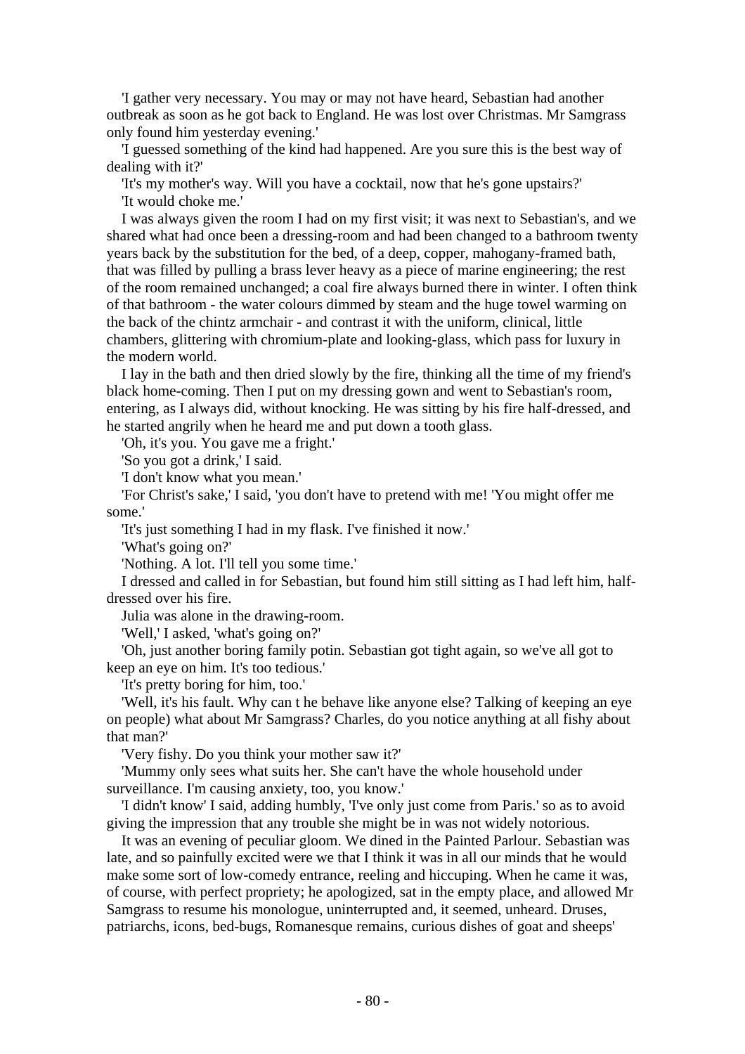'I gather very necessary. You may or may not have heard, Sebastian had another outbreak as soon as he got back to England. He was lost over Christmas. Mr Samgrass only found him yesterday evening.'

'I guessed something of the kind had happened. Are you sure this is the best way of dealing with it?'

'It's my mother's way. Will you have a cocktail, now that he's gone upstairs?'

'It would choke me.'

I was always given the room I had on my first visit; it was next to Sebastian's, and we shared what had once been a dressing-room and had been changed to a bathroom twenty years back by the substitution for the bed, of a deep, copper, mahogany-framed bath, that was filled by pulling a brass lever heavy as a piece of marine engineering; the rest of the room remained unchanged; a coal fire always burned there in winter. I often think of that bathroom - the water colours dimmed by steam and the huge towel warming on the back of the chintz armchair - and contrast it with the uniform, clinical, little chambers, glittering with chromium-plate and looking-glass, which pass for luxury in the modern world.

I lay in the bath and then dried slowly by the fire, thinking all the time of my friend's black home-coming. Then I put on my dressing gown and went to Sebastian's room, entering, as I always did, without knocking. He was sitting by his fire half-dressed, and he started angrily when he heard me and put down a tooth glass.

'Oh, it's you. You gave me a fright.'

'So you got a drink,' I said.

'I don't know what you mean.'

'For Christ's sake,' I said, 'you don't have to pretend with me! 'You might offer me some.'

'It's just something I had in my flask. I've finished it now.'

'What's going on?'

'Nothing. A lot. I'll tell you some time.'

I dressed and called in for Sebastian, but found him still sitting as I had left him, half-dressed over his fire.

Julia was alone in the drawing-room.

'Well,' I asked, 'what's going on?'

'Oh, just another boring family potin. Sebastian got tight again, so we've all got to keep an eye on him. It's too tedious.'

'It's pretty boring for him, too.'

'Well, it's his fault. Why can t he behave like anyone else? Talking of keeping an eye on people) what about Mr Samgrass? Charles, do you notice anything at all fishy about that man?'

'Very fishy. Do you think your mother saw it?'

'Mummy only sees what suits her. She can't have the whole household under surveillance. I'm causing anxiety, too, you know.'

'I didn't know' I said, adding humbly, 'I've only just come from Paris.' so as to avoid giving the impression that any trouble she might be in was not widely notorious.

It was an evening of peculiar gloom. We dined in the Painted Parlour. Sebastian was late, and so painfully excited were we that I think it was in all our minds that he would make some sort of low-comedy entrance, reeling and hiccuping. When he came it was, of course, with perfect propriety; he apologized, sat in the empty place, and allowed Mr Samgrass to resume his monologue, uninterrupted and, it seemed, unheard. Druses, patriarchs, icons, bed-bugs, Romanesque remains, curious dishes of goat and sheeps'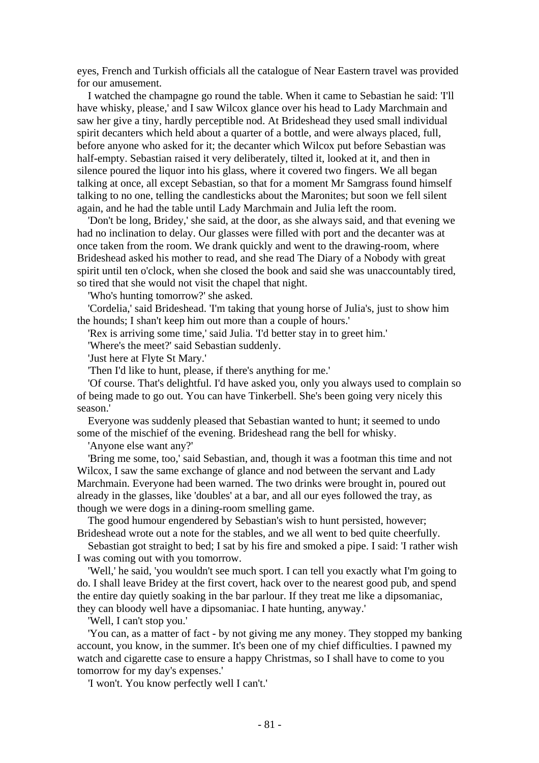eyes, French and Turkish officials all the catalogue of Near Eastern travel was provided for our amusement.

I watched the champagne go round the table. When it came to Sebastian he said: 'I'll have whisky, please,' and I saw Wilcox glance over his head to Lady Marchmain and saw her give a tiny, hardly perceptible nod. At Brideshead they used small individual spirit decanters which held about a quarter of a bottle, and were always placed, full, before anyone who asked for it; the decanter which Wilcox put before Sebastian was half-empty. Sebastian raised it very deliberately, tilted it, looked at it, and then in silence poured the liquor into his glass, where it covered two fingers. We all began talking at once, all except Sebastian, so that for a moment Mr Samgrass found himself talking to no one, telling the candlesticks about the Maronites; but soon we fell silent again, and he had the table until Lady Marchmain and Julia left the room.

'Don't be long, Bridey,' she said, at the door, as she always said, and that evening we had no inclination to delay. Our glasses were filled with port and the decanter was at once taken from the room. We drank quickly and went to the drawing-room, where Brideshead asked his mother to read, and she read The Diary of a Nobody with great spirit until ten o'clock, when she closed the book and said she was unaccountably tired, so tired that she would not visit the chapel that night.

'Who's hunting tomorrow?' she asked.

'Cordelia,' said Brideshead. 'I'm taking that young horse of Julia's, just to show him the hounds; I shan't keep him out more than a couple of hours.'

'Rex is arriving some time,' said Julia. 'I'd better stay in to greet him.'

'Where's the meet?' said Sebastian suddenly.

'Just here at Flyte St Mary.'

'Then I'd like to hunt, please, if there's anything for me.'

'Of course. That's delightful. I'd have asked you, only you always used to complain so of being made to go out. You can have Tinkerbell. She's been going very nicely this season.'

Everyone was suddenly pleased that Sebastian wanted to hunt; it seemed to undo some of the mischief of the evening. Brideshead rang the bell for whisky.

'Anyone else want any?'

'Bring me some, too,' said Sebastian, and, though it was a footman this time and not Wilcox, I saw the same exchange of glance and nod between the servant and Lady Marchmain. Everyone had been warned. The two drinks were brought in, poured out already in the glasses, like 'doubles' at a bar, and all our eyes followed the tray, as though we were dogs in a dining-room smelling game.

The good humour engendered by Sebastian's wish to hunt persisted, however; Brideshead wrote out a note for the stables, and we all went to bed quite cheerfully.

Sebastian got straight to bed; I sat by his fire and smoked a pipe. I said: 'I rather wish I was coming out with you tomorrow.'

'Well,' he said, 'you wouldn't see much sport. I can tell you exactly what I'm going to do. I shall leave Bridey at the first covert, hack over to the nearest good pub, and spend the entire day quietly soaking in the bar parlour. If they treat me like a dipsomaniac, they can bloody well have a dipsomaniac. I hate hunting, anyway.'

'Well, I can't stop you.'

'You can, as a matter of fact - by not giving me any money. They stopped my banking account, you know, in the summer. It's been one of my chief difficulties. I pawned my watch and cigarette case to ensure a happy Christmas, so I shall have to come to you tomorrow for my day's expenses.'

'I won't. You know perfectly well I can't.'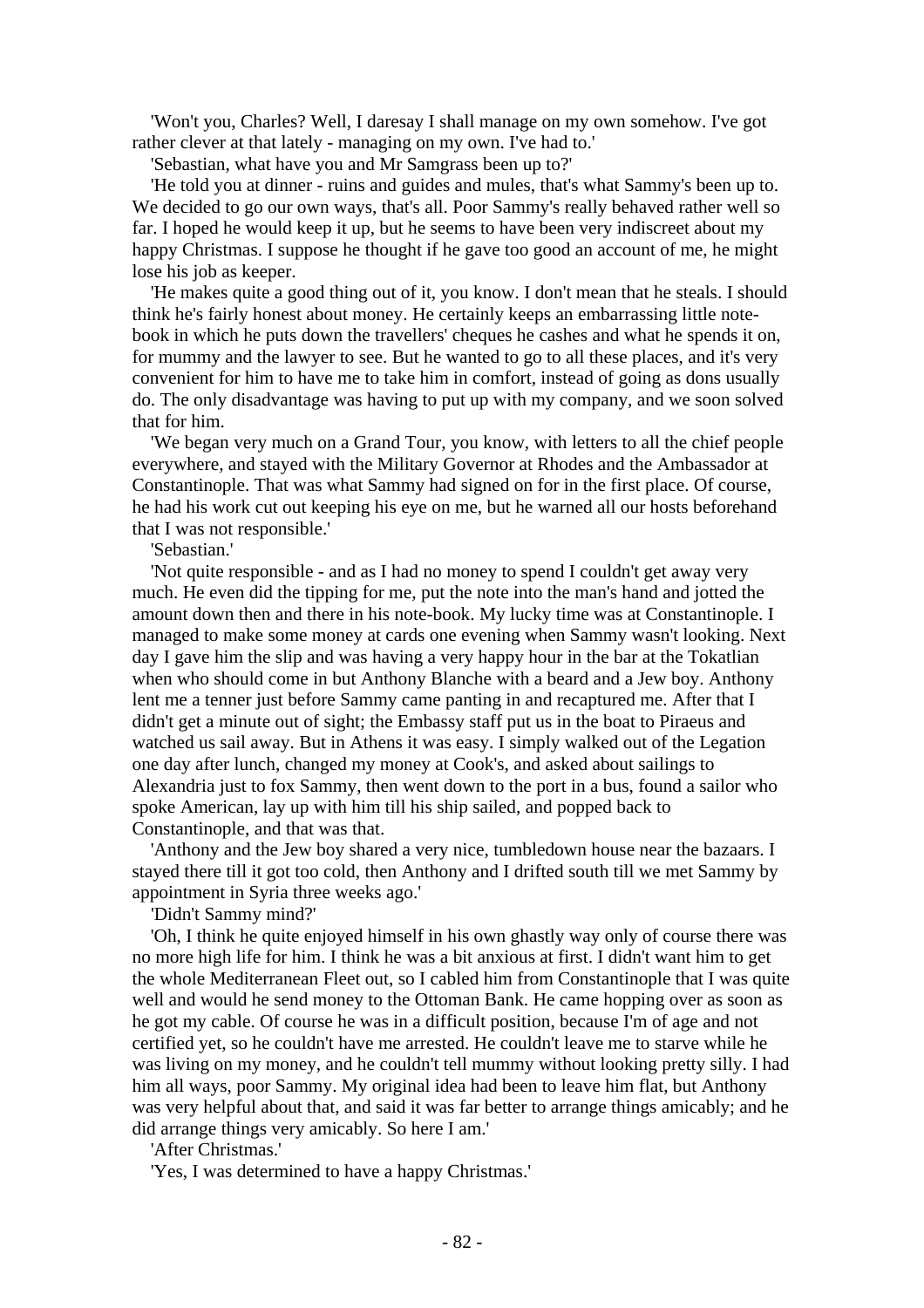'Won't you, Charles? Well, I daresay I shall manage on my own somehow. I've got rather clever at that lately - managing on my own. I've had to.'

'Sebastian, what have you and Mr Samgrass been up to?'

'He told you at dinner - ruins and guides and mules, that's what Sammy's been up to. We decided to go our own ways, that's all. Poor Sammy's really behaved rather well so far. I hoped he would keep it up, but he seems to have been very indiscreet about my happy Christmas. I suppose he thought if he gave too good an account of me, he might lose his job as keeper.

'He makes quite a good thing out of it, you know. I don't mean that he steals. I should think he's fairly honest about money. He certainly keeps an embarrassing little note-book in which he puts down the travellers' cheques he cashes and what he spends it on, for mummy and the lawyer to see. But he wanted to go to all these places, and it's very convenient for him to have me to take him in comfort, instead of going as dons usually do. The only disadvantage was having to put up with my company, and we soon solved that for him.

'We began very much on a Grand Tour, you know, with letters to all the chief people everywhere, and stayed with the Military Governor at Rhodes and the Ambassador at Constantinople. That was what Sammy had signed on for in the first place. Of course, he had his work cut out keeping his eye on me, but he warned all our hosts beforehand that I was not responsible.'

'Sebastian.'

'Not quite responsible - and as I had no money to spend I couldn't get away very much. He even did the tipping for me, put the note into the man's hand and jotted the amount down then and there in his note-book. My lucky time was at Constantinople. I managed to make some money at cards one evening when Sammy wasn't looking. Next day I gave him the slip and was having a very happy hour in the bar at the Tokatlian when who should come in but Anthony Blanche with a beard and a Jew boy. Anthony lent me a tenner just before Sammy came panting in and recaptured me. After that I didn't get a minute out of sight; the Embassy staff put us in the boat to Piraeus and watched us sail away. But in Athens it was easy. I simply walked out of the Legation one day after lunch, changed my money at Cook's, and asked about sailings to Alexandria just to fox Sammy, then went down to the port in a bus, found a sailor who spoke American, lay up with him till his ship sailed, and popped back to Constantinople, and that was that.

'Anthony and the Jew boy shared a very nice, tumbledown house near the bazaars. I stayed there till it got too cold, then Anthony and I drifted south till we met Sammy by appointment in Syria three weeks ago.'

'Didn't Sammy mind?'

'Oh, I think he quite enjoyed himself in his own ghastly way only of course there was no more high life for him. I think he was a bit anxious at first. I didn't want him to get the whole Mediterranean Fleet out, so I cabled him from Constantinople that I was quite well and would he send money to the Ottoman Bank. He came hopping over as soon as he got my cable. Of course he was in a difficult position, because I'm of age and not certified yet, so he couldn't have me arrested. He couldn't leave me to starve while he was living on my money, and he couldn't tell mummy without looking pretty silly. I had him all ways, poor Sammy. My original idea had been to leave him flat, but Anthony was very helpful about that, and said it was far better to arrange things amicably; and he did arrange things very amicably. So here I am.'

'After Christmas.'

'Yes, I was determined to have a happy Christmas.'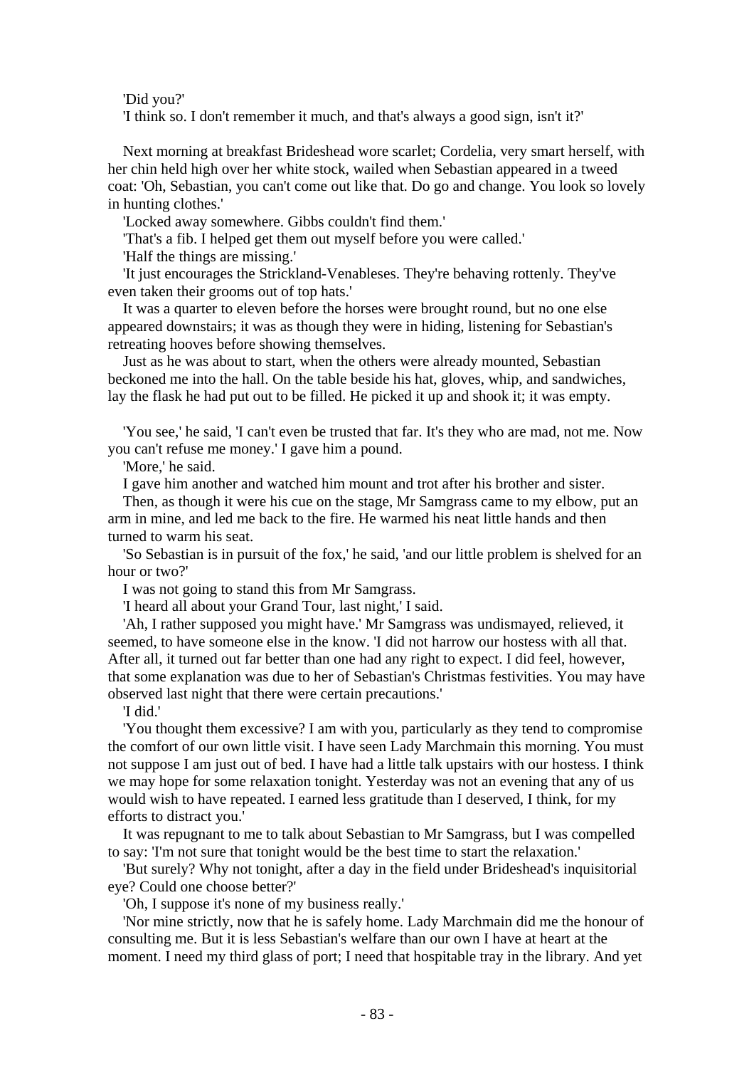'Did you?'

'I think so. I don't remember it much, and that's always a good sign, isn't it?'

Next morning at breakfast Brideshead wore scarlet; Cordelia, very smart herself, with her chin held high over her white stock, wailed when Sebastian appeared in a tweed coat: 'Oh, Sebastian, you can't come out like that. Do go and change. You look so lovely in hunting clothes.'

'Locked away somewhere. Gibbs couldn't find them.'

'That's a fib. I helped get them out myself before you were called.'

'Half the things are missing.'

'It just encourages the Strickland-Venableses. They're behaving rottenly. They've even taken their grooms out of top hats.'

It was a quarter to eleven before the horses were brought round, but no one else appeared downstairs; it was as though they were in hiding, listening for Sebastian's retreating hooves before showing themselves.

Just as he was about to start, when the others were already mounted, Sebastian beckoned me into the hall. On the table beside his hat, gloves, whip, and sandwiches, lay the flask he had put out to be filled. He picked it up and shook it; it was empty.

'You see,' he said, 'I can't even be trusted that far. It's they who are mad, not me. Now you can't refuse me money.' I gave him a pound.

'More,' he said.

I gave him another and watched him mount and trot after his brother and sister.

Then, as though it were his cue on the stage, Mr Samgrass came to my elbow, put an arm in mine, and led me back to the fire. He warmed his neat little hands and then turned to warm his seat.

'So Sebastian is in pursuit of the fox,' he said, 'and our little problem is shelved for an hour or two?'

I was not going to stand this from Mr Samgrass.

'I heard all about your Grand Tour, last night,' I said.

'Ah, I rather supposed you might have.' Mr Samgrass was undismayed, relieved, it seemed, to have someone else in the know. 'I did not harrow our hostess with all that. After all, it turned out far better than one had any right to expect. I did feel, however, that some explanation was due to her of Sebastian's Christmas festivities. You may have observed last night that there were certain precautions.'

'I did.'

'You thought them excessive? I am with you, particularly as they tend to compromise the comfort of our own little visit. I have seen Lady Marchmain this morning. You must not suppose I am just out of bed. I have had a little talk upstairs with our hostess. I think we may hope for some relaxation tonight. Yesterday was not an evening that any of us would wish to have repeated. I earned less gratitude than I deserved, I think, for my efforts to distract you.'

It was repugnant to me to talk about Sebastian to Mr Samgrass, but I was compelled to say: 'I'm not sure that tonight would be the best time to start the relaxation.'

'But surely? Why not tonight, after a day in the field under Brideshead's inquisitorial eye? Could one choose better?'

'Oh, I suppose it's none of my business really.'

'Nor mine strictly, now that he is safely home. Lady Marchmain did me the honour of consulting me. But it is less Sebastian's welfare than our own I have at heart at the moment. I need my third glass of port; I need that hospitable tray in the library. And yet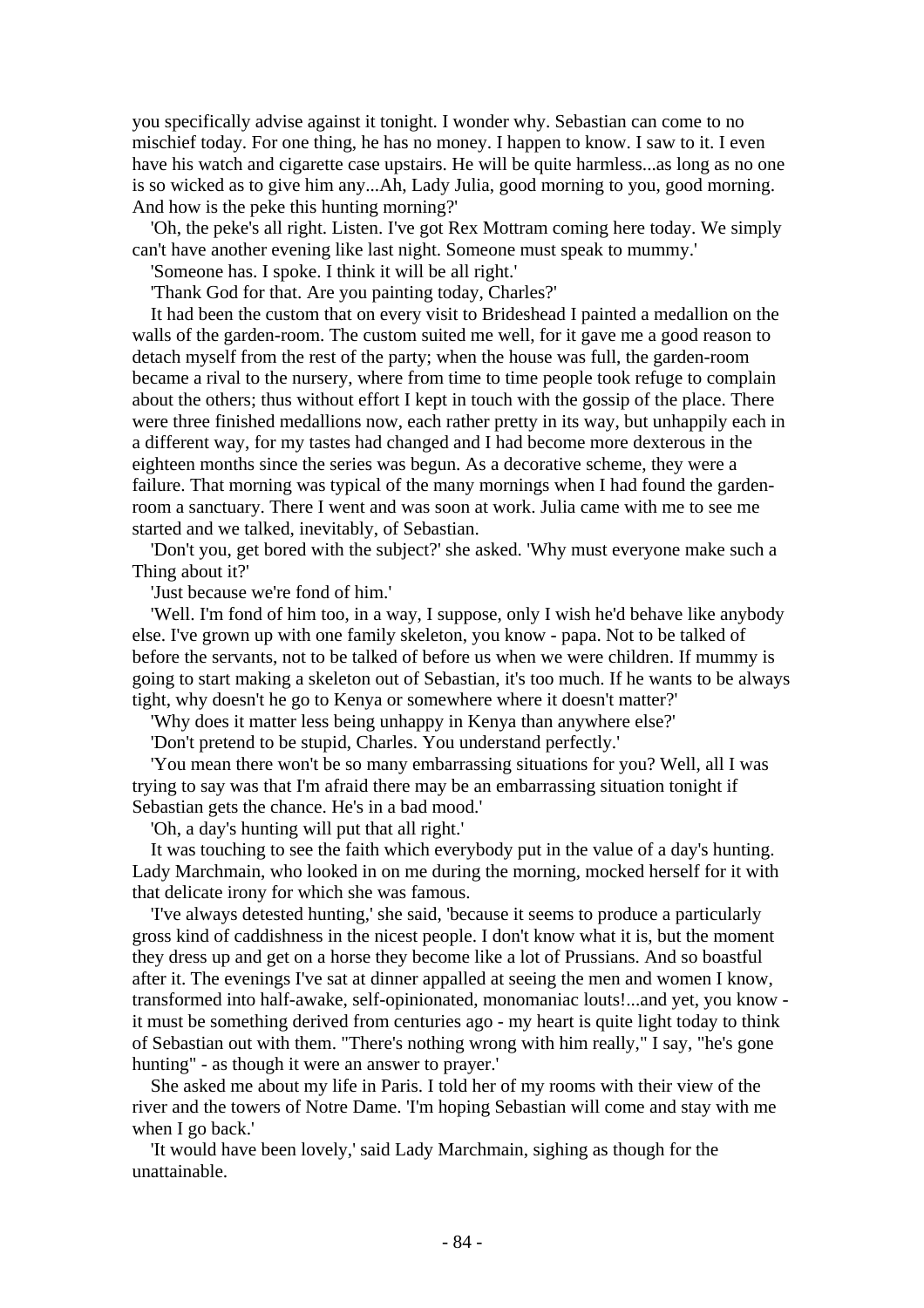you specifically advise against it tonight. I wonder why. Sebastian can come to no mischief today. For one thing, he has no money. I happen to know. I saw to it. I even have his watch and cigarette case upstairs. He will be quite harmless...as long as no one is so wicked as to give him any...Ah, Lady Julia, good morning to you, good morning. And how is the peke this hunting morning?'

'Oh, the peke's all right. Listen. I've got Rex Mottram coming here today. We simply can't have another evening like last night. Someone must speak to mummy.'

'Someone has. I spoke. I think it will be all right.'

'Thank God for that. Are you painting today, Charles?'

It had been the custom that on every visit to Brideshead I painted a medallion on the walls of the garden-room. The custom suited me well, for it gave me a good reason to detach myself from the rest of the party; when the house was full, the garden-room became a rival to the nursery, where from time to time people took refuge to complain about the others; thus without effort I kept in touch with the gossip of the place. There were three finished medallions now, each rather pretty in its way, but unhappily each in a different way, for my tastes had changed and I had become more dexterous in the eighteen months since the series was begun. As a decorative scheme, they were a failure. That morning was typical of the many mornings when I had found the garden-room a sanctuary. There I went and was soon at work. Julia came with me to see me started and we talked, inevitably, of Sebastian.

'Don't you, get bored with the subject?' she asked. 'Why must everyone make such a Thing about it?'

'Just because we're fond of him.'

'Well. I'm fond of him too, in a way, I suppose, only I wish he'd behave like anybody else. I've grown up with one family skeleton, you know - papa. Not to be talked of before the servants, not to be talked of before us when we were children. If mummy is going to start making a skeleton out of Sebastian, it's too much. If he wants to be always tight, why doesn't he go to Kenya or somewhere where it doesn't matter?'

'Why does it matter less being unhappy in Kenya than anywhere else?'

'Don't pretend to be stupid, Charles. You understand perfectly.'

'You mean there won't be so many embarrassing situations for you? Well, all I was trying to say was that I'm afraid there may be an embarrassing situation tonight if Sebastian gets the chance. He's in a bad mood.'

'Oh, a day's hunting will put that all right.'

It was touching to see the faith which everybody put in the value of a day's hunting. Lady Marchmain, who looked in on me during the morning, mocked herself for it with that delicate irony for which she was famous.

'I've always detested hunting,' she said, 'because it seems to produce a particularly gross kind of caddishness in the nicest people. I don't know what it is, but the moment they dress up and get on a horse they become like a lot of Prussians. And so boastful after it. The evenings I've sat at dinner appalled at seeing the men and women I know, transformed into half-awake, self-opinionated, monomaniac louts!...and yet, you know - it must be something derived from centuries ago - my heart is quite light today to think of Sebastian out with them. "There's nothing wrong with him really," I say, "he's gone hunting" - as though it were an answer to prayer.'

She asked me about my life in Paris. I told her of my rooms with their view of the river and the towers of Notre Dame. 'I'm hoping Sebastian will come and stay with me when I go back.'

'It would have been lovely,' said Lady Marchmain, sighing as though for the unattainable.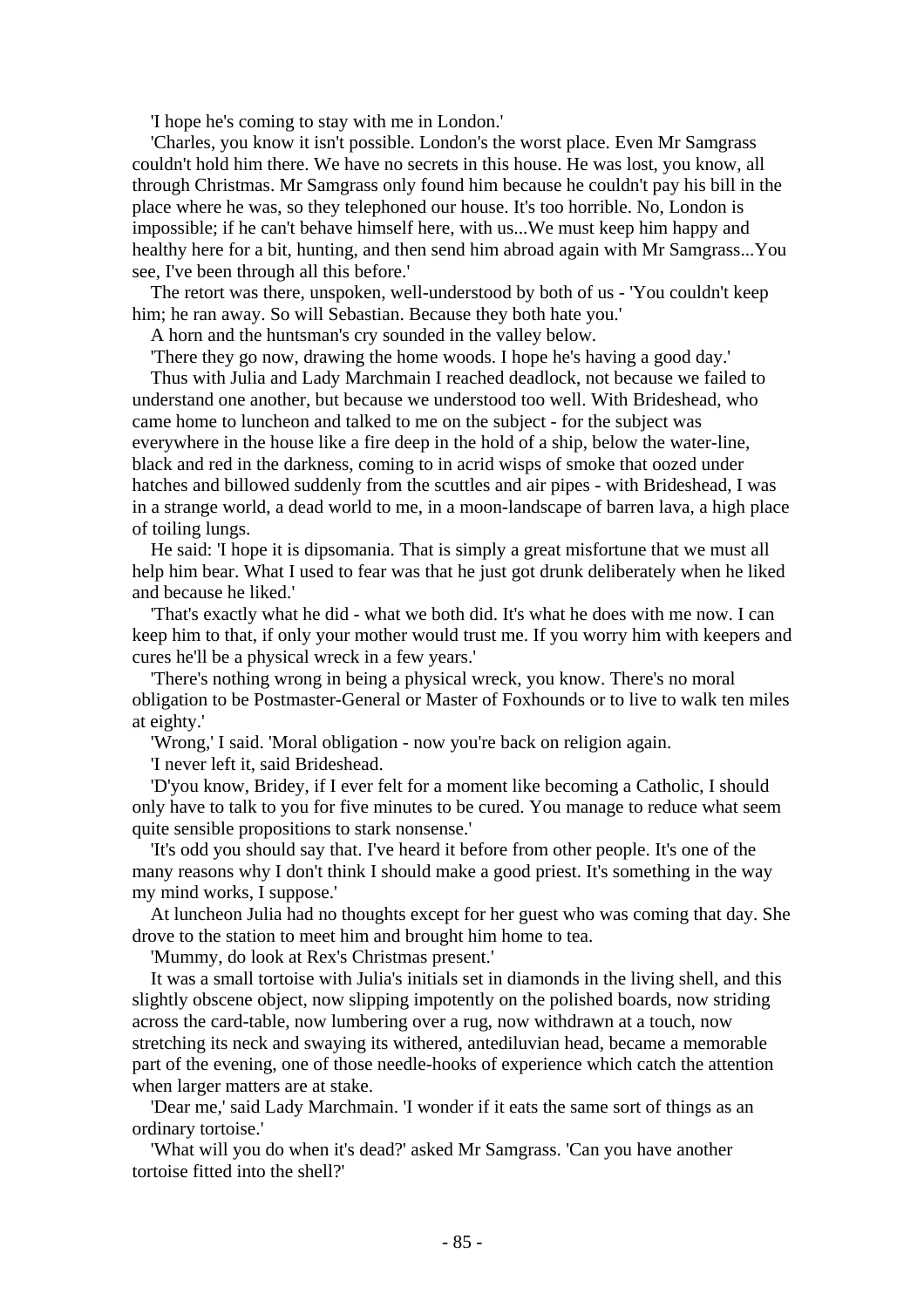'I hope he's coming to stay with me in London.'

'Charles, you know it isn't possible. London's the worst place. Even Mr Samgrass couldn't hold him there. We have no secrets in this house. He was lost, you know, all through Christmas. Mr Samgrass only found him because he couldn't pay his bill in the place where he was, so they telephoned our house. It's too horrible. No, London is impossible; if he can't behave himself here, with us...We must keep him happy and healthy here for a bit, hunting, and then send him abroad again with Mr Samgrass...You see, I've been through all this before.'

The retort was there, unspoken, well-understood by both of us - 'You couldn't keep him; he ran away. So will Sebastian. Because they both hate you.'

A horn and the huntsman's cry sounded in the valley below.

'There they go now, drawing the home woods. I hope he's having a good day.'

Thus with Julia and Lady Marchmain I reached deadlock, not because we failed to understand one another, but because we understood too well. With Brideshead, who came home to luncheon and talked to me on the subject - for the subject was everywhere in the house like a fire deep in the hold of a ship, below the water-line, black and red in the darkness, coming to in acrid wisps of smoke that oozed under hatches and billowed suddenly from the scuttles and air pipes - with Brideshead, I was in a strange world, a dead world to me, in a moon-landscape of barren lava, a high place of toiling lungs.

He said: 'I hope it is dipsomania. That is simply a great misfortune that we must all help him bear. What I used to fear was that he just got drunk deliberately when he liked and because he liked.'

'That's exactly what he did - what we both did. It's what he does with me now. I can keep him to that, if only your mother would trust me. If you worry him with keepers and cures he'll be a physical wreck in a few years.'

'There's nothing wrong in being a physical wreck, you know. There's no moral obligation to be Postmaster-General or Master of Foxhounds or to live to walk ten miles at eighty.'

'Wrong,' I said. 'Moral obligation - now you're back on religion again.

'I never left it, said Brideshead.

'D'you know, Bridey, if I ever felt for a moment like becoming a Catholic, I should only have to talk to you for five minutes to be cured. You manage to reduce what seem quite sensible propositions to stark nonsense.'

'It's odd you should say that. I've heard it before from other people. It's one of the many reasons why I don't think I should make a good priest. It's something in the way my mind works, I suppose.'

At luncheon Julia had no thoughts except for her guest who was coming that day. She drove to the station to meet him and brought him home to tea.

'Mummy, do look at Rex's Christmas present.'

It was a small tortoise with Julia's initials set in diamonds in the living shell, and this slightly obscene object, now slipping impotently on the polished boards, now striding across the card-table, now lumbering over a rug, now withdrawn at a touch, now stretching its neck and swaying its withered, antediluvian head, became a memorable part of the evening, one of those needle-hooks of experience which catch the attention when larger matters are at stake.

'Dear me,' said Lady Marchmain. 'I wonder if it eats the same sort of things as an ordinary tortoise.'

'What will you do when it's dead?' asked Mr Samgrass. 'Can you have another tortoise fitted into the shell?'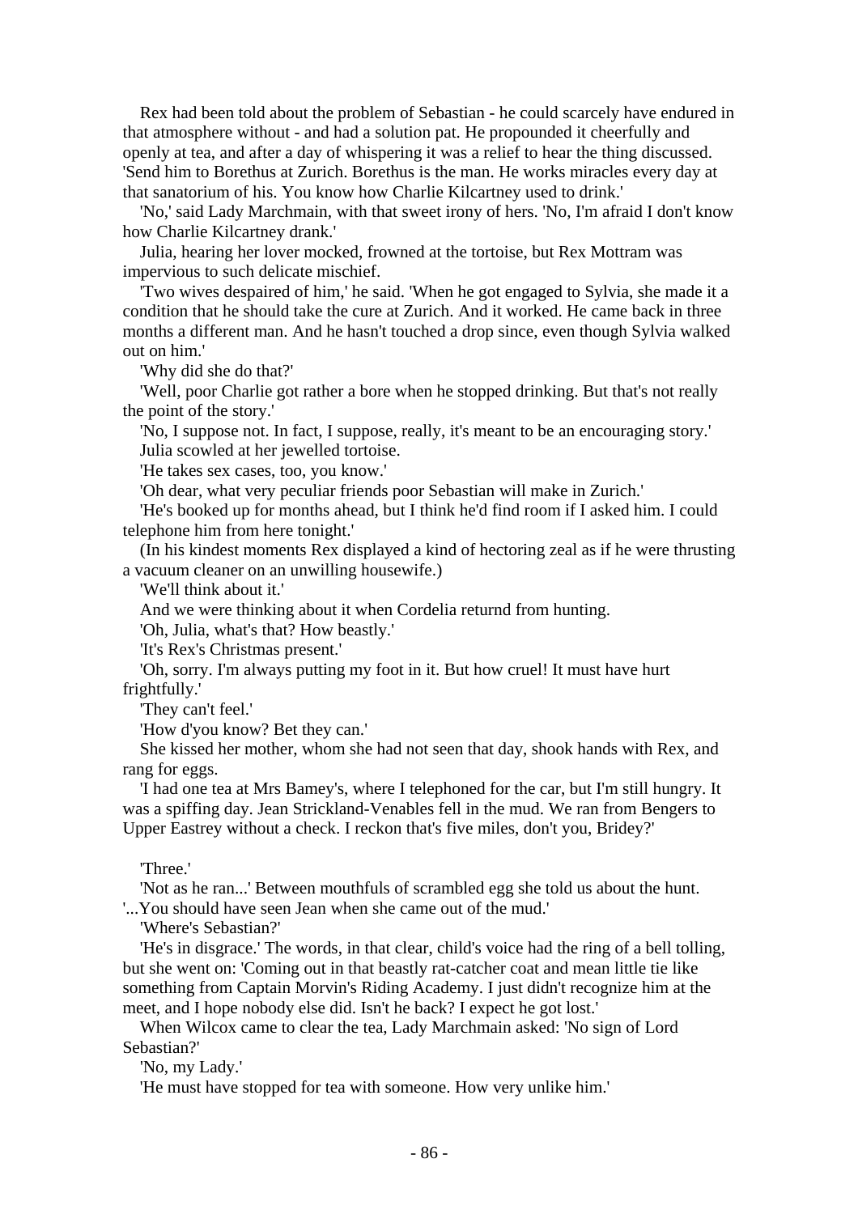Rex had been told about the problem of Sebastian - he could scarcely have endured in that atmosphere without - and had a solution pat. He propounded it cheerfully and openly at tea, and after a day of whispering it was a relief to hear the thing discussed. 'Send him to Borethus at Zurich. Borethus is the man. He works miracles every day at that sanatorium of his. You know how Charlie Kilcartney used to drink.'

'No,' said Lady Marchmain, with that sweet irony of hers. 'No, I'm afraid I don't know how Charlie Kilcartney drank.'

Julia, hearing her lover mocked, frowned at the tortoise, but Rex Mottram was impervious to such delicate mischief.

'Two wives despaired of him,' he said. 'When he got engaged to Sylvia, she made it a condition that he should take the cure at Zurich. And it worked. He came back in three months a different man. And he hasn't touched a drop since, even though Sylvia walked out on him.'

'Why did she do that?'

'Well, poor Charlie got rather a bore when he stopped drinking. But that's not really the point of the story.'

'No, I suppose not. In fact, I suppose, really, it's meant to be an encouraging story.'

Julia scowled at her jewelled tortoise.

'He takes sex cases, too, you know.'

'Oh dear, what very peculiar friends poor Sebastian will make in Zurich.'

'He's booked up for months ahead, but I think he'd find room if I asked him. I could telephone him from here tonight.'

(In his kindest moments Rex displayed a kind of hectoring zeal as if he were thrusting a vacuum cleaner on an unwilling housewife.)

'We'll think about it.'

And we were thinking about it when Cordelia returnd from hunting.

'Oh, Julia, what's that? How beastly.'

'It's Rex's Christmas present.'

'Oh, sorry. I'm always putting my foot in it. But how cruel! It must have hurt frightfully.'

'They can't feel.'

'How d'you know? Bet they can.'

She kissed her mother, whom she had not seen that day, shook hands with Rex, and rang for eggs.

'I had one tea at Mrs Bamey's, where I telephoned for the car, but I'm still hungry. It was a spiffing day. Jean Strickland-Venables fell in the mud. We ran from Bengers to Upper Eastrey without a check. I reckon that's five miles, don't you, Bridey?'

'Three.'

'Not as he ran...' Between mouthfuls of scrambled egg she told us about the hunt. '...You should have seen Jean when she came out of the mud.'

'Where's Sebastian?'

'He's in disgrace.' The words, in that clear, child's voice had the ring of a bell tolling, but she went on: 'Coming out in that beastly rat-catcher coat and mean little tie like something from Captain Morvin's Riding Academy. I just didn't recognize him at the meet, and I hope nobody else did. Isn't he back? I expect he got lost.'

When Wilcox came to clear the tea, Lady Marchmain asked: 'No sign of Lord Sebastian?'

'No, my Lady.'

'He must have stopped for tea with someone. How very unlike him.'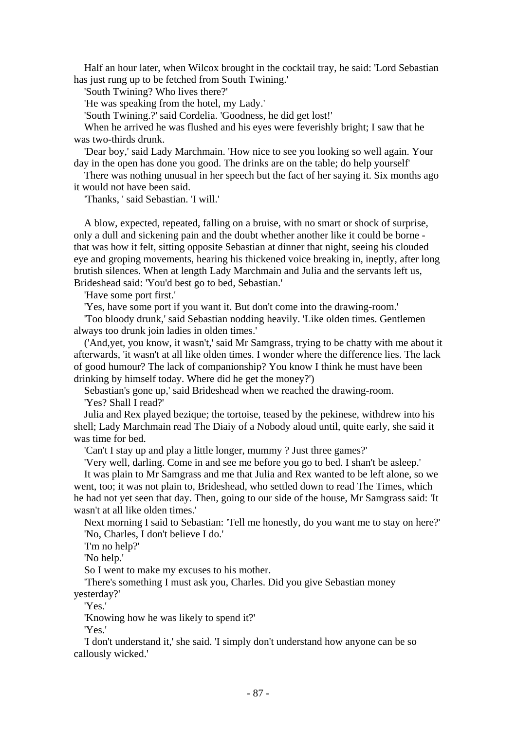Half an hour later, when Wilcox brought in the cocktail tray, he said: 'Lord Sebastian has just rung up to be fetched from South Twining.'

'South Twining? Who lives there?'

'He was speaking from the hotel, my Lady.'

'South Twining.?' said Cordelia. 'Goodness, he did get lost!'

When he arrived he was flushed and his eyes were feverishly bright; I saw that he was two-thirds drunk.

'Dear boy,' said Lady Marchmain. 'How nice to see you looking so well again. Your day in the open has done you good. The drinks are on the table; do help yourself'

There was nothing unusual in her speech but the fact of her saying it. Six months ago it would not have been said.

'Thanks, ' said Sebastian. 'I will.'

A blow, expected, repeated, falling on a bruise, with no smart or shock of surprise, only a dull and sickening pain and the doubt whether another like it could be borne - that was how it felt, sitting opposite Sebastian at dinner that night, seeing his clouded eye and groping movements, hearing his thickened voice breaking in, ineptly, after long brutish silences. When at length Lady Marchmain and Julia and the servants left us, Brideshead said: 'You'd best go to bed, Sebastian.'

'Have some port first.'

'Yes, have some port if you want it. But don't come into the drawing-room.'

'Too bloody drunk,' said Sebastian nodding heavily. 'Like olden times. Gentlemen always too drunk join ladies in olden times.'

('And,yet, you know, it wasn't,' said Mr Samgrass, trying to be chatty with me about it afterwards, 'it wasn't at all like olden times. I wonder where the difference lies. The lack of good humour? The lack of companionship? You know I think he must have been drinking by himself today. Where did he get the money?')

Sebastian's gone up,' said Brideshead when we reached the drawing-room.

'Yes? Shall I read?'

Julia and Rex played bezique; the tortoise, teased by the pekinese, withdrew into his shell; Lady Marchmain read The Diaiy of a Nobody aloud until, quite early, she said it was time for bed.

'Can't I stay up and play a little longer, mummy ? Just three games?'

'Very well, darling. Come in and see me before you go to bed. I shan't be asleep.'

It was plain to Mr Samgrass and me that Julia and Rex wanted to be left alone, so we went, too; it was not plain to, Brideshead, who settled down to read The Times, which he had not yet seen that day. Then, going to our side of the house, Mr Samgrass said: 'It wasn't at all like olden times.'

Next morning I said to Sebastian: 'Tell me honestly, do you want me to stay on here?'

'No, Charles, I don't believe I do.'

'I'm no help?'

'No help.'

So I went to make my excuses to his mother.

'There's something I must ask you, Charles. Did you give Sebastian money yesterday?'

'Yes.'

'Knowing how he was likely to spend it?'

'Yes.'

'I don't understand it,' she said. 'I simply don't understand how anyone can be so callously wicked.'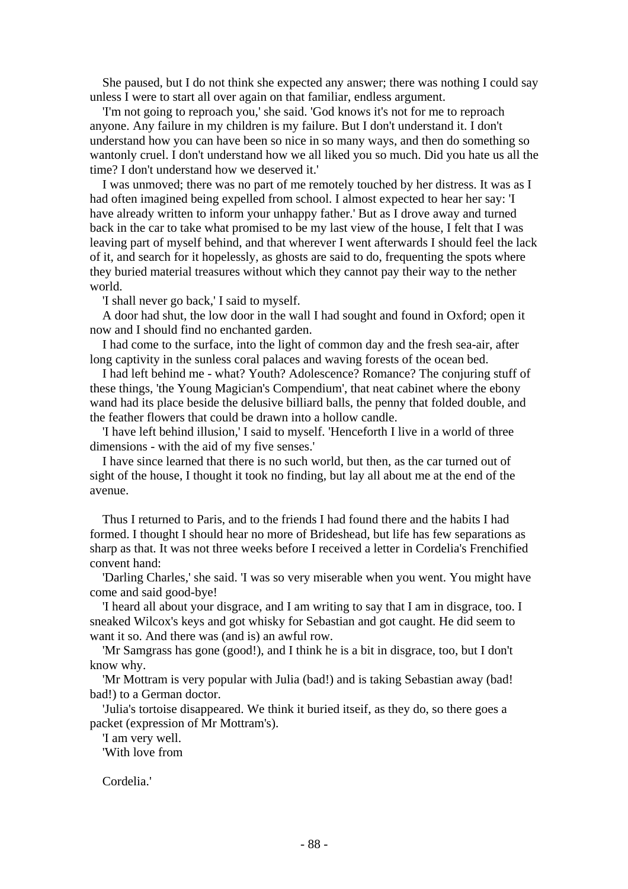She paused, but I do not think she expected any answer; there was nothing I could say unless I were to start all over again on that familiar, endless argument.

'I'm not going to reproach you,' she said. 'God knows it's not for me to reproach anyone. Any failure in my children is my failure. But I don't understand it. I don't understand how you can have been so nice in so many ways, and then do something so wantonly cruel. I don't understand how we all liked you so much. Did you hate us all the time? I don't understand how we deserved it.'

I was unmoved; there was no part of me remotely touched by her distress. It was as I had often imagined being expelled from school. I almost expected to hear her say: 'I have already written to inform your unhappy father.' But as I drove away and turned back in the car to take what promised to be my last view of the house, I felt that I was leaving part of myself behind, and that wherever I went afterwards I should feel the lack of it, and search for it hopelessly, as ghosts are said to do, frequenting the spots where they buried material treasures without which they cannot pay their way to the nether world.

'I shall never go back,' I said to myself.

A door had shut, the low door in the wall I had sought and found in Oxford; open it now and I should find no enchanted garden.

I had come to the surface, into the light of common day and the fresh sea-air, after long captivity in the sunless coral palaces and waving forests of the ocean bed.

I had left behind me - what? Youth? Adolescence? Romance? The conjuring stuff of these things, 'the Young Magician's Compendium', that neat cabinet where the ebony wand had its place beside the delusive billiard balls, the penny that folded double, and the feather flowers that could be drawn into a hollow candle.

'I have left behind illusion,' I said to myself. 'Henceforth I live in a world of three dimensions - with the aid of my five senses.'

I have since learned that there is no such world, but then, as the car turned out of sight of the house, I thought it took no finding, but lay all about me at the end of the avenue.

Thus I returned to Paris, and to the friends I had found there and the habits I had formed. I thought I should hear no more of Brideshead, but life has few separations as sharp as that. It was not three weeks before I received a letter in Cordelia's Frenchified convent hand:

'Darling Charles,' she said. 'I was so very miserable when you went. You might have come and said good-bye!

'I heard all about your disgrace, and I am writing to say that I am in disgrace, too. I sneaked Wilcox's keys and got whisky for Sebastian and got caught. He did seem to want it so. And there was (and is) an awful row.

'Mr Samgrass has gone (good!), and I think he is a bit in disgrace, too, but I don't know why.

'Mr Mottram is very popular with Julia (bad!) and is taking Sebastian away (bad! bad!) to a German doctor.

'Julia's tortoise disappeared. We think it buried itseif, as they do, so there goes a packet (expression of Mr Mottram's).

'I am very well.

'With love from

Cordelia.'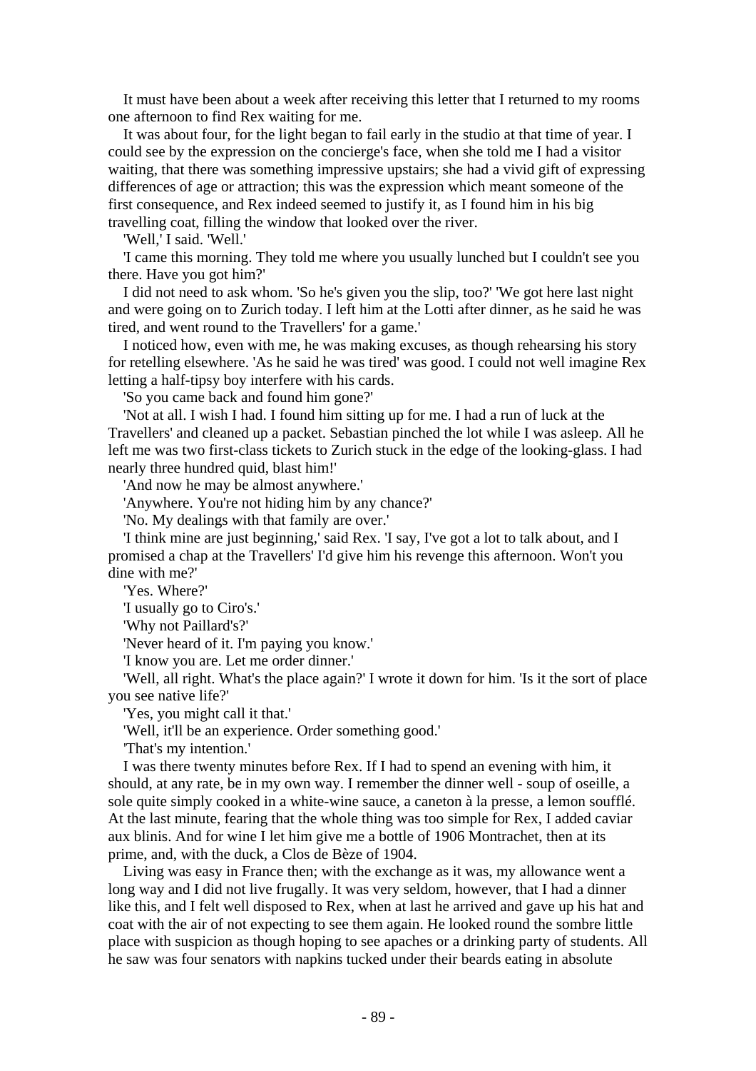It must have been about a week after receiving this letter that I returned to my rooms one afternoon to find Rex waiting for me.

It was about four, for the light began to fail early in the studio at that time of year. I could see by the expression on the concierge's face, when she told me I had a visitor waiting, that there was something impressive upstairs; she had a vivid gift of expressing differences of age or attraction; this was the expression which meant someone of the first consequence, and Rex indeed seemed to justify it, as I found him in his big travelling coat, filling the window that looked over the river.

'Well,' I said. 'Well.'

'I came this morning. They told me where you usually lunched but I couldn't see you there. Have you got him?'

I did not need to ask whom. 'So he's given you the slip, too?' 'We got here last night and were going on to Zurich today. I left him at the Lotti after dinner, as he said he was tired, and went round to the Travellers' for a game.'

I noticed how, even with me, he was making excuses, as though rehearsing his story for retelling elsewhere. 'As he said he was tired' was good. I could not well imagine Rex letting a half-tipsy boy interfere with his cards.

'So you came back and found him gone?'

'Not at all. I wish I had. I found him sitting up for me. I had a run of luck at the Travellers' and cleaned up a packet. Sebastian pinched the lot while I was asleep. All he left me was two first-class tickets to Zurich stuck in the edge of the looking-glass. I had nearly three hundred quid, blast him!'

'And now he may be almost anywhere.'

'Anywhere. You're not hiding him by any chance?'

'No. My dealings with that family are over.'

'I think mine are just beginning,' said Rex. 'I say, I've got a lot to talk about, and I promised a chap at the Travellers' I'd give him his revenge this afternoon. Won't you dine with me?'

'Yes. Where?'

'I usually go to Ciro's.'

'Why not Paillard's?'

'Never heard of it. I'm paying you know.'

'I know you are. Let me order dinner.'

'Well, all right. What's the place again?' I wrote it down for him. 'Is it the sort of place you see native life?'

'Yes, you might call it that.'

'Well, it'll be an experience. Order something good.'

'That's my intention.'

I was there twenty minutes before Rex. If I had to spend an evening with him, it should, at any rate, be in my own way. I remember the dinner well - soup of oseille, a sole quite simply cooked in a white-wine sauce, a caneton à la presse, a lemon soufflé. At the last minute, fearing that the whole thing was too simple for Rex, I added caviar aux blinis. And for wine I let him give me a bottle of 1906 Montrachet, then at its prime, and, with the duck, a Clos de Bèze of 1904.

Living was easy in France then; with the exchange as it was, my allowance went a long way and I did not live frugally. It was very seldom, however, that I had a dinner like this, and I felt well disposed to Rex, when at last he arrived and gave up his hat and coat with the air of not expecting to see them again. He looked round the sombre little place with suspicion as though hoping to see apaches or a drinking party of students. All he saw was four senators with napkins tucked under their beards eating in absolute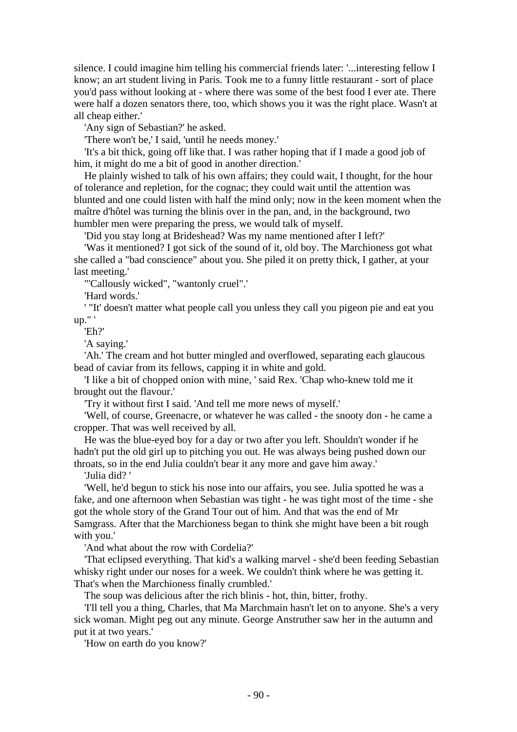silence. I could imagine him telling his commercial friends later: '...interesting fellow I know; an art student living in Paris. Took me to a funny little restaurant - sort of place you'd pass without looking at - where there was some of the best food I ever ate. There were half a dozen senators there, too, which shows you it was the right place. Wasn't at all cheap either.'

'Any sign of Sebastian?' he asked.

'There won't be,' I said, 'until he needs money.'

'It's a bit thick, going off like that. I was rather hoping that if I made a good job of him, it might do me a bit of good in another direction.'

He plainly wished to talk of his own affairs; they could wait, I thought, for the hour of tolerance and repletion, for the cognac; they could wait until the attention was blunted and one could listen with half the mind only; now in the keen moment when the maître d'hôtel was turning the blinis over in the pan, and, in the background, two humbler men were preparing the press, we would talk of myself.

'Did you stay long at Brideshead? Was my name mentioned after I left?'

'Was it mentioned? I got sick of the sound of it, old boy. The Marchioness got what she called a "bad conscience" about you. She piled it on pretty thick, I gather, at your last meeting.'

'"Callously wicked", "wantonly cruel".'

'Hard words.'

' "It' doesn't matter what people call you unless they call you pigeon pie and eat you up." '

'Eh?'

'A saying.'

'Ah.' The cream and hot butter mingled and overflowed, separating each glaucous bead of caviar from its fellows, capping it in white and gold.

'I like a bit of chopped onion with mine, ' said Rex. 'Chap who-knew told me it brought out the flavour.'

'Try it without first I said. 'And tell me more news of myself.'

'Well, of course, Greenacre, or whatever he was called - the snooty don - he came a cropper. That was well received by all.

He was the blue-eyed boy for a day or two after you left. Shouldn't wonder if he hadn't put the old girl up to pitching you out. He was always being pushed down our throats, so in the end Julia couldn't bear it any more and gave him away.'

'Julia did? '

'Well, he'd begun to stick his nose into our affairs, you see. Julia spotted he was a fake, and one afternoon when Sebastian was tight - he was tight most of the time - she got the whole story of the Grand Tour out of him. And that was the end of Mr Samgrass. After that the Marchioness began to think she might have been a bit rough with you.'

'And what about the row with Cordelia?'

'That eclipsed everything. That kid's a walking marvel - she'd been feeding Sebastian whisky right under our noses for a week. We couldn't think where he was getting it. That's when the Marchioness finally crumbled.'

The soup was delicious after the rich blinis - hot, thin, bitter, frothy.

'I'll tell you a thing, Charles, that Ma Marchmain hasn't let on to anyone. She's a very sick woman. Might peg out any minute. George Anstruther saw her in the autumn and put it at two years.'

'How on earth do you know?'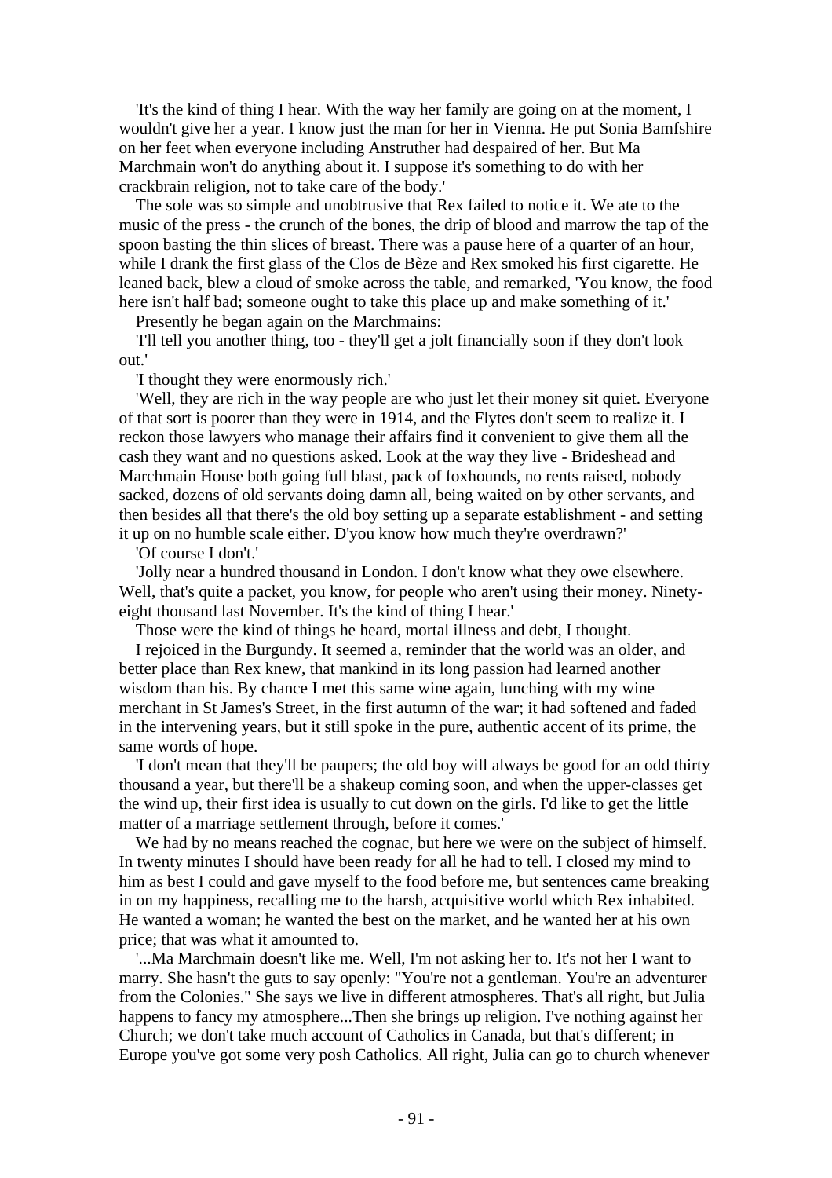'It's the kind of thing I hear. With the way her family are going on at the moment, I wouldn't give her a year. I know just the man for her in Vienna. He put Sonia Bamfshire on her feet when everyone including Anstruther had despaired of her. But Ma Marchmain won't do anything about it. I suppose it's something to do with her crackbrain religion, not to take care of the body.'

The sole was so simple and unobtrusive that Rex failed to notice it. We ate to the music of the press - the crunch of the bones, the drip of blood and marrow the tap of the spoon basting the thin slices of breast. There was a pause here of a quarter of an hour, while I drank the first glass of the Clos de Bèze and Rex smoked his first cigarette. He leaned back, blew a cloud of smoke across the table, and remarked, 'You know, the food here isn't half bad; someone ought to take this place up and make something of it.'

Presently he began again on the Marchmains:

'I'll tell you another thing, too - they'll get a jolt financially soon if they don't look out.'

'I thought they were enormously rich.'

'Well, they are rich in the way people are who just let their money sit quiet. Everyone of that sort is poorer than they were in 1914, and the Flytes don't seem to realize it. I reckon those lawyers who manage their affairs find it convenient to give them all the cash they want and no questions asked. Look at the way they live - Brideshead and Marchmain House both going full blast, pack of foxhounds, no rents raised, nobody sacked, dozens of old servants doing damn all, being waited on by other servants, and then besides all that there's the old boy setting up a separate establishment - and setting it up on no humble scale either. D'you know how much they're overdrawn?'

'Of course I don't.'

'Jolly near a hundred thousand in London. I don't know what they owe elsewhere. Well, that's quite a packet, you know, for people who aren't using their money. Ninety-eight thousand last November. It's the kind of thing I hear.'

Those were the kind of things he heard, mortal illness and debt, I thought.

I rejoiced in the Burgundy. It seemed a, reminder that the world was an older, and better place than Rex knew, that mankind in its long passion had learned another wisdom than his. By chance I met this same wine again, lunching with my wine merchant in St James's Street, in the first autumn of the war; it had softened and faded in the intervening years, but it still spoke in the pure, authentic accent of its prime, the same words of hope.

'I don't mean that they'll be paupers; the old boy will always be good for an odd thirty thousand a year, but there'll be a shakeup coming soon, and when the upper-classes get the wind up, their first idea is usually to cut down on the girls. I'd like to get the little matter of a marriage settlement through, before it comes.'

We had by no means reached the cognac, but here we were on the subject of himself. In twenty minutes I should have been ready for all he had to tell. I closed my mind to him as best I could and gave myself to the food before me, but sentences came breaking in on my happiness, recalling me to the harsh, acquisitive world which Rex inhabited. He wanted a woman; he wanted the best on the market, and he wanted her at his own price; that was what it amounted to.

'...Ma Marchmain doesn't like me. Well, I'm not asking her to. It's not her I want to marry. She hasn't the guts to say openly: "You're not a gentleman. You're an adventurer from the Colonies." She says we live in different atmospheres. That's all right, but Julia happens to fancy my atmosphere...Then she brings up religion. I've nothing against her Church; we don't take much account of Catholics in Canada, but that's different; in Europe you've got some very posh Catholics. All right, Julia can go to church whenever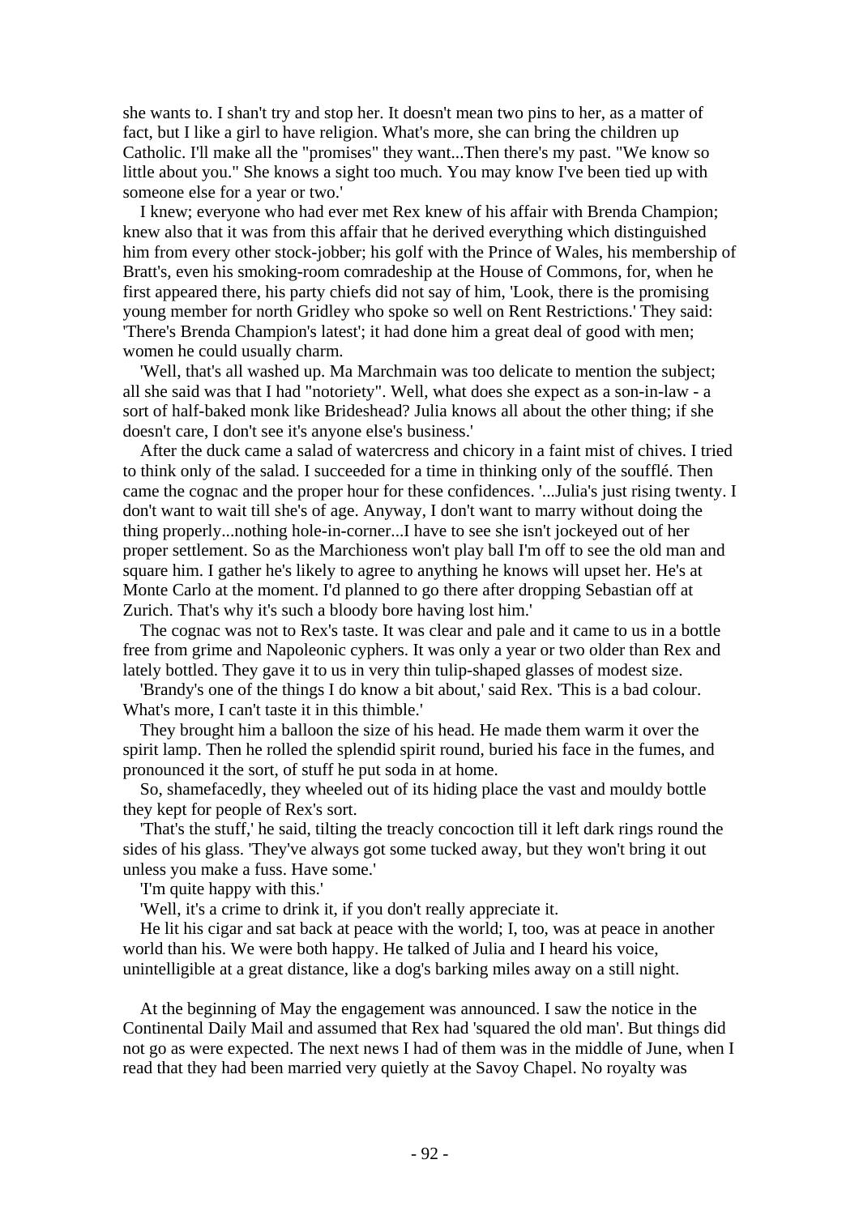she wants to. I shan't try and stop her. It doesn't mean two pins to her, as a matter of fact, but I like a girl to have religion. What's more, she can bring the children up Catholic. I'll make all the "promises" they want...Then there's my past. "We know so little about you." She knows a sight too much. You may know I've been tied up with someone else for a year or two.'

I knew; everyone who had ever met Rex knew of his affair with Brenda Champion; knew also that it was from this affair that he derived everything which distinguished him from every other stock-jobber; his golf with the Prince of Wales, his membership of Bratt's, even his smoking-room comradeship at the House of Commons, for, when he first appeared there, his party chiefs did not say of him, 'Look, there is the promising young member for north Gridley who spoke so well on Rent Restrictions.' They said: 'There's Brenda Champion's latest'; it had done him a great deal of good with men; women he could usually charm.

'Well, that's all washed up. Ma Marchmain was too delicate to mention the subject; all she said was that I had "notoriety". Well, what does she expect as a son-in-law - a sort of half-baked monk like Brideshead? Julia knows all about the other thing; if she doesn't care, I don't see it's anyone else's business.'

After the duck came a salad of watercress and chicory in a faint mist of chives. I tried to think only of the salad. I succeeded for a time in thinking only of the soufflé. Then came the cognac and the proper hour for these confidences. '...Julia's just rising twenty. I don't want to wait till she's of age. Anyway, I don't want to marry without doing the thing properly...nothing hole-in-corner...I have to see she isn't jockeyed out of her proper settlement. So as the Marchioness won't play ball I'm off to see the old man and square him. I gather he's likely to agree to anything he knows will upset her. He's at Monte Carlo at the moment. I'd planned to go there after dropping Sebastian off at Zurich. That's why it's such a bloody bore having lost him.'

The cognac was not to Rex's taste. It was clear and pale and it came to us in a bottle free from grime and Napoleonic cyphers. It was only a year or two older than Rex and lately bottled. They gave it to us in very thin tulip-shaped glasses of modest size.

'Brandy's one of the things I do know a bit about,' said Rex. 'This is a bad colour. What's more, I can't taste it in this thimble.'

They brought him a balloon the size of his head. He made them warm it over the spirit lamp. Then he rolled the splendid spirit round, buried his face in the fumes, and pronounced it the sort, of stuff he put soda in at home.

So, shamefacedly, they wheeled out of its hiding place the vast and mouldy bottle they kept for people of Rex's sort.

'That's the stuff,' he said, tilting the treacly concoction till it left dark rings round the sides of his glass. 'They've always got some tucked away, but they won't bring it out unless you make a fuss. Have some.'

'I'm quite happy with this.'

'Well, it's a crime to drink it, if you don't really appreciate it.

He lit his cigar and sat back at peace with the world; I, too, was at peace in another world than his. We were both happy. He talked of Julia and I heard his voice, unintelligible at a great distance, like a dog's barking miles away on a still night.

At the beginning of May the engagement was announced. I saw the notice in the Continental Daily Mail and assumed that Rex had 'squared the old man'. But things did not go as were expected. The next news I had of them was in the middle of June, when I read that they had been married very quietly at the Savoy Chapel. No royalty was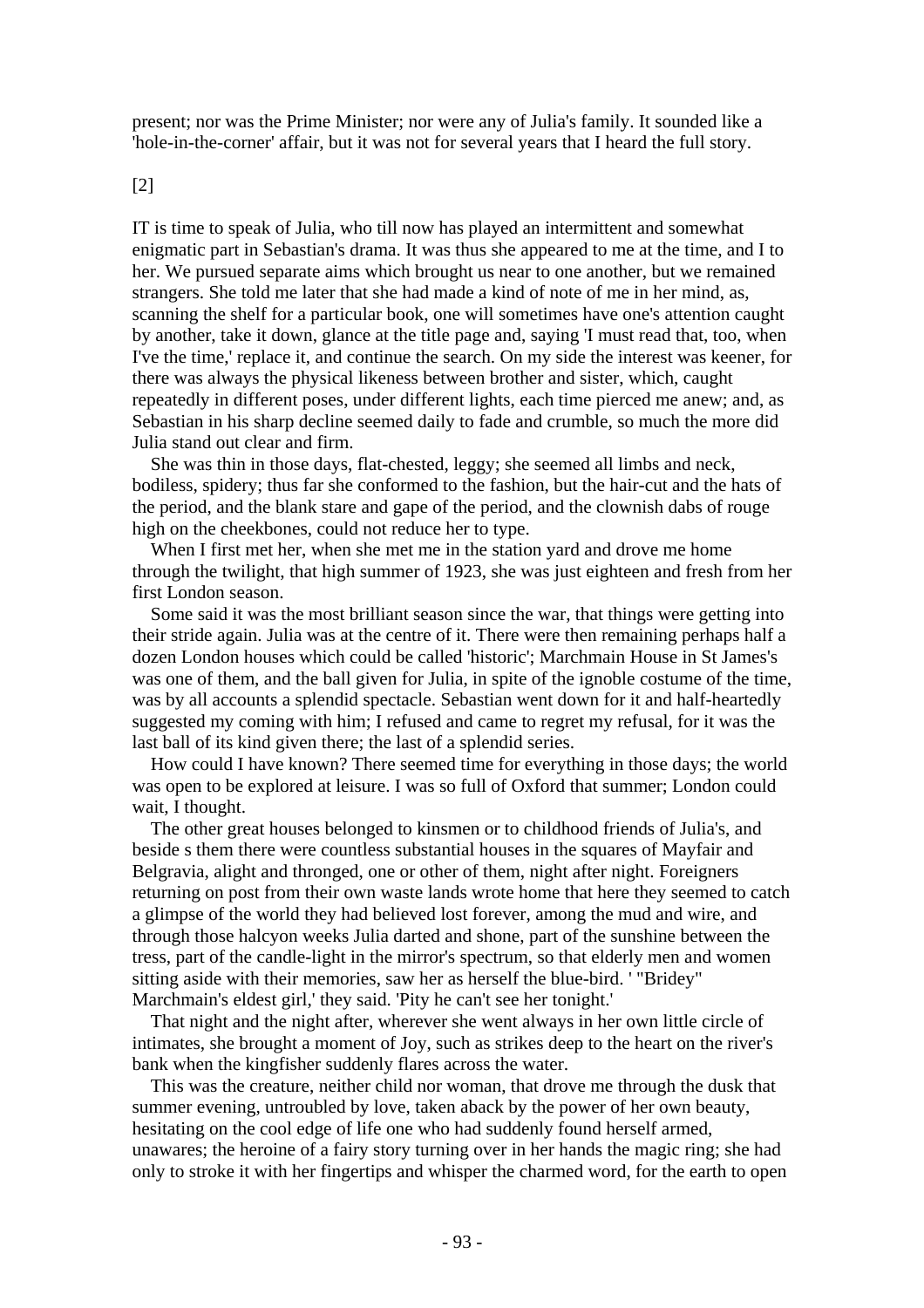present; nor was the Prime Minister; nor were any of Julia's family. It sounded like a 'hole-in-the-corner' affair, but it was not for several years that I heard the full story.

[2]

IT is time to speak of Julia, who till now has played an intermittent and somewhat enigmatic part in Sebastian's drama. It was thus she appeared to me at the time, and I to her. We pursued separate aims which brought us near to one another, but we remained strangers. She told me later that she had made a kind of note of me in her mind, as, scanning the shelf for a particular book, one will sometimes have one's attention caught by another, take it down, glance at the title page and, saying 'I must read that, too, when I've the time,' replace it, and continue the search. On my side the interest was keener, for there was always the physical likeness between brother and sister, which, caught repeatedly in different poses, under different lights, each time pierced me anew; and, as Sebastian in his sharp decline seemed daily to fade and crumble, so much the more did Julia stand out clear and firm.

She was thin in those days, flat-chested, leggy; she seemed all limbs and neck, bodiless, spidery; thus far she conformed to the fashion, but the hair-cut and the hats of the period, and the blank stare and gape of the period, and the clownish dabs of rouge high on the cheekbones, could not reduce her to type.

When I first met her, when she met me in the station yard and drove me home through the twilight, that high summer of 1923, she was just eighteen and fresh from her first London season.

Some said it was the most brilliant season since the war, that things were getting into their stride again. Julia was at the centre of it. There were then remaining perhaps half a dozen London houses which could be called 'historic'; Marchmain House in St James's was one of them, and the ball given for Julia, in spite of the ignoble costume of the time, was by all accounts a splendid spectacle. Sebastian went down for it and half-heartedly suggested my coming with him; I refused and came to regret my refusal, for it was the last ball of its kind given there; the last of a splendid series.

How could I have known? There seemed time for everything in those days; the world was open to be explored at leisure. I was so full of Oxford that summer; London could wait, I thought.

The other great houses belonged to kinsmen or to childhood friends of Julia's, and beside s them there were countless substantial houses in the squares of Mayfair and Belgravia, alight and thronged, one or other of them, night after night. Foreigners returning on post from their own waste lands wrote home that here they seemed to catch a glimpse of the world they had believed lost forever, among the mud and wire, and through those halcyon weeks Julia darted and shone, part of the sunshine between the tress, part of the candle-light in the mirror's spectrum, so that elderly men and women sitting aside with their memories, saw her as herself the blue-bird. ' "Bridey" Marchmain's eldest girl,' they said. 'Pity he can't see her tonight.'

That night and the night after, wherever she went always in her own little circle of intimates, she brought a moment of Joy, such as strikes deep to the heart on the river's bank when the kingfisher suddenly flares across the water.

This was the creature, neither child nor woman, that drove me through the dusk that summer evening, untroubled by love, taken aback by the power of her own beauty, hesitating on the cool edge of life one who had suddenly found herself armed, unawares; the heroine of a fairy story turning over in her hands the magic ring; she had only to stroke it with her fingertips and whisper the charmed word, for the earth to open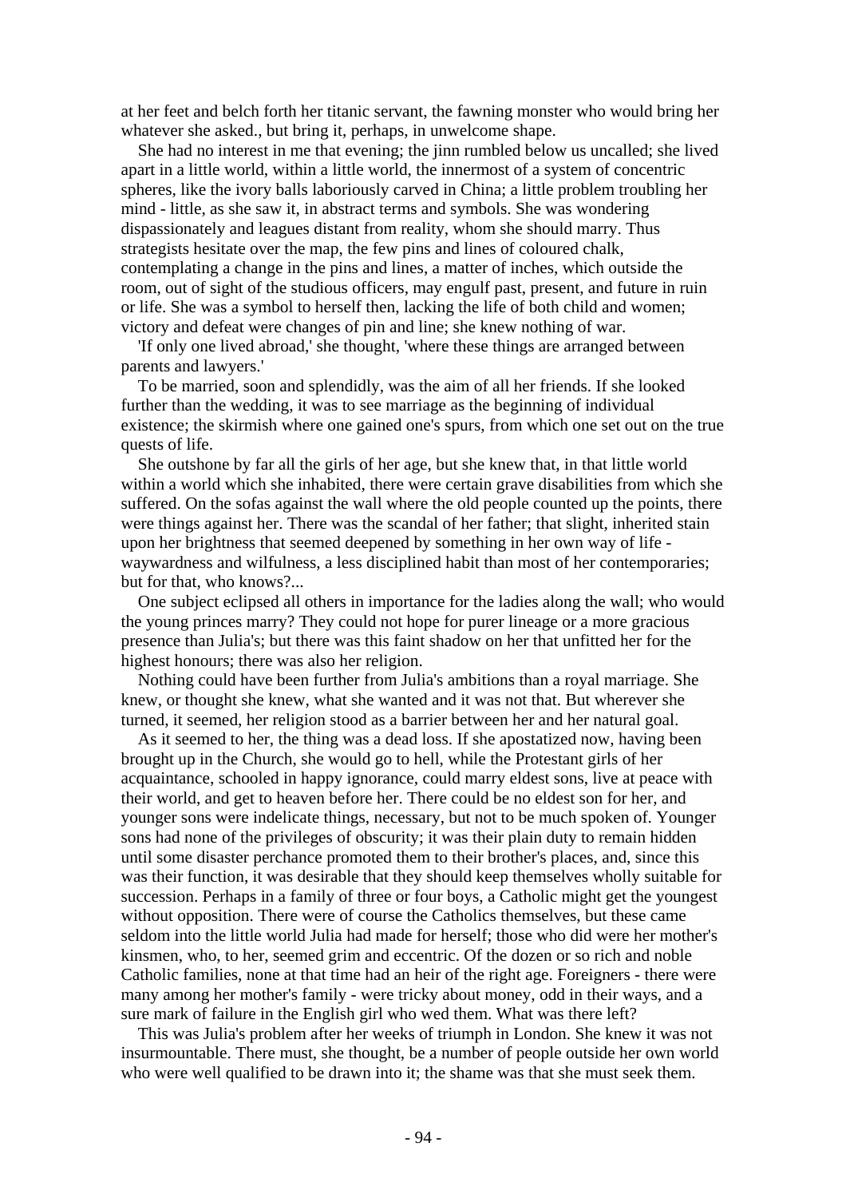at her feet and belch forth her titanic servant, the fawning monster who would bring her whatever she asked., but bring it, perhaps, in unwelcome shape.

She had no interest in me that evening; the jinn rumbled below us uncalled; she lived apart in a little world, within a little world, the innermost of a system of concentric spheres, like the ivory balls laboriously carved in China; a little problem troubling her mind - little, as she saw it, in abstract terms and symbols. She was wondering dispassionately and leagues distant from reality, whom she should marry. Thus strategists hesitate over the map, the few pins and lines of coloured chalk, contemplating a change in the pins and lines, a matter of inches, which outside the room, out of sight of the studious officers, may engulf past, present, and future in ruin or life. She was a symbol to herself then, lacking the life of both child and women; victory and defeat were changes of pin and line; she knew nothing of war.

'If only one lived abroad,' she thought, 'where these things are arranged between parents and lawyers.'

To be married, soon and splendidly, was the aim of all her friends. If she looked further than the wedding, it was to see marriage as the beginning of individual existence; the skirmish where one gained one's spurs, from which one set out on the true quests of life.

She outshone by far all the girls of her age, but she knew that, in that little world within a world which she inhabited, there were certain grave disabilities from which she suffered. On the sofas against the wall where the old people counted up the points, there were things against her. There was the scandal of her father; that slight, inherited stain upon her brightness that seemed deepened by something in her own way of life - waywardness and wilfulness, a less disciplined habit than most of her contemporaries; but for that, who knows?...

One subject eclipsed all others in importance for the ladies along the wall; who would the young princes marry? They could not hope for purer lineage or a more gracious presence than Julia's; but there was this faint shadow on her that unfitted her for the highest honours; there was also her religion.

Nothing could have been further from Julia's ambitions than a royal marriage. She knew, or thought she knew, what she wanted and it was not that. But wherever she turned, it seemed, her religion stood as a barrier between her and her natural goal.

As it seemed to her, the thing was a dead loss. If she apostatized now, having been brought up in the Church, she would go to hell, while the Protestant girls of her acquaintance, schooled in happy ignorance, could marry eldest sons, live at peace with their world, and get to heaven before her. There could be no eldest son for her, and younger sons were indelicate things, necessary, but not to be much spoken of. Younger sons had none of the privileges of obscurity; it was their plain duty to remain hidden until some disaster perchance promoted them to their brother's places, and, since this was their function, it was desirable that they should keep themselves wholly suitable for succession. Perhaps in a family of three or four boys, a Catholic might get the youngest without opposition. There were of course the Catholics themselves, but these came seldom into the little world Julia had made for herself; those who did were her mother's kinsmen, who, to her, seemed grim and eccentric. Of the dozen or so rich and noble Catholic families, none at that time had an heir of the right age. Foreigners - there were many among her mother's family - were tricky about money, odd in their ways, and a sure mark of failure in the English girl who wed them. What was there left?

This was Julia's problem after her weeks of triumph in London. She knew it was not insurmountable. There must, she thought, be a number of people outside her own world who were well qualified to be drawn into it; the shame was that she must seek them.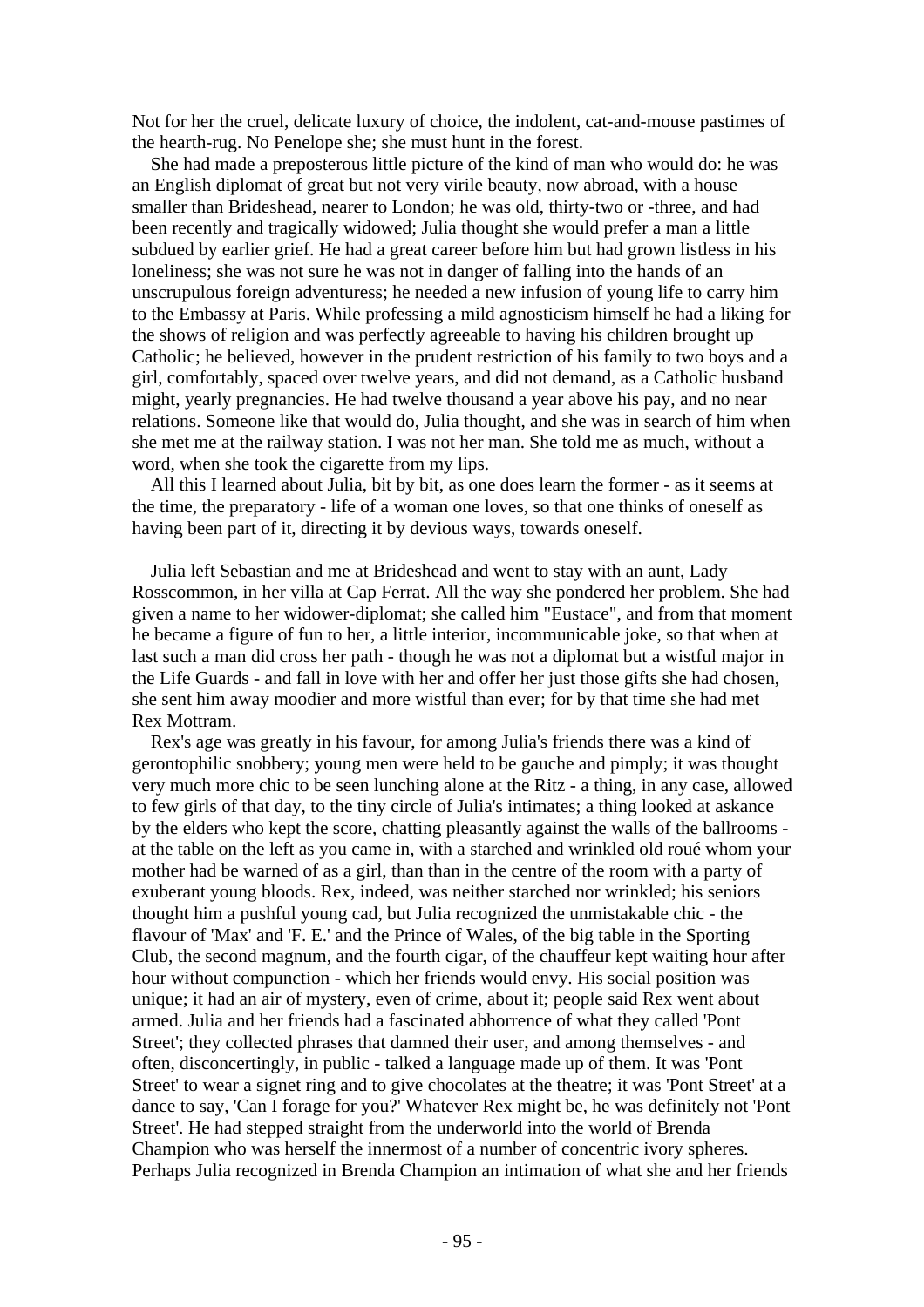Not for her the cruel, delicate luxury of choice, the indolent, cat-and-mouse pastimes of the hearth-rug. No Penelope she; she must hunt in the forest.

She had made a preposterous little picture of the kind of man who would do: he was an English diplomat of great but not very virile beauty, now abroad, with a house smaller than Brideshead, nearer to London; he was old, thirty-two or -three, and had been recently and tragically widowed; Julia thought she would prefer a man a little subdued by earlier grief. He had a great career before him but had grown listless in his loneliness; she was not sure he was not in danger of falling into the hands of an unscrupulous foreign adventuress; he needed a new infusion of young life to carry him to the Embassy at Paris. While professing a mild agnosticism himself he had a liking for the shows of religion and was perfectly agreeable to having his children brought up Catholic; he believed, however in the prudent restriction of his family to two boys and a girl, comfortably, spaced over twelve years, and did not demand, as a Catholic husband might, yearly pregnancies. He had twelve thousand a year above his pay, and no near relations. Someone like that would do, Julia thought, and she was in search of him when she met me at the railway station. I was not her man. She told me as much, without a word, when she took the cigarette from my lips.

All this I learned about Julia, bit by bit, as one does learn the former - as it seems at the time, the preparatory - life of a woman one loves, so that one thinks of oneself as having been part of it, directing it by devious ways, towards oneself.

Julia left Sebastian and me at Brideshead and went to stay with an aunt, Lady Rosscommon, in her villa at Cap Ferrat. All the way she pondered her problem. She had given a name to her widower-diplomat; she called him "Eustace", and from that moment he became a figure of fun to her, a little interior, incommunicable joke, so that when at last such a man did cross her path - though he was not a diplomat but a wistful major in the Life Guards - and fall in love with her and offer her just those gifts she had chosen, she sent him away moodier and more wistful than ever; for by that time she had met Rex Mottram.

Rex's age was greatly in his favour, for among Julia's friends there was a kind of gerontophilic snobbery; young men were held to be gauche and pimply; it was thought very much more chic to be seen lunching alone at the Ritz - a thing, in any case, allowed to few girls of that day, to the tiny circle of Julia's intimates; a thing looked at askance by the elders who kept the score, chatting pleasantly against the walls of the ballrooms - at the table on the left as you came in, with a starched and wrinkled old roué whom your mother had be warned of as a girl, than than in the centre of the room with a party of exuberant young bloods. Rex, indeed, was neither starched nor wrinkled; his seniors thought him a pushful young cad, but Julia recognized the unmistakable chic - the flavour of 'Max' and 'F. E.' and the Prince of Wales, of the big table in the Sporting Club, the second magnum, and the fourth cigar, of the chauffeur kept waiting hour after hour without compunction - which her friends would envy. His social position was unique; it had an air of mystery, even of crime, about it; people said Rex went about armed. Julia and her friends had a fascinated abhorrence of what they called 'Pont Street'; they collected phrases that damned their user, and among themselves - and often, disconcertingly, in public - talked a language made up of them. It was 'Pont Street' to wear a signet ring and to give chocolates at the theatre; it was 'Pont Street' at a dance to say, 'Can I forage for you?' Whatever Rex might be, he was definitely not 'Pont Street'. He had stepped straight from the underworld into the world of Brenda Champion who was herself the innermost of a number of concentric ivory spheres. Perhaps Julia recognized in Brenda Champion an intimation of what she and her friends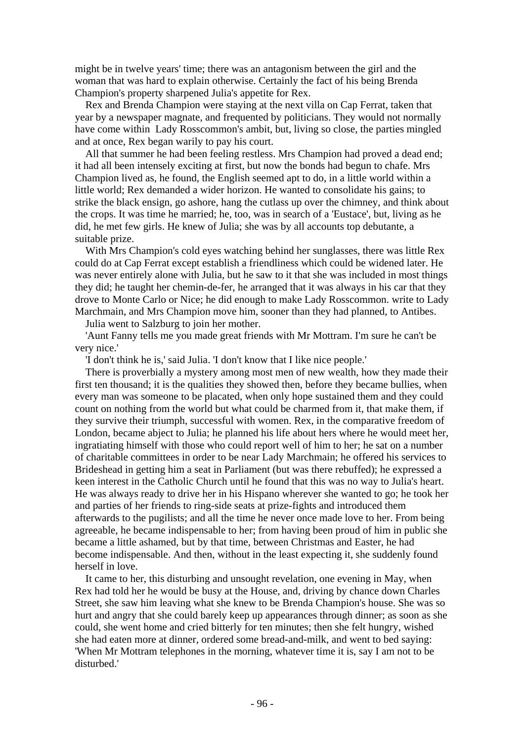might be in twelve years' time; there was an antagonism between the girl and the woman that was hard to explain otherwise. Certainly the fact of his being Brenda Champion's property sharpened Julia's appetite for Rex.

Rex and Brenda Champion were staying at the next villa on Cap Ferrat, taken that year by a newspaper magnate, and frequented by politicians. They would not normally have come within Lady Rosscommon's ambit, but, living so close, the parties mingled and at once, Rex began warily to pay his court.

All that summer he had been feeling restless. Mrs Champion had proved a dead end; it had all been intensely exciting at first, but now the bonds had begun to chafe. Mrs Champion lived as, he found, the English seemed apt to do, in a little world within a little world; Rex demanded a wider horizon. He wanted to consolidate his gains; to strike the black ensign, go ashore, hang the cutlass up over the chimney, and think about the crops. It was time he married; he, too, was in search of a 'Eustace', but, living as he did, he met few girls. He knew of Julia; she was by all accounts top debutante, a suitable prize.

With Mrs Champion's cold eyes watching behind her sunglasses, there was little Rex could do at Cap Ferrat except establish a friendliness which could be widened later. He was never entirely alone with Julia, but he saw to it that she was included in most things they did; he taught her chemin-de-fer, he arranged that it was always in his car that they drove to Monte Carlo or Nice; he did enough to make Lady Rosscommon. write to Lady Marchmain, and Mrs Champion move him, sooner than they had planned, to Antibes.

Julia went to Salzburg to join her mother.

'Aunt Fanny tells me you made great friends with Mr Mottram. I'm sure he can't be very nice.'

'I don't think he is,' said Julia. 'I don't know that I like nice people.'

There is proverbially a mystery among most men of new wealth, how they made their first ten thousand; it is the qualities they showed then, before they became bullies, when every man was someone to be placated, when only hope sustained them and they could count on nothing from the world but what could be charmed from it, that make them, if they survive their triumph, successful with women. Rex, in the comparative freedom of London, became abject to Julia; he planned his life about hers where he would meet her, ingratiating himself with those who could report well of him to her; he sat on a number of charitable committees in order to be near Lady Marchmain; he offered his services to Brideshead in getting him a seat in Parliament (but was there rebuffed); he expressed a keen interest in the Catholic Church until he found that this was no way to Julia's heart. He was always ready to drive her in his Hispano wherever she wanted to go; he took her and parties of her friends to ring-side seats at prize-fights and introduced them afterwards to the pugilists; and all the time he never once made love to her. From being agreeable, he became indispensable to her; from having been proud of him in public she became a little ashamed, but by that time, between Christmas and Easter, he had become indispensable. And then, without in the least expecting it, she suddenly found herself in love.

It came to her, this disturbing and unsought revelation, one evening in May, when Rex had told her he would be busy at the House, and, driving by chance down Charles Street, she saw him leaving what she knew to be Brenda Champion's house. She was so hurt and angry that she could barely keep up appearances through dinner; as soon as she could, she went home and cried bitterly for ten minutes; then she felt hungry, wished she had eaten more at dinner, ordered some bread-and-milk, and went to bed saying: 'When Mr Mottram telephones in the morning, whatever time it is, say I am not to be disturbed.'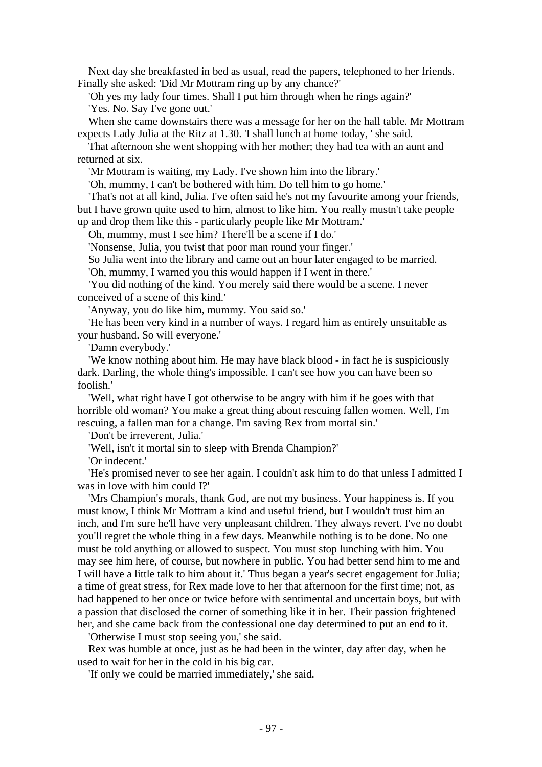Next day she breakfasted in bed as usual, read the papers, telephoned to her friends. Finally she asked: 'Did Mr Mottram ring up by any chance?'

'Oh yes my lady four times. Shall I put him through when he rings again?'

'Yes. No. Say I've gone out.'

When she came downstairs there was a message for her on the hall table. Mr Mottram expects Lady Julia at the Ritz at 1.30. 'I shall lunch at home today, ' she said.

That afternoon she went shopping with her mother; they had tea with an aunt and returned at six.

'Mr Mottram is waiting, my Lady. I've shown him into the library.'

'Oh, mummy, I can't be bothered with him. Do tell him to go home.'

'That's not at all kind, Julia. I've often said he's not my favourite among your friends, but I have grown quite used to him, almost to like him. You really mustn't take people up and drop them like this - particularly people like Mr Mottram.'

Oh, mummy, must I see him? There'll be a scene if I do.'

'Nonsense, Julia, you twist that poor man round your finger.'

So Julia went into the library and came out an hour later engaged to be married.

'Oh, mummy, I warned you this would happen if I went in there.'

'You did nothing of the kind. You merely said there would be a scene. I never conceived of a scene of this kind.'

'Anyway, you do like him, mummy. You said so.'

'He has been very kind in a number of ways. I regard him as entirely unsuitable as your husband. So will everyone.'

'Damn everybody.'

'We know nothing about him. He may have black blood - in fact he is suspiciously dark. Darling, the whole thing's impossible. I can't see how you can have been so foolish.'

'Well, what right have I got otherwise to be angry with him if he goes with that horrible old woman? You make a great thing about rescuing fallen women. Well, I'm rescuing, a fallen man for a change. I'm saving Rex from mortal sin.'

'Don't be irreverent, Julia.'

'Well, isn't it mortal sin to sleep with Brenda Champion?'

'Or indecent.'

'He's promised never to see her again. I couldn't ask him to do that unless I admitted I was in love with him could I?'

'Mrs Champion's morals, thank God, are not my business. Your happiness is. If you must know, I think Mr Mottram a kind and useful friend, but I wouldn't trust him an inch, and I'm sure he'll have very unpleasant children. They always revert. I've no doubt you'll regret the whole thing in a few days. Meanwhile nothing is to be done. No one must be told anything or allowed to suspect. You must stop lunching with him. You may see him here, of course, but nowhere in public. You had better send him to me and I will have a little talk to him about it.' Thus began a year's secret engagement for Julia; a time of great stress, for Rex made love to her that afternoon for the first time; not, as had happened to her once or twice before with sentimental and uncertain boys, but with a passion that disclosed the corner of something like it in her. Their passion frightened her, and she came back from the confessional one day determined to put an end to it.

'Otherwise I must stop seeing you,' she said.

Rex was humble at once, just as he had been in the winter, day after day, when he used to wait for her in the cold in his big car.

'If only we could be married immediately,' she said.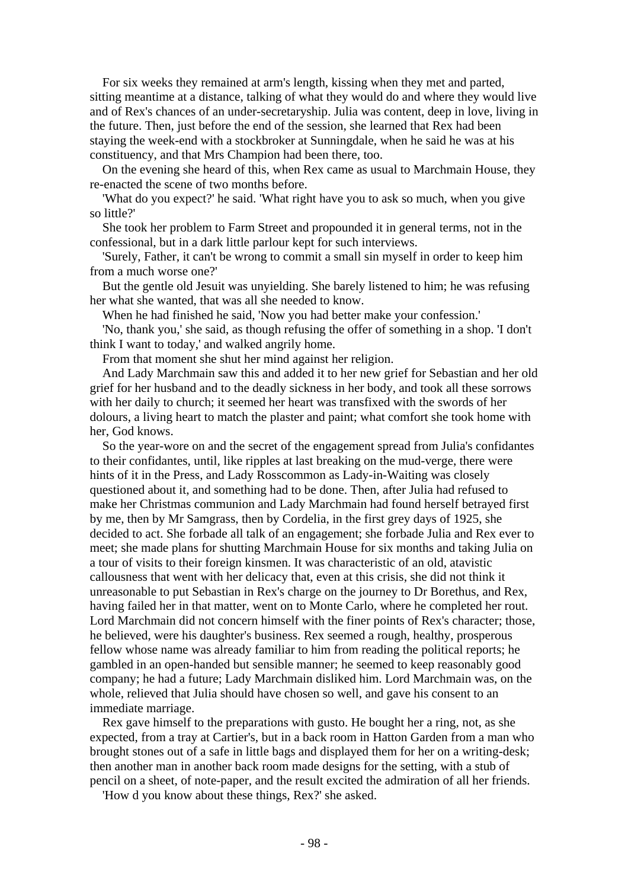For six weeks they remained at arm's length, kissing when they met and parted, sitting meantime at a distance, talking of what they would do and where they would live and of Rex's chances of an under-secretaryship. Julia was content, deep in love, living in the future. Then, just before the end of the session, she learned that Rex had been staying the week-end with a stockbroker at Sunningdale, when he said he was at his constituency, and that Mrs Champion had been there, too.

On the evening she heard of this, when Rex came as usual to Marchmain House, they re-enacted the scene of two months before.

'What do you expect?' he said. 'What right have you to ask so much, when you give so little?'

She took her problem to Farm Street and propounded it in general terms, not in the confessional, but in a dark little parlour kept for such interviews.

'Surely, Father, it can't be wrong to commit a small sin myself in order to keep him from a much worse one?'

But the gentle old Jesuit was unyielding. She barely listened to him; he was refusing her what she wanted, that was all she needed to know.

When he had finished he said, 'Now you had better make your confession.'

'No, thank you,' she said, as though refusing the offer of something in a shop. 'I don't think I want to today,' and walked angrily home.

From that moment she shut her mind against her religion.

And Lady Marchmain saw this and added it to her new grief for Sebastian and her old grief for her husband and to the deadly sickness in her body, and took all these sorrows with her daily to church; it seemed her heart was transfixed with the swords of her dolours, a living heart to match the plaster and paint; what comfort she took home with her, God knows.

So the year-wore on and the secret of the engagement spread from Julia's confidantes to their confidantes, until, like ripples at last breaking on the mud-verge, there were hints of it in the Press, and Lady Rosscommon as Lady-in-Waiting was closely questioned about it, and something had to be done. Then, after Julia had refused to make her Christmas communion and Lady Marchmain had found herself betrayed first by me, then by Mr Samgrass, then by Cordelia, in the first grey days of 1925, she decided to act. She forbade all talk of an engagement; she forbade Julia and Rex ever to meet; she made plans for shutting Marchmain House for six months and taking Julia on a tour of visits to their foreign kinsmen. It was characteristic of an old, atavistic callousness that went with her delicacy that, even at this crisis, she did not think it unreasonable to put Sebastian in Rex's charge on the journey to Dr Borethus, and Rex, having failed her in that matter, went on to Monte Carlo, where he completed her rout. Lord Marchmain did not concern himself with the finer points of Rex's character; those, he believed, were his daughter's business. Rex seemed a rough, healthy, prosperous fellow whose name was already familiar to him from reading the political reports; he gambled in an open-handed but sensible manner; he seemed to keep reasonably good company; he had a future; Lady Marchmain disliked him. Lord Marchmain was, on the whole, relieved that Julia should have chosen so well, and gave his consent to an immediate marriage.

Rex gave himself to the preparations with gusto. He bought her a ring, not, as she expected, from a tray at Cartier's, but in a back room in Hatton Garden from a man who brought stones out of a safe in little bags and displayed them for her on a writing-desk; then another man in another back room made designs for the setting, with a stub of pencil on a sheet, of note-paper, and the result excited the admiration of all her friends.

'How d you know about these things, Rex?' she asked.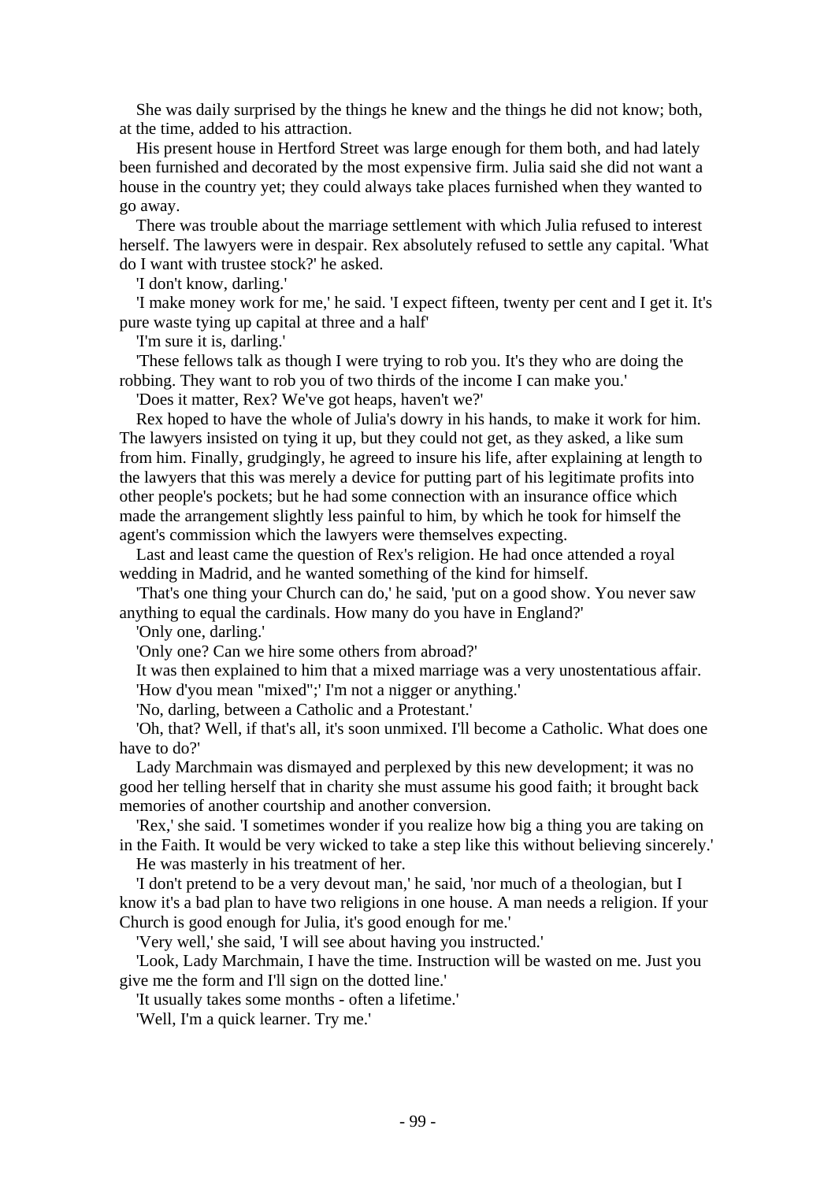She was daily surprised by the things he knew and the things he did not know; both, at the time, added to his attraction.

His present house in Hertford Street was large enough for them both, and had lately been furnished and decorated by the most expensive firm. Julia said she did not want a house in the country yet; they could always take places furnished when they wanted to go away.

There was trouble about the marriage settlement with which Julia refused to interest herself. The lawyers were in despair. Rex absolutely refused to settle any capital. 'What do I want with trustee stock?' he asked.

'I don't know, darling.'

'I make money work for me,' he said. 'I expect fifteen, twenty per cent and I get it. It's pure waste tying up capital at three and a half'

'I'm sure it is, darling.'

'These fellows talk as though I were trying to rob you. It's they who are doing the robbing. They want to rob you of two thirds of the income I can make you.'

'Does it matter, Rex? We've got heaps, haven't we?'

Rex hoped to have the whole of Julia's dowry in his hands, to make it work for him. The lawyers insisted on tying it up, but they could not get, as they asked, a like sum from him. Finally, grudgingly, he agreed to insure his life, after explaining at length to the lawyers that this was merely a device for putting part of his legitimate profits into other people's pockets; but he had some connection with an insurance office which made the arrangement slightly less painful to him, by which he took for himself the agent's commission which the lawyers were themselves expecting.

Last and least came the question of Rex's religion. He had once attended a royal wedding in Madrid, and he wanted something of the kind for himself.

'That's one thing your Church can do,' he said, 'put on a good show. You never saw anything to equal the cardinals. How many do you have in England?'

'Only one, darling.'

'Only one? Can we hire some others from abroad?'

It was then explained to him that a mixed marriage was a very unostentatious affair.

'How d'you mean "mixed";' I'm not a nigger or anything.'

'No, darling, between a Catholic and a Protestant.'

'Oh, that? Well, if that's all, it's soon unmixed. I'll become a Catholic. What does one have to do?'

Lady Marchmain was dismayed and perplexed by this new development; it was no good her telling herself that in charity she must assume his good faith; it brought back memories of another courtship and another conversion.

'Rex,' she said. 'I sometimes wonder if you realize how big a thing you are taking on in the Faith. It would be very wicked to take a step like this without believing sincerely.'

He was masterly in his treatment of her.

'I don't pretend to be a very devout man,' he said, 'nor much of a theologian, but I know it's a bad plan to have two religions in one house. A man needs a religion. If your Church is good enough for Julia, it's good enough for me.'

'Very well,' she said, 'I will see about having you instructed.'

'Look, Lady Marchmain, I have the time. Instruction will be wasted on me. Just you give me the form and I'll sign on the dotted line.'

'It usually takes some months - often a lifetime.'

'Well, I'm a quick learner. Try me.'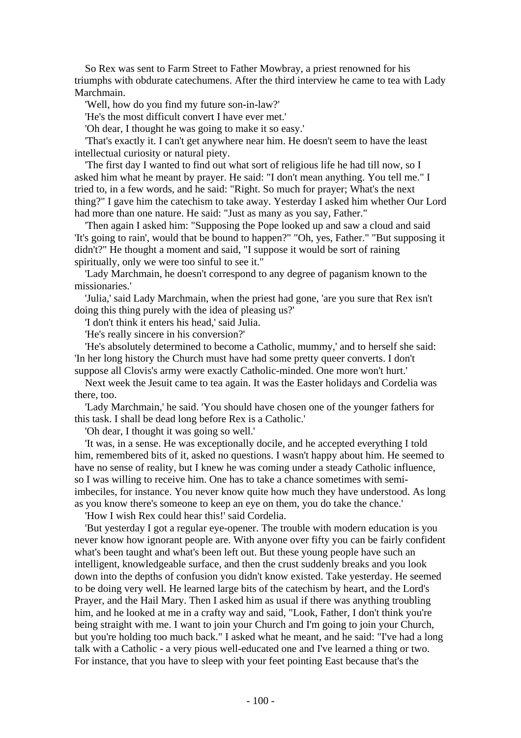So Rex was sent to Farm Street to Father Mowbray, a priest renowned for his triumphs with obdurate catechumens. After the third interview he came to tea with Lady Marchmain.

'Well, how do you find my future son-in-law?'

'He's the most difficult convert I have ever met.'

'Oh dear, I thought he was going to make it so easy.'

'That's exactly it. I can't get anywhere near him. He doesn't seem to have the least intellectual curiosity or natural piety.

'The first day I wanted to find out what sort of religious life he had till now, so I asked him what he meant by prayer. He said: "I don't mean anything. You tell me." I tried to, in a few words, and he said: "Right. So much for prayer; What's the next thing?" I gave him the catechism to take away. Yesterday I asked him whether Our Lord had more than one nature. He said: "Just as many as you say, Father."

'Then again I asked him: "Supposing the Pope looked up and saw a cloud and said 'It's going to rain', would that be bound to happen?" "Oh, yes, Father." "But supposing it didn't?" He thought a moment and said, "I suppose it would be sort of raining spiritually, only we were too sinful to see it."

'Lady Marchmain, he doesn't correspond to any degree of paganism known to the missionaries.'

'Julia,' said Lady Marchmain, when the priest had gone, 'are you sure that Rex isn't doing this thing purely with the idea of pleasing us?'

'I don't think it enters his head,' said Julia.

'He's really sincere in his conversion?'

'He's absolutely determined to become a Catholic, mummy,' and to herself she said: 'In her long history the Church must have had some pretty queer converts. I don't suppose all Clovis's army were exactly Catholic-minded. One more won't hurt.'

Next week the Jesuit came to tea again. It was the Easter holidays and Cordelia was there, too.

'Lady Marchmain,' he said. 'You should have chosen one of the younger fathers for this task. I shall be dead long before Rex is a Catholic.'

'Oh dear, I thought it was going so well.'

'It was, in a sense. He was exceptionally docile, and he accepted everything I told him, remembered bits of it, asked no questions. I wasn't happy about him. He seemed to have no sense of reality, but I knew he was coming under a steady Catholic influence, so I was willing to receive him. One has to take a chance sometimes with semi-imbeciles, for instance. You never know quite how much they have understood. As long as you know there's someone to keep an eye on them, you do take the chance.'

'How I wish Rex could hear this!' said Cordelia.

'But yesterday I got a regular eye-opener. The trouble with modern education is you never know how ignorant people are. With anyone over fifty you can be fairly confident what's been taught and what's been left out. But these young people have such an intelligent, knowledgeable surface, and then the crust suddenly breaks and you look down into the depths of confusion you didn't know existed. Take yesterday. He seemed to be doing very well. He learned large bits of the catechism by heart, and the Lord's Prayer, and the Hail Mary. Then I asked him as usual if there was anything troubling him, and he looked at me in a crafty way and said, "Look, Father, I don't think you're being straight with me. I want to join your Church and I'm going to join your Church, but you're holding too much back." I asked what he meant, and he said: "I've had a long talk with a Catholic - a very pious well-educated one and I've learned a thing or two. For instance, that you have to sleep with your feet pointing East because that's the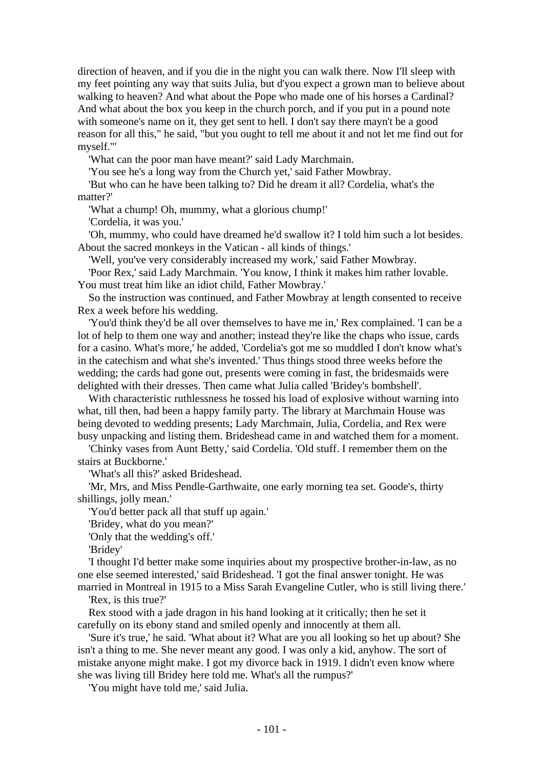direction of heaven, and if you die in the night you can walk there. Now I'll sleep with my feet pointing any way that suits Julia, but d'you expect a grown man to believe about walking to heaven? And what about the Pope who made one of his horses a Cardinal? And what about the box you keep in the church porch, and if you put in a pound note with someone's name on it, they get sent to hell. I don't say there mayn't be a good reason for all this," he said, "but you ought to tell me about it and not let me find out for myself."'

'What can the poor man have meant?' said Lady Marchmain.

'You see he's a long way from the Church yet,' said Father Mowbray.

'But who can he have been talking to? Did he dream it all? Cordelia, what's the matter?'

'What a chump! Oh, mummy, what a glorious chump!'

'Cordelia, it was you.'

'Oh, mummy, who could have dreamed he'd swallow it? I told him such a lot besides. About the sacred monkeys in the Vatican - all kinds of things.'

'Well, you've very considerably increased my work,' said Father Mowbray.

'Poor Rex,' said Lady Marchmain. 'You know, I think it makes him rather lovable. You must treat him like an idiot child, Father Mowbray.'

So the instruction was continued, and Father Mowbray at length consented to receive Rex a week before his wedding.

'You'd think they'd be all over themselves to have me in,' Rex complained. 'I can be a lot of help to them one way and another; instead they're like the chaps who issue, cards for a casino. What's more,' he added, 'Cordelia's got me so muddled I don't know what's in the catechism and what she's invented.' Thus things stood three weeks before the wedding; the cards had gone out, presents were coming in fast, the bridesmaids were delighted with their dresses. Then came what Julia called 'Bridey's bombshell'.

With characteristic ruthlessness he tossed his load of explosive without warning into what, till then, had been a happy family party. The library at Marchmain House was being devoted to wedding presents; Lady Marchmain, Julia, Cordelia, and Rex were busy unpacking and listing them. Brideshead came in and watched them for a moment.

'Chinky vases from Aunt Betty,' said Cordelia. 'Old stuff. I remember them on the stairs at Buckborne.'

'What's all this?' asked Brideshead.

'Mr, Mrs, and Miss Pendle-Garthwaite, one early morning tea set. Goode's, thirty shillings, jolly mean.'

'You'd better pack all that stuff up again.'

'Bridey, what do you mean?'

'Only that the wedding's off.'

'Bridey'

'I thought I'd better make some inquiries about my prospective brother-in-law, as no one else seemed interested,' said Brideshead. 'I got the final answer tonight. He was married in Montreal in 1915 to a Miss Sarah Evangeline Cutler, who is still living there.'

'Rex, is this true?'

Rex stood with a jade dragon in his hand looking at it critically; then he set it carefully on its ebony stand and smiled openly and innocently at them all.

'Sure it's true,' he said. 'What about it? What are you all looking so het up about? She isn't a thing to me. She never meant any good. I was only a kid, anyhow. The sort of mistake anyone might make. I got my divorce back in 1919. I didn't even know where she was living till Bridey here told me. What's all the rumpus?'

'You might have told me,' said Julia.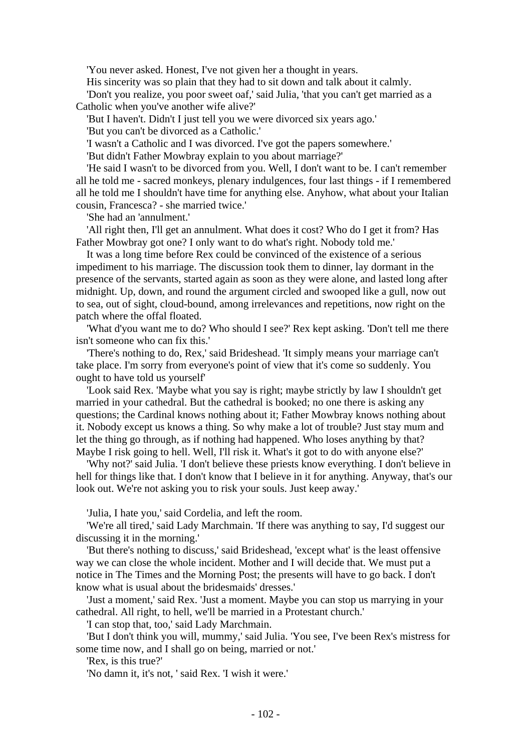'You never asked. Honest, I've not given her a thought in years.

His sincerity was so plain that they had to sit down and talk about it calmly.

'Don't you realize, you poor sweet oaf,' said Julia, 'that you can't get married as a Catholic when you've another wife alive?'

'But I haven't. Didn't I just tell you we were divorced six years ago.'

'But you can't be divorced as a Catholic.'

'I wasn't a Catholic and I was divorced. I've got the papers somewhere.'

'But didn't Father Mowbray explain to you about marriage?'

'He said I wasn't to be divorced from you. Well, I don't want to be. I can't remember all he told me - sacred monkeys, plenary indulgences, four last things - if I remembered all he told me I shouldn't have time for anything else. Anyhow, what about your Italian cousin, Francesca? - she married twice.'

'She had an 'annulment.'

'All right then, I'll get an annulment. What does it cost? Who do I get it from? Has Father Mowbray got one? I only want to do what's right. Nobody told me.'

It was a long time before Rex could be convinced of the existence of a serious impediment to his marriage. The discussion took them to dinner, lay dormant in the presence of the servants, started again as soon as they were alone, and lasted long after midnight. Up, down, and round the argument circled and swooped like a gull, now out to sea, out of sight, cloud-bound, among irrelevances and repetitions, now right on the patch where the offal floated.

'What d'you want me to do? Who should I see?' Rex kept asking. 'Don't tell me there isn't someone who can fix this.'

'There's nothing to do, Rex,' said Brideshead. 'It simply means your marriage can't take place. I'm sorry from everyone's point of view that it's come so suddenly. You ought to have told us yourself'

'Look said Rex. 'Maybe what you say is right; maybe strictly by law I shouldn't get married in your cathedral. But the cathedral is booked; no one there is asking any questions; the Cardinal knows nothing about it; Father Mowbray knows nothing about it. Nobody except us knows a thing. So why make a lot of trouble? Just stay mum and let the thing go through, as if nothing had happened. Who loses anything by that? Maybe I risk going to hell. Well, I'll risk it. What's it got to do with anyone else?'

'Why not?' said Julia. 'I don't believe these priests know everything. I don't believe in hell for things like that. I don't know that I believe in it for anything. Anyway, that's our look out. We're not asking you to risk your souls. Just keep away.'

'Julia, I hate you,' said Cordelia, and left the room.

'We're all tired,' said Lady Marchmain. 'If there was anything to say, I'd suggest our discussing it in the morning.'

'But there's nothing to discuss,' said Brideshead, 'except what' is the least offensive way we can close the whole incident. Mother and I will decide that. We must put a notice in The Times and the Morning Post; the presents will have to go back. I don't know what is usual about the bridesmaids' dresses.'

'Just a moment,' said Rex. 'Just a moment. Maybe you can stop us marrying in your cathedral. All right, to hell, we'll be married in a Protestant church.'

'I can stop that, too,' said Lady Marchmain.

'But I don't think you will, mummy,' said Julia. 'You see, I've been Rex's mistress for some time now, and I shall go on being, married or not.'

'Rex, is this true?'

'No damn it, it's not, ' said Rex. 'I wish it were.'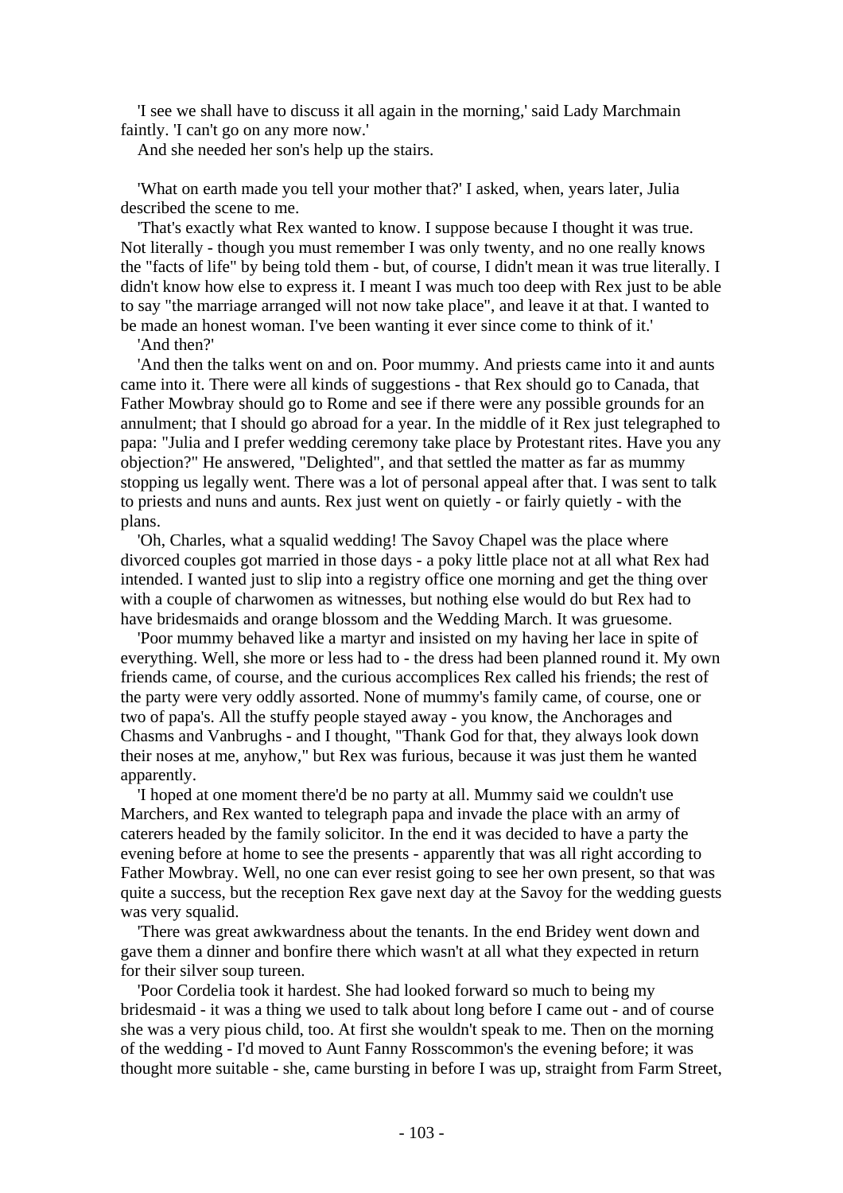'I see we shall have to discuss it all again in the morning,' said Lady Marchmain faintly. 'I can't go on any more now.'

And she needed her son's help up the stairs.

'What on earth made you tell your mother that?' I asked, when, years later, Julia described the scene to me.

'That's exactly what Rex wanted to know. I suppose because I thought it was true. Not literally - though you must remember I was only twenty, and no one really knows the "facts of life" by being told them - but, of course, I didn't mean it was true literally. I didn't know how else to express it. I meant I was much too deep with Rex just to be able to say "the marriage arranged will not now take place", and leave it at that. I wanted to be made an honest woman. I've been wanting it ever since come to think of it.'

'And then?'

'And then the talks went on and on. Poor mummy. And priests came into it and aunts came into it. There were all kinds of suggestions - that Rex should go to Canada, that Father Mowbray should go to Rome and see if there were any possible grounds for an annulment; that I should go abroad for a year. In the middle of it Rex just telegraphed to papa: "Julia and I prefer wedding ceremony take place by Protestant rites. Have you any objection?" He answered, "Delighted", and that settled the matter as far as mummy stopping us legally went. There was a lot of personal appeal after that. I was sent to talk to priests and nuns and aunts. Rex just went on quietly - or fairly quietly - with the plans.

'Oh, Charles, what a squalid wedding! The Savoy Chapel was the place where divorced couples got married in those days - a poky little place not at all what Rex had intended. I wanted just to slip into a registry office one morning and get the thing over with a couple of charwomen as witnesses, but nothing else would do but Rex had to have bridesmaids and orange blossom and the Wedding March. It was gruesome.

'Poor mummy behaved like a martyr and insisted on my having her lace in spite of everything. Well, she more or less had to - the dress had been planned round it. My own friends came, of course, and the curious accomplices Rex called his friends; the rest of the party were very oddly assorted. None of mummy's family came, of course, one or two of papa's. All the stuffy people stayed away - you know, the Anchorages and Chasms and Vanbrughs - and I thought, "Thank God for that, they always look down their noses at me, anyhow," but Rex was furious, because it was just them he wanted apparently.

'I hoped at one moment there'd be no party at all. Mummy said we couldn't use Marchers, and Rex wanted to telegraph papa and invade the place with an army of caterers headed by the family solicitor. In the end it was decided to have a party the evening before at home to see the presents - apparently that was all right according to Father Mowbray. Well, no one can ever resist going to see her own present, so that was quite a success, but the reception Rex gave next day at the Savoy for the wedding guests was very squalid.

'There was great awkwardness about the tenants. In the end Bridey went down and gave them a dinner and bonfire there which wasn't at all what they expected in return for their silver soup tureen.

'Poor Cordelia took it hardest. She had looked forward so much to being my bridesmaid - it was a thing we used to talk about long before I came out - and of course she was a very pious child, too. At first she wouldn't speak to me. Then on the morning of the wedding - I'd moved to Aunt Fanny Rosscommon's the evening before; it was thought more suitable - she, came bursting in before I was up, straight from Farm Street,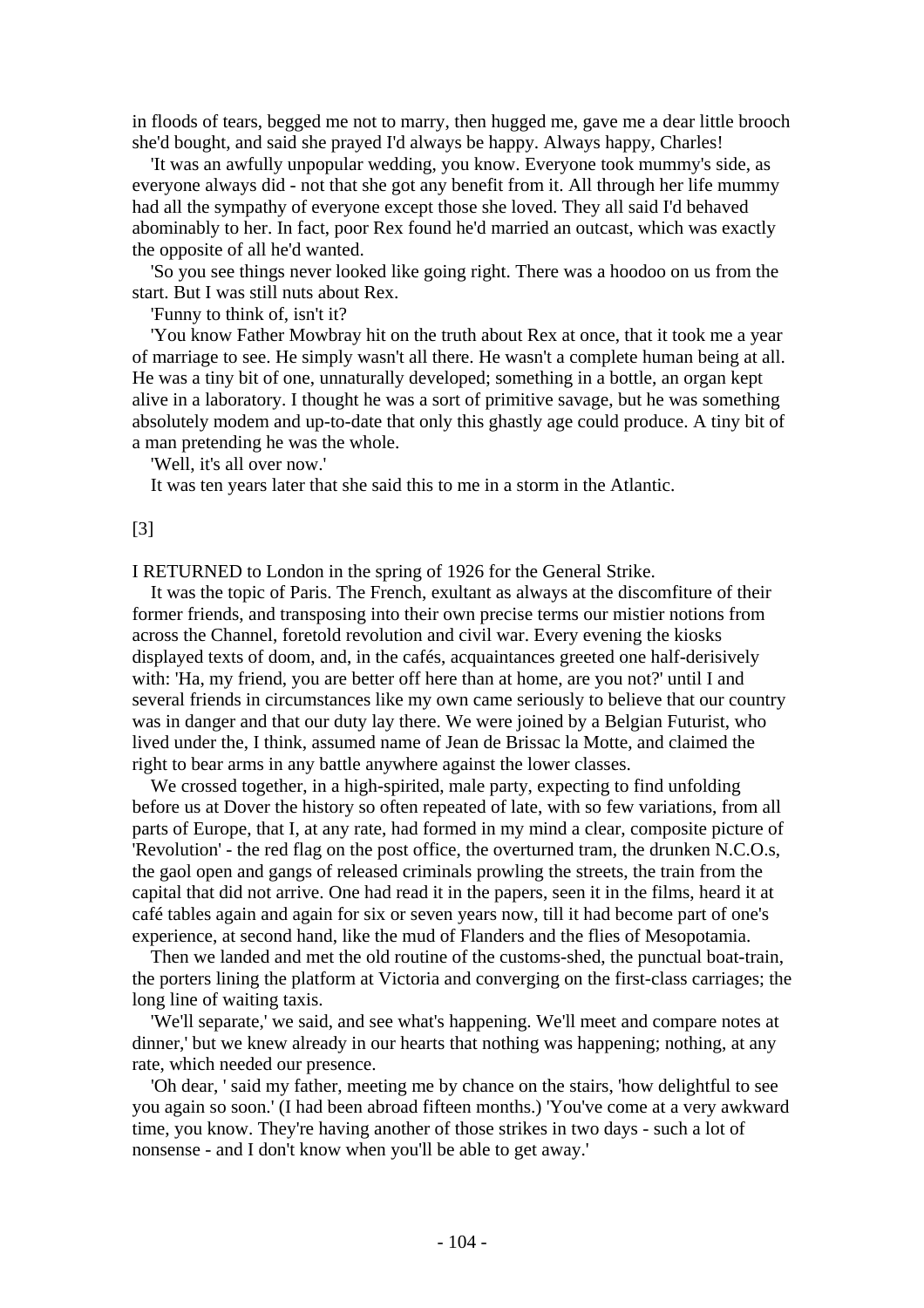in floods of tears, begged me not to marry, then hugged me, gave me a dear little brooch she'd bought, and said she prayed I'd always be happy. Always happy, Charles!

'It was an awfully unpopular wedding, you know. Everyone took mummy's side, as everyone always did - not that she got any benefit from it. All through her life mummy had all the sympathy of everyone except those she loved. They all said I'd behaved abominably to her. In fact, poor Rex found he'd married an outcast, which was exactly the opposite of all he'd wanted.

'So you see things never looked like going right. There was a hoodoo on us from the start. But I was still nuts about Rex.

'Funny to think of, isn't it?

'You know Father Mowbray hit on the truth about Rex at once, that it took me a year of marriage to see. He simply wasn't all there. He wasn't a complete human being at all. He was a tiny bit of one, unnaturally developed; something in a bottle, an organ kept alive in a laboratory. I thought he was a sort of primitive savage, but he was something absolutely modem and up-to-date that only this ghastly age could produce. A tiny bit of a man pretending he was the whole.

'Well, it's all over now.'

It was ten years later that she said this to me in a storm in the Atlantic.

[3]

I RETURNED to London in the spring of 1926 for the General Strike.

It was the topic of Paris. The French, exultant as always at the discomfiture of their former friends, and transposing into their own precise terms our mistier notions from across the Channel, foretold revolution and civil war. Every evening the kiosks displayed texts of doom, and, in the cafés, acquaintances greeted one half-derisively with: 'Ha, my friend, you are better off here than at home, are you not?' until I and several friends in circumstances like my own came seriously to believe that our country was in danger and that our duty lay there. We were joined by a Belgian Futurist, who lived under the, I think, assumed name of Jean de Brissac la Motte, and claimed the right to bear arms in any battle anywhere against the lower classes.

We crossed together, in a high-spirited, male party, expecting to find unfolding before us at Dover the history so often repeated of late, with so few variations, from all parts of Europe, that I, at any rate, had formed in my mind a clear, composite picture of 'Revolution' - the red flag on the post office, the overturned tram, the drunken N.C.O.s, the gaol open and gangs of released criminals prowling the streets, the train from the capital that did not arrive. One had read it in the papers, seen it in the films, heard it at café tables again and again for six or seven years now, till it had become part of one's experience, at second hand, like the mud of Flanders and the flies of Mesopotamia.

Then we landed and met the old routine of the customs-shed, the punctual boat-train, the porters lining the platform at Victoria and converging on the first-class carriages; the long line of waiting taxis.

'We'll separate,' we said, and see what's happening. We'll meet and compare notes at dinner,' but we knew already in our hearts that nothing was happening; nothing, at any rate, which needed our presence.

'Oh dear, ' said my father, meeting me by chance on the stairs, 'how delightful to see you again so soon.' (I had been abroad fifteen months.) 'You've come at a very awkward time, you know. They're having another of those strikes in two days - such a lot of nonsense - and I don't know when you'll be able to get away.'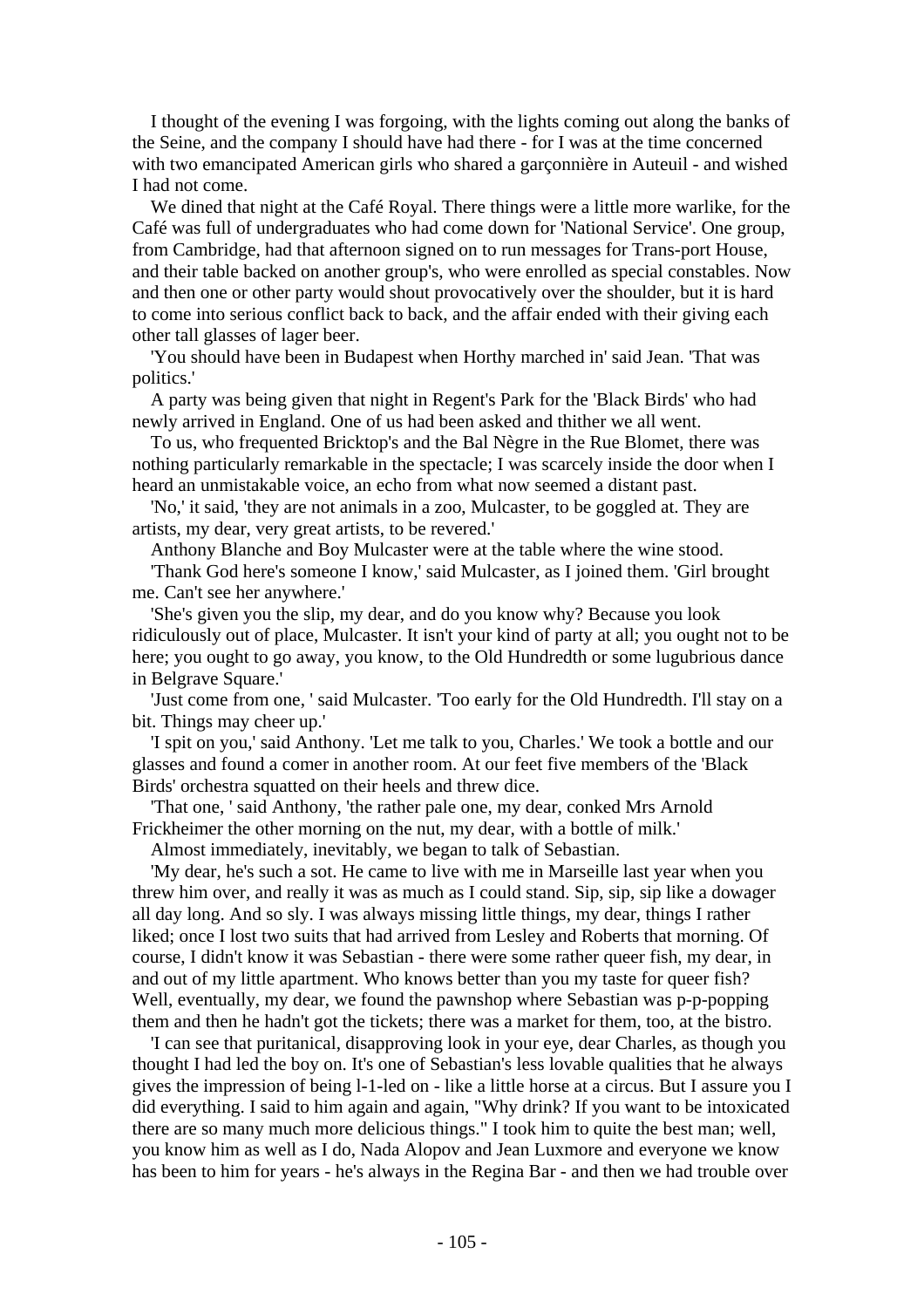I thought of the evening I was forgoing, with the lights coming out along the banks of the Seine, and the company I should have had there - for I was at the time concerned with two emancipated American girls who shared a garçonnière in Auteuil - and wished I had not come.

We dined that night at the Café Royal. There things were a little more warlike, for the Café was full of undergraduates who had come down for 'National Service'. One group, from Cambridge, had that afternoon signed on to run messages for Trans-port House, and their table backed on another group's, who were enrolled as special constables. Now and then one or other party would shout provocatively over the shoulder, but it is hard to come into serious conflict back to back, and the affair ended with their giving each other tall glasses of lager beer.

'You should have been in Budapest when Horthy marched in' said Jean. 'That was politics.'

A party was being given that night in Regent's Park for the 'Black Birds' who had newly arrived in England. One of us had been asked and thither we all went.

To us, who frequented Bricktop's and the Bal Nègre in the Rue Blomet, there was nothing particularly remarkable in the spectacle; I was scarcely inside the door when I heard an unmistakable voice, an echo from what now seemed a distant past.

'No,' it said, 'they are not animals in a zoo, Mulcaster, to be goggled at. They are artists, my dear, very great artists, to be revered.'

Anthony Blanche and Boy Mulcaster were at the table where the wine stood.

'Thank God here's someone I know,' said Mulcaster, as I joined them. 'Girl brought me. Can't see her anywhere.'

'She's given you the slip, my dear, and do you know why? Because you look ridiculously out of place, Mulcaster. It isn't your kind of party at all; you ought not to be here; you ought to go away, you know, to the Old Hundredth or some lugubrious dance in Belgrave Square.'

'Just come from one, ' said Mulcaster. 'Too early for the Old Hundredth. I'll stay on a bit. Things may cheer up.'

'I spit on you,' said Anthony. 'Let me talk to you, Charles.' We took a bottle and our glasses and found a comer in another room. At our feet five members of the 'Black Birds' orchestra squatted on their heels and threw dice.

'That one, ' said Anthony, 'the rather pale one, my dear, conked Mrs Arnold Frickheimer the other morning on the nut, my dear, with a bottle of milk.'

Almost immediately, inevitably, we began to talk of Sebastian.

'My dear, he's such a sot. He came to live with me in Marseille last year when you threw him over, and really it was as much as I could stand. Sip, sip, sip like a dowager all day long. And so sly. I was always missing little things, my dear, things I rather liked; once I lost two suits that had arrived from Lesley and Roberts that morning. Of course, I didn't know it was Sebastian - there were some rather queer fish, my dear, in and out of my little apartment. Who knows better than you my taste for queer fish? Well, eventually, my dear, we found the pawnshop where Sebastian was p-p-popping them and then he hadn't got the tickets; there was a market for them, too, at the bistro.

'I can see that puritanical, disapproving look in your eye, dear Charles, as though you thought I had led the boy on. It's one of Sebastian's less lovable qualities that he always gives the impression of being l-1-led on - like a little horse at a circus. But I assure you I did everything. I said to him again and again, "Why drink? If you want to be intoxicated there are so many much more delicious things." I took him to quite the best man; well, you know him as well as I do, Nada Alopov and Jean Luxmore and everyone we know has been to him for years - he's always in the Regina Bar - and then we had trouble over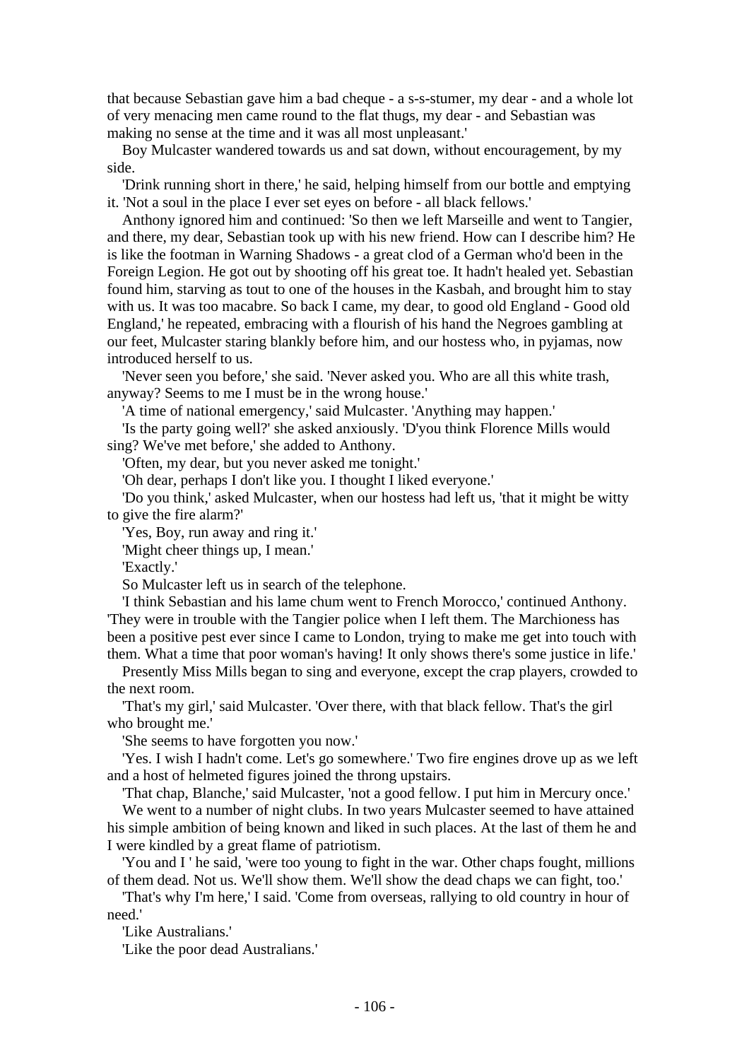that because Sebastian gave him a bad cheque - a s-s-stumer, my dear - and a whole lot of very menacing men came round to the flat thugs, my dear - and Sebastian was making no sense at the time and it was all most unpleasant.'

Boy Mulcaster wandered towards us and sat down, without encouragement, by my side.

'Drink running short in there,' he said, helping himself from our bottle and emptying it. 'Not a soul in the place I ever set eyes on before - all black fellows.'

Anthony ignored him and continued: 'So then we left Marseille and went to Tangier, and there, my dear, Sebastian took up with his new friend. How can I describe him? He is like the footman in Warning Shadows - a great clod of a German who'd been in the Foreign Legion. He got out by shooting off his great toe. It hadn't healed yet. Sebastian found him, starving as tout to one of the houses in the Kasbah, and brought him to stay with us. It was too macabre. So back I came, my dear, to good old England - Good old England,' he repeated, embracing with a flourish of his hand the Negroes gambling at our feet, Mulcaster staring blankly before him, and our hostess who, in pyjamas, now introduced herself to us.

'Never seen you before,' she said. 'Never asked you. Who are all this white trash, anyway? Seems to me I must be in the wrong house.'

'A time of national emergency,' said Mulcaster. 'Anything may happen.'

'Is the party going well?' she asked anxiously. 'D'you think Florence Mills would sing? We've met before,' she added to Anthony.

'Often, my dear, but you never asked me tonight.'

'Oh dear, perhaps I don't like you. I thought I liked everyone.'

'Do you think,' asked Mulcaster, when our hostess had left us, 'that it might be witty to give the fire alarm?'

'Yes, Boy, run away and ring it.'

'Might cheer things up, I mean.'

'Exactly.'

So Mulcaster left us in search of the telephone.

'I think Sebastian and his lame chum went to French Morocco,' continued Anthony. 'They were in trouble with the Tangier police when I left them. The Marchioness has been a positive pest ever since I came to London, trying to make me get into touch with them. What a time that poor woman's having! It only shows there's some justice in life.'

Presently Miss Mills began to sing and everyone, except the crap players, crowded to the next room.

'That's my girl,' said Mulcaster. 'Over there, with that black fellow. That's the girl who brought me.'

'She seems to have forgotten you now.'

'Yes. I wish I hadn't come. Let's go somewhere.' Two fire engines drove up as we left and a host of helmeted figures joined the throng upstairs.

'That chap, Blanche,' said Mulcaster, 'not a good fellow. I put him in Mercury once.'

We went to a number of night clubs. In two years Mulcaster seemed to have attained his simple ambition of being known and liked in such places. At the last of them he and I were kindled by a great flame of patriotism.

'You and I ' he said, 'were too young to fight in the war. Other chaps fought, millions of them dead. Not us. We'll show them. We'll show the dead chaps we can fight, too.'

'That's why I'm here,' I said. 'Come from overseas, rallying to old country in hour of need.'

'Like Australians.'

'Like the poor dead Australians.'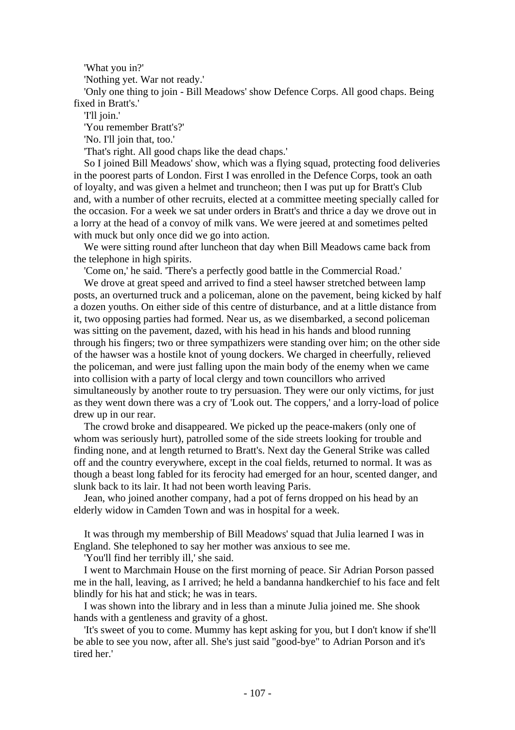'What you in?'

'Nothing yet. War not ready.'

'Only one thing to join - Bill Meadows' show Defence Corps. All good chaps. Being fixed in Bratt's.'

'I'll join.'

'You remember Bratt's?'

'No. I'll join that, too.'

'That's right. All good chaps like the dead chaps.'

So I joined Bill Meadows' show, which was a flying squad, protecting food deliveries in the poorest parts of London. First I was enrolled in the Defence Corps, took an oath of loyalty, and was given a helmet and truncheon; then I was put up for Bratt's Club and, with a number of other recruits, elected at a committee meeting specially called for the occasion. For a week we sat under orders in Bratt's and thrice a day we drove out in a lorry at the head of a convoy of milk vans. We were jeered at and sometimes pelted with muck but only once did we go into action.

We were sitting round after luncheon that day when Bill Meadows came back from the telephone in high spirits.

'Come on,' he said. 'There's a perfectly good battle in the Commercial Road.'

We drove at great speed and arrived to find a steel hawser stretched between lamp posts, an overturned truck and a policeman, alone on the pavement, being kicked by half a dozen youths. On either side of this centre of disturbance, and at a little distance from it, two opposing parties had formed. Near us, as we disembarked, a second policeman was sitting on the pavement, dazed, with his head in his hands and blood running through his fingers; two or three sympathizers were standing over him; on the other side of the hawser was a hostile knot of young dockers. We charged in cheerfully, relieved the policeman, and were just falling upon the main body of the enemy when we came into collision with a party of local clergy and town councillors who arrived simultaneously by another route to try persuasion. They were our only victims, for just as they went down there was a cry of 'Look out. The coppers,' and a lorry-load of police drew up in our rear.

The crowd broke and disappeared. We picked up the peace-makers (only one of whom was seriously hurt), patrolled some of the side streets looking for trouble and finding none, and at length returned to Bratt's. Next day the General Strike was called off and the country everywhere, except in the coal fields, returned to normal. It was as though a beast long fabled for its ferocity had emerged for an hour, scented danger, and slunk back to its lair. It had not been worth leaving Paris.

Jean, who joined another company, had a pot of ferns dropped on his head by an elderly widow in Camden Town and was in hospital for a week.

It was through my membership of Bill Meadows' squad that Julia learned I was in England. She telephoned to say her mother was anxious to see me.

'You'll find her terribly ill,' she said.

I went to Marchmain House on the first morning of peace. Sir Adrian Porson passed me in the hall, leaving, as I arrived; he held a bandanna handkerchief to his face and felt blindly for his hat and stick; he was in tears.

I was shown into the library and in less than a minute Julia joined me. She shook hands with a gentleness and gravity of a ghost.

'It's sweet of you to come. Mummy has kept asking for you, but I don't know if she'll be able to see you now, after all. She's just said "good-bye" to Adrian Porson and it's tired her.'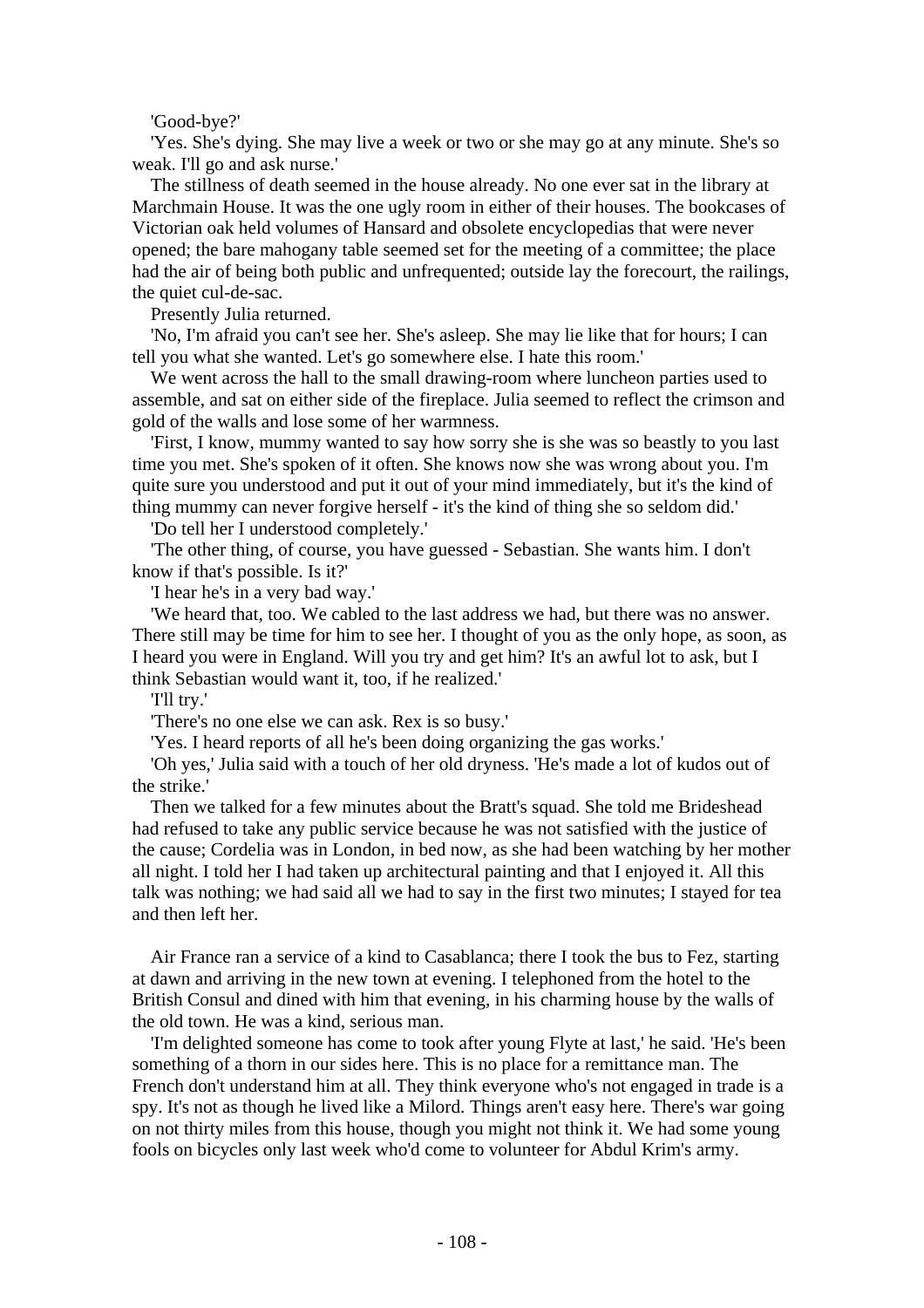'Good-bye?'

'Yes. She's dying. She may live a week or two or she may go at any minute. She's so weak. I'll go and ask nurse.'

The stillness of death seemed in the house already. No one ever sat in the library at Marchmain House. It was the one ugly room in either of their houses. The bookcases of Victorian oak held volumes of Hansard and obsolete encyclopedias that were never opened; the bare mahogany table seemed set for the meeting of a committee; the place had the air of being both public and unfrequented; outside lay the forecourt, the railings, the quiet cul-de-sac.

Presently Julia returned.

'No, I'm afraid you can't see her. She's asleep. She may lie like that for hours; I can tell you what she wanted. Let's go somewhere else. I hate this room.'

We went across the hall to the small drawing-room where luncheon parties used to assemble, and sat on either side of the fireplace. Julia seemed to reflect the crimson and gold of the walls and lose some of her warmness.

'First, I know, mummy wanted to say how sorry she is she was so beastly to you last time you met. She's spoken of it often. She knows now she was wrong about you. I'm quite sure you understood and put it out of your mind immediately, but it's the kind of thing mummy can never forgive herself - it's the kind of thing she so seldom did.'

'Do tell her I understood completely.'

'The other thing, of course, you have guessed - Sebastian. She wants him. I don't know if that's possible. Is it?'

'I hear he's in a very bad way.'

'We heard that, too. We cabled to the last address we had, but there was no answer. There still may be time for him to see her. I thought of you as the only hope, as soon, as I heard you were in England. Will you try and get him? It's an awful lot to ask, but I think Sebastian would want it, too, if he realized.'

'I'll try.'

'There's no one else we can ask. Rex is so busy.'

'Yes. I heard reports of all he's been doing organizing the gas works.'

'Oh yes,' Julia said with a touch of her old dryness. 'He's made a lot of kudos out of the strike.'

Then we talked for a few minutes about the Bratt's squad. She told me Brideshead had refused to take any public service because he was not satisfied with the justice of the cause; Cordelia was in London, in bed now, as she had been watching by her mother all night. I told her I had taken up architectural painting and that I enjoyed it. All this talk was nothing; we had said all we had to say in the first two minutes; I stayed for tea and then left her.

Air France ran a service of a kind to Casablanca; there I took the bus to Fez, starting at dawn and arriving in the new town at evening. I telephoned from the hotel to the British Consul and dined with him that evening, in his charming house by the walls of the old town. He was a kind, serious man.

'I'm delighted someone has come to took after young Flyte at last,' he said. 'He's been something of a thorn in our sides here. This is no place for a remittance man. The French don't understand him at all. They think everyone who's not engaged in trade is a spy. It's not as though he lived like a Milord. Things aren't easy here. There's war going on not thirty miles from this house, though you might not think it. We had some young fools on bicycles only last week who'd come to volunteer for Abdul Krim's army.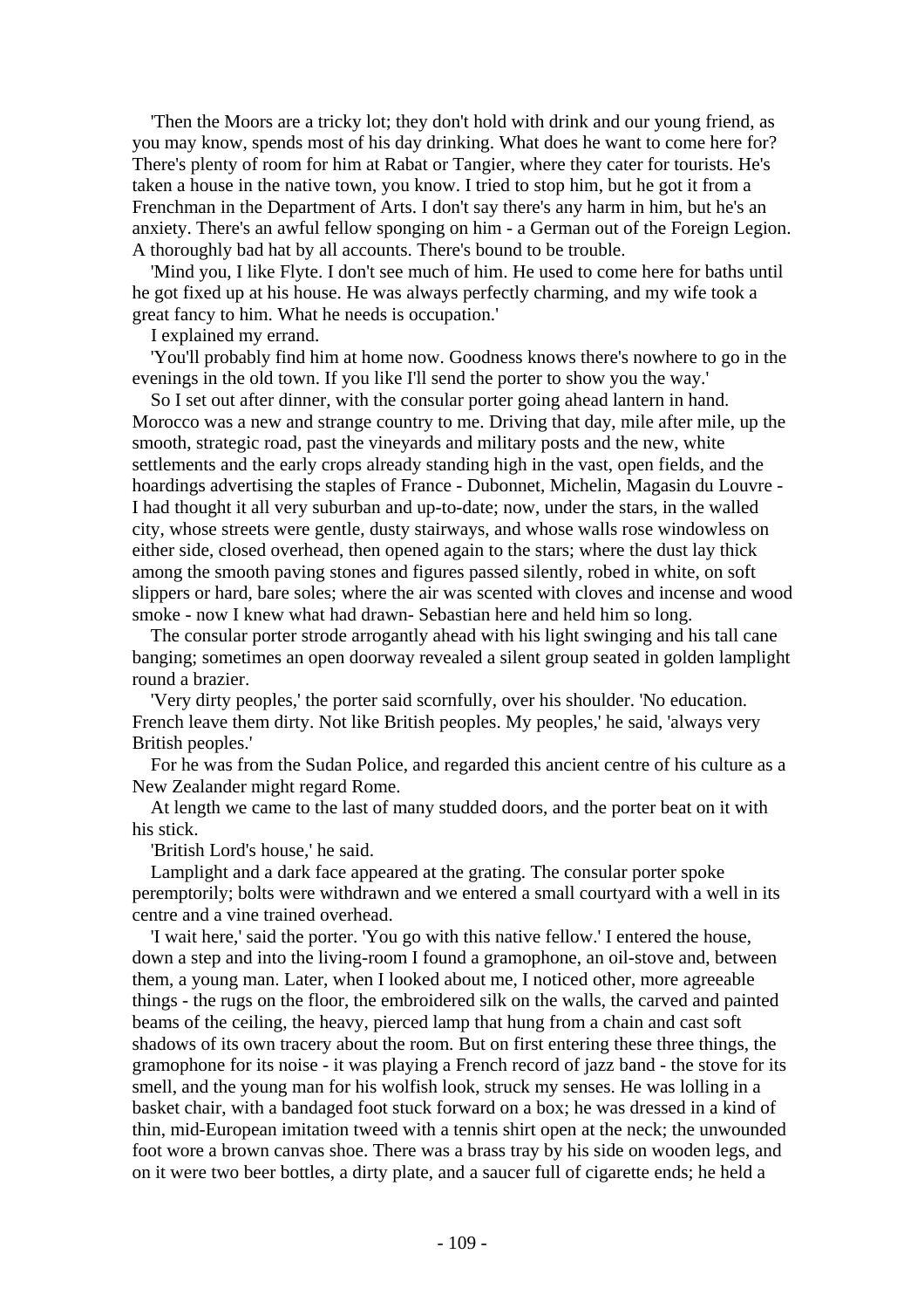'Then the Moors are a tricky lot; they don't hold with drink and our young friend, as you may know, spends most of his day drinking. What does he want to come here for? There's plenty of room for him at Rabat or Tangier, where they cater for tourists. He's taken a house in the native town, you know. I tried to stop him, but he got it from a Frenchman in the Department of Arts. I don't say there's any harm in him, but he's an anxiety. There's an awful fellow sponging on him - a German out of the Foreign Legion. A thoroughly bad hat by all accounts. There's bound to be trouble.

'Mind you, I like Flyte. I don't see much of him. He used to come here for baths until he got fixed up at his house. He was always perfectly charming, and my wife took a great fancy to him. What he needs is occupation.'

I explained my errand.

'You'll probably find him at home now. Goodness knows there's nowhere to go in the evenings in the old town. If you like I'll send the porter to show you the way.'

So I set out after dinner, with the consular porter going ahead lantern in hand. Morocco was a new and strange country to me. Driving that day, mile after mile, up the smooth, strategic road, past the vineyards and military posts and the new, white settlements and the early crops already standing high in the vast, open fields, and the hoardings advertising the staples of France - Dubonnet, Michelin, Magasin du Louvre - I had thought it all very suburban and up-to-date; now, under the stars, in the walled city, whose streets were gentle, dusty stairways, and whose walls rose windowless on either side, closed overhead, then opened again to the stars; where the dust lay thick among the smooth paving stones and figures passed silently, robed in white, on soft slippers or hard, bare soles; where the air was scented with cloves and incense and wood smoke - now I knew what had drawn- Sebastian here and held him so long.

The consular porter strode arrogantly ahead with his light swinging and his tall cane banging; sometimes an open doorway revealed a silent group seated in golden lamplight round a brazier.

'Very dirty peoples,' the porter said scornfully, over his shoulder. 'No education. French leave them dirty. Not like British peoples. My peoples,' he said, 'always very British peoples.'

For he was from the Sudan Police, and regarded this ancient centre of his culture as a New Zealander might regard Rome.

At length we came to the last of many studded doors, and the porter beat on it with his stick.

'British Lord's house,' he said.

Lamplight and a dark face appeared at the grating. The consular porter spoke peremptorily; bolts were withdrawn and we entered a small courtyard with a well in its centre and a vine trained overhead.

'I wait here,' said the porter. 'You go with this native fellow.' I entered the house, down a step and into the living-room I found a gramophone, an oil-stove and, between them, a young man. Later, when I looked about me, I noticed other, more agreeable things - the rugs on the floor, the embroidered silk on the walls, the carved and painted beams of the ceiling, the heavy, pierced lamp that hung from a chain and cast soft shadows of its own tracery about the room. But on first entering these three things, the gramophone for its noise - it was playing a French record of jazz band - the stove for its smell, and the young man for his wolfish look, struck my senses. He was lolling in a basket chair, with a bandaged foot stuck forward on a box; he was dressed in a kind of thin, mid-European imitation tweed with a tennis shirt open at the neck; the unwounded foot wore a brown canvas shoe. There was a brass tray by his side on wooden legs, and on it were two beer bottles, a dirty plate, and a saucer full of cigarette ends; he held a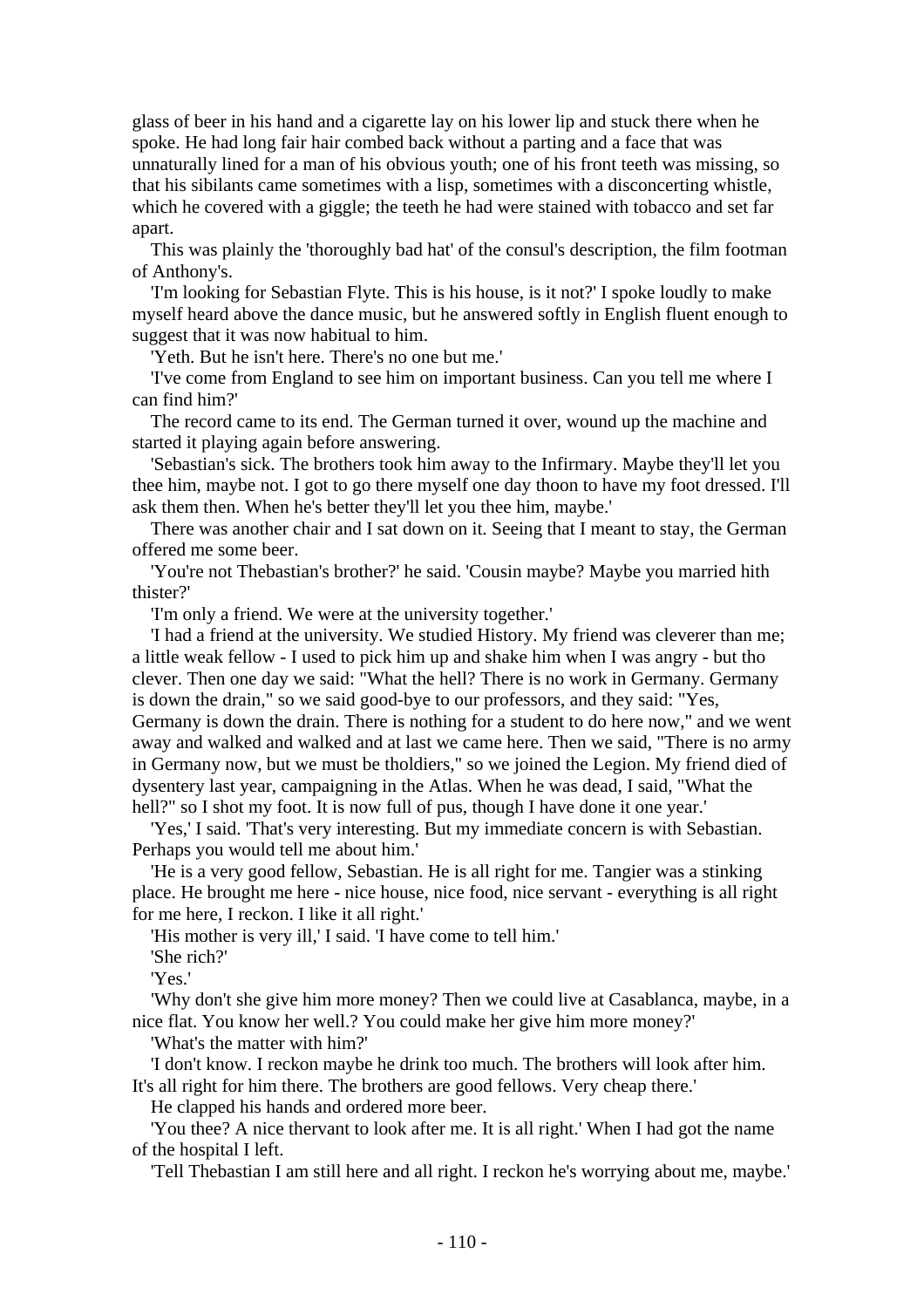glass of beer in his hand and a cigarette lay on his lower lip and stuck there when he spoke. He had long fair hair combed back without a parting and a face that was unnaturally lined for a man of his obvious youth; one of his front teeth was missing, so that his sibilants came sometimes with a lisp, sometimes with a disconcerting whistle, which he covered with a giggle; the teeth he had were stained with tobacco and set far apart.

This was plainly the 'thoroughly bad hat' of the consul's description, the film footman of Anthony's.

'I'm looking for Sebastian Flyte. This is his house, is it not?' I spoke loudly to make myself heard above the dance music, but he answered softly in English fluent enough to suggest that it was now habitual to him.

'Yeth. But he isn't here. There's no one but me.'

'I've come from England to see him on important business. Can you tell me where I can find him?'

The record came to its end. The German turned it over, wound up the machine and started it playing again before answering.

'Sebastian's sick. The brothers took him away to the Infirmary. Maybe they'll let you thee him, maybe not. I got to go there myself one day thoon to have my foot dressed. I'll ask them then. When he's better they'll let you thee him, maybe.'

There was another chair and I sat down on it. Seeing that I meant to stay, the German offered me some beer.

'You're not Thebastian's brother?' he said. 'Cousin maybe? Maybe you married hith thister?'

'I'm only a friend. We were at the university together.'

'I had a friend at the university. We studied History. My friend was cleverer than me; a little weak fellow - I used to pick him up and shake him when I was angry - but tho clever. Then one day we said: "What the hell? There is no work in Germany. Germany is down the drain," so we said good-bye to our professors, and they said: "Yes, Germany is down the drain. There is nothing for a student to do here now," and we went away and walked and walked and at last we came here. Then we said, "There is no army in Germany now, but we must be tholdiers," so we joined the Legion. My friend died of dysentery last year, campaigning in the Atlas. When he was dead, I said, "What the hell?" so I shot my foot. It is now full of pus, though I have done it one year.'

'Yes,' I said. 'That's very interesting. But my immediate concern is with Sebastian. Perhaps you would tell me about him.'

'He is a very good fellow, Sebastian. He is all right for me. Tangier was a stinking place. He brought me here - nice house, nice food, nice servant - everything is all right for me here, I reckon. I like it all right.'

'His mother is very ill,' I said. 'I have come to tell him.'

'She rich?'

'Yes.'

'Why don't she give him more money? Then we could live at Casablanca, maybe, in a nice flat. You know her well.? You could make her give him more money?'

'What's the matter with him?'

'I don't know. I reckon maybe he drink too much. The brothers will look after him. It's all right for him there. The brothers are good fellows. Very cheap there.'

He clapped his hands and ordered more beer.

'You thee? A nice thervant to look after me. It is all right.' When I had got the name of the hospital I left.

'Tell Thebastian I am still here and all right. I reckon he's worrying about me, maybe.'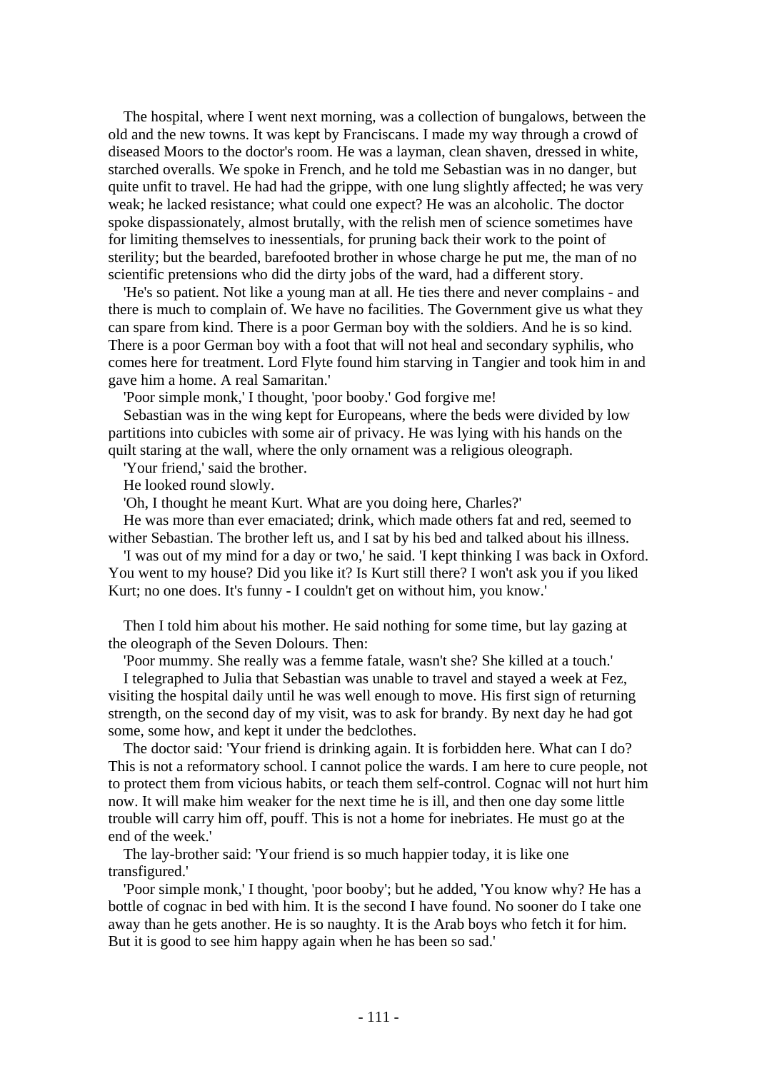The hospital, where I went next morning, was a collection of bungalows, between the old and the new towns. It was kept by Franciscans. I made my way through a crowd of diseased Moors to the doctor's room. He was a layman, clean shaven, dressed in white, starched overalls. We spoke in French, and he told me Sebastian was in no danger, but quite unfit to travel. He had had the grippe, with one lung slightly affected; he was very weak; he lacked resistance; what could one expect? He was an alcoholic. The doctor spoke dispassionately, almost brutally, with the relish men of science sometimes have for limiting themselves to inessentials, for pruning back their work to the point of sterility; but the bearded, barefooted brother in whose charge he put me, the man of no scientific pretensions who did the dirty jobs of the ward, had a different story.

'He's so patient. Not like a young man at all. He ties there and never complains - and there is much to complain of. We have no facilities. The Government give us what they can spare from kind. There is a poor German boy with the soldiers. And he is so kind. There is a poor German boy with a foot that will not heal and secondary syphilis, who comes here for treatment. Lord Flyte found him starving in Tangier and took him in and gave him a home. A real Samaritan.'

'Poor simple monk,' I thought, 'poor booby.' God forgive me!

Sebastian was in the wing kept for Europeans, where the beds were divided by low partitions into cubicles with some air of privacy. He was lying with his hands on the quilt staring at the wall, where the only ornament was a religious oleograph.

'Your friend,' said the brother.

He looked round slowly.

'Oh, I thought he meant Kurt. What are you doing here, Charles?'

He was more than ever emaciated; drink, which made others fat and red, seemed to wither Sebastian. The brother left us, and I sat by his bed and talked about his illness.

'I was out of my mind for a day or two,' he said. 'I kept thinking I was back in Oxford. You went to my house? Did you like it? Is Kurt still there? I won't ask you if you liked Kurt; no one does. It's funny - I couldn't get on without him, you know.'

Then I told him about his mother. He said nothing for some time, but lay gazing at the oleograph of the Seven Dolours. Then:

'Poor mummy. She really was a femme fatale, wasn't she? She killed at a touch.'

I telegraphed to Julia that Sebastian was unable to travel and stayed a week at Fez, visiting the hospital daily until he was well enough to move. His first sign of returning strength, on the second day of my visit, was to ask for brandy. By next day he had got some, some how, and kept it under the bedclothes.

The doctor said: 'Your friend is drinking again. It is forbidden here. What can I do? This is not a reformatory school. I cannot police the wards. I am here to cure people, not to protect them from vicious habits, or teach them self-control. Cognac will not hurt him now. It will make him weaker for the next time he is ill, and then one day some little trouble will carry him off, pouff. This is not a home for inebriates. He must go at the end of the week.'

The lay-brother said: 'Your friend is so much happier today, it is like one transfigured.'

'Poor simple monk,' I thought, 'poor booby'; but he added, 'You know why? He has a bottle of cognac in bed with him. It is the second I have found. No sooner do I take one away than he gets another. He is so naughty. It is the Arab boys who fetch it for him. But it is good to see him happy again when he has been so sad.'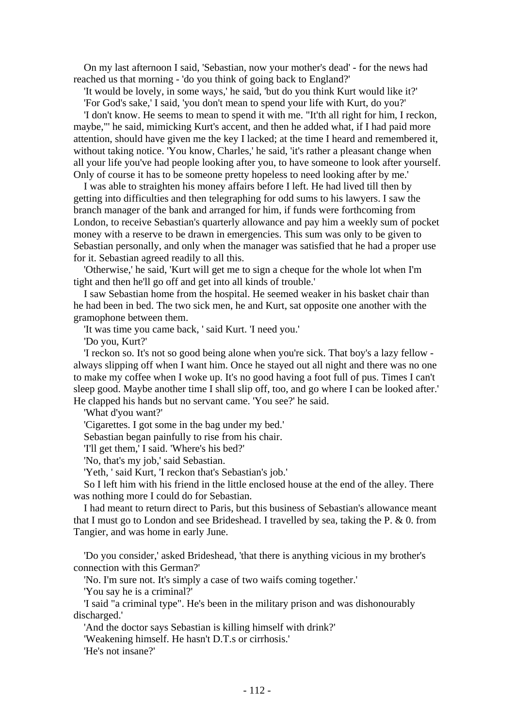On my last afternoon I said, 'Sebastian, now your mother's dead' - for the news had reached us that morning - 'do you think of going back to England?'

'It would be lovely, in some ways,' he said, 'but do you think Kurt would like it?'

'For God's sake,' I said, 'you don't mean to spend your life with Kurt, do you?'

'I don't know. He seems to mean to spend it with me. "It'th all right for him, I reckon, maybe,"' he said, mimicking Kurt's accent, and then he added what, if I had paid more attention, should have given me the key I lacked; at the time I heard and remembered it, without taking notice. 'You know, Charles,' he said, 'it's rather a pleasant change when all your life you've had people looking after you, to have someone to look after yourself. Only of course it has to be someone pretty hopeless to need looking after by me.'

I was able to straighten his money affairs before I left. He had lived till then by getting into difficulties and then telegraphing for odd sums to his lawyers. I saw the branch manager of the bank and arranged for him, if funds were forthcoming from London, to receive Sebastian's quarterly allowance and pay him a weekly sum of pocket money with a reserve to be drawn in emergencies. This sum was only to be given to Sebastian personally, and only when the manager was satisfied that he had a proper use for it. Sebastian agreed readily to all this.

'Otherwise,' he said, 'Kurt will get me to sign a cheque for the whole lot when I'm tight and then he'll go off and get into all kinds of trouble.'

I saw Sebastian home from the hospital. He seemed weaker in his basket chair than he had been in bed. The two sick men, he and Kurt, sat opposite one another with the gramophone between them.

'It was time you came back, ' said Kurt. 'I need you.'

'Do you, Kurt?'

'I reckon so. It's not so good being alone when you're sick. That boy's a lazy fellow - always slipping off when I want him. Once he stayed out all night and there was no one to make my coffee when I woke up. It's no good having a foot full of pus. Times I can't sleep good. Maybe another time I shall slip off, too, and go where I can be looked after.' He clapped his hands but no servant came. 'You see?' he said.

'What d'you want?'

'Cigarettes. I got some in the bag under my bed.'

Sebastian began painfully to rise from his chair.

'I'll get them,' I said. 'Where's his bed?'

'No, that's my job,' said Sebastian.

'Yeth, ' said Kurt, 'I reckon that's Sebastian's job.'

So I left him with his friend in the little enclosed house at the end of the alley. There was nothing more I could do for Sebastian.

I had meant to return direct to Paris, but this business of Sebastian's allowance meant that I must go to London and see Brideshead. I travelled by sea, taking the P. & 0. from Tangier, and was home in early June.

'Do you consider,' asked Brideshead, 'that there is anything vicious in my brother's connection with this German?'

'No. I'm sure not. It's simply a case of two waifs coming together.'

'You say he is a criminal?'

'I said "a criminal type". He's been in the military prison and was dishonourably discharged.'

'And the doctor says Sebastian is killing himself with drink?'

'Weakening himself. He hasn't D.T.s or cirrhosis.'

'He's not insane?'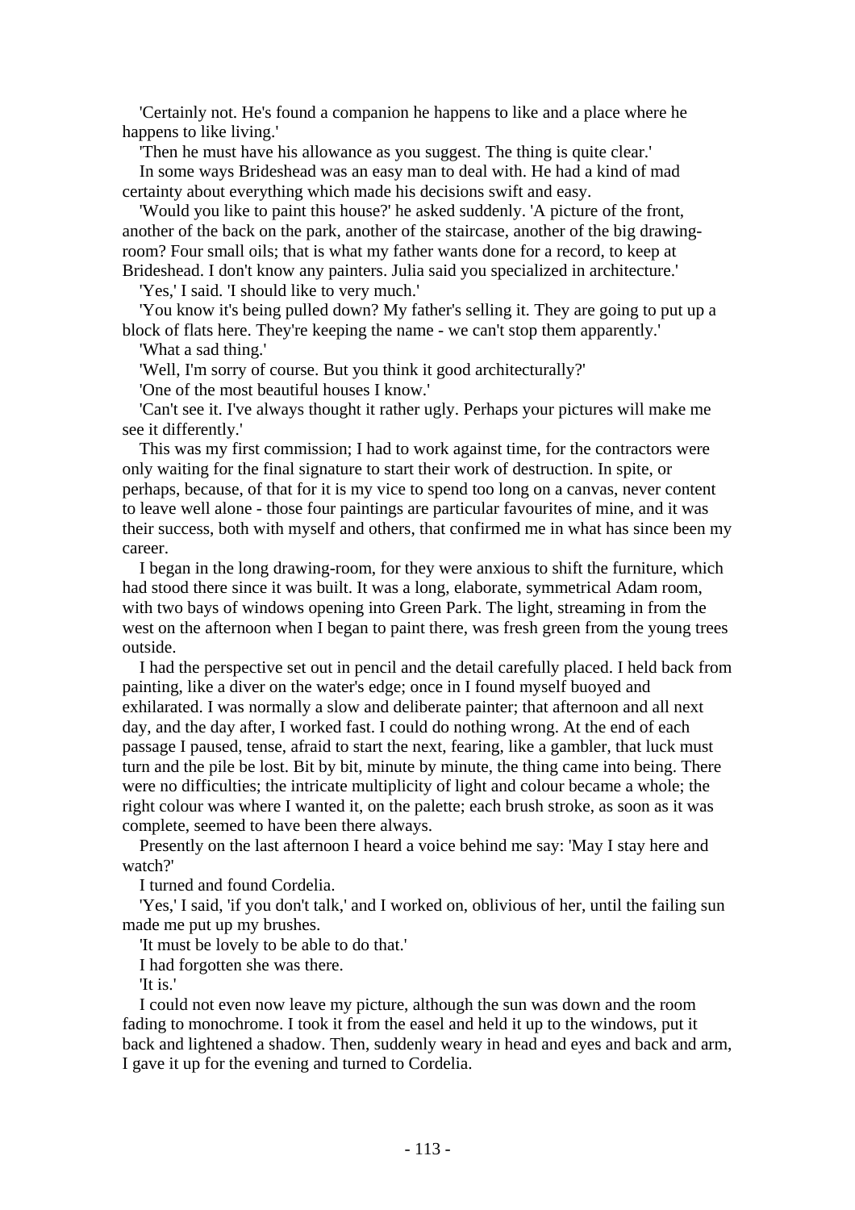'Certainly not. He's found a companion he happens to like and a place where he happens to like living.'

'Then he must have his allowance as you suggest. The thing is quite clear.'

In some ways Brideshead was an easy man to deal with. He had a kind of mad certainty about everything which made his decisions swift and easy.

'Would you like to paint this house?' he asked suddenly. 'A picture of the front, another of the back on the park, another of the staircase, another of the big drawing-room? Four small oils; that is what my father wants done for a record, to keep at Brideshead. I don't know any painters. Julia said you specialized in architecture.'

'Yes,' I said. 'I should like to very much.'

'You know it's being pulled down? My father's selling it. They are going to put up a block of flats here. They're keeping the name - we can't stop them apparently.'

'What a sad thing.'

'Well, I'm sorry of course. But you think it good architecturally?'

'One of the most beautiful houses I know.'

'Can't see it. I've always thought it rather ugly. Perhaps your pictures will make me see it differently.'

This was my first commission; I had to work against time, for the contractors were only waiting for the final signature to start their work of destruction. In spite, or perhaps, because, of that for it is my vice to spend too long on a canvas, never content to leave well alone - those four paintings are particular favourites of mine, and it was their success, both with myself and others, that confirmed me in what has since been my career.

I began in the long drawing-room, for they were anxious to shift the furniture, which had stood there since it was built. It was a long, elaborate, symmetrical Adam room, with two bays of windows opening into Green Park. The light, streaming in from the west on the afternoon when I began to paint there, was fresh green from the young trees outside.

I had the perspective set out in pencil and the detail carefully placed. I held back from painting, like a diver on the water's edge; once in I found myself buoyed and exhilarated. I was normally a slow and deliberate painter; that afternoon and all next day, and the day after, I worked fast. I could do nothing wrong. At the end of each passage I paused, tense, afraid to start the next, fearing, like a gambler, that luck must turn and the pile be lost. Bit by bit, minute by minute, the thing came into being. There were no difficulties; the intricate multiplicity of light and colour became a whole; the right colour was where I wanted it, on the palette; each brush stroke, as soon as it was complete, seemed to have been there always.

Presently on the last afternoon I heard a voice behind me say: 'May I stay here and watch?'

I turned and found Cordelia.

'Yes,' I said, 'if you don't talk,' and I worked on, oblivious of her, until the failing sun made me put up my brushes.

'It must be lovely to be able to do that.'

I had forgotten she was there.

'It is.'

I could not even now leave my picture, although the sun was down and the room fading to monochrome. I took it from the easel and held it up to the windows, put it back and lightened a shadow. Then, suddenly weary in head and eyes and back and arm, I gave it up for the evening and turned to Cordelia.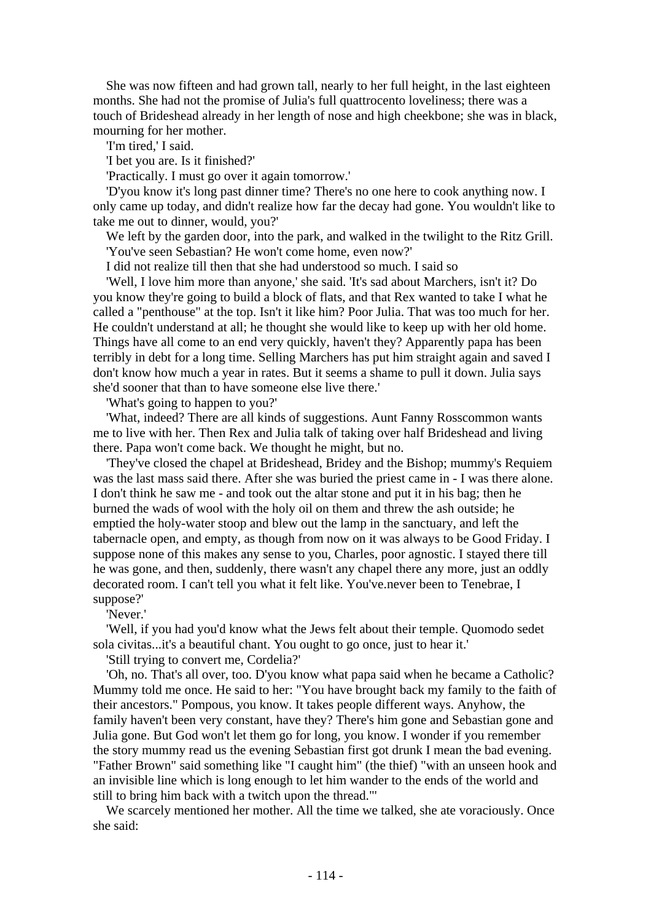She was now fifteen and had grown tall, nearly to her full height, in the last eighteen months. She had not the promise of Julia's full quattrocento loveliness; there was a touch of Brideshead already in her length of nose and high cheekbone; she was in black, mourning for her mother.

'I'm tired,' I said.

'I bet you are. Is it finished?'

'Practically. I must go over it again tomorrow.'

'D'you know it's long past dinner time? There's no one here to cook anything now. I only came up today, and didn't realize how far the decay had gone. You wouldn't like to take me out to dinner, would, you?'

We left by the garden door, into the park, and walked in the twilight to the Ritz Grill.

'You've seen Sebastian? He won't come home, even now?'

I did not realize till then that she had understood so much. I said so

'Well, I love him more than anyone,' she said. 'It's sad about Marchers, isn't it? Do you know they're going to build a block of flats, and that Rex wanted to take I what he called a "penthouse" at the top. Isn't it like him? Poor Julia. That was too much for her. He couldn't understand at all; he thought she would like to keep up with her old home. Things have all come to an end very quickly, haven't they? Apparently papa has been terribly in debt for a long time. Selling Marchers has put him straight again and saved I don't know how much a year in rates. But it seems a shame to pull it down. Julia says she'd sooner that than to have someone else live there.'

'What's going to happen to you?'

'What, indeed? There are all kinds of suggestions. Aunt Fanny Rosscommon wants me to live with her. Then Rex and Julia talk of taking over half Brideshead and living there. Papa won't come back. We thought he might, but no.

'They've closed the chapel at Brideshead, Bridey and the Bishop; mummy's Requiem was the last mass said there. After she was buried the priest came in - I was there alone. I don't think he saw me - and took out the altar stone and put it in his bag; then he burned the wads of wool with the holy oil on them and threw the ash outside; he emptied the holy-water stoop and blew out the lamp in the sanctuary, and left the tabernacle open, and empty, as though from now on it was always to be Good Friday. I suppose none of this makes any sense to you, Charles, poor agnostic. I stayed there till he was gone, and then, suddenly, there wasn't any chapel there any more, just an oddly decorated room. I can't tell you what it felt like. You've.never been to Tenebrae, I suppose?'

'Never.'

'Well, if you had you'd know what the Jews felt about their temple. Quomodo sedet sola civitas...it's a beautiful chant. You ought to go once, just to hear it.'

'Still trying to convert me, Cordelia?'

'Oh, no. That's all over, too. D'you know what papa said when he became a Catholic? Mummy told me once. He said to her: "You have brought back my family to the faith of their ancestors." Pompous, you know. It takes people different ways. Anyhow, the family haven't been very constant, have they? There's him gone and Sebastian gone and Julia gone. But God won't let them go for long, you know. I wonder if you remember the story mummy read us the evening Sebastian first got drunk I mean the bad evening. "Father Brown" said something like "I caught him" (the thief) "with an unseen hook and an invisible line which is long enough to let him wander to the ends of the world and still to bring him back with a twitch upon the thread."'

We scarcely mentioned her mother. All the time we talked, she ate voraciously. Once she said: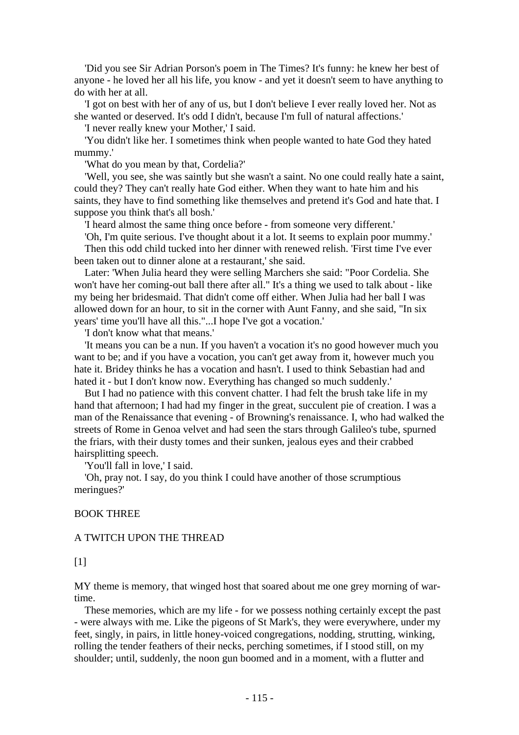'Did you see Sir Adrian Porson's poem in The Times? It's funny: he knew her best of anyone - he loved her all his life, you know - and yet it doesn't seem to have anything to do with her at all.

'I got on best with her of any of us, but I don't believe I ever really loved her. Not as she wanted or deserved. It's odd I didn't, because I'm full of natural affections.'

'I never really knew your Mother,' I said.

'You didn't like her. I sometimes think when people wanted to hate God they hated mummy.'

'What do you mean by that, Cordelia?'

'Well, you see, she was saintly but she wasn't a saint. No one could really hate a saint, could they? They can't really hate God either. When they want to hate him and his saints, they have to find something like themselves and pretend it's God and hate that. I suppose you think that's all bosh.'

'I heard almost the same thing once before - from someone very different.'

'Oh, I'm quite serious. I've thought about it a lot. It seems to explain poor mummy.'

Then this odd child tucked into her dinner with renewed relish. 'First time I've ever been taken out to dinner alone at a restaurant,' she said.

Later: 'When Julia heard they were selling Marchers she said: "Poor Cordelia. She won't have her coming-out ball there after all." It's a thing we used to talk about - like my being her bridesmaid. That didn't come off either. When Julia had her ball I was allowed down for an hour, to sit in the corner with Aunt Fanny, and she said, "In six years' time you'll have all this."...I hope I've got a vocation.'

'I don't know what that means.'

'It means you can be a nun. If you haven't a vocation it's no good however much you want to be; and if you have a vocation, you can't get away from it, however much you hate it. Bridey thinks he has a vocation and hasn't. I used to think Sebastian had and hated it - but I don't know now. Everything has changed so much suddenly.'

But I had no patience with this convent chatter. I had felt the brush take life in my hand that afternoon; I had had my finger in the great, succulent pie of creation. I was a man of the Renaissance that evening - of Browning's renaissance. I, who had walked the streets of Rome in Genoa velvet and had seen the stars through Galileo's tube, spurned the friars, with their dusty tomes and their sunken, jealous eyes and their crabbed hairsplitting speech.

'You'll fall in love,' I said.

'Oh, pray not. I say, do you think I could have another of those scrumptious meringues?'

# BOOK THREE

## A TWITCH UPON THE THREAD

### [1]

MY theme is memory, that winged host that soared about me one grey morning of war-time.

These memories, which are my life - for we possess nothing certainly except the past - were always with me. Like the pigeons of St Mark's, they were everywhere, under my feet, singly, in pairs, in little honey-voiced congregations, nodding, strutting, winking, rolling the tender feathers of their necks, perching sometimes, if I stood still, on my shoulder; until, suddenly, the noon gun boomed and in a moment, with a flutter and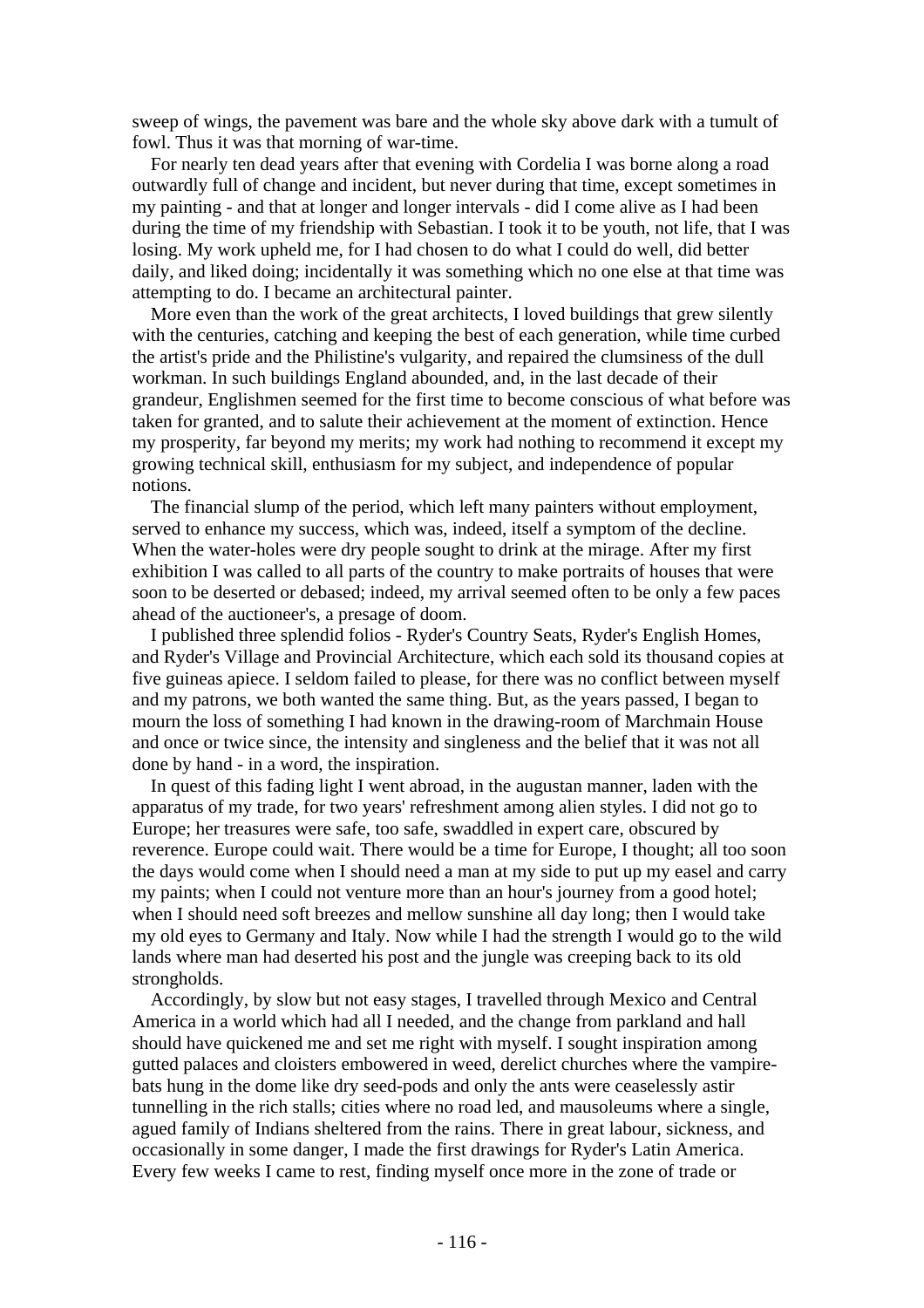sweep of wings, the pavement was bare and the whole sky above dark with a tumult of fowl. Thus it was that morning of war-time.

For nearly ten dead years after that evening with Cordelia I was borne along a road outwardly full of change and incident, but never during that time, except sometimes in my painting - and that at longer and longer intervals - did I come alive as I had been during the time of my friendship with Sebastian. I took it to be youth, not life, that I was losing. My work upheld me, for I had chosen to do what I could do well, did better daily, and liked doing; incidentally it was something which no one else at that time was attempting to do. I became an architectural painter.

More even than the work of the great architects, I loved buildings that grew silently with the centuries, catching and keeping the best of each generation, while time curbed the artist's pride and the Philistine's vulgarity, and repaired the clumsiness of the dull workman. In such buildings England abounded, and, in the last decade of their grandeur, Englishmen seemed for the first time to become conscious of what before was taken for granted, and to salute their achievement at the moment of extinction. Hence my prosperity, far beyond my merits; my work had nothing to recommend it except my growing technical skill, enthusiasm for my subject, and independence of popular notions.

The financial slump of the period, which left many painters without employment, served to enhance my success, which was, indeed, itself a symptom of the decline. When the water-holes were dry people sought to drink at the mirage. After my first exhibition I was called to all parts of the country to make portraits of houses that were soon to be deserted or debased; indeed, my arrival seemed often to be only a few paces ahead of the auctioneer's, a presage of doom.

I published three splendid folios - Ryder's Country Seats, Ryder's English Homes, and Ryder's Village and Provincial Architecture, which each sold its thousand copies at five guineas apiece. I seldom failed to please, for there was no conflict between myself and my patrons, we both wanted the same thing. But, as the years passed, I began to mourn the loss of something I had known in the drawing-room of Marchmain House and once or twice since, the intensity and singleness and the belief that it was not all done by hand - in a word, the inspiration.

In quest of this fading light I went abroad, in the augustan manner, laden with the apparatus of my trade, for two years' refreshment among alien styles. I did not go to Europe; her treasures were safe, too safe, swaddled in expert care, obscured by reverence. Europe could wait. There would be a time for Europe, I thought; all too soon the days would come when I should need a man at my side to put up my easel and carry my paints; when I could not venture more than an hour's journey from a good hotel; when I should need soft breezes and mellow sunshine all day long; then I would take my old eyes to Germany and Italy. Now while I had the strength I would go to the wild lands where man had deserted his post and the jungle was creeping back to its old strongholds.

Accordingly, by slow but not easy stages, I travelled through Mexico and Central America in a world which had all I needed, and the change from parkland and hall should have quickened me and set me right with myself. I sought inspiration among gutted palaces and cloisters embowered in weed, derelict churches where the vampire-bats hung in the dome like dry seed-pods and only the ants were ceaselessly astir tunnelling in the rich stalls; cities where no road led, and mausoleums where a single, agued family of Indians sheltered from the rains. There in great labour, sickness, and occasionally in some danger, I made the first drawings for Ryder's Latin America. Every few weeks I came to rest, finding myself once more in the zone of trade or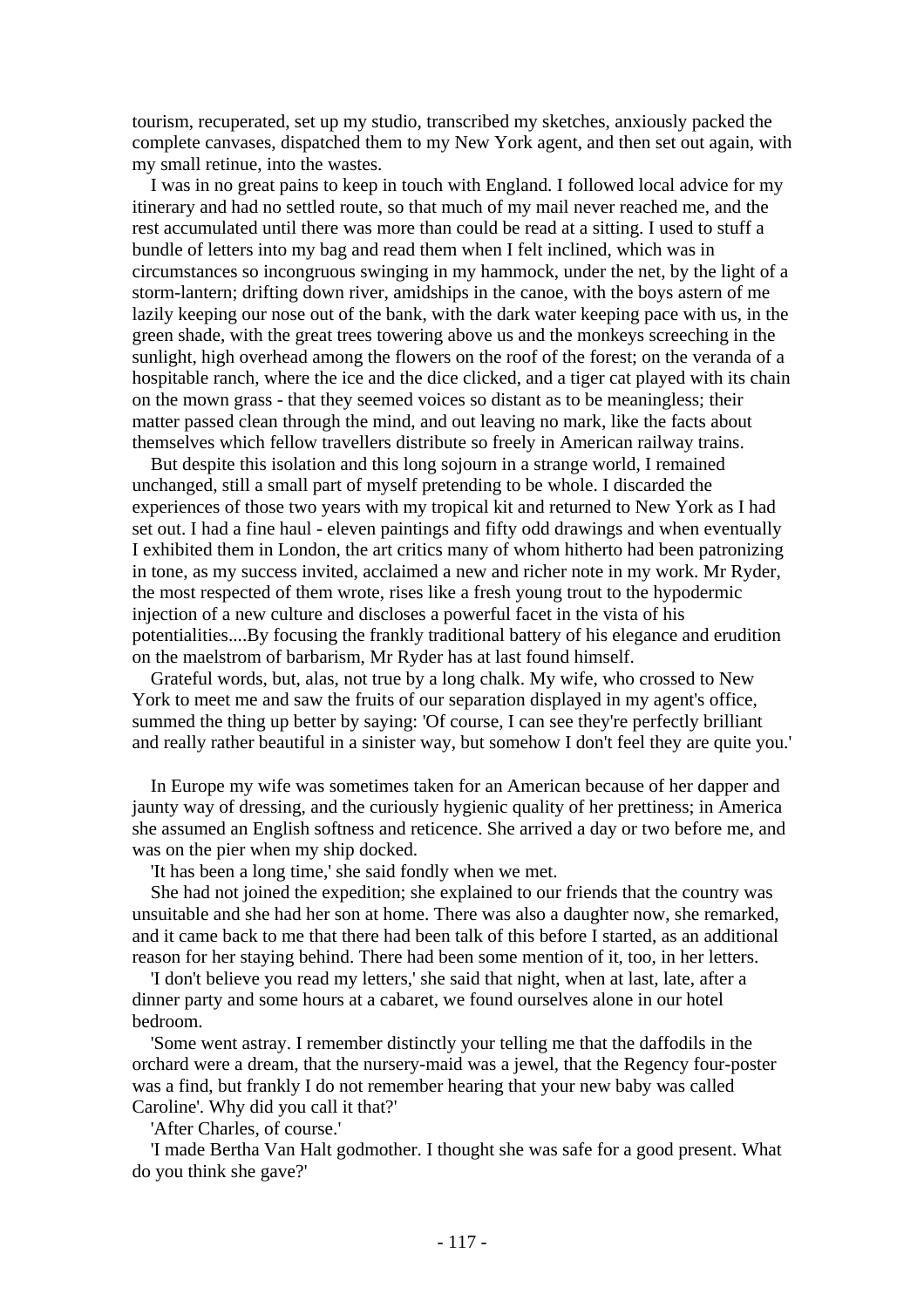tourism, recuperated, set up my studio, transcribed my sketches, anxiously packed the complete canvases, dispatched them to my New York agent, and then set out again, with my small retinue, into the wastes.

I was in no great pains to keep in touch with England. I followed local advice for my itinerary and had no settled route, so that much of my mail never reached me, and the rest accumulated until there was more than could be read at a sitting. I used to stuff a bundle of letters into my bag and read them when I felt inclined, which was in circumstances so incongruous swinging in my hammock, under the net, by the light of a storm-lantern; drifting down river, amidships in the canoe, with the boys astern of me lazily keeping our nose out of the bank, with the dark water keeping pace with us, in the green shade, with the great trees towering above us and the monkeys screeching in the sunlight, high overhead among the flowers on the roof of the forest; on the veranda of a hospitable ranch, where the ice and the dice clicked, and a tiger cat played with its chain on the mown grass - that they seemed voices so distant as to be meaningless; their matter passed clean through the mind, and out leaving no mark, like the facts about themselves which fellow travellers distribute so freely in American railway trains.

But despite this isolation and this long sojourn in a strange world, I remained unchanged, still a small part of myself pretending to be whole. I discarded the experiences of those two years with my tropical kit and returned to New York as I had set out. I had a fine haul - eleven paintings and fifty odd drawings and when eventually I exhibited them in London, the art critics many of whom hitherto had been patronizing in tone, as my success invited, acclaimed a new and richer note in my work. Mr Ryder, the most respected of them wrote, rises like a fresh young trout to the hypodermic injection of a new culture and discloses a powerful facet in the vista of his potentialities....By focusing the frankly traditional battery of his elegance and erudition on the maelstrom of barbarism, Mr Ryder has at last found himself.

Grateful words, but, alas, not true by a long chalk. My wife, who crossed to New York to meet me and saw the fruits of our separation displayed in my agent's office, summed the thing up better by saying: 'Of course, I can see they're perfectly brilliant and really rather beautiful in a sinister way, but somehow I don't feel they are quite you.'

In Europe my wife was sometimes taken for an American because of her dapper and jaunty way of dressing, and the curiously hygienic quality of her prettiness; in America she assumed an English softness and reticence. She arrived a day or two before me, and was on the pier when my ship docked.

'It has been a long time,' she said fondly when we met.

She had not joined the expedition; she explained to our friends that the country was unsuitable and she had her son at home. There was also a daughter now, she remarked, and it came back to me that there had been talk of this before I started, as an additional reason for her staying behind. There had been some mention of it, too, in her letters.

'I don't believe you read my letters,' she said that night, when at last, late, after a dinner party and some hours at a cabaret, we found ourselves alone in our hotel bedroom.

'Some went astray. I remember distinctly your telling me that the daffodils in the orchard were a dream, that the nursery-maid was a jewel, that the Regency four-poster was a find, but frankly I do not remember hearing that your new baby was called Caroline'. Why did you call it that?'

'After Charles, of course.'

'I made Bertha Van Halt godmother. I thought she was safe for a good present. What do you think she gave?'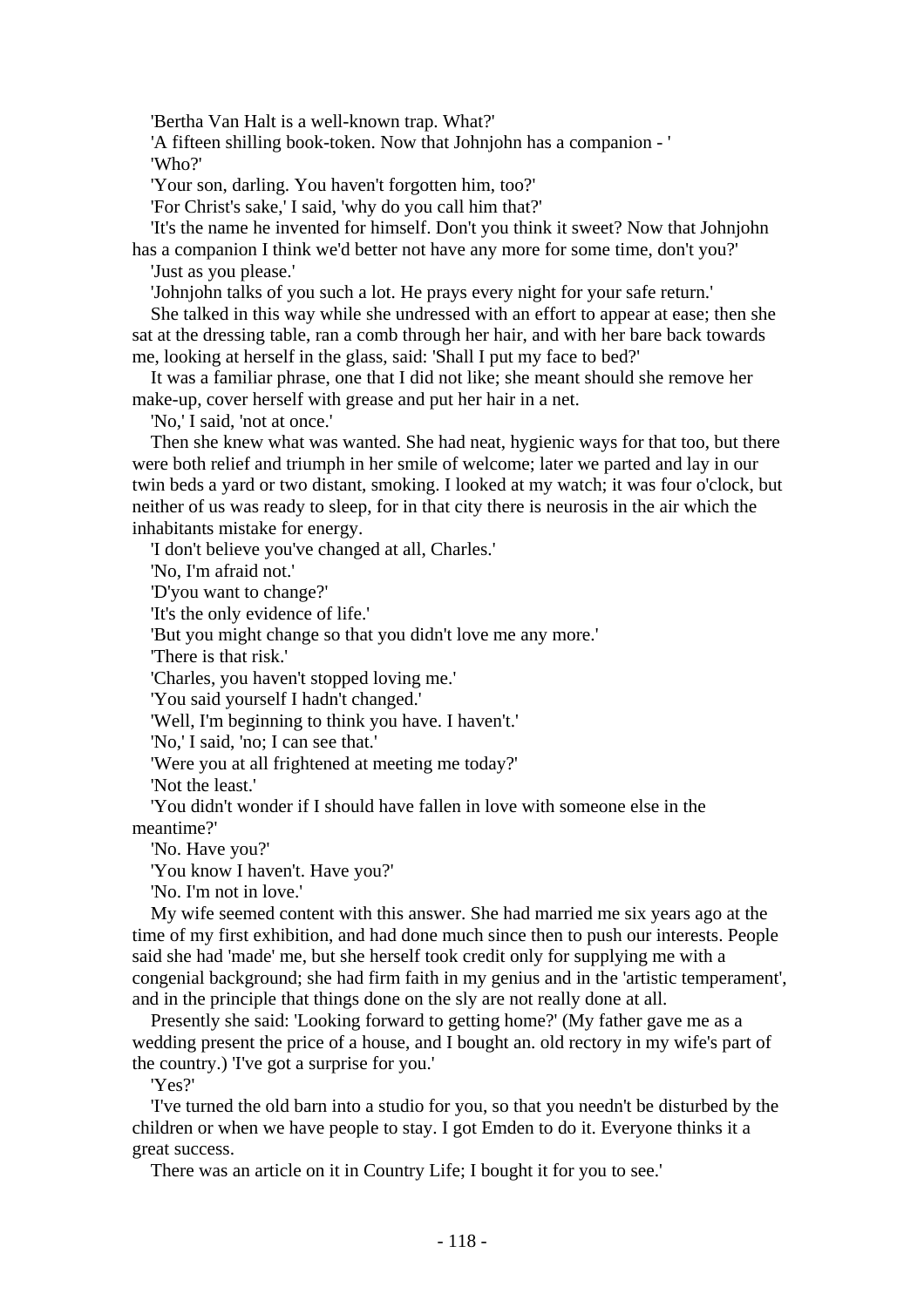'Bertha Van Halt is a well-known trap. What?'

'A fifteen shilling book-token. Now that Johnjohn has a companion - '

'Who?'

'Your son, darling. You haven't forgotten him, too?'

'For Christ's sake,' I said, 'why do you call him that?'

'It's the name he invented for himself. Don't you think it sweet? Now that Johnjohn has a companion I think we'd better not have any more for some time, don't you?'

'Just as you please.'

'Johnjohn talks of you such a lot. He prays every night for your safe return.'

She talked in this way while she undressed with an effort to appear at ease; then she sat at the dressing table, ran a comb through her hair, and with her bare back towards me, looking at herself in the glass, said: 'Shall I put my face to bed?'

It was a familiar phrase, one that I did not like; she meant should she remove her make-up, cover herself with grease and put her hair in a net.

'No,' I said, 'not at once.'

Then she knew what was wanted. She had neat, hygienic ways for that too, but there were both relief and triumph in her smile of welcome; later we parted and lay in our twin beds a yard or two distant, smoking. I looked at my watch; it was four o'clock, but neither of us was ready to sleep, for in that city there is neurosis in the air which the inhabitants mistake for energy.

'I don't believe you've changed at all, Charles.'

'No, I'm afraid not.'

'D'you want to change?'

'It's the only evidence of life.'

'But you might change so that you didn't love me any more.'

'There is that risk.'

'Charles, you haven't stopped loving me.'

'You said yourself I hadn't changed.'

'Well, I'm beginning to think you have. I haven't.'

'No,' I said, 'no; I can see that.'

'Were you at all frightened at meeting me today?'

'Not the least.'

'You didn't wonder if I should have fallen in love with someone else in the meantime?'

'No. Have you?'

'You know I haven't. Have you?'

'No. I'm not in love.'

My wife seemed content with this answer. She had married me six years ago at the time of my first exhibition, and had done much since then to push our interests. People said she had 'made' me, but she herself took credit only for supplying me with a congenial background; she had firm faith in my genius and in the 'artistic temperament', and in the principle that things done on the sly are not really done at all.

Presently she said: 'Looking forward to getting home?' (My father gave me as a wedding present the price of a house, and I bought an. old rectory in my wife's part of the country.) 'I've got a surprise for you.'

'Yes?'

'I've turned the old barn into a studio for you, so that you needn't be disturbed by the children or when we have people to stay. I got Emden to do it. Everyone thinks it a great success.

There was an article on it in Country Life; I bought it for you to see.'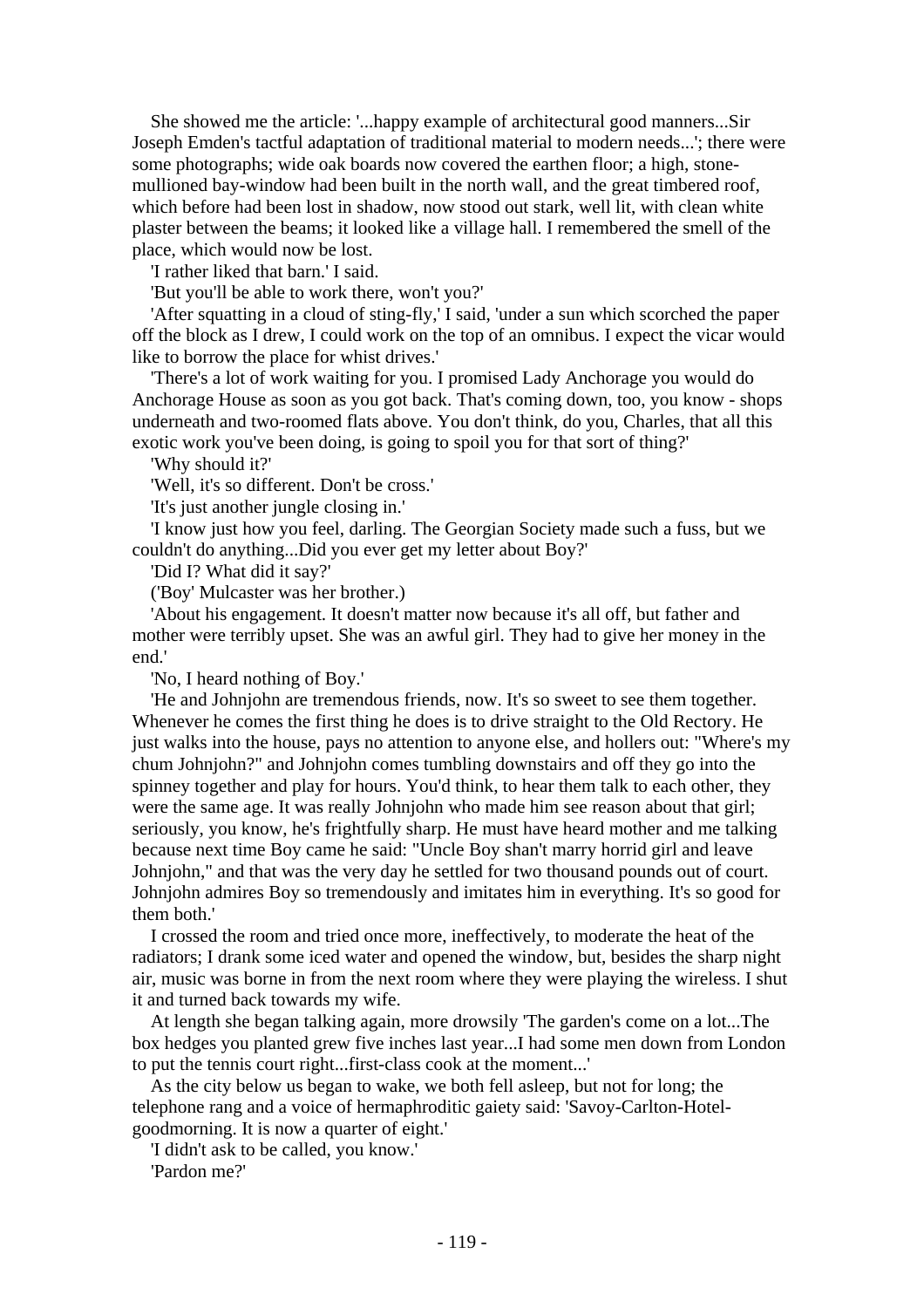She showed me the article: '...happy example of architectural good manners...Sir Joseph Emden's tactful adaptation of traditional material to modern needs...'; there were some photographs; wide oak boards now covered the earthen floor; a high, stone-mullioned bay-window had been built in the north wall, and the great timbered roof, which before had been lost in shadow, now stood out stark, well lit, with clean white plaster between the beams; it looked like a village hall. I remembered the smell of the place, which would now be lost.

'I rather liked that barn.' I said.

'But you'll be able to work there, won't you?'

'After squatting in a cloud of sting-fly,' I said, 'under a sun which scorched the paper off the block as I drew, I could work on the top of an omnibus. I expect the vicar would like to borrow the place for whist drives.'

'There's a lot of work waiting for you. I promised Lady Anchorage you would do Anchorage House as soon as you got back. That's coming down, too, you know - shops underneath and two-roomed flats above. You don't think, do you, Charles, that all this exotic work you've been doing, is going to spoil you for that sort of thing?'

'Why should it?'

'Well, it's so different. Don't be cross.'

'It's just another jungle closing in.'

'I know just how you feel, darling. The Georgian Society made such a fuss, but we couldn't do anything...Did you ever get my letter about Boy?'

'Did I? What did it say?'

('Boy' Mulcaster was her brother.)

'About his engagement. It doesn't matter now because it's all off, but father and mother were terribly upset. She was an awful girl. They had to give her money in the end.'

'No, I heard nothing of Boy.'

'He and Johnjohn are tremendous friends, now. It's so sweet to see them together. Whenever he comes the first thing he does is to drive straight to the Old Rectory. He just walks into the house, pays no attention to anyone else, and hollers out: "Where's my chum Johnjohn?" and Johnjohn comes tumbling downstairs and off they go into the spinney together and play for hours. You'd think, to hear them talk to each other, they were the same age. It was really Johnjohn who made him see reason about that girl; seriously, you know, he's frightfully sharp. He must have heard mother and me talking because next time Boy came he said: "Uncle Boy shan't marry horrid girl and leave Johnjohn," and that was the very day he settled for two thousand pounds out of court. Johnjohn admires Boy so tremendously and imitates him in everything. It's so good for them both.'

I crossed the room and tried once more, ineffectively, to moderate the heat of the radiators; I drank some iced water and opened the window, but, besides the sharp night air, music was borne in from the next room where they were playing the wireless. I shut it and turned back towards my wife.

At length she began talking again, more drowsily 'The garden's come on a lot...The box hedges you planted grew five inches last year...I had some men down from London to put the tennis court right...first-class cook at the moment...'

As the city below us began to wake, we both fell asleep, but not for long; the telephone rang and a voice of hermaphroditic gaiety said: 'Savoy-Carlton-Hotel-goodmorning. It is now a quarter of eight.'

'I didn't ask to be called, you know.'

'Pardon me?'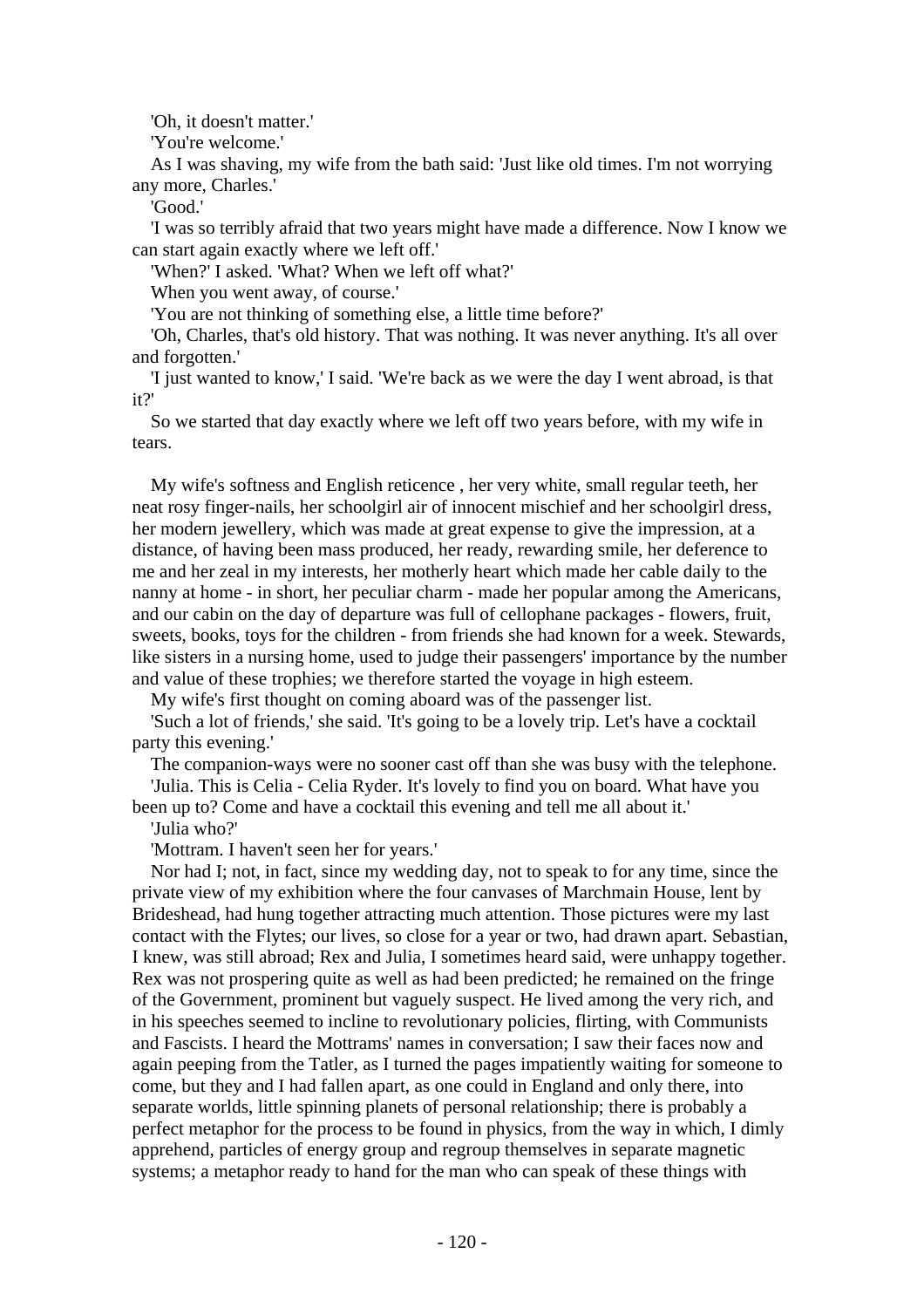'Oh, it doesn't matter.'

'You're welcome.'

As I was shaving, my wife from the bath said: 'Just like old times. I'm not worrying any more, Charles.'

'Good.'

'I was so terribly afraid that two years might have made a difference. Now I know we can start again exactly where we left off.'

'When?' I asked. 'What? When we left off what?'

When you went away, of course.'

'You are not thinking of something else, a little time before?'

'Oh, Charles, that's old history. That was nothing. It was never anything. It's all over and forgotten.'

'I just wanted to know,' I said. 'We're back as we were the day I went abroad, is that it?'

So we started that day exactly where we left off two years before, with my wife in tears.

My wife's softness and English reticence , her very white, small regular teeth, her neat rosy finger-nails, her schoolgirl air of innocent mischief and her schoolgirl dress, her modern jewellery, which was made at great expense to give the impression, at a distance, of having been mass produced, her ready, rewarding smile, her deference to me and her zeal in my interests, her motherly heart which made her cable daily to the nanny at home - in short, her peculiar charm - made her popular among the Americans, and our cabin on the day of departure was full of cellophane packages - flowers, fruit, sweets, books, toys for the children - from friends she had known for a week. Stewards, like sisters in a nursing home, used to judge their passengers' importance by the number and value of these trophies; we therefore started the voyage in high esteem.

My wife's first thought on coming aboard was of the passenger list.

'Such a lot of friends,' she said. 'It's going to be a lovely trip. Let's have a cocktail party this evening.'

The companion-ways were no sooner cast off than she was busy with the telephone.

'Julia. This is Celia - Celia Ryder. It's lovely to find you on board. What have you been up to? Come and have a cocktail this evening and tell me all about it.'

'Julia who?'

'Mottram. I haven't seen her for years.'

Nor had I; not, in fact, since my wedding day, not to speak to for any time, since the private view of my exhibition where the four canvases of Marchmain House, lent by Brideshead, had hung together attracting much attention. Those pictures were my last contact with the Flytes; our lives, so close for a year or two, had drawn apart. Sebastian, I knew, was still abroad; Rex and Julia, I sometimes heard said, were unhappy together. Rex was not prospering quite as well as had been predicted; he remained on the fringe of the Government, prominent but vaguely suspect. He lived among the very rich, and in his speeches seemed to incline to revolutionary policies, flirting, with Communists and Fascists. I heard the Mottrams' names in conversation; I saw their faces now and again peeping from the Tatler, as I turned the pages impatiently waiting for someone to come, but they and I had fallen apart, as one could in England and only there, into separate worlds, little spinning planets of personal relationship; there is probably a perfect metaphor for the process to be found in physics, from the way in which, I dimly apprehend, particles of energy group and regroup themselves in separate magnetic systems; a metaphor ready to hand for the man who can speak of these things with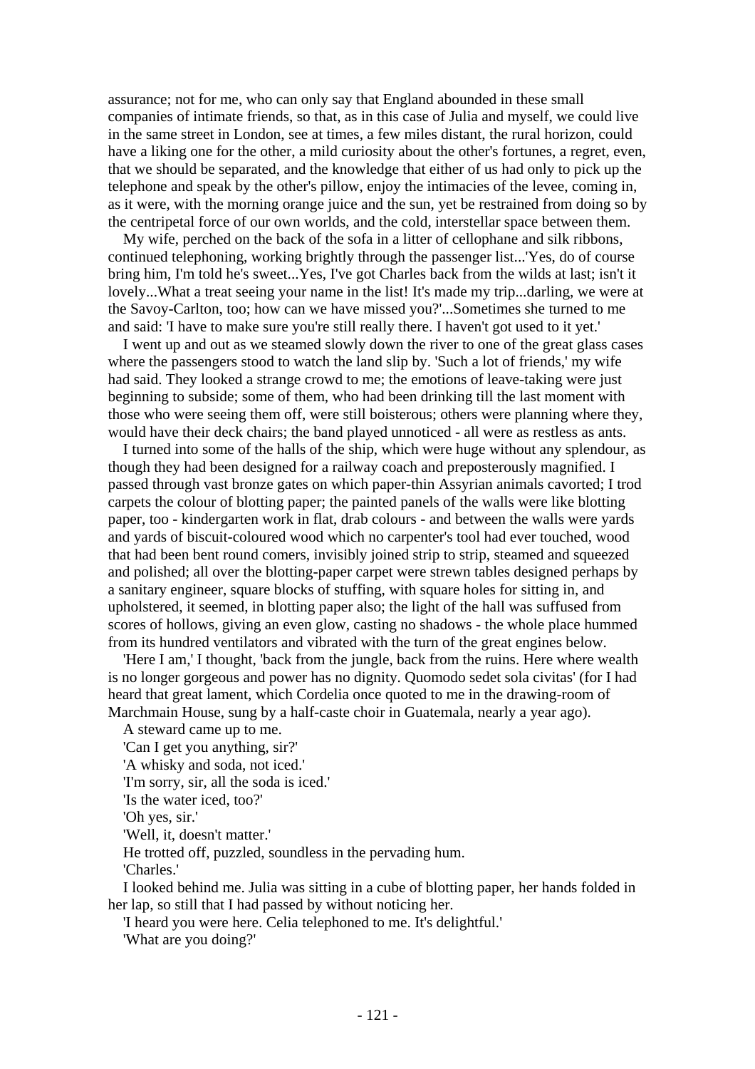assurance; not for me, who can only say that England abounded in these small companies of intimate friends, so that, as in this case of Julia and myself, we could live in the same street in London, see at times, a few miles distant, the rural horizon, could have a liking one for the other, a mild curiosity about the other's fortunes, a regret, even, that we should be separated, and the knowledge that either of us had only to pick up the telephone and speak by the other's pillow, enjoy the intimacies of the levee, coming in, as it were, with the morning orange juice and the sun, yet be restrained from doing so by the centripetal force of our own worlds, and the cold, interstellar space between them.

My wife, perched on the back of the sofa in a litter of cellophane and silk ribbons, continued telephoning, working brightly through the passenger list...'Yes, do of course bring him, I'm told he's sweet...Yes, I've got Charles back from the wilds at last; isn't it lovely...What a treat seeing your name in the list! It's made my trip...darling, we were at the Savoy-Carlton, too; how can we have missed you?'...Sometimes she turned to me and said: 'I have to make sure you're still really there. I haven't got used to it yet.'

I went up and out as we steamed slowly down the river to one of the great glass cases where the passengers stood to watch the land slip by. 'Such a lot of friends,' my wife had said. They looked a strange crowd to me; the emotions of leave-taking were just beginning to subside; some of them, who had been drinking till the last moment with those who were seeing them off, were still boisterous; others were planning where they, would have their deck chairs; the band played unnoticed - all were as restless as ants.

I turned into some of the halls of the ship, which were huge without any splendour, as though they had been designed for a railway coach and preposterously magnified. I passed through vast bronze gates on which paper-thin Assyrian animals cavorted; I trod carpets the colour of blotting paper; the painted panels of the walls were like blotting paper, too - kindergarten work in flat, drab colours - and between the walls were yards and yards of biscuit-coloured wood which no carpenter's tool had ever touched, wood that had been bent round comers, invisibly joined strip to strip, steamed and squeezed and polished; all over the blotting-paper carpet were strewn tables designed perhaps by a sanitary engineer, square blocks of stuffing, with square holes for sitting in, and upholstered, it seemed, in blotting paper also; the light of the hall was suffused from scores of hollows, giving an even glow, casting no shadows - the whole place hummed from its hundred ventilators and vibrated with the turn of the great engines below.

'Here I am,' I thought, 'back from the jungle, back from the ruins. Here where wealth is no longer gorgeous and power has no dignity. Quomodo sedet sola civitas' (for I had heard that great lament, which Cordelia once quoted to me in the drawing-room of Marchmain House, sung by a half-caste choir in Guatemala, nearly a year ago).

A steward came up to me.

'Can I get you anything, sir?'

'A whisky and soda, not iced.'

'I'm sorry, sir, all the soda is iced.'

'Is the water iced, too?'

'Oh yes, sir.'

'Well, it doesn't matter.'

He trotted off, puzzled, soundless in the pervading hum.

'Charles.'

I looked behind me. Julia was sitting in a cube of blotting paper, her hands folded in her lap, so still that I had passed by without noticing her.

'I heard you were here. Celia telephoned to me. It's delightful.'

'What are you doing?'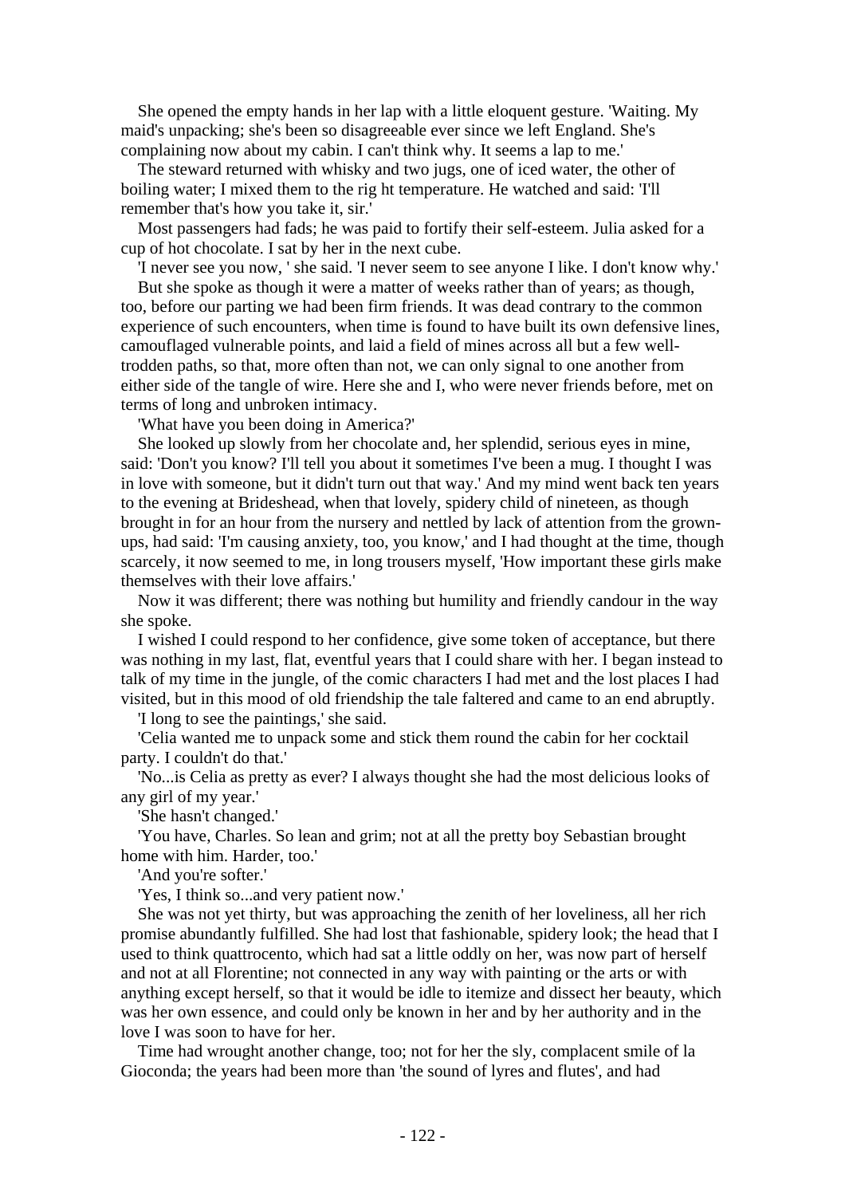She opened the empty hands in her lap with a little eloquent gesture. 'Waiting. My maid's unpacking; she's been so disagreeable ever since we left England. She's complaining now about my cabin. I can't think why. It seems a lap to me.'

The steward returned with whisky and two jugs, one of iced water, the other of boiling water; I mixed them to the rig ht temperature. He watched and said: 'I'll remember that's how you take it, sir.'

Most passengers had fads; he was paid to fortify their self-esteem. Julia asked for a cup of hot chocolate. I sat by her in the next cube.

'I never see you now, ' she said. 'I never seem to see anyone I like. I don't know why.'

But she spoke as though it were a matter of weeks rather than of years; as though, too, before our parting we had been firm friends. It was dead contrary to the common experience of such encounters, when time is found to have built its own defensive lines, camouflaged vulnerable points, and laid a field of mines across all but a few well-trodden paths, so that, more often than not, we can only signal to one another from either side of the tangle of wire. Here she and I, who were never friends before, met on terms of long and unbroken intimacy.

'What have you been doing in America?'

She looked up slowly from her chocolate and, her splendid, serious eyes in mine, said: 'Don't you know? I'll tell you about it sometimes I've been a mug. I thought I was in love with someone, but it didn't turn out that way.' And my mind went back ten years to the evening at Brideshead, when that lovely, spidery child of nineteen, as though brought in for an hour from the nursery and nettled by lack of attention from the grown-ups, had said: 'I'm causing anxiety, too, you know,' and I had thought at the time, though scarcely, it now seemed to me, in long trousers myself, 'How important these girls make themselves with their love affairs.'

Now it was different; there was nothing but humility and friendly candour in the way she spoke.

I wished I could respond to her confidence, give some token of acceptance, but there was nothing in my last, flat, eventful years that I could share with her. I began instead to talk of my time in the jungle, of the comic characters I had met and the lost places I had visited, but in this mood of old friendship the tale faltered and came to an end abruptly.

'I long to see the paintings,' she said.

'Celia wanted me to unpack some and stick them round the cabin for her cocktail party. I couldn't do that.'

'No...is Celia as pretty as ever? I always thought she had the most delicious looks of any girl of my year.'

'She hasn't changed.'

'You have, Charles. So lean and grim; not at all the pretty boy Sebastian brought home with him. Harder, too.'

'And you're softer.'

'Yes, I think so...and very patient now.'

She was not yet thirty, but was approaching the zenith of her loveliness, all her rich promise abundantly fulfilled. She had lost that fashionable, spidery look; the head that I used to think quattrocento, which had sat a little oddly on her, was now part of herself and not at all Florentine; not connected in any way with painting or the arts or with anything except herself, so that it would be idle to itemize and dissect her beauty, which was her own essence, and could only be known in her and by her authority and in the love I was soon to have for her.

Time had wrought another change, too; not for her the sly, complacent smile of la Gioconda; the years had been more than 'the sound of lyres and flutes', and had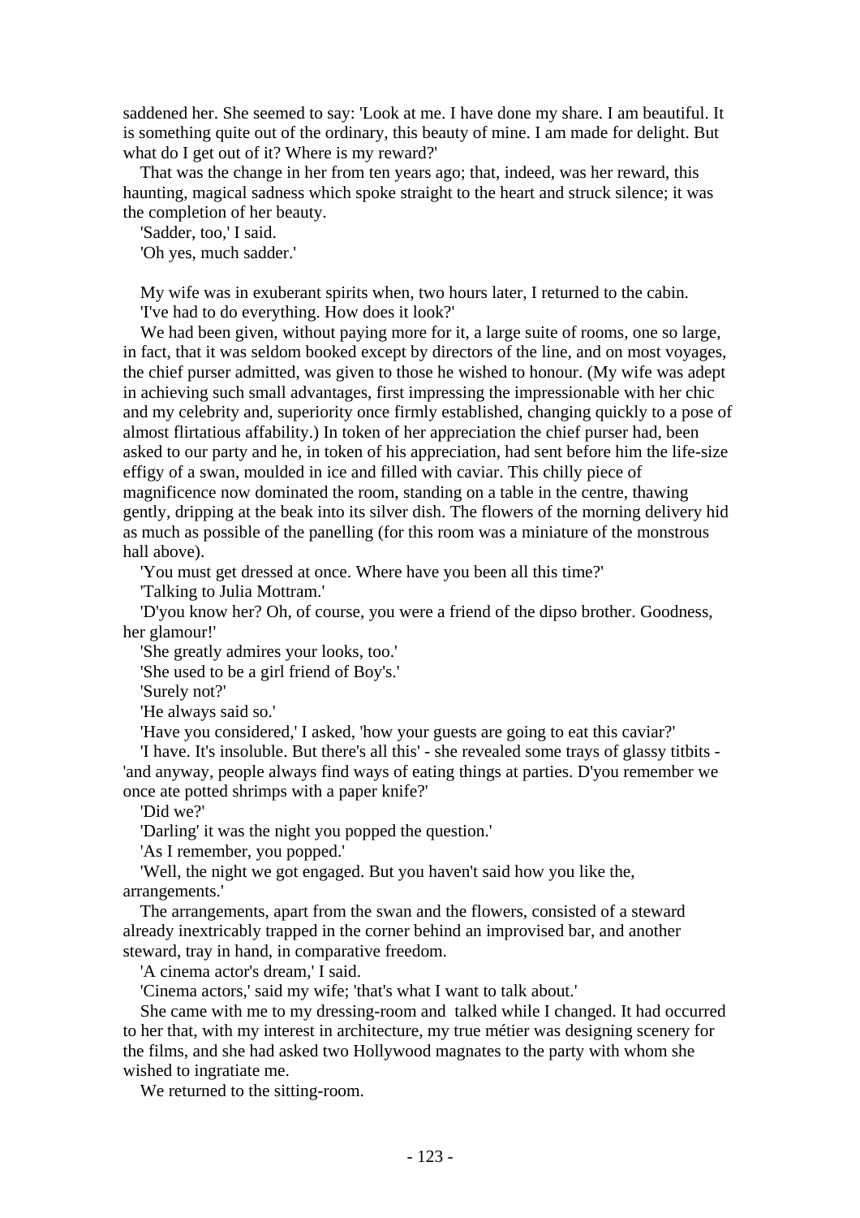saddened her. She seemed to say: 'Look at me. I have done my share. I am beautiful. It is something quite out of the ordinary, this beauty of mine. I am made for delight. But what do I get out of it? Where is my reward?'

That was the change in her from ten years ago; that, indeed, was her reward, this haunting, magical sadness which spoke straight to the heart and struck silence; it was the completion of her beauty.

'Sadder, too,' I said.

'Oh yes, much sadder.'

My wife was in exuberant spirits when, two hours later, I returned to the cabin.

'I've had to do everything. How does it look?'

We had been given, without paying more for it, a large suite of rooms, one so large, in fact, that it was seldom booked except by directors of the line, and on most voyages, the chief purser admitted, was given to those he wished to honour. (My wife was adept in achieving such small advantages, first impressing the impressionable with her chic and my celebrity and, superiority once firmly established, changing quickly to a pose of almost flirtatious affability.) In token of her appreciation the chief purser had, been asked to our party and he, in token of his appreciation, had sent before him the life-size effigy of a swan, moulded in ice and filled with caviar. This chilly piece of magnificence now dominated the room, standing on a table in the centre, thawing gently, dripping at the beak into its silver dish. The flowers of the morning delivery hid as much as possible of the panelling (for this room was a miniature of the monstrous hall above).

'You must get dressed at once. Where have you been all this time?'

'Talking to Julia Mottram.'

'D'you know her? Oh, of course, you were a friend of the dipso brother. Goodness, her glamour!'

'She greatly admires your looks, too.'

'She used to be a girl friend of Boy's.'

'Surely not?'

'He always said so.'

'Have you considered,' I asked, 'how your guests are going to eat this caviar?'

'I have. It's insoluble. But there's all this' - she revealed some trays of glassy titbits - 'and anyway, people always find ways of eating things at parties. D'you remember we once ate potted shrimps with a paper knife?'

'Did we?'

'Darling' it was the night you popped the question.'

'As I remember, you popped.'

'Well, the night we got engaged. But you haven't said how you like the, arrangements.'

The arrangements, apart from the swan and the flowers, consisted of a steward already inextricably trapped in the corner behind an improvised bar, and another steward, tray in hand, in comparative freedom.

'A cinema actor's dream,' I said.

'Cinema actors,' said my wife; 'that's what I want to talk about.'

She came with me to my dressing-room and talked while I changed. It had occurred to her that, with my interest in architecture, my true métier was designing scenery for the films, and she had asked two Hollywood magnates to the party with whom she wished to ingratiate me.

We returned to the sitting-room.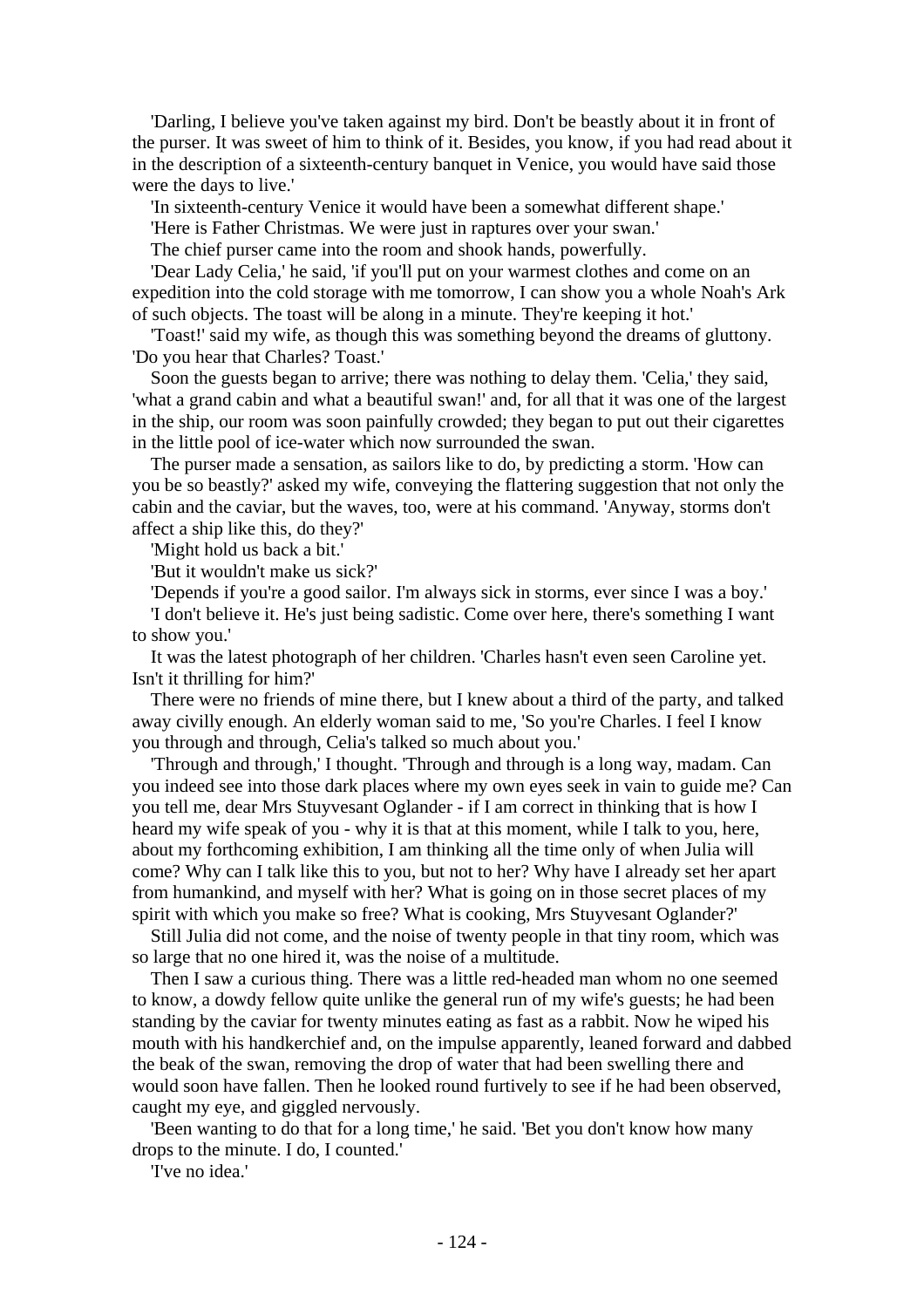'Darling, I believe you've taken against my bird. Don't be beastly about it in front of the purser. It was sweet of him to think of it. Besides, you know, if you had read about it in the description of a sixteenth-century banquet in Venice, you would have said those were the days to live.'

'In sixteenth-century Venice it would have been a somewhat different shape.'

'Here is Father Christmas. We were just in raptures over your swan.'

The chief purser came into the room and shook hands, powerfully.

'Dear Lady Celia,' he said, 'if you'll put on your warmest clothes and come on an expedition into the cold storage with me tomorrow, I can show you a whole Noah's Ark of such objects. The toast will be along in a minute. They're keeping it hot.'

'Toast!' said my wife, as though this was something beyond the dreams of gluttony. 'Do you hear that Charles? Toast.'

Soon the guests began to arrive; there was nothing to delay them. 'Celia,' they said, 'what a grand cabin and what a beautiful swan!' and, for all that it was one of the largest in the ship, our room was soon painfully crowded; they began to put out their cigarettes in the little pool of ice-water which now surrounded the swan.

The purser made a sensation, as sailors like to do, by predicting a storm. 'How can you be so beastly?' asked my wife, conveying the flattering suggestion that not only the cabin and the caviar, but the waves, too, were at his command. 'Anyway, storms don't affect a ship like this, do they?'

'Might hold us back a bit.'

'But it wouldn't make us sick?'

'Depends if you're a good sailor. I'm always sick in storms, ever since I was a boy.'

'I don't believe it. He's just being sadistic. Come over here, there's something I want to show you.'

It was the latest photograph of her children. 'Charles hasn't even seen Caroline yet. Isn't it thrilling for him?'

There were no friends of mine there, but I knew about a third of the party, and talked away civilly enough. An elderly woman said to me, 'So you're Charles. I feel I know you through and through, Celia's talked so much about you.'

'Through and through,' I thought. 'Through and through is a long way, madam. Can you indeed see into those dark places where my own eyes seek in vain to guide me? Can you tell me, dear Mrs Stuyvesant Oglander - if I am correct in thinking that is how I heard my wife speak of you - why it is that at this moment, while I talk to you, here, about my forthcoming exhibition, I am thinking all the time only of when Julia will come? Why can I talk like this to you, but not to her? Why have I already set her apart from humankind, and myself with her? What is going on in those secret places of my spirit with which you make so free? What is cooking, Mrs Stuyvesant Oglander?'

Still Julia did not come, and the noise of twenty people in that tiny room, which was so large that no one hired it, was the noise of a multitude.

Then I saw a curious thing. There was a little red-headed man whom no one seemed to know, a dowdy fellow quite unlike the general run of my wife's guests; he had been standing by the caviar for twenty minutes eating as fast as a rabbit. Now he wiped his mouth with his handkerchief and, on the impulse apparently, leaned forward and dabbed the beak of the swan, removing the drop of water that had been swelling there and would soon have fallen. Then he looked round furtively to see if he had been observed, caught my eye, and giggled nervously.

'Been wanting to do that for a long time,' he said. 'Bet you don't know how many drops to the minute. I do, I counted.'

'I've no idea.'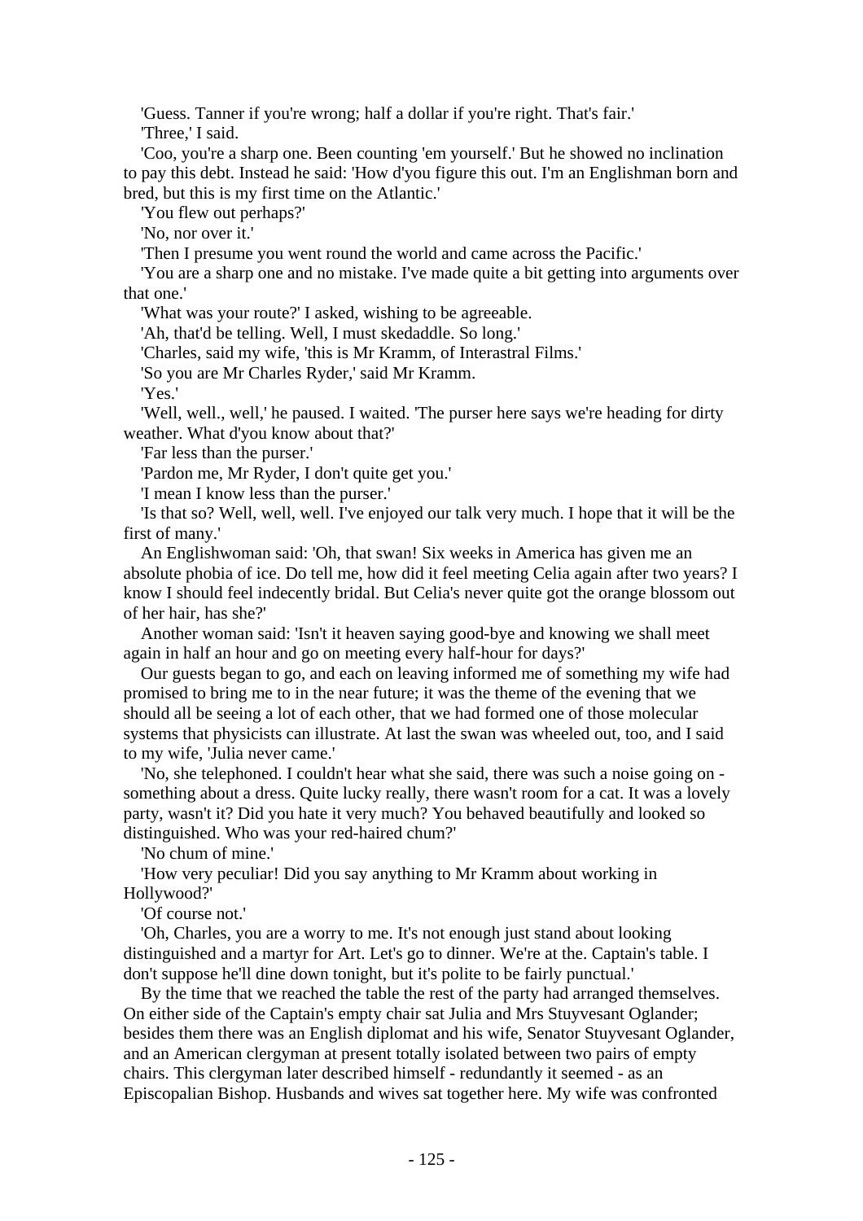'Guess. Tanner if you're wrong; half a dollar if you're right. That's fair.'

'Three,' I said.

'Coo, you're a sharp one. Been counting 'em yourself.' But he showed no inclination to pay this debt. Instead he said: 'How d'you figure this out. I'm an Englishman born and bred, but this is my first time on the Atlantic.'

'You flew out perhaps?'

'No, nor over it.'

'Then I presume you went round the world and came across the Pacific.'

'You are a sharp one and no mistake. I've made quite a bit getting into arguments over that one.'

'What was your route?' I asked, wishing to be agreeable.

'Ah, that'd be telling. Well, I must skedaddle. So long.'

'Charles, said my wife, 'this is Mr Kramm, of Interastral Films.'

'So you are Mr Charles Ryder,' said Mr Kramm.

'Yes.'

'Well, well., well,' he paused. I waited. 'The purser here says we're heading for dirty weather. What d'you know about that?'

'Far less than the purser.'

'Pardon me, Mr Ryder, I don't quite get you.'

'I mean I know less than the purser.'

'Is that so? Well, well, well. I've enjoyed our talk very much. I hope that it will be the first of many.'

An Englishwoman said: 'Oh, that swan! Six weeks in America has given me an absolute phobia of ice. Do tell me, how did it feel meeting Celia again after two years? I know I should feel indecently bridal. But Celia's never quite got the orange blossom out of her hair, has she?'

Another woman said: 'Isn't it heaven saying good-bye and knowing we shall meet again in half an hour and go on meeting every half-hour for days?'

Our guests began to go, and each on leaving informed me of something my wife had promised to bring me to in the near future; it was the theme of the evening that we should all be seeing a lot of each other, that we had formed one of those molecular systems that physicists can illustrate. At last the swan was wheeled out, too, and I said to my wife, 'Julia never came.'

'No, she telephoned. I couldn't hear what she said, there was such a noise going on - something about a dress. Quite lucky really, there wasn't room for a cat. It was a lovely party, wasn't it? Did you hate it very much? You behaved beautifully and looked so distinguished. Who was your red-haired chum?'

'No chum of mine.'

'How very peculiar! Did you say anything to Mr Kramm about working in Hollywood?'

'Of course not.'

'Oh, Charles, you are a worry to me. It's not enough just stand about looking distinguished and a martyr for Art. Let's go to dinner. We're at the. Captain's table. I don't suppose he'll dine down tonight, but it's polite to be fairly punctual.'

By the time that we reached the table the rest of the party had arranged themselves. On either side of the Captain's empty chair sat Julia and Mrs Stuyvesant Oglander; besides them there was an English diplomat and his wife, Senator Stuyvesant Oglander, and an American clergyman at present totally isolated between two pairs of empty chairs. This clergyman later described himself - redundantly it seemed - as an Episcopalian Bishop. Husbands and wives sat together here. My wife was confronted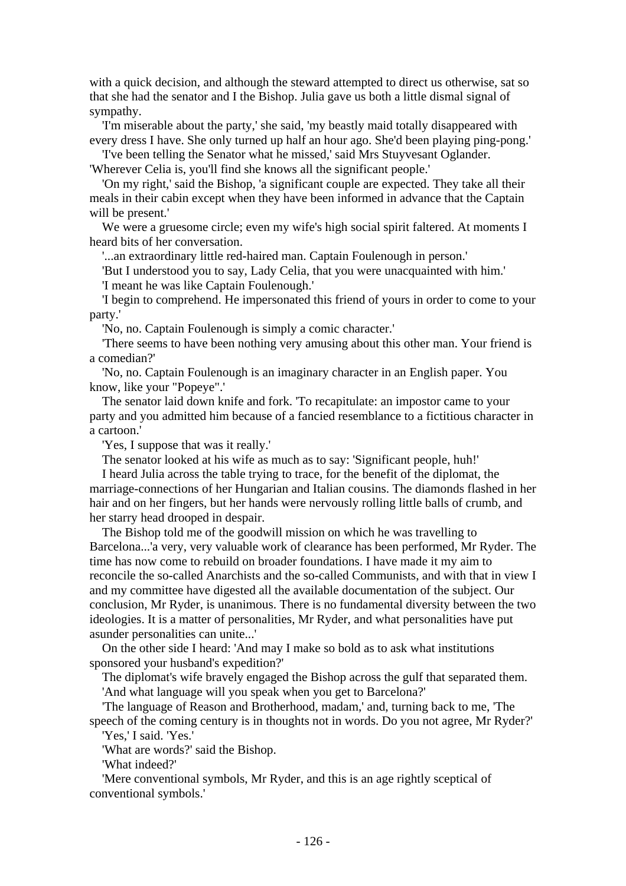with a quick decision, and although the steward attempted to direct us otherwise, sat so that she had the senator and I the Bishop. Julia gave us both a little dismal signal of sympathy.

'I'm miserable about the party,' she said, 'my beastly maid totally disappeared with every dress I have. She only turned up half an hour ago. She'd been playing ping-pong.'

'I've been telling the Senator what he missed,' said Mrs Stuyvesant Oglander. 'Wherever Celia is, you'll find she knows all the significant people.'

'On my right,' said the Bishop, 'a significant couple are expected. They take all their meals in their cabin except when they have been informed in advance that the Captain will be present.'

We were a gruesome circle; even my wife's high social spirit faltered. At moments I heard bits of her conversation.

'...an extraordinary little red-haired man. Captain Foulenough in person.'

'But I understood you to say, Lady Celia, that you were unacquainted with him.'

'I meant he was like Captain Foulenough.'

'I begin to comprehend. He impersonated this friend of yours in order to come to your party.'

'No, no. Captain Foulenough is simply a comic character.'

'There seems to have been nothing very amusing about this other man. Your friend is a comedian?'

'No, no. Captain Foulenough is an imaginary character in an English paper. You know, like your "Popeye".'

The senator laid down knife and fork. 'To recapitulate: an impostor came to your party and you admitted him because of a fancied resemblance to a fictitious character in a cartoon.'

'Yes, I suppose that was it really.'

The senator looked at his wife as much as to say: 'Significant people, huh!'

I heard Julia across the table trying to trace, for the benefit of the diplomat, the marriage-connections of her Hungarian and Italian cousins. The diamonds flashed in her hair and on her fingers, but her hands were nervously rolling little balls of crumb, and her starry head drooped in despair.

The Bishop told me of the goodwill mission on which he was travelling to Barcelona...'a very, very valuable work of clearance has been performed, Mr Ryder. The time has now come to rebuild on broader foundations. I have made it my aim to reconcile the so-called Anarchists and the so-called Communists, and with that in view I and my committee have digested all the available documentation of the subject. Our conclusion, Mr Ryder, is unanimous. There is no fundamental diversity between the two ideologies. It is a matter of personalities, Mr Ryder, and what personalities have put asunder personalities can unite...'

On the other side I heard: 'And may I make so bold as to ask what institutions sponsored your husband's expedition?'

The diplomat's wife bravely engaged the Bishop across the gulf that separated them.

'And what language will you speak when you get to Barcelona?'

'The language of Reason and Brotherhood, madam,' and, turning back to me, 'The speech of the coming century is in thoughts not in words. Do you not agree, Mr Ryder?'

'Yes,' I said. 'Yes.'

'What are words?' said the Bishop.

'What indeed?'

'Mere conventional symbols, Mr Ryder, and this is an age rightly sceptical of conventional symbols.'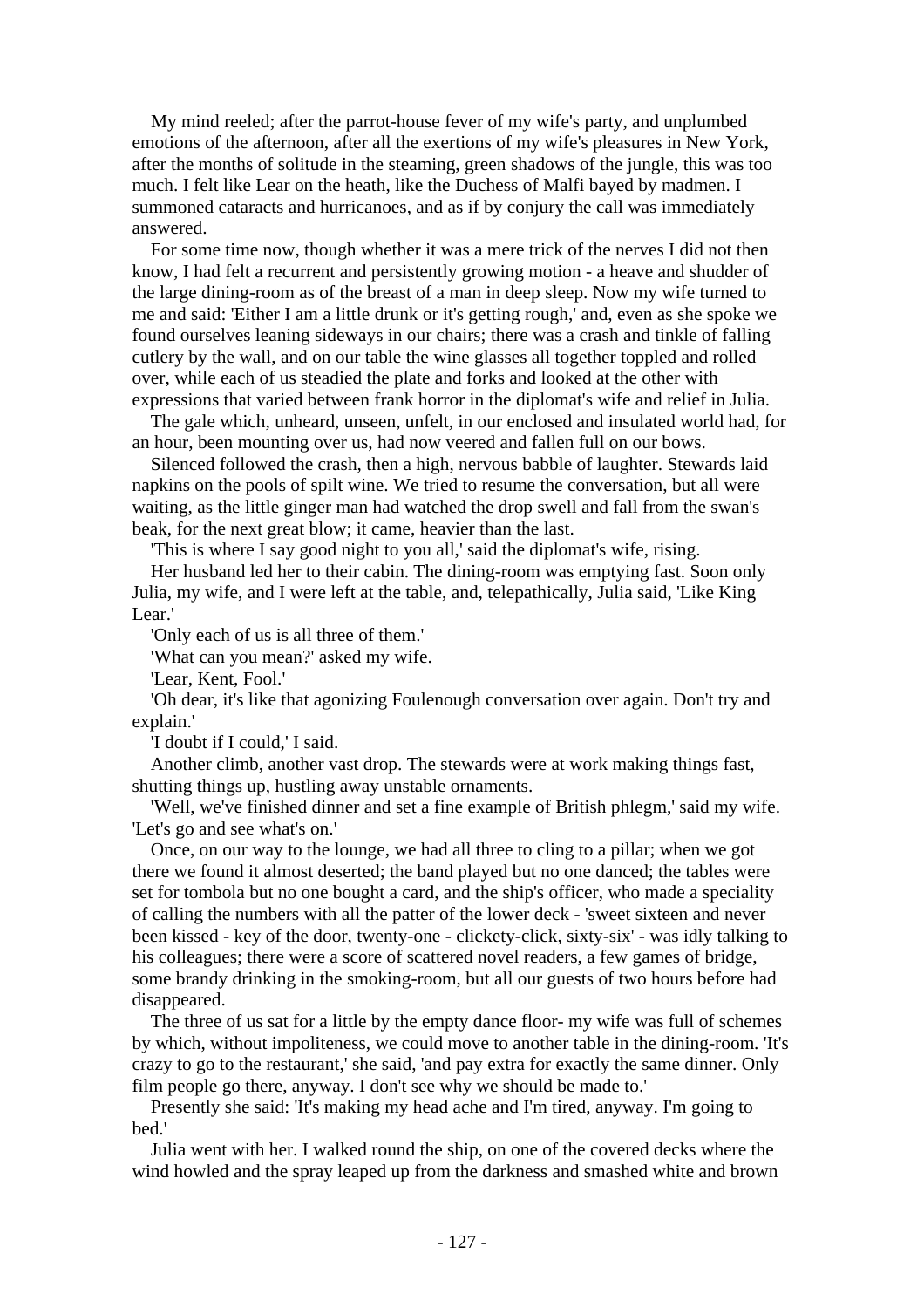My mind reeled; after the parrot-house fever of my wife's party, and unplumbed emotions of the afternoon, after all the exertions of my wife's pleasures in New York, after the months of solitude in the steaming, green shadows of the jungle, this was too much. I felt like Lear on the heath, like the Duchess of Malfi bayed by madmen. I summoned cataracts and hurricanoes, and as if by conjury the call was immediately answered.

For some time now, though whether it was a mere trick of the nerves I did not then know, I had felt a recurrent and persistently growing motion - a heave and shudder of the large dining-room as of the breast of a man in deep sleep. Now my wife turned to me and said: 'Either I am a little drunk or it's getting rough,' and, even as she spoke we found ourselves leaning sideways in our chairs; there was a crash and tinkle of falling cutlery by the wall, and on our table the wine glasses all together toppled and rolled over, while each of us steadied the plate and forks and looked at the other with expressions that varied between frank horror in the diplomat's wife and relief in Julia.

The gale which, unheard, unseen, unfelt, in our enclosed and insulated world had, for an hour, been mounting over us, had now veered and fallen full on our bows.

Silenced followed the crash, then a high, nervous babble of laughter. Stewards laid napkins on the pools of spilt wine. We tried to resume the conversation, but all were waiting, as the little ginger man had watched the drop swell and fall from the swan's beak, for the next great blow; it came, heavier than the last.

'This is where I say good night to you all,' said the diplomat's wife, rising.

Her husband led her to their cabin. The dining-room was emptying fast. Soon only Julia, my wife, and I were left at the table, and, telepathically, Julia said, 'Like King Lear.'

'Only each of us is all three of them.'

'What can you mean?' asked my wife.

'Lear, Kent, Fool.'

'Oh dear, it's like that agonizing Foulenough conversation over again. Don't try and explain.'

'I doubt if I could,' I said.

Another climb, another vast drop. The stewards were at work making things fast, shutting things up, hustling away unstable ornaments.

'Well, we've finished dinner and set a fine example of British phlegm,' said my wife. 'Let's go and see what's on.'

Once, on our way to the lounge, we had all three to cling to a pillar; when we got there we found it almost deserted; the band played but no one danced; the tables were set for tombola but no one bought a card, and the ship's officer, who made a speciality of calling the numbers with all the patter of the lower deck - 'sweet sixteen and never been kissed - key of the door, twenty-one - clickety-click, sixty-six' - was idly talking to his colleagues; there were a score of scattered novel readers, a few games of bridge, some brandy drinking in the smoking-room, but all our guests of two hours before had disappeared.

The three of us sat for a little by the empty dance floor- my wife was full of schemes by which, without impoliteness, we could move to another table in the dining-room. 'It's crazy to go to the restaurant,' she said, 'and pay extra for exactly the same dinner. Only film people go there, anyway. I don't see why we should be made to.'

Presently she said: 'It's making my head ache and I'm tired, anyway. I'm going to bed.'

Julia went with her. I walked round the ship, on one of the covered decks where the wind howled and the spray leaped up from the darkness and smashed white and brown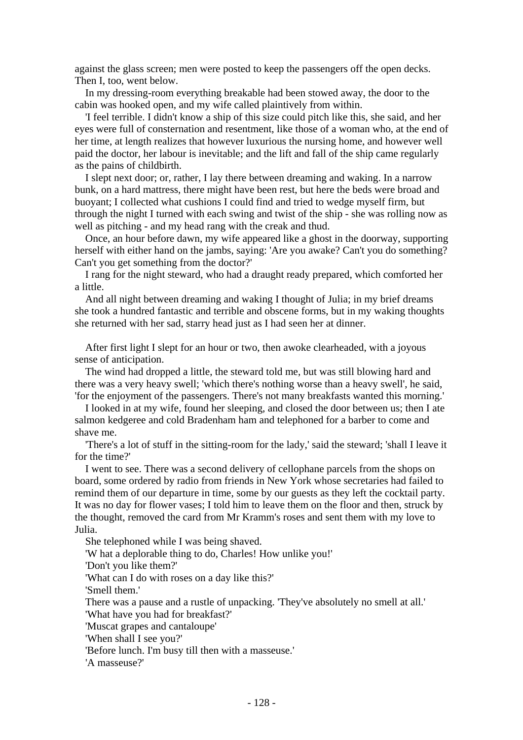against the glass screen; men were posted to keep the passengers off the open decks. Then I, too, went below.

In my dressing-room everything breakable had been stowed away, the door to the cabin was hooked open, and my wife called plaintively from within.

'I feel terrible. I didn't know a ship of this size could pitch like this, she said, and her eyes were full of consternation and resentment, like those of a woman who, at the end of her time, at length realizes that however luxurious the nursing home, and however well paid the doctor, her labour is inevitable; and the lift and fall of the ship came regularly as the pains of childbirth.

I slept next door; or, rather, I lay there between dreaming and waking. In a narrow bunk, on a hard mattress, there might have been rest, but here the beds were broad and buoyant; I collected what cushions I could find and tried to wedge myself firm, but through the night I turned with each swing and twist of the ship - she was rolling now as well as pitching - and my head rang with the creak and thud.

Once, an hour before dawn, my wife appeared like a ghost in the doorway, supporting herself with either hand on the jambs, saying: 'Are you awake? Can't you do something? Can't you get something from the doctor?'

I rang for the night steward, who had a draught ready prepared, which comforted her a little.

And all night between dreaming and waking I thought of Julia; in my brief dreams she took a hundred fantastic and terrible and obscene forms, but in my waking thoughts she returned with her sad, starry head just as I had seen her at dinner.

After first light I slept for an hour or two, then awoke clearheaded, with a joyous sense of anticipation.

The wind had dropped a little, the steward told me, but was still blowing hard and there was a very heavy swell; 'which there's nothing worse than a heavy swell', he said, 'for the enjoyment of the passengers. There's not many breakfasts wanted this morning.'

I looked in at my wife, found her sleeping, and closed the door between us; then I ate salmon kedgeree and cold Bradenham ham and telephoned for a barber to come and shave me.

'There's a lot of stuff in the sitting-room for the lady,' said the steward; 'shall I leave it for the time?'

I went to see. There was a second delivery of cellophane parcels from the shops on board, some ordered by radio from friends in New York whose secretaries had failed to remind them of our departure in time, some by our guests as they left the cocktail party. It was no day for flower vases; I told him to leave them on the floor and then, struck by the thought, removed the card from Mr Kramm's roses and sent them with my love to Julia.

She telephoned while I was being shaved.

'W hat a deplorable thing to do, Charles! How unlike you!'

'Don't you like them?'

'What can I do with roses on a day like this?'

'Smell them.'

There was a pause and a rustle of unpacking. 'They've absolutely no smell at all.'

'What have you had for breakfast?'

'Muscat grapes and cantaloupe'

'When shall I see you?'

'Before lunch. I'm busy till then with a masseuse.'

'A masseuse?'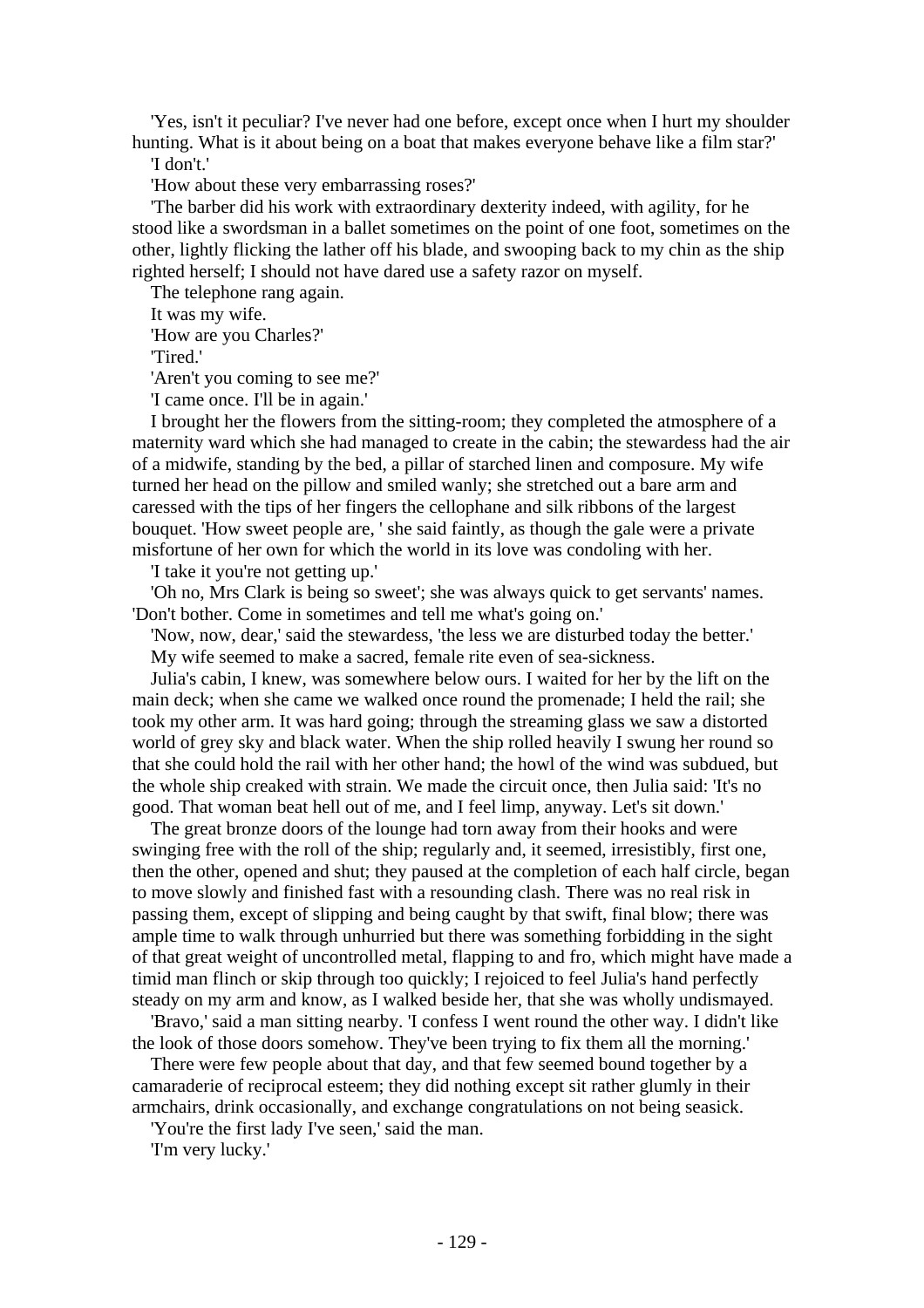'Yes, isn't it peculiar? I've never had one before, except once when I hurt my shoulder hunting. What is it about being on a boat that makes everyone behave like a film star?'

'I don't.'

'How about these very embarrassing roses?'

'The barber did his work with extraordinary dexterity indeed, with agility, for he stood like a swordsman in a ballet sometimes on the point of one foot, sometimes on the other, lightly flicking the lather off his blade, and swooping back to my chin as the ship righted herself; I should not have dared use a safety razor on myself.

The telephone rang again.

It was my wife.

'How are you Charles?'

'Tired.'

'Aren't you coming to see me?'

'I came once. I'll be in again.'

I brought her the flowers from the sitting-room; they completed the atmosphere of a maternity ward which she had managed to create in the cabin; the stewardess had the air of a midwife, standing by the bed, a pillar of starched linen and composure. My wife turned her head on the pillow and smiled wanly; she stretched out a bare arm and caressed with the tips of her fingers the cellophane and silk ribbons of the largest bouquet. 'How sweet people are, ' she said faintly, as though the gale were a private misfortune of her own for which the world in its love was condoling with her.

'I take it you're not getting up.'

'Oh no, Mrs Clark is being so sweet'; she was always quick to get servants' names. 'Don't bother. Come in sometimes and tell me what's going on.'

'Now, now, dear,' said the stewardess, 'the less we are disturbed today the better.'

My wife seemed to make a sacred, female rite even of sea-sickness.

Julia's cabin, I knew, was somewhere below ours. I waited for her by the lift on the main deck; when she came we walked once round the promenade; I held the rail; she took my other arm. It was hard going; through the streaming glass we saw a distorted world of grey sky and black water. When the ship rolled heavily I swung her round so that she could hold the rail with her other hand; the howl of the wind was subdued, but the whole ship creaked with strain. We made the circuit once, then Julia said: 'It's no good. That woman beat hell out of me, and I feel limp, anyway. Let's sit down.'

The great bronze doors of the lounge had torn away from their hooks and were swinging free with the roll of the ship; regularly and, it seemed, irresistibly, first one, then the other, opened and shut; they paused at the completion of each half circle, began to move slowly and finished fast with a resounding clash. There was no real risk in passing them, except of slipping and being caught by that swift, final blow; there was ample time to walk through unhurried but there was something forbidding in the sight of that great weight of uncontrolled metal, flapping to and fro, which might have made a timid man flinch or skip through too quickly; I rejoiced to feel Julia's hand perfectly steady on my arm and know, as I walked beside her, that she was wholly undismayed.

'Bravo,' said a man sitting nearby. 'I confess I went round the other way. I didn't like the look of those doors somehow. They've been trying to fix them all the morning.'

There were few people about that day, and that few seemed bound together by a camaraderie of reciprocal esteem; they did nothing except sit rather glumly in their armchairs, drink occasionally, and exchange congratulations on not being seasick.

'You're the first lady I've seen,' said the man.

'I'm very lucky.'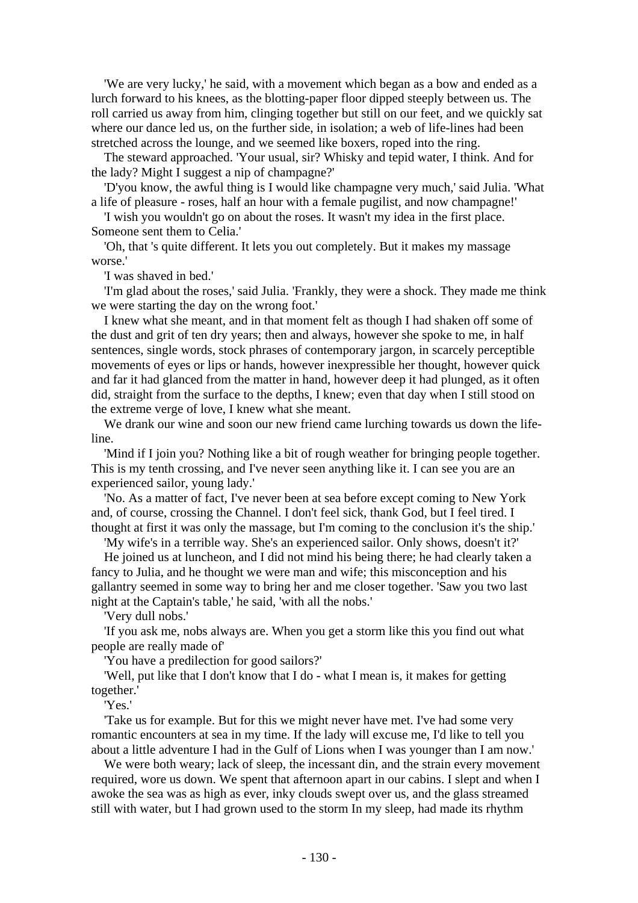'We are very lucky,' he said, with a movement which began as a bow and ended as a lurch forward to his knees, as the blotting-paper floor dipped steeply between us. The roll carried us away from him, clinging together but still on our feet, and we quickly sat where our dance led us, on the further side, in isolation; a web of life-lines had been stretched across the lounge, and we seemed like boxers, roped into the ring.

The steward approached. 'Your usual, sir? Whisky and tepid water, I think. And for the lady? Might I suggest a nip of champagne?'

'D'you know, the awful thing is I would like champagne very much,' said Julia. 'What a life of pleasure - roses, half an hour with a female pugilist, and now champagne!'

'I wish you wouldn't go on about the roses. It wasn't my idea in the first place. Someone sent them to Celia.'

'Oh, that 's quite different. It lets you out completely. But it makes my massage worse.'

'I was shaved in bed.'

'I'm glad about the roses,' said Julia. 'Frankly, they were a shock. They made me think we were starting the day on the wrong foot.'

I knew what she meant, and in that moment felt as though I had shaken off some of the dust and grit of ten dry years; then and always, however she spoke to me, in half sentences, single words, stock phrases of contemporary jargon, in scarcely perceptible movements of eyes or lips or hands, however inexpressible her thought, however quick and far it had glanced from the matter in hand, however deep it had plunged, as it often did, straight from the surface to the depths, I knew; even that day when I still stood on the extreme verge of love, I knew what she meant.

We drank our wine and soon our new friend came lurching towards us down the life-line.

'Mind if I join you? Nothing like a bit of rough weather for bringing people together. This is my tenth crossing, and I've never seen anything like it. I can see you are an experienced sailor, young lady.'

'No. As a matter of fact, I've never been at sea before except coming to New York and, of course, crossing the Channel. I don't feel sick, thank God, but I feel tired. I thought at first it was only the massage, but I'm coming to the conclusion it's the ship.'

'My wife's in a terrible way. She's an experienced sailor. Only shows, doesn't it?'

He joined us at luncheon, and I did not mind his being there; he had clearly taken a fancy to Julia, and he thought we were man and wife; this misconception and his gallantry seemed in some way to bring her and me closer together. 'Saw you two last night at the Captain's table,' he said, 'with all the nobs.'

'Very dull nobs.'

'If you ask me, nobs always are. When you get a storm like this you find out what people are really made of'

'You have a predilection for good sailors?'

'Well, put like that I don't know that I do - what I mean is, it makes for getting together.'

'Yes.'

'Take us for example. But for this we might never have met. I've had some very romantic encounters at sea in my time. If the lady will excuse me, I'd like to tell you about a little adventure I had in the Gulf of Lions when I was younger than I am now.'

We were both weary; lack of sleep, the incessant din, and the strain every movement required, wore us down. We spent that afternoon apart in our cabins. I slept and when I awoke the sea was as high as ever, inky clouds swept over us, and the glass streamed still with water, but I had grown used to the storm In my sleep, had made its rhythm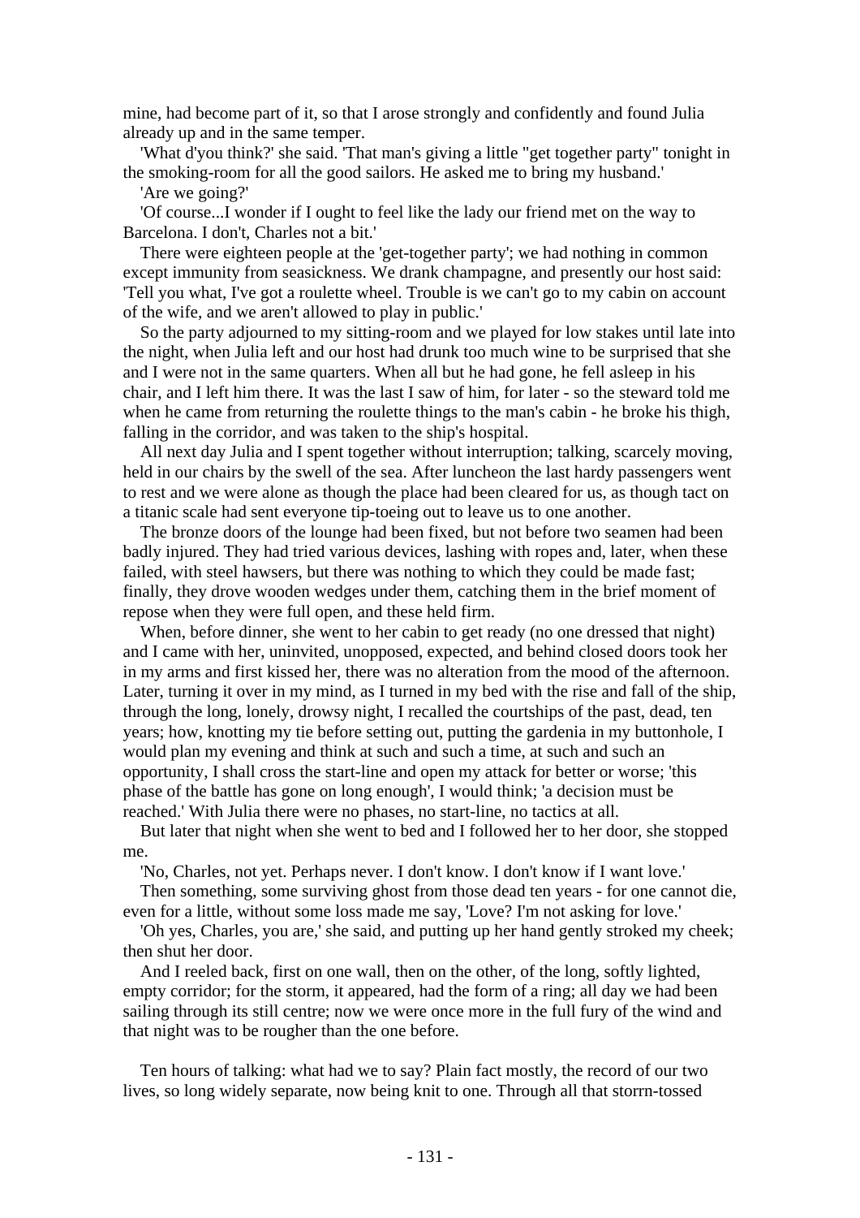mine, had become part of it, so that I arose strongly and confidently and found Julia already up and in the same temper.

'What d'you think?' she said. 'That man's giving a little "get together party" tonight in the smoking-room for all the good sailors. He asked me to bring my husband.'

'Are we going?'

'Of course...I wonder if I ought to feel like the lady our friend met on the way to Barcelona. I don't, Charles not a bit.'

There were eighteen people at the 'get-together party'; we had nothing in common except immunity from seasickness. We drank champagne, and presently our host said: 'Tell you what, I've got a roulette wheel. Trouble is we can't go to my cabin on account of the wife, and we aren't allowed to play in public.'

So the party adjourned to my sitting-room and we played for low stakes until late into the night, when Julia left and our host had drunk too much wine to be surprised that she and I were not in the same quarters. When all but he had gone, he fell asleep in his chair, and I left him there. It was the last I saw of him, for later - so the steward told me when he came from returning the roulette things to the man's cabin - he broke his thigh, falling in the corridor, and was taken to the ship's hospital.

All next day Julia and I spent together without interruption; talking, scarcely moving, held in our chairs by the swell of the sea. After luncheon the last hardy passengers went to rest and we were alone as though the place had been cleared for us, as though tact on a titanic scale had sent everyone tip-toeing out to leave us to one another.

The bronze doors of the lounge had been fixed, but not before two seamen had been badly injured. They had tried various devices, lashing with ropes and, later, when these failed, with steel hawsers, but there was nothing to which they could be made fast; finally, they drove wooden wedges under them, catching them in the brief moment of repose when they were full open, and these held firm.

When, before dinner, she went to her cabin to get ready (no one dressed that night) and I came with her, uninvited, unopposed, expected, and behind closed doors took her in my arms and first kissed her, there was no alteration from the mood of the afternoon. Later, turning it over in my mind, as I turned in my bed with the rise and fall of the ship, through the long, lonely, drowsy night, I recalled the courtships of the past, dead, ten years; how, knotting my tie before setting out, putting the gardenia in my buttonhole, I would plan my evening and think at such and such a time, at such and such an opportunity, I shall cross the start-line and open my attack for better or worse; 'this phase of the battle has gone on long enough', I would think; 'a decision must be reached.' With Julia there were no phases, no start-line, no tactics at all.

But later that night when she went to bed and I followed her to her door, she stopped me.

'No, Charles, not yet. Perhaps never. I don't know. I don't know if I want love.'

Then something, some surviving ghost from those dead ten years - for one cannot die, even for a little, without some loss made me say, 'Love? I'm not asking for love.'

'Oh yes, Charles, you are,' she said, and putting up her hand gently stroked my cheek; then shut her door.

And I reeled back, first on one wall, then on the other, of the long, softly lighted, empty corridor; for the storm, it appeared, had the form of a ring; all day we had been sailing through its still centre; now we were once more in the full fury of the wind and that night was to be rougher than the one before.

Ten hours of talking: what had we to say? Plain fact mostly, the record of our two lives, so long widely separate, now being knit to one. Through all that storrn-tossed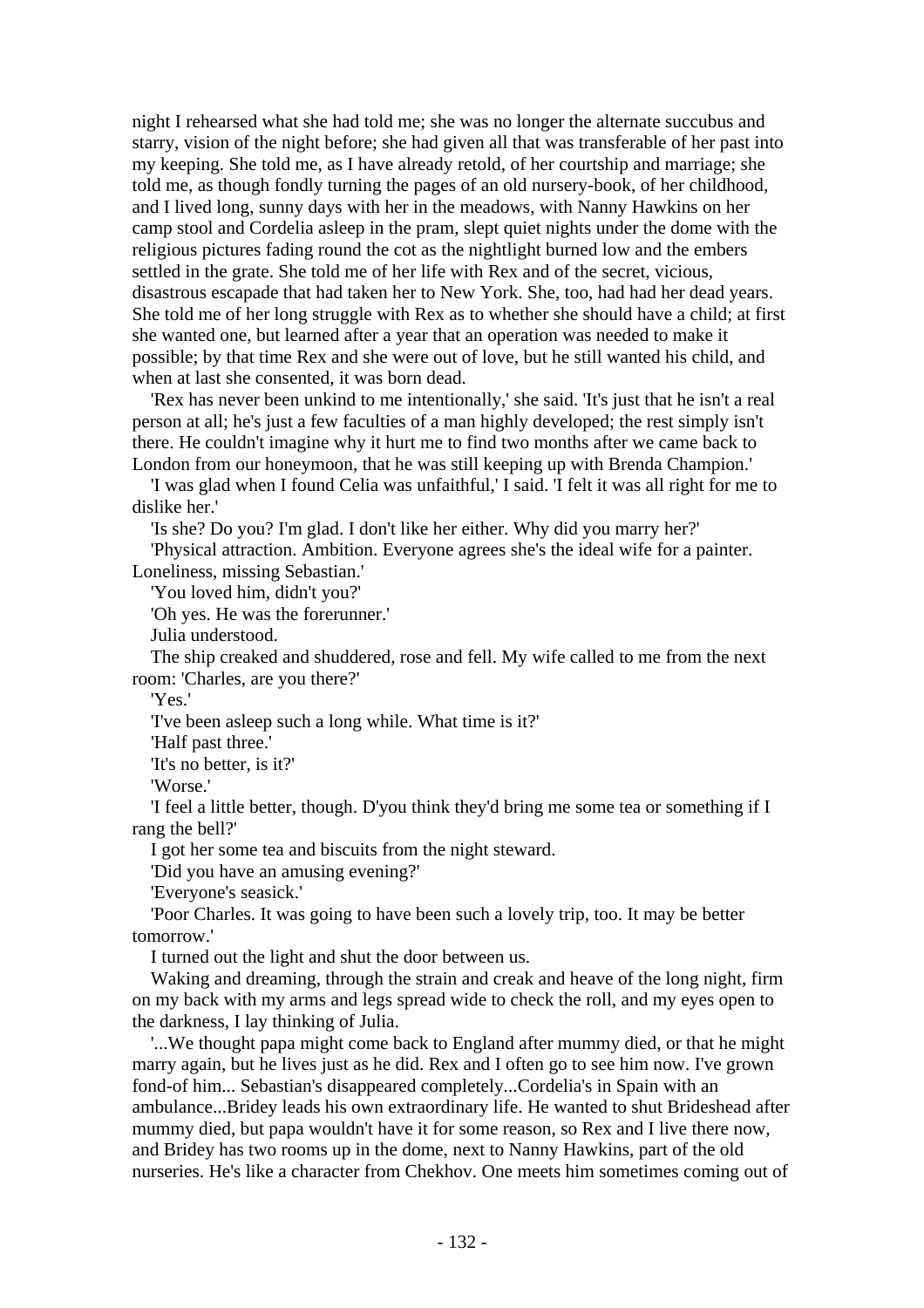night I rehearsed what she had told me; she was no longer the alternate succubus and starry, vision of the night before; she had given all that was transferable of her past into my keeping. She told me, as I have already retold, of her courtship and marriage; she told me, as though fondly turning the pages of an old nursery-book, of her childhood, and I lived long, sunny days with her in the meadows, with Nanny Hawkins on her camp stool and Cordelia asleep in the pram, slept quiet nights under the dome with the religious pictures fading round the cot as the nightlight burned low and the embers settled in the grate. She told me of her life with Rex and of the secret, vicious, disastrous escapade that had taken her to New York. She, too, had had her dead years. She told me of her long struggle with Rex as to whether she should have a child; at first she wanted one, but learned after a year that an operation was needed to make it possible; by that time Rex and she were out of love, but he still wanted his child, and when at last she consented, it was born dead.

'Rex has never been unkind to me intentionally,' she said. 'It's just that he isn't a real person at all; he's just a few faculties of a man highly developed; the rest simply isn't there. He couldn't imagine why it hurt me to find two months after we came back to London from our honeymoon, that he was still keeping up with Brenda Champion.'

'I was glad when I found Celia was unfaithful,' I said. 'I felt it was all right for me to dislike her.'

'Is she? Do you? I'm glad. I don't like her either. Why did you marry her?'

'Physical attraction. Ambition. Everyone agrees she's the ideal wife for a painter. Loneliness, missing Sebastian.'

'You loved him, didn't you?'

'Oh yes. He was the forerunner.'

Julia understood.

The ship creaked and shuddered, rose and fell. My wife called to me from the next room: 'Charles, are you there?'

'Yes.'

'I've been asleep such a long while. What time is it?'

'Half past three.'

'It's no better, is it?'

'Worse.'

'I feel a little better, though. D'you think they'd bring me some tea or something if I rang the bell?'

I got her some tea and biscuits from the night steward.

'Did you have an amusing evening?'

'Everyone's seasick.'

'Poor Charles. It was going to have been such a lovely trip, too. It may be better tomorrow.'

I turned out the light and shut the door between us.

Waking and dreaming, through the strain and creak and heave of the long night, firm on my back with my arms and legs spread wide to check the roll, and my eyes open to the darkness, I lay thinking of Julia.

'...We thought papa might come back to England after mummy died, or that he might marry again, but he lives just as he did. Rex and I often go to see him now. I've grown fond-of him... Sebastian's disappeared completely...Cordelia's in Spain with an ambulance...Bridey leads his own extraordinary life. He wanted to shut Brideshead after mummy died, but papa wouldn't have it for some reason, so Rex and I live there now, and Bridey has two rooms up in the dome, next to Nanny Hawkins, part of the old nurseries. He's like a character from Chekhov. One meets him sometimes coming out of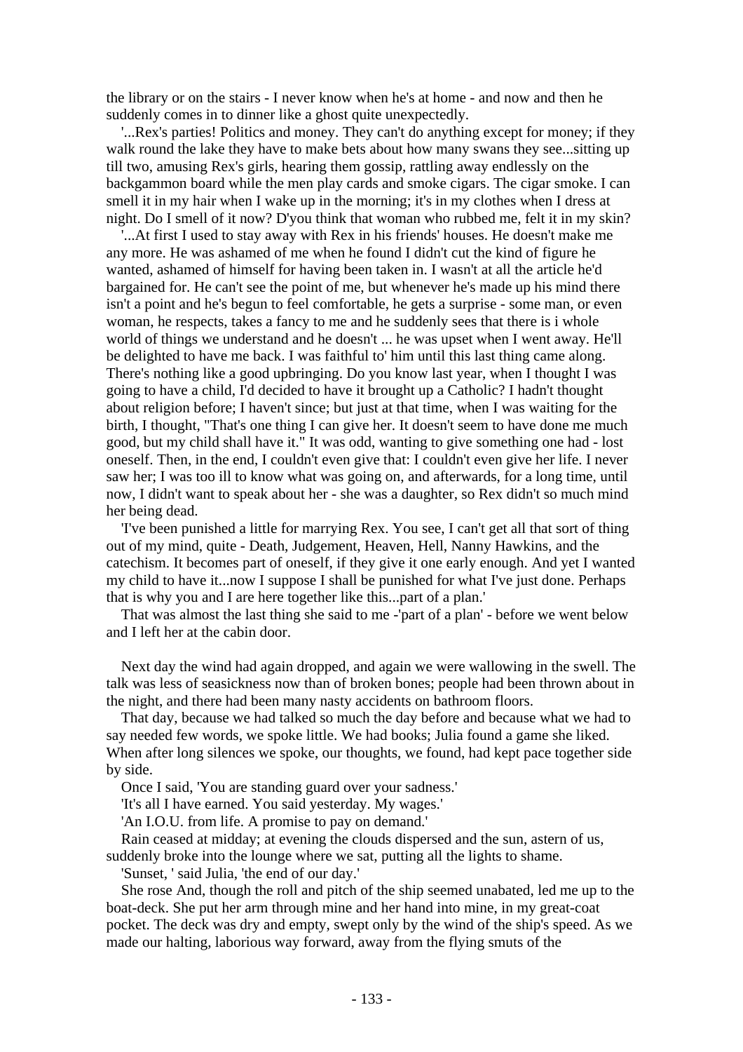the library or on the stairs - I never know when he's at home - and now and then he suddenly comes in to dinner like a ghost quite unexpectedly.

'...Rex's parties! Politics and money. They can't do anything except for money; if they walk round the lake they have to make bets about how many swans they see...sitting up till two, amusing Rex's girls, hearing them gossip, rattling away endlessly on the backgammon board while the men play cards and smoke cigars. The cigar smoke. I can smell it in my hair when I wake up in the morning; it's in my clothes when I dress at night. Do I smell of it now? D'you think that woman who rubbed me, felt it in my skin?

'...At first I used to stay away with Rex in his friends' houses. He doesn't make me any more. He was ashamed of me when he found I didn't cut the kind of figure he wanted, ashamed of himself for having been taken in. I wasn't at all the article he'd bargained for. He can't see the point of me, but whenever he's made up his mind there isn't a point and he's begun to feel comfortable, he gets a surprise - some man, or even woman, he respects, takes a fancy to me and he suddenly sees that there is i whole world of things we understand and he doesn't ... he was upset when I went away. He'll be delighted to have me back. I was faithful to' him until this last thing came along. There's nothing like a good upbringing. Do you know last year, when I thought I was going to have a child, I'd decided to have it brought up a Catholic? I hadn't thought about religion before; I haven't since; but just at that time, when I was waiting for the birth, I thought, "That's one thing I can give her. It doesn't seem to have done me much good, but my child shall have it." It was odd, wanting to give something one had - lost oneself. Then, in the end, I couldn't even give that: I couldn't even give her life. I never saw her; I was too ill to know what was going on, and afterwards, for a long time, until now, I didn't want to speak about her - she was a daughter, so Rex didn't so much mind her being dead.

'I've been punished a little for marrying Rex. You see, I can't get all that sort of thing out of my mind, quite - Death, Judgement, Heaven, Hell, Nanny Hawkins, and the catechism. It becomes part of oneself, if they give it one early enough. And yet I wanted my child to have it...now I suppose I shall be punished for what I've just done. Perhaps that is why you and I are here together like this...part of a plan.'

That was almost the last thing she said to me -'part of a plan' - before we went below and I left her at the cabin door.

Next day the wind had again dropped, and again we were wallowing in the swell. The talk was less of seasickness now than of broken bones; people had been thrown about in the night, and there had been many nasty accidents on bathroom floors.

That day, because we had talked so much the day before and because what we had to say needed few words, we spoke little. We had books; Julia found a game she liked. When after long silences we spoke, our thoughts, we found, had kept pace together side by side.

Once I said, 'You are standing guard over your sadness.'

'It's all I have earned. You said yesterday. My wages.'

'An I.O.U. from life. A promise to pay on demand.'

Rain ceased at midday; at evening the clouds dispersed and the sun, astern of us, suddenly broke into the lounge where we sat, putting all the lights to shame.

'Sunset, ' said Julia, 'the end of our day.'

She rose And, though the roll and pitch of the ship seemed unabated, led me up to the boat-deck. She put her arm through mine and her hand into mine, in my great-coat pocket. The deck was dry and empty, swept only by the wind of the ship's speed. As we made our halting, laborious way forward, away from the flying smuts of the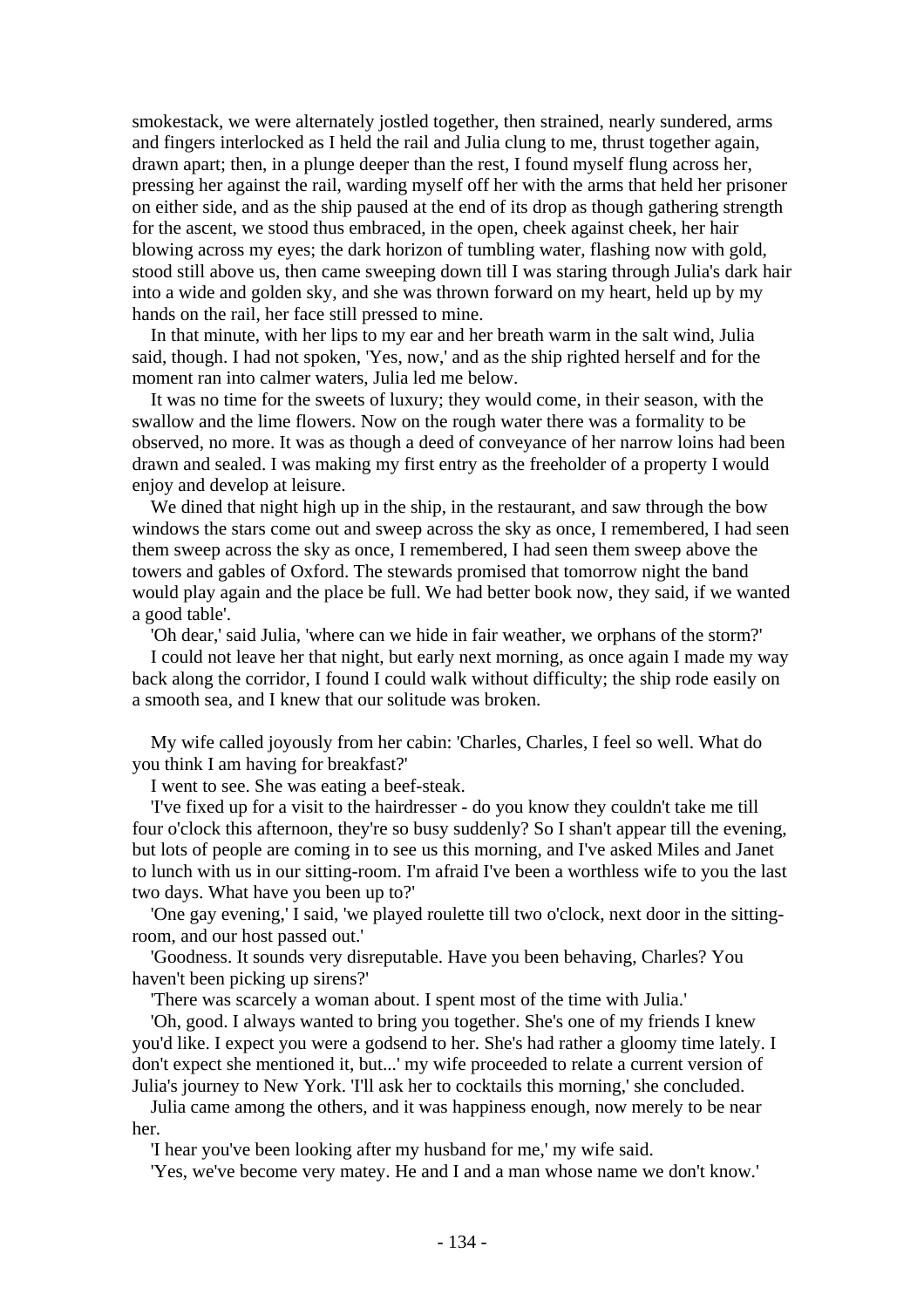smokestack, we were alternately jostled together, then strained, nearly sundered, arms and fingers interlocked as I held the rail and Julia clung to me, thrust together again, drawn apart; then, in a plunge deeper than the rest, I found myself flung across her, pressing her against the rail, warding myself off her with the arms that held her prisoner on either side, and as the ship paused at the end of its drop as though gathering strength for the ascent, we stood thus embraced, in the open, cheek against cheek, her hair blowing across my eyes; the dark horizon of tumbling water, flashing now with gold, stood still above us, then came sweeping down till I was staring through Julia's dark hair into a wide and golden sky, and she was thrown forward on my heart, held up by my hands on the rail, her face still pressed to mine.

In that minute, with her lips to my ear and her breath warm in the salt wind, Julia said, though. I had not spoken, 'Yes, now,' and as the ship righted herself and for the moment ran into calmer waters, Julia led me below.

It was no time for the sweets of luxury; they would come, in their season, with the swallow and the lime flowers. Now on the rough water there was a formality to be observed, no more. It was as though a deed of conveyance of her narrow loins had been drawn and sealed. I was making my first entry as the freeholder of a property I would enjoy and develop at leisure.

We dined that night high up in the ship, in the restaurant, and saw through the bow windows the stars come out and sweep across the sky as once, I remembered, I had seen them sweep across the sky as once, I remembered, I had seen them sweep above the towers and gables of Oxford. The stewards promised that tomorrow night the band would play again and the place be full. We had better book now, they said, if we wanted a good table'.

'Oh dear,' said Julia, 'where can we hide in fair weather, we orphans of the storm?'

I could not leave her that night, but early next morning, as once again I made my way back along the corridor, I found I could walk without difficulty; the ship rode easily on a smooth sea, and I knew that our solitude was broken.

My wife called joyously from her cabin: 'Charles, Charles, I feel so well. What do you think I am having for breakfast?'

I went to see. She was eating a beef-steak.

'I've fixed up for a visit to the hairdresser - do you know they couldn't take me till four o'clock this afternoon, they're so busy suddenly? So I shan't appear till the evening, but lots of people are coming in to see us this morning, and I've asked Miles and Janet to lunch with us in our sitting-room. I'm afraid I've been a worthless wife to you the last two days. What have you been up to?'

'One gay evening,' I said, 'we played roulette till two o'clock, next door in the sitting-room, and our host passed out.'

'Goodness. It sounds very disreputable. Have you been behaving, Charles? You haven't been picking up sirens?'

'There was scarcely a woman about. I spent most of the time with Julia.'

'Oh, good. I always wanted to bring you together. She's one of my friends I knew you'd like. I expect you were a godsend to her. She's had rather a gloomy time lately. I don't expect she mentioned it, but...' my wife proceeded to relate a current version of Julia's journey to New York. 'I'll ask her to cocktails this morning,' she concluded.

Julia came among the others, and it was happiness enough, now merely to be near her.

'I hear you've been looking after my husband for me,' my wife said.

'Yes, we've become very matey. He and I and a man whose name we don't know.'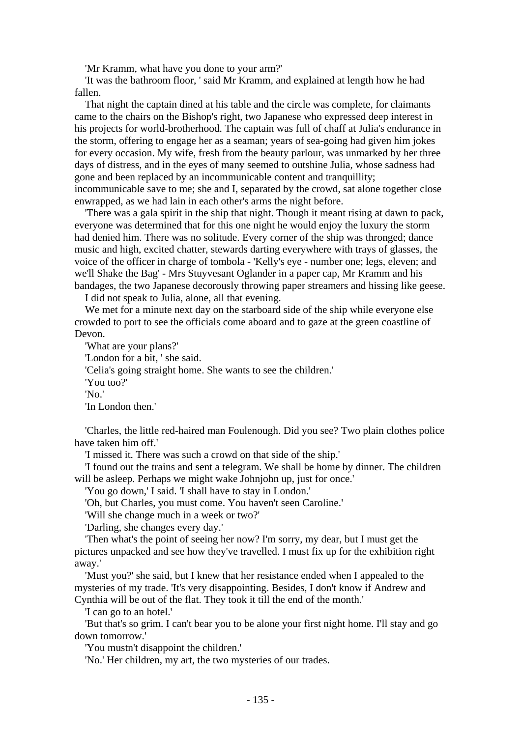'Mr Kramm, what have you done to your arm?'

'It was the bathroom floor, ' said Mr Kramm, and explained at length how he had fallen.

That night the captain dined at his table and the circle was complete, for claimants came to the chairs on the Bishop's right, two Japanese who expressed deep interest in his projects for world-brotherhood. The captain was full of chaff at Julia's endurance in the storm, offering to engage her as a seaman; years of sea-going had given him jokes for every occasion. My wife, fresh from the beauty parlour, was unmarked by her three days of distress, and in the eyes of many seemed to outshine Julia, whose sadness had gone and been replaced by an incommunicable content and tranquillity; incommunicable save to me; she and I, separated by the crowd, sat alone together close enwrapped, as we had lain in each other's arms the night before.

'There was a gala spirit in the ship that night. Though it meant rising at dawn to pack, everyone was determined that for this one night he would enjoy the luxury the storm had denied him. There was no solitude. Every corner of the ship was thronged; dance music and high, excited chatter, stewards darting everywhere with trays of glasses, the voice of the officer in charge of tombola - 'Kelly's eye - number one; legs, eleven; and we'll Shake the Bag' - Mrs Stuyvesant Oglander in a paper cap, Mr Kramm and his bandages, the two Japanese decorously throwing paper streamers and hissing like geese.

I did not speak to Julia, alone, all that evening.

We met for a minute next day on the starboard side of the ship while everyone else crowded to port to see the officials come aboard and to gaze at the green coastline of Devon.

'What are your plans?'

'London for a bit, ' she said.

'Celia's going straight home. She wants to see the children.'

'You too?'

'No.'

'In London then.'

'Charles, the little red-haired man Foulenough. Did you see? Two plain clothes police have taken him off.'

'I missed it. There was such a crowd on that side of the ship.'

'I found out the trains and sent a telegram. We shall be home by dinner. The children will be asleep. Perhaps we might wake Johnjohn up, just for once.'

'You go down,' I said. 'I shall have to stay in London.'

'Oh, but Charles, you must come. You haven't seen Caroline.'

'Will she change much in a week or two?'

'Darling, she changes every day.'

'Then what's the point of seeing her now? I'm sorry, my dear, but I must get the pictures unpacked and see how they've travelled. I must fix up for the exhibition right away.'

'Must you?' she said, but I knew that her resistance ended when I appealed to the mysteries of my trade. 'It's very disappointing. Besides, I don't know if Andrew and Cynthia will be out of the flat. They took it till the end of the month.'

'I can go to an hotel.'

'But that's so grim. I can't bear you to be alone your first night home. I'll stay and go down tomorrow.'

'You mustn't disappoint the children.'

'No.' Her children, my art, the two mysteries of our trades.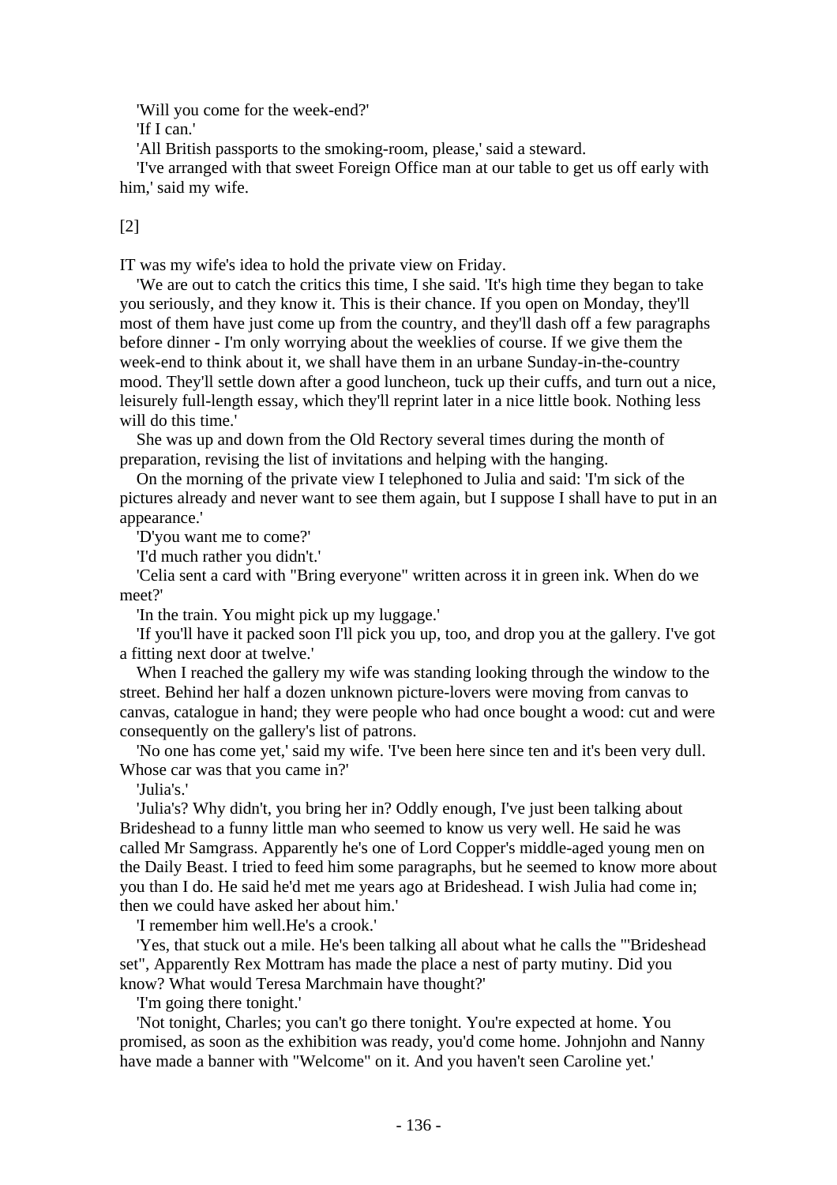'Will you come for the week-end?'

'If I can.'

'All British passports to the smoking-room, please,' said a steward.

'I've arranged with that sweet Foreign Office man at our table to get us off early with him,' said my wife.

[2]

IT was my wife's idea to hold the private view on Friday.

'We are out to catch the critics this time, I she said. 'It's high time they began to take you seriously, and they know it. This is their chance. If you open on Monday, they'll most of them have just come up from the country, and they'll dash off a few paragraphs before dinner - I'm only worrying about the weeklies of course. If we give them the week-end to think about it, we shall have them in an urbane Sunday-in-the-country mood. They'll settle down after a good luncheon, tuck up their cuffs, and turn out a nice, leisurely full-length essay, which they'll reprint later in a nice little book. Nothing less will do this time.'

She was up and down from the Old Rectory several times during the month of preparation, revising the list of invitations and helping with the hanging.

On the morning of the private view I telephoned to Julia and said: 'I'm sick of the pictures already and never want to see them again, but I suppose I shall have to put in an appearance.'

'D'you want me to come?'

'I'd much rather you didn't.'

'Celia sent a card with "Bring everyone" written across it in green ink. When do we meet?'

'In the train. You might pick up my luggage.'

'If you'll have it packed soon I'll pick you up, too, and drop you at the gallery. I've got a fitting next door at twelve.'

When I reached the gallery my wife was standing looking through the window to the street. Behind her half a dozen unknown picture-lovers were moving from canvas to canvas, catalogue in hand; they were people who had once bought a wood: cut and were consequently on the gallery's list of patrons.

'No one has come yet,' said my wife. 'I've been here since ten and it's been very dull. Whose car was that you came in?'

'Julia's.'

'Julia's? Why didn't, you bring her in? Oddly enough, I've just been talking about Brideshead to a funny little man who seemed to know us very well. He said he was called Mr Samgrass. Apparently he's one of Lord Copper's middle-aged young men on the Daily Beast. I tried to feed him some paragraphs, but he seemed to know more about you than I do. He said he'd met me years ago at Brideshead. I wish Julia had come in; then we could have asked her about him.'

'I remember him well.He's a crook.'

'Yes, that stuck out a mile. He's been talking all about what he calls the "'Brideshead set", Apparently Rex Mottram has made the place a nest of party mutiny. Did you know? What would Teresa Marchmain have thought?'

'I'm going there tonight.'

'Not tonight, Charles; you can't go there tonight. You're expected at home. You promised, as soon as the exhibition was ready, you'd come home. Johnjohn and Nanny have made a banner with "Welcome" on it. And you haven't seen Caroline yet.'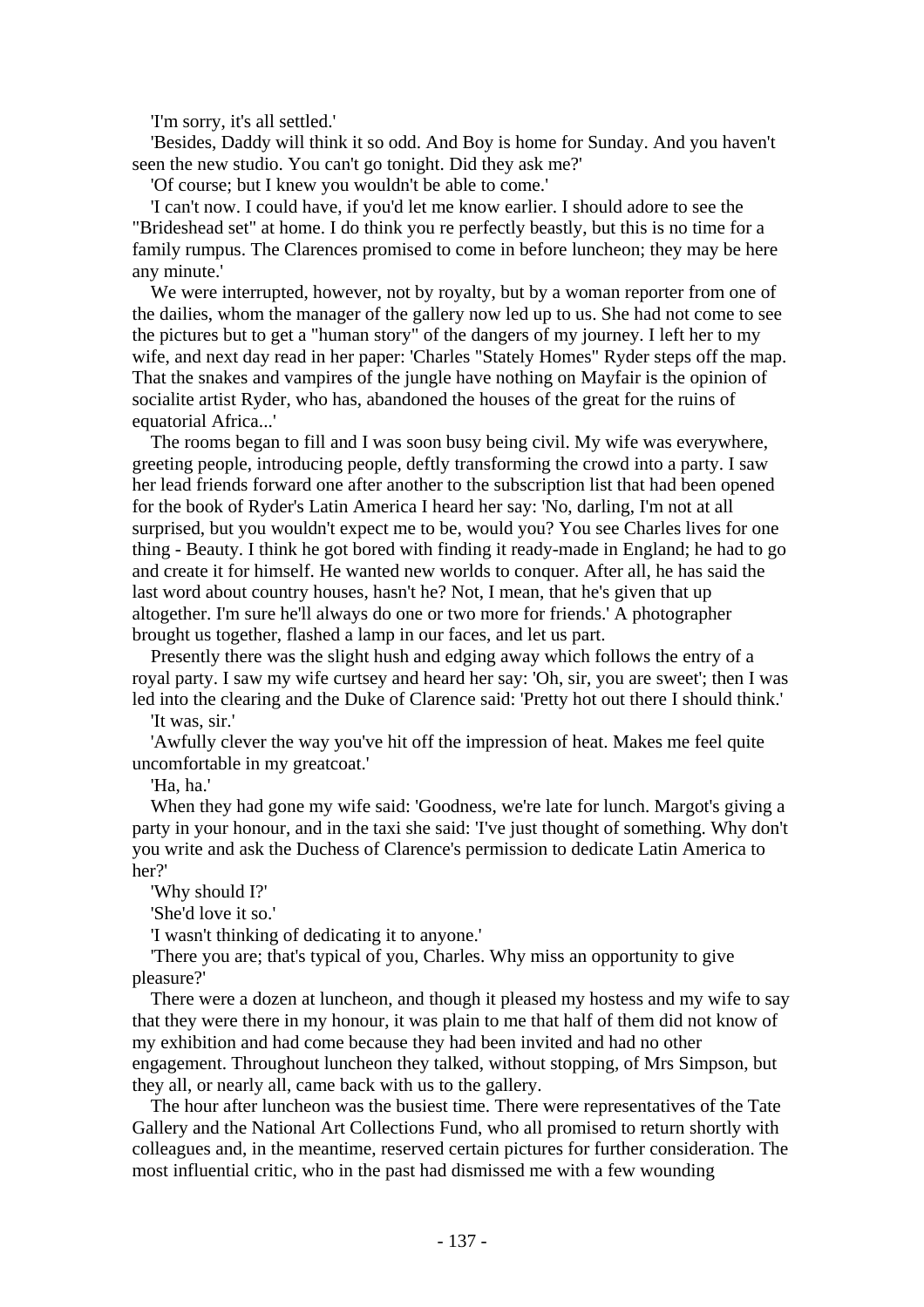'I'm sorry, it's all settled.'

'Besides, Daddy will think it so odd. And Boy is home for Sunday. And you haven't seen the new studio. You can't go tonight. Did they ask me?'

'Of course; but I knew you wouldn't be able to come.'

'I can't now. I could have, if you'd let me know earlier. I should adore to see the "Brideshead set" at home. I do think you re perfectly beastly, but this is no time for a family rumpus. The Clarences promised to come in before luncheon; they may be here any minute.'

We were interrupted, however, not by royalty, but by a woman reporter from one of the dailies, whom the manager of the gallery now led up to us. She had not come to see the pictures but to get a "human story" of the dangers of my journey. I left her to my wife, and next day read in her paper: 'Charles "Stately Homes" Ryder steps off the map. That the snakes and vampires of the jungle have nothing on Mayfair is the opinion of socialite artist Ryder, who has, abandoned the houses of the great for the ruins of equatorial Africa...'

The rooms began to fill and I was soon busy being civil. My wife was everywhere, greeting people, introducing people, deftly transforming the crowd into a party. I saw her lead friends forward one after another to the subscription list that had been opened for the book of Ryder's Latin America I heard her say: 'No, darling, I'm not at all surprised, but you wouldn't expect me to be, would you? You see Charles lives for one thing - Beauty. I think he got bored with finding it ready-made in England; he had to go and create it for himself. He wanted new worlds to conquer. After all, he has said the last word about country houses, hasn't he? Not, I mean, that he's given that up altogether. I'm sure he'll always do one or two more for friends.' A photographer brought us together, flashed a lamp in our faces, and let us part.

Presently there was the slight hush and edging away which follows the entry of a royal party. I saw my wife curtsey and heard her say: 'Oh, sir, you are sweet'; then I was led into the clearing and the Duke of Clarence said: 'Pretty hot out there I should think.'

'It was, sir.'

'Awfully clever the way you've hit off the impression of heat. Makes me feel quite uncomfortable in my greatcoat.'

'Ha, ha.'

When they had gone my wife said: 'Goodness, we're late for lunch. Margot's giving a party in your honour, and in the taxi she said: 'I've just thought of something. Why don't you write and ask the Duchess of Clarence's permission to dedicate Latin America to her?'

'Why should I?'

'She'd love it so.'

'I wasn't thinking of dedicating it to anyone.'

'There you are; that's typical of you, Charles. Why miss an opportunity to give pleasure?'

There were a dozen at luncheon, and though it pleased my hostess and my wife to say that they were there in my honour, it was plain to me that half of them did not know of my exhibition and had come because they had been invited and had no other engagement. Throughout luncheon they talked, without stopping, of Mrs Simpson, but they all, or nearly all, came back with us to the gallery.

The hour after luncheon was the busiest time. There were representatives of the Tate Gallery and the National Art Collections Fund, who all promised to return shortly with colleagues and, in the meantime, reserved certain pictures for further consideration. The most influential critic, who in the past had dismissed me with a few wounding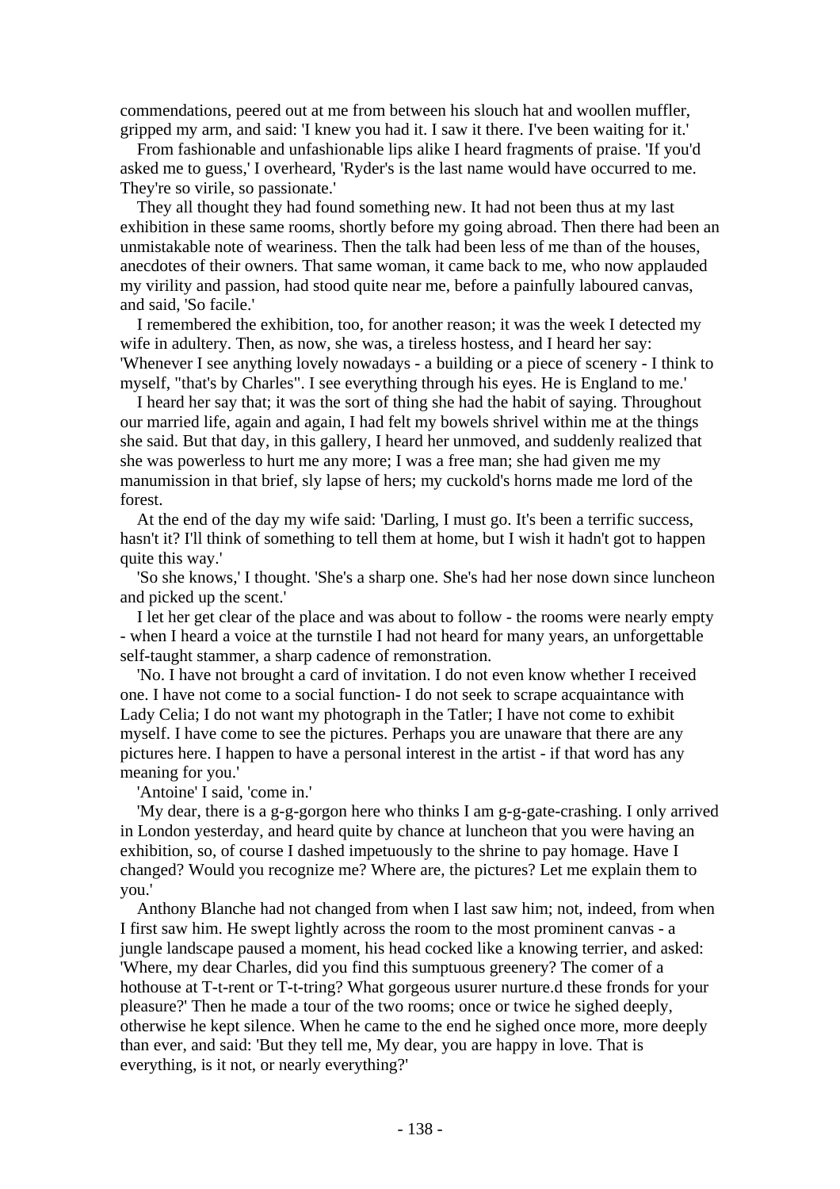commendations, peered out at me from between his slouch hat and woollen muffler, gripped my arm, and said: 'I knew you had it. I saw it there. I've been waiting for it.'

From fashionable and unfashionable lips alike I heard fragments of praise. 'If you'd asked me to guess,' I overheard, 'Ryder's is the last name would have occurred to me. They're so virile, so passionate.'

They all thought they had found something new. It had not been thus at my last exhibition in these same rooms, shortly before my going abroad. Then there had been an unmistakable note of weariness. Then the talk had been less of me than of the houses, anecdotes of their owners. That same woman, it came back to me, who now applauded my virility and passion, had stood quite near me, before a painfully laboured canvas, and said, 'So facile.'

I remembered the exhibition, too, for another reason; it was the week I detected my wife in adultery. Then, as now, she was, a tireless hostess, and I heard her say: 'Whenever I see anything lovely nowadays - a building or a piece of scenery - I think to myself, "that's by Charles". I see everything through his eyes. He is England to me.'

I heard her say that; it was the sort of thing she had the habit of saying. Throughout our married life, again and again, I had felt my bowels shrivel within me at the things she said. But that day, in this gallery, I heard her unmoved, and suddenly realized that she was powerless to hurt me any more; I was a free man; she had given me my manumission in that brief, sly lapse of hers; my cuckold's horns made me lord of the forest.

At the end of the day my wife said: 'Darling, I must go. It's been a terrific success, hasn't it? I'll think of something to tell them at home, but I wish it hadn't got to happen quite this way.'

'So she knows,' I thought. 'She's a sharp one. She's had her nose down since luncheon and picked up the scent.'

I let her get clear of the place and was about to follow - the rooms were nearly empty - when I heard a voice at the turnstile I had not heard for many years, an unforgettable self-taught stammer, a sharp cadence of remonstration.

'No. I have not brought a card of invitation. I do not even know whether I received one. I have not come to a social function- I do not seek to scrape acquaintance with Lady Celia; I do not want my photograph in the Tatler; I have not come to exhibit myself. I have come to see the pictures. Perhaps you are unaware that there are any pictures here. I happen to have a personal interest in the artist - if that word has any meaning for you.'

'Antoine' I said, 'come in.'

'My dear, there is a g-g-gorgon here who thinks I am g-g-gate-crashing. I only arrived in London yesterday, and heard quite by chance at luncheon that you were having an exhibition, so, of course I dashed impetuously to the shrine to pay homage. Have I changed? Would you recognize me? Where are, the pictures? Let me explain them to you.'

Anthony Blanche had not changed from when I last saw him; not, indeed, from when I first saw him. He swept lightly across the room to the most prominent canvas - a jungle landscape paused a moment, his head cocked like a knowing terrier, and asked: 'Where, my dear Charles, did you find this sumptuous greenery? The comer of a hothouse at T-t-rent or T-t-tring? What gorgeous usurer nurture.d these fronds for your pleasure?' Then he made a tour of the two rooms; once or twice he sighed deeply, otherwise he kept silence. When he came to the end he sighed once more, more deeply than ever, and said: 'But they tell me, My dear, you are happy in love. That is everything, is it not, or nearly everything?'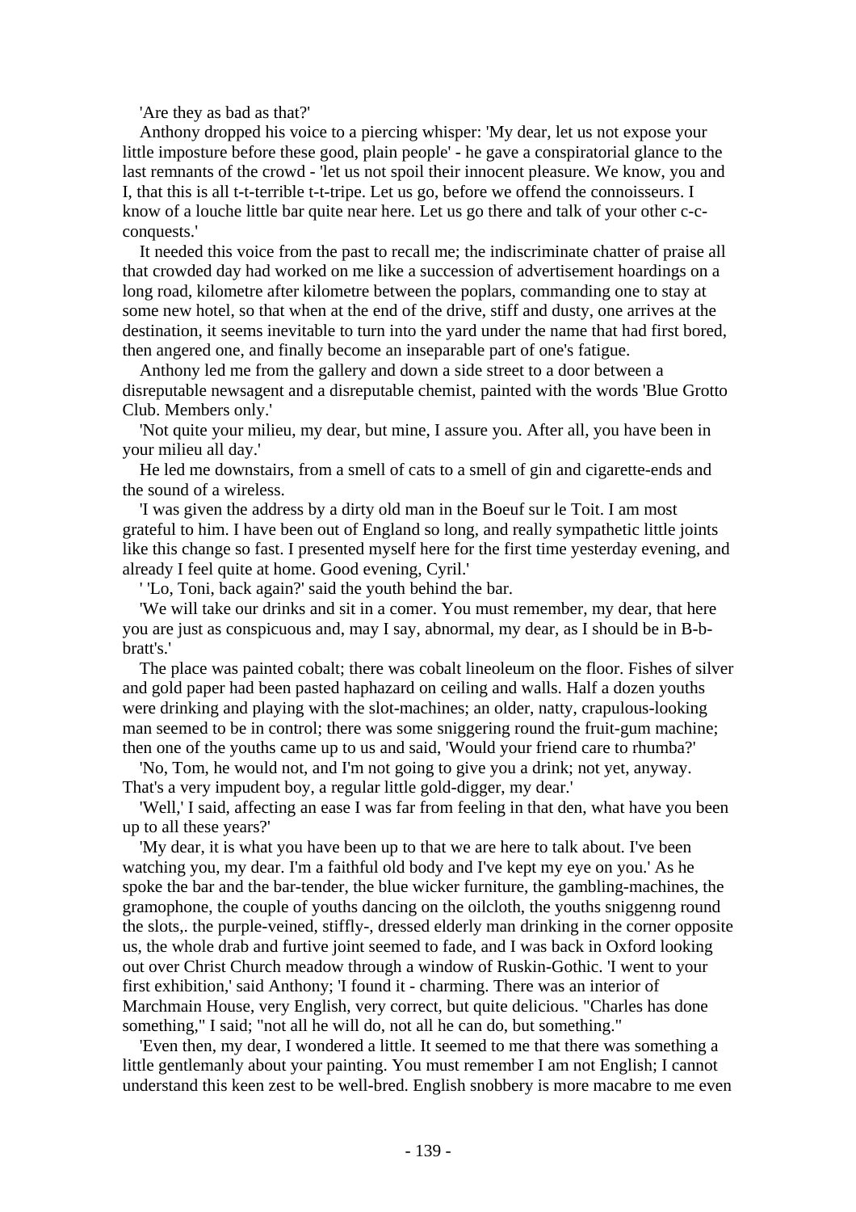'Are they as bad as that?'

Anthony dropped his voice to a piercing whisper: 'My dear, let us not expose your little imposture before these good, plain people' - he gave a conspiratorial glance to the last remnants of the crowd - 'let us not spoil their innocent pleasure. We know, you and I, that this is all t-t-terrible t-t-tripe. Let us go, before we offend the connoisseurs. I know of a louche little bar quite near here. Let us go there and talk of your other c-c-conquests.'

It needed this voice from the past to recall me; the indiscriminate chatter of praise all that crowded day had worked on me like a succession of advertisement hoardings on a long road, kilometre after kilometre between the poplars, commanding one to stay at some new hotel, so that when at the end of the drive, stiff and dusty, one arrives at the destination, it seems inevitable to turn into the yard under the name that had first bored, then angered one, and finally become an inseparable part of one's fatigue.

Anthony led me from the gallery and down a side street to a door between a disreputable newsagent and a disreputable chemist, painted with the words 'Blue Grotto Club. Members only.'

'Not quite your milieu, my dear, but mine, I assure you. After all, you have been in your milieu all day.'

He led me downstairs, from a smell of cats to a smell of gin and cigarette-ends and the sound of a wireless.

'I was given the address by a dirty old man in the Boeuf sur le Toit. I am most grateful to him. I have been out of England so long, and really sympathetic little joints like this change so fast. I presented myself here for the first time yesterday evening, and already I feel quite at home. Good evening, Cyril.'

' 'Lo, Toni, back again?' said the youth behind the bar.

'We will take our drinks and sit in a comer. You must remember, my dear, that here you are just as conspicuous and, may I say, abnormal, my dear, as I should be in B-b-bratt's.'

The place was painted cobalt; there was cobalt lineoleum on the floor. Fishes of silver and gold paper had been pasted haphazard on ceiling and walls. Half a dozen youths were drinking and playing with the slot-machines; an older, natty, crapulous-looking man seemed to be in control; there was some sniggering round the fruit-gum machine; then one of the youths came up to us and said, 'Would your friend care to rhumba?'

'No, Tom, he would not, and I'm not going to give you a drink; not yet, anyway. That's a very impudent boy, a regular little gold-digger, my dear.'

'Well,' I said, affecting an ease I was far from feeling in that den, what have you been up to all these years?'

'My dear, it is what you have been up to that we are here to talk about. I've been watching you, my dear. I'm a faithful old body and I've kept my eye on you.' As he spoke the bar and the bar-tender, the blue wicker furniture, the gambling-machines, the gramophone, the couple of youths dancing on the oilcloth, the youths sniggenng round the slots,. the purple-veined, stiffly-, dressed elderly man drinking in the corner opposite us, the whole drab and furtive joint seemed to fade, and I was back in Oxford looking out over Christ Church meadow through a window of Ruskin-Gothic. 'I went to your first exhibition,' said Anthony; 'I found it - charming. There was an interior of Marchmain House, very English, very correct, but quite delicious. "Charles has done something," I said; "not all he will do, not all he can do, but something."

'Even then, my dear, I wondered a little. It seemed to me that there was something a little gentlemanly about your painting. You must remember I am not English; I cannot understand this keen zest to be well-bred. English snobbery is more macabre to me even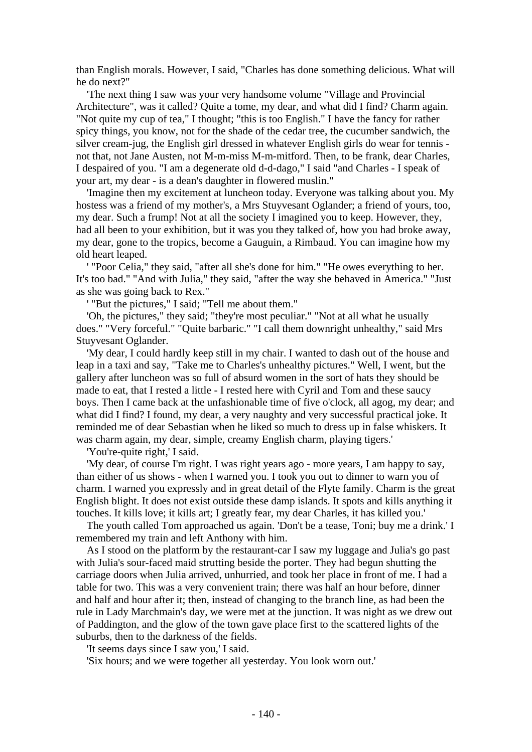than English morals. However, I said, "Charles has done something delicious. What will he do next?"

'The next thing I saw was your very handsome volume "Village and Provincial Architecture", was it called? Quite a tome, my dear, and what did I find? Charm again. "Not quite my cup of tea," I thought; "this is too English." I have the fancy for rather spicy things, you know, not for the shade of the cedar tree, the cucumber sandwich, the silver cream-jug, the English girl dressed in whatever English girls do wear for tennis - not that, not Jane Austen, not M-m-miss M-m-mitford. Then, to be frank, dear Charles, I despaired of you. "I am a degenerate old d-d-dago," I said "and Charles - I speak of your art, my dear - is a dean's daughter in flowered muslin."

'Imagine then my excitement at luncheon today. Everyone was talking about you. My hostess was a friend of my mother's, a Mrs Stuyvesant Oglander; a friend of yours, too, my dear. Such a frump! Not at all the society I imagined you to keep. However, they, had all been to your exhibition, but it was you they talked of, how you had broke away, my dear, gone to the tropics, become a Gauguin, a Rimbaud. You can imagine how my old heart leaped.

' "Poor Celia," they said, "after all she's done for him." "He owes everything to her. It's too bad." "And with Julia," they said, "after the way she behaved in America." "Just as she was going back to Rex."

' "But the pictures," I said; "Tell me about them."

'Oh, the pictures," they said; "they're most peculiar." "Not at all what he usually does." "Very forceful." "Quite barbaric." "I call them downright unhealthy," said Mrs Stuyvesant Oglander.

'My dear, I could hardly keep still in my chair. I wanted to dash out of the house and leap in a taxi and say, "Take me to Charles's unhealthy pictures." Well, I went, but the gallery after luncheon was so full of absurd women in the sort of hats they should be made to eat, that I rested a little - I rested here with Cyril and Tom and these saucy boys. Then I came back at the unfashionable time of five o'clock, all agog, my dear; and what did I find? I found, my dear, a very naughty and very successful practical joke. It reminded me of dear Sebastian when he liked so much to dress up in false whiskers. It was charm again, my dear, simple, creamy English charm, playing tigers.'

'You're-quite right,' I said.

'My dear, of course I'm right. I was right years ago - more years, I am happy to say, than either of us shows - when I warned you. I took you out to dinner to warn you of charm. I warned you expressly and in great detail of the Flyte family. Charm is the great English blight. It does not exist outside these damp islands. It spots and kills anything it touches. It kills love; it kills art; I greatly fear, my dear Charles, it has killed you.'

The youth called Tom approached us again. 'Don't be a tease, Toni; buy me a drink.' I remembered my train and left Anthony with him.

As I stood on the platform by the restaurant-car I saw my luggage and Julia's go past with Julia's sour-faced maid strutting beside the porter. They had begun shutting the carriage doors when Julia arrived, unhurried, and took her place in front of me. I had a table for two. This was a very convenient train; there was half an hour before, dinner and half and hour after it; then, instead of changing to the branch line, as had been the rule in Lady Marchmain's day, we were met at the junction. It was night as we drew out of Paddington, and the glow of the town gave place first to the scattered lights of the suburbs, then to the darkness of the fields.

'It seems days since I saw you,' I said.

'Six hours; and we were together all yesterday. You look worn out.'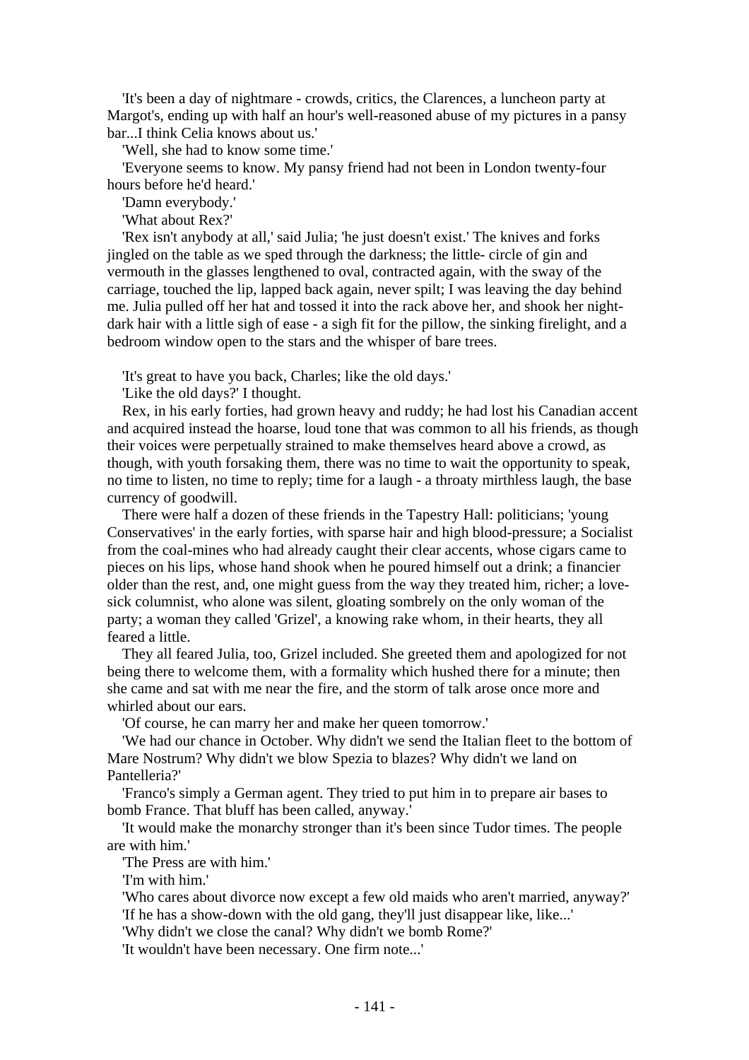'It's been a day of nightmare - crowds, critics, the Clarences, a luncheon party at Margot's, ending up with half an hour's well-reasoned abuse of my pictures in a pansy bar...I think Celia knows about us.'

'Well, she had to know some time.'

'Everyone seems to know. My pansy friend had not been in London twenty-four hours before he'd heard.'

'Damn everybody.'

'What about Rex?'

'Rex isn't anybody at all,' said Julia; 'he just doesn't exist.' The knives and forks jingled on the table as we sped through the darkness; the little- circle of gin and vermouth in the glasses lengthened to oval, contracted again, with the sway of the carriage, touched the lip, lapped back again, never spilt; I was leaving the day behind me. Julia pulled off her hat and tossed it into the rack above her, and shook her night-dark hair with a little sigh of ease - a sigh fit for the pillow, the sinking firelight, and a bedroom window open to the stars and the whisper of bare trees.

'It's great to have you back, Charles; like the old days.'

'Like the old days?' I thought.

Rex, in his early forties, had grown heavy and ruddy; he had lost his Canadian accent and acquired instead the hoarse, loud tone that was common to all his friends, as though their voices were perpetually strained to make themselves heard above a crowd, as though, with youth forsaking them, there was no time to wait the opportunity to speak, no time to listen, no time to reply; time for a laugh - a throaty mirthless laugh, the base currency of goodwill.

There were half a dozen of these friends in the Tapestry Hall: politicians; 'young Conservatives' in the early forties, with sparse hair and high blood-pressure; a Socialist from the coal-mines who had already caught their clear accents, whose cigars came to pieces on his lips, whose hand shook when he poured himself out a drink; a financier older than the rest, and, one might guess from the way they treated him, richer; a love-sick columnist, who alone was silent, gloating sombrely on the only woman of the party; a woman they called 'Grizel', a knowing rake whom, in their hearts, they all feared a little.

They all feared Julia, too, Grizel included. She greeted them and apologized for not being there to welcome them, with a formality which hushed there for a minute; then she came and sat with me near the fire, and the storm of talk arose once more and whirled about our ears.

'Of course, he can marry her and make her queen tomorrow.'

'We had our chance in October. Why didn't we send the Italian fleet to the bottom of Mare Nostrum? Why didn't we blow Spezia to blazes? Why didn't we land on Pantelleria?'

'Franco's simply a German agent. They tried to put him in to prepare air bases to bomb France. That bluff has been called, anyway.'

'It would make the monarchy stronger than it's been since Tudor times. The people are with him.'

'The Press are with him.'

'I'm with him.'

'Who cares about divorce now except a few old maids who aren't married, anyway?'

'If he has a show-down with the old gang, they'll just disappear like, like...'

'Why didn't we close the canal? Why didn't we bomb Rome?'

'It wouldn't have been necessary. One firm note...'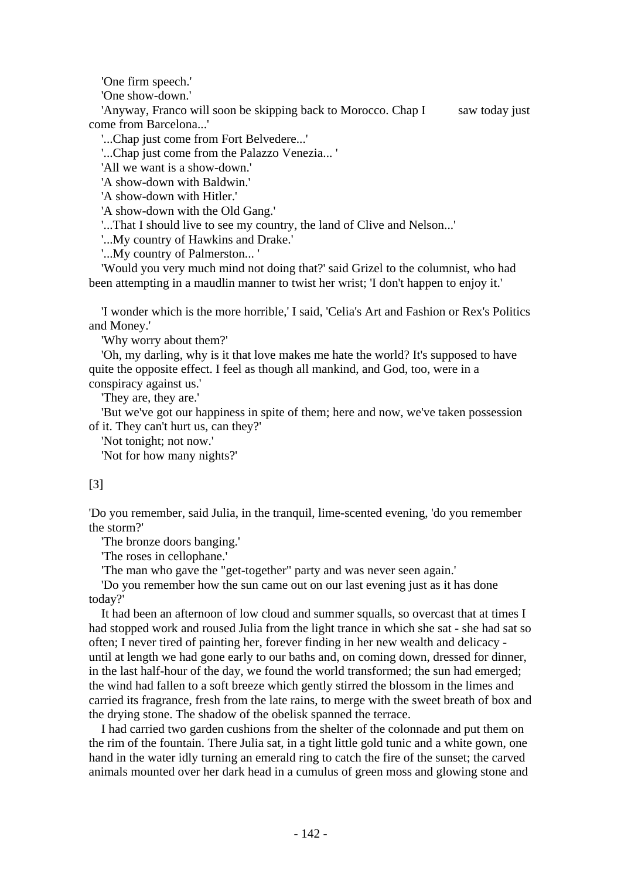'One firm speech.'

'One show-down.'

'Anyway, Franco will soon be skipping back to Morocco. Chap I saw today just come from Barcelona...'

'...Chap just come from Fort Belvedere...'

'...Chap just come from the Palazzo Venezia... '

'All we want is a show-down.'

'A show-down with Baldwin.'

'A show-down with Hitler.'

'A show-down with the Old Gang.'

'...That I should live to see my country, the land of Clive and Nelson...'

'...My country of Hawkins and Drake.'

'...My country of Palmerston... '

'Would you very much mind not doing that?' said Grizel to the columnist, who had been attempting in a maudlin manner to twist her wrist; 'I don't happen to enjoy it.'

'I wonder which is the more horrible,' I said, 'Celia's Art and Fashion or Rex's Politics and Money.'

'Why worry about them?'

'Oh, my darling, why is it that love makes me hate the world? It's supposed to have quite the opposite effect. I feel as though all mankind, and God, too, were in a conspiracy against us.'

'They are, they are.'

'But we've got our happiness in spite of them; here and now, we've taken possession of it. They can't hurt us, can they?'

'Not tonight; not now.'

'Not for how many nights?'

[3]

'Do you remember, said Julia, in the tranquil, lime-scented evening, 'do you remember the storm?'

'The bronze doors banging.'

'The roses in cellophane.'

'The man who gave the "get-together" party and was never seen again.'

'Do you remember how the sun came out on our last evening just as it has done today?'

It had been an afternoon of low cloud and summer squalls, so overcast that at times I had stopped work and roused Julia from the light trance in which she sat - she had sat so often; I never tired of painting her, forever finding in her new wealth and delicacy - until at length we had gone early to our baths and, on coming down, dressed for dinner, in the last half-hour of the day, we found the world transformed; the sun had emerged; the wind had fallen to a soft breeze which gently stirred the blossom in the limes and carried its fragrance, fresh from the late rains, to merge with the sweet breath of box and the drying stone. The shadow of the obelisk spanned the terrace.

I had carried two garden cushions from the shelter of the colonnade and put them on the rim of the fountain. There Julia sat, in a tight little gold tunic and a white gown, one hand in the water idly turning an emerald ring to catch the fire of the sunset; the carved animals mounted over her dark head in a cumulus of green moss and glowing stone and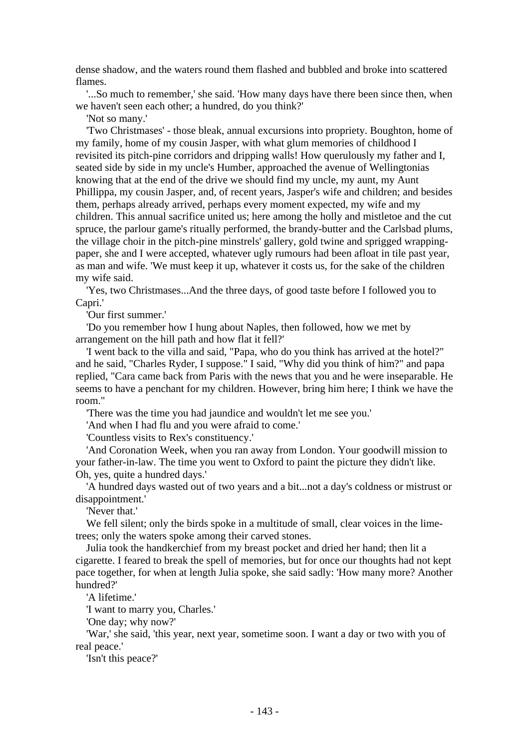dense shadow, and the waters round them flashed and bubbled and broke into scattered flames.

'...So much to remember,' she said. 'How many days have there been since then, when we haven't seen each other; a hundred, do you think?'

'Not so many.'

'Two Christmases' - those bleak, annual excursions into propriety. Boughton, home of my family, home of my cousin Jasper, with what glum memories of childhood I revisited its pitch-pine corridors and dripping walls! How querulously my father and I, seated side by side in my uncle's Humber, approached the avenue of Wellingtonias knowing that at the end of the drive we should find my uncle, my aunt, my Aunt Phillippa, my cousin Jasper, and, of recent years, Jasper's wife and children; and besides them, perhaps already arrived, perhaps every moment expected, my wife and my children. This annual sacrifice united us; here among the holly and mistletoe and the cut spruce, the parlour game's ritually performed, the brandy-butter and the Carlsbad plums, the village choir in the pitch-pine minstrels' gallery, gold twine and sprigged wrapping-paper, she and I were accepted, whatever ugly rumours had been afloat in tile past year, as man and wife. 'We must keep it up, whatever it costs us, for the sake of the children my wife said.

'Yes, two Christmases...And the three days, of good taste before I followed you to Capri.'

'Our first summer.'

'Do you remember how I hung about Naples, then followed, how we met by arrangement on the hill path and how flat it fell?'

'I went back to the villa and said, "Papa, who do you think has arrived at the hotel?" and he said, "Charles Ryder, I suppose." I said, "Why did you think of him?" and papa replied, "Cara came back from Paris with the news that you and he were inseparable. He seems to have a penchant for my children. However, bring him here; I think we have the room."

'There was the time you had jaundice and wouldn't let me see you.'

'And when I had flu and you were afraid to come.'

'Countless visits to Rex's constituency.'

'And Coronation Week, when you ran away from London. Your goodwill mission to your father-in-law. The time you went to Oxford to paint the picture they didn't like. Oh, yes, quite a hundred days.'

'A hundred days wasted out of two years and a bit...not a day's coldness or mistrust or disappointment.'

'Never that.'

We fell silent; only the birds spoke in a multitude of small, clear voices in the lime-trees; only the waters spoke among their carved stones.

Julia took the handkerchief from my breast pocket and dried her hand; then lit a cigarette. I feared to break the spell of memories, but for once our thoughts had not kept pace together, for when at length Julia spoke, she said sadly: 'How many more? Another hundred?'

'A lifetime.'

'I want to marry you, Charles.'

'One day; why now?'

'War,' she said, 'this year, next year, sometime soon. I want a day or two with you of real peace.'

'Isn't this peace?'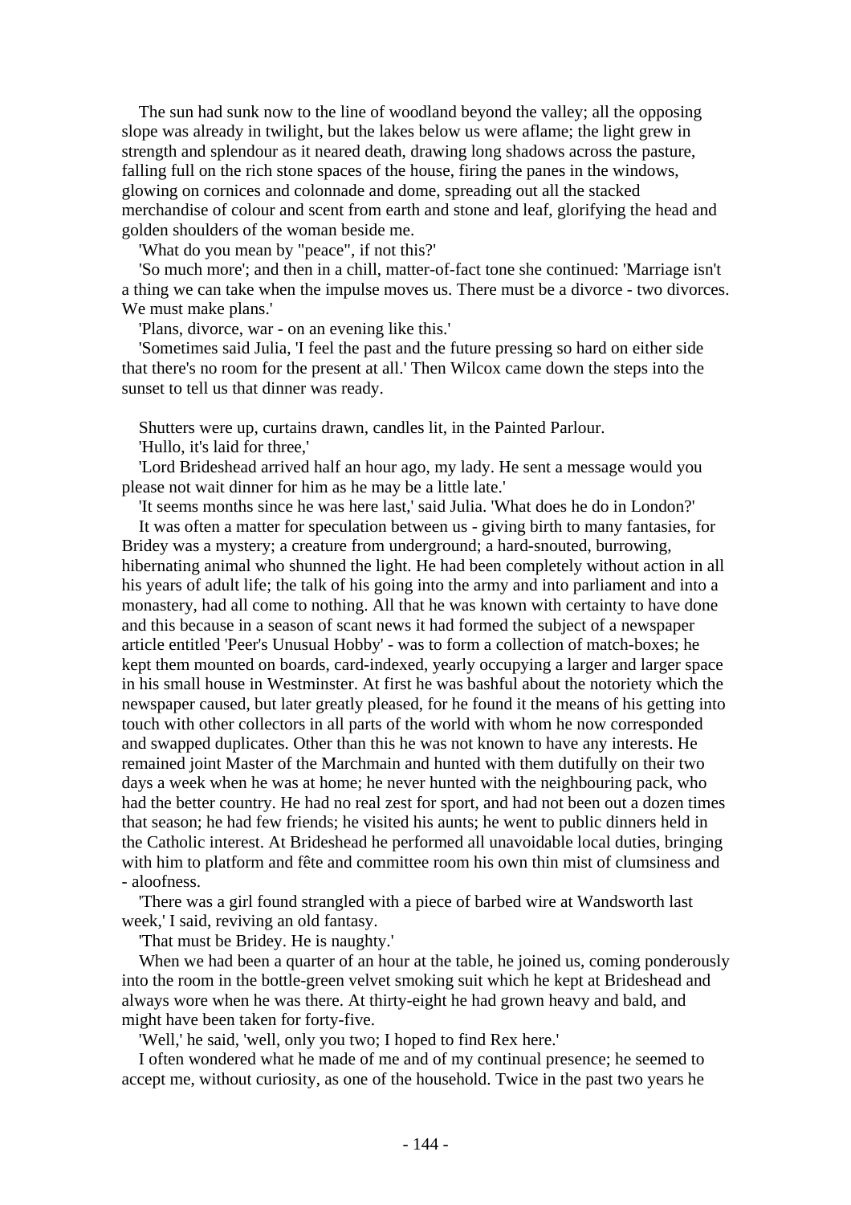The sun had sunk now to the line of woodland beyond the valley; all the opposing slope was already in twilight, but the lakes below us were aflame; the light grew in strength and splendour as it neared death, drawing long shadows across the pasture, falling full on the rich stone spaces of the house, firing the panes in the windows, glowing on cornices and colonnade and dome, spreading out all the stacked merchandise of colour and scent from earth and stone and leaf, glorifying the head and golden shoulders of the woman beside me.

'What do you mean by "peace", if not this?'

'So much more'; and then in a chill, matter-of-fact tone she continued: 'Marriage isn't a thing we can take when the impulse moves us. There must be a divorce - two divorces. We must make plans.'

'Plans, divorce, war - on an evening like this.'

'Sometimes said Julia, 'I feel the past and the future pressing so hard on either side that there's no room for the present at all.' Then Wilcox came down the steps into the sunset to tell us that dinner was ready.

Shutters were up, curtains drawn, candles lit, in the Painted Parlour.

'Hullo, it's laid for three,'

'Lord Brideshead arrived half an hour ago, my lady. He sent a message would you please not wait dinner for him as he may be a little late.'

'It seems months since he was here last,' said Julia. 'What does he do in London?'

It was often a matter for speculation between us - giving birth to many fantasies, for Bridey was a mystery; a creature from underground; a hard-snouted, burrowing, hibernating animal who shunned the light. He had been completely without action in all his years of adult life; the talk of his going into the army and into parliament and into a monastery, had all come to nothing. All that he was known with certainty to have done and this because in a season of scant news it had formed the subject of a newspaper article entitled 'Peer's Unusual Hobby' - was to form a collection of match-boxes; he kept them mounted on boards, card-indexed, yearly occupying a larger and larger space in his small house in Westminster. At first he was bashful about the notoriety which the newspaper caused, but later greatly pleased, for he found it the means of his getting into touch with other collectors in all parts of the world with whom he now corresponded and swapped duplicates. Other than this he was not known to have any interests. He remained joint Master of the Marchmain and hunted with them dutifully on their two days a week when he was at home; he never hunted with the neighbouring pack, who had the better country. He had no real zest for sport, and had not been out a dozen times that season; he had few friends; he visited his aunts; he went to public dinners held in the Catholic interest. At Brideshead he performed all unavoidable local duties, bringing with him to platform and fête and committee room his own thin mist of clumsiness and - aloofness.

'There was a girl found strangled with a piece of barbed wire at Wandsworth last week,' I said, reviving an old fantasy.

'That must be Bridey. He is naughty.'

When we had been a quarter of an hour at the table, he joined us, coming ponderously into the room in the bottle-green velvet smoking suit which he kept at Brideshead and always wore when he was there. At thirty-eight he had grown heavy and bald, and might have been taken for forty-five.

'Well,' he said, 'well, only you two; I hoped to find Rex here.'

I often wondered what he made of me and of my continual presence; he seemed to accept me, without curiosity, as one of the household. Twice in the past two years he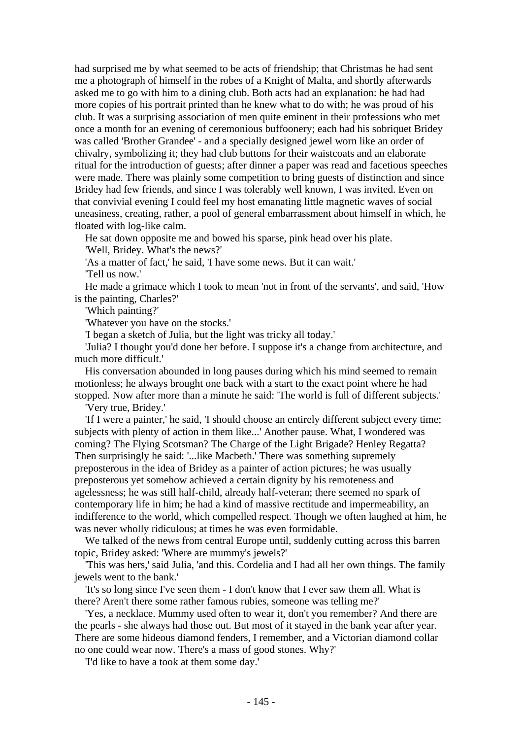had surprised me by what seemed to be acts of friendship; that Christmas he had sent me a photograph of himself in the robes of a Knight of Malta, and shortly afterwards asked me to go with him to a dining club. Both acts had an explanation: he had had more copies of his portrait printed than he knew what to do with; he was proud of his club. It was a surprising association of men quite eminent in their professions who met once a month for an evening of ceremonious buffoonery; each had his sobriquet Bridey was called 'Brother Grandee' - and a specially designed jewel worn like an order of chivalry, symbolizing it; they had club buttons for their waistcoats and an elaborate ritual for the introduction of guests; after dinner a paper was read and facetious speeches were made. There was plainly some competition to bring guests of distinction and since Bridey had few friends, and since I was tolerably well known, I was invited. Even on that convivial evening I could feel my host emanating little magnetic waves of social uneasiness, creating, rather, a pool of general embarrassment about himself in which, he floated with log-like calm.

He sat down opposite me and bowed his sparse, pink head over his plate.

'Well, Bridey. What's the news?'

'As a matter of fact,' he said, 'I have some news. But it can wait.'

'Tell us now.'

He made a grimace which I took to mean 'not in front of the servants', and said, 'How is the painting, Charles?'

'Which painting?'

'Whatever you have on the stocks.'

'I began a sketch of Julia, but the light was tricky all today.'

'Julia? I thought you'd done her before. I suppose it's a change from architecture, and much more difficult.'

His conversation abounded in long pauses during which his mind seemed to remain motionless; he always brought one back with a start to the exact point where he had stopped. Now after more than a minute he said: 'The world is full of different subjects.'

'Very true, Bridey.'

'If I were a painter,' he said, 'I should choose an entirely different subject every time; subjects with plenty of action in them like...' Another pause. What, I wondered was coming? The Flying Scotsman? The Charge of the Light Brigade? Henley Regatta? Then surprisingly he said: '...like Macbeth.' There was something supremely preposterous in the idea of Bridey as a painter of action pictures; he was usually preposterous yet somehow achieved a certain dignity by his remoteness and agelessness; he was still half-child, already half-veteran; there seemed no spark of contemporary life in him; he had a kind of massive rectitude and impermeability, an indifference to the world, which compelled respect. Though we often laughed at him, he was never wholly ridiculous; at times he was even formidable.

We talked of the news from central Europe until, suddenly cutting across this barren topic, Bridey asked: 'Where are mummy's jewels?'

'This was hers,' said Julia, 'and this. Cordelia and I had all her own things. The family jewels went to the bank.'

'It's so long since I've seen them - I don't know that I ever saw them all. What is there? Aren't there some rather famous rubies, someone was telling me?'

'Yes, a necklace. Mummy used often to wear it, don't you remember? And there are the pearls - she always had those out. But most of it stayed in the bank year after year. There are some hideous diamond fenders, I remember, and a Victorian diamond collar no one could wear now. There's a mass of good stones. Why?'

'I'd like to have a took at them some day.'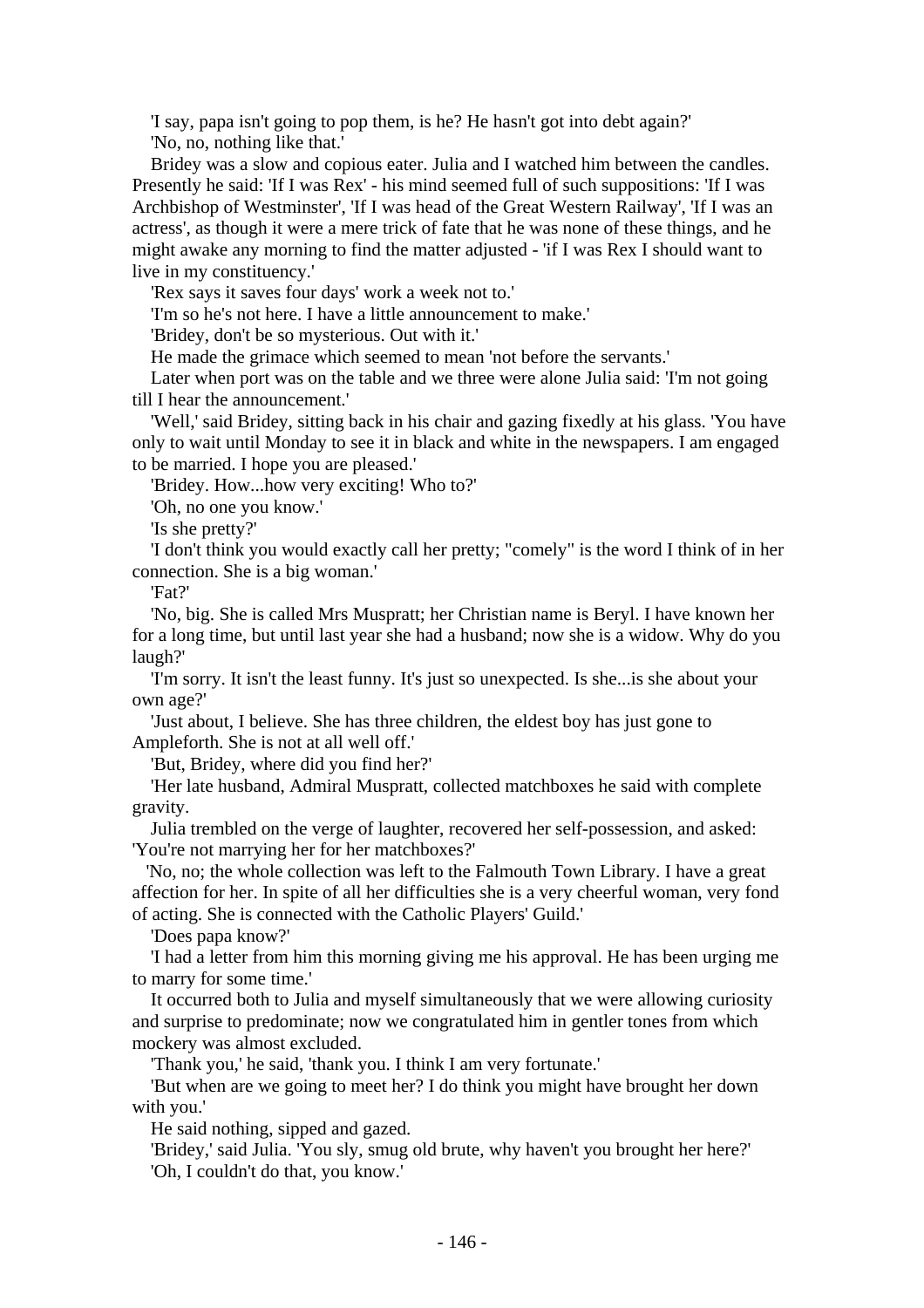'I say, papa isn't going to pop them, is he? He hasn't got into debt again?'

'No, no, nothing like that.'

Bridey was a slow and copious eater. Julia and I watched him between the candles. Presently he said: 'If I was Rex' - his mind seemed full of such suppositions: 'If I was Archbishop of Westminster', 'If I was head of the Great Western Railway', 'If I was an actress', as though it were a mere trick of fate that he was none of these things, and he might awake any morning to find the matter adjusted - 'if I was Rex I should want to live in my constituency.'

'Rex says it saves four days' work a week not to.'

'I'm so he's not here. I have a little announcement to make.'

'Bridey, don't be so mysterious. Out with it.'

He made the grimace which seemed to mean 'not before the servants.'

Later when port was on the table and we three were alone Julia said: 'I'm not going till I hear the announcement.'

'Well,' said Bridey, sitting back in his chair and gazing fixedly at his glass. 'You have only to wait until Monday to see it in black and white in the newspapers. I am engaged to be married. I hope you are pleased.'

'Bridey. How...how very exciting! Who to?'

'Oh, no one you know.'

'Is she pretty?'

'I don't think you would exactly call her pretty; "comely" is the word I think of in her connection. She is a big woman.'

'Fat?'

'No, big. She is called Mrs Muspratt; her Christian name is Beryl. I have known her for a long time, but until last year she had a husband; now she is a widow. Why do you laugh?'

'I'm sorry. It isn't the least funny. It's just so unexpected. Is she...is she about your own age?'

'Just about, I believe. She has three children, the eldest boy has just gone to Ampleforth. She is not at all well off.'

'But, Bridey, where did you find her?'

'Her late husband, Admiral Muspratt, collected matchboxes he said with complete gravity.

Julia trembled on the verge of laughter, recovered her self-possession, and asked: 'You're not marrying her for her matchboxes?'

'No, no; the whole collection was left to the Falmouth Town Library. I have a great affection for her. In spite of all her difficulties she is a very cheerful woman, very fond of acting. She is connected with the Catholic Players' Guild.'

'Does papa know?'

'I had a letter from him this morning giving me his approval. He has been urging me to marry for some time.'

It occurred both to Julia and myself simultaneously that we were allowing curiosity and surprise to predominate; now we congratulated him in gentler tones from which mockery was almost excluded.

'Thank you,' he said, 'thank you. I think I am very fortunate.'

'But when are we going to meet her? I do think you might have brought her down with you.'

He said nothing, sipped and gazed.

'Bridey,' said Julia. 'You sly, smug old brute, why haven't you brought her here?'

'Oh, I couldn't do that, you know.'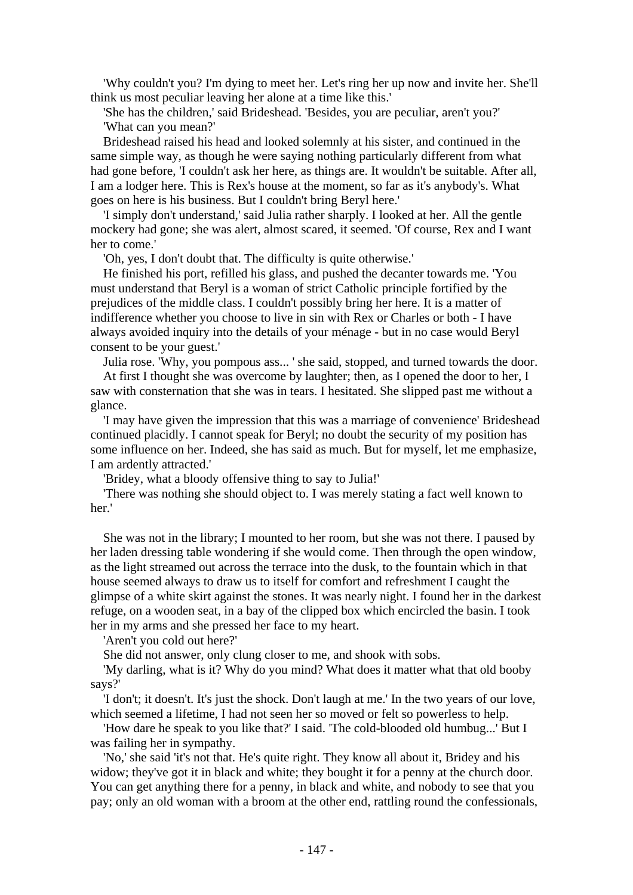'Why couldn't you? I'm dying to meet her. Let's ring her up now and invite her. She'll think us most peculiar leaving her alone at a time like this.'

'She has the children,' said Brideshead. 'Besides, you are peculiar, aren't you?'

'What can you mean?'

Brideshead raised his head and looked solemnly at his sister, and continued in the same simple way, as though he were saying nothing particularly different from what had gone before, 'I couldn't ask her here, as things are. It wouldn't be suitable. After all, I am a lodger here. This is Rex's house at the moment, so far as it's anybody's. What goes on here is his business. But I couldn't bring Beryl here.'

'I simply don't understand,' said Julia rather sharply. I looked at her. All the gentle mockery had gone; she was alert, almost scared, it seemed. 'Of course, Rex and I want her to come.'

'Oh, yes, I don't doubt that. The difficulty is quite otherwise.'

He finished his port, refilled his glass, and pushed the decanter towards me. 'You must understand that Beryl is a woman of strict Catholic principle fortified by the prejudices of the middle class. I couldn't possibly bring her here. It is a matter of indifference whether you choose to live in sin with Rex or Charles or both - I have always avoided inquiry into the details of your ménage - but in no case would Beryl consent to be your guest.'

Julia rose. 'Why, you pompous ass... ' she said, stopped, and turned towards the door.

At first I thought she was overcome by laughter; then, as I opened the door to her, I saw with consternation that she was in tears. I hesitated. She slipped past me without a glance.

'I may have given the impression that this was a marriage of convenience' Brideshead continued placidly. I cannot speak for Beryl; no doubt the security of my position has some influence on her. Indeed, she has said as much. But for myself, let me emphasize, I am ardently attracted.'

'Bridey, what a bloody offensive thing to say to Julia!'

'There was nothing she should object to. I was merely stating a fact well known to her.'

She was not in the library; I mounted to her room, but she was not there. I paused by her laden dressing table wondering if she would come. Then through the open window, as the light streamed out across the terrace into the dusk, to the fountain which in that house seemed always to draw us to itself for comfort and refreshment I caught the glimpse of a white skirt against the stones. It was nearly night. I found her in the darkest refuge, on a wooden seat, in a bay of the clipped box which encircled the basin. I took her in my arms and she pressed her face to my heart.

'Aren't you cold out here?'

She did not answer, only clung closer to me, and shook with sobs.

'My darling, what is it? Why do you mind? What does it matter what that old booby says?'

'I don't; it doesn't. It's just the shock. Don't laugh at me.' In the two years of our love, which seemed a lifetime, I had not seen her so moved or felt so powerless to help.

'How dare he speak to you like that?' I said. 'The cold-blooded old humbug...' But I was failing her in sympathy.

'No,' she said 'it's not that. He's quite right. They know all about it, Bridey and his widow; they've got it in black and white; they bought it for a penny at the church door. You can get anything there for a penny, in black and white, and nobody to see that you pay; only an old woman with a broom at the other end, rattling round the confessionals,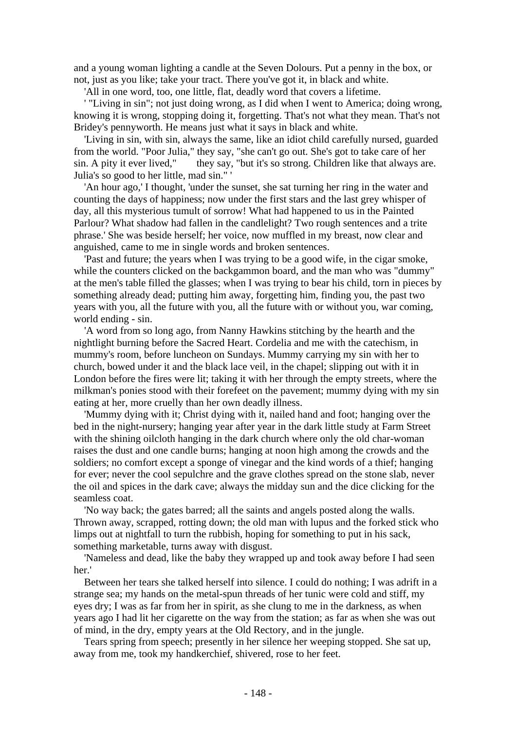and a young woman lighting a candle at the Seven Dolours. Put a penny in the box, or not, just as you like; take your tract. There you've got it, in black and white.

'All in one word, too, one little, flat, deadly word that covers a lifetime.

' "Living in sin"; not just doing wrong, as I did when I went to America; doing wrong, knowing it is wrong, stopping doing it, forgetting. That's not what they mean. That's not Bridey's pennyworth. He means just what it says in black and white.

'Living in sin, with sin, always the same, like an idiot child carefully nursed, guarded from the world. "Poor Julia," they say, "she can't go out. She's got to take care of her sin. A pity it ever lived," they say, "but it's so strong. Children like that always are. Julia's so good to her little, mad sin." '

'An hour ago,' I thought, 'under the sunset, she sat turning her ring in the water and counting the days of happiness; now under the first stars and the last grey whisper of day, all this mysterious tumult of sorrow! What had happened to us in the Painted Parlour? What shadow had fallen in the candlelight? Two rough sentences and a trite phrase.' She was beside herself; her voice, now muffled in my breast, now clear and anguished, came to me in single words and broken sentences.

'Past and future; the years when I was trying to be a good wife, in the cigar smoke, while the counters clicked on the backgammon board, and the man who was "dummy" at the men's table filled the glasses; when I was trying to bear his child, torn in pieces by something already dead; putting him away, forgetting him, finding you, the past two years with you, all the future with you, all the future with or without you, war coming, world ending - sin.

'A word from so long ago, from Nanny Hawkins stitching by the hearth and the nightlight burning before the Sacred Heart. Cordelia and me with the catechism, in mummy's room, before luncheon on Sundays. Mummy carrying my sin with her to church, bowed under it and the black lace veil, in the chapel; slipping out with it in London before the fires were lit; taking it with her through the empty streets, where the milkman's ponies stood with their forefeet on the pavement; mummy dying with my sin eating at her, more cruelly than her own deadly illness.

'Mummy dying with it; Christ dying with it, nailed hand and foot; hanging over the bed in the night-nursery; hanging year after year in the dark little study at Farm Street with the shining oilcloth hanging in the dark church where only the old char-woman raises the dust and one candle burns; hanging at noon high among the crowds and the soldiers; no comfort except a sponge of vinegar and the kind words of a thief; hanging for ever; never the cool sepulchre and the grave clothes spread on the stone slab, never the oil and spices in the dark cave; always the midday sun and the dice clicking for the seamless coat.

'No way back; the gates barred; all the saints and angels posted along the walls. Thrown away, scrapped, rotting down; the old man with lupus and the forked stick who limps out at nightfall to turn the rubbish, hoping for something to put in his sack, something marketable, turns away with disgust.

'Nameless and dead, like the baby they wrapped up and took away before I had seen her.'

Between her tears she talked herself into silence. I could do nothing; I was adrift in a strange sea; my hands on the metal-spun threads of her tunic were cold and stiff, my eyes dry; I was as far from her in spirit, as she clung to me in the darkness, as when years ago I had lit her cigarette on the way from the station; as far as when she was out of mind, in the dry, empty years at the Old Rectory, and in the jungle.

Tears spring from speech; presently in her silence her weeping stopped. She sat up, away from me, took my handkerchief, shivered, rose to her feet.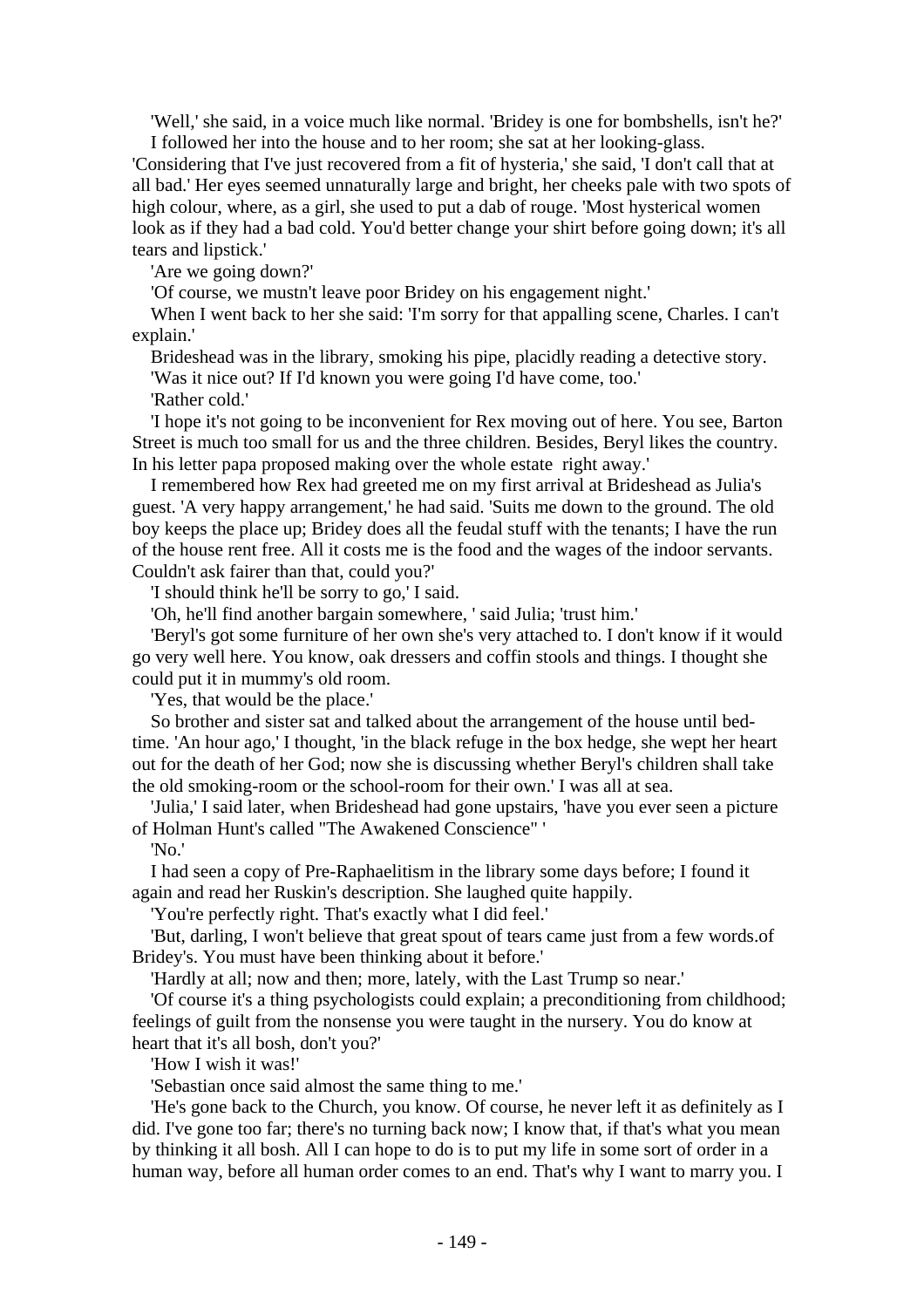'Well,' she said, in a voice much like normal. 'Bridey is one for bombshells, isn't he?'

I followed her into the house and to her room; she sat at her looking-glass. 'Considering that I've just recovered from a fit of hysteria,' she said, 'I don't call that at all bad.' Her eyes seemed unnaturally large and bright, her cheeks pale with two spots of high colour, where, as a girl, she used to put a dab of rouge. 'Most hysterical women look as if they had a bad cold. You'd better change your shirt before going down; it's all tears and lipstick.'

'Are we going down?'

'Of course, we mustn't leave poor Bridey on his engagement night.'

When I went back to her she said: 'I'm sorry for that appalling scene, Charles. I can't explain.'

Brideshead was in the library, smoking his pipe, placidly reading a detective story.

'Was it nice out? If I'd known you were going I'd have come, too.'

'Rather cold.'

'I hope it's not going to be inconvenient for Rex moving out of here. You see, Barton Street is much too small for us and the three children. Besides, Beryl likes the country. In his letter papa proposed making over the whole estate right away.'

I remembered how Rex had greeted me on my first arrival at Brideshead as Julia's guest. 'A very happy arrangement,' he had said. 'Suits me down to the ground. The old boy keeps the place up; Bridey does all the feudal stuff with the tenants; I have the run of the house rent free. All it costs me is the food and the wages of the indoor servants. Couldn't ask fairer than that, could you?'

'I should think he'll be sorry to go,' I said.

'Oh, he'll find another bargain somewhere, ' said Julia; 'trust him.'

'Beryl's got some furniture of her own she's very attached to. I don't know if it would go very well here. You know, oak dressers and coffin stools and things. I thought she could put it in mummy's old room.

'Yes, that would be the place.'

So brother and sister sat and talked about the arrangement of the house until bed-time. 'An hour ago,' I thought, 'in the black refuge in the box hedge, she wept her heart out for the death of her God; now she is discussing whether Beryl's children shall take the old smoking-room or the school-room for their own.' I was all at sea.

'Julia,' I said later, when Brideshead had gone upstairs, 'have you ever seen a picture of Holman Hunt's called "The Awakened Conscience" '

'No.'

I had seen a copy of Pre-Raphaelitism in the library some days before; I found it again and read her Ruskin's description. She laughed quite happily.

'You're perfectly right. That's exactly what I did feel.'

'But, darling, I won't believe that great spout of tears came just from a few words.of Bridey's. You must have been thinking about it before.'

'Hardly at all; now and then; more, lately, with the Last Trump so near.'

'Of course it's a thing psychologists could explain; a preconditioning from childhood; feelings of guilt from the nonsense you were taught in the nursery. You do know at heart that it's all bosh, don't you?'

'How I wish it was!'

'Sebastian once said almost the same thing to me.'

'He's gone back to the Church, you know. Of course, he never left it as definitely as I did. I've gone too far; there's no turning back now; I know that, if that's what you mean by thinking it all bosh. All I can hope to do is to put my life in some sort of order in a human way, before all human order comes to an end. That's why I want to marry you. I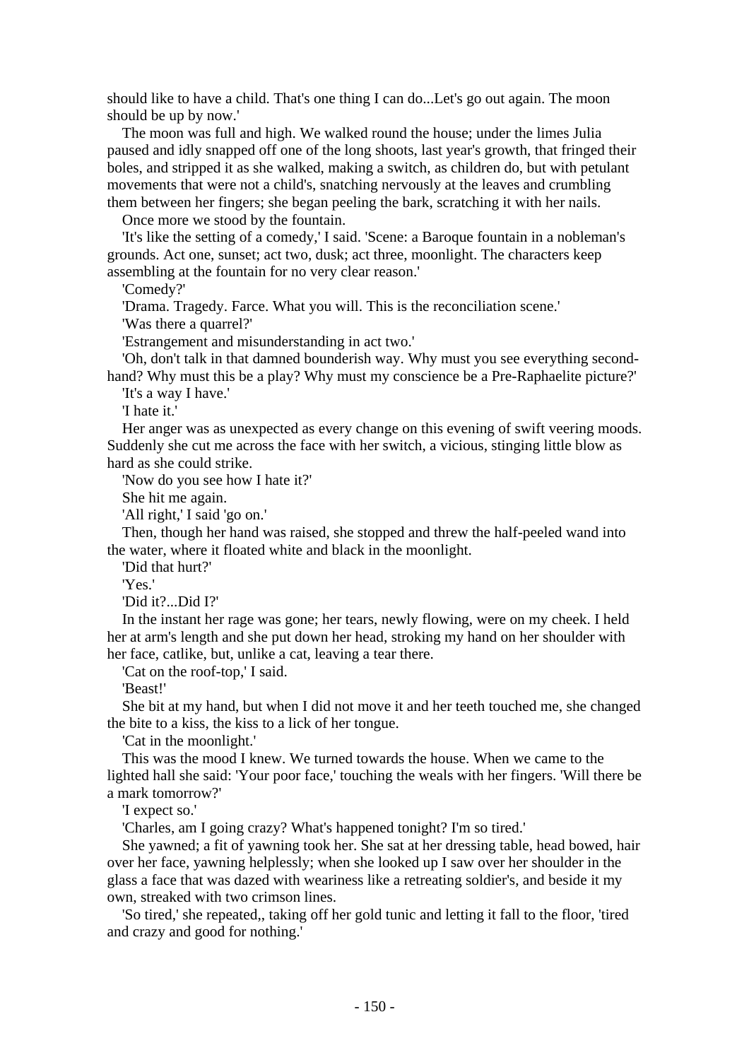should like to have a child. That's one thing I can do...Let's go out again. The moon should be up by now.'

The moon was full and high. We walked round the house; under the limes Julia paused and idly snapped off one of the long shoots, last year's growth, that fringed their boles, and stripped it as she walked, making a switch, as children do, but with petulant movements that were not a child's, snatching nervously at the leaves and crumbling them between her fingers; she began peeling the bark, scratching it with her nails.

Once more we stood by the fountain.

'It's like the setting of a comedy,' I said. 'Scene: a Baroque fountain in a nobleman's grounds. Act one, sunset; act two, dusk; act three, moonlight. The characters keep assembling at the fountain for no very clear reason.'

'Comedy?'

'Drama. Tragedy. Farce. What you will. This is the reconciliation scene.'

'Was there a quarrel?'

'Estrangement and misunderstanding in act two.'

'Oh, don't talk in that damned bounderish way. Why must you see everything second-hand? Why must this be a play? Why must my conscience be a Pre-Raphaelite picture?'

'It's a way I have.'

'I hate it.'

Her anger was as unexpected as every change on this evening of swift veering moods. Suddenly she cut me across the face with her switch, a vicious, stinging little blow as hard as she could strike.

'Now do you see how I hate it?'

She hit me again.

'All right,' I said 'go on.'

Then, though her hand was raised, she stopped and threw the half-peeled wand into the water, where it floated white and black in the moonlight.

'Did that hurt?'

'Yes.'

'Did it?...Did I?'

In the instant her rage was gone; her tears, newly flowing, were on my cheek. I held her at arm's length and she put down her head, stroking my hand on her shoulder with her face, catlike, but, unlike a cat, leaving a tear there.

'Cat on the roof-top,' I said.

'Beast!'

She bit at my hand, but when I did not move it and her teeth touched me, she changed the bite to a kiss, the kiss to a lick of her tongue.

'Cat in the moonlight.'

This was the mood I knew. We turned towards the house. When we came to the lighted hall she said: 'Your poor face,' touching the weals with her fingers. 'Will there be a mark tomorrow?'

'I expect so.'

'Charles, am I going crazy? What's happened tonight? I'm so tired.'

She yawned; a fit of yawning took her. She sat at her dressing table, head bowed, hair over her face, yawning helplessly; when she looked up I saw over her shoulder in the glass a face that was dazed with weariness like a retreating soldier's, and beside it my own, streaked with two crimson lines.

'So tired,' she repeated,, taking off her gold tunic and letting it fall to the floor, 'tired and crazy and good for nothing.'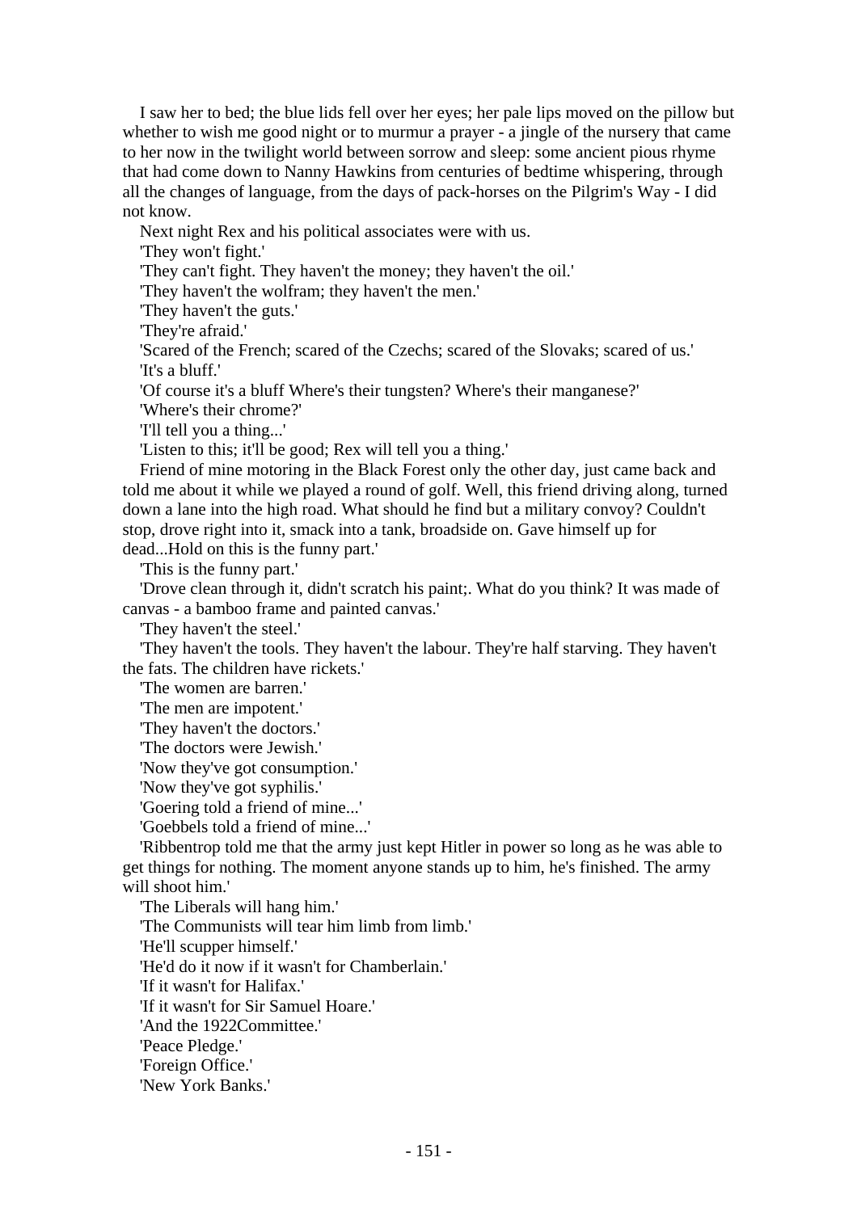I saw her to bed; the blue lids fell over her eyes; her pale lips moved on the pillow but whether to wish me good night or to murmur a prayer - a jingle of the nursery that came to her now in the twilight world between sorrow and sleep: some ancient pious rhyme that had come down to Nanny Hawkins from centuries of bedtime whispering, through all the changes of language, from the days of pack-horses on the Pilgrim's Way - I did not know.

Next night Rex and his political associates were with us.

'They won't fight.'

'They can't fight. They haven't the money; they haven't the oil.'

'They haven't the wolfram; they haven't the men.'

'They haven't the guts.'

'They're afraid.'

'Scared of the French; scared of the Czechs; scared of the Slovaks; scared of us.'

'It's a bluff.'

'Of course it's a bluff Where's their tungsten? Where's their manganese?'

'Where's their chrome?'

'I'll tell you a thing...'

'Listen to this; it'll be good; Rex will tell you a thing.'

Friend of mine motoring in the Black Forest only the other day, just came back and told me about it while we played a round of golf. Well, this friend driving along, turned down a lane into the high road. What should he find but a military convoy? Couldn't stop, drove right into it, smack into a tank, broadside on. Gave himself up for dead...Hold on this is the funny part.'

'This is the funny part.'

'Drove clean through it, didn't scratch his paint;. What do you think? It was made of canvas - a bamboo frame and painted canvas.'

'They haven't the steel.'

'They haven't the tools. They haven't the labour. They're half starving. They haven't the fats. The children have rickets.'

'The women are barren.'

'The men are impotent.'

'They haven't the doctors.'

'The doctors were Jewish.'

'Now they've got consumption.'

'Now they've got syphilis.'

'Goering told a friend of mine...'

'Goebbels told a friend of mine...'

'Ribbentrop told me that the army just kept Hitler in power so long as he was able to get things for nothing. The moment anyone stands up to him, he's finished. The army will shoot him.'

'The Liberals will hang him.'

'The Communists will tear him limb from limb.'

'He'll scupper himself.'

'He'd do it now if it wasn't for Chamberlain.'

'If it wasn't for Halifax.'

'If it wasn't for Sir Samuel Hoare.'

'And the 1922Committee.'

'Peace Pledge.'

'Foreign Office.'

'New York Banks.'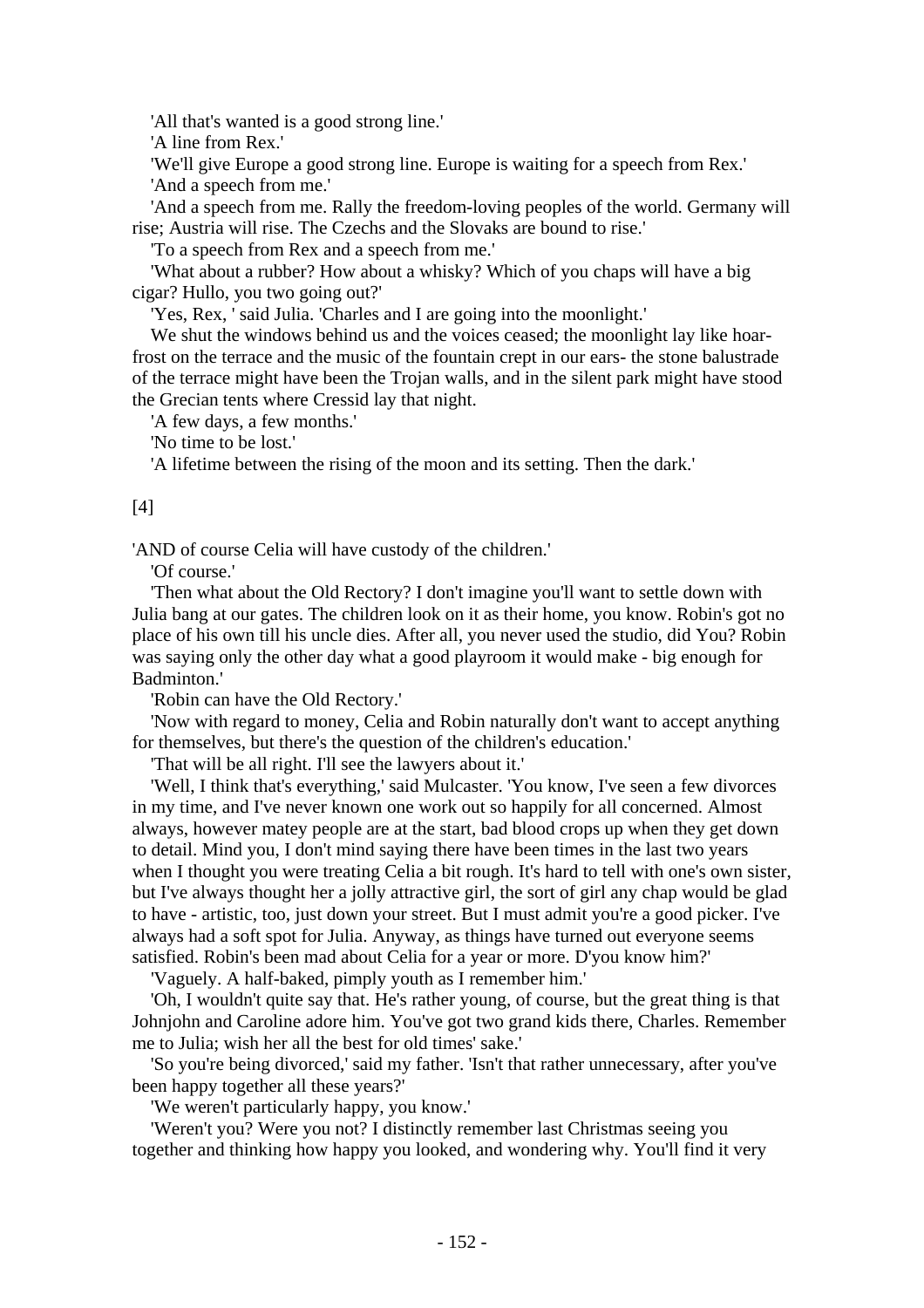'All that's wanted is a good strong line.'

'A line from Rex.'

'We'll give Europe a good strong line. Europe is waiting for a speech from Rex.'

'And a speech from me.'

'And a speech from me. Rally the freedom-loving peoples of the world. Germany will rise; Austria will rise. The Czechs and the Slovaks are bound to rise.'

'To a speech from Rex and a speech from me.'

'What about a rubber? How about a whisky? Which of you chaps will have a big cigar? Hullo, you two going out?'

'Yes, Rex, ' said Julia. 'Charles and I are going into the moonlight.'

We shut the windows behind us and the voices ceased; the moonlight lay like hoar-frost on the terrace and the music of the fountain crept in our ears- the stone balustrade of the terrace might have been the Trojan walls, and in the silent park might have stood the Grecian tents where Cressid lay that night.

'A few days, a few months.'

'No time to be lost.'

'A lifetime between the rising of the moon and its setting. Then the dark.'

[4]

'AND of course Celia will have custody of the children.'

'Of course.'

'Then what about the Old Rectory? I don't imagine you'll want to settle down with Julia bang at our gates. The children look on it as their home, you know. Robin's got no place of his own till his uncle dies. After all, you never used the studio, did You? Robin was saying only the other day what a good playroom it would make - big enough for Badminton.'

'Robin can have the Old Rectory.'

'Now with regard to money, Celia and Robin naturally don't want to accept anything for themselves, but there's the question of the children's education.'

'That will be all right. I'll see the lawyers about it.'

'Well, I think that's everything,' said Mulcaster. 'You know, I've seen a few divorces in my time, and I've never known one work out so happily for all concerned. Almost always, however matey people are at the start, bad blood crops up when they get down to detail. Mind you, I don't mind saying there have been times in the last two years when I thought you were treating Celia a bit rough. It's hard to tell with one's own sister, but I've always thought her a jolly attractive girl, the sort of girl any chap would be glad to have - artistic, too, just down your street. But I must admit you're a good picker. I've always had a soft spot for Julia. Anyway, as things have turned out everyone seems satisfied. Robin's been mad about Celia for a year or more. D'you know him?'

'Vaguely. A half-baked, pimply youth as I remember him.'

'Oh, I wouldn't quite say that. He's rather young, of course, but the great thing is that Johnjohn and Caroline adore him. You've got two grand kids there, Charles. Remember me to Julia; wish her all the best for old times' sake.'

'So you're being divorced,' said my father. 'Isn't that rather unnecessary, after you've been happy together all these years?'

'We weren't particularly happy, you know.'

'Weren't you? Were you not? I distinctly remember last Christmas seeing you together and thinking how happy you looked, and wondering why. You'll find it very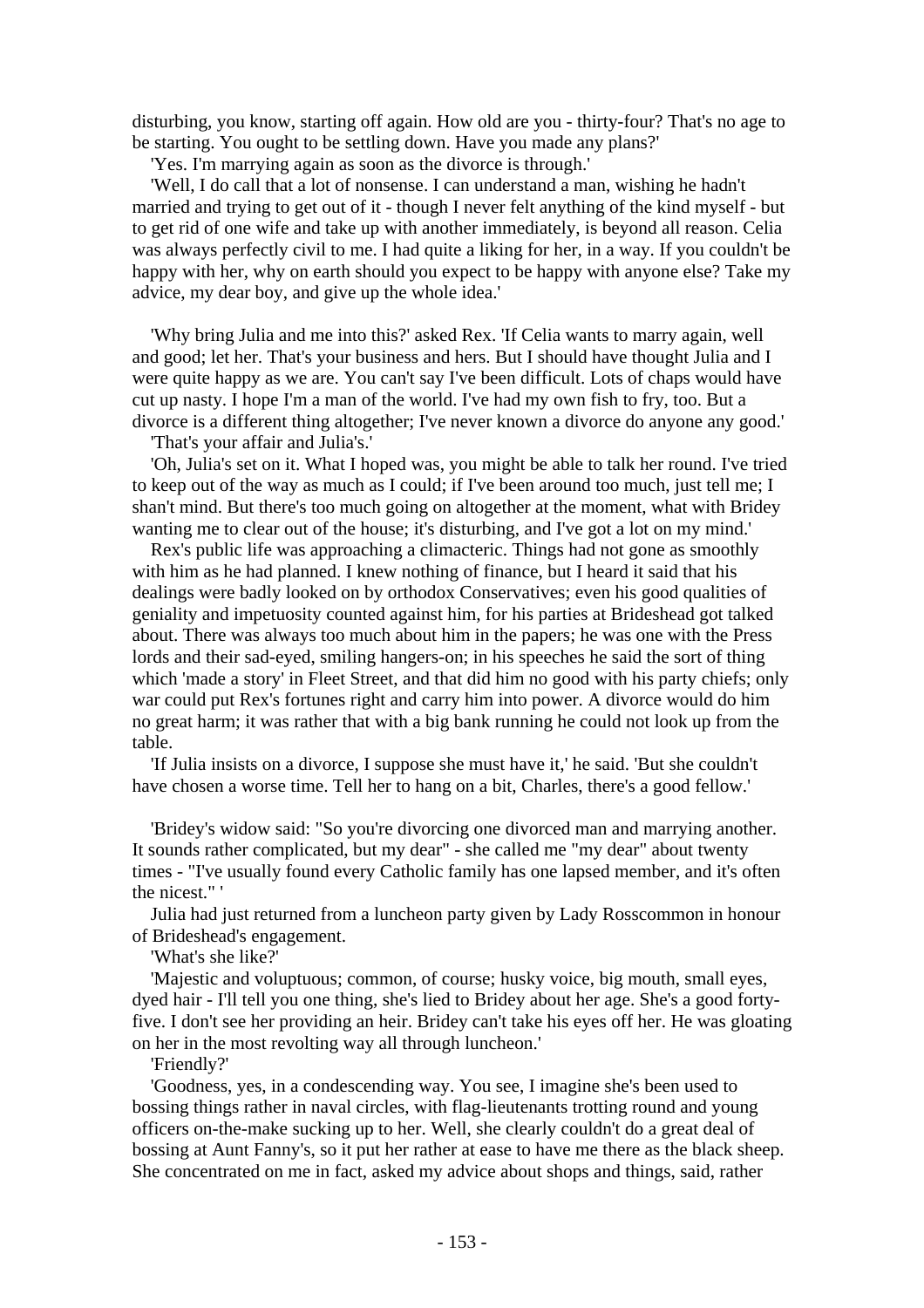disturbing, you know, starting off again. How old are you - thirty-four? That's no age to be starting. You ought to be settling down. Have you made any plans?'

'Yes. I'm marrying again as soon as the divorce is through.'

'Well, I do call that a lot of nonsense. I can understand a man, wishing he hadn't married and trying to get out of it - though I never felt anything of the kind myself - but to get rid of one wife and take up with another immediately, is beyond all reason. Celia was always perfectly civil to me. I had quite a liking for her, in a way. If you couldn't be happy with her, why on earth should you expect to be happy with anyone else? Take my advice, my dear boy, and give up the whole idea.'

'Why bring Julia and me into this?' asked Rex. 'If Celia wants to marry again, well and good; let her. That's your business and hers. But I should have thought Julia and I were quite happy as we are. You can't say I've been difficult. Lots of chaps would have cut up nasty. I hope I'm a man of the world. I've had my own fish to fry, too. But a divorce is a different thing altogether; I've never known a divorce do anyone any good.'

'That's your affair and Julia's.'

'Oh, Julia's set on it. What I hoped was, you might be able to talk her round. I've tried to keep out of the way as much as I could; if I've been around too much, just tell me; I shan't mind. But there's too much going on altogether at the moment, what with Bridey wanting me to clear out of the house; it's disturbing, and I've got a lot on my mind.'

Rex's public life was approaching a climacteric. Things had not gone as smoothly with him as he had planned. I knew nothing of finance, but I heard it said that his dealings were badly looked on by orthodox Conservatives; even his good qualities of geniality and impetuosity counted against him, for his parties at Brideshead got talked about. There was always too much about him in the papers; he was one with the Press lords and their sad-eyed, smiling hangers-on; in his speeches he said the sort of thing which 'made a story' in Fleet Street, and that did him no good with his party chiefs; only war could put Rex's fortunes right and carry him into power. A divorce would do him no great harm; it was rather that with a big bank running he could not look up from the table.

'If Julia insists on a divorce, I suppose she must have it,' he said. 'But she couldn't have chosen a worse time. Tell her to hang on a bit, Charles, there's a good fellow.'

'Bridey's widow said: "So you're divorcing one divorced man and marrying another. It sounds rather complicated, but my dear" - she called me "my dear" about twenty times - "I've usually found every Catholic family has one lapsed member, and it's often the nicest." '

Julia had just returned from a luncheon party given by Lady Rosscommon in honour of Brideshead's engagement.

'What's she like?'

'Majestic and voluptuous; common, of course; husky voice, big mouth, small eyes, dyed hair - I'll tell you one thing, she's lied to Bridey about her age. She's a good forty-five. I don't see her providing an heir. Bridey can't take his eyes off her. He was gloating on her in the most revolting way all through luncheon.'

'Friendly?'

'Goodness, yes, in a condescending way. You see, I imagine she's been used to bossing things rather in naval circles, with flag-lieutenants trotting round and young officers on-the-make sucking up to her. Well, she clearly couldn't do a great deal of bossing at Aunt Fanny's, so it put her rather at ease to have me there as the black sheep. She concentrated on me in fact, asked my advice about shops and things, said, rather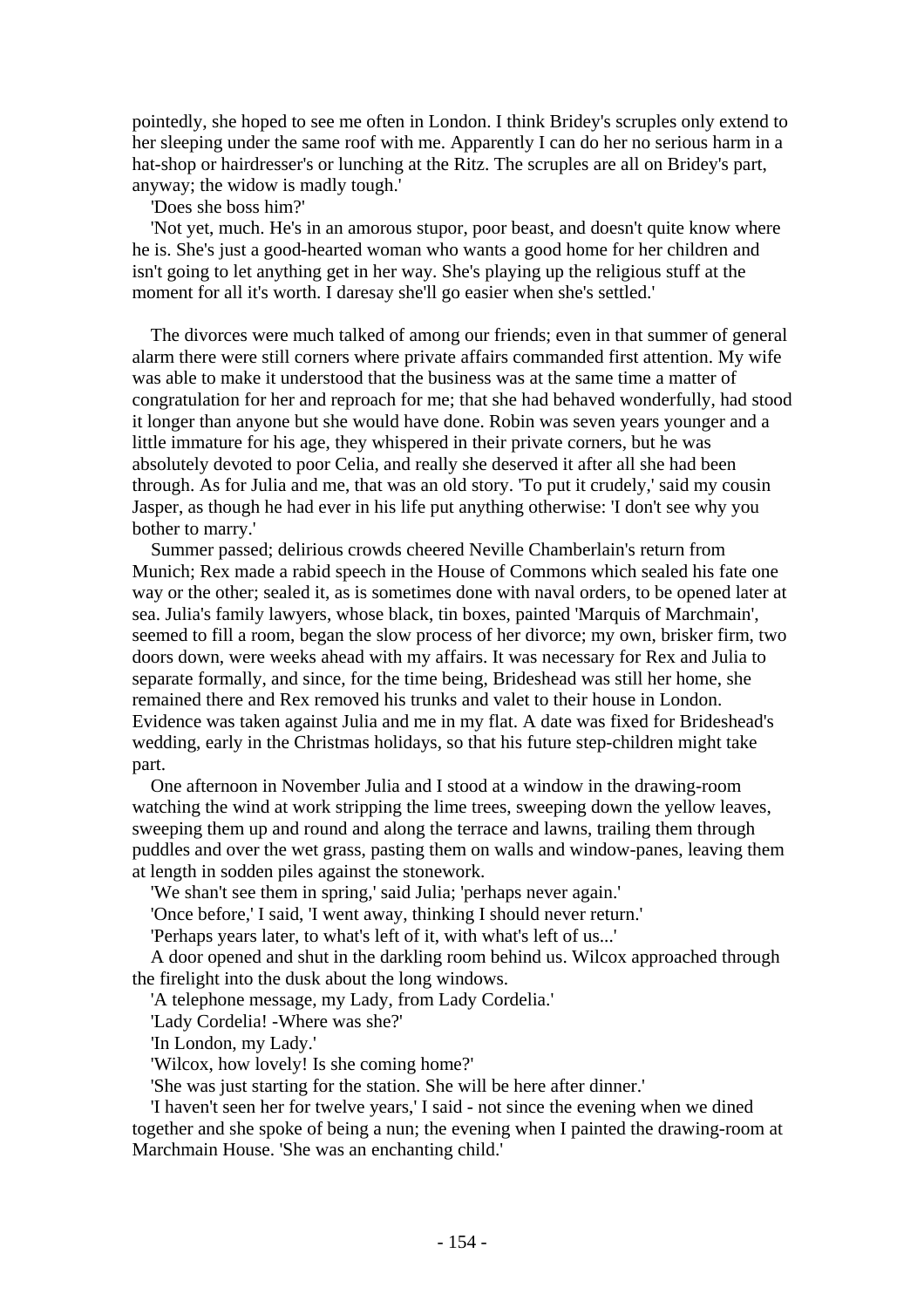pointedly, she hoped to see me often in London. I think Bridey's scruples only extend to her sleeping under the same roof with me. Apparently I can do her no serious harm in a hat-shop or hairdresser's or lunching at the Ritz. The scruples are all on Bridey's part, anyway; the widow is madly tough.'

'Does she boss him?'

'Not yet, much. He's in an amorous stupor, poor beast, and doesn't quite know where he is. She's just a good-hearted woman who wants a good home for her children and isn't going to let anything get in her way. She's playing up the religious stuff at the moment for all it's worth. I daresay she'll go easier when she's settled.'

The divorces were much talked of among our friends; even in that summer of general alarm there were still corners where private affairs commanded first attention. My wife was able to make it understood that the business was at the same time a matter of congratulation for her and reproach for me; that she had behaved wonderfully, had stood it longer than anyone but she would have done. Robin was seven years younger and a little immature for his age, they whispered in their private corners, but he was absolutely devoted to poor Celia, and really she deserved it after all she had been through. As for Julia and me, that was an old story. 'To put it crudely,' said my cousin Jasper, as though he had ever in his life put anything otherwise: 'I don't see why you bother to marry.'

Summer passed; delirious crowds cheered Neville Chamberlain's return from Munich; Rex made a rabid speech in the House of Commons which sealed his fate one way or the other; sealed it, as is sometimes done with naval orders, to be opened later at sea. Julia's family lawyers, whose black, tin boxes, painted 'Marquis of Marchmain', seemed to fill a room, began the slow process of her divorce; my own, brisker firm, two doors down, were weeks ahead with my affairs. It was necessary for Rex and Julia to separate formally, and since, for the time being, Brideshead was still her home, she remained there and Rex removed his trunks and valet to their house in London. Evidence was taken against Julia and me in my flat. A date was fixed for Brideshead's wedding, early in the Christmas holidays, so that his future step-children might take part.

One afternoon in November Julia and I stood at a window in the drawing-room watching the wind at work stripping the lime trees, sweeping down the yellow leaves, sweeping them up and round and along the terrace and lawns, trailing them through puddles and over the wet grass, pasting them on walls and window-panes, leaving them at length in sodden piles against the stonework.

'We shan't see them in spring,' said Julia; 'perhaps never again.'

'Once before,' I said, 'I went away, thinking I should never return.'

'Perhaps years later, to what's left of it, with what's left of us...'

A door opened and shut in the darkling room behind us. Wilcox approached through the firelight into the dusk about the long windows.

'A telephone message, my Lady, from Lady Cordelia.'

'Lady Cordelia! -Where was she?'

'In London, my Lady.'

'Wilcox, how lovely! Is she coming home?'

'She was just starting for the station. She will be here after dinner.'

'I haven't seen her for twelve years,' I said - not since the evening when we dined together and she spoke of being a nun; the evening when I painted the drawing-room at Marchmain House. 'She was an enchanting child.'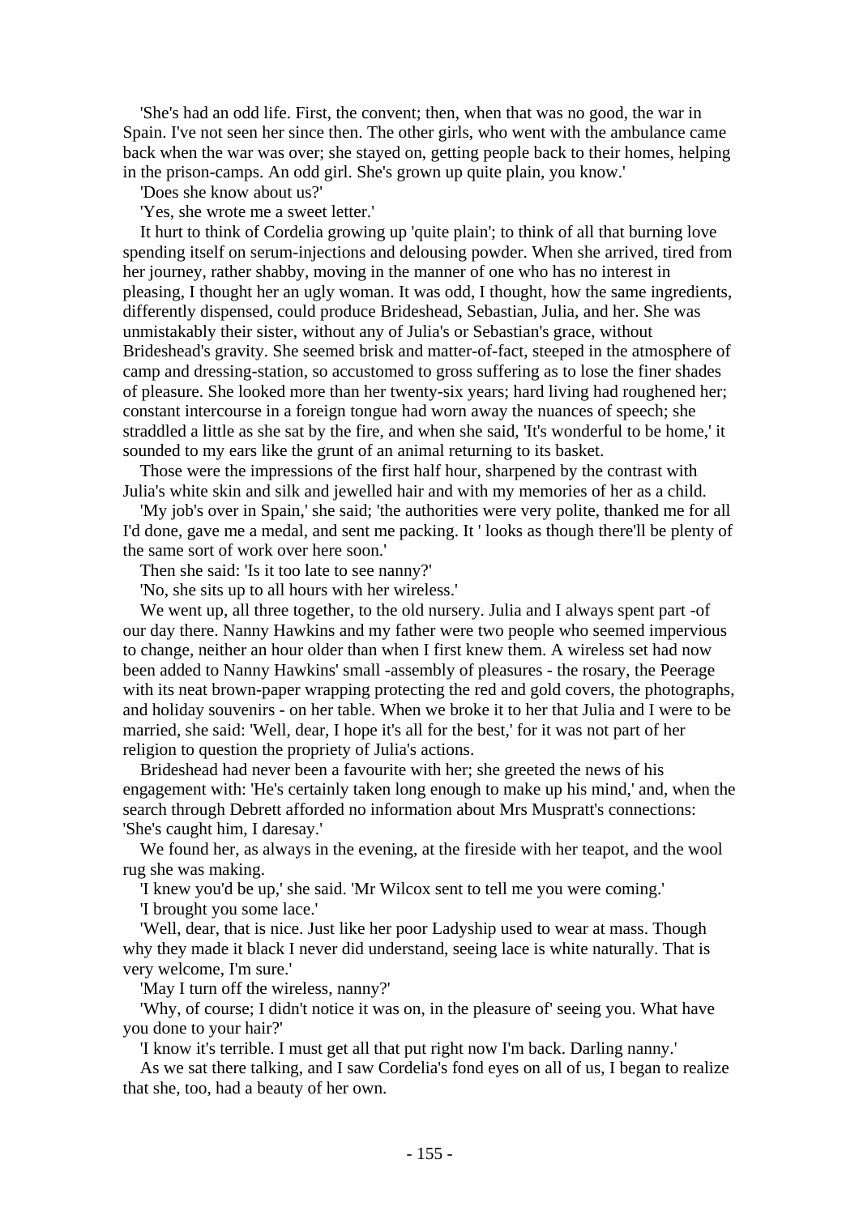'She's had an odd life. First, the convent; then, when that was no good, the war in Spain. I've not seen her since then. The other girls, who went with the ambulance came back when the war was over; she stayed on, getting people back to their homes, helping in the prison-camps. An odd girl. She's grown up quite plain, you know.'

'Does she know about us?'

'Yes, she wrote me a sweet letter.'

It hurt to think of Cordelia growing up 'quite plain'; to think of all that burning love spending itself on serum-injections and delousing powder. When she arrived, tired from her journey, rather shabby, moving in the manner of one who has no interest in pleasing, I thought her an ugly woman. It was odd, I thought, how the same ingredients, differently dispensed, could produce Brideshead, Sebastian, Julia, and her. She was unmistakably their sister, without any of Julia's or Sebastian's grace, without Brideshead's gravity. She seemed brisk and matter-of-fact, steeped in the atmosphere of camp and dressing-station, so accustomed to gross suffering as to lose the finer shades of pleasure. She looked more than her twenty-six years; hard living had roughened her; constant intercourse in a foreign tongue had worn away the nuances of speech; she straddled a little as she sat by the fire, and when she said, 'It's wonderful to be home,' it sounded to my ears like the grunt of an animal returning to its basket.

Those were the impressions of the first half hour, sharpened by the contrast with Julia's white skin and silk and jewelled hair and with my memories of her as a child.

'My job's over in Spain,' she said; 'the authorities were very polite, thanked me for all I'd done, gave me a medal, and sent me packing. It ' looks as though there'll be plenty of the same sort of work over here soon.'

Then she said: 'Is it too late to see nanny?'

'No, she sits up to all hours with her wireless.'

We went up, all three together, to the old nursery. Julia and I always spent part -of our day there. Nanny Hawkins and my father were two people who seemed impervious to change, neither an hour older than when I first knew them. A wireless set had now been added to Nanny Hawkins' small -assembly of pleasures - the rosary, the Peerage with its neat brown-paper wrapping protecting the red and gold covers, the photographs, and holiday souvenirs - on her table. When we broke it to her that Julia and I were to be married, she said: 'Well, dear, I hope it's all for the best,' for it was not part of her religion to question the propriety of Julia's actions.

Brideshead had never been a favourite with her; she greeted the news of his engagement with: 'He's certainly taken long enough to make up his mind,' and, when the search through Debrett afforded no information about Mrs Muspratt's connections: 'She's caught him, I daresay.'

We found her, as always in the evening, at the fireside with her teapot, and the wool rug she was making.

'I knew you'd be up,' she said. 'Mr Wilcox sent to tell me you were coming.'

'I brought you some lace.'

'Well, dear, that is nice. Just like her poor Ladyship used to wear at mass. Though why they made it black I never did understand, seeing lace is white naturally. That is very welcome, I'm sure.'

'May I turn off the wireless, nanny?'

'Why, of course; I didn't notice it was on, in the pleasure of' seeing you. What have you done to your hair?'

'I know it's terrible. I must get all that put right now I'm back. Darling nanny.'

As we sat there talking, and I saw Cordelia's fond eyes on all of us, I began to realize that she, too, had a beauty of her own.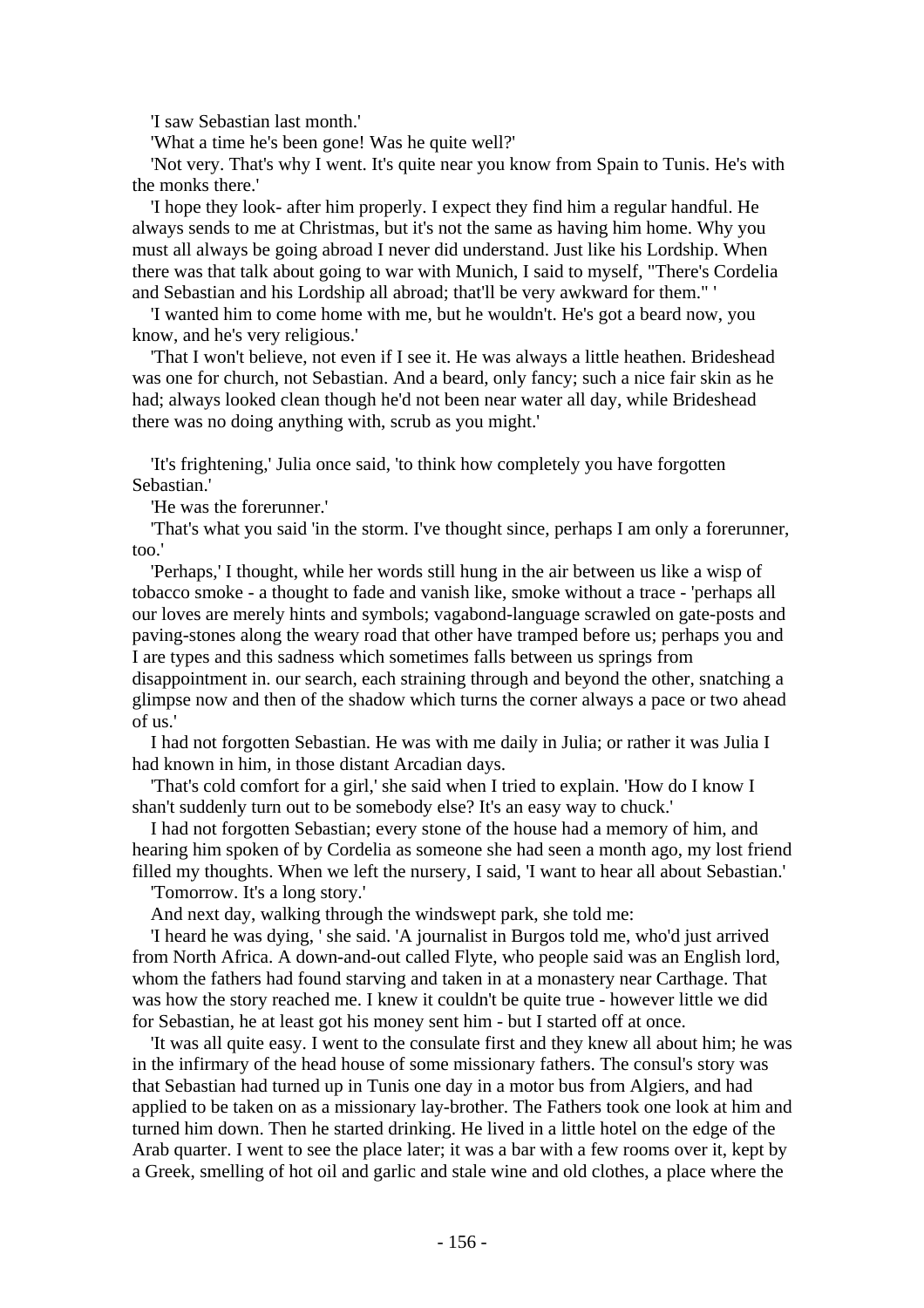'I saw Sebastian last month.'

'What a time he's been gone! Was he quite well?'

'Not very. That's why I went. It's quite near you know from Spain to Tunis. He's with the monks there.'

'I hope they look- after him properly. I expect they find him a regular handful. He always sends to me at Christmas, but it's not the same as having him home. Why you must all always be going abroad I never did understand. Just like his Lordship. When there was that talk about going to war with Munich, I said to myself, "There's Cordelia and Sebastian and his Lordship all abroad; that'll be very awkward for them." '

'I wanted him to come home with me, but he wouldn't. He's got a beard now, you know, and he's very religious.'

'That I won't believe, not even if I see it. He was always a little heathen. Brideshead was one for church, not Sebastian. And a beard, only fancy; such a nice fair skin as he had; always looked clean though he'd not been near water all day, while Brideshead there was no doing anything with, scrub as you might.'

'It's frightening,' Julia once said, 'to think how completely you have forgotten Sebastian.'

'He was the forerunner.'

'That's what you said 'in the storm. I've thought since, perhaps I am only a forerunner, too.'

'Perhaps,' I thought, while her words still hung in the air between us like a wisp of tobacco smoke - a thought to fade and vanish like, smoke without a trace - 'perhaps all our loves are merely hints and symbols; vagabond-language scrawled on gate-posts and paving-stones along the weary road that other have tramped before us; perhaps you and I are types and this sadness which sometimes falls between us springs from disappointment in. our search, each straining through and beyond the other, snatching a glimpse now and then of the shadow which turns the corner always a pace or two ahead of us.'

I had not forgotten Sebastian. He was with me daily in Julia; or rather it was Julia I had known in him, in those distant Arcadian days.

'That's cold comfort for a girl,' she said when I tried to explain. 'How do I know I shan't suddenly turn out to be somebody else? It's an easy way to chuck.'

I had not forgotten Sebastian; every stone of the house had a memory of him, and hearing him spoken of by Cordelia as someone she had seen a month ago, my lost friend filled my thoughts. When we left the nursery, I said, 'I want to hear all about Sebastian.'

'Tomorrow. It's a long story.'

And next day, walking through the windswept park, she told me:

'I heard he was dying, ' she said. 'A journalist in Burgos told me, who'd just arrived from North Africa. A down-and-out called Flyte, who people said was an English lord, whom the fathers had found starving and taken in at a monastery near Carthage. That was how the story reached me. I knew it couldn't be quite true - however little we did for Sebastian, he at least got his money sent him - but I started off at once.

'It was all quite easy. I went to the consulate first and they knew all about him; he was in the infirmary of the head house of some missionary fathers. The consul's story was that Sebastian had turned up in Tunis one day in a motor bus from Algiers, and had applied to be taken on as a missionary lay-brother. The Fathers took one look at him and turned him down. Then he started drinking. He lived in a little hotel on the edge of the Arab quarter. I went to see the place later; it was a bar with a few rooms over it, kept by a Greek, smelling of hot oil and garlic and stale wine and old clothes, a place where the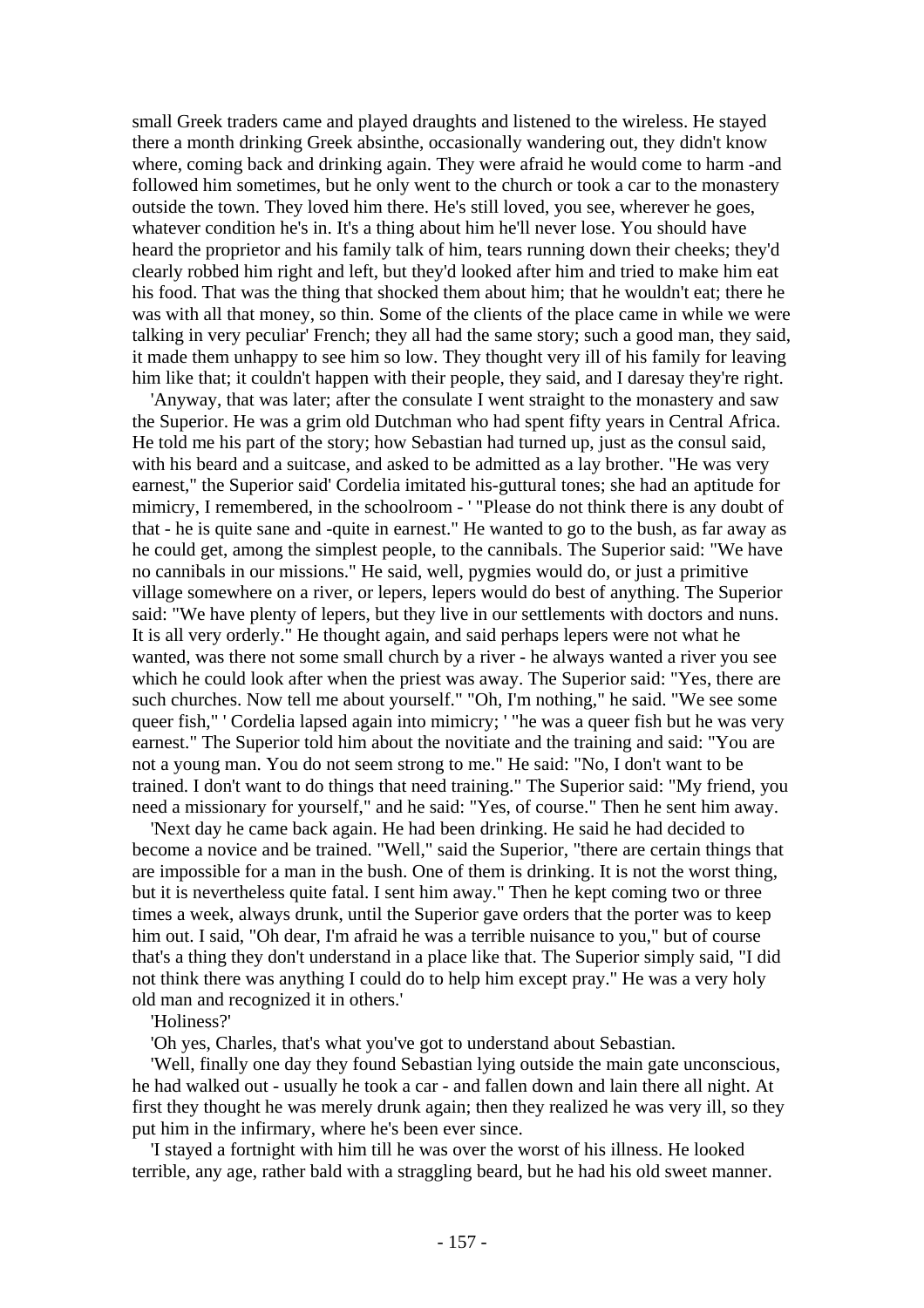small Greek traders came and played draughts and listened to the wireless. He stayed there a month drinking Greek absinthe, occasionally wandering out, they didn't know where, coming back and drinking again. They were afraid he would come to harm -and followed him sometimes, but he only went to the church or took a car to the monastery outside the town. They loved him there. He's still loved, you see, wherever he goes, whatever condition he's in. It's a thing about him he'll never lose. You should have heard the proprietor and his family talk of him, tears running down their cheeks; they'd clearly robbed him right and left, but they'd looked after him and tried to make him eat his food. That was the thing that shocked them about him; that he wouldn't eat; there he was with all that money, so thin. Some of the clients of the place came in while we were talking in very peculiar' French; they all had the same story; such a good man, they said, it made them unhappy to see him so low. They thought very ill of his family for leaving him like that; it couldn't happen with their people, they said, and I daresay they're right.

'Anyway, that was later; after the consulate I went straight to the monastery and saw the Superior. He was a grim old Dutchman who had spent fifty years in Central Africa. He told me his part of the story; how Sebastian had turned up, just as the consul said, with his beard and a suitcase, and asked to be admitted as a lay brother. "He was very earnest," the Superior said' Cordelia imitated his-guttural tones; she had an aptitude for mimicry, I remembered, in the schoolroom - ' "Please do not think there is any doubt of that - he is quite sane and -quite in earnest." He wanted to go to the bush, as far away as he could get, among the simplest people, to the cannibals. The Superior said: "We have no cannibals in our missions." He said, well, pygmies would do, or just a primitive village somewhere on a river, or lepers, lepers would do best of anything. The Superior said: "We have plenty of lepers, but they live in our settlements with doctors and nuns. It is all very orderly." He thought again, and said perhaps lepers were not what he wanted, was there not some small church by a river - he always wanted a river you see which he could look after when the priest was away. The Superior said: "Yes, there are such churches. Now tell me about yourself." "Oh, I'm nothing," he said. "We see some queer fish," ' Cordelia lapsed again into mimicry; ' "he was a queer fish but he was very earnest." The Superior told him about the novitiate and the training and said: "You are not a young man. You do not seem strong to me." He said: "No, I don't want to be trained. I don't want to do things that need training." The Superior said: "My friend, you need a missionary for yourself," and he said: "Yes, of course." Then he sent him away.

'Next day he came back again. He had been drinking. He said he had decided to become a novice and be trained. "Well," said the Superior, "there are certain things that are impossible for a man in the bush. One of them is drinking. It is not the worst thing, but it is nevertheless quite fatal. I sent him away." Then he kept coming two or three times a week, always drunk, until the Superior gave orders that the porter was to keep him out. I said, "Oh dear, I'm afraid he was a terrible nuisance to you," but of course that's a thing they don't understand in a place like that. The Superior simply said, "I did not think there was anything I could do to help him except pray." He was a very holy old man and recognized it in others.'

'Holiness?'

'Oh yes, Charles, that's what you've got to understand about Sebastian.

'Well, finally one day they found Sebastian lying outside the main gate unconscious, he had walked out - usually he took a car - and fallen down and lain there all night. At first they thought he was merely drunk again; then they realized he was very ill, so they put him in the infirmary, where he's been ever since.

'I stayed a fortnight with him till he was over the worst of his illness. He looked terrible, any age, rather bald with a straggling beard, but he had his old sweet manner.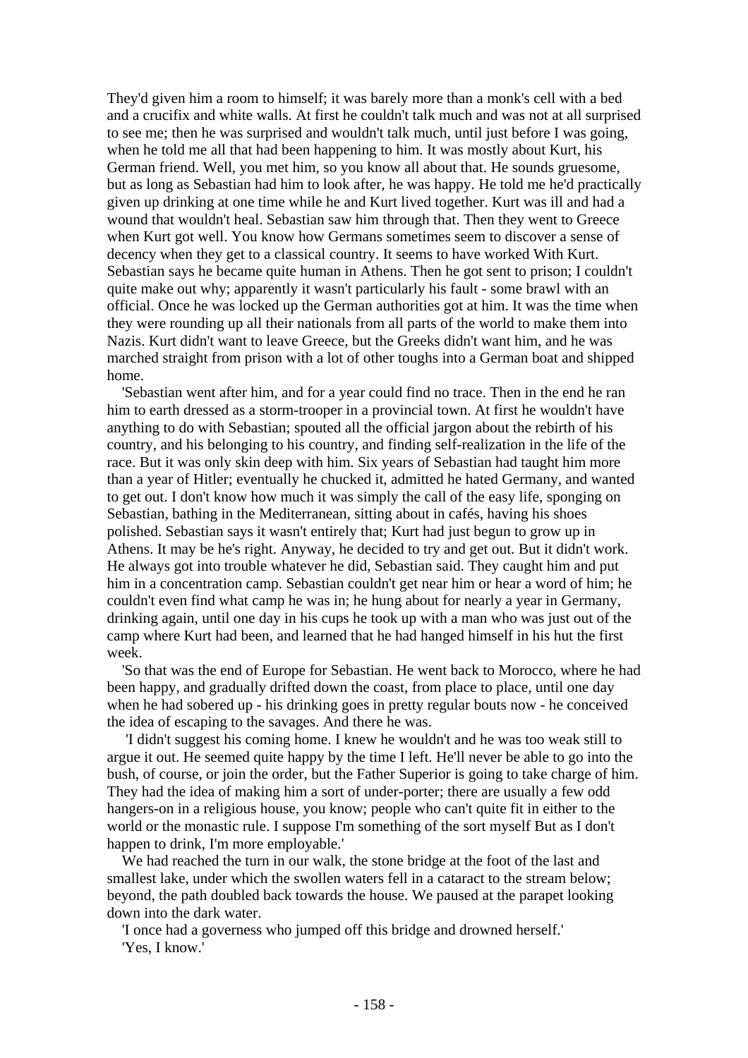They'd given him a room to himself; it was barely more than a monk's cell with a bed and a crucifix and white walls. At first he couldn't talk much and was not at all surprised to see me; then he was surprised and wouldn't talk much, until just before I was going, when he told me all that had been happening to him. It was mostly about Kurt, his German friend. Well, you met him, so you know all about that. He sounds gruesome, but as long as Sebastian had him to look after, he was happy. He told me he'd practically given up drinking at one time while he and Kurt lived together. Kurt was ill and had a wound that wouldn't heal. Sebastian saw him through that. Then they went to Greece when Kurt got well. You know how Germans sometimes seem to discover a sense of decency when they get to a classical country. It seems to have worked With Kurt. Sebastian says he became quite human in Athens. Then he got sent to prison; I couldn't quite make out why; apparently it wasn't particularly his fault - some brawl with an official. Once he was locked up the German authorities got at him. It was the time when they were rounding up all their nationals from all parts of the world to make them into Nazis. Kurt didn't want to leave Greece, but the Greeks didn't want him, and he was marched straight from prison with a lot of other toughs into a German boat and shipped home.

'Sebastian went after him, and for a year could find no trace. Then in the end he ran him to earth dressed as a storm-trooper in a provincial town. At first he wouldn't have anything to do with Sebastian; spouted all the official jargon about the rebirth of his country, and his belonging to his country, and finding self-realization in the life of the race. But it was only skin deep with him. Six years of Sebastian had taught him more than a year of Hitler; eventually he chucked it, admitted he hated Germany, and wanted to get out. I don't know how much it was simply the call of the easy life, sponging on Sebastian, bathing in the Mediterranean, sitting about in cafés, having his shoes polished. Sebastian says it wasn't entirely that; Kurt had just begun to grow up in Athens. It may be he's right. Anyway, he decided to try and get out. But it didn't work. He always got into trouble whatever he did, Sebastian said. They caught him and put him in a concentration camp. Sebastian couldn't get near him or hear a word of him; he couldn't even find what camp he was in; he hung about for nearly a year in Germany, drinking again, until one day in his cups he took up with a man who was just out of the camp where Kurt had been, and learned that he had hanged himself in his hut the first week.

'So that was the end of Europe for Sebastian. He went back to Morocco, where he had been happy, and gradually drifted down the coast, from place to place, until one day when he had sobered up - his drinking goes in pretty regular bouts now - he conceived the idea of escaping to the savages. And there he was.

'I didn't suggest his coming home. I knew he wouldn't and he was too weak still to argue it out. He seemed quite happy by the time I left. He'll never be able to go into the bush, of course, or join the order, but the Father Superior is going to take charge of him. They had the idea of making him a sort of under-porter; there are usually a few odd hangers-on in a religious house, you know; people who can't quite fit in either to the world or the monastic rule. I suppose I'm something of the sort myself But as I don't happen to drink, I'm more employable.'

We had reached the turn in our walk, the stone bridge at the foot of the last and smallest lake, under which the swollen waters fell in a cataract to the stream below; beyond, the path doubled back towards the house. We paused at the parapet looking down into the dark water.

'I once had a governess who jumped off this bridge and drowned herself.'

'Yes, I know.'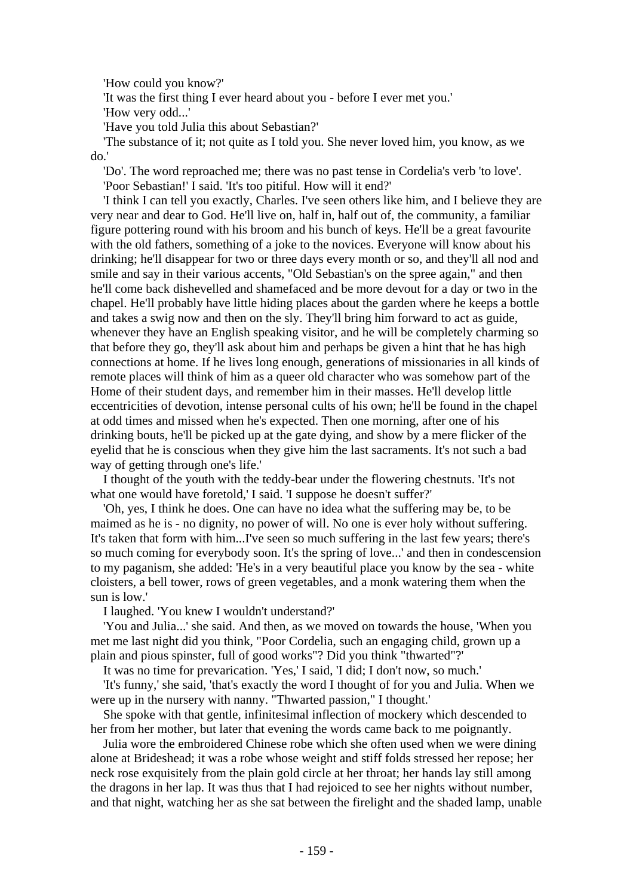'How could you know?'

'It was the first thing I ever heard about you - before I ever met you.'

'How very odd...'

'Have you told Julia this about Sebastian?'

'The substance of it; not quite as I told you. She never loved him, you know, as we do.'

'Do'. The word reproached me; there was no past tense in Cordelia's verb 'to love'.

'Poor Sebastian!' I said. 'It's too pitiful. How will it end?'

'I think I can tell you exactly, Charles. I've seen others like him, and I believe they are very near and dear to God. He'll live on, half in, half out of, the community, a familiar figure pottering round with his broom and his bunch of keys. He'll be a great favourite with the old fathers, something of a joke to the novices. Everyone will know about his drinking; he'll disappear for two or three days every month or so, and they'll all nod and smile and say in their various accents, "Old Sebastian's on the spree again," and then he'll come back dishevelled and shamefaced and be more devout for a day or two in the chapel. He'll probably have little hiding places about the garden where he keeps a bottle and takes a swig now and then on the sly. They'll bring him forward to act as guide, whenever they have an English speaking visitor, and he will be completely charming so that before they go, they'll ask about him and perhaps be given a hint that he has high connections at home. If he lives long enough, generations of missionaries in all kinds of remote places will think of him as a queer old character who was somehow part of the Home of their student days, and remember him in their masses. He'll develop little eccentricities of devotion, intense personal cults of his own; he'll be found in the chapel at odd times and missed when he's expected. Then one morning, after one of his drinking bouts, he'll be picked up at the gate dying, and show by a mere flicker of the eyelid that he is conscious when they give him the last sacraments. It's not such a bad way of getting through one's life.'

I thought of the youth with the teddy-bear under the flowering chestnuts. 'It's not what one would have foretold,' I said. 'I suppose he doesn't suffer?'

'Oh, yes, I think he does. One can have no idea what the suffering may be, to be maimed as he is - no dignity, no power of will. No one is ever holy without suffering. It's taken that form with him...I've seen so much suffering in the last few years; there's so much coming for everybody soon. It's the spring of love...' and then in condescension to my paganism, she added: 'He's in a very beautiful place you know by the sea - white cloisters, a bell tower, rows of green vegetables, and a monk watering them when the sun is low.'

I laughed. 'You knew I wouldn't understand?'

'You and Julia...' she said. And then, as we moved on towards the house, 'When you met me last night did you think, "Poor Cordelia, such an engaging child, grown up a plain and pious spinster, full of good works"? Did you think "thwarted"?'

It was no time for prevarication. 'Yes,' I said, 'I did; I don't now, so much.'

'It's funny,' she said, 'that's exactly the word I thought of for you and Julia. When we were up in the nursery with nanny. "Thwarted passion," I thought.'

She spoke with that gentle, infinitesimal inflection of mockery which descended to her from her mother, but later that evening the words came back to me poignantly.

Julia wore the embroidered Chinese robe which she often used when we were dining alone at Brideshead; it was a robe whose weight and stiff folds stressed her repose; her neck rose exquisitely from the plain gold circle at her throat; her hands lay still among the dragons in her lap. It was thus that I had rejoiced to see her nights without number, and that night, watching her as she sat between the firelight and the shaded lamp, unable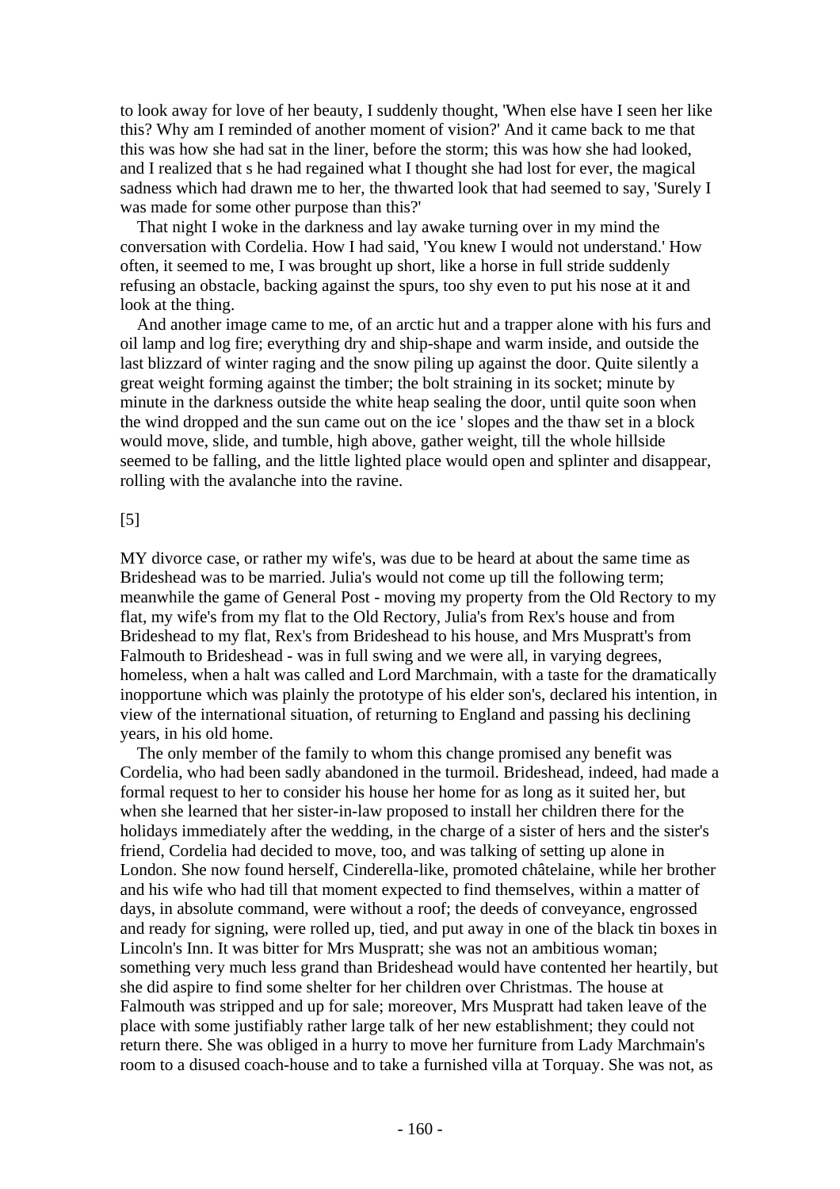to look away for love of her beauty, I suddenly thought, 'When else have I seen her like this? Why am I reminded of another moment of vision?' And it came back to me that this was how she had sat in the liner, before the storm; this was how she had looked, and I realized that s he had regained what I thought she had lost for ever, the magical sadness which had drawn me to her, the thwarted look that had seemed to say, 'Surely I was made for some other purpose than this?'

That night I woke in the darkness and lay awake turning over in my mind the conversation with Cordelia. How I had said, 'You knew I would not understand.' How often, it seemed to me, I was brought up short, like a horse in full stride suddenly refusing an obstacle, backing against the spurs, too shy even to put his nose at it and look at the thing.

And another image came to me, of an arctic hut and a trapper alone with his furs and oil lamp and log fire; everything dry and ship-shape and warm inside, and outside the last blizzard of winter raging and the snow piling up against the door. Quite silently a great weight forming against the timber; the bolt straining in its socket; minute by minute in the darkness outside the white heap sealing the door, until quite soon when the wind dropped and the sun came out on the ice ' slopes and the thaw set in a block would move, slide, and tumble, high above, gather weight, till the whole hillside seemed to be falling, and the little lighted place would open and splinter and disappear, rolling with the avalanche into the ravine.

[5]

MY divorce case, or rather my wife's, was due to be heard at about the same time as Brideshead was to be married. Julia's would not come up till the following term; meanwhile the game of General Post - moving my property from the Old Rectory to my flat, my wife's from my flat to the Old Rectory, Julia's from Rex's house and from Brideshead to my flat, Rex's from Brideshead to his house, and Mrs Muspratt's from Falmouth to Brideshead - was in full swing and we were all, in varying degrees, homeless, when a halt was called and Lord Marchmain, with a taste for the dramatically inopportune which was plainly the prototype of his elder son's, declared his intention, in view of the international situation, of returning to England and passing his declining years, in his old home.

The only member of the family to whom this change promised any benefit was Cordelia, who had been sadly abandoned in the turmoil. Brideshead, indeed, had made a formal request to her to consider his house her home for as long as it suited her, but when she learned that her sister-in-law proposed to install her children there for the holidays immediately after the wedding, in the charge of a sister of hers and the sister's friend, Cordelia had decided to move, too, and was talking of setting up alone in London. She now found herself, Cinderella-like, promoted châtelaine, while her brother and his wife who had till that moment expected to find themselves, within a matter of days, in absolute command, were without a roof; the deeds of conveyance, engrossed and ready for signing, were rolled up, tied, and put away in one of the black tin boxes in Lincoln's Inn. It was bitter for Mrs Muspratt; she was not an ambitious woman; something very much less grand than Brideshead would have contented her heartily, but she did aspire to find some shelter for her children over Christmas. The house at Falmouth was stripped and up for sale; moreover, Mrs Muspratt had taken leave of the place with some justifiably rather large talk of her new establishment; they could not return there. She was obliged in a hurry to move her furniture from Lady Marchmain's room to a disused coach-house and to take a furnished villa at Torquay. She was not, as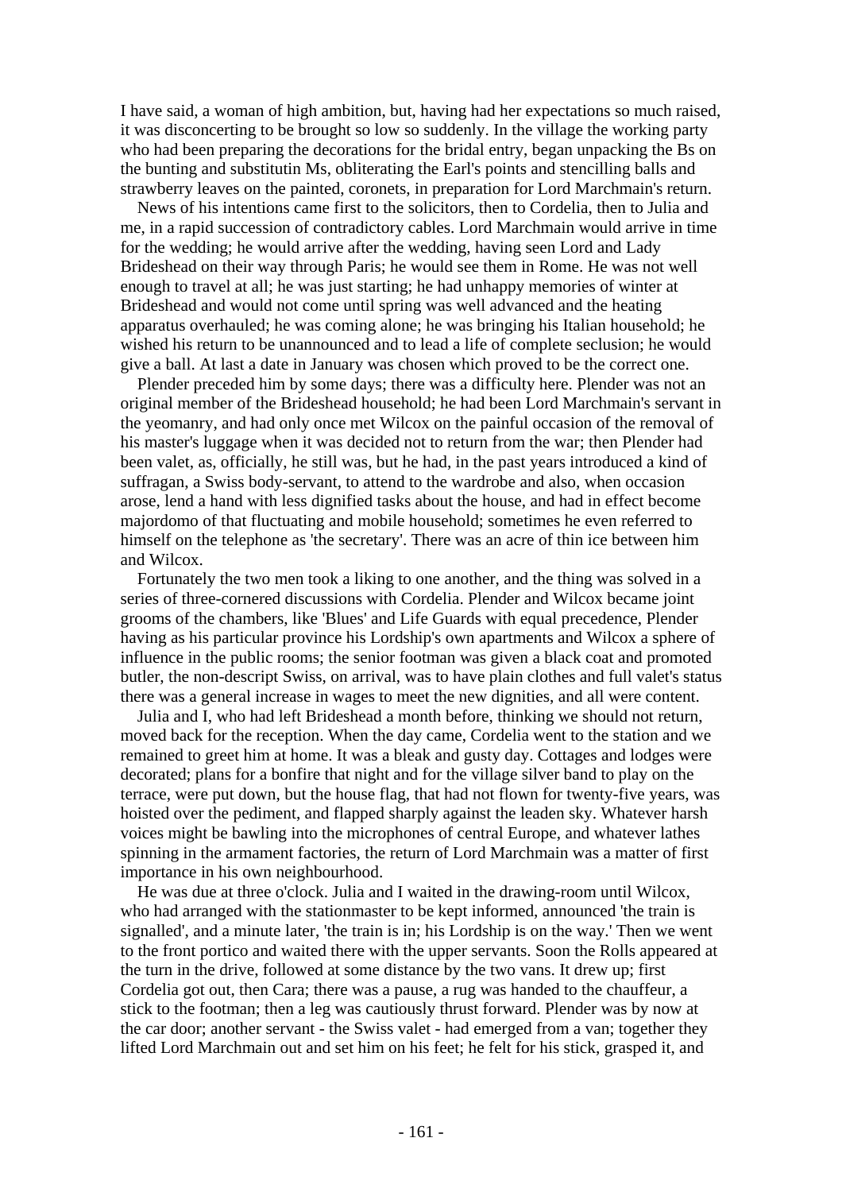I have said, a woman of high ambition, but, having had her expectations so much raised, it was disconcerting to be brought so low so suddenly. In the village the working party who had been preparing the decorations for the bridal entry, began unpacking the Bs on the bunting and substitutin Ms, obliterating the Earl's points and stencilling balls and strawberry leaves on the painted, coronets, in preparation for Lord Marchmain's return.

News of his intentions came first to the solicitors, then to Cordelia, then to Julia and me, in a rapid succession of contradictory cables. Lord Marchmain would arrive in time for the wedding; he would arrive after the wedding, having seen Lord and Lady Brideshead on their way through Paris; he would see them in Rome. He was not well enough to travel at all; he was just starting; he had unhappy memories of winter at Brideshead and would not come until spring was well advanced and the heating apparatus overhauled; he was coming alone; he was bringing his Italian household; he wished his return to be unannounced and to lead a life of complete seclusion; he would give a ball. At last a date in January was chosen which proved to be the correct one.

Plender preceded him by some days; there was a difficulty here. Plender was not an original member of the Brideshead household; he had been Lord Marchmain's servant in the yeomanry, and had only once met Wilcox on the painful occasion of the removal of his master's luggage when it was decided not to return from the war; then Plender had been valet, as, officially, he still was, but he had, in the past years introduced a kind of suffragan, a Swiss body-servant, to attend to the wardrobe and also, when occasion arose, lend a hand with less dignified tasks about the house, and had in effect become majordomo of that fluctuating and mobile household; sometimes he even referred to himself on the telephone as 'the secretary'. There was an acre of thin ice between him and Wilcox.

Fortunately the two men took a liking to one another, and the thing was solved in a series of three-cornered discussions with Cordelia. Plender and Wilcox became joint grooms of the chambers, like 'Blues' and Life Guards with equal precedence, Plender having as his particular province his Lordship's own apartments and Wilcox a sphere of influence in the public rooms; the senior footman was given a black coat and promoted butler, the non-descript Swiss, on arrival, was to have plain clothes and full valet's status there was a general increase in wages to meet the new dignities, and all were content.

Julia and I, who had left Brideshead a month before, thinking we should not return, moved back for the reception. When the day came, Cordelia went to the station and we remained to greet him at home. It was a bleak and gusty day. Cottages and lodges were decorated; plans for a bonfire that night and for the village silver band to play on the terrace, were put down, but the house flag, that had not flown for twenty-five years, was hoisted over the pediment, and flapped sharply against the leaden sky. Whatever harsh voices might be bawling into the microphones of central Europe, and whatever lathes spinning in the armament factories, the return of Lord Marchmain was a matter of first importance in his own neighbourhood.

He was due at three o'clock. Julia and I waited in the drawing-room until Wilcox, who had arranged with the stationmaster to be kept informed, announced 'the train is signalled', and a minute later, 'the train is in; his Lordship is on the way.' Then we went to the front portico and waited there with the upper servants. Soon the Rolls appeared at the turn in the drive, followed at some distance by the two vans. It drew up; first Cordelia got out, then Cara; there was a pause, a rug was handed to the chauffeur, a stick to the footman; then a leg was cautiously thrust forward. Plender was by now at the car door; another servant - the Swiss valet - had emerged from a van; together they lifted Lord Marchmain out and set him on his feet; he felt for his stick, grasped it, and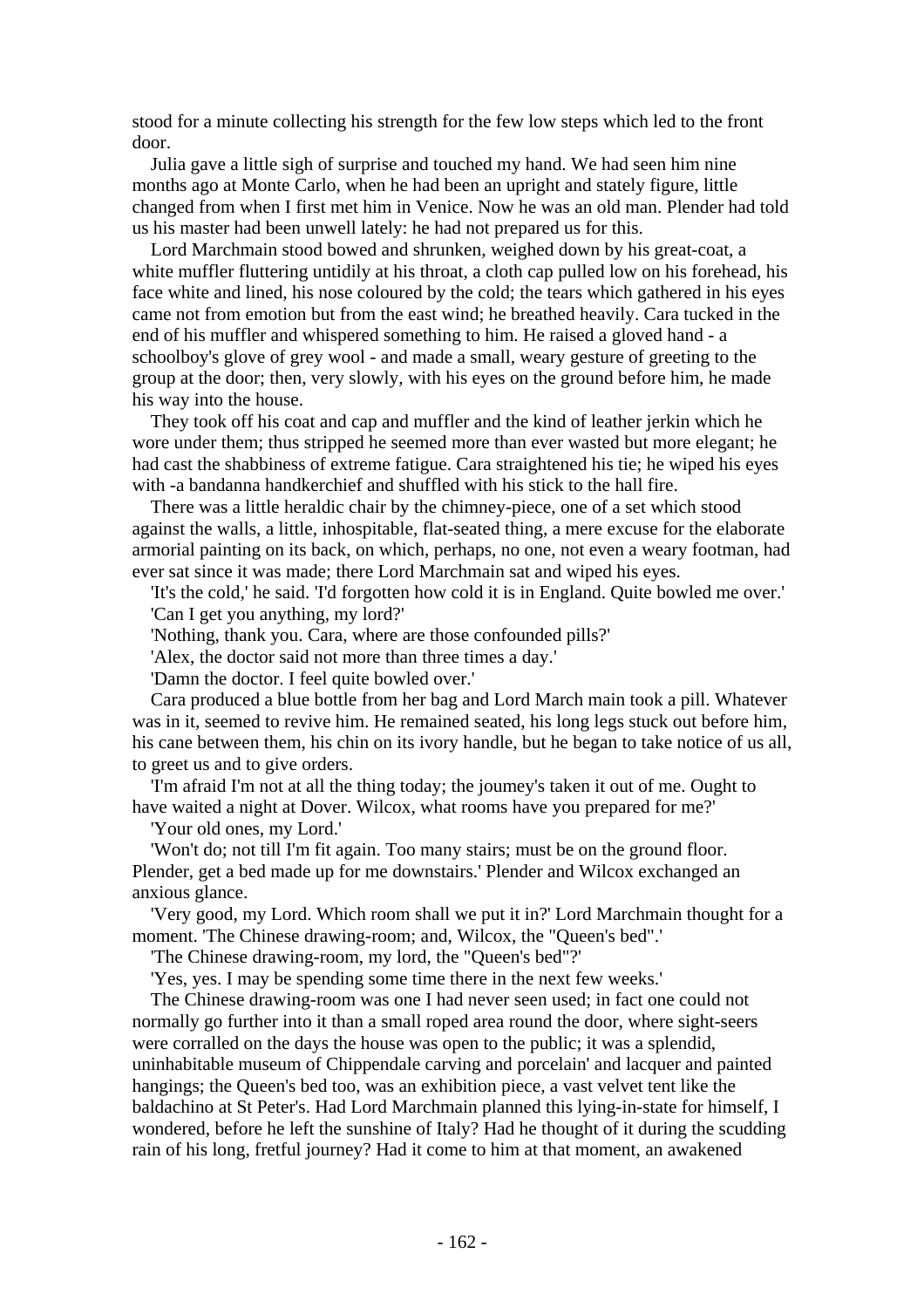stood for a minute collecting his strength for the few low steps which led to the front door.

Julia gave a little sigh of surprise and touched my hand. We had seen him nine months ago at Monte Carlo, when he had been an upright and stately figure, little changed from when I first met him in Venice. Now he was an old man. Plender had told us his master had been unwell lately: he had not prepared us for this.

Lord Marchmain stood bowed and shrunken, weighed down by his great-coat, a white muffler fluttering untidily at his throat, a cloth cap pulled low on his forehead, his face white and lined, his nose coloured by the cold; the tears which gathered in his eyes came not from emotion but from the east wind; he breathed heavily. Cara tucked in the end of his muffler and whispered something to him. He raised a gloved hand - a schoolboy's glove of grey wool - and made a small, weary gesture of greeting to the group at the door; then, very slowly, with his eyes on the ground before him, he made his way into the house.

They took off his coat and cap and muffler and the kind of leather jerkin which he wore under them; thus stripped he seemed more than ever wasted but more elegant; he had cast the shabbiness of extreme fatigue. Cara straightened his tie; he wiped his eyes with -a bandanna handkerchief and shuffled with his stick to the hall fire.

There was a little heraldic chair by the chimney-piece, one of a set which stood against the walls, a little, inhospitable, flat-seated thing, a mere excuse for the elaborate armorial painting on its back, on which, perhaps, no one, not even a weary footman, had ever sat since it was made; there Lord Marchmain sat and wiped his eyes.

'It's the cold,' he said. 'I'd forgotten how cold it is in England. Quite bowled me over.'

'Can I get you anything, my lord?'

'Nothing, thank you. Cara, where are those confounded pills?'

'Alex, the doctor said not more than three times a day.'

'Damn the doctor. I feel quite bowled over.'

Cara produced a blue bottle from her bag and Lord March main took a pill. Whatever was in it, seemed to revive him. He remained seated, his long legs stuck out before him, his cane between them, his chin on its ivory handle, but he began to take notice of us all, to greet us and to give orders.

'I'm afraid I'm not at all the thing today; the journey's taken it out of me. Ought to have waited a night at Dover. Wilcox, what rooms have you prepared for me?'

'Your old ones, my Lord.'

'Won't do; not till I'm fit again. Too many stairs; must be on the ground floor. Plender, get a bed made up for me downstairs.' Plender and Wilcox exchanged an anxious glance.

'Very good, my Lord. Which room shall we put it in?' Lord Marchmain thought for a moment. 'The Chinese drawing-room; and, Wilcox, the "Queen's bed".'

'The Chinese drawing-room, my lord, the "Queen's bed"?'

'Yes, yes. I may be spending some time there in the next few weeks.'

The Chinese drawing-room was one I had never seen used; in fact one could not normally go further into it than a small roped area round the door, where sight-seers were corralled on the days the house was open to the public; it was a splendid, uninhabitable museum of Chippendale carving and porcelain' and lacquer and painted hangings; the Queen's bed too, was an exhibition piece, a vast velvet tent like the baldachino at St Peter's. Had Lord Marchmain planned this lying-in-state for himself, I wondered, before he left the sunshine of Italy? Had he thought of it during the scudding rain of his long, fretful journey? Had it come to him at that moment, an awakened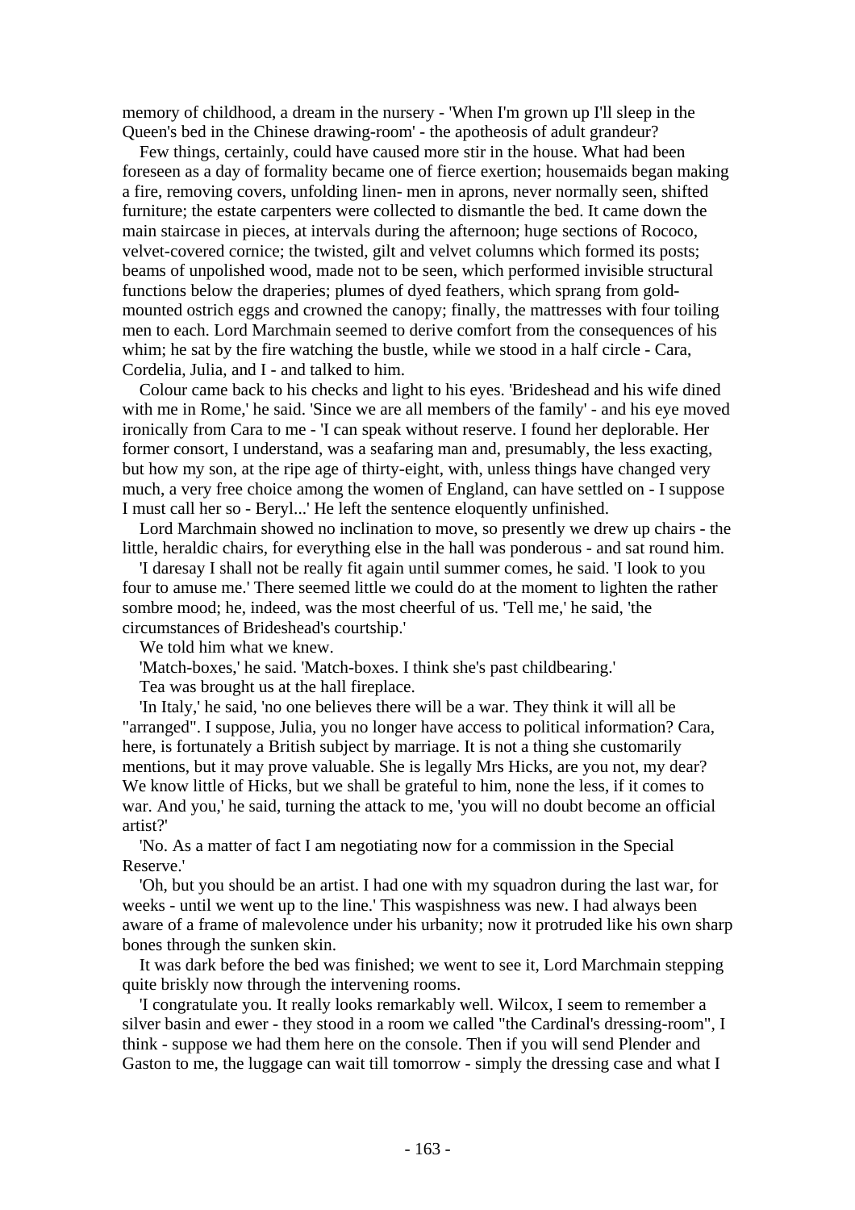memory of childhood, a dream in the nursery - 'When I'm grown up I'll sleep in the Queen's bed in the Chinese drawing-room' - the apotheosis of adult grandeur?

Few things, certainly, could have caused more stir in the house. What had been foreseen as a day of formality became one of fierce exertion; housemaids began making a fire, removing covers, unfolding linen- men in aprons, never normally seen, shifted furniture; the estate carpenters were collected to dismantle the bed. It came down the main staircase in pieces, at intervals during the afternoon; huge sections of Rococo, velvet-covered cornice; the twisted, gilt and velvet columns which formed its posts; beams of unpolished wood, made not to be seen, which performed invisible structural functions below the draperies; plumes of dyed feathers, which sprang from gold-mounted ostrich eggs and crowned the canopy; finally, the mattresses with four toiling men to each. Lord Marchmain seemed to derive comfort from the consequences of his whim; he sat by the fire watching the bustle, while we stood in a half circle - Cara, Cordelia, Julia, and I - and talked to him.

Colour came back to his checks and light to his eyes. 'Brideshead and his wife dined with me in Rome,' he said. 'Since we are all members of the family' - and his eye moved ironically from Cara to me - 'I can speak without reserve. I found her deplorable. Her former consort, I understand, was a seafaring man and, presumably, the less exacting, but how my son, at the ripe age of thirty-eight, with, unless things have changed very much, a very free choice among the women of England, can have settled on - I suppose I must call her so - Beryl...' He left the sentence eloquently unfinished.

Lord Marchmain showed no inclination to move, so presently we drew up chairs - the little, heraldic chairs, for everything else in the hall was ponderous - and sat round him.

'I daresay I shall not be really fit again until summer comes, he said. 'I look to you four to amuse me.' There seemed little we could do at the moment to lighten the rather sombre mood; he, indeed, was the most cheerful of us. 'Tell me,' he said, 'the circumstances of Brideshead's courtship.'

We told him what we knew.

'Match-boxes,' he said. 'Match-boxes. I think she's past childbearing.'

Tea was brought us at the hall fireplace.

'In Italy,' he said, 'no one believes there will be a war. They think it will all be "arranged". I suppose, Julia, you no longer have access to political information? Cara, here, is fortunately a British subject by marriage. It is not a thing she customarily mentions, but it may prove valuable. She is legally Mrs Hicks, are you not, my dear? We know little of Hicks, but we shall be grateful to him, none the less, if it comes to war. And you,' he said, turning the attack to me, 'you will no doubt become an official artist?'

'No. As a matter of fact I am negotiating now for a commission in the Special Reserve.'

'Oh, but you should be an artist. I had one with my squadron during the last war, for weeks - until we went up to the line.' This waspishness was new. I had always been aware of a frame of malevolence under his urbanity; now it protruded like his own sharp bones through the sunken skin.

It was dark before the bed was finished; we went to see it, Lord Marchmain stepping quite briskly now through the intervening rooms.

'I congratulate you. It really looks remarkably well. Wilcox, I seem to remember a silver basin and ewer - they stood in a room we called "the Cardinal's dressing-room", I think - suppose we had them here on the console. Then if you will send Plender and Gaston to me, the luggage can wait till tomorrow - simply the dressing case and what I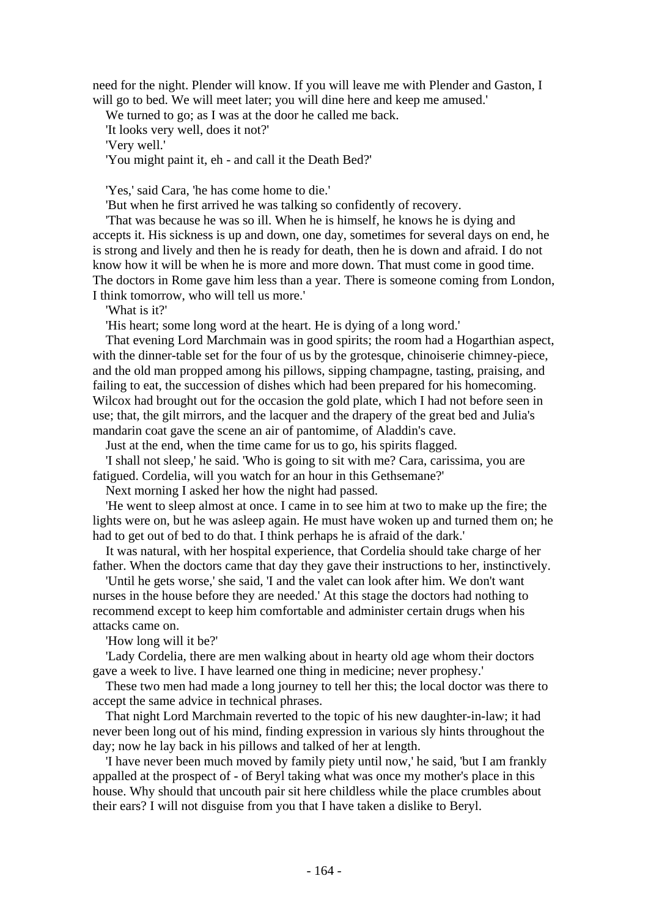need for the night. Plender will know. If you will leave me with Plender and Gaston, I will go to bed. We will meet later; you will dine here and keep me amused.'

We turned to go; as I was at the door he called me back.

'It looks very well, does it not?'

'Very well.'

'You might paint it, eh - and call it the Death Bed?'

'Yes,' said Cara, 'he has come home to die.'

'But when he first arrived he was talking so confidently of recovery.

'That was because he was so ill. When he is himself, he knows he is dying and accepts it. His sickness is up and down, one day, sometimes for several days on end, he is strong and lively and then he is ready for death, then he is down and afraid. I do not know how it will be when he is more and more down. That must come in good time. The doctors in Rome gave him less than a year. There is someone coming from London, I think tomorrow, who will tell us more.'

'What is it?'

'His heart; some long word at the heart. He is dying of a long word.'

That evening Lord Marchmain was in good spirits; the room had a Hogarthian aspect, with the dinner-table set for the four of us by the grotesque, chinoiserie chimney-piece, and the old man propped among his pillows, sipping champagne, tasting, praising, and failing to eat, the succession of dishes which had been prepared for his homecoming. Wilcox had brought out for the occasion the gold plate, which I had not before seen in use; that, the gilt mirrors, and the lacquer and the drapery of the great bed and Julia's mandarin coat gave the scene an air of pantomime, of Aladdin's cave.

Just at the end, when the time came for us to go, his spirits flagged.

'I shall not sleep,' he said. 'Who is going to sit with me? Cara, carissima, you are fatigued. Cordelia, will you watch for an hour in this Gethsemane?'

Next morning I asked her how the night had passed.

'He went to sleep almost at once. I came in to see him at two to make up the fire; the lights were on, but he was asleep again. He must have woken up and turned them on; he had to get out of bed to do that. I think perhaps he is afraid of the dark.'

It was natural, with her hospital experience, that Cordelia should take charge of her father. When the doctors came that day they gave their instructions to her, instinctively.

'Until he gets worse,' she said, 'I and the valet can look after him. We don't want nurses in the house before they are needed.' At this stage the doctors had nothing to recommend except to keep him comfortable and administer certain drugs when his attacks came on.

'How long will it be?'

'Lady Cordelia, there are men walking about in hearty old age whom their doctors gave a week to live. I have learned one thing in medicine; never prophesy.'

These two men had made a long journey to tell her this; the local doctor was there to accept the same advice in technical phrases.

That night Lord Marchmain reverted to the topic of his new daughter-in-law; it had never been long out of his mind, finding expression in various sly hints throughout the day; now he lay back in his pillows and talked of her at length.

'I have never been much moved by family piety until now,' he said, 'but I am frankly appalled at the prospect of - of Beryl taking what was once my mother's place in this house. Why should that uncouth pair sit here childless while the place crumbles about their ears? I will not disguise from you that I have taken a dislike to Beryl.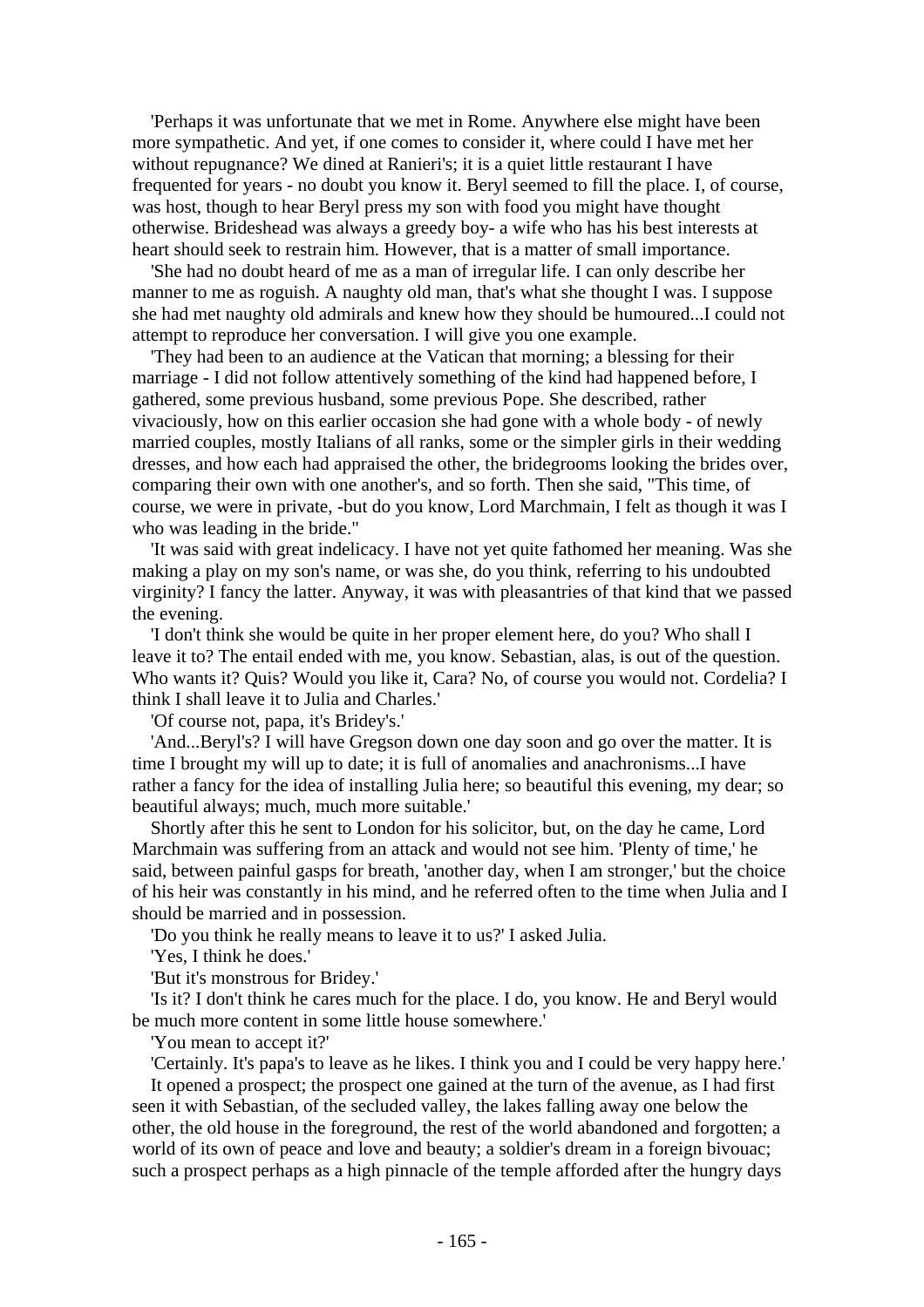'Perhaps it was unfortunate that we met in Rome. Anywhere else might have been more sympathetic. And yet, if one comes to consider it, where could I have met her without repugnance? We dined at Ranieri's; it is a quiet little restaurant I have frequented for years - no doubt you know it. Beryl seemed to fill the place. I, of course, was host, though to hear Beryl press my son with food you might have thought otherwise. Brideshead was always a greedy boy- a wife who has his best interests at heart should seek to restrain him. However, that is a matter of small importance.

'She had no doubt heard of me as a man of irregular life. I can only describe her manner to me as roguish. A naughty old man, that's what she thought I was. I suppose she had met naughty old admirals and knew how they should be humoured...I could not attempt to reproduce her conversation. I will give you one example.

'They had been to an audience at the Vatican that morning; a blessing for their marriage - I did not follow attentively something of the kind had happened before, I gathered, some previous husband, some previous Pope. She described, rather vivaciously, how on this earlier occasion she had gone with a whole body - of newly married couples, mostly Italians of all ranks, some or the simpler girls in their wedding dresses, and how each had appraised the other, the bridegrooms looking the brides over, comparing their own with one another's, and so forth. Then she said, "This time, of course, we were in private, -but do you know, Lord Marchmain, I felt as though it was I who was leading in the bride."

'It was said with great indelicacy. I have not yet quite fathomed her meaning. Was she making a play on my son's name, or was she, do you think, referring to his undoubted virginity? I fancy the latter. Anyway, it was with pleasantries of that kind that we passed the evening.

'I don't think she would be quite in her proper element here, do you? Who shall I leave it to? The entail ended with me, you know. Sebastian, alas, is out of the question. Who wants it? Quis? Would you like it, Cara? No, of course you would not. Cordelia? I think I shall leave it to Julia and Charles.'

'Of course not, papa, it's Bridey's.'

'And...Beryl's? I will have Gregson down one day soon and go over the matter. It is time I brought my will up to date; it is full of anomalies and anachronisms...I have rather a fancy for the idea of installing Julia here; so beautiful this evening, my dear; so beautiful always; much, much more suitable.'

Shortly after this he sent to London for his solicitor, but, on the day he came, Lord Marchmain was suffering from an attack and would not see him. 'Plenty of time,' he said, between painful gasps for breath, 'another day, when I am stronger,' but the choice of his heir was constantly in his mind, and he referred often to the time when Julia and I should be married and in possession.

'Do you think he really means to leave it to us?' I asked Julia.

'Yes, I think he does.'

'But it's monstrous for Bridey.'

'Is it? I don't think he cares much for the place. I do, you know. He and Beryl would be much more content in some little house somewhere.'

'You mean to accept it?'

'Certainly. It's papa's to leave as he likes. I think you and I could be very happy here.'

It opened a prospect; the prospect one gained at the turn of the avenue, as I had first seen it with Sebastian, of the secluded valley, the lakes falling away one below the other, the old house in the foreground, the rest of the world abandoned and forgotten; a world of its own of peace and love and beauty; a soldier's dream in a foreign bivouac; such a prospect perhaps as a high pinnacle of the temple afforded after the hungry days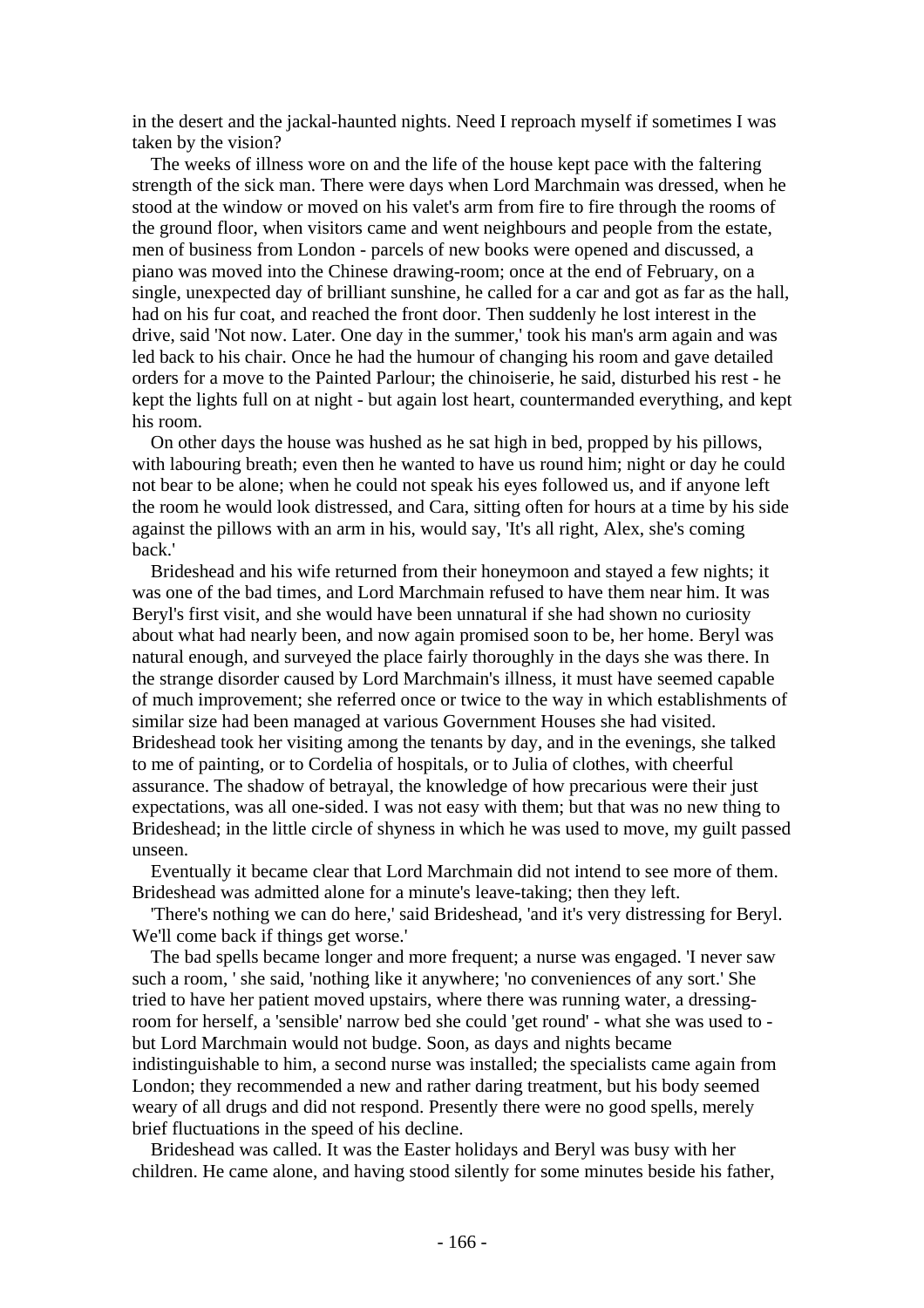in the desert and the jackal-haunted nights. Need I reproach myself if sometimes I was taken by the vision?

The weeks of illness wore on and the life of the house kept pace with the faltering strength of the sick man. There were days when Lord Marchmain was dressed, when he stood at the window or moved on his valet's arm from fire to fire through the rooms of the ground floor, when visitors came and went neighbours and people from the estate, men of business from London - parcels of new books were opened and discussed, a piano was moved into the Chinese drawing-room; once at the end of February, on a single, unexpected day of brilliant sunshine, he called for a car and got as far as the hall, had on his fur coat, and reached the front door. Then suddenly he lost interest in the drive, said 'Not now. Later. One day in the summer,' took his man's arm again and was led back to his chair. Once he had the humour of changing his room and gave detailed orders for a move to the Painted Parlour; the chinoiserie, he said, disturbed his rest - he kept the lights full on at night - but again lost heart, countermanded everything, and kept his room.

On other days the house was hushed as he sat high in bed, propped by his pillows, with labouring breath; even then he wanted to have us round him; night or day he could not bear to be alone; when he could not speak his eyes followed us, and if anyone left the room he would look distressed, and Cara, sitting often for hours at a time by his side against the pillows with an arm in his, would say, 'It's all right, Alex, she's coming back.'

Brideshead and his wife returned from their honeymoon and stayed a few nights; it was one of the bad times, and Lord Marchmain refused to have them near him. It was Beryl's first visit, and she would have been unnatural if she had shown no curiosity about what had nearly been, and now again promised soon to be, her home. Beryl was natural enough, and surveyed the place fairly thoroughly in the days she was there. In the strange disorder caused by Lord Marchmain's illness, it must have seemed capable of much improvement; she referred once or twice to the way in which establishments of similar size had been managed at various Government Houses she had visited. Brideshead took her visiting among the tenants by day, and in the evenings, she talked to me of painting, or to Cordelia of hospitals, or to Julia of clothes, with cheerful assurance. The shadow of betrayal, the knowledge of how precarious were their just expectations, was all one-sided. I was not easy with them; but that was no new thing to Brideshead; in the little circle of shyness in which he was used to move, my guilt passed unseen.

Eventually it became clear that Lord Marchmain did not intend to see more of them. Brideshead was admitted alone for a minute's leave-taking; then they left.

'There's nothing we can do here,' said Brideshead, 'and it's very distressing for Beryl. We'll come back if things get worse.'

The bad spells became longer and more frequent; a nurse was engaged. 'I never saw such a room, ' she said, 'nothing like it anywhere; 'no conveniences of any sort.' She tried to have her patient moved upstairs, where there was running water, a dressing-room for herself, a 'sensible' narrow bed she could 'get round' - what she was used to - but Lord Marchmain would not budge. Soon, as days and nights became indistinguishable to him, a second nurse was installed; the specialists came again from London; they recommended a new and rather daring treatment, but his body seemed weary of all drugs and did not respond. Presently there were no good spells, merely brief fluctuations in the speed of his decline.

Brideshead was called. It was the Easter holidays and Beryl was busy with her children. He came alone, and having stood silently for some minutes beside his father,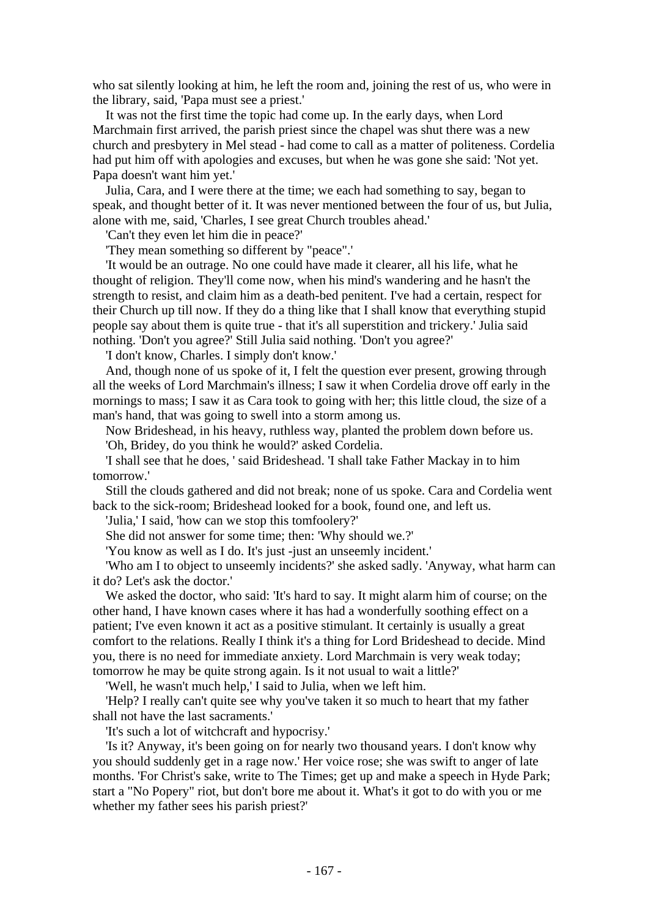who sat silently looking at him, he left the room and, joining the rest of us, who were in the library, said, 'Papa must see a priest.'

It was not the first time the topic had come up. In the early days, when Lord Marchmain first arrived, the parish priest since the chapel was shut there was a new church and presbytery in Mel stead - had come to call as a matter of politeness. Cordelia had put him off with apologies and excuses, but when he was gone she said: 'Not yet. Papa doesn't want him yet.'

Julia, Cara, and I were there at the time; we each had something to say, began to speak, and thought better of it. It was never mentioned between the four of us, but Julia, alone with me, said, 'Charles, I see great Church troubles ahead.'

'Can't they even let him die in peace?'

'They mean something so different by "peace".'

'It would be an outrage. No one could have made it clearer, all his life, what he thought of religion. They'll come now, when his mind's wandering and he hasn't the strength to resist, and claim him as a death-bed penitent. I've had a certain, respect for their Church up till now. If they do a thing like that I shall know that everything stupid people say about them is quite true - that it's all superstition and trickery.' Julia said nothing. 'Don't you agree?' Still Julia said nothing. 'Don't you agree?'

'I don't know, Charles. I simply don't know.'

And, though none of us spoke of it, I felt the question ever present, growing through all the weeks of Lord Marchmain's illness; I saw it when Cordelia drove off early in the mornings to mass; I saw it as Cara took to going with her; this little cloud, the size of a man's hand, that was going to swell into a storm among us.

Now Brideshead, in his heavy, ruthless way, planted the problem down before us.

'Oh, Bridey, do you think he would?' asked Cordelia.

'I shall see that he does, ' said Brideshead. 'I shall take Father Mackay in to him tomorrow.'

Still the clouds gathered and did not break; none of us spoke. Cara and Cordelia went back to the sick-room; Brideshead looked for a book, found one, and left us.

'Julia,' I said, 'how can we stop this tomfoolery?'

She did not answer for some time; then: 'Why should we.?'

'You know as well as I do. It's just -just an unseemly incident.'

'Who am I to object to unseemly incidents?' she asked sadly. 'Anyway, what harm can it do? Let's ask the doctor.'

We asked the doctor, who said: 'It's hard to say. It might alarm him of course; on the other hand, I have known cases where it has had a wonderfully soothing effect on a patient; I've even known it act as a positive stimulant. It certainly is usually a great comfort to the relations. Really I think it's a thing for Lord Brideshead to decide. Mind you, there is no need for immediate anxiety. Lord Marchmain is very weak today; tomorrow he may be quite strong again. Is it not usual to wait a little?'

'Well, he wasn't much help,' I said to Julia, when we left him.

'Help? I really can't quite see why you've taken it so much to heart that my father shall not have the last sacraments.'

'It's such a lot of witchcraft and hypocrisy.'

'Is it? Anyway, it's been going on for nearly two thousand years. I don't know why you should suddenly get in a rage now.' Her voice rose; she was swift to anger of late months. 'For Christ's sake, write to The Times; get up and make a speech in Hyde Park; start a "No Popery" riot, but don't bore me about it. What's it got to do with you or me whether my father sees his parish priest?'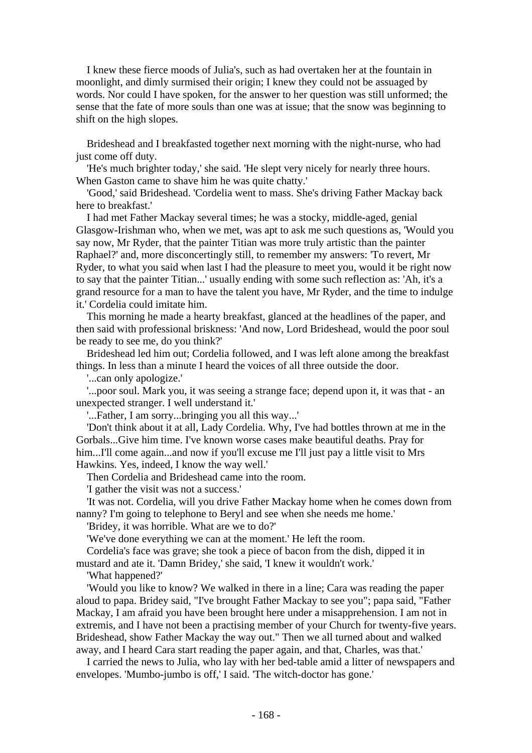I knew these fierce moods of Julia's, such as had overtaken her at the fountain in moonlight, and dimly surmised their origin; I knew they could not be assuaged by words. Nor could I have spoken, for the answer to her question was still unformed; the sense that the fate of more souls than one was at issue; that the snow was beginning to shift on the high slopes.

Brideshead and I breakfasted together next morning with the night-nurse, who had just come off duty.

'He's much brighter today,' she said. 'He slept very nicely for nearly three hours. When Gaston came to shave him he was quite chatty.'

'Good,' said Brideshead. 'Cordelia went to mass. She's driving Father Mackay back here to breakfast.'

I had met Father Mackay several times; he was a stocky, middle-aged, genial Glasgow-Irishman who, when we met, was apt to ask me such questions as, 'Would you say now, Mr Ryder, that the painter Titian was more truly artistic than the painter Raphael?' and, more disconcertingly still, to remember my answers: 'To revert, Mr Ryder, to what you said when last I had the pleasure to meet you, would it be right now to say that the painter Titian...' usually ending with some such reflection as: 'Ah, it's a grand resource for a man to have the talent you have, Mr Ryder, and the time to indulge it.' Cordelia could imitate him.

This morning he made a hearty breakfast, glanced at the headlines of the paper, and then said with professional briskness: 'And now, Lord Brideshead, would the poor soul be ready to see me, do you think?'

Brideshead led him out; Cordelia followed, and I was left alone among the breakfast things. In less than a minute I heard the voices of all three outside the door.

'...can only apologize.'

'...poor soul. Mark you, it was seeing a strange face; depend upon it, it was that - an unexpected stranger. I well understand it.'

'...Father, I am sorry...bringing you all this way...'

'Don't think about it at all, Lady Cordelia. Why, I've had bottles thrown at me in the Gorbals...Give him time. I've known worse cases make beautiful deaths. Pray for him...I'll come again...and now if you'll excuse me I'll just pay a little visit to Mrs Hawkins. Yes, indeed, I know the way well.'

Then Cordelia and Brideshead came into the room.

'I gather the visit was not a success.'

'It was not. Cordelia, will you drive Father Mackay home when he comes down from nanny? I'm going to telephone to Beryl and see when she needs me home.'

'Bridey, it was horrible. What are we to do?'

'We've done everything we can at the moment.' He left the room.

Cordelia's face was grave; she took a piece of bacon from the dish, dipped it in mustard and ate it. 'Damn Bridey,' she said, 'I knew it wouldn't work.'

'What happened?'

'Would you like to know? We walked in there in a line; Cara was reading the paper aloud to papa. Bridey said, "I've brought Father Mackay to see you"; papa said, "Father Mackay, I am afraid you have been brought here under a misapprehension. I am not in extremis, and I have not been a practising member of your Church for twenty-five years. Brideshead, show Father Mackay the way out." Then we all turned about and walked away, and I heard Cara start reading the paper again, and that, Charles, was that.'

I carried the news to Julia, who lay with her bed-table amid a litter of newspapers and envelopes. 'Mumbo-jumbo is off,' I said. 'The witch-doctor has gone.'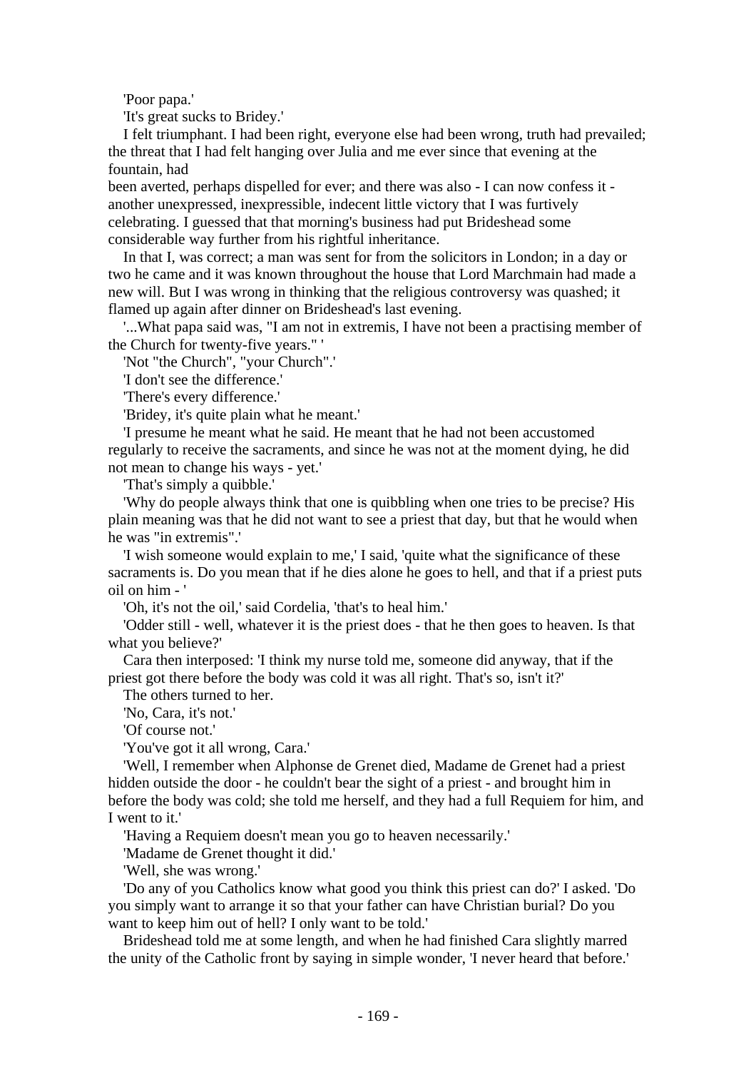'Poor papa.'

'It's great sucks to Bridey.'

I felt triumphant. I had been right, everyone else had been wrong, truth had prevailed; the threat that I had felt hanging over Julia and me ever since that evening at the fountain, had been averted, perhaps dispelled for ever; and there was also - I can now confess it - another unexpressed, inexpressible, indecent little victory that I was furtively celebrating. I guessed that that morning's business had put Brideshead some considerable way further from his rightful inheritance.

In that I, was correct; a man was sent for from the solicitors in London; in a day or two he came and it was known throughout the house that Lord Marchmain had made a new will. But I was wrong in thinking that the religious controversy was quashed; it flamed up again after dinner on Brideshead's last evening.

'...What papa said was, "I am not in extremis, I have not been a practising member of the Church for twenty-five years." '

'Not "the Church", "your Church".'

'I don't see the difference.'

'There's every difference.'

'Bridey, it's quite plain what he meant.'

'I presume he meant what he said. He meant that he had not been accustomed regularly to receive the sacraments, and since he was not at the moment dying, he did not mean to change his ways - yet.'

'That's simply a quibble.'

'Why do people always think that one is quibbling when one tries to be precise? His plain meaning was that he did not want to see a priest that day, but that he would when he was "in extremis".'

'I wish someone would explain to me,' I said, 'quite what the significance of these sacraments is. Do you mean that if he dies alone he goes to hell, and that if a priest puts oil on him - '

'Oh, it's not the oil,' said Cordelia, 'that's to heal him.'

'Odder still - well, whatever it is the priest does - that he then goes to heaven. Is that what you believe?'

Cara then interposed: 'I think my nurse told me, someone did anyway, that if the priest got there before the body was cold it was all right. That's so, isn't it?'

The others turned to her.

'No, Cara, it's not.'

'Of course not.'

'You've got it all wrong, Cara.'

'Well, I remember when Alphonse de Grenet died, Madame de Grenet had a priest hidden outside the door - he couldn't bear the sight of a priest - and brought him in before the body was cold; she told me herself, and they had a full Requiem for him, and I went to it.'

'Having a Requiem doesn't mean you go to heaven necessarily.'

'Madame de Grenet thought it did.'

'Well, she was wrong.'

'Do any of you Catholics know what good you think this priest can do?' I asked. 'Do you simply want to arrange it so that your father can have Christian burial? Do you want to keep him out of hell? I only want to be told.'

Brideshead told me at some length, and when he had finished Cara slightly marred the unity of the Catholic front by saying in simple wonder, 'I never heard that before.'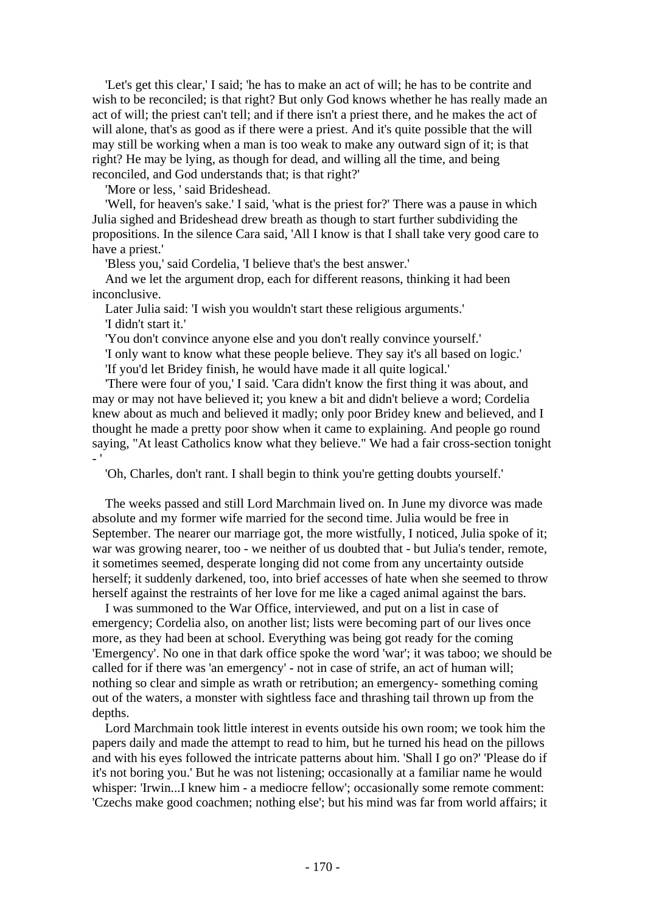'Let's get this clear,' I said; 'he has to make an act of will; he has to be contrite and wish to be reconciled; is that right? But only God knows whether he has really made an act of will; the priest can't tell; and if there isn't a priest there, and he makes the act of will alone, that's as good as if there were a priest. And it's quite possible that the will may still be working when a man is too weak to make any outward sign of it; is that right? He may be lying, as though for dead, and willing all the time, and being reconciled, and God understands that; is that right?'

'More or less, ' said Brideshead.

'Well, for heaven's sake.' I said, 'what is the priest for?' There was a pause in which Julia sighed and Brideshead drew breath as though to start further subdividing the propositions. In the silence Cara said, 'All I know is that I shall take very good care to have a priest.'

'Bless you,' said Cordelia, 'I believe that's the best answer.'

And we let the argument drop, each for different reasons, thinking it had been inconclusive.

Later Julia said: 'I wish you wouldn't start these religious arguments.'

'I didn't start it.'

'You don't convince anyone else and you don't really convince yourself.'

'I only want to know what these people believe. They say it's all based on logic.'

'If you'd let Bridey finish, he would have made it all quite logical.'

'There were four of you,' I said. 'Cara didn't know the first thing it was about, and may or may not have believed it; you knew a bit and didn't believe a word; Cordelia knew about as much and believed it madly; only poor Bridey knew and believed, and I thought he made a pretty poor show when it came to explaining. And people go round saying, "At least Catholics know what they believe." We had a fair cross-section tonight - '

'Oh, Charles, don't rant. I shall begin to think you're getting doubts yourself.'

The weeks passed and still Lord Marchmain lived on. In June my divorce was made absolute and my former wife married for the second time. Julia would be free in September. The nearer our marriage got, the more wistfully, I noticed, Julia spoke of it; war was growing nearer, too - we neither of us doubted that - but Julia's tender, remote, it sometimes seemed, desperate longing did not come from any uncertainty outside herself; it suddenly darkened, too, into brief accesses of hate when she seemed to throw herself against the restraints of her love for me like a caged animal against the bars.

I was summoned to the War Office, interviewed, and put on a list in case of emergency; Cordelia also, on another list; lists were becoming part of our lives once more, as they had been at school. Everything was being got ready for the coming 'Emergency'. No one in that dark office spoke the word 'war'; it was taboo; we should be called for if there was 'an emergency' - not in case of strife, an act of human will; nothing so clear and simple as wrath or retribution; an emergency- something coming out of the waters, a monster with sightless face and thrashing tail thrown up from the depths.

Lord Marchmain took little interest in events outside his own room; we took him the papers daily and made the attempt to read to him, but he turned his head on the pillows and with his eyes followed the intricate patterns about him. 'Shall I go on?' 'Please do if it's not boring you.' But he was not listening; occasionally at a familiar name he would whisper: 'Irwin...I knew him - a mediocre fellow'; occasionally some remote comment: 'Czechs make good coachmen; nothing else'; but his mind was far from world affairs; it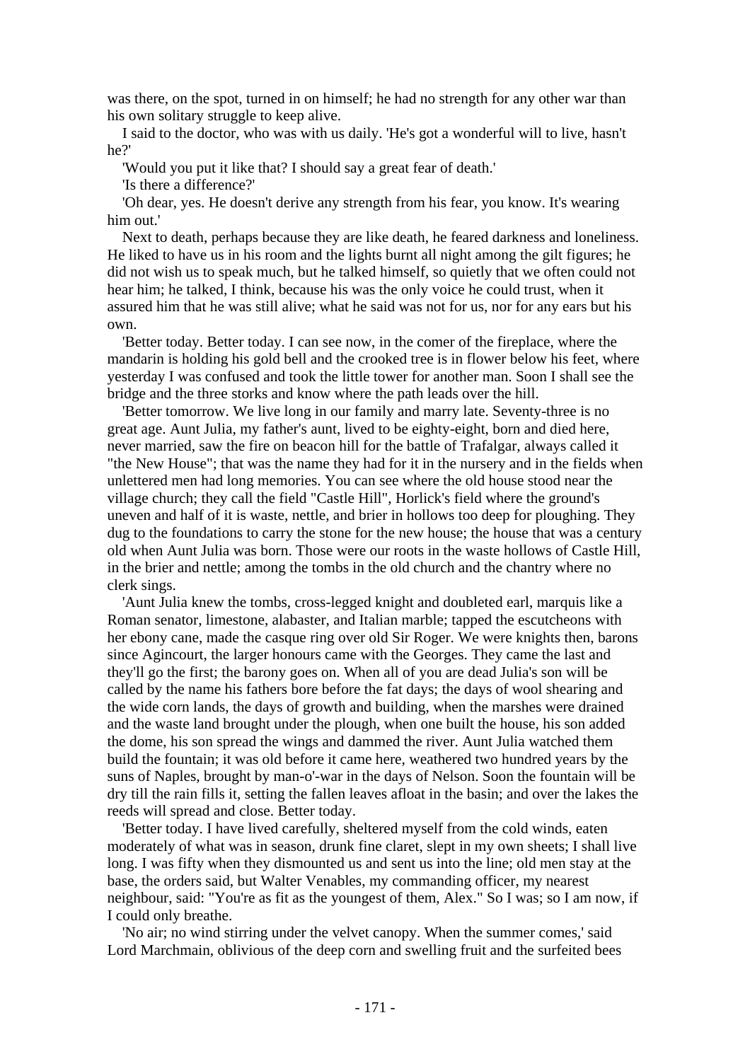was there, on the spot, turned in on himself; he had no strength for any other war than his own solitary struggle to keep alive.

I said to the doctor, who was with us daily. 'He's got a wonderful will to live, hasn't he?'

'Would you put it like that? I should say a great fear of death.'

'Is there a difference?'

'Oh dear, yes. He doesn't derive any strength from his fear, you know. It's wearing him out.'

Next to death, perhaps because they are like death, he feared darkness and loneliness. He liked to have us in his room and the lights burnt all night among the gilt figures; he did not wish us to speak much, but he talked himself, so quietly that we often could not hear him; he talked, I think, because his was the only voice he could trust, when it assured him that he was still alive; what he said was not for us, nor for any ears but his own.

'Better today. Better today. I can see now, in the comer of the fireplace, where the mandarin is holding his gold bell and the crooked tree is in flower below his feet, where yesterday I was confused and took the little tower for another man. Soon I shall see the bridge and the three storks and know where the path leads over the hill.

'Better tomorrow. We live long in our family and marry late. Seventy-three is no great age. Aunt Julia, my father's aunt, lived to be eighty-eight, born and died here, never married, saw the fire on beacon hill for the battle of Trafalgar, always called it "the New House"; that was the name they had for it in the nursery and in the fields when unlettered men had long memories. You can see where the old house stood near the village church; they call the field "Castle Hill", Horlick's field where the ground's uneven and half of it is waste, nettle, and brier in hollows too deep for ploughing. They dug to the foundations to carry the stone for the new house; the house that was a century old when Aunt Julia was born. Those were our roots in the waste hollows of Castle Hill, in the brier and nettle; among the tombs in the old church and the chantry where no clerk sings.

'Aunt Julia knew the tombs, cross-legged knight and doubleted earl, marquis like a Roman senator, limestone, alabaster, and Italian marble; tapped the escutcheons with her ebony cane, made the casque ring over old Sir Roger. We were knights then, barons since Agincourt, the larger honours came with the Georges. They came the last and they'll go the first; the barony goes on. When all of you are dead Julia's son will be called by the name his fathers bore before the fat days; the days of wool shearing and the wide corn lands, the days of growth and building, when the marshes were drained and the waste land brought under the plough, when one built the house, his son added the dome, his son spread the wings and dammed the river. Aunt Julia watched them build the fountain; it was old before it came here, weathered two hundred years by the suns of Naples, brought by man-o'-war in the days of Nelson. Soon the fountain will be dry till the rain fills it, setting the fallen leaves afloat in the basin; and over the lakes the reeds will spread and close. Better today.

'Better today. I have lived carefully, sheltered myself from the cold winds, eaten moderately of what was in season, drunk fine claret, slept in my own sheets; I shall live long. I was fifty when they dismounted us and sent us into the line; old men stay at the base, the orders said, but Walter Venables, my commanding officer, my nearest neighbour, said: "You're as fit as the youngest of them, Alex." So I was; so I am now, if I could only breathe.

'No air; no wind stirring under the velvet canopy. When the summer comes,' said Lord Marchmain, oblivious of the deep corn and swelling fruit and the surfeited bees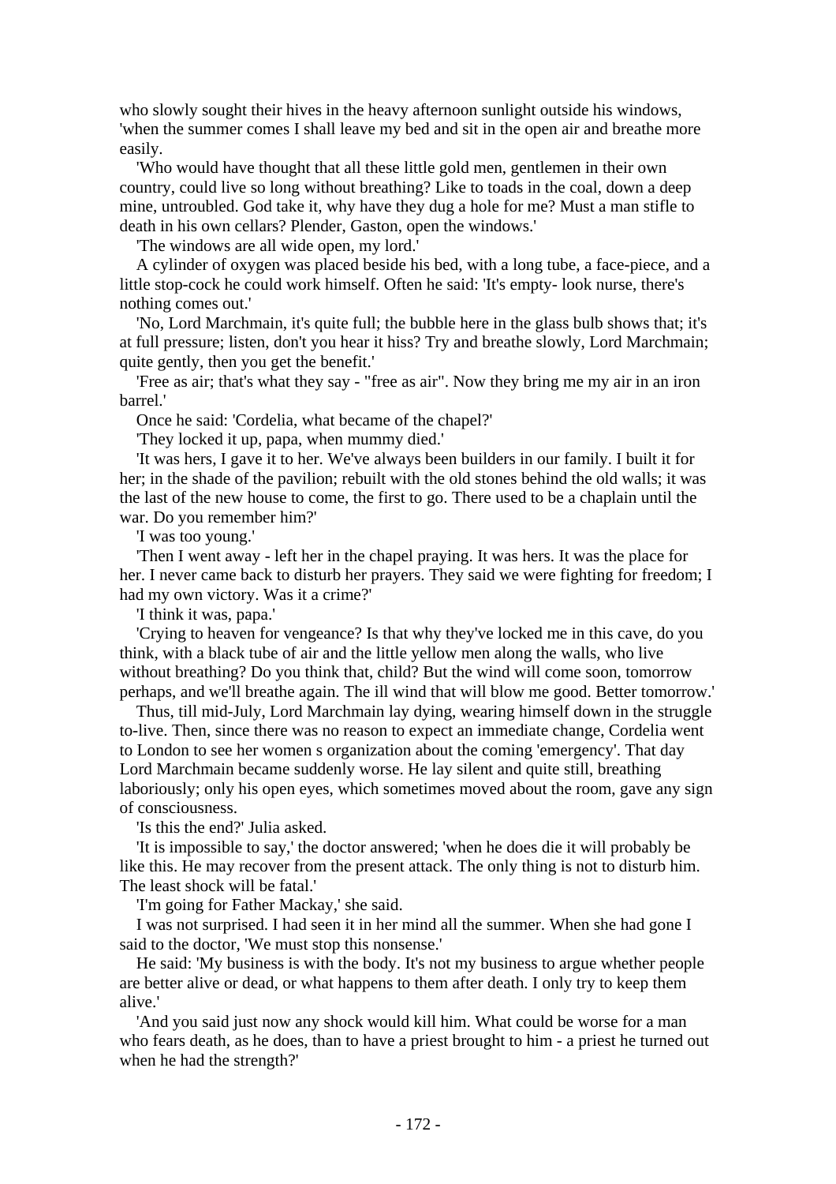who slowly sought their hives in the heavy afternoon sunlight outside his windows, 'when the summer comes I shall leave my bed and sit in the open air and breathe more easily.

'Who would have thought that all these little gold men, gentlemen in their own country, could live so long without breathing? Like to toads in the coal, down a deep mine, untroubled. God take it, why have they dug a hole for me? Must a man stifle to death in his own cellars? Plender, Gaston, open the windows.'

'The windows are all wide open, my lord.'

A cylinder of oxygen was placed beside his bed, with a long tube, a face-piece, and a little stop-cock he could work himself. Often he said: 'It's empty- look nurse, there's nothing comes out.'

'No, Lord Marchmain, it's quite full; the bubble here in the glass bulb shows that; it's at full pressure; listen, don't you hear it hiss? Try and breathe slowly, Lord Marchmain; quite gently, then you get the benefit.'

'Free as air; that's what they say - "free as air". Now they bring me my air in an iron barrel.'

Once he said: 'Cordelia, what became of the chapel?'

'They locked it up, papa, when mummy died.'

'It was hers, I gave it to her. We've always been builders in our family. I built it for her; in the shade of the pavilion; rebuilt with the old stones behind the old walls; it was the last of the new house to come, the first to go. There used to be a chaplain until the war. Do you remember him?'

'I was too young.'

'Then I went away - left her in the chapel praying. It was hers. It was the place for her. I never came back to disturb her prayers. They said we were fighting for freedom; I had my own victory. Was it a crime?'

'I think it was, papa.'

'Crying to heaven for vengeance? Is that why they've locked me in this cave, do you think, with a black tube of air and the little yellow men along the walls, who live without breathing? Do you think that, child? But the wind will come soon, tomorrow perhaps, and we'll breathe again. The ill wind that will blow me good. Better tomorrow.'

Thus, till mid-July, Lord Marchmain lay dying, wearing himself down in the struggle to-live. Then, since there was no reason to expect an immediate change, Cordelia went to London to see her women s organization about the coming 'emergency'. That day Lord Marchmain became suddenly worse. He lay silent and quite still, breathing laboriously; only his open eyes, which sometimes moved about the room, gave any sign of consciousness.

'Is this the end?' Julia asked.

'It is impossible to say,' the doctor answered; 'when he does die it will probably be like this. He may recover from the present attack. The only thing is not to disturb him. The least shock will be fatal.'

'I'm going for Father Mackay,' she said.

I was not surprised. I had seen it in her mind all the summer. When she had gone I said to the doctor, 'We must stop this nonsense.'

He said: 'My business is with the body. It's not my business to argue whether people are better alive or dead, or what happens to them after death. I only try to keep them alive.'

'And you said just now any shock would kill him. What could be worse for a man who fears death, as he does, than to have a priest brought to him - a priest he turned out when he had the strength?'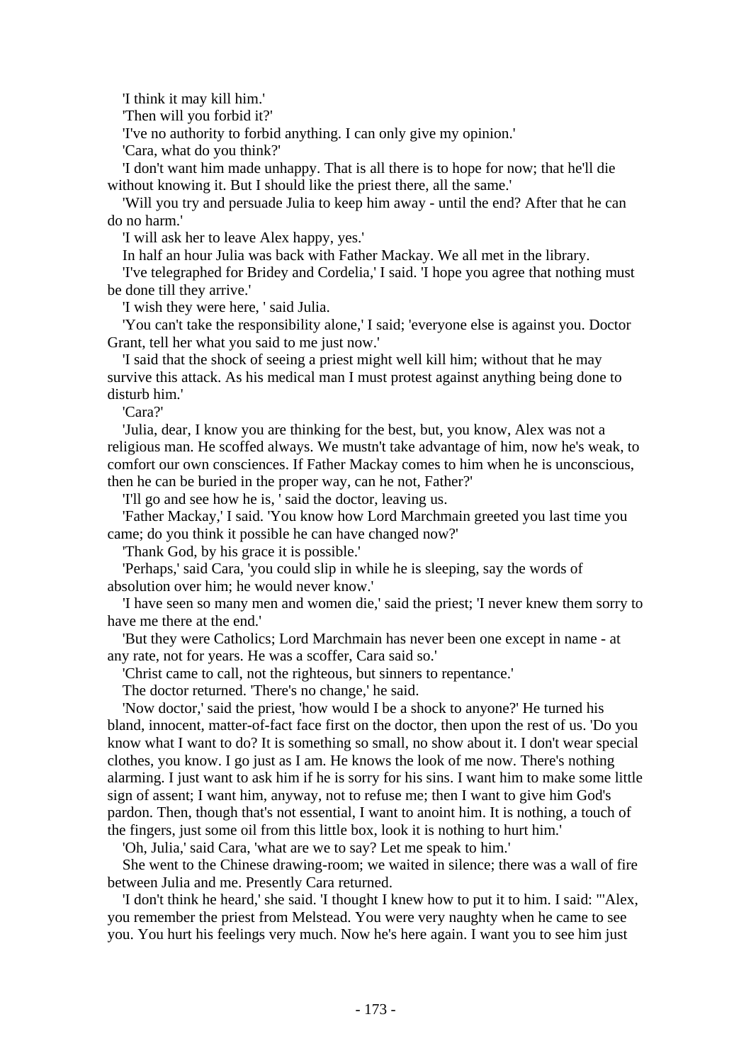'I think it may kill him.'

'Then will you forbid it?'

'I've no authority to forbid anything. I can only give my opinion.'

'Cara, what do you think?'

'I don't want him made unhappy. That is all there is to hope for now; that he'll die without knowing it. But I should like the priest there, all the same.'

'Will you try and persuade Julia to keep him away - until the end? After that he can do no harm.'

'I will ask her to leave Alex happy, yes.'

In half an hour Julia was back with Father Mackay. We all met in the library.

'I've telegraphed for Bridey and Cordelia,' I said. 'I hope you agree that nothing must be done till they arrive.'

'I wish they were here, ' said Julia.

'You can't take the responsibility alone,' I said; 'everyone else is against you. Doctor Grant, tell her what you said to me just now.'

'I said that the shock of seeing a priest might well kill him; without that he may survive this attack. As his medical man I must protest against anything being done to disturb him.'

'Cara?'

'Julia, dear, I know you are thinking for the best, but, you know, Alex was not a religious man. He scoffed always. We mustn't take advantage of him, now he's weak, to comfort our own consciences. If Father Mackay comes to him when he is unconscious, then he can be buried in the proper way, can he not, Father?'

'I'll go and see how he is, ' said the doctor, leaving us.

'Father Mackay,' I said. 'You know how Lord Marchmain greeted you last time you came; do you think it possible he can have changed now?'

'Thank God, by his grace it is possible.'

'Perhaps,' said Cara, 'you could slip in while he is sleeping, say the words of absolution over him; he would never know.'

'I have seen so many men and women die,' said the priest; 'I never knew them sorry to have me there at the end.'

'But they were Catholics; Lord Marchmain has never been one except in name - at any rate, not for years. He was a scoffer, Cara said so.'

'Christ came to call, not the righteous, but sinners to repentance.'

The doctor returned. 'There's no change,' he said.

'Now doctor,' said the priest, 'how would I be a shock to anyone?' He turned his bland, innocent, matter-of-fact face first on the doctor, then upon the rest of us. 'Do you know what I want to do? It is something so small, no show about it. I don't wear special clothes, you know. I go just as I am. He knows the look of me now. There's nothing alarming. I just want to ask him if he is sorry for his sins. I want him to make some little sign of assent; I want him, anyway, not to refuse me; then I want to give him God's pardon. Then, though that's not essential, I want to anoint him. It is nothing, a touch of the fingers, just some oil from this little box, look it is nothing to hurt him.'

'Oh, Julia,' said Cara, 'what are we to say? Let me speak to him.'

She went to the Chinese drawing-room; we waited in silence; there was a wall of fire between Julia and me. Presently Cara returned.

'I don't think he heard,' she said. 'I thought I knew how to put it to him. I said: "'Alex, you remember the priest from Melstead. You were very naughty when he came to see you. You hurt his feelings very much. Now he's here again. I want you to see him just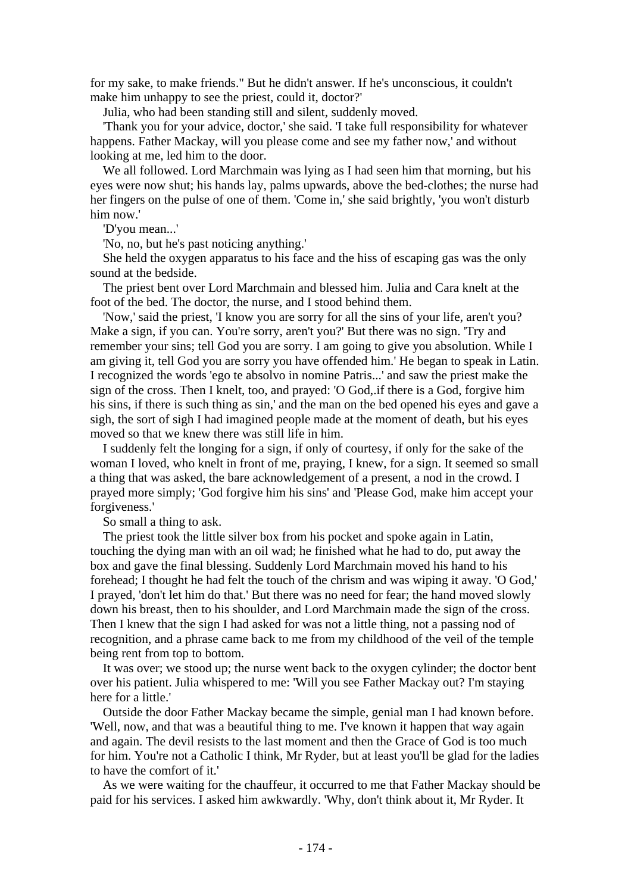for my sake, to make friends." But he didn't answer. If he's unconscious, it couldn't make him unhappy to see the priest, could it, doctor?'

Julia, who had been standing still and silent, suddenly moved.

'Thank you for your advice, doctor,' she said. 'I take full responsibility for whatever happens. Father Mackay, will you please come and see my father now,' and without looking at me, led him to the door.

We all followed. Lord Marchmain was lying as I had seen him that morning, but his eyes were now shut; his hands lay, palms upwards, above the bed-clothes; the nurse had her fingers on the pulse of one of them. 'Come in,' she said brightly, 'you won't disturb him now.'

'D'you mean...'

'No, no, but he's past noticing anything.'

She held the oxygen apparatus to his face and the hiss of escaping gas was the only sound at the bedside.

The priest bent over Lord Marchmain and blessed him. Julia and Cara knelt at the foot of the bed. The doctor, the nurse, and I stood behind them.

'Now,' said the priest, 'I know you are sorry for all the sins of your life, aren't you? Make a sign, if you can. You're sorry, aren't you?' But there was no sign. 'Try and remember your sins; tell God you are sorry. I am going to give you absolution. While I am giving it, tell God you are sorry you have offended him.' He began to speak in Latin. I recognized the words 'ego te absolvo in nomine Patris...' and saw the priest make the sign of the cross. Then I knelt, too, and prayed: 'O God,.if there is a God, forgive him his sins, if there is such thing as sin,' and the man on the bed opened his eyes and gave a sigh, the sort of sigh I had imagined people made at the moment of death, but his eyes moved so that we knew there was still life in him.

I suddenly felt the longing for a sign, if only of courtesy, if only for the sake of the woman I loved, who knelt in front of me, praying, I knew, for a sign. It seemed so small a thing that was asked, the bare acknowledgement of a present, a nod in the crowd. I prayed more simply; 'God forgive him his sins' and 'Please God, make him accept your forgiveness.'

So small a thing to ask.

The priest took the little silver box from his pocket and spoke again in Latin, touching the dying man with an oil wad; he finished what he had to do, put away the box and gave the final blessing. Suddenly Lord Marchmain moved his hand to his forehead; I thought he had felt the touch of the chrism and was wiping it away. 'O God,' I prayed, 'don't let him do that.' But there was no need for fear; the hand moved slowly down his breast, then to his shoulder, and Lord Marchmain made the sign of the cross. Then I knew that the sign I had asked for was not a little thing, not a passing nod of recognition, and a phrase came back to me from my childhood of the veil of the temple being rent from top to bottom.

It was over; we stood up; the nurse went back to the oxygen cylinder; the doctor bent over his patient. Julia whispered to me: 'Will you see Father Mackay out? I'm staying here for a little.'

Outside the door Father Mackay became the simple, genial man I had known before. 'Well, now, and that was a beautiful thing to me. I've known it happen that way again and again. The devil resists to the last moment and then the Grace of God is too much for him. You're not a Catholic I think, Mr Ryder, but at least you'll be glad for the ladies to have the comfort of it.'

As we were waiting for the chauffeur, it occurred to me that Father Mackay should be paid for his services. I asked him awkwardly. 'Why, don't think about it, Mr Ryder. It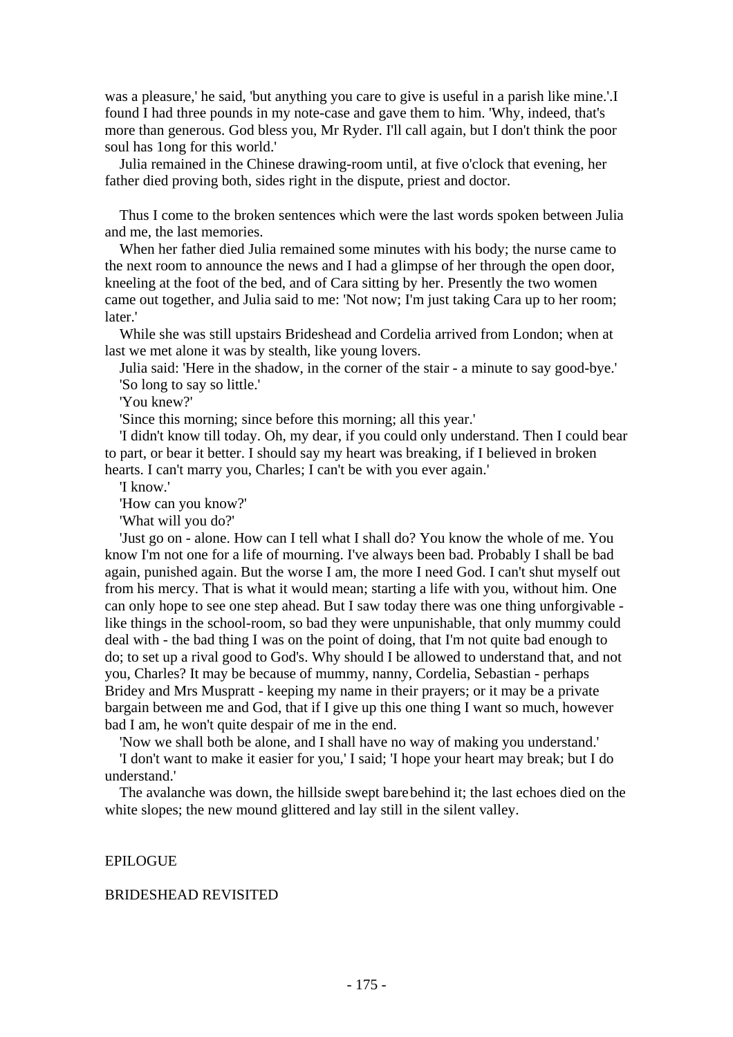was a pleasure,' he said, 'but anything you care to give is useful in a parish like mine.'.I found I had three pounds in my note-case and gave them to him. 'Why, indeed, that's more than generous. God bless you, Mr Ryder. I'll call again, but I don't think the poor soul has 1ong for this world.'

Julia remained in the Chinese drawing-room until, at five o'clock that evening, her father died proving both, sides right in the dispute, priest and doctor.

Thus I come to the broken sentences which were the last words spoken between Julia and me, the last memories.

When her father died Julia remained some minutes with his body; the nurse came to the next room to announce the news and I had a glimpse of her through the open door, kneeling at the foot of the bed, and of Cara sitting by her. Presently the two women came out together, and Julia said to me: 'Not now; I'm just taking Cara up to her room; later.'

While she was still upstairs Brideshead and Cordelia arrived from London; when at last we met alone it was by stealth, like young lovers.

Julia said: 'Here in the shadow, in the corner of the stair - a minute to say good-bye.'

'So long to say so little.'

'You knew?'

'Since this morning; since before this morning; all this year.'

'I didn't know till today. Oh, my dear, if you could only understand. Then I could bear to part, or bear it better. I should say my heart was breaking, if I believed in broken hearts. I can't marry you, Charles; I can't be with you ever again.'

'I know.'

'How can you know?'

'What will you do?'

'Just go on - alone. How can I tell what I shall do? You know the whole of me. You know I'm not one for a life of mourning. I've always been bad. Probably I shall be bad again, punished again. But the worse I am, the more I need God. I can't shut myself out from his mercy. That is what it would mean; starting a life with you, without him. One can only hope to see one step ahead. But I saw today there was one thing unforgivable - like things in the school-room, so bad they were unpunishable, that only mummy could deal with - the bad thing I was on the point of doing, that I'm not quite bad enough to do; to set up a rival good to God's. Why should I be allowed to understand that, and not you, Charles? It may be because of mummy, nanny, Cordelia, Sebastian - perhaps Bridey and Mrs Muspratt - keeping my name in their prayers; or it may be a private bargain between me and God, that if I give up this one thing I want so much, however bad I am, he won't quite despair of me in the end.

'Now we shall both be alone, and I shall have no way of making you understand.'

'I don't want to make it easier for you,' I said; 'I hope your heart may break; but I do understand.'

The avalanche was down, the hillside swept bare behind it; the last echoes died on the white slopes; the new mound glittered and lay still in the silent valley.

## EPILOGUE

## BRIDESHEAD REVISITED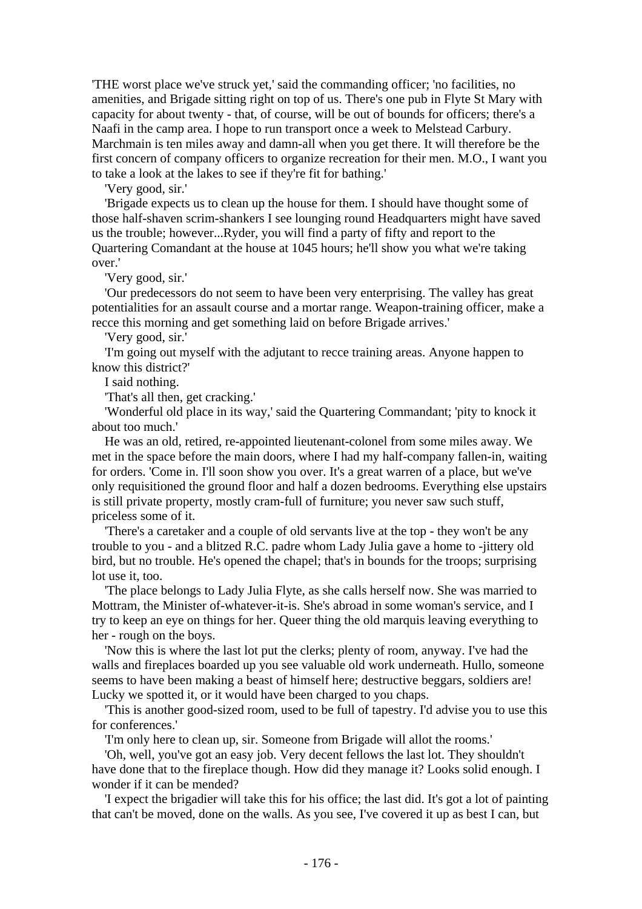'THE worst place we've struck yet,' said the commanding officer; 'no facilities, no amenities, and Brigade sitting right on top of us. There's one pub in Flyte St Mary with capacity for about twenty - that, of course, will be out of bounds for officers; there's a Naafi in the camp area. I hope to run transport once a week to Melstead Carbury. Marchmain is ten miles away and damn-all when you get there. It will therefore be the first concern of company officers to organize recreation for their men. M.O., I want you to take a look at the lakes to see if they're fit for bathing.'

'Very good, sir.'

'Brigade expects us to clean up the house for them. I should have thought some of those half-shaven scrim-shankers I see lounging round Headquarters might have saved us the trouble; however...Ryder, you will find a party of fifty and report to the Quartering Comandant at the house at 1045 hours; he'll show you what we're taking over.'

'Very good, sir.'

'Our predecessors do not seem to have been very enterprising. The valley has great potentialities for an assault course and a mortar range. Weapon-training officer, make a recce this morning and get something laid on before Brigade arrives.'

'Very good, sir.'

'I'm going out myself with the adjutant to recce training areas. Anyone happen to know this district?'

I said nothing.

'That's all then, get cracking.'

'Wonderful old place in its way,' said the Quartering Commandant; 'pity to knock it about too much.'

He was an old, retired, re-appointed lieutenant-colonel from some miles away. We met in the space before the main doors, where I had my half-company fallen-in, waiting for orders. 'Come in. I'll soon show you over. It's a great warren of a place, but we've only requisitioned the ground floor and half a dozen bedrooms. Everything else upstairs is still private property, mostly cram-full of furniture; you never saw such stuff, priceless some of it.

'There's a caretaker and a couple of old servants live at the top - they won't be any trouble to you - and a blitzed R.C. padre whom Lady Julia gave a home to -jittery old bird, but no trouble. He's opened the chapel; that's in bounds for the troops; surprising lot use it, too.

'The place belongs to Lady Julia Flyte, as she calls herself now. She was married to Mottram, the Minister of-whatever-it-is. She's abroad in some woman's service, and I try to keep an eye on things for her. Queer thing the old marquis leaving everything to her - rough on the boys.

'Now this is where the last lot put the clerks; plenty of room, anyway. I've had the walls and fireplaces boarded up you see valuable old work underneath. Hullo, someone seems to have been making a beast of himself here; destructive beggars, soldiers are! Lucky we spotted it, or it would have been charged to you chaps.

'This is another good-sized room, used to be full of tapestry. I'd advise you to use this for conferences.'

'I'm only here to clean up, sir. Someone from Brigade will allot the rooms.'

'Oh, well, you've got an easy job. Very decent fellows the last lot. They shouldn't have done that to the fireplace though. How did they manage it? Looks solid enough. I wonder if it can be mended?

'I expect the brigadier will take this for his office; the last did. It's got a lot of painting that can't be moved, done on the walls. As you see, I've covered it up as best I can, but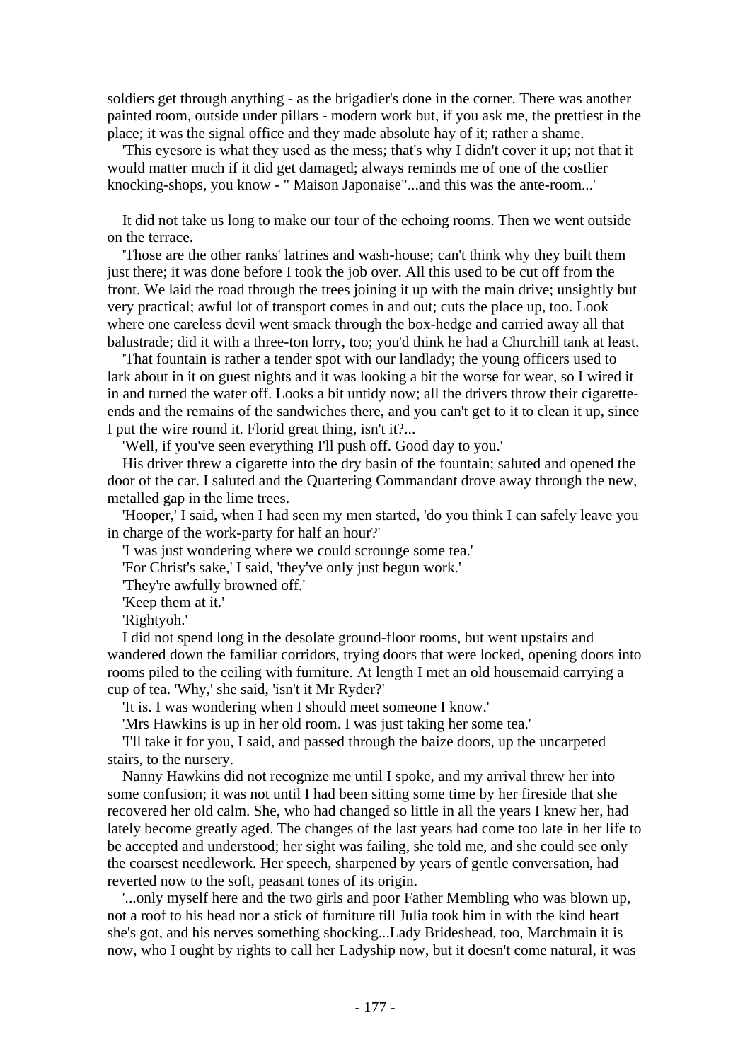soldiers get through anything - as the brigadier's done in the corner. There was another painted room, outside under pillars - modern work but, if you ask me, the prettiest in the place; it was the signal office and they made absolute hay of it; rather a shame.

'This eyesore is what they used as the mess; that's why I didn't cover it up; not that it would matter much if it did get damaged; always reminds me of one of the costlier knocking-shops, you know - " Maison Japonaise"...and this was the ante-room...'

It did not take us long to make our tour of the echoing rooms. Then we went outside on the terrace.

'Those are the other ranks' latrines and wash-house; can't think why they built them just there; it was done before I took the job over. All this used to be cut off from the front. We laid the road through the trees joining it up with the main drive; unsightly but very practical; awful lot of transport comes in and out; cuts the place up, too. Look where one careless devil went smack through the box-hedge and carried away all that balustrade; did it with a three-ton lorry, too; you'd think he had a Churchill tank at least.

'That fountain is rather a tender spot with our landlady; the young officers used to lark about in it on guest nights and it was looking a bit the worse for wear, so I wired it in and turned the water off. Looks a bit untidy now; all the drivers throw their cigarette-ends and the remains of the sandwiches there, and you can't get to it to clean it up, since I put the wire round it. Florid great thing, isn't it?...

'Well, if you've seen everything I'll push off. Good day to you.'

His driver threw a cigarette into the dry basin of the fountain; saluted and opened the door of the car. I saluted and the Quartering Commandant drove away through the new, metalled gap in the lime trees.

'Hooper,' I said, when I had seen my men started, 'do you think I can safely leave you in charge of the work-party for half an hour?'

'I was just wondering where we could scrounge some tea.'

'For Christ's sake,' I said, 'they've only just begun work.'

'They're awfully browned off.'

'Keep them at it.'

'Rightyoh.'

I did not spend long in the desolate ground-floor rooms, but went upstairs and wandered down the familiar corridors, trying doors that were locked, opening doors into rooms piled to the ceiling with furniture. At length I met an old housemaid carrying a cup of tea. 'Why,' she said, 'isn't it Mr Ryder?'

'It is. I was wondering when I should meet someone I know.'

'Mrs Hawkins is up in her old room. I was just taking her some tea.'

'I'll take it for you, I said, and passed through the baize doors, up the uncarpeted stairs, to the nursery.

Nanny Hawkins did not recognize me until I spoke, and my arrival threw her into some confusion; it was not until I had been sitting some time by her fireside that she recovered her old calm. She, who had changed so little in all the years I knew her, had lately become greatly aged. The changes of the last years had come too late in her life to be accepted and understood; her sight was failing, she told me, and she could see only the coarsest needlework. Her speech, sharpened by years of gentle conversation, had reverted now to the soft, peasant tones of its origin.

'...only myself here and the two girls and poor Father Membling who was blown up, not a roof to his head nor a stick of furniture till Julia took him in with the kind heart she's got, and his nerves something shocking...Lady Brideshead, too, Marchmain it is now, who I ought by rights to call her Ladyship now, but it doesn't come natural, it was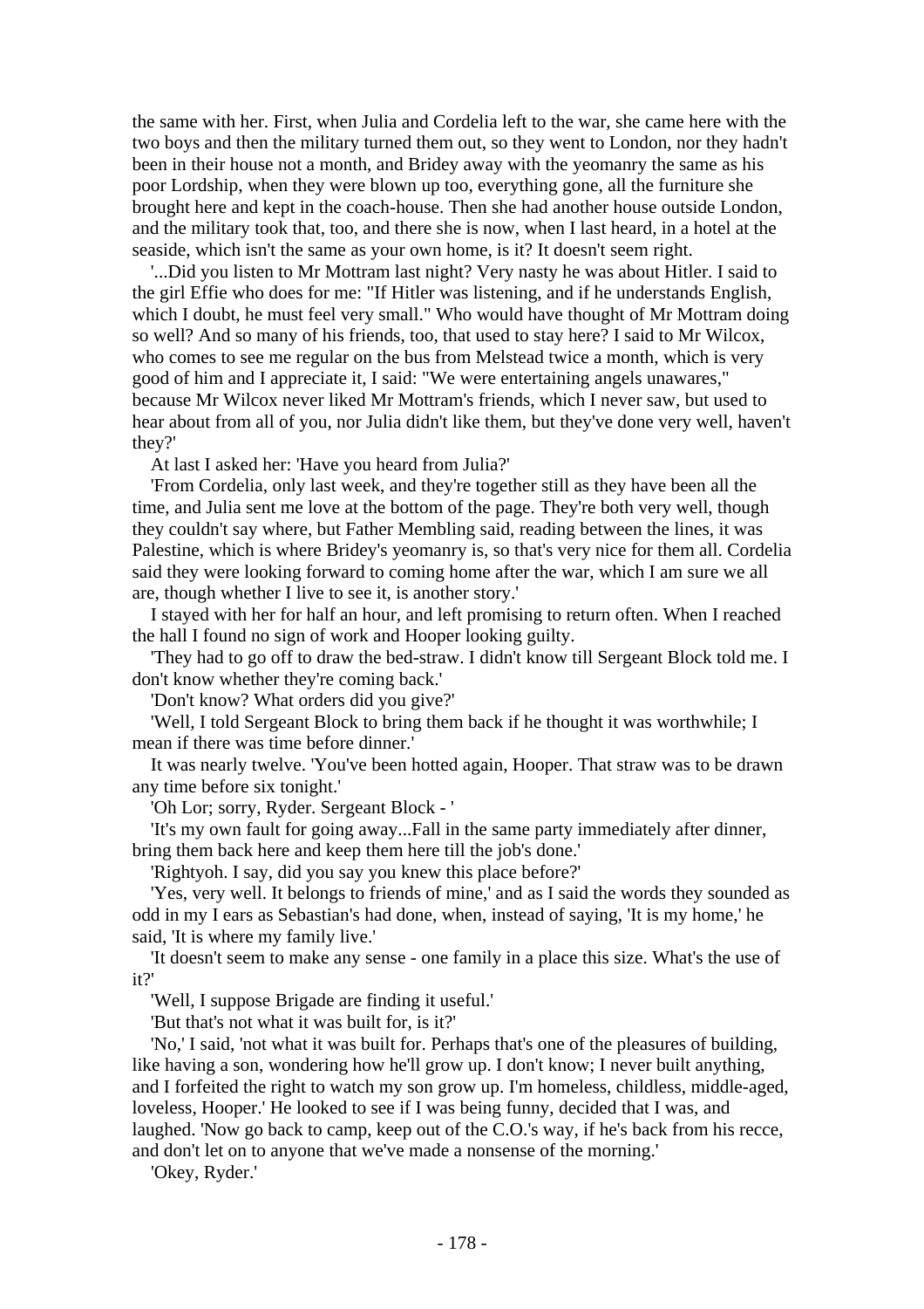the same with her. First, when Julia and Cordelia left to the war, she came here with the two boys and then the military turned them out, so they went to London, nor they hadn't been in their house not a month, and Bridey away with the yeomanry the same as his poor Lordship, when they were blown up too, everything gone, all the furniture she brought here and kept in the coach-house. Then she had another house outside London, and the military took that, too, and there she is now, when I last heard, in a hotel at the seaside, which isn't the same as your own home, is it? It doesn't seem right.

'...Did you listen to Mr Mottram last night? Very nasty he was about Hitler. I said to the girl Effie who does for me: "If Hitler was listening, and if he understands English, which I doubt, he must feel very small." Who would have thought of Mr Mottram doing so well? And so many of his friends, too, that used to stay here? I said to Mr Wilcox, who comes to see me regular on the bus from Melstead twice a month, which is very good of him and I appreciate it, I said: "We were entertaining angels unawares," because Mr Wilcox never liked Mr Mottram's friends, which I never saw, but used to hear about from all of you, nor Julia didn't like them, but they've done very well, haven't they?'

At last I asked her: 'Have you heard from Julia?'

'From Cordelia, only last week, and they're together still as they have been all the time, and Julia sent me love at the bottom of the page. They're both very well, though they couldn't say where, but Father Membling said, reading between the lines, it was Palestine, which is where Bridey's yeomanry is, so that's very nice for them all. Cordelia said they were looking forward to coming home after the war, which I am sure we all are, though whether I live to see it, is another story.'

I stayed with her for half an hour, and left promising to return often. When I reached the hall I found no sign of work and Hooper looking guilty.

'They had to go off to draw the bed-straw. I didn't know till Sergeant Block told me. I don't know whether they're coming back.'

'Don't know? What orders did you give?'

'Well, I told Sergeant Block to bring them back if he thought it was worthwhile; I mean if there was time before dinner.'

It was nearly twelve. 'You've been hotted again, Hooper. That straw was to be drawn any time before six tonight.'

'Oh Lor; sorry, Ryder. Sergeant Block - '

'It's my own fault for going away...Fall in the same party immediately after dinner, bring them back here and keep them here till the job's done.'

'Rightyoh. I say, did you say you knew this place before?'

'Yes, very well. It belongs to friends of mine,' and as I said the words they sounded as odd in my I ears as Sebastian's had done, when, instead of saying, 'It is my home,' he said, 'It is where my family live.'

'It doesn't seem to make any sense - one family in a place this size. What's the use of it?'

'Well, I suppose Brigade are finding it useful.'

'But that's not what it was built for, is it?'

'No,' I said, 'not what it was built for. Perhaps that's one of the pleasures of building, like having a son, wondering how he'll grow up. I don't know; I never built anything, and I forfeited the right to watch my son grow up. I'm homeless, childless, middle-aged, loveless, Hooper.' He looked to see if I was being funny, decided that I was, and laughed. 'Now go back to camp, keep out of the C.O.'s way, if he's back from his recce, and don't let on to anyone that we've made a nonsense of the morning.'

'Okey, Ryder.'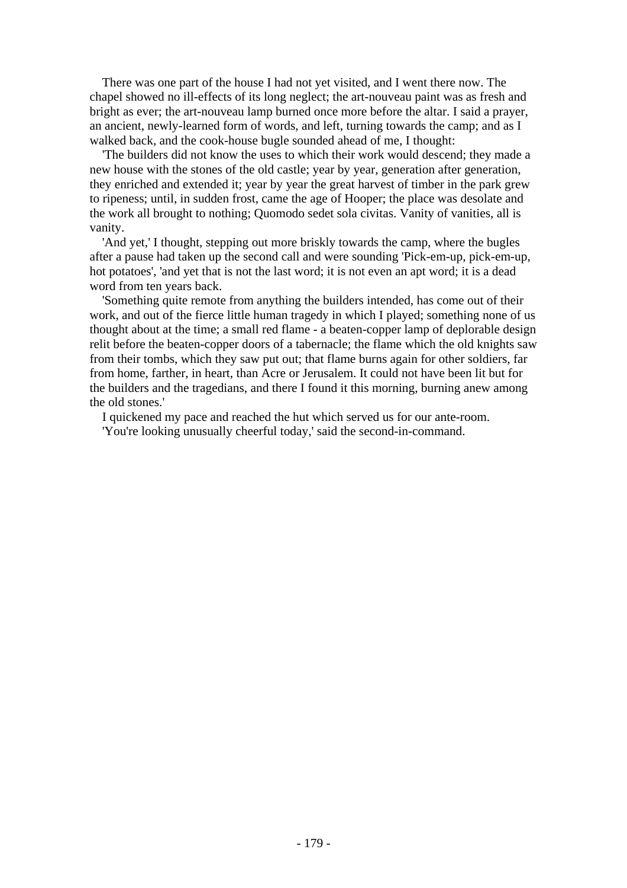There was one part of the house I had not yet visited, and I went there now. The chapel showed no ill-effects of its long neglect; the art-nouveau paint was as fresh and bright as ever; the art-nouveau lamp burned once more before the altar. I said a prayer, an ancient, newly-learned form of words, and left, turning towards the camp; and as I walked back, and the cook-house bugle sounded ahead of me, I thought:

'The builders did not know the uses to which their work would descend; they made a new house with the stones of the old castle; year by year, generation after generation, they enriched and extended it; year by year the great harvest of timber in the park grew to ripeness; until, in sudden frost, came the age of Hooper; the place was desolate and the work all brought to nothing; Quomodo sedet sola civitas. Vanity of vanities, all is vanity.

'And yet,' I thought, stepping out more briskly towards the camp, where the bugles after a pause had taken up the second call and were sounding 'Pick-em-up, pick-em-up, hot potatoes', 'and yet that is not the last word; it is not even an apt word; it is a dead word from ten years back.

'Something quite remote from anything the builders intended, has come out of their work, and out of the fierce little human tragedy in which I played; something none of us thought about at the time; a small red flame - a beaten-copper lamp of deplorable design relit before the beaten-copper doors of a tabernacle; the flame which the old knights saw from their tombs, which they saw put out; that flame burns again for other soldiers, far from home, farther, in heart, than Acre or Jerusalem. It could not have been lit but for the builders and the tragedians, and there I found it this morning, burning anew among the old stones.'

I quickened my pace and reached the hut which served us for our ante-room.

'You're looking unusually cheerful today,' said the second-in-command.